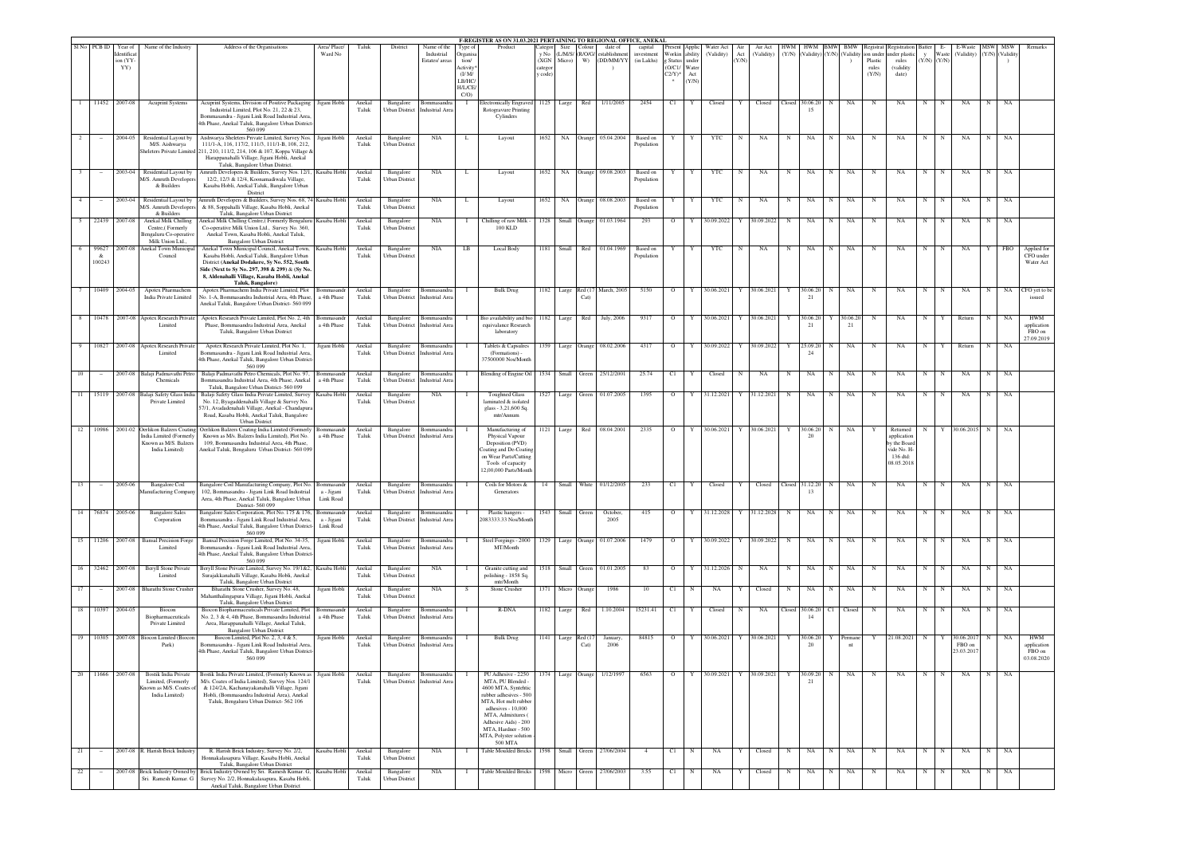F-REGISTER AS ON 31.03.2021 PERTAINING TO REGIONAL OFFICE, ANEKAL

| Sl No | PCB ID | Year of Identification (YY-YY) | Name of the Industry | Address of the Organisations | Area/ Place/ Ward No | Taluk | District | Name of the Industrial Estates/ areas | Type of Organisation/ Activity* (I/ M/ LB/HC/ H/L/CE/ C/O) | Product | Category No (XGN category code) | Size (L/M/S/ Micro) | Colour (R/O/G/ W) | date of establishment (DD/MM/YY) | capital investment (in Lakhs) | Present Working Status (O/C1/ C2/Y)* * | Applicability under Water Act (Y/N) | Water Act (Validity) | Air Act (Y/N) | Air Act (Validity) | HWM (Y/N) | HWM (Validity) | BMW (Y/N) | BMW (Validity) | Registration under Plastic rules (Y/N) | Registration under plastic rules (validity date) | Battery (Y/N) | E-Waste (Y/N) | E-Waste (Validity) | MSW (Y/N) | MSW (Validity) | Remarks |
|---|---|---|---|---|---|---|---|---|---|---|---|---|---|---|---|---|---|---|---|---|---|---|---|---|---|---|---|---|---|---|---|---|
| 1 | 11452 | 2007-08 | Acuprint Systems | Acuprint Systems, Division of Positive Packaging Industrial Limited, Plot No. 21, 22 & 23, Bommasandra - Jigani Link Road Industrial Area, 4th Phase, Anekal Taluk, Bangalore Urban District-560 099 | Jigani Hobli | Anekal Taluk | Bangalore Urban District | Bommasandra Industrial Area | I | Electronically Engraved Rotogravure Printing Cylinders | 1125 | Large | Red | 1/11/2005 | 2454 | C1 | Y | Closed | Y | Closed | Closed | 30.06.2015 | N | NA | N | NA | N | N | NA | N | NA | |
| 2 | -- | 2004-05 | Residential Layout by M/S. Aishwarya Sheletere Private Limited | Aishwarya Sheletere Private Limited, Survey Nos. 111/1-A, 116, 117/2, 111/3, 111/1-B, 108, 212, 211, 210, 111/2, 114, 106 & 107, Koppa Village & Harappanahalli Village, Jigani Hobli, Anekal Taluk, Bangalore Urban District. | Jigani Hobli | Anekal Taluk | Bangalore Urban District | NIA | L | Layout | 1652 | NA | Orange | 05.04.2004 | Based on Population | Y | Y | YTC | N | NA | N | NA | N | NA | N | NA | N | N | NA | N | NA | |
| 3 | -- | 2003-04 | Residential Layout by M/S. Amruth Developers & Builders | Amruth Developers & Builders, Survey Nos. 12/1, 12/2, 12/3 & 12/4, Koonamadiwala Village, Kasaba Hobli, Anekal Taluk, Bangalore Urban District | Kasaba Hobli | Anekal Taluk | Bangalore Urban District | NIA | L | Layout | 1652 | NA | Orange | 09.08.2003 | Based on Population | Y | Y | YTC | N | NA | N | NA | N | NA | N | NA | N | N | NA | N | NA | |
| 4 | -- | 2003-04 | Residential Layout by M/S. Amruth Developers & Builders | Amruth Developers & Builders, Survey Nos. 68, 74 & 88, Soppahalli Village, Kasaba Hobli, Anekal Taluk, Bangalore Urban District | Kasaba Hobli | Anekal Taluk | Bangalore Urban District | NIA | L | Layout | 1652 | NA | Orange | 08.08.2003 | Based on Population | Y | Y | YTC | N | NA | N | NA | N | NA | N | NA | N | N | NA | N | NA | |
| 5 | 22439 | 2007-08 | Anekal Milk Chilling Centre,( Formerly Bengaluru Co-operative Milk Union Ltd., | Anekal Milk Chilling Centre,( Formerly Bengaluru Co-operative Milk Union Ltd., Survey No. 360, Anekal Town, Kasaba Hobli, Anekal Taluk, Bangalore Urban District | Kasaba Hobli | Anekal Taluk | Bangalore Urban District | NIA | I | Chilling of raw Milk - 100 KLD | 1328 | Small | Orange | 01.03.1964 | 293 | O | Y | 30.09.2022 | Y | 30.09.2022 | N | NA | N | NA | N | NA | N | N | NA | N | NA | |
| 6 | 99627 & 100243 | 2007-08 | Anekal Town Municipal Council | Anekal Town Municipal Council, Anekal Town, Kasaba Hobli, Anekal Taluk, Bangalore Urban District **(Anekal Dodakere, Sy No. 552, South Side (Next to Sy No. 297, 398 & 299) & (Sy No. 8, Aldenahalli Village, Kasaba Hobli, Anekal Taluk, Bangalore)** | Kasaba Hobli | Anekal Taluk | Bangalore Urban District | NIA | LB | Local Body | 1181 | Small | Red | 01.04.1969 | Based on Population | Y | Y | YTC | N | NA | N | NA | N | NA | N | NA | N | N | NA | Y | FBO | Applied for CFO under Water Act |
| 7 | 10409 | 2004-05 | Apotex Pharmachem India Private Limited | Apotex Pharmachem India Private Limited, Plot No. 1-A, Bommasandra Industrial Area, 4th Phase, Anekal Taluk, Bangalore Urban District- 560 099 | Bommasandra 4th Phase | Anekal Taluk | Bangalore Urban District | Bommasandra Industrial Area | I | Bulk Drug | 1182 | Large | Red (17 Cat) | March, 2005 | 5150 | O | Y | 30.06.2021 | Y | 30.06.2021 | Y | 30.06.2021 | N | NA | N | NA | N | N | NA | N | NA | CFO yet to be issued |
| 8 | 10478 | 2007-08 | Apotex Research Private Limited | Apotex Research Private Limited, Plot No. 2, 4th Phase, Bommasandra Industrial Area, Anekal Taluk, Bangalore Urban District | Bommasandra 4th Phase | Anekal Taluk | Bangalore Urban District | Bommasandra Industrial Area | I | Bio availability and bio equivalance Research laboratory | 1182 | Large | Red | July, 2006 | 9317 | O | Y | 30.06.2021 | Y | 30.06.2021 | Y | 30.06.2021 | Y | 30.06.2021 | N | NA | N | Y | Return | N | NA | HWM application FBO on 27.09.2019 |
| 9 | 10827 | 2007-08 | Apotex Research Private Limited | Apotex Research Private Limited, Plot No. 1, Bommasandra - Jigani Link Road Industrial Area, 4th Phase, Anekal Taluk, Bangalore Urban District-560 099 | Jigani Hobli | Anekal Taluk | Bangalore Urban District | Bommasandra Industrial Area | I | Tablets & Capsules (Formations) - 37500000 Nos/Month | 1359 | Large | Orange | 08.02.2006 | 4317 | O | Y | 30.09.2022 | Y | 30.09.2022 | Y | 25.09.2024 | N | NA | N | NA | N | Y | Return | N | NA | |
| 10 | -- | 2007-08 | Balaji Padmavathi Petro Chemicals | Balaji Padmavathi Petro Chemicals, Plot No. 97, Bommasandra Industrial Area, 4th Phase, Anekal Taluk, Bangalore Urban District- 560 099 | Bommasandra 4th Phase | Anekal Taluk | Bangalore Urban District | Bommasandra Industrial Area | I | Blending of Engine Oil | 1534 | Small | Green | 25/12/2001 | 25.74 | C1 | Y | Closed | N | NA | N | NA | N | NA | N | NA | N | N | NA | N | NA | |
| 11 | 15119 | 2007-08 | Balaji Safety Glass India Private Limited | Balaji Safety Glass India Private Limited, Survey No. 12, Byagaddenahalli Village & Survey No. 57/1, Avadadenahali Village, Anekal - Chandapura Road, Kasaba Hobli, Anekal Taluk, Bangalore Urban District | Kasaba Hobli | Anekal Taluk | Bangalore Urban District | NIA | I | Toughned Glass laminated & isolated glass - 3,21,600 Sq. mtr/Annum | 1527 | Large | Green | 01.07.2005 | 1395 | O | Y | 31.12.2021 | Y | 31.12.2021 | N | NA | N | NA | N | NA | N | N | NA | N | NA | |
| 12 | 10986 | 2001-02 | Oerlikon Balzers Coating India Limited (Formerly Known as M/S. Balzers India Limited) | Oerlikon Balzers Coating India Limited (Formerly Known as M/s. Balzers India Limited), Plot No. 109, Bommasandra Industrial Area, 4th Phase, Anekal Taluk, Bengaluru Urban District- 560 099 | Bommasandra 4th Phase | Anekal Taluk | Bangalore Urban District | Bommasandra Industrial Area | I | Manufacturing of Physical Vapour Deposition (PVD) Coating and De-Coating on Wear Parts/Cutting Tools of capacity 12,00,000 Parts/Month | 1121 | Large | Red | 08.04.2001 | 2335 | O | Y | 30.06.2021 | Y | 30.06.2021 | Y | 30.06.2020 | N | NA | Y | Returned application by the Board vide No. H-136 dtd: 08.05.2018 | N | Y | 30.06.2015 | N | NA | |
| 13 | -- | 2005-06 | Bangalore Coil Manufacturing Company | Bangalore Coil Manufacturing Company, Plot No. 102, Bommasandra - Jigani Link Road Industrial Area, 4th Phase, Anekal Taluk, Bangalore Urban District- 560 099 | Bommasandra - Jigani Link Road | Anekal Taluk | Bangalore Urban District | Bommasandra Industrial Area | I | Coils for Motors & Generators | 14 | Small | White | 01/12/2005 | 233 | C1 | Y | Closed | Y | Closed | Closed | 31.12.2013 | N | NA | N | NA | N | N | NA | N | NA | |
| 14 | 76874 | 2005-06 | Bangalore Sales Corporation | Bangalore Sales Corporation, Plot No. 175 & 176, Bommasandra - Jigani Link Road Industrial Area, 4th Phase, Anekal Taluk, Bangalore Urban District-560 099 | Bommasandra - Jigani Link Road | Anekal Taluk | Bangalore Urban District | Bommasandra Industrial Area | I | Plastic hangers - 2083333.33 Nos/Month | 1543 | Small | Green | October, 2005 | 415 | O | Y | 31.12.2028 | Y | 31.12.2028 | N | NA | N | NA | N | NA | N | N | NA | N | NA | |
| 15 | 11206 | 2007-08 | Bansal Precision Forge Limited | Bansal Precision Forge Limited, Plot No. 34-35, Bommasandra - Jigani Link Road Industrial Area, 4th Phase, Anekal Taluk, Bangalore Urban District-560 099 | Jigani Hobli | Anekal Taluk | Bangalore Urban District | Bommasandra Industrial Area | I | Steel Forgings - 2000 MT/Month | 1329 | Large | Orange | 01.07.2006 | 1479 | O | Y | 30.09.2022 | Y | 30.09.2022 | N | NA | N | NA | N | NA | N | N | NA | N | NA | |
| 16 | 32462 | 2007-08 | Beryll Stone Private Limited | Beryll Stone Private Limited, Survey No. 19/1&2, Surajakkanahalli Village, Kasaba Hobli, Anekal Taluk, Bangalore Urban District | Kasaba Hobli | Anekal Taluk | Bangalore Urban District | NIA | I | Granite cutting and polishing - 1858 Sq. mtr/Month | 1518 | Small | Green | 01.01.2005 | 83 | O | Y | 31.12.2026 | N | NA | N | NA | N | NA | N | NA | N | N | NA | N | NA | |
| 17 | -- | 2007-08 | Bharathi Stone Crusher | Bharathi Stone Crusher, Survey No. 48, Mahanthalingapura Village, Jigani Hobli, Anekal Taluk, Bangalore Urban District | Jigani Hobli | Anekal Taluk | Bangalore Urban District | NIA | S | Stone Crusher | 1371 | Micro | Orange | 1986 | 10 | C1 | N | NA | Y | Closed | N | NA | N | NA | N | NA | N | N | NA | N | NA | |
| 18 | 10397 | 2004-05 | Biocon Biopharmaceuticals Private Limited | Biocon Biopharmaceuticals Private Limited, Plot No. 2, 3 & 4, 4th Phase, Bommasandra Industrial Area, Harappanahalli Village, Anekal Taluk, Bangalore Urban District | Bommasandra 4th Phase | Anekal Taluk | Bangalore Urban District | Bommasandra Industrial Area | I | R-DNA | 1182 | Large | Red | 1.10.2004 | 15231.41 | C1 | Y | Closed | N | NA | Closed | 30.06.2014 | C1 | Closed | N | NA | N | N | NA | N | NA | |
| 19 | 10305 | 2007-08 | Biocon Limited (Biocon Park) | Biocon Limited, Plot No. 2, 3, 4 & 5, Bommasandra - Jigani Link Road Industrial Area, 4th Phase, Anekal Taluk, Bangalore Urban District-560 099 | Jigani Hobli | Anekal Taluk | Bangalore Urban District | Bommasandra Industrial Area | I | Bulk Drug | 1141 | Large | Red (17 Cat) | January, 2006 | 84815 | O | Y | 30.06.2021 | Y | 30.06.2021 | Y | 30.06.2020 | Y | Permanent | Y | 21.08.2021 | N | Y | 30.06.2017 FBO on 23.03.2017 | N | NA | HWM application FBO on 03.08.2020 |
| 20 | 11666 | 2007-08 | Bostik India Private Limited, (Formerly Known as M/S. Coates of India Limited) | Bostik India Private Limited, (Formerly Known as M/s. Coates of India Limited), Survey Nos. 124/1 & 124/2A, Kachanayakanahalli Village, Jigani Hobli, (Bommasandra Industrial Area), Anekal Taluk, Bengaluru Urban District- 562 106 | Jigani Hobli | Anekal Taluk | Bangalore Urban District | Bommasandra Industrial Area | I | PU Adhesive - 2250 MTA, PU Blended - 4600 MTA, Synthetic rubber adhesives - 500 MTA, Hot melt rubber adhesives - 10,000 MTA, Admixtures ( Adhesive Aids) - 200 MTA, Hardner - 500 MTA, Polyster solution - 500 MTA | 1374 | Large | Orange | 1/12/1997 | 6563 | O | Y | 30.09.2021 | Y | 30.09.2021 | Y | 30.09.2021 | N | NA | N | NA | N | N | NA | N | NA | |
| 21 | -- | 2007-08 | R. Harish Brick Industry | R. Harish Brick Industry, Survey No. 2/2, Honnakalasapura Village, Kasaba Hobli, Anekal Taluk, Bangalore Urban District | Kasaba Hobli | Anekal Taluk | Bangalore Urban District | NIA | I | Table Moulded Bricks | 1598 | Small | Green | 27/06/2004 | 4 | C1 | N | NA | Y | Closed | N | NA | N | NA | N | NA | N | N | NA | N | NA | |
| 22 | -- | 2007-08 | Brick Industry Owned by Sri. Ramesh Kumar. G | Brick Industry Owned by Sri. Ramesh Kumar. G, Survey No. 2/2, Honnakalasapura, Kasaba Hobli, Anekal Taluk, Bangalore Urban District | Kasaba Hobli | Anekal Taluk | Bangalore Urban District | NIA | I | Table Moulded Bricks | 1598 | Micro | Green | 27/06/2003 | 3.55 | C1 | N | NA | Y | Closed | N | NA | N | NA | N | NA | N | N | NA | N | NA | |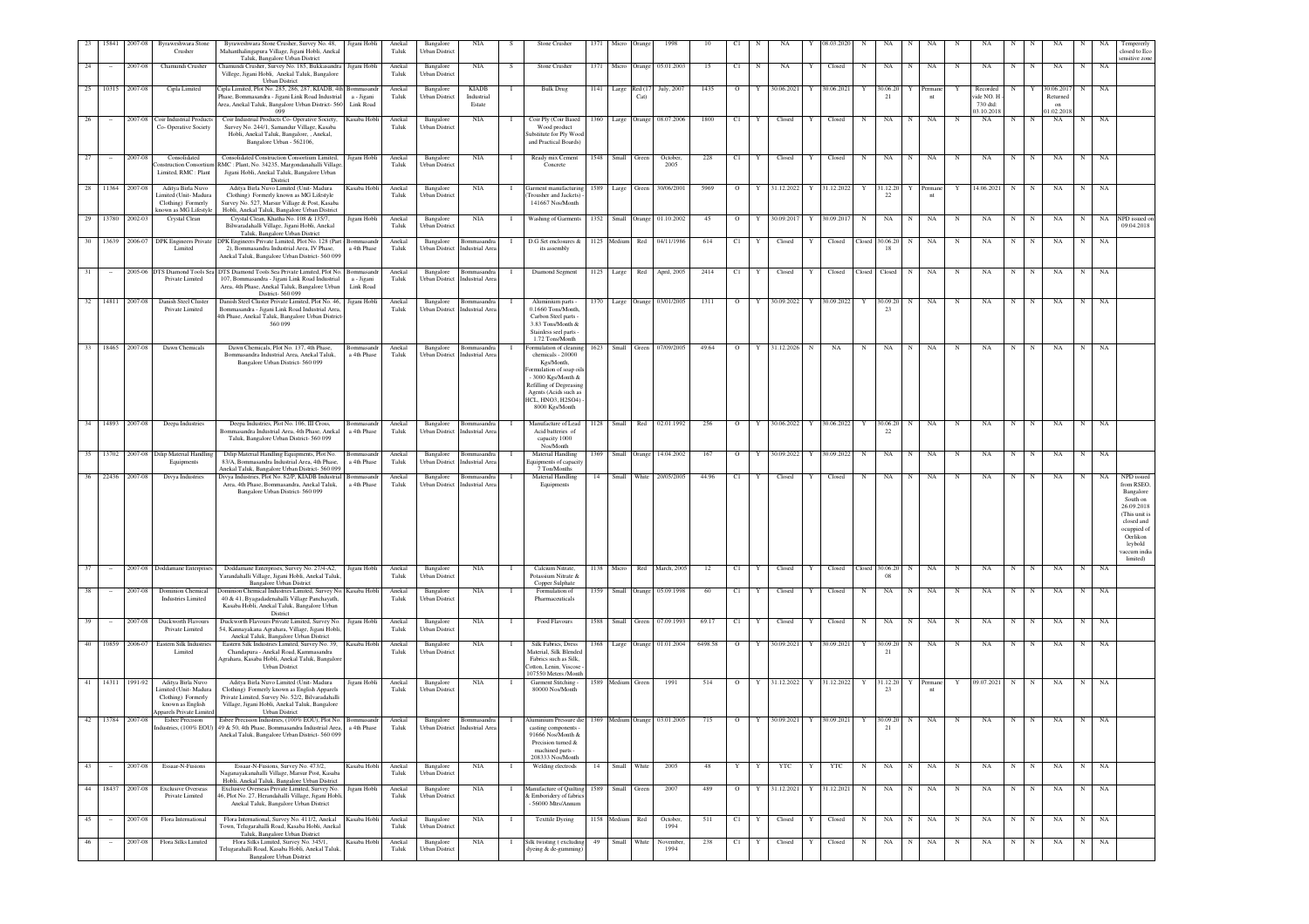| 23 | 15841 | 2007-08 | Byraweshwara Stone Crusher | Byraweshwara Stone Crusher, Survey No. 48, Mahanthalingapura Village, Jigani Hobli, Anekal Taluk, Bangalore Urban District | Jigani Hobli | Anekal Taluk | Bangalore Urban District | NIA | S | Stone Crusher | 1371 | Micro | Orange | 1998 | 10 | C1 | N | NA | Y | 08.03.2020 | N | NA | N | NA | N | NA | N | N | NA | N | NA | Tempererly closed to Eco sensitive zone |
|---|---|---|---|---|---|---|---|---|---|---|---|---|---|---|---|---|---|---|---|---|---|---|---|---|---|---|---|---|---|---|---|---|
| 24 | - | 2007-08 | Chamundi Crusher | Chamundi Crusher, Survey No. 185, Bukkasandra Villege, Jigani Hobli, Anekal Taluk, Bangalore Urban District | Jigani Hobli | Anekal Taluk | Bangalore Urban District | NIA | S | Stone Crusher | 1371 | Micro | Orange | 05.01.2003 | 15 | C1 | N | NA | Y | Closed | N | NA | N | NA | N | NA | N | N | NA | N | NA | |
| 25 | 10315 | 2007-08 | Cipla Limited | Cipla Limited, Plot No. 285, 286, 287, KIADB, 4th Phase, Bommasandra - Jigani Link Road Industrial Area, Anekal Taluk, Bangalore Urban District- 560 099 | Bommasandra - Jigani Link Road | Anekal Taluk | Bangalore Urban District | KIADB Industrial Estate | I | Bulk Drug | 1141 | Large | Red (17 Cat) | July, 2007 | 1435 | O | Y | 30.06.2021 | Y | 30.06.2021 | Y | 30.06.2021 | Y | Permanent | Y | Recorded vide NO. H 730 dtd: 03.10.2018 | N | Y | 30.06.2017 Returned on 01.02.2018 | N | NA | |
| 26 | - | 2007-08 | Coir Industrial Products Co- Operative Society | Coir Industrial Products Co- Operative Society, Survey No. 244/1, Samandur Village, Kasaba Hobli, Anekal Taluk, Bangalore, , Anekal, Bangalore Urban - 562106, | Kasaba Hobli | Anekal Taluk | Bangalore Urban District | NIA | I | Coir Ply (Coir Based Wood product Substitute for Ply Wood and Practical Boards) | 1360 | Large | Orange | 08.07.2006 | 1800 | C1 | Y | Closed | Y | Closed | N | NA | N | NA | N | NA | N | N | NA | N | NA | |
| 27 | - | 2007-08 | Consolidated Construction Consortium Limited, RMC : Plant | Consolidated Construction Consortium Limited, RMC : Plant, No. 34235, Margondanahalli Village, Jigani Hobli, Anekal Taluk, Bangalore Urban District | Jigani Hobli | Anekal Taluk | Bangalore Urban District | NIA | I | Ready mix Cement Concrete | 1548 | Small | Green | October, 2005 | 228 | C1 | Y | Closed | Y | Closed | N | NA | N | NA | N | NA | N | N | NA | N | NA | |
| 28 | 11364 | 2007-08 | Aditya Birla Nuvo Limited (Unit- Madura Clothing) Formerly known as MG Lifestyle | Aditya Birla Nuvo Limited (Unit- Madura Clothing) Formerly known as MG Lifestyle Survey No. 527, Marsur Village & Post, Kasaba Hobli, Anekal Taluk, Bangalore Urban District | Kasaba Hobli | Anekal Taluk | Bangalore Urban District | NIA | I | Garment manufacturing (Trousher and Jackets) - 141667 Nos/Month | 1589 | Large | Green | 30/06/2001 | 5969 | O | Y | 31.12.2022 | Y | 31.12.2022 | Y | 31.12.2022 | Y | Permanent | Y | 14.06.2021 | N | N | NA | N | NA | |
| 29 | 13780 | 2002-03 | Crystal Clean | Crystal Clean, Khatha No. 108 & 135/7, Bilwaradahalli Village, Jigani Hobli, Anekal Taluk, Bangalore Urban District | Jigani Hobli | Anekal Taluk | Bangalore Urban District | NIA | I | Washing of Garments | 1352 | Small | Orange | 01.10.2002 | 45 | O | Y | 30.09.2017 | Y | 30.09.2017 | N | NA | N | NA | N | NA | N | N | NA | N | NA | NPD issued on 09.04.2018 |
| 30 | 13639 | 2006-07 | DPK Engineers Private Limited | DPK Engineers Private Limited, Plot No. 128 (Part 2), Bommasandra Industrial Area, IV Phase, Anekal Taluk, Bangalore Urban District- 560 099 | Bommasandra 4th Phase | Anekal Taluk | Bangalore Urban District | Bommasandra Industrial Area | I | D.G Set enclosures & its assembly | 1125 | Medium | Red | 04/11/1986 | 614 | C1 | Y | Closed | Y | Closed | Closed | 30.06.2018 | N | NA | N | NA | N | N | NA | N | NA | |
| 31 | - | 2005-06 | DTS Diamond Tools Sea Private Limited | DTS Diamond Tools Sea Private Limited, Plot No. 107, Bommasandra - Jigani Link Road Industrial Area, 4th Phase, Anekal Taluk, Bangalore Urban District- 560 099 | Bommasandra - Jigani Link Road | Anekal Taluk | Bangalore Urban District | Bommasandra Industrial Area | I | Diamond Segment | 1125 | Large | Red | April, 2005 | 2414 | C1 | Y | Closed | Y | Closed | Closed | Closed | N | NA | N | NA | N | N | NA | N | NA | |
| 32 | 14811 | 2007-08 | Danish Steel Cluster Private Limited | Danish Steel Cluster Private Limited, Plot No. 46, Bommasandra - Jigani Link Road Industrial Area, 4th Phase, Anekal Taluk, Bangalore Urban District- 560 099 | Jigani Hobli | Anekal Taluk | Bangalore Urban District | Bommasandra Industrial Area | I | Aluminium parts - 0.1660 Tons/Month, Carbon Steel parts - 3.83 Tons/Month & Stainless seel parts - 1.72 Tons/Month | 1370 | Large | Orange | 03/01/2005 | 1311 | O | Y | 30.09.2022 | Y | 30.09.2022 | Y | 30.09.2023 | N | NA | N | NA | N | N | NA | N | NA | |
| 33 | 18465 | 2007-08 | Dawn Chemicals | Dawn Chemicals, Plot No. 137, 4th Phase, Bommasandra Industrial Area, Anekal Taluk, Bangalore Urban District- 560 099 | Bommasandra 4th Phase | Anekal Taluk | Bangalore Urban District | Bommasandra Industrial Area | I | Formulation of cleaning chemicals - 20000 Kgs/Month, Formulation of soap oils - 3000 Kgs/Month & Refilling of Degreasing Agents (Acids such as HCL, HNO3, H2SO4) - 8000 Kgs/Month | 1623 | Small | Green | 07/09/2005 | 49.64 | O | Y | 31.12.2026 | N | NA | N | NA | N | NA | N | NA | N | N | NA | N | NA | |
| 34 | 14893 | 2007-08 | Deepa Industries | Deepa Industries, Plot No. 106, III Cross, Bommasandra Industrial Area, 4th Phase, Anekal Taluk, Bangalore Urban District- 560 099 | Bommasandra 4th Phase | Anekal Taluk | Bangalore Urban District | Bommasandra Industrial Area | I | Manufacture of Lead Acid batteries of capacity 1000 Nos/Month | 1128 | Small | Red | 02.01.1992 | 256 | O | Y | 30.06.2022 | Y | 30.06.2022 | Y | 30.06.2022 | N | NA | N | NA | N | N | NA | N | NA | |
| 35 | 13702 | 2007-08 | Dilip Material Handling Equipments | Dilip Material Handling Equipments, Plot No. 83/A, Bommasandra Industrial Area, 4th Phase, Anekal Taluk, Bangalore Urban District- 560 099 | Bommasandra 4th Phase | Anekal Taluk | Bangalore Urban District | Bommasandra Industrial Area | I | Material Handling Equipments of capacity 7 Ton/Months | 1369 | Small | Orange | 14.04.2002 | 167 | O | Y | 30.09.2022 | Y | 30.09.2022 | N | NA | N | NA | N | NA | N | N | NA | N | NA | |
| 36 | 22436 | 2007-08 | Divya Industries | Divya Industries, Plot No. 82/P, KIADB Industrial Area, 4th Phase, Bommasandra, Anekal Taluk, Bangalore Urban District- 560 099 | Bommasandra 4th Phase | Anekal Taluk | Bangalore Urban District | Bommasandra Industrial Area | I | Material Handling Equipments | 14 | Small | White | 20/05/2005 | 44.96 | C1 | Y | Closed | Y | Closed | N | NA | N | NA | N | NA | N | N | NA | N | NA | NPD issued from RSEO, Bangalore South on 26.09.2018 (This unit is closed and ocuppied of Oerlikon leybold vaccum india limited) |
| 37 | - | 2007-08 | Doddamane Enterprises | Doddamane Enterprises, Survey No. 27/4-A2, Yarandahalli Village, Jigani Hobli, Anekal Taluk, Bangalore Urban District | Jigani Hobli | Anekal Taluk | Bangalore Urban District | NIA | I | Calcium Nitrate, Potassium Nitrate & Copper Sulphate | 1138 | Micro | Red | March, 2005 | 12 | C1 | Y | Closed | Y | Closed | Closed | 30.06.2008 | N | NA | N | NA | N | N | NA | N | NA | |
| 38 | - | 2007-08 | Dominion Chemical Industries Limited | Dominion Chemical Industries Limited, Survey No. 40 & 41, Byagadadenahalli Village Panchayath, Kasaba Hobli, Anekal Taluk, Bangalore Urban District | Kasaba Hobli | Anekal Taluk | Bangalore Urban District | NIA | I | Formulation of Pharmaceuticals | 1359 | Small | Orange | 05.09.1998 | 60 | C1 | Y | Closed | Y | Closed | N | NA | N | NA | N | NA | N | N | NA | N | NA | |
| 39 | - | 2007-08 | Duckworth Flavours Private Limited | Duckworth Flavours Private Limited, Survey No. 54, Kannayakana Agrahara, Village, Jigani Hobli, Anekal Taluk, Bangalore Urban District | Jigani Hobli | Anekal Taluk | Bangalore Urban District | NIA | I | Food Flavours | 1588 | Small | Green | 07.09.1993 | 69.17 | C1 | Y | Closed | Y | Closed | N | NA | N | NA | N | NA | N | N | NA | N | NA | |
| 40 | 10859 | 2006-07 | Eastern Silk Industries Limited | Eastern Silk Industries Limited, Survey No. 39, Chandapura - Anekal Road, Kammasandra Agrahara, Kasaba Hobli, Anekal Taluk, Bangalore Urban District | Kasaba Hobli | Anekal Taluk | Bangalore Urban District | NIA | I | Silk Fabrics, Dress Material, Silk Blended Fabrics such as Silk, Cotton, Lenin, Viscose - 107550 Meters /Month | 1368 | Large | Orange | 01.01.2004 | 6498.58 | O | Y | 30.09.2021 | Y | 30.09.2021 | Y | 30.09.2021 | N | NA | N | NA | N | N | NA | N | NA | |
| 41 | 14311 | 1991-92 | Aditya Birla Nuvo Limited (Unit- Madura Clothing) Formerly known as English Apparels Private Limited | Aditya Birla Nuvo Limited (Unit- Madura Clothing) Formerly known as English Apparels Private Limited, Survey No. 52/2, Bilvaradahalli Village, Jigani Hobli, Anekal Taluk, Bangalore Urban District | Jigani Hobli | Anekal Taluk | Bangalore Urban District | NIA | I | Garment Stitching - 80000 Nos/Month | 1589 | Medium | Green | 1991 | 514 | O | Y | 31.12.2022 | Y | 31.12.2022 | Y | 31.12.2023 | Y | Permanent | Y | 09.07.2021 | N | N | NA | N | NA | |
| 42 | 13784 | 2007-08 | Esbee Precision Industries, (100% EOU) | Esbee Precision Industries, (100% EOU), Plot No. 49 & 50, 4th Phase, Bommasandra Industrial Area, Anekal Taluk, Bangalore Urban District- 560 099 | Bommasandra 4th Phase | Anekal Taluk | Bangalore Urban District | Bommasandra Industrial Area | I | Aluminium Pressure die casting components - 91666 Nos/Month & Precision turned & machined parts - 208333 Nos/Month | 1369 | Medium | Orange | 03.01.2005 | 715 | O | Y | 30.09.2021 | Y | 30.09.2021 | Y | 30.09.2021 | N | NA | N | NA | N | N | NA | N | NA | |
| 43 | - | 2007-08 | Essaar-N-Fusions | Essaar-N-Fusions, Survey No. 473/2, Naganayakanahalli Village, Marsur Post, Kasaba Hobli, Anekal Taluk, Bangalore Urban District | Kasaba Hobli | Anekal Taluk | Bangalore Urban District | NIA | I | Welding electrods | 14 | Small | White | 2005 | 48 | Y | Y | YTC | Y | YTC | N | NA | N | NA | N | NA | N | N | NA | N | NA | |
| 44 | 18437 | 2007-08 | Exclusive Overseas Private Limited | Exclusive Overseas Private Limited, Survey No. 46, Plot No. 27, Herandahalli Village, Jigani Hobli, Anekal Taluk, Bangalore Urban District | Jigani Hobli | Anekal Taluk | Bangalore Urban District | NIA | I | Manufacture of Quilting & Emboridery of fabrics - 56000 Mtrs/Annum | 1589 | Small | Green | 2007 | 489 | O | Y | 31.12.2021 | Y | 31.12.2021 | N | NA | N | NA | N | NA | N | N | NA | N | NA | |
| 45 | - | 2007-08 | Flora International | Flora International, Survey No. 411/2, Anekal Town, Telagarahalli Road, Kasaba Hobli, Anekal Taluk, Bangalore Urban District | Kasaba Hobli | Anekal Taluk | Bangalore Urban District | NIA | I | Textile Dyeing | 1158 | Medium | Red | October, 1994 | 511 | C1 | Y | Closed | Y | Closed | N | NA | N | NA | N | NA | N | N | NA | N | NA | |
| 46 | - | 2007-08 | Flora Silks Limited | Flora Silks Limited, Survey No. 345/1, Telagarahalli Road, Kasaba Hobli, Anekal Taluk, Bangalore Urban District | Kasaba Hobli | Anekal Taluk | Bangalore Urban District | NIA | I | Silk twisting ( excluding dyeing & de-gumming) | 49 | Small | White | November, 1994 | 238 | C1 | Y | Closed | Y | Closed | N | NA | N | NA | N | NA | N | N | NA | N | NA | |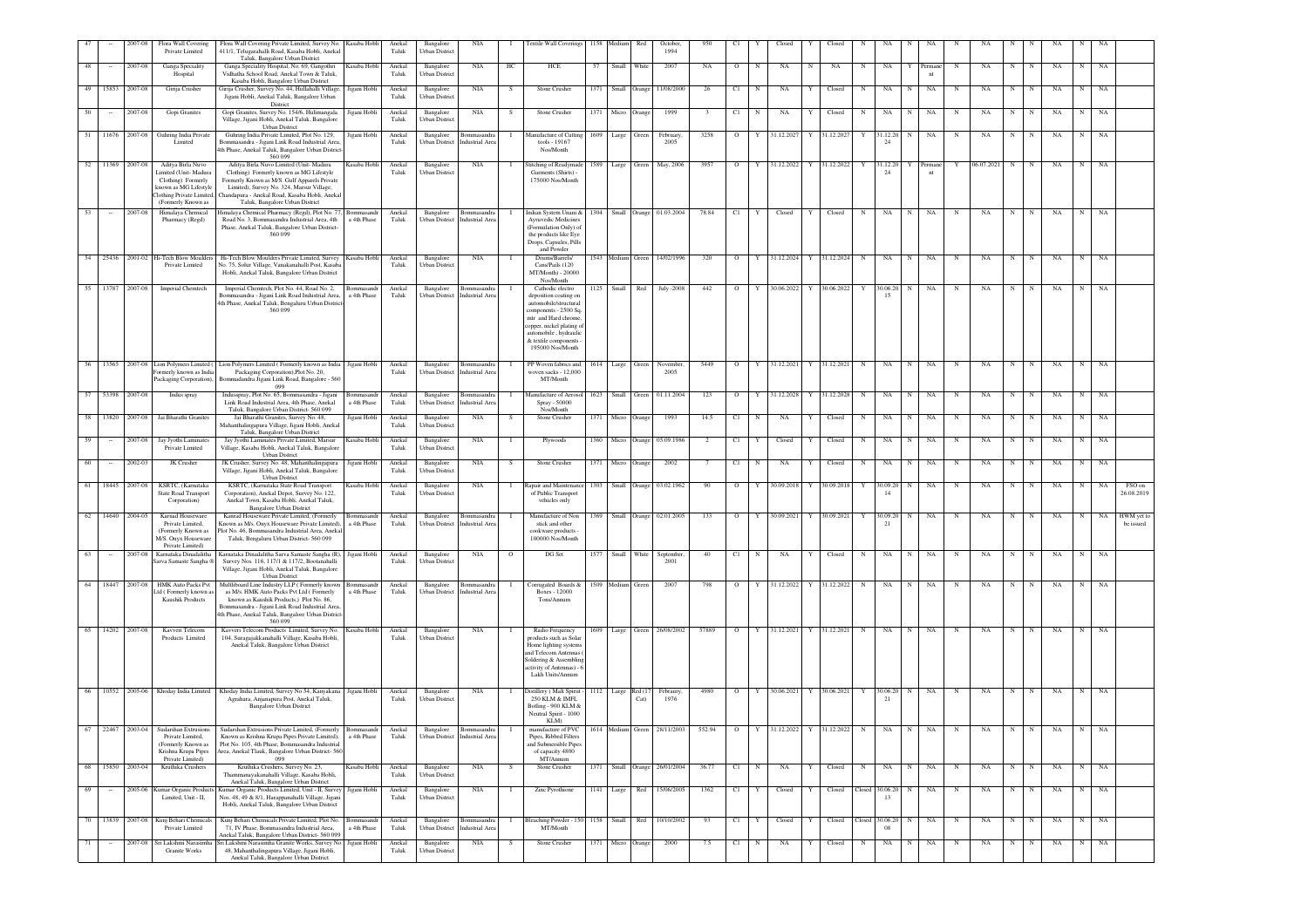| 47 | – | 2007-08 | Flora Wall Covering Private Limited | Flora Wall Covering Private Limited, Survey No. 411/1, Telugarahalli Road, Kasaba Hobli, Anekal Taluk, Bangalore Urban District | Kasaba Hobli | Anekal Taluk | Bangalore Urban District | NIA | I | Textile Wall Coverings | 1158 | Medium | Red | October, 1994 | 950 | C1 | Y | Closed | Y | Closed | N | NA | N | NA | N | NA | N | N | NA | N | NA | |
|---|---|---|---|---|---|---|---|---|---|---|---|---|---|---|---|---|---|---|---|---|---|---|---|---|---|---|---|---|---|---|---|---|
| 48 | – | 2007-08 | Ganga Speciality Hospital | Ganga Speciality Hospital, No. 69, Gangothri Vidhatha School Road, Anekal Town & Taluk, Kasaba Hobli, Bangalore Urban District | Kasaba Hobli | Anekal Taluk | Bangalore Urban District | NIA | HC | HCE | 57 | Small | White | 2007 | NA | O | N | NA | N | NA | N | NA | Y | Permanent | N | NA | N | N | NA | N | NA | |
| 49 | 15853 | 2007-08 | Girija Crusher | Girija Crusher, Survey No. 44, Hullahalli Village, Jigani Hobli, Anekal Taluk, Bangalore Urban District | Jigani Hobli | Anekal Taluk | Bangalore Urban District | NIA | S | Stone Crusher | 1371 | Small | Orange | 11/08/2000 | 26 | C1 | N | NA | Y | Closed | N | NA | N | NA | N | NA | N | N | NA | N | NA | |
| 50 | – | 2007-08 | Gopi Granites | Gopi Granites, Survey No. 154/6, Hulimangala Village, Jigani Hobli, Anekal Taluk, Bangalore Urban District | Jigani Hobli | Anekal Taluk | Bangalore Urban District | NIA | S | Stone Crusher | 1371 | Micro | Orange | 1999 | 3 | C1 | N | NA | Y | Closed | N | NA | N | NA | N | NA | N | N | NA | N | NA | |
| 51 | 11676 | 2007-08 | Guhring India Private Limited | Guhring India Private Limited, Plot No. 129, Bommasandra - Jigani Link Road Industrial Area, 4th Phase, Anekal Taluk, Bangalore Urban District-560 099 | Jigani Hobli | Anekal Taluk | Bangalore Urban District | Bommasandra Industrial Area | I | Manufacture of Cutting tools - 19167 Nos/Month | 1609 | Large | Green | February, 2005 | 3258 | O | Y | 31.12.2027 | Y | 31.12.2027 | Y | 31.12.2024 | N | NA | N | NA | N | N | NA | N | NA | |
| 52 | 11369 | 2007-08 | Aditya Birla Nuvo Limited (Unit- Madura Clothing) Formerly known as MG Lifestyle Clothing Private Limited, (Formerly Known as | Aditya Birla Nuvo Limited (Unit- Madura Clothing) Formerly known as MG Lifestyle Formerly Known as M/S. Gulf Apparels Private Limited), Survey No. 324, Marsur Village, Chandapura - Anekal Road, Kasaba Hobli, Anekal Taluk, Bangalore Urban District | Kasaba Hobli | Anekal Taluk | Bangalore Urban District | NIA | I | Stitching of Readymade Garments (Shirts) - 175000 Nos/Month | 1589 | Large | Green | May, 2006 | 3957 | O | Y | 31.12.2022 | Y | 31.12.2022 | Y | 31.12.2024 | Y | Permanent | Y | 06.07.2021 | N | N | NA | N | NA | |
| 53 | – | 2007-08 | Himalaya Chemical Pharmacy (Regd) | Himalaya Chemical Pharmacy (Regd), Plot No. 77, Road No. 3, Bommasandra Industrial Area, 4th Phase, Anekal Taluk, Bangalore Urban District-560 099 | Bommasandra 4th Phase | Anekal Taluk | Bangalore Urban District | Bommasandra Industrial Area | I | Indian System Unani & Ayruvedic Medicines (Formulation Only) of the products like Eye Drops, Capsules, Pills and Powder | 1304 | Small | Orange | 01.03.2004 | 78.84 | C1 | Y | Closed | Y | Closed | N | NA | N | NA | N | NA | N | N | NA | N | NA | |
| 54 | 25436 | 2001-02 | Hi-Tech Blow Moulders Private Limited | Hi-Tech Blow Moulders Private Limited, Survey No. 75, Solur Village, Vanakanahalli Post, Kasaba Hobli, Anekal Taluk, Bangalore Urban District | Kasaba Hobli | Anekal Taluk | Bangalore Urban District | NIA | I | Drums/Barrels/ Cans/Pails (120 MT/Month) - 20000 Nos/Month | 1543 | Medium | Green | 14/02/1996 | 320 | O | Y | 31.12.2024 | Y | 31.12.2024 | N | NA | N | NA | N | NA | N | N | NA | N | NA | |
| 55 | 13787 | 2007-08 | Imperial Chemtech | Imperial Chemtech, Plot No. 44, Road No. 2, Bommasandra - Jigani Link Road Industrial Area, 4th Phase, Anekal Taluk, Bengaluru Urban District 560 099 | Bommasandra 4th Phase | Anekal Taluk | Bangalore Urban District | Bommasandra Industrial Area | I | Cathodic electro deposition coating on automobile/structural components - 2500 Sq. mtr and Hard chrome, copper, nickel plating of automobile, hydraulic & textile components - 195000 Nos/Month | 1125 | Small | Red | July -2008 | 442 | O | Y | 30.06.2022 | Y | 30.06.2022 | Y | 30.06.2015 | N | NA | N | NA | N | N | NA | N | NA | |
| 56 | 13565 | 2007-08 | Lion Polymers Limited ( Formerly known as India Packaging Corporation), | Lion Polymers Limited ( Formerly known as India Packaging Corporation),Plot No. 20, Bommadandra Jigani Link Road, Bangalore - 560 099 | Jigani Hobli | Anekal Taluk | Bangalore Urban District | Bommasandra Industrial Area | I | PP Woven fabrics and woven sacks - 12,000 MT/Month | 1614 | Large | Green | November, 2005 | 5449 | O | Y | 31.12.2021 | Y | 31.12.2021 | N | NA | N | NA | N | NA | N | N | NA | N | NA | |
| 57 | 53398 | 2007-08 | Indus spray | Indusspray, Plot No. 65, Bommasandra - Jigani Link Road Industrial Area, 4th Phase, Anekal Taluk, Bangalore Urban District- 560 099 | Bommasandra 4th Phase | Anekal Taluk | Bangalore Urban District | Bommasandra Industrial Area | I | Manufacture of Aerosol Spray - 50000 Nos/Month | 1623 | Small | Green | 01.11.2004 | 123 | O | Y | 31.12.2028 | Y | 31.12.2028 | N | NA | N | NA | N | NA | N | N | NA | N | NA | |
| 58 | 13820 | 2007-08 | Jai Bharathi Granites | Jai Bharathi Granites, Survey No. 48, Mahanthalingapura Village, Jigani Hobli, Anekal Taluk, Bangalore Urban District | Jigani Hobli | Anekal Taluk | Bangalore Urban District | NIA | S | Stone Crusher | 1371 | Micro | Orange | 1993 | 14.5 | C1 | N | NA | Y | Closed | N | NA | N | NA | N | NA | N | N | NA | N | NA | |
| 59 | – | 2007-08 | Jay Jyothi Laminates Private Limited | Jay Jyothi Laminates Private Limited, Marsur Village, Kasaba Hobli, Anekal Taluk, Bangalore Urban District | Kasaba Hobli | Anekal Taluk | Bangalore Urban District | NIA | I | Plywoods | 1360 | Micro | Orange | 05.09.1986 | 2 | C1 | Y | Closed | Y | Closed | N | NA | N | NA | N | NA | N | N | NA | N | NA | |
| 60 | – | 2002-03 | JK Crusher | JK Crusher, Survey No. 48, Mahanthalingapura Village, Jigani Hobli, Anekal Taluk, Bangalore Urban District | Jigani Hobli | Anekal Taluk | Bangalore Urban District | NIA | S | Stone Crusher | 1371 | Micro | Orange | 2002 | 7 | C1 | N | NA | Y | Closed | N | NA | N | NA | N | NA | N | N | NA | N | NA | |
| 61 | 18445 | 2007-08 | KSRTC, (Karnataka State Road Transport Corporation) | KSRTC, (Karnataka State Road Transport Corporation), Anekal Depot, Survey No. 122, Anekal Town, Kasaba Hobli, Anekal Taluk, Bangalore Urban District | Kasaba Hobli | Anekal Taluk | Bangalore Urban District | NIA | I | Repair and Maintenance of Public Transport vehicles only | 1303 | Small | Orange | 03.02.1962 | 90 | O | Y | 30.09.2018 | Y | 30.09.2018 | Y | 30.09.2014 | N | NA | N | NA | N | N | NA | N | NA | FSO on 26.08.2019 |
| 62 | 14640 | 2004-05 | Kamad Houseware Private Limited, (Formerly Known as M/S. Onyx Houseware Private Limited) | Kamad Houseware Private Limited, (Formerly Known as M/s. Onyx Houseware Private Limited), Plot No. 46, Bommasandra Industrial Area, Anekal Taluk, Bengaluru Urban District- 560 099 | Bommasandra 4th Phase | Anekal Taluk | Bangalore Urban District | Bommasandra Industrial Area | I | Manufacture of Non stick and other cookware products - 100000 Nos/Month | 1369 | Small | Orange | 02.01.2005 | 133 | O | Y | 30.09.2021 | Y | 30.09.2021 | Y | 30.09.2021 | N | NA | N | NA | N | N | NA | N | NA | HWM yet to be issued |
| 63 | – | 2007-08 | Karnataka Dinadalitha Sarva Samaste Sangha ® | Karnataka Dinadalitha Sarva Samaste Sangha (R), Survey Nos. 116, 117/1 & 117/2, Bootanahalli Village, Jigani Hobli, Anekal Taluk, Bangalore Urban District | Jigani Hobli | Anekal Taluk | Bangalore Urban District | NIA | O | DG Set | 1577 | Small | White | September, 2001 | 40 | C1 | N | NA | Y | Closed | N | NA | N | NA | N | NA | N | N | NA | N | NA | |
| 64 | 18447 | 2007-08 | HMK Auto Packs Pvt Ltd ( Formerly known as Kaushik Products | Multiboard Line Industry LLP ( Formerly known as M/s. HMK Auto Packs Pvt Ltd ( Formerly known as Kaushik Products.) Plot No. 86, Bommasandra - Jigani Link Road Industrial Area, 4th Phase, Anekal Taluk, Bangalore Urban District-560 099 | Bommasandra 4th Phase | Anekal Taluk | Bangalore Urban District | Bommasandra Industrial Area | I | Corrugated Boards & Boxes - 12000 Tons/Annum | 1509 | Medium | Green | 2007 | 798 | O | Y | 31.12.2022 | Y | 31.12.2022 | N | NA | N | NA | N | NA | N | N | NA | N | NA | |
| 65 | 14202 | 2007-08 | Kavveri Telecom Products Limited | Kavveri Telecom Products Limited, Survey No. 104, Suragajakkanahalli Village, Kasaba Hobli, Anekal Taluk, Bangalore Urban District | Kasaba Hobli | Anekal Taluk | Bangalore Urban District | NIA | I | Radio Frequency products such as Solar Home lighting systems and Telecom Antennas ( Soldering & Assembling activity of Antennas) - 6 Lakh Units/Annum | 1609 | Large | Green | 26/08/2002 | 57889 | O | Y | 31.12.2021 | Y | 31.12.2021 | N | NA | N | NA | N | NA | N | N | NA | N | NA | |
| 66 | 10552 | 2005-06 | Khoday India Limited | Khoday India Limited, Survey No 54, Kanyakanu Agrahara, Anjanapura Post, Anekal Taluk, Bangalore Urban District | Jigani Hobli | Anekal Taluk | Bangalore Urban District | NIA | I | Distillery ( Malt Spirit - 250 KLM & IMFL Botling - 900 KLM & Neutral Spirit - 1000 KLM) | 1112 | Large | Red (17 Cat) | February, 1976 | 4980 | O | Y | 30.06.2021 | Y | 30.06.2021 | Y | 30.06.2021 | N | NA | N | NA | N | N | NA | N | NA | |
| 67 | 22467 | 2003-04 | Sudarshan Extrusions Private Limited, (Formerly Known as Krishna Krupa Pipes Private Limited) | Sudarshan Extrusions Private Limited, (Formerly Known as Krishna Krupa Pipes Private Limited), Plot No. 105, 4th Phase, Bommasandra Industrial Area, Anekal Tluuk, Bangalore Urban District- 560 099 | Bommasandra 4th Phase | Anekal Taluk | Bangalore Urban District | Bommasandra Industrial Area | I | manufacture of PVC Pipes, Ribbed Filters and Submersible Pipes of capacity 4800 MT/Annum | 1614 | Medium | Green | 28/11/2003 | 552.94 | O | Y | 31.12.2022 | Y | 31.12.2022 | N | NA | N | NA | N | NA | N | N | NA | N | NA | |
| 68 | 15850 | 2003-04 | Kruthika Crushers | Kruthika Crushers, Survey No. 23, Thammanayakanahalli Village, Kasaba Hobli, Anekal Taluk, Bangalore Urban District | Kasaba Hobli | Anekal Taluk | Bangalore Urban District | NIA | S | Stone Crusher | 1371 | Small | Orange | 26/01/2004 | 36.77 | C1 | N | NA | Y | Closed | N | NA | N | NA | N | NA | N | N | NA | N | NA | |
| 69 | – | 2005-06 | Kumar Organic Products Limited, Unit - II, | Kumar Organic Products Limited, Unit - II, Survey Nos. 48, 49 & 8/1, Harappanahalli Village, Jigani Hobli, Anekal Taluk, Bangalore Urban District | Jigani Hobli | Anekal Taluk | Bangalore Urban District | NIA | I | Zinc Pyrothione | 1141 | Large | Red | 15/06/2005 | 1362 | C1 | Y | Closed | Y | Closed | Closed | 30.06.2013 | N | NA | N | NA | N | N | NA | N | NA | |
| 70 | 13839 | 2007-08 | Kunj Behari Chemicals Private Limited | Kunj Behari Chemicals Private Limited, Plot No. 71, IV Phase, Bommasandra Industrial Area, Anekal Taluk, Bangalore Urban District- 560 099 | Bommasandra 4th Phase | Anekal Taluk | Bangalore Urban District | Bommasandra Industrial Area | I | Bleaching Powder - 150 MT/Month | 1158 | Small | Red | 10/10/2002 | 93 | C1 | Y | Closed | Y | Closed | Closed | 30.06.2008 | N | NA | N | NA | N | N | NA | N | NA | |
| 71 | – | 2007-08 | Sri Lakshmi Narasimha Granite Works | Sri Lakshmi Narasimha Granite Works, Survey No. 48, Mahanthalingapura Village, Jigani Hobli, Anekal Taluk, Bangalore Urban District | Jigani Hobli | Anekal Taluk | Bangalore Urban District | NIA | S | Stone Crusher | 1371 | Micro | Orange | 2000 | 7.5 | C1 | N | NA | Y | Closed | N | NA | N | NA | N | NA | N | N | NA | N | NA | |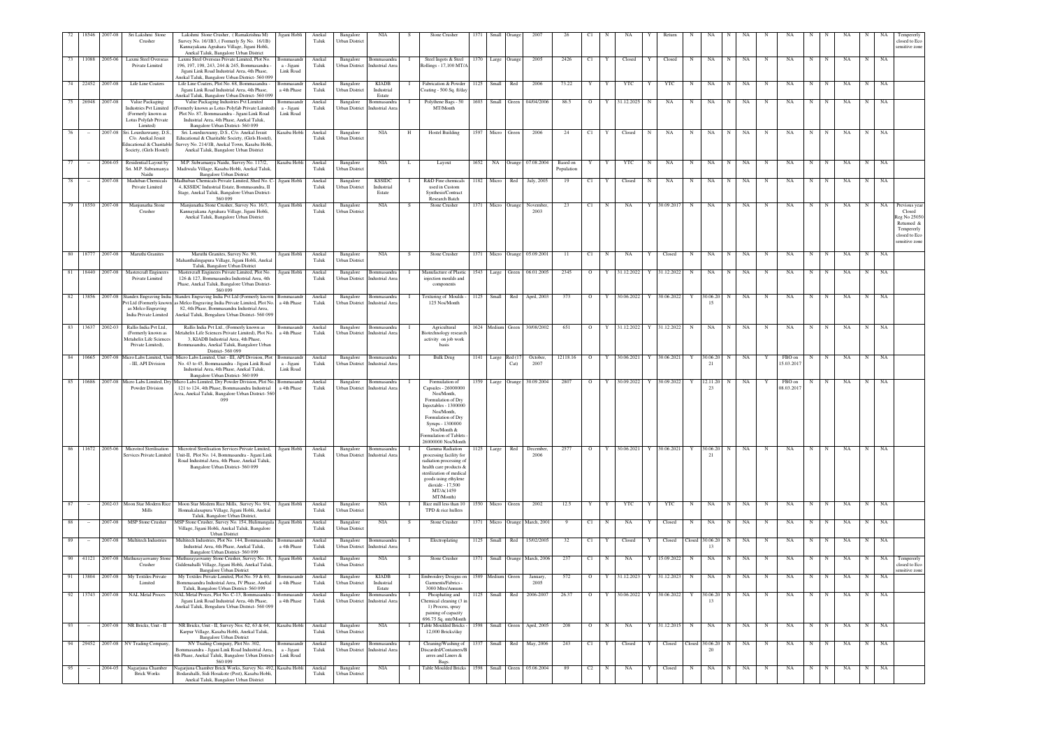| 72 | 18546 | 2007-08 | Sri Lakshmi Stone Crusher | Lakshmi Stone Crusher, ( Ramakrishna M) Survey No. 16/1B3, ( Formerly Sy No. 16/1B) Kannayakana Agrahara Village, Jigani Hobli, Anekal Taluk, Bangalore Urban District | Jigani Hobli | Anekal Taluk | Bangalore Urban District | NIA | S | Stone Crusher | 1371 | Small | Orange | 2007 | 26 | C1 | N | NA | Y | Return | N | NA | N | NA | N | NA | N | N | NA | N | NA | Tempererly closed to Eco sensitive zone |
|---|---|---|---|---|---|---|---|---|---|---|---|---|---|---|---|---|---|---|---|---|---|---|---|---|---|---|---|---|---|---|---|---|
| 73 | 11088 | 2005-06 | Laxmi Steel Overseas Private Limited | Laxmi Steel Overseas Private Limited, Plot No. 196, 197, 198, 243, 244 & 245, Bommasandra - Jigani Link Road Industrial Area, 4th Phase, Anekal Taluk, Bangalore Urban District- 560 099 | Bommasandra - Jigani Link Road | Anekal Taluk | Bangalore Urban District | Bommasandra Industrial Area | I | Steel Ingots & Steel Rollings - 17,100 MT/A | 1370 | Large | Orange | 2005 | 2426 | C1 | Y | Closed | Y | Closed | N | NA | N | NA | N | NA | N | N | NA | N | NA | |
| 74 | 22452 | 2007-08 | Life Line Coaters | Life Line Coaters, Plot No. 68, Bommasandra - Jigani Link Road Industrial Area, 4th Phase, Anekal Taluk, Bangalore Urban District- 560 099 | Bommasandra 4th Phase | Anekal Taluk | Bangalore Urban District | KIADB Industrial Estate | I | Fabrication & Powder Coating - 500 Sq. ft/day | 1125 | Small | Red | 2006 | 73.22 | Y | Y | YTC | Y | YTC | N | NA | N | NA | N | NA | N | N | NA | N | NA | |
| 75 | 26948 | 2007-08 | Value Packaging Industries Pvt Limited (Formerly known as Lotus Polyfab Private Limited) | Value Packaging Industries Pvt Limited (Formerly known as Lotus Polyfab Private Limited) Plot No. 87, Bommasandra - Jigani Link Road Industrial Area, 4th Phase, Anekal Taluk, Bangalore Urban District- 560 099 | Bommasandra - Jigani Link Road | Anekal Taluk | Bangalore Urban District | Bommasandra Industrial Area | I | Polythene Bags - 50 MT/Month | 1603 | Small | Green | 04/04/2006 | 86.5 | O | Y | 31.12.2025 | N | NA | N | NA | N | NA | N | NA | N | N | NA | N | NA | |
| 76 | – | 2007-08 | Sri. Lourduswamy, D.S., C/o. Anekal Jesuit Educational & Charitable Society, (Girls Hostel) | Sri. Lourduswamy, D.S., C/o. Anekal Jesuit Educational & Charitable Society, (Girls Hostel), Survey No. 214/1B, Anekal Town, Kasaba Hobli, Anekal Taluk, Bangalore Urban District | Kasaba Hobli | Anekal Taluk | Bangalore Urban District | NIA | H | Hostel Building | 1597 | Micro | Green | 2006 | 24 | C1 | Y | Closed | N | NA | N | NA | N | NA | N | NA | N | N | NA | N | NA | |
| 77 | – | 2004-05 | Residential Layout by Sri. M.P. Subramanya Naidu | M.P. Subramanya Naidu, Survey No. 117/2, Madiwala Village, Kasaba Hobli, Anekal Taluk, Bangalore Urban District | Kasaba Hobli | Anekal Taluk | Bangalore Urban District | NIA | L | Layout | 1652 | NA | Orange | 07.08.2004 | Based on Population | Y | Y | YTC | N | NA | N | NA | N | NA | N | NA | N | N | NA | N | NA | |
| 78 | – | 2007-08 | Madhiban Chemicals Private Limited | Madhiban Chemicals Private Limited, Shed No. C-4, KSSIDC Industrial Estate, Bommasandra, II Stage, Anekal Taluk, Bangalore Urban District- 560 099 | Jigani Hobli | Anekal Taluk | Bangalore Urban District | KSSIDC Industrial Estate | I | R&D Fine chemicals used in Custom Synthesis/Contract Research Batch | 1182 | Micro | Red | July, 2005 | 19 | C1 | Y | Closed | N | NA | N | NA | N | NA | N | NA | N | N | NA | N | NA | |
| 79 | 18550 | 2007-08 | Manjunatha Stone Crusher | Manjunatha Stone Crusher, Survey No. 16/3, Kannayakana Agrahara Village, Jigani Hobli, Anekal Taluk, Bangalore Urban District | Jigani Hobli | Anekal Taluk | Bangalore Urban District | NIA | S | Stone Crusher | 1371 | Micro | Orange | November, 2003 | 23 | C1 | N | NA | Y | 30.09.2017 | N | NA | N | NA | N | NA | N | N | NA | N | NA | Previous year Closed Reg.No 25050 Returned & Tempererly closed to Eco sensitive zone |
| 80 | 18777 | 2007-08 | Maruthi Granites | Maruthi Granites, Survey No. 90, Mahanthalingapura Village, Jigani Hobli, Anekal Taluk, Bangalore Urban District | Jigani Hobli | Anekal Taluk | Bangalore Urban District | NIA | S | Stone Crusher | 1371 | Micro | Orange | 05.09.2001 | 11 | C1 | N | NA | Y | Closed | N | NA | N | NA | N | NA | N | N | NA | N | NA | |
| 81 | 18440 | 2007-08 | Mastercraft Engineers Private Limited | Mastercraft Engineers Private Limited, Plot No. 126 & 127, Bommasandra Industrial Area, 4th Phase, Anekal Taluk, Bangalore Urban District- 560 099 | Jigani Hobli | Anekal Taluk | Bangalore Urban District | Bommasandra Industrial Area | I | Manufacture of Plastic injection moulds and components | 1543 | Large | Green | 06.01.2005 | 2145 | O | Y | 31.12.2022 | Y | 31.12.2022 | N | NA | N | NA | N | NA | N | N | NA | N | NA | |
| 82 | 13856 | 2007-08 | Standex Engraving India Pvt.Ltd (Formerly known as Melco Engraving India Private Limited | Standex Engraving India Pvt Ltd (Formerly known as Melco Engraving India Private Limited, Plot No. 82, 4th Phase, Bommasandra Industrial Area, Anekal Taluk, Bengaluru Urban District- 560 099 | Bommasandra 4th Phase | Anekal Taluk | Bangalore Urban District | Bommasandra Industrial Area | I | Texturing of Moulds - 125 Nos/Month | 1125 | Small | Red | April, 2003 | 373 | O | Y | 30.06.2022 | Y | 30.06.2022 | Y | 30.06.2015 | N | NA | N | NA | N | N | NA | N | NA | |
| 83 | 13637 | 2002-03 | Rallis India Pvt Ltd., (Formerly known as Metahelix Life Sciences Private Limited), | Rallis India Pvt Ltd., (Formerly known as Metahelix Life Sciences Private Limited), Plot No. 3, KIADB Industrial Area, 4th Phase, Bommasandra, Anekal Taluk, Bangalore Urban District- 560 099 | Bommasandra 4th Phase | Anekal Taluk | Bangalore Urban District | Bommasandra Industrial Area | I | Agricultural Biotechnology research activity on job work basis | 1624 | Medium | Green | 30/08/2002 | 651 | O | Y | 31.12.2022 | Y | 31.12.2022 | N | NA | N | NA | N | NA | N | N | NA | N | NA | |
| 84 | 10665 | 2007-08 | Micro Labs Limited, Unit - III, API Division | Micro Labs Limited, Unit - III, API Division, Plot No. 43 to 45, Bommasandra - Jigani Link Road Industrial Area, 4th Phase, Anekal Taluk, Bangalore Urban District- 560 099 | Bommasandra - Jigani Link Road | Anekal Taluk | Bangalore Urban District | Bommasandra Industrial Area | I | Bulk Drug | 1141 | Large | Red (17 Cat) | October, 2007 | 12118.16 | O | Y | 30.06.2021 | Y | 30.06.2021 | Y | 30.06.2021 | N | NA | Y | FBO on 15.03.2017 | N | N | NA | N | NA | |
| 85 | 10686 | 2007-08 | Micro Labs Limited, Dry Powder Division | Micro Labs Limited, Dry Powder Division, Plot No. 121 to 124, 4th Phase, Bommasandra Industrial Area, Anekal Taluk, Bangalore Urban District- 560 099 | Bommasandra 4th Phase | Anekal Taluk | Bangalore Urban District | Bommasandra Industrial Area | I | Formulation of Capsules - 26000000 Nos/Month, Formulation of Dry Injectables - 1300000 Nos/Month, Formulation of Dry Syrups - 1300000 Nos/Month & Formulation of Tablets - 26000000 Nos/Month | 1359 | Large | Orange | 30.09.2004 | 2807 | O | Y | 30.09.2022 | Y | 30.09.2022 | Y | 12.11.2023 | N | NA | Y | FBO on 08.03.2017 | N | N | NA | N | NA | |
| 86 | 11672 | 2005-06 | Microtrol Sterilisation Services Private Limited | Microtrol Sterilisation Services Private Limited, Unit-II, Plot No. 14, Bommasandra - Jigani Link Road Industrial Area, 4th Phase, Anekal Taluk, Bangalore Urban District- 560 099 | Jigani Hobli | Anekal Taluk | Bangalore Urban District | Bommasandra Industrial Area | I | Gamma Radiation processing facility for radiation processing of health care products & sterilization of medical goods using ethylene dioxide - 17,500 MT/A(1459 MT/Month) | 1125 | Large | Red | December, 2006 | 2577 | O | Y | 30.06.2021 | Y | 30.06.2021 | Y | 30.06.2021 | N | NA | N | NA | N | N | NA | N | NA | |
| 87 | – | 2002-03 | Moon Star Modern Rice Mills | Moon Star Modern Rice Mills, Survey No. 9/4, Hommakalasapura Village, Jigani Hobli, Anekal Taluk, Bangalore Urban District, | Jigani Hobli | Anekal Taluk | Bangalore Urban District | NIA | I | Rice mill less than 10 TPD & rice hullers | 1550 | Micro | Green | 2002 | 12.5 | Y | Y | YTC | Y | YTC | N | NA | N | NA | N | NA | N | N | NA | N | NA | |
| 88 | – | 2007-08 | MSP Stone Crusher | MSP Stone Crusher, Survey No. 154, Hullimangala Village, Jigani Hobli, Anekal Taluk, Bangalore Urban District | Jigani Hobli | Anekal Taluk | Bangalore Urban District | NIA | S | Stone Crusher | 1371 | Micro | Orange | March, 2001 | 9 | C1 | N | NA | Y | Closed | N | NA | N | NA | N | NA | N | N | NA | N | NA | |
| 89 | – | 2007-08 | Multitech Industries | Multitech Industries, Plot No. 144, Bommasandra Industrial Area, 4th Phase, Anekal Taluk, Bangalore Urban District- 560 099 | Bommasandra 4th Phase | Anekal Taluk | Bangalore Urban District | Bommasandra Industrial Area | I | Electroplating | 1125 | Small | Red | 15/02/2005 | 32 | C1 | Y | Closed | Y | Closed | Closed | 30.06.2013 | N | NA | N | NA | N | N | NA | N | NA | |
| 90 | 41121 | 2007-08 | Muthurayaswamy Stone Crusher | Muthurayaswamy Stone Crusher, Survey No. 18, Giddenahalli Village, Jigani Hobli, Anekal Taluk, Bangalore Urban District | Jigani Hobli | Anekal Taluk | Bangalore Urban District | NIA | S | Stone Crusher | 1371 | Small | Orange | March, 2006 | 237 | C1 | N | NA | Y | 15.09.2022 | N | NA | N | NA | N | NA | N | N | NA | N | NA | Tempererly closed to Eco sensitive zone |
| 91 | 13804 | 2007-08 | My Textiles Private Limited | My Textiles Private Limited, Plot No. 59 & 60, Bommasandra Industrial Area, IV Phase, Anekal Taluk, Bangalore Urban District- 560 099 | Bommasandra 4th Phase | Anekal Taluk | Bangalore Urban District | KIADB Industrial Estate | I | Embroidery Designs on Garments/Fabrics - 3000 Mtrs/Annum | 1589 | Medium | Green | January, 2005 | 572 | O | Y | 31.12.2023 | Y | 31.12.2023 | N | NA | N | NA | N | NA | N | N | NA | N | NA | |
| 92 | 13743 | 2007-08 | NAL Metal Proces | NAL Metal Proces, Plot No. C-13, Bommasandra - Jigani Link Road Industrial Area, 4th Phase, Anekal Taluk, Bengaluru Urban District- 560 099 | Bommasandra 4th Phase | Anekal Taluk | Bangalore Urban District | Bommasandra Industrial Area | I | Phosphating and Chemical cleaning (3 in 1) Process, spray painting of capacity 696.75 Sq. mtr/Month | 1125 | Small | Red | 2006-2007 | 26.37 | O | Y | 30.06.2022 | Y | 30.06.2022 | Y | 30.06.2013 | N | NA | N | NA | N | N | NA | N | NA | |
| 93 | – | 2007-08 | NR Bricks, Unit - II | NR Bricks, Unit - II, Survey Nos. 62, 63 & 64, Karpur Village, Kasaba Hobli, Anekal Taluk, Bangalore Urban District | Kasaba Hobli | Anekal Taluk | Bangalore Urban District | NIA | I | Table Moulded Bricks - 12,000 Bricks/day | 1598 | Small | Green | April, 2005 | 208 | O | N | NA | Y | 31.12.2015 | N | NA | N | NA | N | NA | N | N | NA | N | NA | |
| 94 | 29452 | 2007-08 | NV Trading Company, | NV Trading Company, Plot No. 302, Bommasandra - Jigani Link Road Industrial Area, 4th Phase, Anekal Taluk, Bangalore Urban District- 560 099 | Bommasandra - Jigani Link Road | Anekal Taluk | Bangalore Urban District | Bommasandra Industrial Area | I | Cleaning/Washing of Discarded/Containers/Barrels and Liners & Bags. | 1337 | Small | Red | May, 2006 | 243 | C1 | Y | Closed | Y | Closed | Closed | 30.06.2020 | N | NA | N | NA | N | N | NA | N | NA | |
| 95 | – | 2004-05 | Nagarjuna Chamber Brick Works | Nagarjuna Chamber Brick Works, Survey No. 49/2, Bodanahalli, Sidi Hosakote (Post), Kasaba Hobli, Anekal Taluk, Bangalore Urban District | Kasaba Hobli | Anekal Taluk | Bangalore Urban District | NIA | I | Table Moulded Bricks | 1598 | Small | Green | 05.06.2004 | 89 | C2 | N | NA | Y | Closed | N | NA | N | NA | N | NA | N | N | NA | N | NA | |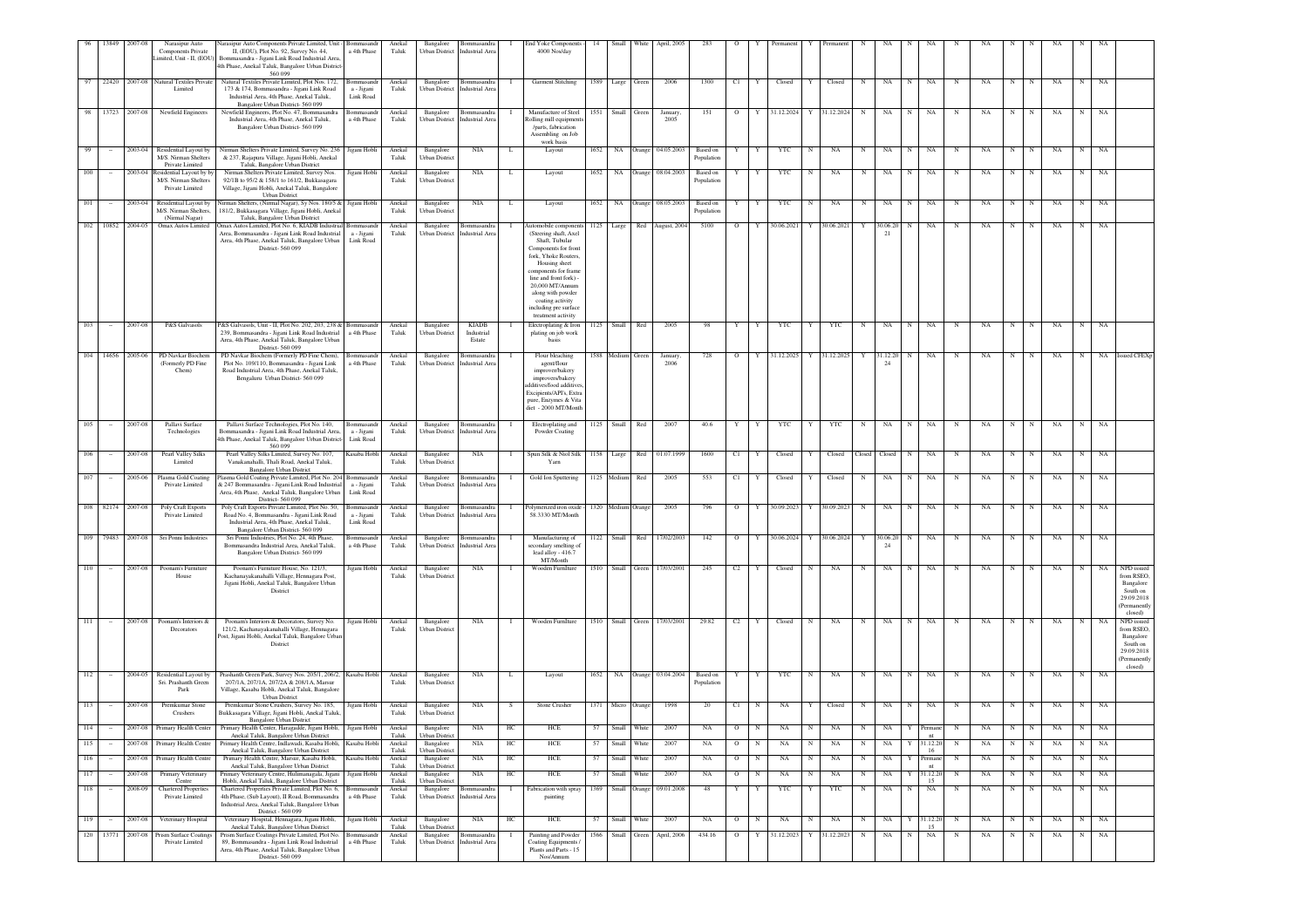| 96 | 13849 | 2007-08 | Narasipur Auto Components Private Limited, Unit - II, (EOU) | Narasipur Auto Components Private Limited, Unit - II, (EOU), Plot No. 92, Survey No. 44, Bommasandra - Jigani Link Road Industrial Area, 4th Phase, Anekal Taluk, Bangalore Urban District-560 099 | Bommasandra 4th Phase | Anekal Taluk | Bangalore Urban District | Bommasandra Industrial Area | I | End Yoke Components - 4000 Nos/day | 14 | Small | White | April, 2005 | 283 | O | Y | Permanent | Y | Permanent | N | NA | N | NA | N | NA | N | N | NA | N | NA | |
|---|---|---|---|---|---|---|---|---|---|---|---|---|---|---|---|---|---|---|---|---|---|---|---|---|---|---|---|---|---|---|---|---|
| 97 | 22420 | 2007-08 | Natural Textiles Private Limited | Natural Textiles Private Limited, Plot Nos. 172, 173 & 174, Bommasandra - Jigani Link Road Industrial Area, 4th Phase, Anekal Taluk, Bangalore Urban District- 560 099 | Bommasandra - Jigani Link Road | Anekal Taluk | Bangalore Urban District | Bommasandra Industrial Area | I | Garment Stitching | 1589 | Large | Green | 2006 | 1300 | C1 | Y | Closed | Y | Closed | N | NA | N | NA | N | NA | N | N | NA | N | NA | |
| 98 | 13723 | 2007-08 | Newfield Engineers | Newfield Engineers, Plot No. 47, Bommasandra Industrial Area, 4th Phase, Anekal Taluk, Bangalore Urban District- 560 099 | Bommasandra 4th Phase | Anekal Taluk | Bangalore Urban District | Bommasandra Industrial Area | I | Manufacture of Steel Rolling mill equipments /parts, fabrication Assembling on Job work basis | 1551 | Small | Green | January, 2005 | 151 | O | Y | 31.12.2024 | Y | 31.12.2024 | N | NA | N | NA | N | NA | N | N | NA | N | NA | |
| 99 | - | 2003-04 | Residential Layout by M/S. Nirman Shelters Private Limited | Nirman Shelters Private Limited, Survey No. 236 & 237, Rajapura Village, Jigani Hobli, Anekal Taluk, Bangalore Urban District | Jigani Hobli | Anekal Taluk | Bangalore Urban District | NIA | L | Layout | 1652 | NA | Orange | 04.05.2003 | Based on Population | Y | Y | YTC | N | NA | N | NA | N | NA | N | NA | N | N | NA | N | NA | |
| 100 | - | 2003-04 | Residential Layout by by M/S. Nirman Shelters Private Limited | Nirman Shelters Private Limited, Survey Nos. 92/1B to 95/2 & 158/1 to 161/2, Bukkasagara Village, Jigani Hobli, Anekal Taluk, Bangalore Urban District | Jigani Hobli | Anekal Taluk | Bangalore Urban District | NIA | L | Layout | 1652 | NA | Orange | 08.04.2003 | Based on Population | Y | Y | YTC | N | NA | N | NA | N | NA | N | NA | N | N | NA | N | NA | |
| 101 | - | 2003-04 | Residential Layout by M/S. Nirman Shelters, (Nirmal Nagar) | Nirman Shelters, (Nirmal Nagar), Sy Nos. 180/5 & 181/2, Bukkasagara Village, Jigani Hobli, Anekal Taluk, Bangalore Urban District | Jigani Hobli | Anekal Taluk | Bangalore Urban District | NIA | L | Layout | 1652 | NA | Orange | 08.05.2003 | Based on Population | Y | Y | YTC | N | NA | N | NA | N | NA | N | NA | N | N | NA | N | NA | |
| 102 | 10852 | 2004-05 | Omax Autos Limited | Omax Autos Limited, Plot No. 6, KIADB Industrial Area, Bommasandra - Jigani Link Road Industrial Area, 4th Phase, Anekal Taluk, Bangalore Urban District- 560 099 | Bommasandra - Jigani Link Road | Anekal Taluk | Bangalore Urban District | Bommasandra Industrial Area | I | Automobile components (Steering shaft, Axel Shaft, Tubular Components for front fork, Yhoke Routers, Housing sheet components for frame line and front fork) - 20,000 MT/Annum along with powder coating activity including pre surface treatment activity | 1125 | Large | Red | August, 2004 | 5100 | O | Y | 30.06.2021 | Y | 30.06.2021 | Y | 30.06.2021 | N | NA | N | NA | N | N | NA | N | NA | |
| 103 | - | 2007-08 | P&S Galvasols | P&S Galvasols, Unit - II, Plot No. 202, 203, 238 & 239, Bommasandra - Jigani Link Road Industrial Area, 4th Phase, Anekal Taluk, Bangalore Urban District- 560 099 | Bommasandra 4th Phase | Anekal Taluk | Bangalore Urban District | KIADB Industrial Estate | I | Electroplating & Iron plating on job work basis | 1125 | Small | Red | 2005 | 98 | Y | Y | YTC | Y | YTC | N | NA | N | NA | N | NA | N | N | NA | N | NA | |
| 104 | 14656 | 2005-06 | PD Navkar Biochem (Formerly PD Fine Chem) | PD Navkar Biochem (Formerly PD Fine Chem), Plot No. 109/110, Bommasandra - Jigani/Link Road Industrial Area, 4th Phase, Anekal Taluk, Bengaluru Urban District- 560 099 | Bommasandra 4th Phase | Anekal Taluk | Bangalore Urban District | Bommasandra Industrial Area | I | Flour bleaching agent/flour improver/bakery improvers/bakery additives/food additives, Excipients/API's, Extra pure, Enzymes & Vita diet - 2000 MT/Month | 1588 | Medium | Green | January, 2006 | 728 | O | Y | 31.12.2025 | Y | 31.12.2025 | Y | 31.12.2024 | N | NA | N | NA | N | N | NA | N | NA | Issued CFExp |
| 105 | - | 2007-08 | Pallavi Surface Technologies | Pallavi Surface Technologies, Plot No. 140, Bommasandra - Jigani Link Road Industrial Area, 4th Phase, Anekal Taluk, Bangalore Urban District- 560 099 | Bommasandra - Jigani Link Road | Anekal Taluk | Bangalore Urban District | Bommasandra Industrial Area | I | Electroplating and Powder Coating | 1125 | Small | Red | 2007 | 40.6 | Y | Y | YTC | Y | YTC | N | NA | N | NA | N | NA | N | N | NA | N | NA | |
| 106 | - | 2007-08 | Pearl Valley Silks Limited | Pearl Valley Silks Limited, Survey No. 107, Vanakanahalli, Thali Road, Anekal Taluk, Bangalore Urban District | Kasaba Hobli | Anekal Taluk | Bangalore Urban District | NIA | I | Spun Silk & Noil Silk Yarn | 1158 | Large | Red | 01.07.1999 | 1600 | C1 | Y | Closed | Y | Closed | Closed | Closed | N | NA | N | NA | N | N | NA | N | NA | |
| 107 | - | 2005-06 | Plasma Gold Coating Private Limited | Plasma Gold Coating Private Limited, Plot No. 204 & 247 Bommasandra - Jigani Link Road Industrial Area, 4th Phase, Anekal Taluk, Bangalore Urban District- 560 099 | Bommasandra - Jigani Link Road | Anekal Taluk | Bangalore Urban District | Bommasandra Industrial Area | I | Gold Ion Sputtering | 1125 | Medium | Red | 2005 | 553 | C1 | Y | Closed | Y | Closed | N | NA | N | NA | N | NA | N | N | NA | N | NA | |
| 108 | 82174 | 2007-08 | Poly Craft Exports Private Limited | Poly Craft Exports Private Limited, Plot No. 50, Road No. 4, Bommasandra - Jigani Link Road Industrial Area, 4th Phase, Anekal Taluk, Bangalore Urban District- 560 099 | Bommasandra - Jigani Link Road | Anekal Taluk | Bangalore Urban District | Bommasandra Industrial Area | I | Polymerized iron oxide - 58.3330 MT/Month | 1320 | Medium | Orange | 2005 | 796 | O | Y | 30.09.2023 | Y | 30.09.2023 | N | NA | N | NA | N | NA | N | N | NA | N | NA | |
| 109 | 79483 | 2007-08 | Sri Ponni Industries | Sri Ponni Industries, Plot No. 24, 4th Phase, Bommasandra Industrial Area, Anekal Taluk, Bangalore Urban District- 560 099 | Bommasandra 4th Phase | Anekal Taluk | Bangalore Urban District | Bommasandra Industrial Area | I | Manufacturing of secondary smelting of lead alloy - 416.7 MT/Month | 1122 | Small | Red | 17/02/2003 | 142 | O | Y | 30.06.2024 | Y | 30.06.2024 | Y | 30.06.2024 | N | NA | N | NA | N | N | NA | N | NA | |
| 110 | - | 2007-08 | Poonam's Furniture House | Poonam's Furniture House, No. 121/3, Kachanayakanahalli Village, Hennagara Post, Jigani Hobli, Anekal Taluk, Bangalore Urban District | Jigani Hobli | Anekal Taluk | Bangalore Urban District | NIA | I | Wooden Furniture | 1510 | Small | Green | 17/03/2001 | 245 | C2 | Y | Closed | N | NA | N | NA | N | NA | N | NA | N | N | NA | N | NA | NPD issued from RSEO, Bangalore South on 29.09.2018 (Permanently closed) |
| 111 | - | 2007-08 | Poonam's Interiors & Decorators | Poonam's Interiors & Decorators, Survey No. 121/2, Kachanayakanahalli Village, Hennagara Post, Jigani Hobli, Anekal Taluk, Bangalore Urban District | Jigani Hobli | Anekal Taluk | Bangalore Urban District | NIA | I | Wooden Furniture | 1510 | Small | Green | 17/03/2001 | 29.82 | C2 | Y | Closed | N | NA | N | NA | N | NA | N | NA | N | N | NA | N | NA | NPD issued from RSEO, Bangalore South on 29.09.2018 (Permanently closed) |
| 112 | - | 2004-05 | Residential Layout by Sri. Prashanth Green Park | Prashanth Green Park, Survey Nos. 205/1, 206/2, 207/1A, 207/1A, 207/2A & 208/1A, Marsur Village, Kasaba Hobli, Anekal Taluk, Bangalore Urban District | Kasaba Hobli | Anekal Taluk | Bangalore Urban District | NIA | L | Layout | 1652 | NA | Orange | 03.04.2004 | Based on Population | Y | Y | YTC | N | NA | N | NA | N | NA | N | NA | N | N | NA | N | NA | |
| 113 | - | 2007-08 | Premkumar Stone Crushers | Premkumar Stone Crushers, Survey No. 185, Bukkasagara Village, Jigani Hobli, Anekal Taluk, Bangalore Urban District | Jigani Hobli | Anekal Taluk | Bangalore Urban District | NIA | S | Stone Crusher | 1371 | Micro | Orange | 1998 | 20 | C1 | N | NA | Y | Closed | N | NA | N | NA | N | NA | N | N | NA | N | NA | |
| 114 | - | 2007-08 | Primary Health Center | Primary Health Center, Haragadde, Jigani Hobli, Anekal Taluk, Bangalore Urban District | Jigani Hobli | Anekal Taluk | Bangalore Urban District | NIA | HC | HCE | 57 | Small | White | 2007 | NA | O | N | NA | N | NA | N | NA | Y | Permanent | N | NA | N | N | NA | N | NA | |
| 115 | - | 2007-08 | Primary Health Centre | Primary Health Centre, Indlawadi, Kasaba Hobli, Anekal Taluk, Bangalore Urban District | Kasaba Hobli | Anekal Taluk | Bangalore Urban District | NIA | HC | HCE | 57 | Small | White | 2007 | NA | O | N | NA | N | NA | N | NA | Y | 31.12.2016 | N | NA | N | N | NA | N | NA | |
| 116 | - | 2007-08 | Primary Health Centre | Primary Health Centre, Marsur, Kasaba Hobli, Anekal Taluk, Bangalore Urban District | Kasaba Hobli | Anekal Taluk | Bangalore Urban District | NIA | HC | HCE | 57 | Small | White | 2007 | NA | O | N | NA | N | NA | N | NA | Y | Permanent | N | NA | N | N | NA | N | NA | |
| 117 | - | 2007-08 | Primary Veterinary Centre | Primary Veterinary Centre, Hulimangala, Jigani Hobli, Anekal Taluk, Bangalore Urban District | Jigani Hobli | Anekal Taluk | Bangalore Urban District | NIA | HC | HCE | 57 | Small | White | 2007 | NA | O | N | NA | N | NA | N | NA | Y | 31.12.2015 | N | NA | N | N | NA | N | NA | |
| 118 | - | 2008-09 | Chartered Properties Private Limited | Chartered Properties Private Limited, Plot No. 6, 4th Phase, (Sub Layout), II Road, Bommasandra Industrial Area, Anekal Taluk, Bangalore Urban District - 560 099 | Bommasandra 4th Phase | Anekal Taluk | Bangalore Urban District | Bommasandra Industrial Area | I | Fabrication with spray painting | 1369 | Small | Orange | 09.01.2008 | 48 | Y | Y | YTC | Y | YTC | N | NA | N | NA | N | NA | N | N | NA | N | NA | |
| 119 | - | 2007-08 | Veterinary Hospital | Veterinary Hospital, Hennagara, Jigani Hobli, Anekal Taluk, Bangalore Urban District | Jigani Hobli | Anekal Taluk | Bangalore Urban District | NIA | HC | HCE | 57 | Small | White | 2007 | NA | O | N | NA | N | NA | N | NA | Y | 31.12.2015 | N | NA | N | N | NA | N | NA | |
| 120 | 13771 | 2007-08 | Prism Surface Coatings Private Limited | Prism Surface Coatings Private Limited, Plot No. 89, Bommasandra - Jigani Link Road Industrial Area, 4th Phase, Anekal Taluk, Bangalore Urban District- 560 099 | Bommasandra 4th Phase | Anekal Taluk | Bangalore Urban District | Bommasandra Industrial Area | I | Painting and Powder Coating Equipments / Plants and Parts - 15 Nos/Annum | 1566 | Small | Green | April, 2006 | 434.16 | O | Y | 31.12.2023 | Y | 31.12.2023 | N | NA | N | NA | N | NA | N | N | NA | N | NA | |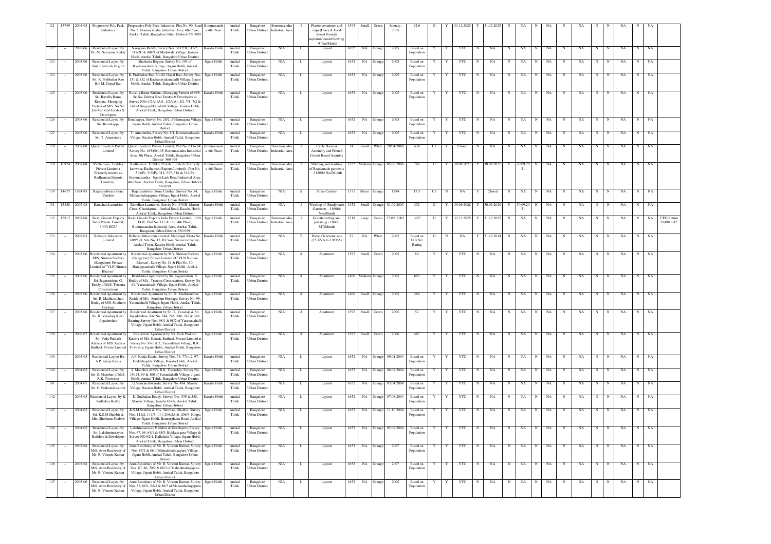| 121 | 13749 | 2004-05 | Progressive Poly Pack Industries | Progressive Poly Pack Industries, Plot No. 90, Road No. 3, Bommasandra Industrial Area, 4th Phase, Anekal Taluk, Bangalore Urban District- 560 099 | Bommasandra 4th Phase | Anekal Taluk | Bangalore Urban District | Bommasandra Industrial Area | I | Plastic containers and cups (Dairy & Food items) through injection/mould blowing - 9 Ton/Month | 1543 | Small | Green | January, 2005 | 92.6 | O | Y | 31.12.2025 | Y | 31.12.2025 | N | NA | N | NA | N | NA | N | N | NA | N | NA | |
|---|---|---|---|---|---|---|---|---|---|---|---|---|---|---|---|---|---|---|---|---|---|---|---|---|---|---|---|---|---|---|---|---|---|
| 122 | - | 2005-06 | Residential Layout by Dr. M. Narayana Reddy | Narayana Reddy, Survey Nos. 311/2B, 312/2, 317/2C & 408/1 of Madiwala Village, Kasaba Hobli, Anekal Taluk, Bangalore Urban District | Kasaba Hobli | Anekal Taluk | Bangalore Urban District | NIA | L | Layout | 1652 | NA | Orange | 2005 | Based on Population | Y | Y | YTC | N | NA | N | NA | N | NA | N | NA | N | N | NA | N | NA | |
| 123 | - | 2005-06 | Residential Layout by Smt. Shaheeda Begum | Shaheeda Begum, Survey No. 104 of Kyalasanahalli Village, Jigani Hobli, Anekal Taluk, Bangalore Urban District | Jigani Hobli | Anekal Taluk | Bangalore Urban District | NIA | L | Layout | 1652 | NA | Orange | 2005 | Based on Population | Y | Y | YTC | N | NA | N | NA | N | NA | N | NA | N | N | NA | N | NA | |
| 124 | - | 2005-06 | Residential Layout by Sri. K. Prabhakar Rao Bin M. Gopal Rao | K. Prabhakar Rao Bin M. Gopal Rao, Survey Nos. 131 & 132 of Kachanayakanahalli Village, Jigani Hobli, Anekal Taluk, Bangalore Urban District | Jigani Hobli | Anekal Taluk | Bangalore Urban District | NIA | L | Layout | 1652 | NA | Orange | 2005 | Based on Population | Y | Y | YTC | N | NA | N | NA | N | NA | N | NA | N | N | NA | N | NA | |
| 125 | - | 2005-06 | Residential Layout by Sri. Ravella Rama Krishna, Managing Partner of M/S. Sri Sai Eshwar Real Estates & Developers | Ravella Rama Krishna, Managing Partner of M/S. Sri Sai Eshwar Real Estates & Developers at Survey NOs.1/2A1(A)1, 1/2A(A), 2/2, 7/1, 7/2 & 146 of Surgajakkanahalli Village, Kasaba Hobli, Anekal Taluk, Bangalore Urban District | Kasaba Hobli | Anekal Taluk | Bangalore Urban District | NIA | L | Layout | 1652 | NA | Orange | 2005 | Based on Population | Y | Y | YTC | N | NA | N | NA | N | NA | N | NA | N | N | NA | N | NA | |
| 126 | - | 2005-06 | Residential Layout by Sri. Renukappa | Renukappa, Survey No. 28/2 of Hennagara Village, Jigani Hobli, Anekal Taluk, Bangalore Urban District | Jigani Hobli | Anekal Taluk | Bangalore Urban District | NIA | L | Layout | 1652 | NA | Orange | 2005 | Based on Population | Y | Y | YTC | N | NA | N | NA | N | NA | N | NA | N | N | NA | N | NA | |
| 127 | - | 2005-06 | Residential Layout by Sri. T. Amarendra | T. Amarendra, Survey No. 8/1, Koonamadiwala Village, Kasaba Hobli, Anekal Taluk, Bangalore Urban District | Kasaba Hobli | Anekal Taluk | Bangalore Urban District | NIA | L | Layout | 1652 | NA | Orange | 2005 | Based on Population | Y | Y | YTC | N | NA | N | NA | N | NA | N | NA | N | N | NA | N | NA | |
| 128 | - | 2007-08 | Quest Smartech Private Limited | Quest Smartech Private Limited, Plot No. 61 to 64, Survey No. 185/4/04-05, Bommasandra Industrial Area, 4th Phase, Anekal Taluk, Bangalore Urban District- 560 099 | Bommasandra 4th Phase | Anekal Taluk | Bangalore Urban District | Bommasandra Industrial Area | I | Cable Harness Assembly and Printed Circuit Board Asembly | 14 | Small | White | 28/04/2000 | 424 | C1 | Y | Closed | N | NA | N | NA | N | NA | N | NA | N | N | NA | N | NA | |
| 129 | 10924 | 2007-08 | Radhamani Textiles Private Limited ( Formerly known as Radhamani Exports Limited) , | Radhamani Textiles Private Limited ( Formerly known as Radhamani Exports Limited) , Plot No. 314(P), 315(P), 316, 317, 318 & 319(P), Bommasandra - Jigani Link Road Industrial Area, 4th Phase, Anekal Taluk, Bangalore Urban District- 560 099 | Bommasandra 4th Phase | Anekal Taluk | Bangalore Urban District | Bommasandra Industrial Area | I | Stitching and washing of Readymade garments - 312000 Nos/Month | 1352 | Medium | Orange | 05.06.2006 | 786 | O | Y | 30.09.2021 | Y | 30.09.2021 | Y | 30.09.2021 | N | NA | N | NA | N | N | NA | N | NA | |
| 130 | 14675 | 1994-95 | Rajarajeshwari Stone Crusher | Rajarajeshwari Stone Crusher, Survey No. 54, Mahanthalingapura Village, Jigani Hobli, Anekal Taluk, Bangalore Urban District | Jigani Hobli | Anekal Taluk | Bangalore Urban District | NIA | S | Stone Crusher | 1371 | Micro | Orange | 1994 | 17.5 | C1 | N | NA | Y | Closed | N | NA | N | NA | N | NA | N | N | NA | N | NA | |
| 131 | 15858 | 2007-08 | Ramdhan Laundries | Ramdhan Laundries, Survey No. 330/B, Marsur Cross, Chandapura - Anekal Road, Kasaba Hobli, Anekal Taluk, Bangalore Urban District | Kasaba Hobli | Anekal Taluk | Bangalore Urban District | NIA | I | Washing of Readymade Garments - 416666 Nos/Month | 1352 | Small | Orange | 01.09.2003 | 352 | O | Y | 30.09.2028 | Y | 30.09.2028 | Y | 30.09.2021 | N | NA | N | NA | N | N | NA | N | NA | |
| 132 | 15912 | 2007-08 | Rashi Granite Exports India Private Limited, 100% EOU | Rashi Granite Exports India Private Limited, 100% EOU, Plot No. 117 & 118, 4th Phase, Bommasandra Industrial Area, Anekal Taluk, Bangalore Urban District- 560 099 | Jigani Hobli | Anekal Taluk | Bangalore Urban District | Bommasandra Industrial Area | I | Granite cutting and polishing - 10000 MT/Month | 1518 | Large | Green | 27.02. 2003 | 1452 | O | Y | 31.12.2025 | Y | 31.12.2025 | N | NA | N | NA | N | NA | N | N | NA | N | NA | CFO Return 28/08/2012 |
| 133 | - | 2002-03 | Reliance Infocomm Limited | Reliance Infocomm Limited, Municipal Khata No. 609/578, Site No. 13, II Cross, Weavers Colony, Anekal Town, Kasaba Hobli, Anekal Taluk, Bangalore Urban District | Kasaba Hobli | Anekal Taluk | Bangalore Urban District | NIA | T | Diesel Generator sets (15 KVA to 1 MVA) | 52 | NA | White | 2002 | Based on D.G Set Rating | O | N | NA | Y | 31.12.2014 | N | NA | N | NA | N | NA | N | N | NA | N | NA | |
| 134 | - | 2005-06 | Residential Apartment by M/S. Nirman Shelters (Bangalore) Private Limited of "VLN Nirman Bhavan" | Residential Apartment by M/s. Nirman Shelters (Bangalore) Private Limited of "VLN Nirman Bhavan", Survey No. 31 & Plot No. 30, Harappanahalli Village, Jigani Hobli, Anekal Taluk, Bangalore Urban District | Jigani Hobli | Anekal Taluk | Bangalore Urban District | NIA | A | Apartment | 1597 | Small | Green | 2005 | 80 | Y | Y | YTC | N | NA | N | NA | N | NA | N | NA | N | N | NA | N | NA | |
| 135 | - | 2005-06 | Residential Apartment by Sri. Jaganmohan. G. Reddy of M/S. Trinetra Constructions | Residential Apartment by Sri. Jaganmohan. G. Reddy of M/s. Trinetra Constructions, Survey No. 99, Yarandahalli Village, Jigani Hobli, Anekal Taluk, Bangalore Urban District | Jigani Hobli | Anekal Taluk | Bangalore Urban District | NIA | A | Apartment | 1400 | Medium | Orange | 2005 | 603 | Y | Y | YTC | N | NA | N | NA | N | NA | N | NA | N | N | NA | N | NA | |
| 136 | - | 2005-06 | Residential Apartment by Sri. R. Madhusudhan Reddy of M/S. Southern Heritage | Residential Apartment by Sri. R. Madhusudhan Reddy of M/s. Southern Heritage, Survey No. 99, Yarandahalli Village, Jigani Hobli, Anekal Taluk, Bangalore Urban District | Jigani Hobli | Anekal Taluk | Bangalore Urban District | NIA | A | Apartment | 1400 | Small | Orange | 2005 | 388 | Y | Y | YTC | N | NA | N | NA | N | NA | N | NA | N | N | NA | N | NA | |
| 137 | - | 2005-06 | Residential Apartment by Sri. R. Varadarj & Sri. Jagadeeshan | Residential Apartment by Sri. R. Varadarj & Sri. Jagadeeshan, Site No. 244, 245, 246, 247 & 248, Bearing Survey Nos. 98/1 & 98/2 of Yaramadahalli Village, Jigani Hobli, Anekal Taluk, Bangalore Urban District | Jigani Hobli | Anekal Taluk | Bangalore Urban District | NIA | A | Apartment | 1597 | Small | Green | 2005 | 52 | Y | Y | YTC | N | NA | N | NA | N | NA | N | NA | N | N | NA | N | NA | |
| 138 | - | 2006-07 | Residential Apartment by Sri. Veda Prakash Kataria of M/S. Kataria Builtech Private Limited | Residential Apartment by Sri. Veda Prakash Kataria of M/s. Kataria Builtech Private Limited at Survey No. 98/1 & 2, Yaramdahali Village, R.K. Township, Jigani Hobli, Anekal Taluk, Bangalore Urban District | Jigani Hobli | Anekal Taluk | Bangalore Urban District | NIA | A | Apartment | 1597 | Small | Green | 2006 | 467 | Y | Y | YTC | N | NA | N | NA | N | NA | N | NA | N | N | NA | N | NA | |
| 139 | - | 2004-05 | Residential Layout By A.P. Kunja Kunja | A.P. Kunja Kunja, Survey Nos. 76, 77/1, 2, 97, Doddahagade Village, Kasaba Hobli, Anekal Taluk, Bangalore Urban District | Kasaba Hobli | Anekal Taluk | Bangalore Urban District | NIA | L | Layout | 1652 | NA | Orange | 09.01.2004 | Based on Population | Y | Y | YTC | N | NA | N | NA | N | NA | N | NA | N | N | NA | N | NA | |
| 140 | - | 2004-05 | Residential Layout by Sri. S. Manohar of M/S. R.K. Township | S. Manohar of M/s. R.K. Township, Survey No. 19, 24, 99 & 100 of Yarandahalli Village, Jigani Hobli, Anekal Taluk, Bangalore Urban District | Jigani Hobli | Anekal Taluk | Bangalore Urban District | NIA | L | Layout | 1652 | NA | Orange | 08.09.2004 | Based on Population | Y | Y | YTC | N | NA | N | NA | N | NA | N | NA | N | N | NA | N | NA | |
| 141 | - | 2004-05 | Residential Layout by Sri. G.Venkateshwaralu | G.Venkateshwaralu, Survey No. 494, Marsur Village, Kasaba Hobli, Anekal Taluk, Bangalore Urban District | Kasaba Hobli | Anekal Taluk | Bangalore Urban District | NIA | L | Layout | 1652 | NA | Orange | 03.04.2004 | Based on Population | Y | Y | YTC | N | NA | N | NA | N | NA | N | NA | N | N | NA | N | NA | |
| 142 | - | 2004-05 | Residential Layout by K. Sudhakar Reddy | K. Sudhakar Reddy, Survey Nos. 539 & 538, Marsur Village, Kasaba Hobli, Anekal Taluk, Bangalore Urban District | Kasaba Hobli | Anekal Taluk | Bangalore Urban District | NIA | L | Layout | 1652 | NA | Orange | 07.08.2004 | Based on Population | Y | Y | YTC | N | NA | N | NA | N | NA | N | NA | N | N | NA | N | NA | |
| 143 | - | 2004-05 | Residential Layout by Sri. K.S.M Shabbir & Mrs. Sherbanu Shabbir | K.S.M Shabbir & Mrs. Sherbanu Shabbir, Survey Nos. 111/2, 111/5, 114, 206/2A & 206/3, Koppa Village, Jigani Hobli, Bannerghatta Road, Anekal Taluk, Bangalore Urban District | Jigani Hobli | Anekal Taluk | Bangalore Urban District | NIA | L | Layout | 1652 | NA | Orange | 11.10.2004 | Based on Population | Y | Y | YTC | N | NA | N | NA | N | NA | N | NA | N | N | NA | N | NA | |
| 144 | - | 2004-05 | Residential Layout by Sri. Lakshminarayan Builders & Developers | Lakshminarayan Builders & Developers, Survey Nos. 67, 68, 64/1 & 65/5, Bukkasagara Village & Survey NO.92/1, Kallabalu Village, Jigani Hobli, Anekal Taluk, Bangalore Urban District | Jigani Hobli | Anekal Taluk | Bangalore Urban District | NIA | L | Layout | 1652 | NA | Orange | 05.09.2004 | Based on Population | Y | Y | YTC | N | NA | N | NA | N | NA | N | NA | N | N | NA | N | NA | |
| 145 | - | 2007-08 | Residential Layout by M/S. Arun Residency of Mr. R. Vincent Kumar | Arun Residency of Mr. R. Vincent Kumar, Survey Nos. 85/1 & 86 of Mahanthalingapura Village, Jigani Hobli, Anekal Taluk, Bangalore Urban District | Jigani Hobli | Anekal Taluk | Bangalore Urban District | NIA | L | Layout | 1652 | NA | Orange | 2007 | Based on Population | Y | Y | YTC | N | NA | N | NA | N | NA | N | NA | N | N | NA | N | NA | |
| 146 | - | 2007-08 | Residential Layout by M/S. Arun Residency of Mr. R. Vincent Kumar | Arun Residency of Mr. R. Vincent Kumar, Survey Nos. 87, 86, 70/2 & 88/3 of Mahanthalingapura Village, Jigani Hobli, Anekal Taluk, Bangalore Urban District | Jigani Hobli | Anekal Taluk | Bangalore Urban District | NIA | L | Layout | 1652 | NA | Orange | 2007 | Based on Population | Y | Y | YTC | N | NA | N | NA | N | NA | N | NA | N | N | NA | N | NA | |
| 147 | - | 2005-06 | Residential Layout by M/S. Arun Residency of Mr. R. Vincent Kumar | Arun Residency of Mr. R. Vincent Kumar, Survey Nos. 87, 88/1, 88/3 & 88/3 of Mahanthalingapura Village, Jigani Hobli, Anekal Taluk, Bangalore Urban District | Jigani Hobli | Anekal Taluk | Bangalore Urban District | NIA | L | Layout | 1652 | NA | Orange | 2005 | Based on Population | Y | Y | YTC | N | NA | N | NA | N | NA | N | NA | N | N | NA | N | NA | |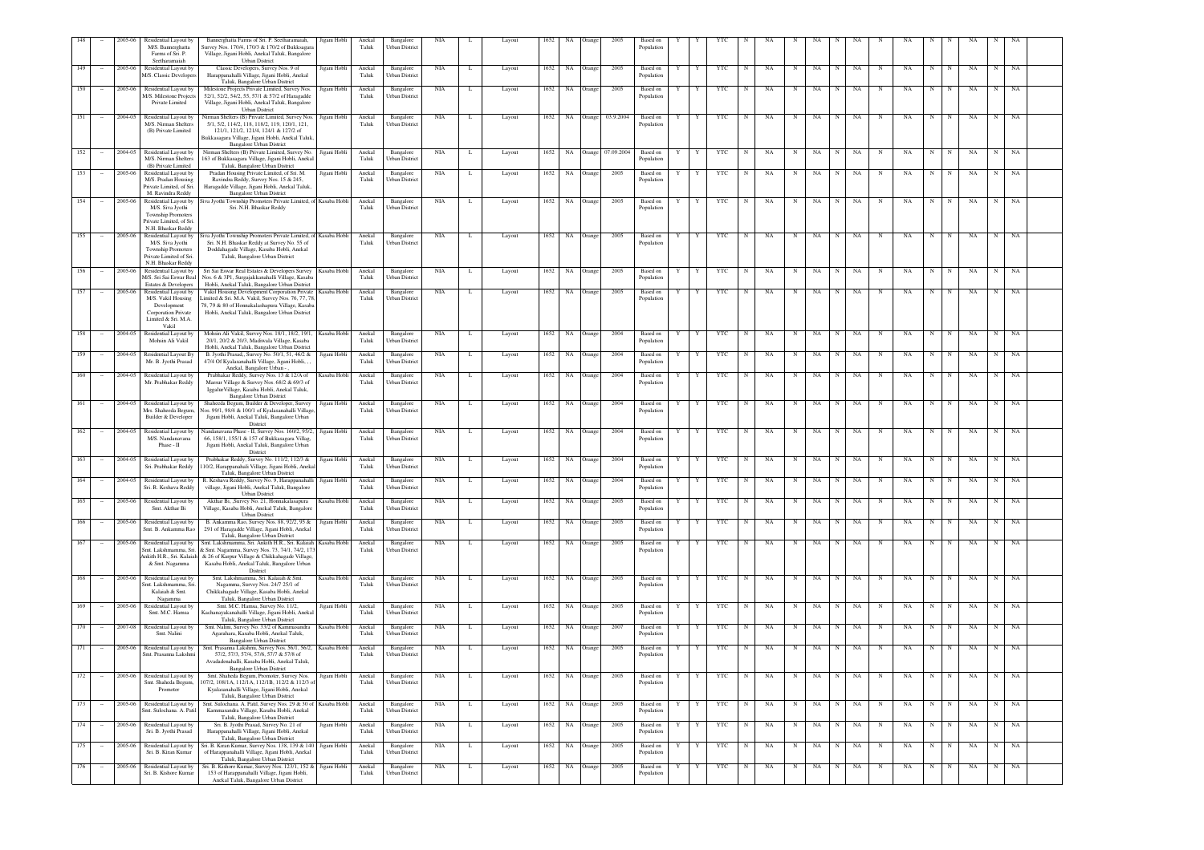| 148 | – | 2005-06 | Residential Layout by M/S. Bannerghatta Farms of Sri. P. Seetharamaiah | Bannerghatta Farms of Sri. P. Seetharamaiah, Survey Nos. 170/4, 170/3 & 170/2 of Bukkasagara Village, Jigani Hobli, Anekal Taluk, Bangalore Urban District | Jigani Hobli | Anekal Taluk | Bangalore Urban District | NIA | L | Layout | 1652 | NA | Orange | 2005 | Based on Population | Y | Y | YTC | N | NA | N | NA | N | NA | N | NA | N | N | NA | N | NA |
|---|---|---|---|---|---|---|---|---|---|---|---|---|---|---|---|---|---|---|---|---|---|---|---|---|---|---|---|---|---|---|---|
| 149 | – | 2005-06 | Residential Layout by M/S. Classic Developers | Classic Developers, Survey Nos. 9 of Harappanahalli Village, Jigani Hobli, Anekal Taluk, Bangalore Urban District | Jigani Hobli | Anekal Taluk | Bangalore Urban District | NIA | L | Layout | 1652 | NA | Orange | 2005 | Based on Population | Y | Y | YTC | N | NA | N | NA | N | NA | N | NA | N | N | NA | N | NA |
| 150 | – | 2005-06 | Residential Layout by M/S. Milestone Projects Private Limited | Milestone Projects Private Limited, Survey Nos. 52/1, 52/2, 54/2, 55, 57/1 & 57/2 of Haragadde Village, Jigani Hobli, Anekal Taluk, Bangalore Urban District | Jigani Hobli | Anekal Taluk | Bangalore Urban District | NIA | L | Layout | 1652 | NA | Orange | 2005 | Based on Population | Y | Y | YTC | N | NA | N | NA | N | NA | N | NA | N | N | NA | N | NA |
| 151 | – | 2004-05 | Residential Layout by M/S. Nirman Shelters (B) Private Limited | Nirman Shelters (B) Private Limited, Survey Nos. 5/1, 5/2, 114/2, 118, 118/2, 119, 120/1, 121, 121/1, 121/2, 121/4, 124/1 & 127/2 of Bukkasagara Village, Jigani Hobli, Anekal Taluk, Bangalore Urban District | Jigani Hobli | Anekal Taluk | Bangalore Urban District | NIA | L | Layout | 1652 | NA | Orange | 03.9.2004 | Based on Population | Y | Y | YTC | N | NA | N | NA | N | NA | N | NA | N | N | NA | N | NA |
| 152 | – | 2004-05 | Residential Layout by M/S. Nirman Shelters (B) Private Limited | Nirman Shelters (B) Private Limited, Survey No. 163 of Bukkasagara Village, Jigani Hobli, Anekal Taluk, Bangalore Urban District | Jigani Hobli | Anekal Taluk | Bangalore Urban District | NIA | L | Layout | 1652 | NA | Orange | 07.09.2004 | Based on Population | Y | Y | YTC | N | NA | N | NA | N | NA | N | NA | N | N | NA | N | NA |
| 153 | – | 2005-06 | Residential Layout by M/S. Pradan Housing Private Limited, of Sri. M. Ravindra Reddy | Pradan Housing Private Limited, of Sri. M. Ravindra Reddy, Survey Nos. 15 & 24/5, Haragadde Village, Jigani Hobli, Anekal Taluk, Bangalore Urban District | Jigani Hobli | Anekal Taluk | Bangalore Urban District | NIA | L | Layout | 1652 | NA | Orange | 2005 | Based on Population | Y | Y | YTC | N | NA | N | NA | N | NA | N | NA | N | N | NA | N | NA |
| 154 | – | 2005-06 | Residential Layout by M/S. Siva Jyothi Township Promoters Private Limited, of Sri. N.H. Bhaskar Reddy | Siva Jyothi Township Promoters Private Limited, of Sri. N.H. Bhaskar Reddy | Kasaba Hobli | Anekal Taluk | Bangalore Urban District | NIA | L | Layout | 1652 | NA | Orange | 2005 | Based on Population | Y | Y | YTC | N | NA | N | NA | N | NA | N | NA | N | N | NA | N | NA |
| 155 | – | 2005-06 | Residential Layout by M/S. Siva Jyothi Township Promoters Private Limited of Sri. N.H. Bhaskar Reddy | Siva Jyothi Township Promoters Private Limited, of Sri. N.H. Bhaskar Reddy at Survey No. 55 of Doddahagade Village, Kasaba Hobli, Anekal Taluk, Bangalore Urban District | Kasaba Hobli | Anekal Taluk | Bangalore Urban District | NIA | L | Layout | 1652 | NA | Orange | 2005 | Based on Population | Y | Y | YTC | N | NA | N | NA | N | NA | N | NA | N | N | NA | N | NA |
| 156 | – | 2005-06 | Residential Layout by M/S. Sri Sai Eswar Real Estates & Developers | Sri Sai Eswar Real Estates & Developers Survey Nos. 6 & 3P1, Surgajakkanahalli Village, Kasaba Hobli, Anekal Taluk, Bangalore Urban District | Kasaba Hobli | Anekal Taluk | Bangalore Urban District | NIA | L | Layout | 1652 | NA | Orange | 2005 | Based on Population | Y | Y | YTC | N | NA | N | NA | N | NA | N | NA | N | N | NA | N | NA |
| 157 | – | 2005-06 | Residential Layout by M/S. Vakil Housing Development Corporation Private Limited & Sri. M.A. Vakil | Vakil Housing Development Corporation Private Limited & Sri. M.A. Vakil, Survey Nos. 76, 77, 78, 79 & 80 of Hommakalashapura Village, Kasaba Hobli, Anekal Taluk, Bangalore Urban District | Kasaba Hobli | Anekal Taluk | Bangalore Urban District | NIA | L | Layout | 1652 | NA | Orange | 2005 | Based on Population | Y | Y | YTC | N | NA | N | NA | N | NA | N | NA | N | N | NA | N | NA |
| 158 | – | 2004-05 | Residential Layout by Mohsin Ali Vakil | Mohsin Ali Vakil, Survey Nos. 18/1, 18/2, 19/1, 20/1, 20/2 & 20/3, Madiwala Village, Kasaba Hobli, Anekal Taluk, Bangalore Urban District | Kasaba Hobli | Anekal Taluk | Bangalore Urban District | NIA | L | Layout | 1652 | NA | Orange | 2004 | Based on Population | Y | Y | YTC | N | NA | N | NA | N | NA | N | NA | N | N | NA | N | NA |
| 159 | – | 2004-05 | Residential Layout By Mr. B. Jyothi Prasad | B. Jyothi Prasad,, Survey No. 50/1, 51, 46/2 & 47/4 Of Kyalasanahalli Village, Jigani Hobli, , , Anekal, Bangalore Urban - , | Jigani Hobli | Anekal Taluk | Bangalore Urban District | NIA | L | Layout | 1652 | NA | Orange | 2004 | Based on Population | Y | Y | YTC | N | NA | N | NA | N | NA | N | NA | N | N | NA | N | NA |
| 160 | – | 2004-05 | Residential Layout by Mr. Prabhakar Reddy | Prabhakar Reddy, Survey Nos. 13 & 12/A of Marsur Village & Survey Nos. 68/2 & 69/3 of Iggalur Village, Kasaba Hobli, Anekal Taluk, Bangalore Urban District | Kasaba Hobli | Anekal Taluk | Bangalore Urban District | NIA | L | Layout | 1652 | NA | Orange | 2004 | Based on Population | Y | Y | YTC | N | NA | N | NA | N | NA | N | NA | N | N | NA | N | NA |
| 161 | – | 2004-05 | Residential Layout by Mrs. Shaheeda Begum, Builder & Developer | Shaheeda Begum, Builder & Developer, Survey Nos. 99/1, 98/4 & 100/1 of Kyalasanahalli Village, Jigani Hobli, Anekal Taluk, Bangalore Urban District | Jigani Hobli | Anekal Taluk | Bangalore Urban District | NIA | L | Layout | 1652 | NA | Orange | 2004 | Based on Population | Y | Y | YTC | N | NA | N | NA | N | NA | N | NA | N | N | NA | N | NA |
| 162 | – | 2004-05 | Residential Layout by M/S. Nandanavana Phase - II | Nandanavana Phase - II, Survey Nos. 160/2, 95/2, 66, 158/1, 155/1 & 157 of Bukkasagara Villag, Jigani Hobli, Anekal Taluk, Bangalore Urban District | Jigani Hobli | Anekal Taluk | Bangalore Urban District | NIA | L | Layout | 1652 | NA | Orange | 2004 | Based on Population | Y | Y | YTC | N | NA | N | NA | N | NA | N | NA | N | N | NA | N | NA |
| 163 | – | 2004-05 | Residential Layout by Sri. Prabhakar Reddy | Prabhakar Reddy, Survey No. 111/2, 112/3 & 110/2, Harappanahali Village, Jigani Hobli, Anekal Taluk, Bangalore Urban District | Jigani Hobli | Anekal Taluk | Bangalore Urban District | NIA | L | Layout | 1652 | NA | Orange | 2004 | Based on Population | Y | Y | YTC | N | NA | N | NA | N | NA | N | NA | N | N | NA | N | NA |
| 164 | – | 2004-05 | Residential Layout by Sri. R. Keshava Reddy | R. Keshava Reddy, Survey No. 9, Harappanahalli village, Jigani Hobli, Anekal Taluk, Bangalore Urban District | Jigani Hobli | Anekal Taluk | Bangalore Urban District | NIA | L | Layout | 1652 | NA | Orange | 2004 | Based on Population | Y | Y | YTC | N | NA | N | NA | N | NA | N | NA | N | N | NA | N | NA |
| 165 | – | 2005-06 | Residential Layout by Smt. Akthar Bi | Akthar Bi, ,Survey No. 21, Hommakalasapura Village, Kasaba Hobli, Anekal Taluk, Bangalore Urban District | Kasaba Hobli | Anekal Taluk | Bangalore Urban District | NIA | L | Layout | 1652 | NA | Orange | 2005 | Based on Population | Y | Y | YTC | N | NA | N | NA | N | NA | N | NA | N | N | NA | N | NA |
| 166 | – | 2005-06 | Residential Layout by Smt. B. Ankamma Rao | B. Ankamma Rao, Survey Nos. 88, 92/2, 95 & 29/1 of Haragadde Village, Jigani Hobli, Anekal Taluk, Bangalore Urban District | Jigani Hobli | Anekal Taluk | Bangalore Urban District | NIA | L | Layout | 1652 | NA | Orange | 2005 | Based on Population | Y | Y | YTC | N | NA | N | NA | N | NA | N | NA | N | N | NA | N | NA |
| 167 | – | 2005-06 | Residential Layout by Smt. Lakshmamma, Sri. Ankith H.R., Sri. Kalaiah & Smt. Nagamma | Smt. Lakshmamma, Sri. Ankith H.R., Sri. Kalaiah & Smt. Nagamma, Survey Nos. 73, 74/1, 74/2, 173 & 26 of Karpur Village & Chikkahagade Village, Kasaba Hobli, Anekal Taluk, Bangalore Urban District | Kasaba Hobli | Anekal Taluk | Bangalore Urban District | NIA | L | Layout | 1652 | NA | Orange | 2005 | Based on Population | Y | Y | YTC | N | NA | N | NA | N | NA | N | NA | N | N | NA | N | NA |
| 168 | – | 2005-06 | Residential Layout by Smt. Lakshmamma, Sri. Kalaiah & Smt. Nagamma | Smt. Lakshmamma, Sri. Kalaiah & Smt. Nagamma, Survey Nos. 24/7 25/1 of Chikkahagade Village, Kasaba Hobli, Anekal Taluk, Bangalore Urban District | Kasaba Hobli | Anekal Taluk | Bangalore Urban District | NIA | L | Layout | 1652 | NA | Orange | 2005 | Based on Population | Y | Y | YTC | N | NA | N | NA | N | NA | N | NA | N | N | NA | N | NA |
| 169 | – | 2005-06 | Residential Layout by Smt. M.C. Hamsa | Smt. M.C. Hamsa, Survey No. 11/2, Kachanayakanahalli Village, Jigani Hobli, Anekal Taluk, Bangalore Urban District | Jigani Hobli | Anekal Taluk | Bangalore Urban District | NIA | L | Layout | 1652 | NA | Orange | 2005 | Based on Population | Y | Y | YTC | N | NA | N | NA | N | NA | N | NA | N | N | NA | N | NA |
| 170 | – | 2007-08 | Residential Layout by Smt. Nalini | Smt. Nalini, Survey No. 33/2 of Kammasandra Agarahara, Kasaba Hobli, Anekal Taluk, Bangalore Urban District | Kasaba Hobli | Anekal Taluk | Bangalore Urban District | NIA | L | Layout | 1652 | NA | Orange | 2007 | Based on Population | Y | Y | YTC | N | NA | N | NA | N | NA | N | NA | N | N | NA | N | NA |
| 171 | – | 2005-06 | Residential Layout by Smt. Prasanna Lakshmi | Smt. Prasanna Lakshmi, Survey Nos. 56/1, 56/2, 57/2, 57/3, 57/4, 57/6, 57/7 & 57/8 of Avadadenahalli, Kasaba Hobli, Anekal Taluk, Bangalore Urban District | Kasaba Hobli | Anekal Taluk | Bangalore Urban District | NIA | L | Layout | 1652 | NA | Orange | 2005 | Based on Population | Y | Y | YTC | N | NA | N | NA | N | NA | N | NA | N | N | NA | N | NA |
| 172 | – | 2005-06 | Residential Layout by Smt. Shaheda Begum, Promoter | Smt. Shaheda Begum, Promoter, Survey Nos. 107/2, 108/1A, 112/1A, 112/1B, 112/2 & 112/3 of Kyalasanahalli Village, Jigani Hobli, Anekal Taluk, Bangalore Urban District | Jigani Hobli | Anekal Taluk | Bangalore Urban District | NIA | L | Layout | 1652 | NA | Orange | 2005 | Based on Population | Y | Y | YTC | N | NA | N | NA | N | NA | N | NA | N | N | NA | N | NA |
| 173 | – | 2005-06 | Residential Layout by Smt. Sulochana. A. Patil | Smt. Sulochana. A. Patil, Survey Nos. 29 & 30 of Kammasandra Village, Kasaba Hobli, Anekal Taluk, Bangalore Urban District | Kasaba Hobli | Anekal Taluk | Bangalore Urban District | NIA | L | Layout | 1652 | NA | Orange | 2005 | Based on Population | Y | Y | YTC | N | NA | N | NA | N | NA | N | NA | N | N | NA | N | NA |
| 174 | – | 2005-06 | Residential Layout by Sri. B. Jyothi Prasad | Sri. B. Jyothi Prasad, Survey No. 21 of Harappanahalli Village, Jigani Hobli, Anekal Taluk, Bangalore Urban District | Jigani Hobli | Anekal Taluk | Bangalore Urban District | NIA | L | Layout | 1652 | NA | Orange | 2005 | Based on Population | Y | Y | YTC | N | NA | N | NA | N | NA | N | NA | N | N | NA | N | NA |
| 175 | – | 2005-06 | Residential Layout by Sri. B. Kiran Kumar | Sri. B. Kiran Kumar, Survey Nos. 138, 139 & 140 of Harappanahalli Village, Jigani Hobli, Anekal Taluk, Bangalore Urban District | Jigani Hobli | Anekal Taluk | Bangalore Urban District | NIA | L | Layout | 1652 | NA | Orange | 2005 | Based on Population | Y | Y | YTC | N | NA | N | NA | N | NA | N | NA | N | N | NA | N | NA |
| 176 | – | 2005-06 | Residential Layout by Sri. B. Kishore Kumar | Sri. B. Kishore Kumar, Survey Nos. 123/1, 152 & 153 of Harappanahalli Village, Jigani Hobli, Anekal Taluk, Bangalore Urban District | Jigani Hobli | Anekal Taluk | Bangalore Urban District | NIA | L | Layout | 1652 | NA | Orange | 2005 | Based on Population | Y | Y | YTC | N | NA | N | NA | N | NA | N | NA | N | N | NA | N | NA |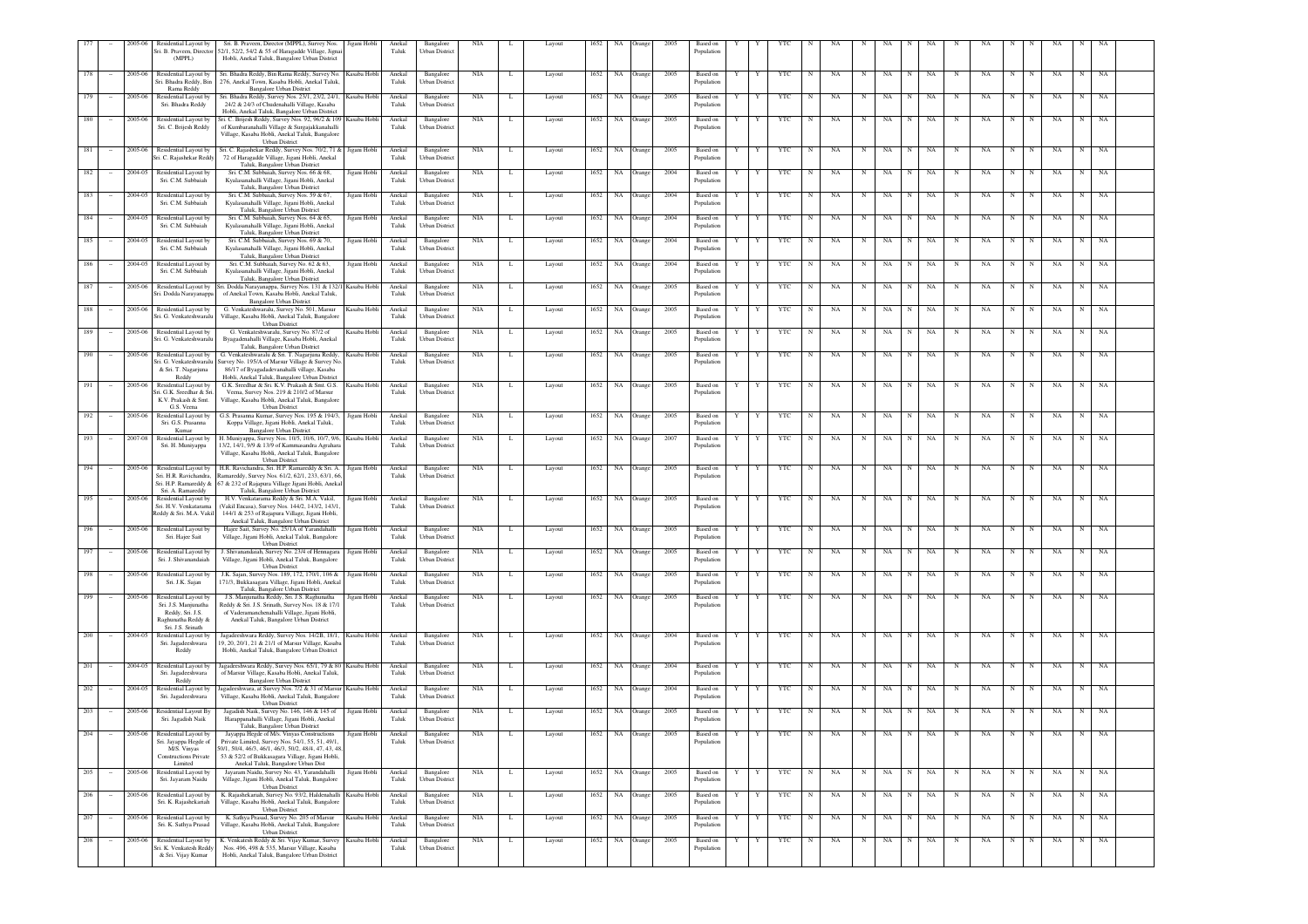| 177 | - | 2005-06 | Residential Layout by Sri. B. Praveen, Director (MPPL) | Sri. B. Praveen, Director (MPPL), Survey Nos. 52/1, 52/2, 54/2 & 55 of Haragadde Village, Jigani Hobli, Anekal Taluk, Bangalore Urban District | Jigani Hobli | Anekal Taluk | Bangalore Urban District | NIA | L | Layout | 1652 | NA | Orange | 2005 | Based on Population | Y | Y | YTC | N | NA | N | NA | N | NA | N | NA | N | N | NA | N | NA |
|---|---|---|---|---|---|---|---|---|---|---|---|---|---|---|---|---|---|---|---|---|---|---|---|---|---|---|---|---|---|---|---|
| 178 | - | 2005-06 | Residential Layout by Sri. Bhadra Reddy, Bin Rama Reddy | Sri. Bhadra Reddy, Bin Rama Reddy, Survey No. 27/6, Anekal Town, Kasaba Hobli, Anekal Taluk, Bangalore Urban District | Kasaba Hobli | Anekal Taluk | Bangalore Urban District | NIA | L | Layout | 1652 | NA | Orange | 2005 | Based on Population | Y | Y | YTC | N | NA | N | NA | N | NA | N | NA | N | N | NA | N | NA |
| 179 | - | 2005-06 | Residential Layout by Sri. Bhadra Reddy | Sri. Bhadra Reddy, Survey Nos. 23/1, 23/2, 24/1, 24/2 & 24/3 of Chudenahalli Village, Kasaba Hobli, Anekal Taluk, Bangalore Urban District | Kasaba Hobli | Anekal Taluk | Bangalore Urban District | NIA | L | Layout | 1652 | NA | Orange | 2005 | Based on Population | Y | Y | YTC | N | NA | N | NA | N | NA | N | NA | N | N | NA | N | NA |
| 180 | - | 2005-06 | Residential Layout by Sri. C. Brijesh Reddy | Sri. C. Brijesh Reddy, Survey Nos. 92, 96/2 & 109 of Kumbaranahalli Village & Surgajakkanahalli Village, Kasaba Hobli, Anekal Taluk, Bangalore Urban District | Kasaba Hobli | Anekal Taluk | Bangalore Urban District | NIA | L | Layout | 1652 | NA | Orange | 2005 | Based on Population | Y | Y | YTC | N | NA | N | NA | N | NA | N | NA | N | N | NA | N | NA |
| 181 | - | 2005-06 | Residential Layout by Sri. C. Rajashekar Reddy | Sri. C. Rajashekar Reddy, Survey Nos. 70/2, 71 & 72 of Haragadde Villager, Jigani Hobli, Anekal Taluk, Bangalore Urban District | Jigani Hobli | Anekal Taluk | Bangalore Urban District | NIA | L | Layout | 1652 | NA | Orange | 2005 | Based on Population | Y | Y | YTC | N | NA | N | NA | N | NA | N | NA | N | N | NA | N | NA |
| 182 | - | 2004-05 | Residential Layout by Sri. C.M. Subbaiah | Sri. C.M. Subbaiah, Survey Nos. 66 & 68, Kyalasanahalli Village, Jigani Hobli, Anekal Taluk, Bangalore Urban District | Jigani Hobli | Anekal Taluk | Bangalore Urban District | NIA | L | Layout | 1652 | NA | Orange | 2004 | Based on Population | Y | Y | YTC | N | NA | N | NA | N | NA | N | NA | N | N | NA | N | NA |
| 183 | - | 2004-05 | Residential Layout by Sri. C.M. Subbaiah | Sri. C.M. Subbaiah, Survey Nos. 59 & 67, Kyalasanahalli Village, Jigani Hobli, Anekal Taluk, Bangalore Urban District | Jigani Hobli | Anekal Taluk | Bangalore Urban District | NIA | L | Layout | 1652 | NA | Orange | 2004 | Based on Population | Y | Y | YTC | N | NA | N | NA | N | NA | N | NA | N | N | NA | N | NA |
| 184 | - | 2004-05 | Residential Layout by Sri. C.M. Subbaiah | Sri. C.M. Subbaiah, Survey Nos. 64 & 65, Kyalasanahalli Village, Jigani Hobli, Anekal Taluk, Bangalore Urban District | Jigani Hobli | Anekal Taluk | Bangalore Urban District | NIA | L | Layout | 1652 | NA | Orange | 2004 | Based on Population | Y | Y | YTC | N | NA | N | NA | N | NA | N | NA | N | N | NA | N | NA |
| 185 | - | 2004-05 | Residential Layout by Sri. C.M. Subbaiah | Sri. C.M. Subbaiah, Survey Nos. 69 & 70, Kyalasanahalli Village, Jigani Hobli, Anekal Taluk, Bangalore Urban District | Jigani Hobli | Anekal Taluk | Bangalore Urban District | NIA | L | Layout | 1652 | NA | Orange | 2004 | Based on Population | Y | Y | YTC | N | NA | N | NA | N | NA | N | NA | N | N | NA | N | NA |
| 186 | - | 2004-05 | Residential Layout by Sri. C.M. Subbaiah | Sri. C.M. Subbaiah, Survey Nos. 62 & 63, Kyalasanahalli Village, Jigani Hobli, Anekal Taluk, Bangalore Urban District | Jigani Hobli | Anekal Taluk | Bangalore Urban District | NIA | L | Layout | 1652 | NA | Orange | 2004 | Based on Population | Y | Y | YTC | N | NA | N | NA | N | NA | N | NA | N | N | NA | N | NA |
| 187 | - | 2005-06 | Residential Layout by Sri. Dodda Narayanappa | Sri. Dodda Narayanappa, Survey Nos. 131 & 132/1 of Anekal Town, Kasaba Hobli, Anekal Taluk, Bangalore Urban District | Kasaba Hobli | Anekal Taluk | Bangalore Urban District | NIA | L | Layout | 1652 | NA | Orange | 2005 | Based on Population | Y | Y | YTC | N | NA | N | NA | N | NA | N | NA | N | N | NA | N | NA |
| 188 | - | 2005-06 | Residential Layout by Sri. G. Venkateshwaralu | G. Venkateshwaralu, Survey No. 501, Marsur Village, Kasaba Hobli, Anekal Taluk, Bangalore Urban District | Kasaba Hobli | Anekal Taluk | Bangalore Urban District | NIA | L | Layout | 1652 | NA | Orange | 2005 | Based on Population | Y | Y | YTC | N | NA | N | NA | N | NA | N | NA | N | N | NA | N | NA |
| 189 | - | 2005-06 | Residential Layout by Sri. G. Venkateshwaralu | G. Venkateshwaralu, Survey No. 87/2 of Byagadenahalli Village, Kasaba Hobli, Anekal Taluk, Bangalore Urban District | Kasaba Hobli | Anekal Taluk | Bangalore Urban District | NIA | L | Layout | 1652 | NA | Orange | 2005 | Based on Population | Y | Y | YTC | N | NA | N | NA | N | NA | N | NA | N | N | NA | N | NA |
| 190 | - | 2005-06 | Residential Layout by Sri. G. Venkateshwaralu & Sri. T. Nagarjuna Reddy | G. Venkateshwaralu & Sri. T. Nagarjuna Reddy, Survey No. 195/A of Marsur Village & Survey No. 86/17 of Byagadadevanahalli village, Kasaba Hobli, Anekal Taluk, Bangalore Urban District | Kasaba Hobli | Anekal Taluk | Bangalore Urban District | NIA | L | Layout | 1652 | NA | Orange | 2005 | Based on Population | Y | Y | YTC | N | NA | N | NA | N | NA | N | NA | N | N | NA | N | NA |
| 191 | - | 2005-06 | Residential Layout by Sri. G.K. Sreedhar & Sri. K.V. Prakash & Smt. G.S. Veena | G.K. Sreedhar & Sri. K.V. Prakash & Smt. G.S. Veena, Survey Nos. 219 & 210/2 of Marsur Village, Kasaba Hobli, Anekal Taluk, Bangalore Urban District | Kasaba Hobli | Anekal Taluk | Bangalore Urban District | NIA | L | Layout | 1652 | NA | Orange | 2005 | Based on Population | Y | Y | YTC | N | NA | N | NA | N | NA | N | NA | N | N | NA | N | NA |
| 192 | - | 2005-06 | Residential Layout by Sri. G.S. Prasanna Kumar | G.S. Prasanna Kumar, Survey Nos. 195 & 194/3, Koppa Village, Jigani Hobli, Anekal Taluk, Bangalore Urban District | Jigani Hobli | Anekal Taluk | Bangalore Urban District | NIA | L | Layout | 1652 | NA | Orange | 2005 | Based on Population | Y | Y | YTC | N | NA | N | NA | N | NA | N | NA | N | N | NA | N | NA |
| 193 | - | 2007-08 | Residential Layout by Sri. H. Muniyappa | H. Muniyappa, Survey Nos. 10/5, 10/6, 10/7, 9/6, 13/2, 14/1, 9/9 & 13/9 of Kammasandra Agrahara Village, Kasaba Hobli, Anekal Taluk, Bangalore Urban District | Kasaba Hobli | Anekal Taluk | Bangalore Urban District | NIA | L | Layout | 1652 | NA | Orange | 2007 | Based on Population | Y | Y | YTC | N | NA | N | NA | N | NA | N | NA | N | N | NA | N | NA |
| 194 | - | 2005-06 | Residential Layout by Sri. H.R. Ravichandra, Sri. H.P. Ramareddy & Sri. A. Ramareddy | H.R. Ravichandra, Sri. H.P. Ramareddy & Sri. A. Ramareddy, Survey Nos. 61/2, 62/1, 63/1, 63/1, 66, 67 & 232 of Rajapura Village Jigani Hobli, Anekal Taluk, Bangalore Urban District | Jigani Hobli | Anekal Taluk | Bangalore Urban District | NIA | L | Layout | 1652 | NA | Orange | 2005 | Based on Population | Y | Y | YTC | N | NA | N | NA | N | NA | N | NA | N | N | NA | N | NA |
| 195 | - | 2005-06 | Residential Layout by Sri. H.V. Venkatarama Reddy & Sri. M.A. Vakil | H.V. Venkatarama Reddy & Sri. M.A. Vakil, (Vakil Encasa), Survey Nos. 144/2, 143/2, 143/1, 144/1 & 253 of Rajapura Village, Jigani Hobli, Anekal Taluk, Bangalore Urban District | Jigani Hobli | Anekal Taluk | Bangalore Urban District | NIA | L | Layout | 1652 | NA | Orange | 2005 | Based on Population | Y | Y | YTC | N | NA | N | NA | N | NA | N | NA | N | N | NA | N | NA |
| 196 | - | 2005-06 | Residential Layout by Sri. Hajee Sait | Hajee Sait, Survey No. 25/1A of Yarandahalli Village, Jigani Hobli, Anekal Taluk, Bangalore Urban District | Jigani Hobli | Anekal Taluk | Bangalore Urban District | NIA | L | Layout | 1652 | NA | Orange | 2005 | Based on Population | Y | Y | YTC | N | NA | N | NA | N | NA | N | NA | N | N | NA | N | NA |
| 197 | - | 2005-06 | Residential Layout by Sri. J. Shivanandaiah | J. Shivanandaiah, Survey No. 23/4 of Hennagara Village, Jigani Hobli, Anekal Taluk, Bangalore Urban District | Jigani Hobli | Anekal Taluk | Bangalore Urban District | NIA | L | Layout | 1652 | NA | Orange | 2005 | Based on Population | Y | Y | YTC | N | NA | N | NA | N | NA | N | NA | N | N | NA | N | NA |
| 198 | - | 2005-06 | Residential Layout by Sri. J.K. Sujan | J.K. Sujan, Survey Nos. 189, 172, 170/1, 106 & 171/3, Bukkasagara Village, Jigani Hobli, Anekal Taluk, Bangalore Urban District | Jigani Hobli | Anekal Taluk | Bangalore Urban District | NIA | L | Layout | 1652 | NA | Orange | 2005 | Based on Population | Y | Y | YTC | N | NA | N | NA | N | NA | N | NA | N | N | NA | N | NA |
| 199 | - | 2005-06 | Residential Layout by Sri. J.S. Manjunatha Reddy, Sri. J.S. Raghunatha Reddy & Sri. J.S. Srinath | J.S. Manjunatha Reddy, Sri. J.S. Raghunatha Reddy & Sri. J.S. Srinath, Survey Nos. 18 & 17/1 of Vaderamanchenahalli Village, Jigani Hobli, Anekal Taluk, Bangalore Urban District | Jigani Hobli | Anekal Taluk | Bangalore Urban District | NIA | L | Layout | 1652 | NA | Orange | 2005 | Based on Population | Y | Y | YTC | N | NA | N | NA | N | NA | N | NA | N | N | NA | N | NA |
| 200 | - | 2004-05 | Residential Layout by Sri. Jagadeeshwara Reddy | Jagadeeshwara Reddy, Survey Nos. 14/2B, 18/1, 19, 20, 20/1, 21 & 21/1 of Marsur Village, Kasaba Hobli, Anekal Taluk, Bangalore Urban District | Kasaba Hobli | Anekal Taluk | Bangalore Urban District | NIA | L | Layout | 1652 | NA | Orange | 2004 | Based on Population | Y | Y | YTC | N | NA | N | NA | N | NA | N | NA | N | N | NA | N | NA |
| 201 | - | 2004-05 | Residential Layout by Sri. Jagadeeshwara Reddy | Jagadeeshwara Reddy, Survey Nos. 65/1, 79 & 80 of Marsur Village, Kasaba Hobli, Anekal Taluk, Bangalore Urban District | Kasaba Hobli | Anekal Taluk | Bangalore Urban District | NIA | L | Layout | 1652 | NA | Orange | 2004 | Based on Population | Y | Y | YTC | N | NA | N | NA | N | NA | N | NA | N | N | NA | N | NA |
| 202 | - | 2004-05 | Residential Layout by Sri. Jagadeeshwara | Jagadeeshwara, at Survey Nos. 7/2 & 31 of Marsur Village, Kasaba Hobli, Anekal Taluk, Bangalore Urban District | Kasaba Hobli | Anekal Taluk | Bangalore Urban District | NIA | L | Layout | 1652 | NA | Orange | 2004 | Based on Population | Y | Y | YTC | N | NA | N | NA | N | NA | N | NA | N | N | NA | N | NA |
| 203 | - | 2005-06 | Residential Layout By Sri. Jagadish Naik | Jagadish Naik, Survey No. 146, 146 & 145 of Harappanahalli Village, Jigani Hobli, Anekal Taluk, Bangalore Urban District | Jigani Hobli | Anekal Taluk | Bangalore Urban District | NIA | L | Layout | 1652 | NA | Orange | 2005 | Based on Population | Y | Y | YTC | N | NA | N | NA | N | NA | N | NA | N | N | NA | N | NA |
| 204 | - | 2005-06 | Residential Layout by Sri. Jayappa Hegde of M/S. Vinyas Constructions Private Limited | Jayappa Hegde of M/S. Vinyas Constructions Private Limited, Survey Nos. 54/1, 55, 51, 49/1, 50/1, 50/4, 46/3, 46/1, 46/3, 50/2, 48/4, 47, 43, 48, 53 & 52/2 of Bukkasagara Village, Jigani Hobli, Anekal Taluk, Bangalore Urban Dist | Jigani Hobli | Anekal Taluk | Bangalore Urban District | NIA | L | Layout | 1652 | NA | Orange | 2005 | Based on Population | Y | Y | YTC | N | NA | N | NA | N | NA | N | NA | N | N | NA | N | NA |
| 205 | - | 2005-06 | Residential Layout by Sri. Jayaram Naidu | Jayaram Naidu, Survey No. 43, Yarandahalli Village, Jigani Hobli, Anekal Taluk, Bangalore Urban District | Jigani Hobli | Anekal Taluk | Bangalore Urban District | NIA | L | Layout | 1652 | NA | Orange | 2005 | Based on Population | Y | Y | YTC | N | NA | N | NA | N | NA | N | NA | N | N | NA | N | NA |
| 206 | - | 2005-06 | Residential Layout by Sri. K. Rajashekariah | K. Rajashekaraih, Survey No. 93/2, Huldenahalli Village, Kasaba Hobli, Anekal Taluk, Bangalore Urban District | Kasaba Hobli | Anekal Taluk | Bangalore Urban District | NIA | L | Layout | 1652 | NA | Orange | 2005 | Based on Population | Y | Y | YTC | N | NA | N | NA | N | NA | N | NA | N | N | NA | N | NA |
| 207 | - | 2005-06 | Residential Layout by Sri. K. Sathya Prasad | K. Sathya Prasad, Survey No. 205 of Marsur Village, Kasaba Hobli, Anekal Taluk, Bangalore Urban District | Kasaba Hobli | Anekal Taluk | Bangalore Urban District | NIA | L | Layout | 1652 | NA | Orange | 2005 | Based on Population | Y | Y | YTC | N | NA | N | NA | N | NA | N | NA | N | N | NA | N | NA |
| 208 | - | 2005-06 | Residential Layout by Sri. K. Venkatesh Reddy & Sri. Vijay Kumar | K. Venkatesh Reddy & Sri. Vijay Kumar, Survey Nos. 496, 498 & 535, Marsur Village, Kasaba Hobli, Anekal Taluk, Bangalore Urban District | Kasaba Hobli | Anekal Taluk | Bangalore Urban District | NIA | L | Layout | 1652 | NA | Orange | 2005 | Based on Population | Y | Y | YTC | N | NA | N | NA | N | NA | N | NA | N | N | NA | N | NA |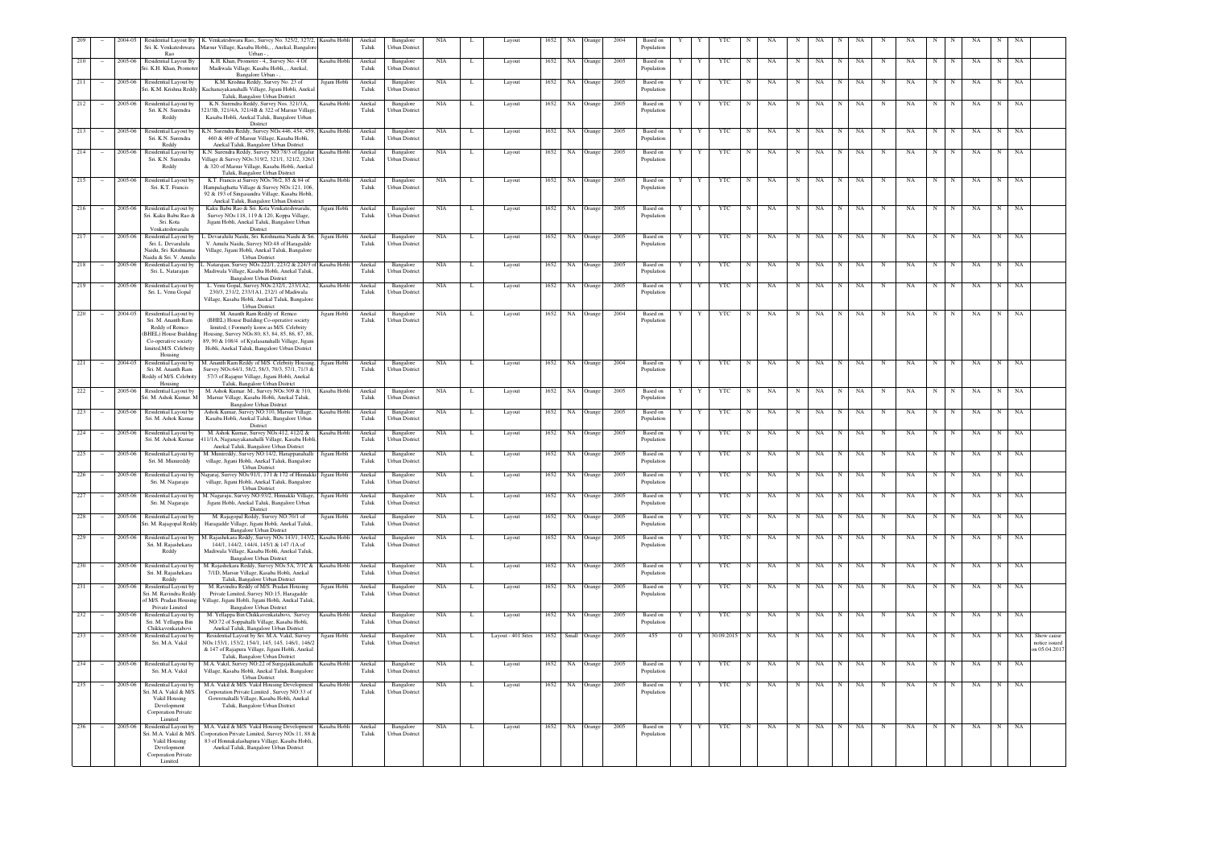| 209 | – | 2004-05 | Residential Layout By Sri. K. Venkateshwara Rao | K. Venkateshwara Rao., Survey No. 325/2, 327/2, Marsur Village, Kasaba Hobli., , Anekal, Bangalore Urban - , | Kasaba Hobli | Anekal Taluk | Bangalore Urban District | NIA | L | Layout | 1652 | NA | Orange | 2004 | Based on Population | Y | Y | YTC | N | NA | N | NA | N | NA | N | NA | N | N | NA | N | NA | |
|---|---|---|---|---|---|---|---|---|---|---|---|---|---|---|---|---|---|---|---|---|---|---|---|---|---|---|---|---|---|---|---|---|
| 210 | – | 2005-06 | Residential Layout By Sri. K.H. Khan, Promoter | K.H. Khan, Promoter - 4,, Survey No. 4 Of Madiwala Village, Kasaba Hobli,, , Anekal, Bangalore Urban - , | Kasaba Hobli | Anekal Taluk | Bangalore Urban District | NIA | L | Layout | 1652 | NA | Orange | 2005 | Based on Population | Y | Y | YTC | N | NA | N | NA | N | NA | N | NA | N | N | NA | N | NA | |
| 211 | – | 2005-06 | Residential Layout by Sri. K.M. Krishna Reddy | K.M. Krishna Reddy, Survey No. 23 of Kachanayakanahalli Village, Jigani Hobli, Anekal Taluk, Bangalore Urban District | Jigani Hobli | Anekal Taluk | Bangalore Urban District | NIA | L | Layout | 1652 | NA | Orange | 2005 | Based on Population | Y | Y | YTC | N | NA | N | NA | N | NA | N | NA | N | N | NA | N | NA | |
| 212 | – | 2005-06 | Residential Layout by Sri. K.N. Surendra Reddy | K.N. Surendra Reddy, Survey Nos. 321/3A, 321/3B, 321/4A, 321/4B & 322 of Marsur Village, Kasaba Hobli, Anekal Taluk, Bangalore Urban District | Kasaba Hobli | Anekal Taluk | Bangalore Urban District | NIA | L | Layout | 1652 | NA | Orange | 2005 | Based on Population | Y | Y | YTC | N | NA | N | NA | N | NA | N | NA | N | N | NA | N | NA | |
| 213 | – | 2005-06 | Residential Layout by Sri. K.N. Surendra Reddy | K.N. Surendra Reddy, Survey NOs.446, 454, 459, 460 & 469 of Marsur Village, Kasaba Hobli, Anekal Taluk, Bangalore Urban District | Kasaba Hobli | Anekal Taluk | Bangalore Urban District | NIA | L | Layout | 1652 | NA | Orange | 2005 | Based on Population | Y | Y | YTC | N | NA | N | NA | N | NA | N | NA | N | N | NA | N | NA | |
| 214 | – | 2005-06 | Residential Layout by Sri. K.N. Surendra Reddy | K.N. Surendra Reddy, Survey NO.78/3 of Iggalur Village & Survey NOs.319/2, 321/1, 321/2, 326/1 & 320 of Marsur Village, Kasaba Hobli, Anekal Taluk, Bangalore Urban District | Kasaba Hobli | Anekal Taluk | Bangalore Urban District | NIA | L | Layout | 1652 | NA | Orange | 2005 | Based on Population | Y | Y | YTC | N | NA | N | NA | N | NA | N | NA | N | N | NA | N | NA | |
| 215 | – | 2005-06 | Residential Layout by Sri. K.T. Francis | K.T. Francis at Survey NOs.76/2, 85 & 84 of Hampalaghatta Village & Survey NOs.121, 106, 92 & 193 of Singasandra Village, Kasaba Hobli, Anekal Taluk, Bangalore Urban District | Kasaba Hobli | Anekal Taluk | Bangalore Urban District | NIA | L | Layout | 1652 | NA | Orange | 2005 | Based on Population | Y | Y | YTC | N | NA | N | NA | N | NA | N | NA | N | N | NA | N | NA | |
| 216 | – | 2005-06 | Residential Layout by Sri. Kaku Babu Rao & Sri. Kota Venkateshwaralu | Kaku Babu Rao & Sri. Kota Venkateshwaralu, Survey NOs.118, 119 & 120, Koppa Village, Jigani Hobli, Anekal Taluk, Bangalore Urban District | Jigani Hobli | Anekal Taluk | Bangalore Urban District | NIA | L | Layout | 1652 | NA | Orange | 2005 | Based on Population | Y | Y | YTC | N | NA | N | NA | N | NA | N | NA | N | N | NA | N | NA | |
| 217 | – | 2005-06 | Residential Layout by Sri. L. Devaralulu Naidu, Sri. Krishnama Naidu & Sri. V. Amulu | L. Devaralulu Naidu, Sri. Krishnama Naidu & Sri. V. Amulu Naidu, Survey NO.48 of Haragadde Village, Jigani Hobli, Anekal Taluk, Bangalore Urban District | Jigani Hobli | Anekal Taluk | Bangalore Urban District | NIA | L | Layout | 1652 | NA | Orange | 2005 | Based on Population | Y | Y | YTC | N | NA | N | NA | N | NA | N | NA | N | N | NA | N | NA | |
| 218 | – | 2005-06 | Residential Layout by Sri. L. Natarajan | L. Natarajan, Survey NOs.222/1, 223/2 & 224/3 of Madiwala Village, Kasaba Hobli, Anekal Taluk, Bangalore Urban District | Kasaba Hobli | Anekal Taluk | Bangalore Urban District | NIA | L | Layout | 1652 | NA | Orange | 2005 | Based on Population | Y | Y | YTC | N | NA | N | NA | N | NA | N | NA | N | N | NA | N | NA | |
| 219 | – | 2005-06 | Residential Layout by Sri. L. Venu Gopal | L. Venu Gopal, Survey NOs.232/1, 233/1A2, 230/3, 231/2, 233/1A1, 232/1 of Madiwala Village, Kasaba Hobli, Anekal Taluk, Bangalore Urban District | Kasaba Hobli | Anekal Taluk | Bangalore Urban District | NIA | L | Layout | 1652 | NA | Orange | 2005 | Based on Population | Y | Y | YTC | N | NA | N | NA | N | NA | N | NA | N | N | NA | N | NA | |
| 220 | – | 2004-05 | Residential Layout by Sri. M. Ananth Ram Reddy of Remco (BHEL) House Building Co-operative society limited,M/S. Celebrity Housing | M. Ananth Ram Reddy of Remco (BHEL) House Building Co-operative society limited, ( Formerly konw as M/S. Celebrity Housing, Survey NOs.80, 83, 84, 85, 86, 87, 88, 89, 90 & 108/4 of Kyalasanahalli Village, Jigani Hobli, Anekal Taluk, Bangalore Urban District | Jigani Hobli | Anekal Taluk | Bangalore Urban District | NIA | L | Layout | 1652 | NA | Orange | 2004 | Based on Population | Y | Y | YTC | N | NA | N | NA | N | NA | N | NA | N | N | NA | N | NA | |
| 221 | – | 2004-05 | Residential Layout by Sri. M. Ananth Ram Reddy of M/S. Celebrity Housing | M. Ananth Ram Reddy of M/S. Celebrity Housing, Survey NOs.64/1, 58/2, 58/3, 70/3, 57/1, 71/3 & 57/3 of Rajapur Village, Jigani Hobli, Anekal Taluk, Bangalore Urban District | Jigani Hobli | Anekal Taluk | Bangalore Urban District | NIA | L | Layout | 1652 | NA | Orange | 2004 | Based on Population | Y | Y | YTC | N | NA | N | NA | N | NA | N | NA | N | N | NA | N | NA | |
| 222 | – | 2005-06 | Residential Layout by Sri. M. Ashok Kumar. M | M. Ashok Kumar. M., Survey NOs.309 & 310, Marsur Village, Kasaba Hobli, Anekal Taluk, Bangalore Urban District | Kasaba Hobli | Anekal Taluk | Bangalore Urban District | NIA | L | Layout | 1652 | NA | Orange | 2005 | Based on Population | Y | Y | YTC | N | NA | N | NA | N | NA | N | NA | N | N | NA | N | NA | |
| 223 | – | 2005-06 | Residential Layout by Sri. M. Ashok Kumar | Ashok Kumar, Survey NO.310, Marsur Village, Kasaba Hobli, Anekal Taluk, Bangalore Urban District | Kasaba Hobli | Anekal Taluk | Bangalore Urban District | NIA | L | Layout | 1652 | NA | Orange | 2005 | Based on Population | Y | Y | YTC | N | NA | N | NA | N | NA | N | NA | N | N | NA | N | NA | |
| 224 | – | 2005-06 | Residential Layout by Sri. M. Ashok Kumar | M. Ashok Kumar, Survey NOs.412, 412/2 & 411/1A, Naganayakanahalli Village, Kasaba Hobli, Anekal Taluk, Bangalore Urban District | Kasaba Hobli | Anekal Taluk | Bangalore Urban District | NIA | L | Layout | 1652 | NA | Orange | 2005 | Based on Population | Y | Y | YTC | N | NA | N | NA | N | NA | N | NA | N | N | NA | N | NA | |
| 225 | – | 2005-06 | Residential Layout by Sri. M. Munireddy | M. Munireddy, Survey NO.14/2, Harappanahalli village, Jigani Hobli, Anekal Taluk, Bangalore Urban District | Jigani Hobli | Anekal Taluk | Bangalore Urban District | NIA | L | Layout | 1652 | NA | Orange | 2005 | Based on Population | Y | Y | YTC | N | NA | N | NA | N | NA | N | NA | N | N | NA | N | NA | |
| 226 | – | 2005-06 | Residential Layout by Sri. M. Nagaraju | Nagaraj, Survey NOs.91/1, 171 & 172 of Hinnakki village, Jigani Hobli, Anekal Taluk, Bangalore Urban District | Jigani Hobli | Anekal Taluk | Bangalore Urban District | NIA | L | Layout | 1652 | NA | Orange | 2005 | Based on Population | Y | Y | YTC | N | NA | N | NA | N | NA | N | NA | N | N | NA | N | NA | |
| 227 | – | 2005-06 | Residential Layout by Sri. M. Nagaraju | M. Nagaraju, Survey NO.93/2, Hinnakki Village, Jigani Hobli, Anekal Taluk, Bangalore Urban District | Jigani Hobli | Anekal Taluk | Bangalore Urban District | NIA | L | Layout | 1652 | NA | Orange | 2005 | Based on Population | Y | Y | YTC | N | NA | N | NA | N | NA | N | NA | N | N | NA | N | NA | |
| 228 | – | 2005-06 | Residential Layout by Sri. M. Rajagopal Reddy | M. Rajagopal Reddy, Survey NO.70/1 of Haragadde Village, Jigani Hobli, Anekal Taluk, Bangalore Urban District | Jigani Hobli | Anekal Taluk | Bangalore Urban District | NIA | L | Layout | 1652 | NA | Orange | 2005 | Based on Population | Y | Y | YTC | N | NA | N | NA | N | NA | N | NA | N | N | NA | N | NA | |
| 229 | – | 2005-06 | Residential Layout by Sri. M. Rajashekara Reddy | M. Rajashekara Reddy, Survey NOs.143/1, 143/2, 144/1, 144/2, 144/4, 145/1 & 147 /1A of Madiwala Village, Kasaba Hobli, Anekal Taluk, Bangalore Urban District | Kasaba Hobli | Anekal Taluk | Bangalore Urban District | NIA | L | Layout | 1652 | NA | Orange | 2005 | Based on Population | Y | Y | YTC | N | NA | N | NA | N | NA | N | NA | N | N | NA | N | NA | |
| 230 | – | 2005-06 | Residential Layout by Sri. M. Rajashekara Reddy | M. Rajashekara Reddy, Survey NOs.5A, 7/1C & 7/1D, Marsur Village, Kasaba Hobli, Anekal Taluk, Bangalore Urban District | Kasaba Hobli | Anekal Taluk | Bangalore Urban District | NIA | L | Layout | 1652 | NA | Orange | 2005 | Based on Population | Y | Y | YTC | N | NA | N | NA | N | NA | N | NA | N | N | NA | N | NA | |
| 231 | – | 2005-06 | Residential Layout by Sri. M. Ravindra Reddy of M/S. Pradan Housing Private Limited | M. Ravindra Reddy of M/S. Pradan Housing Private Limited, Survey NO.15, Haragadde Village, Jigani Hobli, Jigani Hobli, Anekal Taluk, Bangalore Urban District | Jigani Hobli | Anekal Taluk | Bangalore Urban District | NIA | L | Layout | 1652 | NA | Orange | 2005 | Based on Population | Y | Y | YTC | N | NA | N | NA | N | NA | N | NA | N | N | NA | N | NA | |
| 232 | – | 2005-06 | Residential Layout by Sri. M. Yellappa Bin Chikkavenkatabovi | M. Yellappa Bin Chikkavenkatabovi, Survey NO.72 of Soppahalli Village, Kasaba Hobli, Anekal Taluk, Bangalore Urban District | Kasaba Hobli | Anekal Taluk | Bangalore Urban District | NIA | L | Layout | 1652 | NA | Orange | 2005 | Based on Population | Y | Y | YTC | N | NA | N | NA | N | NA | N | NA | N | N | NA | N | NA | |
| 233 | – | 2005-06 | Residential Layout by Sri. M.A. Vakil | Residential Layout by Sri. M.A. Vakil, Survey NOs.153/1, 153/2, 154/1, 145, 145, 146/1, 146/2 & 147 of Rajapura Village, Jigani Hobli, Anekal Taluk, Bangalore Urban District | Jigani Hobli | Anekal Taluk | Bangalore Urban District | NIA | L | Layout - 401 Sites | 1652 | Small | Orange | 2005 | 455 | O | Y | 30.09.2015 | N | NA | N | NA | N | NA | N | NA | N | N | NA | N | NA | Show cause notice issued on 05.04.2017 |
| 234 | – | 2005-06 | Residential Layout by Sri. M.A. Vakil | M.A. Vakil, Survey NO.22 of Surajakkanahalli Village, Kasaba Hobli, Anekal Taluk, Bangalore Urban District | Kasaba Hobli | Anekal Taluk | Bangalore Urban District | NIA | L | Layout | 1652 | NA | Orange | 2005 | Based on Population | Y | Y | YTC | N | NA | N | NA | N | NA | N | NA | N | N | NA | N | NA | |
| 235 | – | 2005-06 | Residential Layout by Sri. M.A. Vakil & M/S. Vakil Housing Development Corporation Private Limited | M.A. Vakil & M/S. Vakil Housing Development Corporation Private Limited , Survey NO:33 of Gowrenahalli Village, Kasaba Hobli, Anekal Taluk, Bangalore Urban District | Kasaba Hobli | Anekal Taluk | Bangalore Urban District | NIA | L | Layout | 1652 | NA | Orange | 2005 | Based on Population | Y | Y | YTC | N | NA | N | NA | N | NA | N | NA | N | N | NA | N | NA | |
| 236 | – | 2005-06 | Residential Layout by Sri. M.A. Vakil & M/S. Vakil Housing Development Corporation Private Limited | M.A. Vakil & M/S. Vakil Housing Development Corporation Private Limited, Survey NOs.11, 88 & 83 of Honnakalashapura Village, Kasaba Hobli, Anekal Taluk, Bangalore Urban District | Kasaba Hobli | Anekal Taluk | Bangalore Urban District | NIA | L | Layout | 1652 | NA | Orange | 2005 | Based on Population | Y | Y | YTC | N | NA | N | NA | N | NA | N | NA | N | N | NA | N | NA | |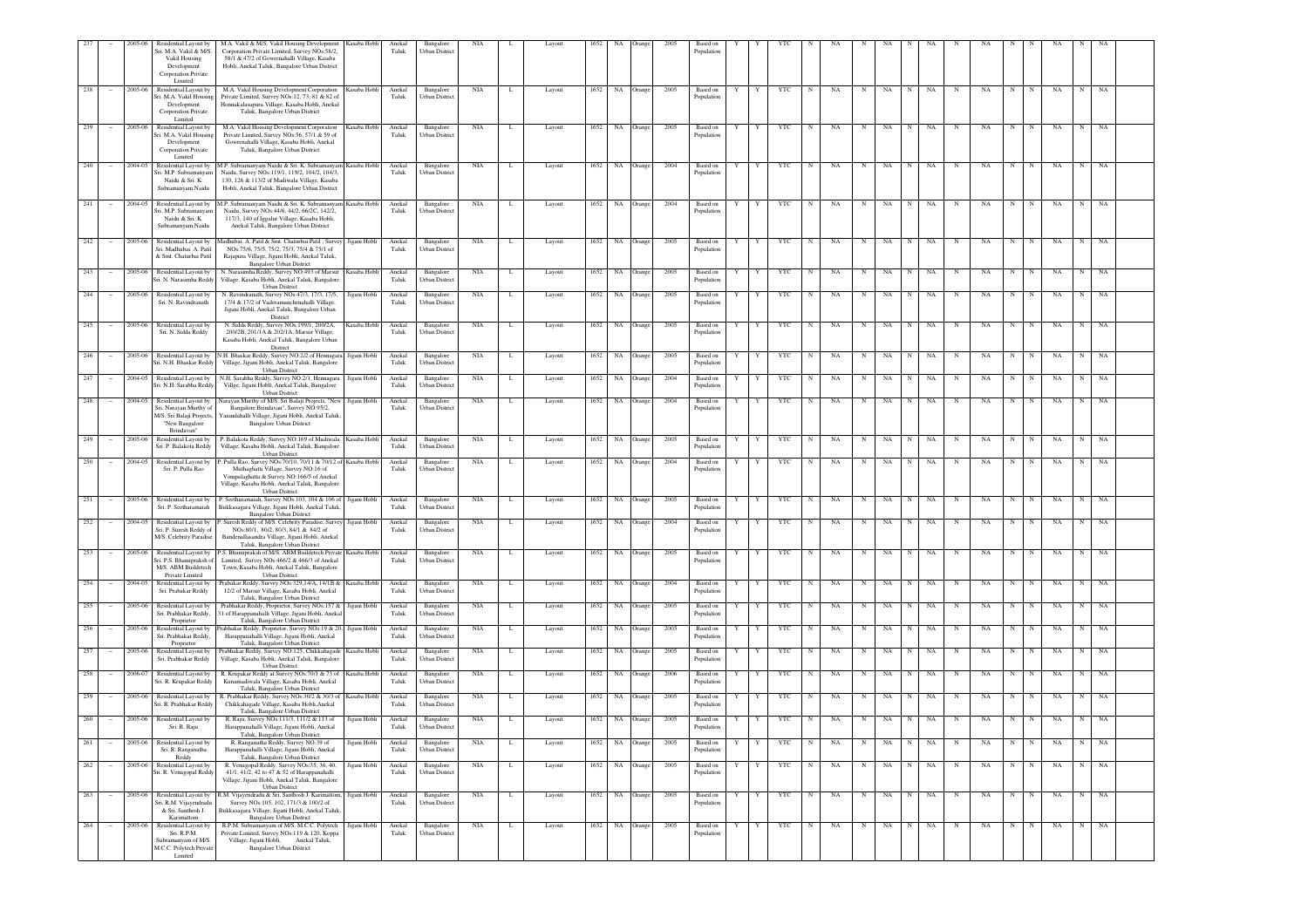| 237 | – | 2005-06 | Residential Layout by Sri. M.A. Vakil & M/S. Vakil Housing Development Corporation Private Limited | M.A. Vakil & M/S. Vakil Housing Development Corporation Private Limited, Survey NOs.58/2, 58/1 & 47/2 of Gowrenahalli Village, Kasaba Hobli, Anekal Taluk, Bangalore Urban District | Kasaba Hobli | Anekal Taluk | Bangalore Urban District | NIA | L | Layout | 1652 | NA | Orange | 2005 | Based on Population | Y | Y | YTC | N | NA | N | NA | N | NA | N | NA | N | N | NA | N | NA |
|---|---|---|---|---|---|---|---|---|---|---|---|---|---|---|---|---|---|---|---|---|---|---|---|---|---|---|---|---|---|---|---|
| 238 | – | 2005-06 | Residential Layout by Sri. M.A. Vakil Housing Development Corporation Private Limited | M.A. Vakil Housing Development Corporation Private Limited, Survey NOs.12, 73, 81 & 82 of Honnakalasapura Village, Kasaba Hobli, Anekal Taluk, Bangalore Urban District | Kasaba Hobli | Anekal Taluk | Bangalore Urban District | NIA | L | Layout | 1652 | NA | Orange | 2005 | Based on Population | Y | Y | YTC | N | NA | N | NA | N | NA | N | NA | N | N | NA | N | NA |
| 239 | – | 2005-06 | Residential Layout by Sri. M.A. Vakil Housing Development Corporation Private Limited | M.A. Vakil Housing Development Corporation Private Limited, Survey NOs.56, 57/1 & 59 of Gowrenahalli Village, Kasaba Hobli, Anekal Taluk, Bangalore Urban District | Kasaba Hobli | Anekal Taluk | Bangalore Urban District | NIA | L | Layout | 1652 | NA | Orange | 2005 | Based on Population | Y | Y | YTC | N | NA | N | NA | N | NA | N | NA | N | N | NA | N | NA |
| 240 | – | 2004-05 | Residential Layout by Sri. M.P. Subramanyam Naidu & Sri. K. Subramanyam Naidu | M.P. Subramanyam Naidu & Sri. K. Subramanyam Naidu, Survey NOs.119/1, 119/2, 104/2, 104/3, 130, 126 & 113/2 of Madiwala Village, Kasaba Hobli, Anekal Taluk, Bangalore Urban District | Kasaba Hobli | Anekal Taluk | Bangalore Urban District | NIA | L | Layout | 1652 | NA | Orange | 2004 | Based on Population | Y | Y | YTC | N | NA | N | NA | N | NA | N | NA | N | N | NA | N | NA |
| 241 | – | 2004-05 | Residential Layout by Sri. M.P. Subramanyam Naidu & Sri. K. Subramanyam Naidu | M.P. Subramanyam Naidu & Sri. K. Subramanyam Naidu, Survey NOs.44/6, 44/2, 66/2C, 142/2, 117/3, 140 of Iggalur Village, Kasaba Hobli, Anekal Taluk, Bangalore Urban District | Kasaba Hobli | Anekal Taluk | Bangalore Urban District | NIA | L | Layout | 1652 | NA | Orange | 2004 | Based on Population | Y | Y | YTC | N | NA | N | NA | N | NA | N | NA | N | N | NA | N | NA |
| 242 | – | 2005-06 | Residential Layout by Sri. Madhubai. A. Patil & Smt. Chaturbai Patil | Madhubai. A. Patil & Smt. Chaturbai Patil , Survey NOs.75/6, 75/5, 75/2, 75/3, 75/4 & 75/1 of Rajapura Village, Jigani Hobli, Anekal Taluk, Bangalore Urban District | Jigani Hobli | Anekal Taluk | Bangalore Urban District | NIA | L | Layout | 1652 | NA | Orange | 2005 | Based on Population | Y | Y | YTC | N | NA | N | NA | N | NA | N | NA | N | N | NA | N | NA |
| 243 | – | 2005-06 | Residential Layout by Sri. N. Narasimha Reddy | N. Narasimha Reddy, Survey NO.493 of Marsur Village, Kasaba Hobli, Anekal Taluk, Bangalore Urban District | Kasaba Hobli | Anekal Taluk | Bangalore Urban District | NIA | L | Layout | 1652 | NA | Orange | 2005 | Based on Population | Y | Y | YTC | N | NA | N | NA | N | NA | N | NA | N | N | NA | N | NA |
| 244 | – | 2005-06 | Residential Layout by Sri. N. Ravindranath | N. Ravindranath, Survey NOs.47/3, 17/3, 17/5, 17/4 & 17/2 of Vaderamanchenahalli Village, Jigani Hobli, Anekal Taluk, Bangalore Urban District | Jigani Hobli | Anekal Taluk | Bangalore Urban District | NIA | L | Layout | 1652 | NA | Orange | 2005 | Based on Population | Y | Y | YTC | N | NA | N | NA | N | NA | N | NA | N | N | NA | N | NA |
| 245 | – | 2005-06 | Residential Layout by Sri. N. Sidda Reddy | N. Sidda Reddy, Survey NOs.199/1, 200/2A, 200/2B, 201/1A & 202/1A, Marsur Village, Kasaba Hobli, Anekal Taluk, Bangalore Urban District | Kasaba Hobli | Anekal Taluk | Bangalore Urban District | NIA | L | Layout | 1652 | NA | Orange | 2005 | Based on Population | Y | Y | YTC | N | NA | N | NA | N | NA | N | NA | N | N | NA | N | NA |
| 246 | – | 2005-06 | Residential Layout by Sri. N.H. Bhaskar Reddy | N.H. Bhaskar Reddy, Survey NO.2/2 of Hennagara Village, Jigani Hobli, Anekal Taluk, Bangalore Urban District | Jigani Hobli | Anekal Taluk | Bangalore Urban District | NIA | L | Layout | 1652 | NA | Orange | 2005 | Based on Population | Y | Y | YTC | N | NA | N | NA | N | NA | N | NA | N | N | NA | N | NA |
| 247 | – | 2004-05 | Residential Layout by Sri. N.H. Sarabha Reddy | N.H. Sarabha Reddy, Survey NO.2/1, Hennagara Villge, Jigani Hobli, Anekal Taluk, Bangalore Urban District | Jigani Hobli | Anekal Taluk | Bangalore Urban District | NIA | L | Layout | 1652 | NA | Orange | 2004 | Based on Population | Y | Y | YTC | N | NA | N | NA | N | NA | N | NA | N | N | NA | N | NA |
| 248 | – | 2004-05 | Residential Layout by Sri. Narayan Murthy of M/S. Sri Balaji Projects, "New Bangalore Brindavan" | Narayan Murthy of M/S. Sri Balaji Projects, "New Bangalore Brindavan", Survey NO.95/2, Yarandahalli Village, Jigani Hobli, Anekal Taluk, Bangalore Urban District | Jigani Hobli | Anekal Taluk | Bangalore Urban District | NIA | L | Layout | 1652 | NA | Orange | 2004 | Based on Population | Y | Y | YTC | N | NA | N | NA | N | NA | N | NA | N | N | NA | N | NA |
| 249 | – | 2005-06 | Residential Layout by Sri. P. Balakota Reddy | P. Balakota Reddy, Survey NO.169 of Madiwala Village, Kasaba Hobli, Anekal Taluk, Bangalore Urban District | Kasaba Hobli | Anekal Taluk | Bangalore Urban District | NIA | L | Layout | 1652 | NA | Orange | 2005 | Based on Population | Y | Y | YTC | N | NA | N | NA | N | NA | N | NA | N | N | NA | N | NA |
| 250 | – | 2004-05 | Residential Layout by Sri. P. Pulla Rao | P. Pulla Rao, Survey NOs.70/10, 70/11 & 70/12 of Muthaghatti Village, Survey NO.16 of Vonpalaghatta & Survey NO.166/5 of Anekal Village, Kasaba Hobli, Anekal Taluk, Bangalore Urban District | Kasaba Hobli | Anekal Taluk | Bangalore Urban District | NIA | L | Layout | 1652 | NA | Orange | 2004 | Based on Population | Y | Y | YTC | N | NA | N | NA | N | NA | N | NA | N | N | NA | N | NA |
| 251 | – | 2005-06 | Residential Layout by Sri. P. Seetharamaiah | P. Seetharamaiah, Survey NOs.103, 104 & 106 of Bukkasagara Village, Jigani Hobli, Anekal Taluk, Bangalore Urban District | Jigani Hobli | Anekal Taluk | Bangalore Urban District | NIA | L | Layout | 1652 | NA | Orange | 2005 | Based on Population | Y | Y | YTC | N | NA | N | NA | N | NA | N | NA | N | N | NA | N | NA |
| 252 | – | 2004-05 | Residential Layout by Sri. P. Suresh Reddy of M/S. Celebrity Paradise | P. Suresh Reddy of M/S. Celebrity Paradise, Survey NOs.80/1, 80/2, 80/3, 84/1 & 84/2 of Bandenallasandra Village, Jigani Hobli, Anekal Taluk, Bangalore Urban District | Jigani Hobli | Anekal Taluk | Bangalore Urban District | NIA | L | Layout | 1652 | NA | Orange | 2004 | Based on Population | Y | Y | YTC | N | NA | N | NA | N | NA | N | NA | N | N | NA | N | NA |
| 253 | – | 2005-06 | Residential Layout by Sri. P.S. Bhanuprakash of M/S. ABM Buildetech Private Limited | P.S. Bhanuprakash of M/S. ABM Buildetech Private Limited, Survey NOs.466/2 & 466/3 of Anekal Town, Kasaba Hobli, Anekal Taluk, Bangalore Urban District | Kasaba Hobli | Anekal Taluk | Bangalore Urban District | NIA | L | Layout | 1652 | NA | Orange | 2005 | Based on Population | Y | Y | YTC | N | NA | N | NA | N | NA | N | NA | N | N | NA | N | NA |
| 254 | – | 2004-05 | Residential Layout by Sri. Prabakar Reddy | Prabakar Reddy, Survey NOs.329,14/A, 14/1B & 12/2 of Marsur Village, Kasaba Hobli, Anekal Taluk, Bangalore Urban District | Kasaba Hobli | Anekal Taluk | Bangalore Urban District | NIA | L | Layout | 1652 | NA | Orange | 2004 | Based on Population | Y | Y | YTC | N | NA | N | NA | N | NA | N | NA | N | N | NA | N | NA |
| 255 | – | 2005-06 | Residential Layout by Sri. Prabhakar Reddy, Proprietor | Prabhakar Reddy, Proprietor, Survey NOs.157 & 31 of Harappanahalli Village, Jigani Hobli, Anekal Taluk, Bangalore Urban District | Jigani Hobli | Anekal Taluk | Bangalore Urban District | NIA | L | Layout | 1652 | NA | Orange | 2005 | Based on Population | Y | Y | YTC | N | NA | N | NA | N | NA | N | NA | N | N | NA | N | NA |
| 256 | – | 2005-06 | Residential Layout by Sri. Prabhakar Reddy, Proprietor | Prabhakar Reddy, Proprietor, Survey NOs.19 & 20, Harappanahalli Village, Jigani Hobli, Anekal Taluk, Bangalore Urban District | Jigani Hobli | Anekal Taluk | Bangalore Urban District | NIA | L | Layout | 1652 | NA | Orange | 2005 | Based on Population | Y | Y | YTC | N | NA | N | NA | N | NA | N | NA | N | N | NA | N | NA |
| 257 | – | 2005-06 | Residential Layout by Sri. Prabhakar Reddy | Prabhakar Reddy, Survey NO.125, Chikkahagade Village, Kasaba Hobli, Anekal Taluk, Bangalore Urban District | Kasaba Hobli | Anekal Taluk | Bangalore Urban District | NIA | L | Layout | 1652 | NA | Orange | 2005 | Based on Population | Y | Y | YTC | N | NA | N | NA | N | NA | N | NA | N | N | NA | N | NA |
| 258 | – | 2006-07 | Residential Layout by Sri. R. Krupakar Reddy | R. Krupakar Reddy at Survey NOs.70/1 & 73 of Kamamadiwala Village, Kasaba Hobli, Anekal Taluk, Bangalore Urban District | Kasaba Hobli | Anekal Taluk | Bangalore Urban District | NIA | L | Layout | 1652 | NA | Orange | 2006 | Based on Population | Y | Y | YTC | N | NA | N | NA | N | NA | N | NA | N | N | NA | N | NA |
| 259 | – | 2005-06 | Residential Layout by Sri. R. Prabhakar Reddy | R. Prabhakar Reddy, Survey NOs.30/2 & 30/3 of Chikkahagade Village, Kasaba Hobli,Anekal Taluk, Bangalore Urban District | Kasaba Hobli | Anekal Taluk | Bangalore Urban District | NIA | L | Layout | 1652 | NA | Orange | 2005 | Based on Population | Y | Y | YTC | N | NA | N | NA | N | NA | N | NA | N | N | NA | N | NA |
| 260 | – | 2005-06 | Residential Layout by Sri. R. Raju | R. Raju, Survey NOs.111/1, 111/2 & 113 of Harappanahalli Village, Jigani Hobli, Anekal Taluk, Bangalore Urban District | Jigani Hobli | Anekal Taluk | Bangalore Urban District | NIA | L | Layout | 1652 | NA | Orange | 2005 | Based on Population | Y | Y | YTC | N | NA | N | NA | N | NA | N | NA | N | N | NA | N | NA |
| 261 | – | 2005-06 | Residential Layout by Sri. R. Ranganatha Reddy | R. Ranganatha Reddy, Survey NO.39 of Harappanahalli Village, Jigani Hobli, Anekal Taluk, Bangalore Urban District | Jigani Hobli | Anekal Taluk | Bangalore Urban District | NIA | L | Layout | 1652 | NA | Orange | 2005 | Based on Population | Y | Y | YTC | N | NA | N | NA | N | NA | N | NA | N | N | NA | N | NA |
| 262 | – | 2005-06 | Residential Layout by Sri. R. Venugopal Reddy | R. Venugopal Reddy, Survey NOs.35, 36, 40, 41/1, 41/2, 42 to 47 & 52 of Harappanahalli Village, Jigani Hobli, Anekal Taluk, Bangalore Urban District | Jigani Hobli | Anekal Taluk | Bangalore Urban District | NIA | L | Layout | 1652 | NA | Orange | 2005 | Based on Population | Y | Y | YTC | N | NA | N | NA | N | NA | N | NA | N | N | NA | N | NA |
| 263 | – | 2005-06 | Residential Layout by Sri. R.M. Vijayendrudu & Sri. Santhosh J. Karimattom | R.M. Vijayendrudu & Sri. Santhosh J. Karimattom, Survey NOs.105, 102, 171/3 & 180/2 of Bukkasagara Village, Jigani Hobli, Anekal Taluk, Bangalore Urban District | Jigani Hobli | Anekal Taluk | Bangalore Urban District | NIA | L | Layout | 1652 | NA | Orange | 2005 | Based on Population | Y | Y | YTC | N | NA | N | NA | N | NA | N | NA | N | N | NA | N | NA |
| 264 | – | 2005-06 | Residential Layout by Sri. R.P.M. Subramanyam of M/S. M.C.C. Polytech Private Limited | R.P.M. Subramanyam of M/S. M.C.C. Polytech Private Limited, Survey NOs.119 & 120, Koppa Village, Jigani Hobli, Anekal Taluk, Bangalore Urban District | Jigani Hobli | Anekal Taluk | Bangalore Urban District | NIA | L | Layout | 1652 | NA | Orange | 2005 | Based on Population | Y | Y | YTC | N | NA | N | NA | N | NA | N | NA | N | N | NA | N | NA |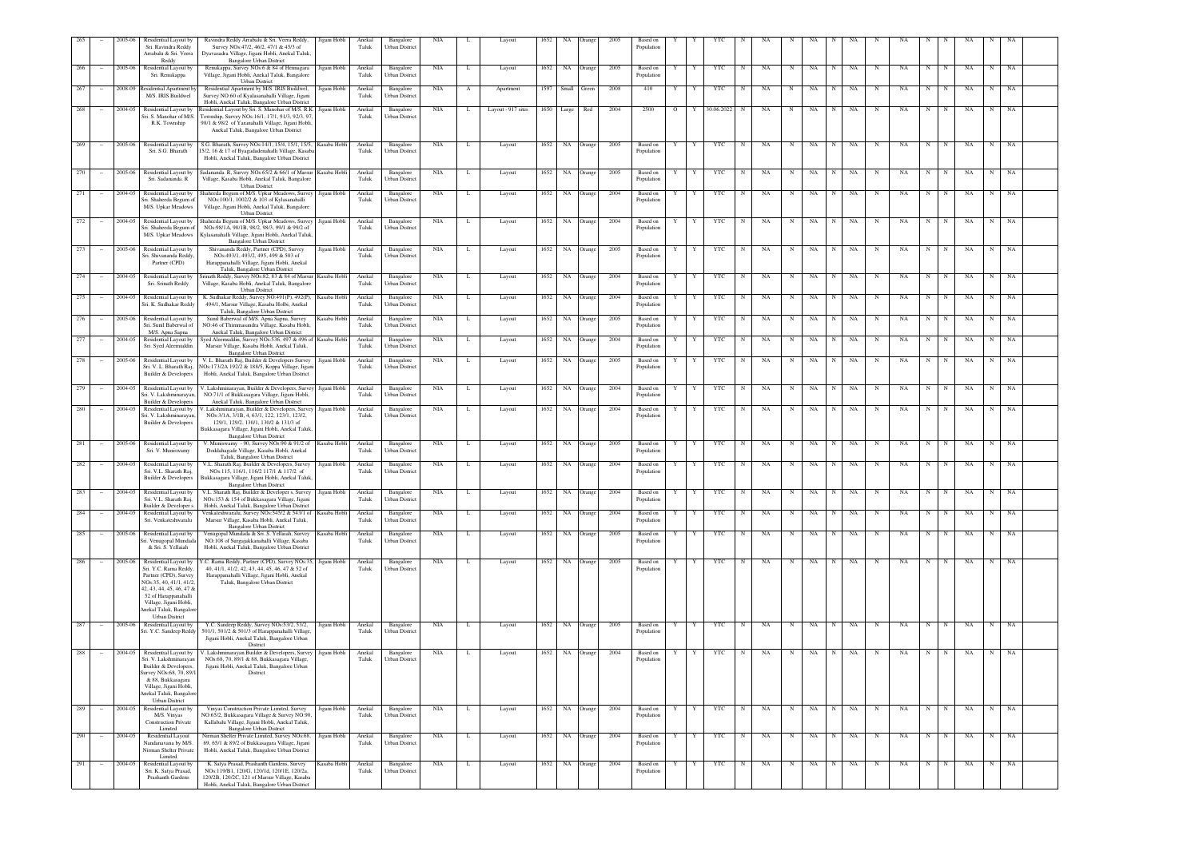| 265 | – | 2005-06 | Residential Layout by Sri. Ravindra Reddy Arrabalu & Sri. Veera Reddy | Ravindra Reddy Arrabalu & Sri. Veera Reddy, Survey NOs.47/2, 46/2, 47/1 & 45/3 of Dyavasandra Village, Jigani Hobli, Anekal Taluk, Bangalore Urban District | Jigani Hobli | Anekal Taluk | Bangalore Urban District | NIA | L | Layout | 1652 | NA | Orange | 2005 | Based on Population | Y | Y | YTC | N | NA | N | NA | N | NA | N | NA | N | N | NA | N | NA |
|---|---|---|---|---|---|---|---|---|---|---|---|---|---|---|---|---|---|---|---|---|---|---|---|---|---|---|---|---|---|---|---|
| 266 | – | 2005-06 | Residential Layout by Sri. Renukappa | Renukappa, Survey NOs.6 & 84 of Hennagara Village, Jigani Hobli, Anekal Taluk, Bangalore Urban District | Jigani Hobli | Anekal Taluk | Bangalore Urban District | NIA | L | Layout | 1652 | NA | Orange | 2005 | Based on Population | Y | Y | YTC | N | NA | N | NA | N | NA | N | NA | N | N | NA | N | NA |
| 267 | – | 2008-09 | Residential Apartment by M/S. IRIS Buildwel | Residential Apartment by M/S. IRIS Buildwel, Survey NO.60 of Kyalasanahalli Village, Jigani Hobli, Anekal Taluk, Bangalore Urban District | Jigani Hobli | Anekal Taluk | Bangalore Urban District | NIA | A | Apartment | 1597 | Small | Green | 2008 | 410 | Y | Y | YTC | N | NA | N | NA | N | NA | N | NA | N | N | NA | N | NA |
| 268 | – | 2004-05 | Residential Layout by Sri. S. Manohar of M/S. R.K. Township | Residential Layout by Sri. S. Manohar of M/S. R.K. Township, Survey NOs.16/1, 17/1, 91/3, 92/3, 97, 98/1 & 98/2 of Yaranahalli Village, Jigani Hobli, Anekal Taluk, Bangalore Urban District | Jigani Hobli | Anekal Taluk | Bangalore Urban District | NIA | L | Layout - 917 sites | 1650 | Large | Red | 2004 | 2500 | O | Y | 30.06.2022 | N | NA | N | NA | N | NA | N | NA | N | N | NA | N | NA |
| 269 | – | 2005-06 | Residential Layout by Sri. S.G. Bharath | S.G. Bharath, Survey NOs.14/1, 15/4, 15/1, 15/5, 15/2, 16 & 17 of Byagadadenahalli Village, Kasaba Hobli, Anekal Taluk, Bangalore Urban District | Kasaba Hobli | Anekal Taluk | Bangalore Urban District | NIA | L | Layout | 1652 | NA | Orange | 2005 | Based on Population | Y | Y | YTC | N | NA | N | NA | N | NA | N | NA | N | N | NA | N | NA |
| 270 | – | 2005-06 | Residential Layout by Sri. Sadananda. R | Sadananda. R, Survey NOs.65/2 & 66/1 of Marsur Village, Kasaba Hobli, Anekal Taluk, Bangalore Urban District | Kasaba Hobli | Anekal Taluk | Bangalore Urban District | NIA | L | Layout | 1652 | NA | Orange | 2005 | Based on Population | Y | Y | YTC | N | NA | N | NA | N | NA | N | NA | N | N | NA | N | NA |
| 271 | – | 2004-05 | Residential Layout by Sri. Shaheeda Begum of M/S. Upkar Meadows | Shaheeda Begum of M/S. Upkar Meadows, Survey NOs.100/1, 1002/2 & 103 of Kylasanahalli Village, Jigani Hobli, Anekal Taluk, Bangalore Urban District | Jigani Hobli | Anekal Taluk | Bangalore Urban District | NIA | L | Layout | 1652 | NA | Orange | 2004 | Based on Population | Y | Y | YTC | N | NA | N | NA | N | NA | N | NA | N | N | NA | N | NA |
| 272 | – | 2004-05 | Residential Layout by Sri. Shaheeda Begum of M/S. Upkar Meadows | Shaheeda Begum of M/S. Upkar Meadows, Survey NOs.98/1A, 98/1B, 98/2, 98/3, 99/1 & 99/2 of Kylasanahalli Village, Jigani Hobli, Anekal Taluk, Bangalore Urban District | Jigani Hobli | Anekal Taluk | Bangalore Urban District | NIA | L | Layout | 1652 | NA | Orange | 2004 | Based on Population | Y | Y | YTC | N | NA | N | NA | N | NA | N | NA | N | N | NA | N | NA |
| 273 | – | 2005-06 | Residential Layout by Sri. Shivananda Reddy, Partner (CPD) | Shivananda Reddy, Partner (CPD), Survey NOs.493/1, 493/2, 495, 499 & 503 of Harappanahalli Village, Jigani Hobli, Anekal Taluk, Bangalore Urban District | Jigani Hobli | Anekal Taluk | Bangalore Urban District | NIA | L | Layout | 1652 | NA | Orange | 2005 | Based on Population | Y | Y | YTC | N | NA | N | NA | N | NA | N | NA | N | N | NA | N | NA |
| 274 | – | 2004-05 | Residential Layout by Sri. Srinath Reddy | Srinath Reddy, Survey NOs.82, 83 & 84 of Marsur Village, Kasaba Hobli, Anekal Taluk, Bangalore Urban District | Kasaba Hobli | Anekal Taluk | Bangalore Urban District | NIA | L | Layout | 1652 | NA | Orange | 2004 | Based on Population | Y | Y | YTC | N | NA | N | NA | N | NA | N | NA | N | N | NA | N | NA |
| 275 | – | 2004-05 | Residential Layout by Sri. K. Sudhakar Reddy | K. Sudhakar Reddy, Survey NO.491(P), 492(P), 494/1, Marsur Village, Kasaba Holbi, Anekal Taluk, Bangalore Urban District | Kasaba Hobli | Anekal Taluk | Bangalore Urban District | NIA | L | Layout | 1652 | NA | Orange | 2004 | Based on Population | Y | Y | YTC | N | NA | N | NA | N | NA | N | NA | N | N | NA | N | NA |
| 276 | – | 2005-06 | Residential Layout by Sri. Sunil Baberwal of M/S. Apna Sapna | Sunil Baberwal of M/S. Apna Sapna, Survey NO.46 of Thimmasandra Village, Kasaba Hobli, Anekal Taluk, Bangalore Urban District | Kasaba Hobli | Anekal Taluk | Bangalore Urban District | NIA | L | Layout | 1652 | NA | Orange | 2005 | Based on Population | Y | Y | YTC | N | NA | N | NA | N | NA | N | NA | N | N | NA | N | NA |
| 277 | – | 2004-05 | Residential Layout by Sri. Syed Aleemuddin | Syed Aleemuddin, Survey NOs.536, 497 & 496 of Marsur Village, Kasaba Hobli, Anekal Taluk, Bangalore Urban District | Kasaba Hobli | Anekal Taluk | Bangalore Urban District | NIA | L | Layout | 1652 | NA | Orange | 2004 | Based on Population | Y | Y | YTC | N | NA | N | NA | N | NA | N | NA | N | N | NA | N | NA |
| 278 | – | 2005-06 | Residential Layout by Sri. V. L. Bharath Raj, Builder & Developers | V. L. Bharath Raj, Builder & Developers Survey NOs.173/2A 192/2 & 188/5, Koppa Village, Jigani Hobli, Anekal Taluk, Bangalore Urban District | Jigani Hobli | Anekal Taluk | Bangalore Urban District | NIA | L | Layout | 1652 | NA | Orange | 2005 | Based on Population | Y | Y | YTC | N | NA | N | NA | N | NA | N | NA | N | N | NA | N | NA |
| 279 | – | 2004-05 | Residential Layout by Sri. V. Lakshminarayan, Builder & Developers | V. Lakshminarayan, Builder & Developers, Survey NO.71/1 of Bukkasagara Village, Jigani Hobli, Anekal Taluk, Bangalore Urban District | Jigani Hobli | Anekal Taluk | Bangalore Urban District | NIA | L | Layout | 1652 | NA | Orange | 2004 | Based on Population | Y | Y | YTC | N | NA | N | NA | N | NA | N | NA | N | N | NA | N | NA |
| 280 | – | 2004-05 | Residential Layout by Sri. V. Lakshminarayan, Builder & Developers | V. Lakshminarayan, Builder & Developers, Survey NOs.3/1A, 3/1B, 4, 63/1, 122, 123/1, 123/2, 129/1, 129/2, 130/1, 130/2 & 131/3 of Bukkasagara Village, Jigani Hobli, Anekal Taluk, Bangalore Urban District | Jigani Hobli | Anekal Taluk | Bangalore Urban District | NIA | L | Layout | 1652 | NA | Orange | 2004 | Based on Population | Y | Y | YTC | N | NA | N | NA | N | NA | N | NA | N | N | NA | N | NA |
| 281 | – | 2005-06 | Residential Layout by Sri. V. Muniswamy | V. Muniswamy - 90, Survey NOs.90 & 91/2 of Doddahagade Village, Kasaba Hobli, Anekal Taluk, Bangalore Urban District | Kasaba Hobli | Anekal Taluk | Bangalore Urban District | NIA | L | Layout | 1652 | NA | Orange | 2005 | Based on Population | Y | Y | YTC | N | NA | N | NA | N | NA | N | NA | N | N | NA | N | NA |
| 282 | – | 2004-05 | Residential Layout by Sri. V.L. Sharath Raj, Builder & Developers | V.L. Sharath Raj, Builder & Developers, Survey NOs.115, 116/1, 116/2 117/1 & 117/2 of Bukkasagara Village, Jigani Hobli, Anekal Taluk, Bangalore Urban District | Jigani Hobli | Anekal Taluk | Bangalore Urban District | NIA | L | Layout | 1652 | NA | Orange | 2004 | Based on Population | Y | Y | YTC | N | NA | N | NA | N | NA | N | NA | N | N | NA | N | NA |
| 283 | – | 2004-05 | Residential Layout by Sri. V.L. Sharath Raj, Builder & Developer s | V.L. Sharath Raj, Builder & Developer s, Survey NOs.153 & 154 of Bukkasagara Village, Jigani Hobli, Anekal Taluk, Bangalore Urban District | Jigani Hobli | Anekal Taluk | Bangalore Urban District | NIA | L | Layout | 1652 | NA | Orange | 2004 | Based on Population | Y | Y | YTC | N | NA | N | NA | N | NA | N | NA | N | N | NA | N | NA |
| 284 | – | 2004-05 | Residential Layout by Sri. Venkateshwaralu | Venkateshwaralu, Survey NOs.545/2 & 543/1 of Marsur Village, Kasaba Hobli, Anekal Taluk, Bangalore Urban District | Kasaba Hobli | Anekal Taluk | Bangalore Urban District | NIA | L | Layout | 1652 | NA | Orange | 2004 | Based on Population | Y | Y | YTC | N | NA | N | NA | N | NA | N | NA | N | N | NA | N | NA |
| 285 | – | 2005-06 | Residential Layout by Sri. Venugopal Mundada & Sri. S. Yellaiah | Venugopal Mundada & Sri. S. Yellaiah, Survey NO.108 of Sargajakkanahalli Village, Kasaba Hobli, Anekal Taluk, Bangalore Urban District | Kasaba Hobli | Anekal Taluk | Bangalore Urban District | NIA | L | Layout | 1652 | NA | Orange | 2005 | Based on Population | Y | Y | YTC | N | NA | N | NA | N | NA | N | NA | N | N | NA | N | NA |
| 286 | – | 2005-06 | Residential Layout by Sri. Y.C. Rama Reddy, Partner (CPD), Survey NOs.35, 40, 41/1, 41/2, 42, 43, 44, 45, 46, 47 & 52 of Harappanahalli Village, Jigani Hobli, Anekal Taluk, Bangalore Urban District | Y.C. Rama Reddy, Partner (CPD), Survey NOs.35, 40, 41/1, 41/2, 42, 43, 44, 45, 46, 47 & 52 of Harappanahalli Village, Jigani Hobli, Anekal Taluk, Bangalore Urban District | Jigani Hobli | Anekal Taluk | Bangalore Urban District | NIA | L | Layout | 1652 | NA | Orange | 2005 | Based on Population | Y | Y | YTC | N | NA | N | NA | N | NA | N | NA | N | N | NA | N | NA |
| 287 | – | 2005-06 | Residential Layout by Sri. Y.C. Sandeep Reddy | Y.C. Sandeep Reddy, Survey NOs.53/2, 53/2, 501/1, 501/2 & 501/3 of Harappanahalli Village, Jigani Hobli, Anekal Taluk, Bangalore Urban District | Jigani Hobli | Anekal Taluk | Bangalore Urban District | NIA | L | Layout | 1652 | NA | Orange | 2005 | Based on Population | Y | Y | YTC | N | NA | N | NA | N | NA | N | NA | N | N | NA | N | NA |
| 288 | – | 2004-05 | Residential Layout by Sri. V. Lakshminarayan Builder & Developers, Survey NOs.68, 70, 89/1 & 88, Bukkasagara Village, Jigani Hobli, Anekal Taluk, Bangalore Urban District | V. Lakshminarayan Builder & Developers, Survey NOs.68, 70, 89/1 & 88, Bukkasagara Village, Jigani Hobli, Anekal Taluk, Bangalore Urban District | Jigani Hobli | Anekal Taluk | Bangalore Urban District | NIA | L | Layout | 1652 | NA | Orange | 2004 | Based on Population | Y | Y | YTC | N | NA | N | NA | N | NA | N | NA | N | N | NA | N | NA |
| 289 | – | 2004-05 | Residential Layout by M/S. Vinyas Construction Private Limited | Vinyas Construction Private Limited, Survey NO.65/2, Bukkasagara Village & Survey NO.90, Kallabalu Village, Jigani Hobli, Anekal Taluk, Bangalore Urban District | Jigani Hobli | Anekal Taluk | Bangalore Urban District | NIA | L | Layout | 1652 | NA | Orange | 2004 | Based on Population | Y | Y | YTC | N | NA | N | NA | N | NA | N | NA | N | N | NA | N | NA |
| 290 | – | 2004-05 | Residential Layout Nandanavana by M/S. Nirman Shelter Private Limited | Nirman Shelter Private Limited, Survey NOs.68, 69, 65/1 & 89/2 of Bukkasagara Village, Jigani Hobli, Anekal Taluk, Bangalore Urban District | Jigani Hobli | Anekal Taluk | Bangalore Urban District | NIA | L | Layout | 1652 | NA | Orange | 2004 | Based on Population | Y | Y | YTC | N | NA | N | NA | N | NA | N | NA | N | N | NA | N | NA |
| 291 | – | 2004-05 | Residential Layout by Sri. K. Satya Prasad, Prashanth Gardens | K. Satya Prasad, Prashanth Gardens, Survey NOs.119/B1, 120/G, 120/1d, 120/1E, 120/2a, 120/2B, 120/2C, 121 of Marsur Village, Kasaba Hobli, Anekal Taluk, Bangalore Urban District | Kasaba Hobli | Anekal Taluk | Bangalore Urban District | NIA | L | Layout | 1652 | NA | Orange | 2004 | Based on Population | Y | Y | YTC | N | NA | N | NA | N | NA | N | NA | N | N | NA | N | NA |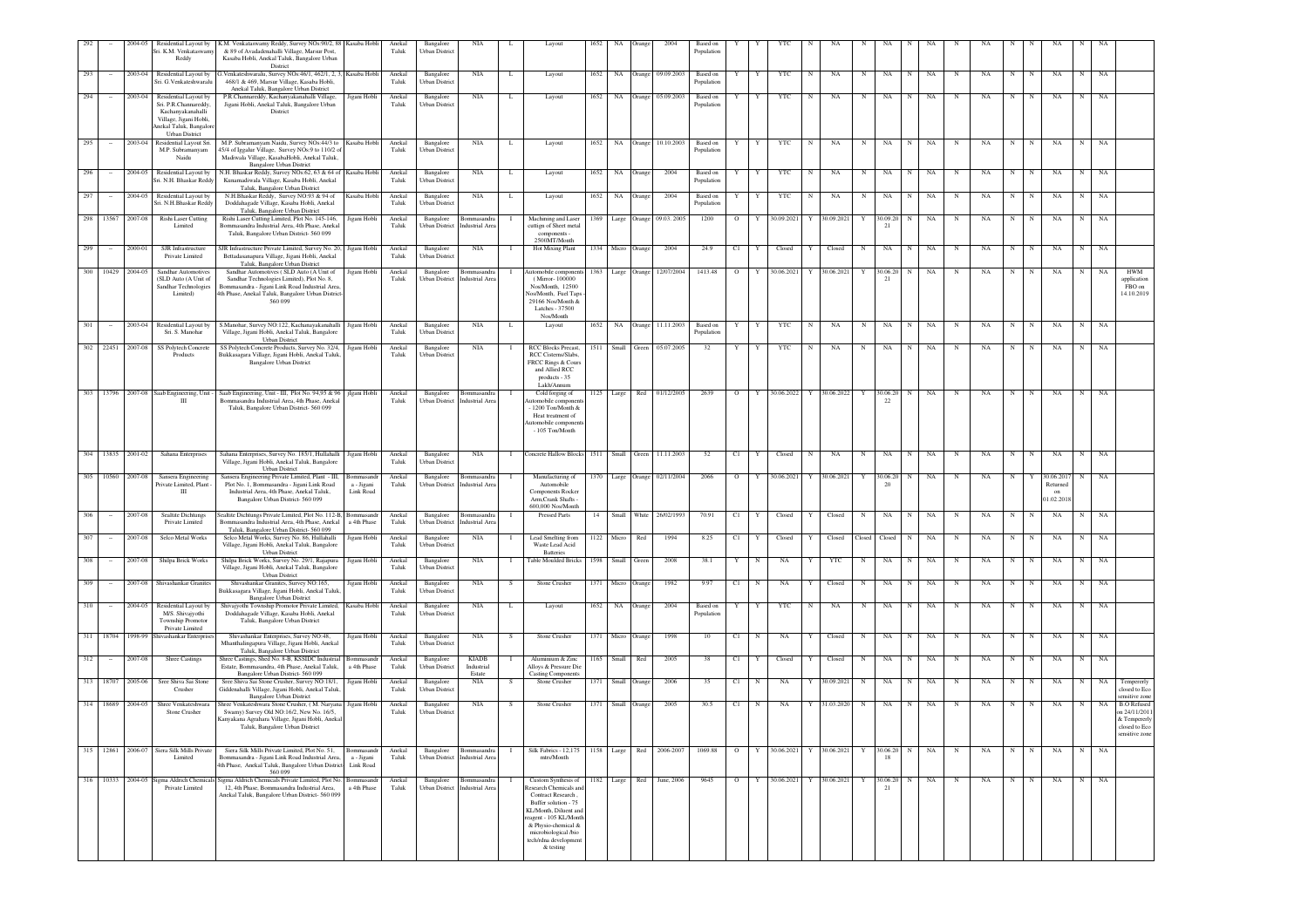| 292 | – | 2004-05 | Residential Layout by Sri. K.M. Venkataswamy Reddy | K.M. Venkataswamy Reddy, Survey NOs:90/2, 88 & 89 of Avadadenahalli Village, Marsur Post, Kasaba Hobli, Anekal Taluk, Bangalore Urban District | Kasaba Hobli | Anekal Taluk | Bangalore Urban District | NIA | L | Layout | 1652 | NA | Orange | 2004 | Based on Population | Y | Y | YTC | N | NA | N | NA | N | NA | N | NA | N | N | NA | N | NA | |
|---|---|---|---|---|---|---|---|---|---|---|---|---|---|---|---|---|---|---|---|---|---|---|---|---|---|---|---|---|---|---|---|---|
| 293 | – | 2003-04 | Residential Layout by Sri. G.Venkateshwaralu | G.Venkateshwaralu, Survey NOs:46/1, 462/1, 2, 3, 468/1 & 469, Marsur Village, Kasaba Hobli, Anekal Taluk, Bangalore Urban District | Kasaba Hobli | Anekal Taluk | Bangalore Urban District | NIA | L | Layout | 1652 | NA | Orange | 09.09.2003 | Based on Population | Y | Y | YTC | N | NA | N | NA | N | NA | N | NA | N | N | NA | N | NA | |
| 294 | – | 2003-04 | Residential Layout by Sri. P.R.Chunnareddy, Kachanyakanahalli Village, Jigani Hobli, Anekal Taluk, Bangalore Urban District | P.R.Chunnareddy, Kachanyakanahalli Village, Jigani Hobli, Anekal Taluk, Bangalore Urban District | Jigani Hobli | Anekal Taluk | Bangalore Urban District | NIA | L | Layout | 1652 | NA | Orange | 05.09.2003 | Based on Population | Y | Y | YTC | N | NA | N | NA | N | NA | N | NA | N | N | NA | N | NA | |
| 295 | – | 2003-04 | Residential Layout Sri. M.P. Subramanyam Naidu | M.P. Subramanyam Naidu, Survey NOs:44/3 to 45/4 of Jggalur Village, Survey NOs:9 to 110/2 of Madiwala Village, KasabaHobli, Anekal Taluk, Bangalore Urban District | Kasaba Hobli | Anekal Taluk | Bangalore Urban District | NIA | L | Layout | 1652 | NA | Orange | 10.10.2003 | Based on Population | Y | Y | YTC | N | NA | N | NA | N | NA | N | NA | N | N | NA | N | NA | |
| 296 | – | 2004-05 | Residential Layout by Sri. N.H. Bhaskar Reddy | N.H. Bhaskar Reddy, Survey NOs:62, 63 & 64 of Kunamadiwala Village, Kasaba Hobli, Anekal Taluk, Bangalore Urban District | Kasaba Hobli | Anekal Taluk | Bangalore Urban District | NIA | L | Layout | 1652 | NA | Orange | 2004 | Based on Population | Y | Y | YTC | N | NA | N | NA | N | NA | N | NA | N | N | NA | N | NA | |
| 297 | – | 2004-05 | Residential Layout by Sri. N.H Bhaskar Reddy | N.H.Bhaskar Reddy, Survey NO:93 & 94 of Doddahagade Village, Kasaba Hobli, Anekal Taluk, Bangalore Urban District | Kasaba Hobli | Anekal Taluk | Bangalore Urban District | NIA | L | Layout | 1652 | NA | Orange | 2004 | Based on Population | Y | Y | YTC | N | NA | N | NA | N | NA | N | NA | N | N | NA | N | NA | |
| 298 | 13567 | 2007-08 | Rishi Laser Cutting Limited | Rishi Laser Cutting Limited, Plot No. 145-146, Bommasandra Industrial Area, 4th Phase, Anekal Taluk, Bangalore Urban District- 560 099 | Jigani Hobli | Anekal Taluk | Bangalore Urban District | Bommasandra Industrial Area | I | Machining and Laser cuttign of Sheet metal components - 2500MT/Month | 1369 | Large | Orange | 09.03. 2005 | 1200 | O | Y | 30.09.2021 | Y | 30.09.2021 | Y | 30.09.20 21 | N | NA | N | NA | N | N | NA | N | NA | |
| 299 | – | 2000-01 | SJR Infrastructure Private Limited | SJR Infrastructure Private Limited, Survey No. 20, Bettadasanapura Village, Jigani Hobli, Anekal Taluk, Bangalore Urban District | Jigani Hobli | Anekal Taluk | Bangalore Urban District | NIA | I | Hot Mixing Plant | 1334 | Micro | Orange | 2004 | 24.9 | C1 | Y | Closed | Y | Closed | N | NA | N | NA | N | NA | N | N | NA | N | NA | |
| 300 | 10429 | 2004-05 | Sandhar Automotives (SLD Auto (A Unit of Sandhar Technologies Limited) | Sandhar Automotives ( SLD Auto (A Unit of Sandhar Technologies Limited), Plot No. 8, Bommasandra - Jigani Link Road Industrial Area, 4th Phase, Anekal Taluk, Bangalore Urban District- 560 099 | Jigani Hobli | Anekal Taluk | Bangalore Urban District | Bommasandra Industrial Area | I | Automobile components ( Mirror- 100000 Nos/Month, 12500 Nos/Month, Fuel Taps - 29166 Nos/Month & Latches - 37500 Nos/Month | 1363 | Large | Orange | 12/07/2004 | 1413.48 | O | Y | 30.06.2021 | Y | 30.06.2021 | Y | 30.06.20 21 | N | NA | N | NA | N | N | NA | N | NA | HWM application FBO on 14.10.2019 |
| 301 | – | 2003-04 | Residential Layout by Sri. S. Manohar | S.Manohar, Survey NO:122, Kachanayakanahalli Village, Jigani Hobli, Anekal Taluk, Bangalore Urban District | Jigani Hobli | Anekal Taluk | Bangalore Urban District | NIA | L | Layout | 1652 | NA | Orange | 11.11.2003 | Based on Population | Y | Y | YTC | N | NA | N | NA | N | NA | N | NA | N | N | NA | N | NA | |
| 302 | 22451 | 2007-08 | SS Polytech Concrete Products | SS Polytech Concrete Products, Survey No. 32/4, Bukkasagara Village, Jigani Hobli, Anekal Taluk, Bangalore Urban District | Jigani Hobli | Anekal Taluk | Bangalore Urban District | NIA | I | RCC Blocks Precast, RCC Cisterns/Slabs, FRCC Rings & Coirs and Allied RCC products - 35 Lakh/Annum | 1511 | Small | Green | 05.07.2005 | 32 | Y | Y | YTC | N | NA | N | NA | N | NA | N | NA | N | N | NA | N | NA | |
| 303 | 13796 | 2007-08 | Saab Engineering, Unit - III | Saab Engineering, Unit - III, Plot No. 94,95 & 96 Bommasandra Industrial Area, 4th Phase, Anekal Taluk, Bangalore Urban District- 560 099 | jIgani Hobli | Anekal Taluk | Bangalore Urban District | Bommasandra Industrial Area | I | Cold forging of Automobile components - 1200 Ton/Month & Heat treatment of Automobile components - 105 Ton/Month | 1125 | Large | Red | 01/12/2005 | 2639 | O | Y | 30.06.2022 | Y | 30.06.2022 | Y | 30.06.20 22 | N | NA | N | NA | N | N | NA | N | NA | |
| 304 | 13835 | 2001-02 | Sahana Enterprises | Sahana Enterprises, Survey No. 183/1, Hullahalli Village, Jigani Hobli, Anekal Taluk, Bangalore Urban District | Jigani Hobli | Anekal Taluk | Bangalore Urban District | NIA | I | Concrete Hallow Blocks | 1511 | Small | Green | 11.11.2003 | 52 | C1 | Y | Closed | N | NA | N | NA | N | NA | N | NA | N | N | NA | N | NA | |
| 305 | 10560 | 2007-08 | Sansera Engineering Private Limited, Plant - III | Sansera Engineering Private Limited, Plant - III, Plot No. 1, Bommasandra - Jigani Link Road Industrial Area, 4th Phase, Anekal Taluk, Bangalore Urban District- 560 099 | Bommasandra - Jigani Link Road | Anekal Taluk | Bangalore Urban District | Bommasandra Industrial Area | I | Manufacturing of Automobile Components Rocker Arm,Crank Shafts - 600,000 Nos/Month | 1370 | Large | Orange | 02/11/2004 | 2066 | O | Y | 30.06.2021 | Y | 30.06.2021 | Y | 30.06.20 20 | N | NA | N | NA | N | Y | 30.06.2017 Returned on 01.02.2018 | N | NA | |
| 306 | – | 2007-08 | Sealtite Dichtungs Private Limited | Sealtite Dichtungs Private Limited, Plot No. 112-B, Bommasandra Industrial Area, 4th Phase, Anekal Taluk, Bangalore Urban District- 560 099 | Bommasandra 4th Phase | Anekal Taluk | Bangalore Urban District | Bommasandra Industrial Area | I | Pressed Parts | 14 | Small | White | 26/02/1993 | 70.91 | C1 | Y | Closed | Y | Closed | N | NA | N | NA | N | NA | N | N | NA | N | NA | |
| 307 | – | 2007-08 | Selco Metal Works | Selco Metal Works, Survey No. 86, Hullahalli Village, Jigani Hobli, Anekal Taluk, Bangalore Urban District | Jigani Hobli | Anekal Taluk | Bangalore Urban District | NIA | I | Lead Smelting from Waste Lead-Acid Batteries | 1122 | Micro | Red | 1994 | 8.25 | C1 | Y | Closed | Y | Closed | Closed | Closed | N | NA | N | NA | N | N | NA | N | NA | |
| 308 | – | 2007-08 | Shilpa Brick Works | Shilpa Brick Works, Survey No. 29/1, Rajapura Village, Jigani Hobli, Anekal Taluk, Bangalore Urban District | Jigani Hobli | Anekal Taluk | Bangalore Urban District | NIA | I | Table Moulded Bricks | 1598 | Small | Green | 2008 | 38.1 | Y | N | NA | Y | YTC | N | NA | N | NA | N | NA | N | N | NA | N | NA | |
| 309 | – | 2007-08 | Shivashankar Granites | Shivashankar Granites, Survey NO:165, Bukkasagara Village, Jigani Hobli, Anekal Taluk, Bangalore Urban District | Jigani Hobli | Anekal Taluk | Bangalore Urban District | NIA | S | Stone Crusher | 1371 | Micro | Orange | 1982 | 9.97 | C1 | N | NA | Y | Closed | N | NA | N | NA | N | NA | N | N | NA | N | NA | |
| 310 | – | 2004-05 | Residential Layout by M/S. Shivajyothi Township Promotor Private Limited | Shivajyothi Township Promotor Private Limited, Doddahagade Village, Kasaba Hobli, Anekal Taluk, Bangalore Urban District | Kasaba Hobli | Anekal Taluk | Bangalore Urban District | NIA | L | Layout | 1652 | NA | Orange | 2004 | Based on Population | Y | Y | YTC | N | NA | N | NA | N | NA | N | NA | N | N | NA | N | NA | |
| 311 | 18704 | 1998-99 | Shivashankar Enterprises | Shivashankar Enterprises, Survey NO:48, Mhanthalingapura Village, Jigani Hobli, Anekal Taluk, Bangalore Urban District | Jigani Hobli | Anekal Taluk | Bangalore Urban District | NIA | S | Stone Crusher | 1371 | Micro | Orange | 1998 | 10 | C1 | N | NA | Y | Closed | N | NA | N | NA | N | NA | N | N | NA | N | NA | |
| 312 | – | 2007-08 | Shree Castings | Shree Castings, Shed No. 8-B, KSSIDC Industrial Estate, Bommasandra, 4th Phase, Anekal Taluk, Bangalore Urban District- 560 099 | Bommasandra 4th Phase | Anekal Taluk | Bangalore Urban District | KIADB Industrial Estate | I | Aluminium & Zinc Alloys & Pressure Die Casting Components | 1165 | Small | Red | 2005 | 38 | C1 | Y | Closed | Y | Closed | N | NA | N | NA | N | NA | N | N | NA | N | NA | |
| 313 | 18707 | 2005-06 | Sree Shiva Sai Stone Crusher | Sree Shiva Sai Stone Crusher, Survey NO:18/1, Giddenahalli Village, Jigani Hobli, Anekal Taluk, Bangalore Urban District | Jigani Hobli | Anekal Taluk | Bangalore Urban District | NIA | S | Stone Crusher | 1371 | Small | Orange | 2006 | 35 | C1 | N | NA | Y | 30.09.2021 | N | NA | N | NA | N | NA | N | N | NA | N | NA | Temperorly closed to Eco sensitive zone |
| 314 | 18689 | 2004-05 | Shree Venkateshwara Stone Crusher | Shree Venkateshwara Stone Crusher, ( M. Naryana Swamy) Survey Old NO:16/2, New No. 16/5, Kanyakanu Agrahara Village, Jigani Hobli, Anekal Taluk, Bangalore Urban District | Jigani Hobli | Anekal Taluk | Bangalore Urban District | NIA | S | Stone Crusher | 1371 | Small | Orange | 2005 | 30.5 | C1 | N | NA | Y | 31.03.2020 | N | NA | N | NA | N | NA | N | N | NA | N | NA | B.O Refused on 24/11/2011 & Temperorly closed to Eco sensitive zone |
| 315 | 12861 | 2006-07 | Sierra Silk Mills Private Limited | Sierra Silk Mills Private Limited, Plot No. 51, Bommasandra - Jigani Link Road Industrial Area, 4th Phase, Anekal Taluk, Bangalore Urban District- 560 099 | Bommasandra - Jigani Link Road | Anekal Taluk | Bangalore Urban District | Bommasandra Industrial Area | I | Silk Fabrics - 12,175 mtrs/Month | 1158 | Large | Red | 2006-2007 | 1069.88 | O | Y | 30.06.2021 | Y | 30.06.2021 | Y | 30.06.20 18 | N | NA | N | NA | N | N | NA | N | NA | |
| 316 | 10333 | 2004-05 | Sigma Aldrich Chemicals Private Limited | Sigma Aldrich Chemicals Private Limited, Plot No. 12, 4th Phase, Bommasandra Industrial Area, Anekal Taluk, Bangalore Urban District- 560 099 | Bommasandra 4th Phase | Anekal Taluk | Bangalore Urban District | Bommasandra Industrial Area | I | Custom Synthesis of Research Chemicals and Contract Research , Buffer solution - 75 KL/Month, Diluent and reagent - 105 KL/Month & Physio-chemical & microbiological /bio tech/dna development & testing | 1182 | Large | Red | June, 2006 | 9645 | O | Y | 30.06.2021 | Y | 30.06.2021 | Y | 30.06.20 21 | N | NA | N | NA | N | N | NA | N | NA | |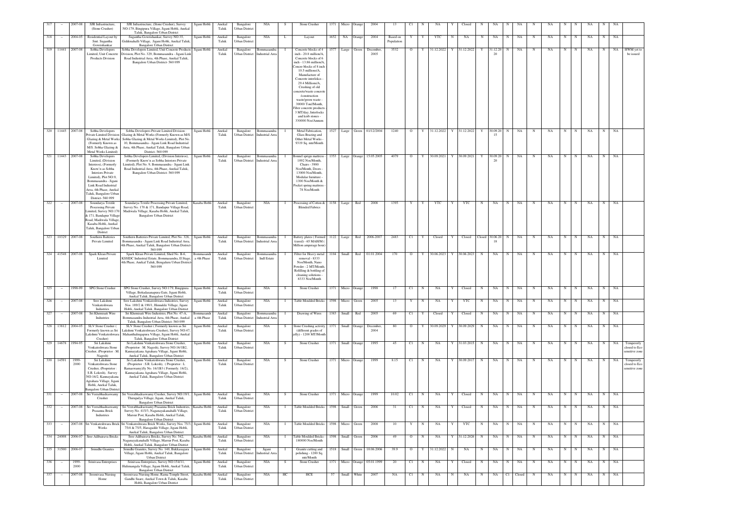| 317 | -- | 2007-08 | SJR Infrastructure, (Stone Crusher) | SJR Infrastructure, (Stone Crusher), Survey NO:179, Bingipura Village, Jigani Hobli, Anekal Taluk, Bangalore Urban District | Jigani Hobli | Anekal Taluk | Bangalore Urban District | NIA | S | Stone Crusher | 1371 | Micro | Orange | 2004 | 13 | C1 | N | NA | Y | Closed | N | NA | N | NA | N | NA | N | N | NA | N | NA | |
|---|---|---|---|---|---|---|---|---|---|---|---|---|---|---|---|---|---|---|---|---|---|---|---|---|---|---|---|---|---|---|---|---|---|---|
| 318 | -- | 2004-05 | Residential Layout by Smt. Sugantha Gowrishankar | Sugantha Gowrishankar, Survey NO:35, Giddenahalli Village, Jigani Hobli, Anekal Taluk, Bangalore Urban District | Jigani Hobli | Anekal Taluk | Bangalore Urban District | NIA | L | Layout | 1652 | NA | Orange | 2004 | Based on Population | Y | Y | YTC | N | NA | N | NA | N | NA | N | NA | N | N | NA | N | NA | |
| 319 | 11441 | 2007-08 | Sobha Developers Limited, Unit Concrete Products Division | Sobha Developers Limited, Unit Concrete Products Division, Plot No. 329, Bommasandra - Jigani Link Road Industrial Area, 4th Phase, Anekal Taluk, Bangalore Urban District- 560 099 | Jigani Hobli | Anekal Taluk | Bangalore Urban District | Bommasandra Industrial Area | I | Concrete blocks of 4 inch - 20.8 million/A, Concrete blocks of 6 inch - 13.86 million/A, Concre blocks of 8 inch 10.5 millions/A, Manufacture of Concrete interlokcs - 29.4 Millions/A, Crushing of old concrete/waste concrete /construction waste/green waste - 30000 Ton/Month, Fiber concrete products - 3 MT/day, Interlocks and kerb stones - 330000 Nos/Annum | 1577 | Large | Green | December, 2005 | 3532 | O | Y | 31.12.2022 | Y | 31.12.2022 | Y | 31.12.20 20 | N | NA | N | NA | N | N | NA | N | NA | HWM yet to be issued |
| 320 | 11445 | 2007-08 | Sobha Developers Private Limited Division Glazing & Metal Works (Formerly Known as M/S. Sobha Glazing & Metal Works Limited) | Sobha Developers Private Limited Division Glazing & Metal Works (Formerly Known as M/S. Sobha Glazing & Metal Works Limited), Plot No. 10, Bommasandra - Jigani Link Road Industrial Area, 4th Phase, Anekal Taluk, Bangalore Urban District- 560 099 | Jigani Hobli | Anekal Taluk | Bangalore Urban District | Bommasandra Industrial Area | I | Metal Fabrication, Glass Brazing and Other Metal Works - 9319 Sq. mtr/Month | 1527 | Large | Green | 01/12/2004 | 1240 | O | Y | 31.12.2022 | Y | 31.12.2022 | Y | 30.09.20 15 | N | NA | N | NA | N | N | NA | N | NA | |
| 321 | 11443 | 2007-08 | Sobha Developers Limited, (Division Interiros), (Formerly Know'n as Sobha Interiors Private Limited), Plot NO.9, Bommasandra - Jigani Link Road Industrial Area, 4th Phase, Anekal Taluk, Bangalore Urban District- 560 099 | Sobha Developers Limited, (Division Interiros), (Formerly Know'n as Sobha Interiors Private Limited), Plot No. 9, Bommasandra - Jigani Link Road Industrial Area, 4th Phase, Anekal Taluk, Bangalore Urban District- 560 099 | Jigani Hobli | Anekal Taluk | Bangalore Urban District | Bommasandra Industrial Area | I | Bonnel spring mattress - 1092 Nos/Month, Chairs - 3900 Nos/Month, Doors - 13000 Nos/Month, Modular furniture - 1300 Nos/Month & Pocket spring mattress - 78 Nos/Month | 1353 | Large | Orange | 15.05.2005 | 4079 | O | Y | 30.09.2021 | Y | 30.09.2021 | Y | 30.09.20 20 | N | NA | N | NA | N | N | NA | N | NA | |
| 322 | -- | 2007-08 | Soundarya Textile Processing Private Limited, Survey NO:170 & 171, Bandapur Village Road, Madiwala Village, Kasaba Hobli, Anekal Taluk, Bangalore Urban District | Soundarya Textile Processing Private Limited, Survey No. 170 & 171, Bandapur Village Road, Madiwala Village, Kasaba Hobli, Anekal Taluk, Bangalore Urban District | Kasaba Hobli | Anekal Taluk | Bangalore Urban District | NIA | I | Processing of Cotton & Blended Fabrics | 1158 | Large | Red | 2008 | 1395 | Y | Y | YTC | Y | YTC | N | NA | N | NA | N | NA | N | N | NA | N | NA | |
| 323 | 10329 | 2007-08 | Southern Batteries Private Limited | Southern Batteries Private Limited, Plot No. 328, Bommasandra - Jigani Link Road Industrial Area, 4th Phase, Anekal Taluk, Bangalore Urban District-560 099 | Jigani Hobli | Anekal Taluk | Bangalore Urban District | Bommasandra Industrial Area | I | Battery plates ( Formed /cured) - 65 MAH/M ( Million amperage hour) | 1122 | Large | Red | 2006-2007 | 2483 | C1 | Y | Closed | Y | Closed | Closed | 30.06.20 18 | N | NA | N | NA | N | N | NA | N | NA | |
| 324 | 41548 | 2007-08 | Spark Klean Private Limited | Spark Klean Private Limited, Shed No. B-6, KSSIDC Industrial Estate, Bommasandra, II Stage, 4th Phase, Anekal Taluk, Bengaluru Urban District 560 099 | Bommasandr a 4th Phase | Anekal Taluk | Bangalore Urban District | Bommasandra Indl Estate | I | Filler for Heavy metal removal - 8333 Nos/Month, Nano Powder - 2 MT/Month, Refilling & bottling of cleaning solutions - 8333 Nos/Month | 1104 | Small | Red | 01.01.2004 | 170 | O | Y | 30.06.2023 | Y | 30.06.2023 | N | NA | N | NA | N | NA | N | N | NA | N | NA | |
| 325 | -- | 1998-99 | SPG Stone Crusher | SPG Stone Crusher, Survey NO:179, Bingipura Village, Bettadasanapura Gate, Jigani Hobli, Anekal Taluk, Bangalore Urban District | Jigani Hobli | Anekal Taluk | Bangalore Urban District | NIA | S | Stone Crusher | 1371 | Micro | Orange | 1998 | 17 | C1 | N | NA | Y | Closed | N | NA | N | NA | N | NA | N | N | NA | N | NA | |
| 326 | -- | 2007-08 | Sree Lakshmi Venkateshwara Industries | Sree Lakshmi Venkateshwara Industries, Survey Nos. 189/2 & 190/1, Hinnakki Village, Jigani Hobli, Anekal Taluk, Bangalore Urban District | Jigani Hobli | Anekal Taluk | Bangalore Urban District | NIA | I | Table Moulded Bricks | 1598 | Micro | Green | 2005 | 13 | Y | N | NA | Y | YTC | N | NA | N | NA | N | NA | N | N | NA | N | NA | |
| 327 | -- | 2007-08 | Sri Khemisati Wire Industries | Sri Khemisati Wire Industries, Plot No. 47-A, Bommasandra Industrial Area, 4th Phase, Anekal Taluk, Bangalore Urban District- 560 099 | Bommasandr a 4th Phase | Anekal Taluk | Bangalore Urban District | Bommasandra Industrial Area | I | Drawing of Wires | 1383 | Small | Red | 2005 | 69 | C1 | Y | Closed | Y | Closed | N | NA | N | NA | N | NA | N | N | NA | N | NA | |
| 328 | 13812 | 2004-05 | SLV Stone Crusher ( Formerly known as Sri Lakshmi Venkateshwara Crusher) | SLV Stone Crusher ( Formerly known as Sri Lakshmi Venkateshwara Crusher), Survey NO:47, Mahanthalingapura Village, Jigani Hobli, Anekal Taluk, Bangalore Urban District | Jigani Hobli | Anekal Taluk | Bangalore Urban District | NIA | S | Stone Crushing activity (different grades of jelly) - 1200 MT/Month | 1371 | Small | Orange | December, 2004 | 80 | O | Y | 30.09.2029 | Y | 30.09.2029 | N | NA | N | NA | N | NA | N | N | NA | N | NA | |
| 329 | 14678 | 1994-95 | Sri Lakshmi Venkateshwara Stone Crusher, (Proprietor : M. Nagesh) | Sri Lakshmi Venkateshwara Stone Crusher, (Proprietor : M. Nagesh), Survey NO:16/1B2, Kannayakana Agrahara Village, Jigani Hobli, Anekal Taluk, Bangalore Urban District | Jigani Hobli | Anekal Taluk | Bangalore Urban District | NIA | S | Stone Crusher | 1371 | Small | Orange | 1995 | 45 | C1 | N | NA | Y | 31.03.2015 | N | NA | N | NA | N | NA | N | N | NA | N | NA | Temperorly closed to Eco sensitive zone |
| 330 | 14591 | 1999-2000 | Sri Lakshmi Venkateshwara Stone Crusher, (Proprietor : S.R. Lokesh), Survey NO:16/2, Kannayakana Agrahara Village, Jigani Hobli, Anekal Taluk, Bangalore Urban District | Sri Lakshmi Venkateshwara Stone Crusher, (Proprietor : S.R. Lokesh), ( Proprietor : L Ramaswamy)Sy No. 16/1B3 ( Formerly. 16/2), Kannayakana Agrahara Village, Jigani Hobli, Anekal Taluk, Bangalore Urban District | Jigani Hobli | Anekal Taluk | Bangalore Urban District | NIA | S | Stone Crusher | 1371 | Micro | Orange | 1999 | 8.15 | C1 | N | NA | Y | 30.09.2017 | N | NA | N | NA | N | NA | N | N | NA | N | NA | Temperorly closed to Eco sensitive zone |
| 331 | -- | 2007-08 | Sri Veerabhadraswamy Crusher | Sri Veerabhadraswamy Crusher, Survey NO:19/1, Thirupalya Village, Jigani, Anekal Taluk, Bangalore Urban District | Jigani Hobli | Anekal Taluk | Bangalore Urban District | NIA | S | Stone Crusher | 1371 | Micro | Orange | 1999 | 10.02 | C1 | N | NA | Y | Closed | N | NA | N | NA | N | NA | N | N | NA | N | NA | |
| 332 | -- | 2007-08 | Sri Veerabhadraswamy Prasanna Brick Industries | Sri Veerabhadraswamy Prasanna Brick Industries, Survey No. 415/3, Naganayakanahalli Village, Marsur Post, Kasaba Hobli, Anekal Taluk, Bangalore Urban District | Kasaba Hobli | Anekal Taluk | Bangalore Urban District | NIA | I | Table Moulded Bricks | 1598 | Small | Green | 2006 | 31 | C1 | N | NA | Y | Closed | N | NA | N | NA | N | NA | N | N | NA | N | NA | |
| 333 | -- | 2007-08 | Sri Venkateshwara Brick Works | Sri Venkateshwara Brick Works, Survey Nos. 75/3, 75/4 & 75/5, Haragadde Village, Jigani Hobli, Anekal Taluk, Bangalore Urban District | Jigani Hobli | Anekal Taluk | Bangalore Urban District | NIA | I | Table Moulded Bricks | 1598 | Micro | Green | 2008 | 10 | Y | N | NA | Y | YTC | N | NA | N | NA | N | NA | N | N | NA | N | NA | |
| 334 | 24008 | 2006-07 | Sree Adibaarava Bricks | Sree Adibaarava Bricks, Survey No. 542, Naganayakanahalli Village, Marsur Post, Kasaba Hobli, Anekal Taluk, Bangalore Urban District | Kasaba Hobli | Anekal Taluk | Bangalore Urban District | NIA | I | Table Moulded Bricks - 180000 Nos/Month | 1598 | Small | Green | 2006 | 49 | O | N | NA | Y | 31.12.2026 | N | NA | N | NA | N | NA | N | N | NA | N | NA | |
| 335 | 31500 | 2006-07 | Srinidhi Granites | Srinidhi Granites, Survey No. 140, Bukkasagara Village, Jigani Hobli, Anekal Taluk, Bangalore Urban District | Jigani Hobli | Anekal Taluk | Bangalore Urban District | Jigani Industrial Area | I | Granite cutting and polishing - 1200 Sq. mtr/Month | 1518 | Small | Green | 10.06.2006 | 39.9 | O | Y | 31.12.2022 | N | NA | N | NA | N | NA | N | NA | N | N | NA | N | NA | |
| 336 | -- | 1999-2000 | Srinivasa Enterprises | Srinivasa Enterprises, Survey NO:154/11, Hulimangala Village, Jigani Hobli, Anekal Taluk, Bangalore Urban District | Jigani Hobli | Anekal Taluk | Bangalore Urban District | NIA | S | Stone Crusher | 1371 | Micro | Orange | 05.01.1999 | 20 | C1 | N | NA | Y | Closed | N | NA | N | NA | N | NA | N | N | NA | N | NA | |
| 337 | -- | 2007-08 | Sreenivasa Nursing Home | Sreenivasa Nursing Home, Rama Temple Street, Gandhi Sqare, Anekal Town & Taluk, Kasaba Hobli, Bangalore Urban District | Kasaba Hobli | Anekal Taluk | Bangalore Urban District | NIA | HC | HCE | 57 | Small | White | 2007 | NA | C1 | N | NA | N | NA | N | NA | C1 | Closed | N | NA | N | N | NA | N | NA | |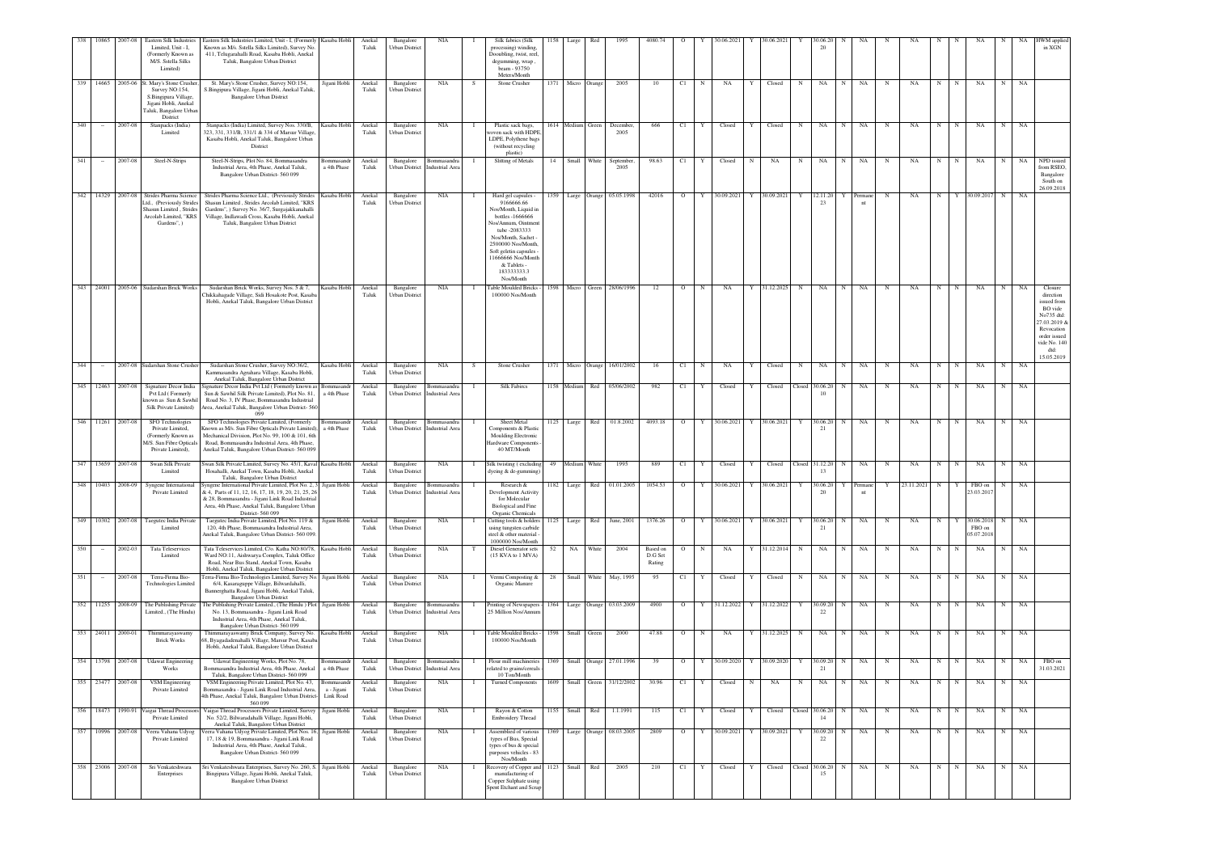| 338 | 10865 | 2007-08 | Eastern Silk Industries Limited, Unit - I, (Formerly Known as M/S. Sstella Silks Limited) | Eastern Silk Industries Limited, Unit - I, (Formerly Known as M/s. Sstella Silks Limited), Survey No. 411, Telugarahalli Road, Kasaba Hobli, Anekal Taluk, Bangalore Urban District | Kasaba Hobli | Anekal Taluk | Bangalore Urban District | NIA | I | Silk fabrics (Silk processing) winding, Doubling, twist, reel, degumming, wrap, beam - 93750 Meters/Month | 1158 | Large | Red | 1995 | 4080.74 | O | Y | 30.06.2021 | Y | 30.06.2021 | Y | 30.06.20 20 | N | NA | N | NA | N | N | NA | N | NA | HWM applied in XGN |
|---|---|---|---|---|---|---|---|---|---|---|---|---|---|---|---|---|---|---|---|---|---|---|---|---|---|---|---|---|---|---|---|---|---|---|---|
| 339 | 14665 | 2005-06 | St. Mary's Stone Crusher, Survey NO.154, S.Bingipura Village, Jigani Hobli, Anekal Taluk, Bangalore Urban District | St. Mary's Stone Crusher, Survey NO.154, S.Bingipura Village, Jigani Hobli, Anekal Taluk, Bangalore Urban District | Jigani Hobli | Anekal Taluk | Bangalore Urban District | NIA | S | Stone Crusher | 1371 | Micro | Orange | 2005 | 10 | C1 | N | NA | Y | Closed | N | NA | N | NA | N | NA | N | N | NA | N | NA | |
| 340 | - | 2007-08 | Stanpacks (India) Limited | Stanpacks (India) Limited, Survey Nos. 330/B, 323, 331, 331/B, 331/1 & 334 of Marsur Village, Kasaba Hobli, Anekal Taluk, Bangalore Urban District | Kasaba Hobli | Anekal Taluk | Bangalore Urban District | NIA | I | Plastic sack bags, woven sack with HDPE, LDPE, Polythene bags (without recycling plastic) | 1614 | Medium | Green | December, 2005 | 666 | C1 | Y | Closed | Y | Closed | N | NA | N | NA | N | NA | N | N | NA | N | NA | |
| 341 | - | 2007-08 | Steel-N-Strips | Steel-N-Strips, Plot No. 84, Bommasandra Industrial Area, 4th Phase, Anekal Taluk, Bangalore Urban District- 560 099 | Bommasandra 4th Phase | Anekal Taluk | Bangalore Urban District | Bommasandra Industrial Area | I | Slitting of Metals | 14 | Small | White | September, 2005 | 98.63 | C1 | Y | Closed | N | NA | N | NA | N | NA | N | NA | N | N | NA | N | NA | NPD issued from RSEO, Bangalore South on 26.09.2018 |
| 342 | 14329 | 2007-08 | Strides Pharma Science Ltd., (Previously Strides Shasun Limited , Strides Arcolab Limited, "KRS Gardens", ) | Strides Pharma Science Ltd., (Previously Strides Shasun Limited , Strides Arcolab Limited, "KRS Gardens", ) Survey No. 36/7, Suragajakkanahalli Village, Indlawadi Cross, Kasaba Hobli, Anekal Taluk, Bangalore Urban District | Kasaba Hobli | Anekal Taluk | Bangalore Urban District | NIA | I | Hard gel capsules - 9166666.66 Nos/Month, Liquid in bottles -1666666 Nos/Annum, Ointment tube -2083333 Nos/Month, Sachet - 2500000 Nos/Month, Soft geletin capsules - 11666666 Nos/Month & Tablets - 183333333.3 Nos/Month | 1359 | Large | Orange | 05.05.1998 | 42016 | O | Y | 30.09.2021 | Y | 30.09.2021 | Y | 12.11.20 23 | Y | Permane nt | N | NA | N | Y | 30.09.2017 | N | NA | |
| 343 | 24001 | 2005-06 | Sudarshan Brick Works | Sudarshan Brick Works, Survey Nos. 5 & 7, Chikkahagade Village, Sidi Hosakote Post, Kasaba Hobli, Anekal Taluk, Bangalore Urban District | Kasaba Hobli | Anekal Taluk | Bangalore Urban District | NIA | I | Table Moulded Bricks - 100000 Nos/Month | 1598 | Micro | Green | 28/06/1996 | 12 | O | N | NA | Y | 31.12.2025 | N | NA | N | NA | N | NA | N | N | NA | N | NA | Closure direction issued from BO vide No735 dtd: 27.03.2019 & Revocation order issued vide No. 140 dtd: 15.05.2019 |
| 344 | - | 2007-08 | Sudarshan Stone Crusher | Sudarshan Stone Crusher, Survey NO.36/2, Kammasandra Agrahara Village, Kasaba Hobli, Anekal Taluk, Bangalore Urban District | Kasaba Hobli | Anekal Taluk | Bangalore Urban District | NIA | S | Stone Crusher | 1371 | Micro | Orange | 16/01/2002 | 16 | C1 | N | NA | Y | Closed | N | NA | N | NA | N | NA | N | N | NA | N | NA | |
| 345 | 12463 | 2007-08 | Signature Decor India Pvt Ltd ( Formerly known as Sun & Sawhil Silk Private Limited) | Signature Decor India Pvt Ltd ( Formerly known as Sun & Sawhil Silk Private Limited), Plot No. 81, Road No. 3, IV Phase, Bommasandra Industrial Area, Anekal Taluk, Bangalore Urban District- 560 099 | Bommasandra 4th Phase | Anekal Taluk | Bangalore Urban District | Bommasandra Industrial Area | I | Silk Fabircs | 1158 | Medium | Red | 05/06/2002 | 982 | C1 | Y | Closed | Y | Closed | Closed | 30.06.20 10 | N | NA | N | NA | N | N | NA | N | NA | |
| 346 | 11261 | 2007-08 | SFO Technologies Private Limited, (Formerly Known as M/S. Sun Fibre Opticals Private Limited), | SFO Technologies Private Limited, (Formerly Known as M/s. Sun Fibre Opticals Private Limited) Mechanical Division, Plot No. 99, 100 & 101, 6th Road, Bommasandra Industrial Area, 4th Phase, Anekal Taluk, Bangalore Urban District- 560 099 | Bommasandra 4th Phase | Anekal Taluk | Bangalore Urban District | Bommasandra Industrial Area | I | Sheet Metal Components & Plastic Moulding Electronic Hardware Components - 40 MT/Month | 1125 | Large | Red | 01.8.2002 | 4093.18 | O | Y | 30.06.2021 | Y | 30.06.2021 | Y | 30.06.20 21 | N | NA | N | NA | N | N | NA | N | NA | |
| 347 | 13659 | 2007-08 | Swan Silk Private Limited | Swan Silk Private Limited, Survey No. 45/1, Kaval Hosahalli, Anekal Town, Kasaba Hobli, Anekal Taluk, Bangalore Urban District | Kasaba Hobli | Anekal Taluk | Bangalore Urban District | NIA | I | Silk twisting ( excluding dyeing & de-gumming) | 49 | Medium | White | 1995 | 889 | C1 | Y | Closed | Y | Closed | Closed | 31.12.20 13 | N | NA | N | NA | N | N | NA | N | NA | |
| 348 | 10403 | 2008-09 | Syngene International Private Limited | Syngene International Private Limited, Plot No. 2, 3 & 4, Parts of 11, 12, 16, 17, 18, 19, 20, 21, 25, 26 & 28, Bommasandra - Jigani Link Road Industrial Area, 4th Phase, Anekal Taluk, Bangalore Urban District- 560 099 | Jigani Hobli | Anekal Taluk | Bangalore Urban District | Bommasandra Industrial Area | I | Research & Development Activity for Molecular Biological and Fine Organic Chemicals | 1182 | Large | Red | 01.01.2005 | 1054.53 | O | Y | 30.06.2021 | Y | 30.06.2021 | Y | 30.06.20 20 | Y | Permane nt | Y | 23.11.2021 | N | Y | FBO on 23.03.2017 | N | NA | |
| 349 | 10302 | 2007-08 | Taegutec India Private Limited | Taegutec India Private Limited, Plot No. 119 & 120, 4th Phase, Bommasandra Industrial Area, Anekal Taluk, Bangalore Urban District- 560 099. | Jigani Hobli | Anekal Taluk | Bangalore Urban District | NIA | I | Cutting tools & holders using tungsten carbide steel & other material - 1000000 Nos/Month | 1125 | Large | Red | June, 2001 | 1376.26 | O | Y | 30.06.2021 | Y | 30.06.2021 | Y | 30.06.20 21 | N | NA | N | NA | N | Y | 30.06.2018 FBO on 05.07.2018 | N | NA | |
| 350 | - | 2002-03 | Tata Teleservices Limited | Tata Teleservices Limited, C/o. Katha NO.80/78, Ward NO.11, Aishwarya Complex, Taluk Office Road, Near Bus Stand, Anekal Town, Kasaba Hobli, Anekal Taluk, Bangalore Urban District | Kasaba Hobli | Anekal Taluk | Bangalore Urban District | NIA | T | Diesel Generator sets (15 KVA to 1 MVA) | 52 | NA | White | 2004 | Based on D.G Set Rating | O | N | NA | Y | 31.12.2014 | N | NA | N | NA | N | NA | N | N | NA | N | NA | |
| 351 | - | 2007-08 | Terra-Firma Bio-Technologies Limited | Terra-Firma Bio-Technologies Limited, Survey No. 6/4, Kasaraguppe Village, Bilwardahalli, Bannerghatta Road, Jigani Hobli, Anekal Taluk, Bangalore Urban District | Jigani Hobli | Anekal Taluk | Bangalore Urban District | NIA | I | Vermi Composting & Organic Manure | 28 | Small | White | May, 1995 | 95 | C1 | Y | Closed | Y | Closed | N | NA | N | NA | N | NA | N | N | NA | N | NA | |
| 352 | 11255 | 2008-09 | The Publishing Private Limited., (The Hindu) | The Publishing Private Limited., (The Hindu ) Plot No. 13, Bommasandra - Jigani Link Road Industrial Area, 4th Phase, Anekal Taluk, Bangalore Urban District- 560 099 | Jigani Hobli | Anekal Taluk | Bangalore Urban District | Bommasandra Industrial Area | I | Printing of Newspapers - 25 Million Nos/Annum | 1364 | Large | Orange | 03.03.2009 | 4900 | O | Y | 31.12.2022 | Y | 31.12.2022 | Y | 30.09.20 22 | N | NA | N | NA | N | N | NA | N | NA | |
| 353 | 24011 | 2000-01 | Thimmarayaswamy Brick Works | Thimmarayaswamy Brick Company, Survey No. 68, Byagadadenahalli Village, Marsur Post, Kasaba Hobli, Anekal Taluk, Bangalore Urban District | Kasaba Hobli | Anekal Taluk | Bangalore Urban District | NIA | I | Table Moulded Bricks - 100000 Nos/Month | 1598 | Small | Green | 2000 | 47.88 | O | N | NA | Y | 31.12.2025 | N | NA | N | NA | N | NA | N | N | NA | N | NA | |
| 354 | 13798 | 2007-08 | Udawat Engineering Works | Udawat Engineering Works, Plot No. 78, Bommasandra Industrial Area, 4th Phase, Anekal Taluk, Bangalore Urban District- 560 099 | Bommasandra 4th Phase | Anekal Taluk | Bangalore Urban District | Bommasandra Industrial Area | I | Flour mill machineries related to grains/cereals - 10 Ton/Month | 1369 | Small | Orange | 27.01.1996 | 39 | O | Y | 30.09.2020 | Y | 30.09.2020 | Y | 30.09.20 21 | N | NA | N | NA | N | N | NA | N | NA | FBO on 31.03.2021 |
| 355 | 23477 | 2007-08 | VSM Engineering Private Limited | VSM Engineering Private Limited, Plot No. 43, Bommasandra - Jigani Link Road Industrial Area, 4th Phase, Anekal Taluk, Bangalore Urban District- 560 099 | Bommasandra - Jigani Link Road | Anekal Taluk | Bangalore Urban District | NIA | I | Turned Components | 1609 | Small | Green | 31/12/2002 | 30.96 | C1 | Y | Closed | N | NA | N | NA | N | NA | N | NA | N | N | NA | N | NA | |
| 356 | 18473 | 1990-91 | Vaigai Thread Processors Private Limited | Vaigai Thread Processors Private Limited, Survey No. 52/2, Bilwaradahalli Village, Jigani Hobli, Anekal Taluk, Bangalore Urban District | Jigani Hobli | Anekal Taluk | Bangalore Urban District | NIA | I | Rayon & Cotton Embroidery Thread | 1155 | Small | Red | 1.1.1991 | 115 | C1 | Y | Closed | Y | Closed | Closed | 30.06.20 14 | N | NA | N | NA | N | N | NA | N | NA | |
| 357 | 10996 | 2007-08 | Veera Vahana Udyog Private Limited | Veera Vahana Udyog Private Limited, Plot Nos. 16, 17, 18 & 19, Bommasandra - Jigani Link Road Industrial Area, 4th Phase, Anekal Taluk, Bangalore Urban District- 560 099 | Jigani Hobli | Anekal Taluk | Bangalore Urban District | NIA | I | Assembled of various types of Bus, Special types of bus & special purposes vehicles - 83 Nos/Month | 1369 | Large | Orange | 08.03.2005 | 2809 | O | Y | 30.09.2021 | Y | 30.09.2021 | Y | 30.09.20 22 | N | NA | N | NA | N | N | NA | N | NA | |
| 358 | 23006 | 2007-08 | Sri Venkateshwara Enterprises | Sri Venkateshwara Enterprises, Survey No. 260, S. Bingipura Village, Jigani Hobli, Anekal Taluk, Bangalore Urban District | Jigani Hobli | Anekal Taluk | Bangalore Urban District | NIA | I | Recovery of Copper and manufacturing of Copper Sulphate using Spent Etchant and Scrap | 1123 | Small | Red | 2005 | 210 | C1 | Y | Closed | Y | Closed | Closed | 30.06.20 15 | N | NA | N | NA | N | N | NA | N | NA | |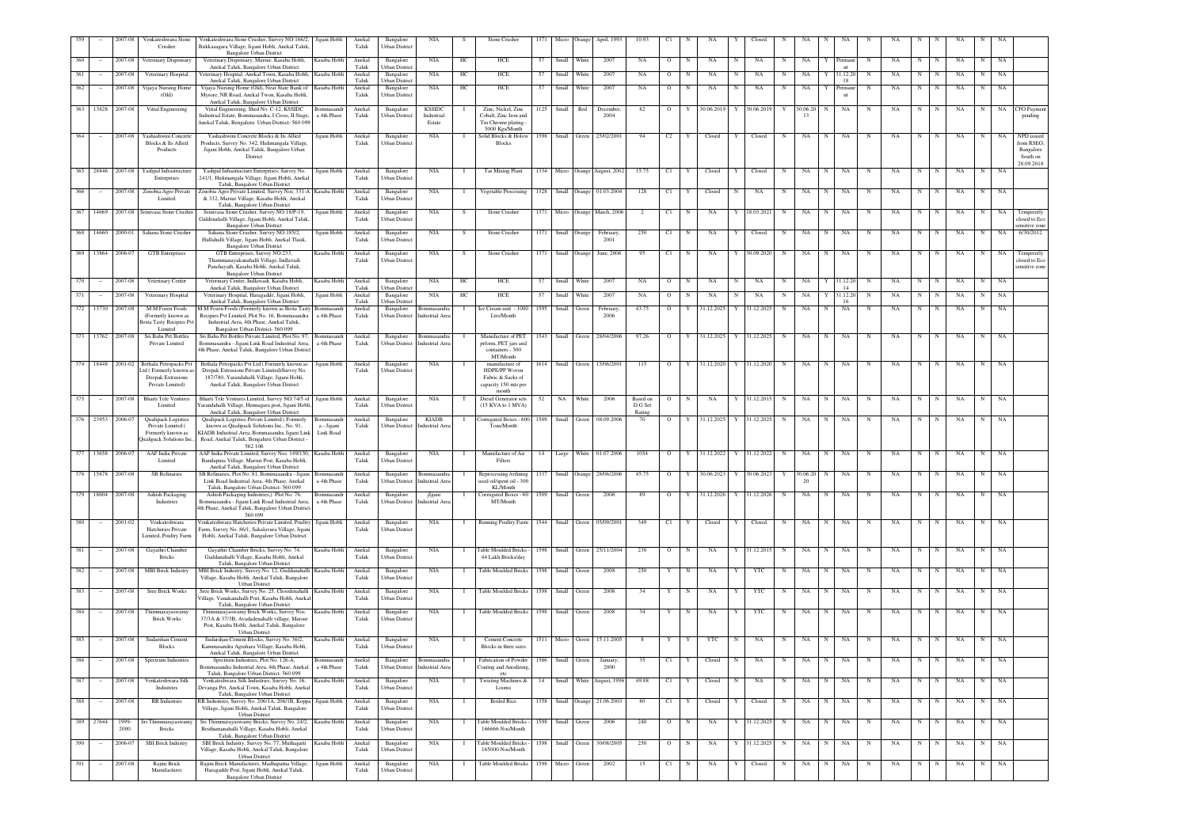| 359 | – | 2007-08 | Venkateshwara Stone Crusher | Venkateshwara Stone Crusher, Survey NO:166/2, Bukkasagara Village, Jigani Hobli, Anekal Taluk, Bangalore Urban District | Jigani Hobli | Anekal Taluk | Bangalore Urban District | NIA | S | Stone Crusher | 1371 | Micro | Orange | April, 1993 | 10.93 | C1 | N | NA | Y | Closed | N | NA | N | NA | N | NA | N | N | NA | N | NA | |
|---|---|---|---|---|---|---|---|---|---|---|---|---|---|---|---|---|---|---|---|---|---|---|---|---|---|---|---|---|---|---|---|---|
| 360 | – | 2007-08 | Veterinary Dispensary | Veterinary Dispensary, Marsur, Kasaba Hobli, Anekal Taluk, Bangalore Urban District | Kasaba Hobli | Anekal Taluk | Bangalore Urban District | NIA | HC | HCE | 57 | Small | White | 2007 | NA | O | N | NA | N | NA | N | NA | Y | Permanent | N | NA | N | N | NA | N | NA | |
| 361 | – | 2007-08 | Veterinary Hospital | Veterinary Hospital, Anekal Town, Kasaba Hobli, Anekal Taluk, Bangalore Urban District | Kasaba Hobli | Anekal Taluk | Bangalore Urban District | NIA | HC | HCE | 57 | Small | White | 2007 | NA | O | N | NA | N | NA | N | NA | Y | 31.12.2018 | N | NA | N | N | NA | N | NA | |
| 362 | – | 2007-08 | Vijaya Nursing Home (Old) | Vijaya Nursing Home (Old), Near State Bank of Mysore, NR Road, Anekal Twon, Kasaba Hobli, Anekal Taluk, Bangalore Urban District | Kasaba Hobli | Anekal Taluk | Bangalore Urban District | NIA | HC | HCE | 57 | Small | White | 2007 | NA | O | N | NA | N | NA | N | NA | Y | Permanent | N | NA | N | N | NA | N | NA | |
| 363 | 13828 | 2007-08 | Vittal Engineering | Vittal Engineering, Shed No. C-12, KSSIDC Industrial Estate, Bommasandra, I Cross, II Stage, Anekal Taluk, Bengaluru Urban District- 560 099 | Bommasandra 4th Phase | Anekal Taluk | Bangalore Urban District | KSSIDC Industrial Estate | I | Zinc, Nickel, Zinc Cobalt, Zinc Iron and Tin Chrome plating - 5000 Kgs/Month | 1125 | Small | Red | December, 2004 | 82 | O | Y | 30.06.2019 | Y | 30.06.2019 | Y | 30.06.2013 | N | NA | N | NA | N | N | NA | N | NA | CFO Payment pending |
| 364 | – | 2007-08 | Yashashwini Concrete Blocks & Its Allied Products | Yashashwini Concrete Blocks & Its Allied Products, Survey No. 342, Hulimangala Village, Jigani Hobli, Anekal Taluk, Bangalore Urban District | Jigani Hobli | Anekal Taluk | Bangalore Urban District | NIA | I | Solid Blocks & Holow Blocks | 1598 | Small | Green | 25/02/2001 | 94 | C2 | Y | Closed | Y | Closed | N | NA | N | NA | N | NA | N | N | NA | N | NA | NPD issued from RSEO, Bangalore South on 28.09.2018 |
| 365 | 28846 | 2007-08 | Yashpal Infrastructure Enterprises | Yashpal Infrastructure Enterprises, Survey No. 241/1, Hulimangala Village, Jigani Hobli, Anekal Taluk, Bangalore Urban District | Jigani Hobli | Anekal Taluk | Bangalore Urban District | NIA | I | Tar Mixing Plant | 1334 | Micro | Orange | August, 2002 | 15.75 | C1 | Y | Closed | Y | Closed | N | NA | N | NA | N | NA | N | N | NA | N | NA | |
| 366 | – | 2007-08 | Zenobia Agro Private Limited | Zenobia Agro Private Limited, Survey Nos. 331-A & 332, Marsur Village, Kasaba Hobli, Anekal Taluk, Bangalore Urban District | Kasaba Hobli | Anekal Taluk | Bangalore Urban District | NIA | I | Vegetable Processing | 1328 | Small | Orange | 01.03.2004 | 128 | C1 | Y | Closed | N | NA | N | NA | N | NA | N | NA | N | N | NA | N | NA | |
| 367 | 14669 | 2007-08 | Srinivasa Stone Crusher | Srinivasa Stone Crusher, Survey NO:18/P-19, Giddenahalli Village, Jigani Hobli, Anekal Taluk, Bangalore Urban District | Jigani Hobli | Anekal Taluk | Bangalore Urban District | NIA | S | Stone Crusher | 1371 | Micro | Orange | March, 2006 | 2 | C1 | N | NA | Y | 18.03.2021 | N | NA | N | NA | N | NA | N | N | NA | N | NA | Tempererily closed to Eco sensitive zone |
| 368 | 14660 | 2000-01 | Sahana Stone Crusher | Sahana Stone Crusher, Survey NO:185/2, Hullahalli Village, Jigani Hobli, Anekal Tlauk, Bangalore Urban District | Jigani Hobli | Anekal Taluk | Bangalore Urban District | NIA | S | Stone Crusher | 1371 | Small | Orange | February, 2001 | 250 | C1 | N | NA | Y | Closed | N | NA | N | NA | N | NA | N | N | NA | N | NA | 6/30/2012 |
| 369 | 13864 | 2006-07 | GTB Enterprises | GTB Enterprises, Survey NO:233, Thammanayakanahalli Village, Indlavadi Panchayath, Kasaba Hobli, Anekal Taluk, Bangalore Urban District | Kasaba Hobli | Anekal Taluk | Bangalore Urban District | NIA | S | Stone Crusher | 1371 | Small | Orange | June, 2006 | 95 | C1 | N | NA | Y | 30.09.2020 | N | NA | N | NA | N | NA | N | N | NA | N | NA | Tempererily closed to Eco sensitive zone |
| 370 | – | 2007-08 | Veterinary Center | Veterinary Center, Indlawadi, Kasaba Hobli, Anekal Taluk, Bangalore Urban District | Kasaba Hobli | Anekal Taluk | Bangalore Urban District | NIA | HC | HCE | 57 | Small | White | 2007 | NA | O | N | NA | N | NA | N | NA | Y | 31.12.2014 | N | NA | N | N | NA | N | NA | |
| 371 | – | 2007-08 | Veterinary Hospital | Veterinary Hospital, Haragadde, Jigani Hobli, Anekal Taluk, Bangalore Urban District | Jigani Hobli | Anekal Taluk | Bangalore Urban District | NIA | HC | HCE | 57 | Small | White | 2007 | NA | O | N | NA | N | NA | N | NA | Y | 31.12.2016 | N | NA | N | N | NA | N | NA | |
| 372 | 13730 | 2007-08 | M.M Fozen Foods (Formerly known as Besta Tasty Recipies Pvt Limited | M.M Fozen Foods (Formerly known as Besta Tasty Recipies Pvt Limited, Plot No. 16, Bommasandra Industrial Area, 4th Phase, Anekal Taluk, Bangalore Urban District- 560 099 | Bommasandra 4th Phase | Anekal Taluk | Bangalore Urban District | Bommasandra Industrial Area | I | Ice Cream unit - 1000 Ltrs/Month | 1595 | Small | Green | February, 2006 | 43.75 | O | Y | 31.12.2025 | Y | 31.12.2025 | N | NA | N | NA | N | NA | N | N | NA | N | NA | |
| 373 | 13762 | 2007-08 | Sri Baba Pet Bottles Private Limited | Sri Baba Pet Bottles Private Limited, Plot No. 97, Bommasandra - Jigani Link Road Industrial Area, 4th Phase, Anekal Taluk, Bangalore Urban District | Bommasandra 4th Phase | Anekal Taluk | Bangalore Urban District | Bommasandra Industrial Area | I | Manufacture of PET prform, PET jars and contaners - 300 MT/Month | 1543 | Small | Green | 28/04/2006 | 97.26 | O | Y | 31.12.2025 | Y | 31.12.2025 | N | NA | N | NA | N | NA | N | N | NA | N | NA | |
| 374 | 18448 | 2001-02 | Bethala Petropacks Pvt Ltd ( Formerly known as Deepak Extrusions Private Limited) | Bethala Petropacks Pvt Ltd ( Formerly known as Deepak Extrusions Private Limited)Survey No. 187/780, Yarandahalli Village, Jigani Hobli, Anekal Taluk, Bangalore Urban District | Jigani Hobli | Anekal Taluk | Bangalore Urban District | NIA | I | manufacture of HDPE/PP Woven Fabric & Sacks of capacity 150 mts per month | 1614 | Small | Green | 15/06/2001 | 115 | O | Y | 31.12.2020 | Y | 31.12.2020 | N | NA | N | NA | N | NA | N | N | NA | N | NA | |
| 375 | – | 2007-08 | Bharti Tele Ventures Limited | Bharti Tele Ventures Limited, Survey NO:74/5 of Yarandahalli Village, Hennagara post, Jigani Hobli, Anekal Taluk, Bangalore Urban District | Jigani Hobli | Anekal Taluk | Bangalore Urban District | NIA | T | Diesel Generator sets (15 KVA to 1 MVA) | 52 | NA | White | 2006 | Based on D.G Set Rating | O | N | NA | Y | 31.12.2015 | N | NA | N | NA | N | NA | N | N | NA | N | NA | |
| 376 | 23953 | 2006-07 | Qualipack Logistics Private Limited ( Formerly known as Qualipack Solutions Inc., | Qualipack Logistics Private Limited ( Formerly known as Qualipack Solutions Inc., No. 91, KIADB Industrial Area, Bommasandra Jigani Link Road, Anekal Taluk, Bengaluru Urban District - 562 106 | Bommasandra - Jigani Link Road | Anekal Taluk | Bangalore Urban District | KIADB Industrial Area | I | Corrugated Boxes - 600 Tons/Month | 1509 | Small | Green | 08.09.2006 | 70 | O | Y | 31.12.2025 | Y | 31.12.2025 | N | NA | N | NA | N | NA | N | N | NA | N | NA | |
| 377 | 13658 | 2006-07 | AAF India Private Limited | AAF India Private Limited, Survey Nos. 149/150, Bandapura Village, Marsur Post, Kasaba Hobli, Anekal Taluk, Bangalore Urban District | Kasaba Hobli | Anekal Taluk | Bangalore Urban District | NIA | I | Manufacture of Air Filters | 14 | Large | White | 01.07.2006 | 1054 | O | Y | 31.12.2022 | Y | 31.12.2022 | N | NA | N | NA | N | NA | N | N | NA | N | NA | |
| 378 | 15878 | 2007-08 | SB Refinaries | SB Refinaries, Plot No. 81, Bommasandra - Jigani Link Road Industrial Area, 4th Phase, Anekal Taluk, Bangalore Urban District- 560 099 | Bommasandra 4th Phase | Anekal Taluk | Bangalore Urban District | Bommasandra Industrial Area | I | Reprocessing /refining used oil/spent oil - 300 KL/Month | 1337 | Small | Orange | 28/06/2006 | 45.75 | O | Y | 30.06.2023 | Y | 30.06.2023 | Y | 30.06.2020 | N | NA | N | NA | N | N | NA | N | NA | |
| 379 | 18604 | 2007-08 | Ashish Packaging Industries | Ashish Packaging Industries,) Plot No. 76, Bommasandra - Jigani Link Road Industrial Area, 4th Phase, Anekal Taluk, Bangalore Urban District 560 099 | Bommasandra 4th Phase | Anekal Taluk | Bangalore Urban District | jIgani Industrial Area | I | Corrugated Boxes - 60 MT/Month | 1509 | Small | Green | 2006 | 89 | O | Y | 31.12.2026 | Y | 31.12.2026 | N | NA | N | NA | N | NA | N | N | NA | N | NA | |
| 380 | – | 2001-02 | Venkateshwara Hatcheries Private Limited, Poultry Farm | Venkateshwara Hatcheries Private Limited, Poultry Farm, Survey No. 86/1, Sakalavara Village, Jigani Hobli, Anekal Taluk, Bangalore Urban District | Jigani Hobli | Anekal Taluk | Bangalore Urban District | NIA | I | Running Poultry Farm | 1544 | Small | Green | 05/09/2001 | 349 | C1 | Y | Closed | Y | Closed | N | NA | N | NA | N | NA | N | N | NA | N | NA | |
| 381 | – | 2007-08 | Gayathri Chamber Bricks | Gayathri Chamber Bricks, Survey No. 74, Guddanahalli Village, Kasaba Hobli, Anekal Taluk, Bangalore Urban District | Kasaba Hobli | Anekal Taluk | Bangalore Urban District | NIA | I | Table Moulded Bricks - 44 Lakh Bricks/day | 1598 | Small | Green | 25/11/2004 | 230 | O | N | NA | Y | 31.12.2015 | N | NA | N | NA | N | NA | N | N | NA | N | NA | |
| 382 | – | 2007-08 | MBI Brick Industry | MBI Brick Industry, Survey No. 12, Guddanahalli Village, Kasaba Hobli, Anekal Taluk, Bangalore Urban District | Kasaba Hobli | Anekal Taluk | Bangalore Urban District | NIA | I | Table Moulded Bricks | 1598 | Small | Green | 2008 | 250 | Y | N | NA | Y | YTC | N | NA | N | NA | N | NA | N | N | NA | N | NA | |
| 383 | – | 2007-08 | Sree Brick Works | Sree Brick Works, Survey No. 25, Choodenahalli Village, Vanakanahalli Post, Kasaba Hobli, Anekal Taluk, Bangalore Urban District | Kasaba Hobli | Anekal Taluk | Bangalore Urban District | NIA | I | Table Moulded Bricks | 1598 | Small | Green | 2008 | 34 | Y | N | NA | Y | YTC | N | NA | N | NA | N | NA | N | N | NA | N | NA | |
| 384 | – | 2007-08 | Thimmaraiyaswamy Brick Works | Thimmaraiyaswamy Brick Works, Survey Nos. 37/3A & 37/3B, Avadadenahalli village, Marsur Post, Kasaba Hobli, Anekal Taluk, Bangalore Urban District | Kasaba Hobli | Anekal Taluk | Bangalore Urban District | NIA | I | Table Moulded Bricks | 1598 | Small | Green | 2008 | 34 | Y | N | NA | Y | YTC | N | NA | N | NA | N | NA | N | N | NA | N | NA | |
| 385 | – | 2007-08 | Sudarshan Cement Blocks | Sudarshan Cement Blocks, Survey No. 36/2, Kammasandra Agrahara Village, Kasaba Hobli, Anekal Taluk, Bangalore Urban District | Kasaba Hobli | Anekal Taluk | Bangalore Urban District | NIA | I | Cement Concrete Blocks in three sizes | 1511 | Micro | Green | 15.11.2005 | 8 | Y | Y | YTC | N | NA | N | NA | N | NA | N | NA | N | N | NA | N | NA | |
| 386 | – | 2007-08 | Spectrum Industries | Spectrum Industries, Plot No. 126-A, Bommasandra Industrial Area, 4th Phase, Anekal Taluk, Bangalore Urban District- 560 099 | Bommasandra 4th Phase | Anekal Taluk | Bangalore Urban District | Bommasandra Industrial Area | I | Fabrication of Powder Coating and Anodizing, etc | 1566 | Small | Green | January, 2000 | 35 | C1 | Y | Closed | N | NA | N | NA | N | NA | N | NA | N | N | NA | N | NA | |
| 387 | – | 2007-08 | Venkateshwara Silk Industries | Venkateshwara Silk Industries, Survey No. 16, Devanga Pet, Anekal Town, Kasaba Hobli, Anekal Taluk, Bangalore Urban District | Kasaba Hobli | Anekal Taluk | Bangalore Urban District | NIA | I | Twisting Machines & Looms | 14 | Small | White | August, 1996 | 49.88 | C1 | Y | Closed | N | NA | N | NA | N | NA | N | NA | N | N | NA | N | NA | |
| 388 | – | 2007-08 | RR Industries | RR Industries, Survey No. 206/1A, 206/1B, Koppa Village, Jigani Hobli, Anekal Taluk, Bangalore Urban District | Jigani Hobli | Anekal Taluk | Bangalore Urban District | NIA | I | Boiled Rice | 1358 | Small | Orange | 21.06.2003 | 80 | C1 | Y | Closed | Y | Closed | N | NA | N | NA | N | NA | N | N | NA | N | NA | |
| 389 | 27644 | 1999-2000 | Sri Thimmaraiyaswamy Bricks | Sri Thimmaraiyaswamy Bricks, Survey No. 24/2, Besthamanahalli Village, Kasaba Hobli, Anekal Taluk, Bangalore Urban District | Kasaba Hobli | Anekal Taluk | Bangalore Urban District | NIA | I | Table Moulded Bricks - 166666 Nos/Month | 1598 | Small | Green | 2006 | 240 | O | N | NA | Y | 31.12.2025 | N | NA | N | NA | N | NA | N | N | NA | N | NA | |
| 390 | – | 2006-07 | SBI Brick Industry | SBI Brick Industry, Survey No. 77, Muthagatti Village, Kasaba Hobli, Anekal Taluk, Bangalore Urban District | Kasaba Hobli | Anekal Taluk | Bangalore Urban District | NIA | I | Table Moulded Bricks - 165000 Nos/Month | 1598 | Small | Green | 30/08/2005 | 250 | O | N | NA | Y | 31.12.2025 | N | NA | N | NA | N | NA | N | N | NA | N | NA | |
| 391 | – | 2007-08 | Rajini Brick Manufactures | Rajini Brick Manufactures, Madhapatna Village, Haragadde Post, Jigani Hobli, Anekal Taluk, Bangalore Urban District | Jigani Hobli | Anekal Taluk | Bangalore Urban District | NIA | I | Table Moulded Bricks | 1598 | Micro | Green | 2002 | 15 | C1 | N | NA | Y | Closed | N | NA | N | NA | N | NA | N | N | NA | N | NA | |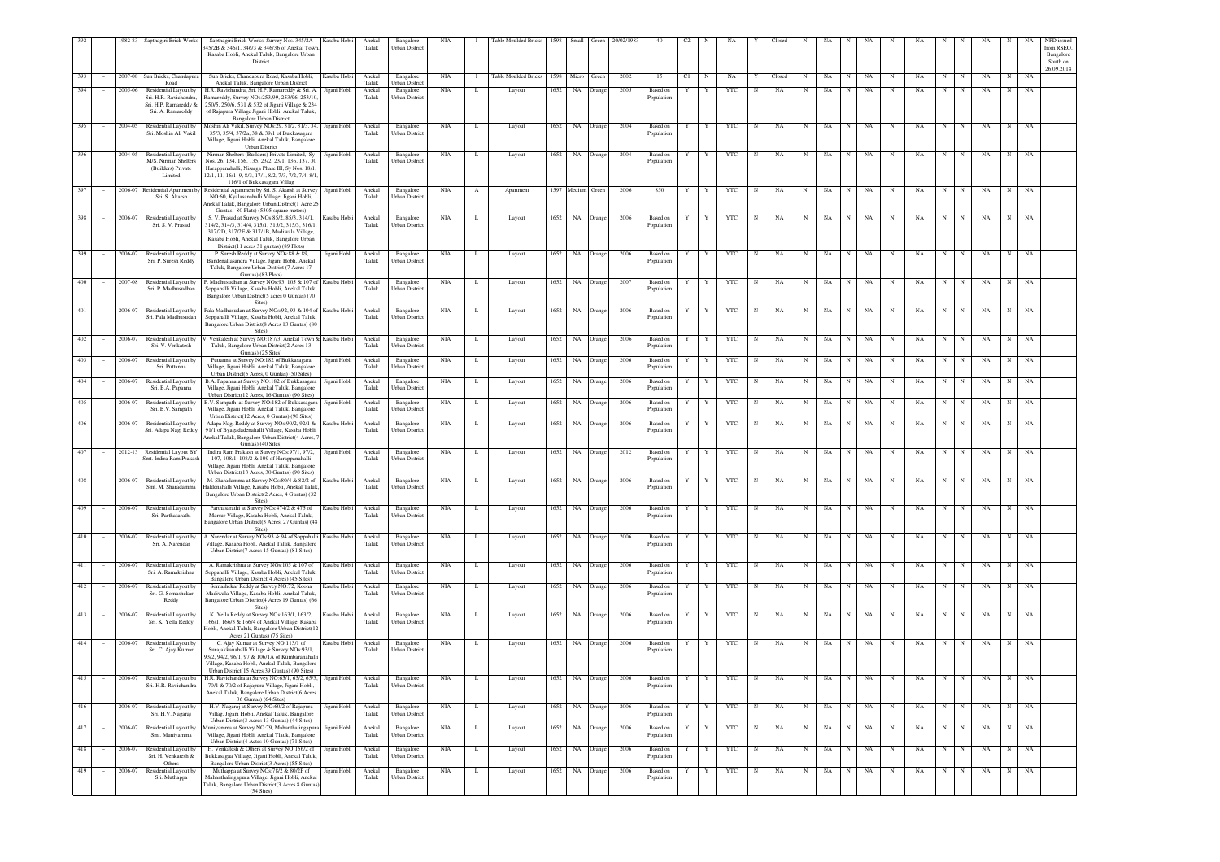| 392 | – | 1982-83 | Sapthagiri Brick Works | Sapthagiri Brick Works, Survey Nos. 345/2A 345/2B & 346/1, 346/3 & 346/36 of Anekal Town, Kasaba Hobli, Anekal Taluk, Bangalore Urban District | Kasaba Hobli | Anekal Taluk | Bangalore Urban District | NIA | I | Table Moulded Bricks | 1598 | Small | Green | 20/02/1983 | 40 | C2 | N | NA | Y | Closed | N | NA | N | NA | N | NA | N | N | NA | N | NA | NPD issued from RSEO, Bangalore South on 26.09.2018 |
|---|---|---|---|---|---|---|---|---|---|---|---|---|---|---|---|---|---|---|---|---|---|---|---|---|---|---|---|---|---|---|---|---|
| 393 | – | 2007-08 | Sun Bricks, Chandapura Road | Sun Bricks, Chandapura Road, Kasaba Hobli, Anekal Taluk, Bangalore Urban District | Kasaba Hobli | Anekal Taluk | Bangalore Urban District | NIA | I | Table Moulded Bricks | 1598 | Micro | Green | 2002 | 15 | C1 | N | NA | Y | Closed | N | NA | N | NA | N | NA | N | N | NA | N | NA | |
| 394 | – | 2005-06 | Residential Layout by Sri. H.R. Ravichandra, Sri. H.P. Ramareddy & Sri. A. Ramareddy | H.R. Ravichandra, Sri. H.P. Ramareddy & Sri. A. Ramareddy, Survey NOs.253/99, 253/96, 253/10, 250/5, 250/6, 531 & 532 of Jigani Village & 254 of Rajapura Village Jigani Hobli, Anekal Taluk, Bangalore Urban District | Jigani Hobli | Anekal Taluk | Bangalore Urban District | NIA | L | Layout | 1652 | NA | Orange | 2005 | Based on Population | Y | Y | YTC | N | NA | N | NA | N | NA | N | NA | N | N | NA | N | NA | |
| 395 | – | 2004-05 | Residential Layout by Sri. Moshin Ali Vakil | Moshin Ali Vakil, Survey NOs.29, 31/2, 31/3, 34, 35/3, 35/4, 37/2a, 38 & 39/1 of Bukkasagara Village, Jigani Hobli, Anekal Taluk, Bangalore Urban District | Jigani Hobli | Anekal Taluk | Bangalore Urban District | NIA | L | Layout | 1652 | NA | Orange | 2004 | Based on Population | Y | Y | YTC | N | NA | N | NA | N | NA | N | NA | N | N | NA | N | NA | |
| 396 | – | 2004-05 | Residential Layout by M/S. Nirman Shelters (Builders) Private Limited | Nirman Shelters (Builders) Private Limited, Sy Nos. 26, 134, 156, 135, 23/2, 23/1, 136, 137, 30 Harappanahalli, Nisarga Phase III, Sy Nos. 18/1, 12/1, 11, 16/1, 9, 8/3, 17/1, 8/2, 7/3, 7/2, 7/4, 8/1, 116/1 of Bukkasagara Villag | Jigani Hobli | Anekal Taluk | Bangalore Urban District | NIA | L | Layout | 1652 | NA | Orange | 2004 | Based on Population | Y | Y | YTC | N | NA | N | NA | N | NA | N | NA | N | N | NA | N | NA | |
| 397 | – | 2006-07 | Residential Apartment by Sri. S. Akarsh | Residential Apartment by Sri. S. Akarsh at Survey NO:60, Kyalasanahalli Village, Jigani Hobli, Anekal Taluk, Bangalore Urban District(1 Acre 25 Guntas - 80 Flats) (5305 square meters) | Jigani Hobli | Anekal Taluk | Bangalore Urban District | NIA | A | Apartment | 1597 | Medium | Green | 2006 | 850 | Y | Y | YTC | N | NA | N | NA | N | NA | N | NA | N | N | NA | N | NA | |
| 398 | – | 2006-07 | Residential Layout by Sri. S. V. Prasad | S. V. Prasad at Survey NOs.85/2, 85/3, 314/1, 314/2, 314/3, 314/4, 315/1, 315/2, 315/3, 316/1, 317/2D, 317/2E & 317/1B, Madiwala Village, Kasaba Hobli, Anekal Taluk, Bangalore Urban District(11 acres 31 guntas) (89 Plots) | Kasaba Hobli | Anekal Taluk | Bangalore Urban District | NIA | L | Layout | 1652 | NA | Orange | 2006 | Based on Population | Y | Y | YTC | N | NA | N | NA | N | NA | N | NA | N | N | NA | N | NA | |
| 399 | – | 2006-07 | Residential Layout by Sri. P. Suresh Reddy | P. Suresh Reddy at Survey NOs.88 & 89, Bandenallasandra Village, Jigani Hobli, Anekal Taluk, Bangalore Urban District (7 Acres 17 Guntas) (83 Plots) | Jigani Hobli | Anekal Taluk | Bangalore Urban District | NIA | L | Layout | 1652 | NA | Orange | 2006 | Based on Population | Y | Y | YTC | N | NA | N | NA | N | NA | N | NA | N | N | NA | N | NA | |
| 400 | – | 2007-08 | Residential Layout by Sri. P. Madhusudhan | P. Madhusudhan at Survey NOs.93, 105 & 107 of Soppahalli Village, Kasaba Hobli, Anekal Taluk, Bangalore Urban District(5 acres 0 Guntas) (70 Sites) | Kasaba Hobli | Anekal Taluk | Bangalore Urban District | NIA | L | Layout | 1652 | NA | Orange | 2007 | Based on Population | Y | Y | YTC | N | NA | N | NA | N | NA | N | NA | N | N | NA | N | NA | |
| 401 | – | 2006-07 | Residential Layout by Sri. Pala Madhusudan | Pala Madhusudan at Survey NOs.92, 93 & 104 of Soppahalli Village, Kasaba Hobli, Anekal Taluk, Bangalore Urban District(8 Acres 13 Guntas) (80 Sites) | Kasaba Hobli | Anekal Taluk | Bangalore Urban District | NIA | L | Layout | 1652 | NA | Orange | 2006 | Based on Population | Y | Y | YTC | N | NA | N | NA | N | NA | N | NA | N | N | NA | N | NA | |
| 402 | – | 2006-07 | Residential Layout by Sri. V. Venkatesh | V. Venkatesh at Survey NO:187/3, Anekal Town & Taluk, Bangalore Urban District(2 Acres 13 Guntas) (25 Sites) | Kasaba Hobli | Anekal Taluk | Bangalore Urban District | NIA | L | Layout | 1652 | NA | Orange | 2006 | Based on Population | Y | Y | YTC | N | NA | N | NA | N | NA | N | NA | N | N | NA | N | NA | |
| 403 | – | 2006-07 | Residential Layout by Sri. Puttanna | Puttanna at Survey NO:182 of Bukkasagara Village, Jigani Hobli, Anekal Taluk, Bangalore Urban District(5 Acres, 0 Guntas) (50 Sites) | Jigani Hobli | Anekal Taluk | Bangalore Urban District | NIA | L | Layout | 1652 | NA | Orange | 2006 | Based on Population | Y | Y | YTC | N | NA | N | NA | N | NA | N | NA | N | N | NA | N | NA | |
| 404 | – | 2006-07 | Residential Layout by Sri. B.A. Papanna | B.A. Papanna at Survey NO:182 of Bukkasagara Village, Jigani Hobli, Anekal Taluk, Bangalore Urban District(12 Acres, 16 Guntas) (90 Sites) | Jigani Hobli | Anekal Taluk | Bangalore Urban District | NIA | L | Layout | 1652 | NA | Orange | 2006 | Based on Population | Y | Y | YTC | N | NA | N | NA | N | NA | N | NA | N | N | NA | N | NA | |
| 405 | – | 2006-07 | Residential Layout by Sri. B.V. Sampath | B.V. Sampath at Survey NO:182 of Bukkasagara Village, Jigani Hobli, Anekal Taluk, Bangalore Urban District(12 Acres, 0 Guntas) (90 Sites) | Jigani Hobli | Anekal Taluk | Bangalore Urban District | NIA | L | Layout | 1652 | NA | Orange | 2006 | Based on Population | Y | Y | YTC | N | NA | N | NA | N | NA | N | NA | N | N | NA | N | NA | |
| 406 | – | 2006-07 | Residential Layout by Sri. Adapa Nagi Reddy | Adapa Nagi Reddy at Survey NOs.90/2, 92/1 & 91/1 of Byagadadenahalli Village, Kasaba Hobli, Anekal Taluk, Bangalore Urban District(4 Acres, 7 Guntas) (40 Sites) | Kasaba Hobli | Anekal Taluk | Bangalore Urban District | NIA | L | Layout | 1652 | NA | Orange | 2006 | Based on Population | Y | Y | YTC | N | NA | N | NA | N | NA | N | NA | N | N | NA | N | NA | |
| 407 | – | 2012-13 | Residential Layout BY Smt. Indira Ram Prakash | Indira Ram Prakash at Survey NOs.97/1, 97/2, 107, 108/1, 108/2 & 109 of Harappanahalli Village, Jigani Hobli, Anekal Taluk, Bangalore Urban District(13 Acres, 30 Guntas) (90 Sites) | Jigani Hobli | Anekal Taluk | Bangalore Urban District | NIA | L | Layout | 1652 | NA | Orange | 2012 | Based on Population | Y | Y | YTC | N | NA | N | NA | N | NA | N | NA | N | N | NA | N | NA | |
| 408 | – | 2006-07 | Residential Layout by Smt. M. Sharadamma | M. Sharadamma at Survey NOs.80/4 & 82/2 of Haldenahalli Village, Kasaba Hobli, Anekal Taluk, Bangalore Urban District(2 Acres, 4 Guntas) (32 Sites) | Kasaba Hobli | Anekal Taluk | Bangalore Urban District | NIA | L | Layout | 1652 | NA | Orange | 2006 | Based on Population | Y | Y | YTC | N | NA | N | NA | N | NA | N | NA | N | N | NA | N | NA | |
| 409 | – | 2006-07 | Residential Layout by Sri. Parthasarathi | Parthasarathi at Survey NOs.474/2 & 475 of Marsur Village, Kasaba Hobli, Anekal Taluk, Bangalore Urban District(3 Acres, 27 Guntas) (48 Sites) | Kasaba Hobli | Anekal Taluk | Bangalore Urban District | NIA | L | Layout | 1652 | NA | Orange | 2006 | Based on Population | Y | Y | YTC | N | NA | N | NA | N | NA | N | NA | N | N | NA | N | NA | |
| 410 | – | 2006-07 | Residential Layout by Sri. A. Narendar | A. Narendar at Survey NOs.93 & 94 of Soppahalli Village, Kasaba Hobli, Anekal Taluk, Bangalore Urban District(7 Acres 15 Guntas) (81 Sites) | Kasaba Hobli | Anekal Taluk | Bangalore Urban District | NIA | L | Layout | 1652 | NA | Orange | 2006 | Based on Population | Y | Y | YTC | N | NA | N | NA | N | NA | N | NA | N | N | NA | N | NA | |
| 411 | – | 2006-07 | Residential Layout by Sri. A. Ramakrishna | A. Ramakrishna at Survey NOs.105 & 107 of Soppahalli Village, Kasaba Hobli, Anekal Taluk, Bangalore Urban District(4 Acres) (45 Sites) | Kasaba Hobli | Anekal Taluk | Bangalore Urban District | NIA | L | Layout | 1652 | NA | Orange | 2006 | Based on Population | Y | Y | YTC | N | NA | N | NA | N | NA | N | NA | N | N | NA | N | NA | |
| 412 | – | 2006-07 | Residential Layout by Sri. G. Somashekar Reddy | Somashekar Reddy at Survey NO:72, Koona Madiwala Village, Kasaba Hobli, Anekal Taluk, Bangalore Urban District(4 Acres 19 Guntas) (66 Sites) | Kasaba Hobli | Anekal Taluk | Bangalore Urban District | NIA | L | Layout | 1652 | NA | Orange | 2006 | Based on Population | Y | Y | YTC | N | NA | N | NA | N | NA | N | NA | N | N | NA | N | NA | |
| 413 | – | 2006-07 | Residential Layout by Sri. K. Yella Reddy | K. Yella Reddy at Survey NOs.163/1, 163/2, 166/1, 166/3 & 166/4 of Anekal Village, Kasaba Hobli, Anekal Taluk, Bangalore Urban District(12 Acres 21 Guntas) (75 Sites) | Kasaba Hobli | Anekal Taluk | Bangalore Urban District | NIA | L | Layout | 1652 | NA | Orange | 2006 | Based on Population | Y | Y | YTC | N | NA | N | NA | N | NA | N | NA | N | N | NA | N | NA | |
| 414 | – | 2006-07 | Residential Layout by Sri. C. Ajay Kumar | C. Ajay Kumar at Survey NO:113/1 of Sirajakkanahalli Village & Survey NOs.93/1, 93/2, 94/2, 96/1, 97 & 106/1A of Kumbaranahalli Village, Kasaba Hobli, Anekal Taluk, Bangalore Urban District(15 Acres 39 Guntas) (90 Sites) | Kasaba Hobli | Anekal Taluk | Bangalore Urban District | NIA | L | Layout | 1652 | NA | Orange | 2006 | Based on Population | Y | Y | YTC | N | NA | N | NA | N | NA | N | NA | N | N | NA | N | NA | |
| 415 | – | 2006-07 | Residential Layout bu Sri. H.R. Ravichandra | H.R. Ravichandra at Survey NO:65/1, 65/2, 65/3, 70/1 & 70/2 of Rajapura Village, Jigani Hobli, Anekal Taluk, Bangalore Urban District(6 Acres 36 Guntas) (64 Sites) | Jigani Hobli | Anekal Taluk | Bangalore Urban District | NIA | L | Layout | 1652 | NA | Orange | 2006 | Based on Population | Y | Y | YTC | N | NA | N | NA | N | NA | N | NA | N | N | NA | N | NA | |
| 416 | – | 2006-07 | Residential Layout by Sri. H.V. Nagaraj | H.V. Nagaraj at Survey NO:60/2 of Rajapura Villag, Jigani Hobli, Anekal Taluk, Bangalore Urban District(3 Acres 13 Guntas) (44 Sites) | Jigani Hobli | Anekal Taluk | Bangalore Urban District | NIA | L | Layout | 1652 | NA | Orange | 2006 | Based on Population | Y | Y | YTC | N | NA | N | NA | N | NA | N | NA | N | N | NA | N | NA | |
| 417 | – | 2006-07 | Residential Layout by Smt. Muniyamma | Muniyamma at Survey NO:79, Mahanthalingapura Village, Jigani Hobli, Anekal Tlauk, Bangalore Urban District(4 Actes 10 Guntas) (71 Sites) | Jigani Hobli | Anekal Taluk | Bangalore Urban District | NIA | L | Layout | 1652 | NA | Orange | 2006 | Based on Population | Y | Y | YTC | N | NA | N | NA | N | NA | N | NA | N | N | NA | N | NA | |
| 418 | – | 2006-07 | Residential Layout by Sri. H. Venkatesh & Others | H. Venkatesh & Others at Survey NO:156/2 of Bukkasagaa Village, Jigani Hobli, Anekal Taluk, Bangalore Urban District(3 Acres) (55 Sites) | Jigani Hobli | Anekal Taluk | Bangalore Urban District | NIA | L | Layout | 1652 | NA | Orange | 2006 | Based on Population | Y | Y | YTC | N | NA | N | NA | N | NA | N | NA | N | N | NA | N | NA | |
| 419 | – | 2006-07 | Residential Layout by Sri. Muthappa | Muthappa at Survey NOs.78/2 & 80/2P of Mahanthalingapura Village, Jigani Hobli, Anekal Taluk, Bangalore Urban District(3 Acres 8 Guntas) (54 Sites) | Jigani Hobli | Anekal Taluk | Bangalore Urban District | NIA | L | Layout | 1652 | NA | Orange | 2006 | Based on Population | Y | Y | YTC | N | NA | N | NA | N | NA | N | NA | N | N | NA | N | NA | |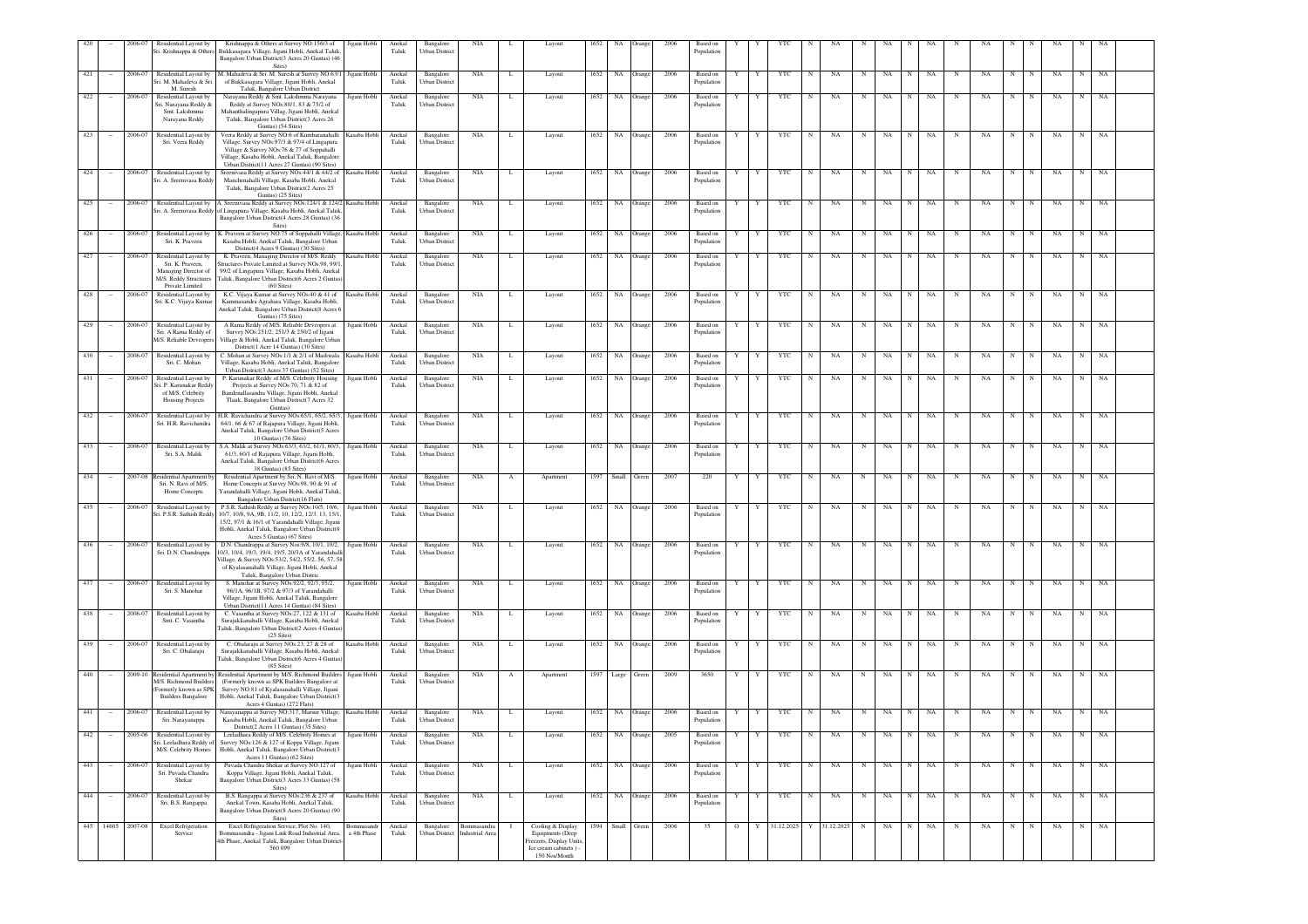| 420 | – | 2006-07 | Residential Layout by Sri. Krishnappa & Others | Krishnappa & Others at Survey NO:136/3 of Bukkasagara Village, Jigani Hobli, Anekal Taluk, Bangalore Urban District(3 Acres 20 Guntas) (46 Sites) | Jigani Hobli | Anekal Taluk | Bangalore Urban District | NIA | L | Layout | 1652 | NA | Orange | 2006 | Based on Population | Y | Y | YTC | N | NA | N | NA | N | NA | N | NA | N | N | NA | N | NA |
|---|---|---|---|---|---|---|---|---|---|---|---|---|---|---|---|---|---|---|---|---|---|---|---|---|---|---|---|---|---|---|---|
| 421 | – | 2006-07 | Residential Layout by Sri. M. Mahadeva & Sri. M. Suresh | M. Mahadeva & Sri. M. Suresh at Survey NO:63/1 of Bukkasagara Village, Jigani Hobli, Anekal Taluk, Bangalore Urban District | Jigani Hobli | Anekal Taluk | Bangalore Urban District | NIA | L | Layout | 1652 | NA | Orange | 2006 | Based on Population | Y | Y | YTC | N | NA | N | NA | N | NA | N | NA | N | N | NA | N | NA |
| 422 | – | 2006-07 | Residential Layout by Sri. Narayana Reddy & Smt. Lakshmma Narayana Reddy | Narayana Reddy & Smt. Lakshmma Narayana Reddy at Survey NOs:80/1, 83 & 75/2 of Mahanthalingapura Villag, Jigani Hobli, Anekal Taluk, Bangalore Urban District(3 Acres 26 Guntas) (54 Sites) | Jigani Hobli | Anekal Taluk | Bangalore Urban District | NIA | L | Layout | 1652 | NA | Orange | 2006 | Based on Population | Y | Y | YTC | N | NA | N | NA | N | NA | N | NA | N | N | NA | N | NA |
| 423 | – | 2006-07 | Residential Layout by Sri. Veera Reddy | Veera Reddy at Survey NO:6 of Kumbaranahalli Village, Survey NOs:97/3 & 97/4 of Lingapura Village & Survey NOs:76 & 77 of Soppahalli Village, Kasaba Hobli, Anekal Taluk, Bangalore Urban District(11 Acres 27 Guntas) (90 Sites) | Kasaba Hobli | Anekal Taluk | Bangalore Urban District | NIA | L | Layout | 1652 | NA | Orange | 2006 | Based on Population | Y | Y | YTC | N | NA | N | NA | N | NA | N | NA | N | N | NA | N | NA |
| 424 | – | 2006-07 | Residential Layout by Sri. A. Sreenivasa Reddy | Sreenivasa Reddy at Survey NOs:44/1 & 44/2 of Manchenahalli Village, Kasaba Hobli, Anekal Taluk, Bangalore Urban District(2 Acres 25 Guntas) (25 Sites) | Kasaba Hobli | Anekal Taluk | Bangalore Urban District | NIA | L | Layout | 1652 | NA | Orange | 2006 | Based on Population | Y | Y | YTC | N | NA | N | NA | N | NA | N | NA | N | N | NA | N | NA |
| 425 | – | 2006-07 | Residential Layout by Sri. A. Sreenivasa Reddy | A. Sreenivasa Reddy at Survey NOs:124/1 & 124/2 of Lingapura Village, Kasaba Hobli, Anekal Taluk, Bangalore Urban District(4 Acres 28 Guntas) (36 Sites) | Kasaba Hobli | Anekal Taluk | Bangalore Urban District | NIA | L | Layout | 1652 | NA | Orange | 2006 | Based on Population | Y | Y | YTC | N | NA | N | NA | N | NA | N | NA | N | N | NA | N | NA |
| 426 | – | 2006-07 | Residential Layout by Sri. K. Praveen | K. Praveen at Survey NO:75 of Soppahalli Village, Kasaba Hobli, Anekal Taluk, Bangalore Urban District(4 Acres 9 Guntas) (30 Sites) | Kasaba Hobli | Anekal Taluk | Bangalore Urban District | NIA | L | Layout | 1652 | NA | Orange | 2006 | Based on Population | Y | Y | YTC | N | NA | N | NA | N | NA | N | NA | N | N | NA | N | NA |
| 427 | – | 2006-07 | Residential Layout by Sri. K. Praveen, Managing Director of M/S. Reddy Structures Private Limited | K. Praveen, Managing Director of M/S. Reddy Structures Private Limited at Survey NOs:98, 99/1, 99/2 of Lingapura Village, Kasaba Hobli, Anekal Taluk, Bangalore Urban District(6 Acres 2 Guntas) (60 Sites) | Kasaba Hobli | Anekal Taluk | Bangalore Urban District | NIA | L | Layout | 1652 | NA | Orange | 2006 | Based on Population | Y | Y | YTC | N | NA | N | NA | N | NA | N | NA | N | N | NA | N | NA |
| 428 | – | 2006-07 | Residential Layout by Sri. K.C. Vijaya Kumar | K.C. Vijaya Kumar at Survey NOs:40 & 41 of Kammasandra Agrahara Village, Kasaba Hobli, Anekal Taluk, Bangalore Urban District(8 Acres 6 Guntas) (75 Sites) | Kasaba Hobli | Anekal Taluk | Bangalore Urban District | NIA | L | Layout | 1652 | NA | Orange | 2006 | Based on Population | Y | Y | YTC | N | NA | N | NA | N | NA | N | NA | N | N | NA | N | NA |
| 429 | – | 2006-07 | Residential Layout by Sri. A Rama Reddy of M/S. Reliable Devesopers | A Rama Reddy of M/S. Reliable Devesopers at Survey NOs:251/2, 251/3 & 250/2 of Jigani Village & Hobli, Anekal Taluk, Bangalore Urban District(1 Acre 14 Guntas) (30 Sites) | Jigani Hobli | Anekal Taluk | Bangalore Urban District | NIA | L | Layout | 1652 | NA | Orange | 2006 | Based on Population | Y | Y | YTC | N | NA | N | NA | N | NA | N | NA | N | N | NA | N | NA |
| 430 | – | 2006-07 | Residential Layout by Sri. C. Mohan | C. Mohan at Survey NOs:1/1 & 2/1 of Madiwala Village, Kasaba Hobli, Anekal Taluk, Bangalore Urban District(3 Acres 37 Guntas) (52 Sites) | Kasaba Hobli | Anekal Taluk | Bangalore Urban District | NIA | L | Layout | 1652 | NA | Orange | 2006 | Based on Population | Y | Y | YTC | N | NA | N | NA | N | NA | N | NA | N | N | NA | N | NA |
| 431 | – | 2006-07 | Residential Layout by Sri. P. Karunakar Reddy of M/S. Celebrity Housing Projects | P. Karunakar Reddy of M/S. Celebrity Housing Projects at Survey NOs:70, 71 & 82 of Bandenallasandra Village, Jigani Hobli, Anekal Tlauk, Bangalore Urban District(7 Acres 32 Guntas) | Jigani Hobli | Anekal Taluk | Bangalore Urban District | NIA | L | Layout | 1652 | NA | Orange | 2006 | Based on Population | Y | Y | YTC | N | NA | N | NA | N | NA | N | NA | N | N | NA | N | NA |
| 432 | – | 2006-07 | Residential Layout by Sri. H.R. Ravichandra | H.R. Ravichandra at Survey NOs:65/1, 65/2, 65/3, 64/1, 66 & 67 of Rajapura Village, Jigani Hobli, Anekal Taluk, Bangalore Urban District(5 Acres 10 Guntas) (76 Sites) | Jigani Hobli | Anekal Taluk | Bangalore Urban District | NIA | L | Layout | 1652 | NA | Orange | 2006 | Based on Population | Y | Y | YTC | N | NA | N | NA | N | NA | N | NA | N | N | NA | N | NA |
| 433 | – | 2006-07 | Residential Layout by Sri. S.A. Malik | S.A. Malik at Survey NOs:63/1, 63/2, 61/1, 60/1, 61/3, 60/1 of Rajapura Village, Jigani Hobli, Anekal Taluk, Bangalore Urban District(6 Acres 38 Guntas) (85 Sites) | Jigani Hobli | Anekal Taluk | Bangalore Urban District | NIA | L | Layout | 1652 | NA | Orange | 2006 | Based on Population | Y | Y | YTC | N | NA | N | NA | N | NA | N | NA | N | N | NA | N | NA |
| 434 | – | 2007-08 | Residential Apartment by Sri. N. Ravi of M/S. Home Concepts | Residential Apartment by Sri. N. Ravi of M/S. Home Concepts at Survey NOs:98, 90 & 91 of Yarandahalli Village, Jigani Hobli, Anekal Taluk, Bangalore Urban District(16 Flats) | Jigani Hobli | Anekal Taluk | Bangalore Urban District | NIA | A | Apartment | 1597 | Small | Green | 2007 | 220 | Y | Y | YTC | N | NA | N | NA | N | NA | N | NA | N | N | NA | N | NA |
| 435 | – | 2006-07 | Residential Layout by Sri. P.S.R. Sathish Reddy | P.S.R. Sathish Reddy at Survey NOs:10/5, 10/6, 10/7, 10/8, 9A, 9B, 11/2, 10, 12/2, 12/3, 13, 15/1, 15/2, 97/1 & 16/1 of Yarandahalli Village, Jigani Hobli, Anekal Taluk, Bangalore Urban District(8 Acres 5 Guntas) (67 Sites) | Jigani Hobli | Anekal Taluk | Bangalore Urban District | NIA | L | Layout | 1652 | NA | Orange | 2006 | Based on Population | Y | Y | YTC | N | NA | N | NA | N | NA | N | NA | N | N | NA | N | NA |
| 436 | – | 2006-07 | Residential Layout by Sri. D.N. Chandrappa | D.N. Chandrappa at Survey Nos:9/8, 10/1, 10/2, 10/3, 10/4, 19/3, 19/4, 19/5, 20/3A of Yarandahalli Village, & Survey NOs:53/2, 54/2, 55/2, 56, 57, 58 of Kyalasanahalli Village, Jigani Hobli, Anekal Taluk, Bangalore Urban Distric | Jigani Hobli | Anekal Taluk | Bangalore Urban District | NIA | L | Layout | 1652 | NA | Orange | 2006 | Based on Population | Y | Y | YTC | N | NA | N | NA | N | NA | N | NA | N | N | NA | N | NA |
| 437 | – | 2006-07 | Residential Layout by Sri. S. Manohar | S. Manohar at Survey NOs:92/2, 92/3, 95/2, 96/1A, 96/1B, 97/2 & 97/3 of Yarandahalli Village, Jigani Hobli, Anekal Taluk, Bangalore Urban District(11 Acres 14 Guntas) (84 Sites) | Jigani Hobli | Anekal Taluk | Bangalore Urban District | NIA | L | Layout | 1652 | NA | Orange | 2006 | Based on Population | Y | Y | YTC | N | NA | N | NA | N | NA | N | NA | N | N | NA | N | NA |
| 438 | – | 2006-07 | Residential Layout by Smt. C. Vasantha | C. Vasantha at Survey NOs:27, 122 & 131 of Surajakkanahalli Village, Kasaba Hobli, Anekal Taluk, Bangalore Urban District(2 Acres 4 Guntas) (25 Sites) | Kasaba Hobli | Anekal Taluk | Bangalore Urban District | NIA | L | Layout | 1652 | NA | Orange | 2006 | Based on Population | Y | Y | YTC | N | NA | N | NA | N | NA | N | NA | N | N | NA | N | NA |
| 439 | – | 2006-07 | Residential Layout by Sri. C. Obalaraju | C. Obalaraju at Survey NOs:23, 27 & 28 of Surajakkanahalli Village, Kasaba Hobli, Anekal Taluk, Bangalore Urban District(6 Acres 4 Guntas) (85 Sites) | Kasaba Hobli | Anekal Taluk | Bangalore Urban District | NIA | L | Layout | 1652 | NA | Orange | 2006 | Based on Population | Y | Y | YTC | N | NA | N | NA | N | NA | N | NA | N | N | NA | N | NA |
| 440 | – | 2009-10 | Residential Apartment by M/S. Richmond Builders (Formerly known as SPK Builders Bangalore | Residential Apartment by M/S. Richmond Builders (Formerly known as SPK Builders Bangalore at Survey NO:81 of Kyalasanahalli Village, Jigani Hobli, Anekal Taluk, Bangalore Urban District(3 Acres 4 Guntas) (272 Flats) | Jigani Hobli | Anekal Taluk | Bangalore Urban District | NIA | A | Apartment | 1597 | Large | Green | 2009 | 3650 | Y | Y | YTC | N | NA | N | NA | N | NA | N | NA | N | N | NA | N | NA |
| 441 | – | 2006-07 | Residential Layout by Sri. Narayanappa | Narayanappa at Survey NO:317, Marsur Village, Kasaba Hobli, Anekal Taluk, Bangalore Urban District(2 Acres 11 Guntas) (35 Sites) | Kasaba Hobli | Anekal Taluk | Bangalore Urban District | NIA | L | Layout | 1652 | NA | Orange | 2006 | Based on Population | Y | Y | YTC | N | NA | N | NA | N | NA | N | NA | N | N | NA | N | NA |
| 442 | – | 2005-06 | Residential Layout by Sri. Leeladhara Reddy of M/S. Celebrity Homes | Leeladhara Reddy of M/S. Celebrity Homes at Survey NOs 126 & 127 of Koppa Village, Jigani Hobli, Anekal Taluk, Bangalore Urban District(3 Acres 11 Guntas) (62 Sites) | Jigani Hobli | Anekal Taluk | Bangalore Urban District | NIA | L | Layout | 1652 | NA | Orange | 2005 | Based on Population | Y | Y | YTC | N | NA | N | NA | N | NA | N | NA | N | N | NA | N | NA |
| 443 | – | 2006-07 | Residential Layout by Sri. Puvada Chandra Shekar | Puvada Chandra Shekar at Survey NO:127 of Koppa Village, Jigani Hobli, Anekal Taluk, Bangalore Urban District(3 Acres 33 Guntas) (58 Sites) | Jigani Hobli | Anekal Taluk | Bangalore Urban District | NIA | L | Layout | 1652 | NA | Orange | 2006 | Based on Population | Y | Y | YTC | N | NA | N | NA | N | NA | N | NA | N | N | NA | N | NA |
| 444 | – | 2006-07 | Residential Layout by Sri. B.S. Rangappa | B.S. Rangappa at Survey NOs:236 & 237 of Anekal Town, Kasaba Hobli, Anekal Taluk, Bangalore Urban District(8 Acres 20 Guntas) (90 Sites) | Kasaba Hobli | Anekal Taluk | Bangalore Urban District | NIA | L | Layout | 1652 | NA | Orange | 2006 | Based on Population | Y | Y | YTC | N | NA | N | NA | N | NA | N | NA | N | N | NA | N | NA |
| 445 | 14605 | 2007-08 | Excel Refrigeration Service | Excel Refrigeration Service, Plot No. 140, Bommasandra - Jigani Link Road Industrial Area, 4th Phase, Anekal Taluk, Bangalore Urban District-560 099 | Bommasandra 4th Phase | Anekal Taluk | Bangalore Urban District | Bommasandra Industrial Area | I | Cooling & Display Equipments (Deep Freezers, Display Units, Ice cream cabinets ) - 150 Nos/Month | 1594 | Small | Green | 2006 | 35 | O | Y | 31.12.2025 | Y | 31.12.2025 | N | NA | N | NA | N | NA | N | N | NA | N | NA |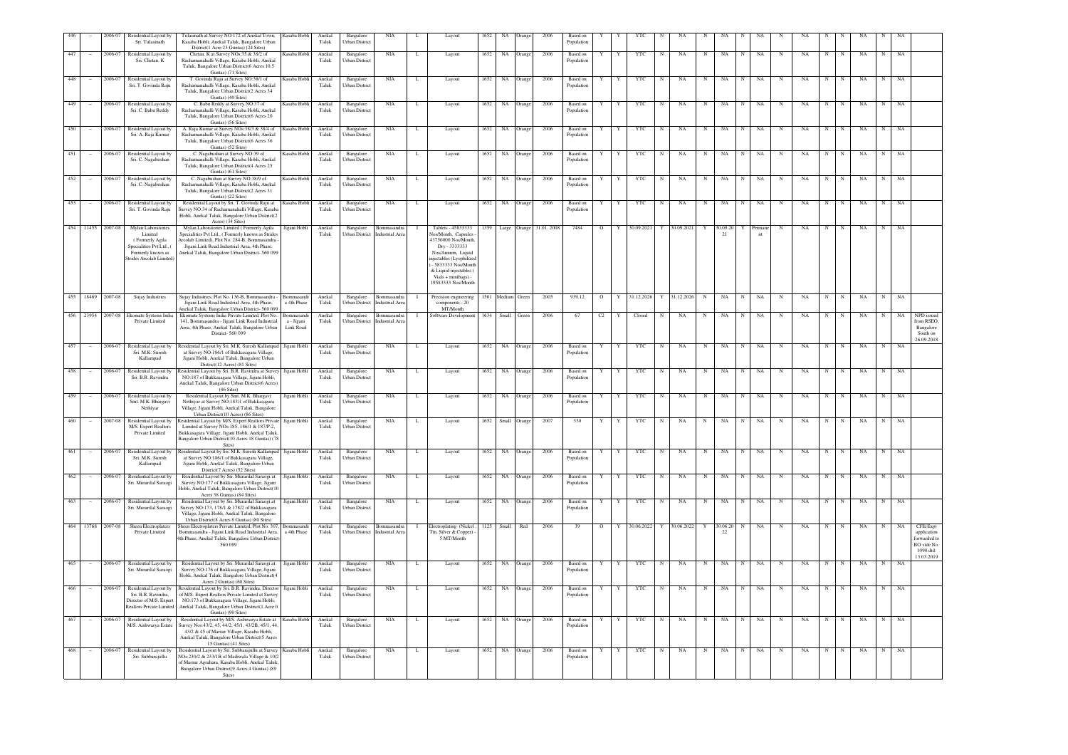| 446 | – | 2006-07 | Residential Layout by Sri. Tulasinath | Tulasinath at Survey NO.172 of Anekal Town, Kasaba Hobli, Anekal Taluk, Bangalore Urban District(1 Acre 23 Guntas) (24 Sites) | Kasaba Hobli | Anekal Taluk | Bangalore Urban District | NIA | L | Layout | 1652 | NA | Orange | 2006 | Based on Population | Y | Y | YTC | N | NA | N | NA | N | NA | N | NA | N | N | NA | N | NA | |
|---|---|---|---|---|---|---|---|---|---|---|---|---|---|---|---|---|---|---|---|---|---|---|---|---|---|---|---|---|---|---|---|---|
| 447 | – | 2006-07 | Residential Layout by Sri. Chetan. K | Chetan. K at Survey NOs.35 & 38/2 of Rachamanahalli Village, Kasaba Hobli, Anekal Taluk, Bangalore Urban District(6 Acres 10.5 Guntas) (71 Sites) | Kasaba Hobli | Anekal Taluk | Bangalore Urban District | NIA | L | Layout | 1652 | NA | Orange | 2006 | Based on Population | Y | Y | YTC | N | NA | N | NA | N | NA | N | NA | N | N | NA | N | NA | |
| 448 | – | 2006-07 | Residential Layout by Sri. T. Govinda Raju | T. Govinda Raju at Survey NO:38/1 of Rachamanahalli Village, Kasaba Hobli, Anekal Taluk, Bangalore Urban District(2 Acres 34 Guntas) (40 Sites) | Kasaba Hobli | Anekal Taluk | Bangalore Urban District | NIA | L | Layout | 1652 | NA | Orange | 2006 | Based on Population | Y | Y | YTC | N | NA | N | NA | N | NA | N | NA | N | N | NA | N | NA | |
| 449 | – | 2006-07 | Residential Layout by Sri. C. Babu Reddy | C. Babu Reddy at Survey NO:37 of Rachamanahalli Village, Kasaba Hobli, Anekal Taluk, Bangalore Urban District(6 Acres 20 Guntas) (56 Sites) | Kasaba Hobli | Anekal Taluk | Bangalore Urban District | NIA | L | Layout | 1652 | NA | Orange | 2006 | Based on Population | Y | Y | YTC | N | NA | N | NA | N | NA | N | NA | N | N | NA | N | NA | |
| 450 | – | 2006-07 | Residential Layout by Sri. A. Raja Kumar | A. Raja Kumar at Survey NOs.38/3 & 38/4 of Rachamanahalli Village, Kasaba Hobli, Anekal Taluk, Bangalore Urban District(6 Acres 36 Guntas) (52 Sites) | Kasaba Hobli | Anekal Taluk | Bangalore Urban District | NIA | L | Layout | 1652 | NA | Orange | 2006 | Based on Population | Y | Y | YTC | N | NA | N | NA | N | NA | N | NA | N | N | NA | N | NA | |
| 451 | – | 2006-07 | Residential Layout by Sri. C. Nagabushan | C. Nagabushan at Survey NO:39 of Rachamanahalli Village, Kasaba Hobli, Anekal Taluk, Bangalore Urban District(4 Acres 25 Guntas) (61 Sites) | Kasaba Hobli | Anekal Taluk | Bangalore Urban District | NIA | L | Layout | 1652 | NA | Orange | 2006 | Based on Population | Y | Y | YTC | N | NA | N | NA | N | NA | N | NA | N | N | NA | N | NA | |
| 452 | – | 2006-07 | Residential Layout by Sri. C. Nagabushan | C. Nagabushan at Survey NO.38/9 of Rachamanahalli Village, Kasaba Hobli, Anekal Taluk, Bangalore Urban District(2 Acres 31 Guntas) (22 Sites) | Kasaba Hobli | Anekal Taluk | Bangalore Urban District | NIA | L | Layout | 1652 | NA | Orange | 2006 | Based on Population | Y | Y | YTC | N | NA | N | NA | N | NA | N | NA | N | N | NA | N | NA | |
| 453 | – | 2006-07 | Residential Layout by Sri. T. Govinda Raju | Residential Layout by Sri. T. Govinda Raju at Survey NO:34 of Rachamanahalli Village, Kasaba Hobli, Anekal Taluk, Bangalore Urban District(2 Acres) (34 Sites) | Kasaba Hobli | Anekal Taluk | Bangalore Urban District | NIA | L | Layout | 1652 | NA | Orange | 2006 | Based on Population | Y | Y | YTC | N | NA | N | NA | N | NA | N | NA | N | N | NA | N | NA | |
| 454 | 11455 | 2007-08 | Mylan Laboratories Limited ( Formerly Agila Specialities Pvt Ltd., ( Formerly known as Strides Arcolab Limited) | Mylan Laboratories Limited ( Formerly Agila Specialities Pvt Ltd.,( Formerly known as Strides Arcolab Limited), Plot No. 284-B, Bommasandra - Jigani Link Road Industrial Area, 4th Phase, Anekal Taluk, Bangalore Urban District- 560 099 | Jigani Hobli | Anekal Taluk | Bangalore Urban District | Bommasandra Industrial Area | I | Tablets - 45833333 Nos/Month, Capsules - 43750000 Nos/Month, Dry - 3333333 Nos/Annum, Liquid injectables (Lyophalized ) - 5833333 Nos/Month & Liquid injectables ( Vials + minibags) - 19583333 Nos/Month | 1359 | Large | Orange | 31.01.2008 | 7484 | O | Y | 30.09.2021 | Y | 30.09.2021 | Y | 30.09.2021 | Y | Permanent | N | NA | N | N | NA | N | NA | |
| 455 | 18469 | 2007-08 | Sujay Industries | Sujay Industries, Plot No. 136-B, Bommasandra - Jigani Link Road Industrial Area, 4th Phase, Anekal Taluk, Bangalore Urban District- 560 099 | Bommasandra 4th Phase | Anekal Taluk | Bangalore Urban District | Bommasandra Industrial Area | I | Precision engineering components - 20 MT/Month | 1501 | Medium | Green | 2005 | 939.12 | O | Y | 31.12.2026 | Y | 31.12.2026 | N | NA | N | NA | N | NA | N | N | NA | N | NA | |
| 456 | 23954 | 2007-08 | Ekomate Systems India Private Limited | Ekomate Systems India Private Limited, Plot No. 141, Bommasandra - Jigani Link Road Industrial Area, 4th Phase, Anekal Taluk, Bangalore Urban District- 560 099 | Bommasandra - Jigani Link Road | Anekal Taluk | Bangalore Urban District | Bommasandra Industrial Area | I | Software Development | 1634 | Small | Green | 2006 | 67 | C2 | Y | Closed | N | NA | N | NA | N | NA | N | NA | N | N | NA | N | NA | NPD issued from RSEO, Bangalore South on 26.09.2018 |
| 457 | – | 2006-07 | Residential Layout by Sri. M.K. Suresh Kallampad | Residential Layout by Sri. M.K. Suresh Kallampad at Survey NO.186/1 of Bukkasagara Village, Jigani Hobli, Anekal Taluk, Bangalore Urban District(12 Acres) (81 Sites) | Jigani Hobli | Anekal Taluk | Bangalore Urban District | NIA | L | Layout | 1652 | NA | Orange | 2006 | Based on Population | Y | Y | YTC | N | NA | N | NA | N | NA | N | NA | N | N | NA | N | NA | |
| 458 | – | 2006-07 | Residential Layout by Sri. B.R. Ravindra | Residential Layout by Sri. B.R. Ravindra at Survey NO.187 of Bukkasagara Village, Jigani Hobli, Anekal Taluk, Bangalore Urban District(6 Acres) (46 Sites) | Jigani Hobli | Anekal Taluk | Bangalore Urban District | NIA | L | Layout | 1652 | NA | Orange | 2006 | Based on Population | Y | Y | YTC | N | NA | N | NA | N | NA | N | NA | N | N | NA | N | NA | |
| 459 | – | 2006-07 | Residential Layout by Smt. M.K. Bhargavi Nethiyar | Residential Layout by Smt. M.K. Bhargavi Nethiyar at Survey NO.183/1 of Bukkasagara Village, Jigani Hobli, Anekal Taluk, Bangalore Urban District(10 Acres) (86 Sites) | Jigani Hobli | Anekal Taluk | Bangalore Urban District | NIA | L | Layout | 1652 | NA | Orange | 2006 | Based on Population | Y | Y | YTC | N | NA | N | NA | N | NA | N | NA | N | N | NA | N | NA | |
| 460 | – | 2007-08 | Residential Layout by M/S. Expert Realtors Private Limited | Residential Layout by M/S. Expert Realtors Private Limited at Survey NOs.185, 186/1 & 187/P-2, Bukkasagara Village, Jigani Hobli, Anekal Taluk, Bangalore Urban District(10 Acres 18 Guntas) (78 Sites) | Jigani Hobli | Anekal Taluk | Bangalore Urban District | NIA | L | Layout | 1652 | Small | Orange | 2007 | 330 | Y | Y | YTC | N | NA | N | NA | N | NA | N | NA | N | N | NA | N | NA | |
| 461 | – | 2006-07 | Residential Layout by Sri. M.K. Suresh Kallampad | Residential Layout by Sri. M.K. Suresh Kallampad at Survey NO.186/1 of Bukkasagara Village, Jigani Hobli, Anekal Taluk, Bangalore Urban District(7 Acres) (52 Sites) | Jigani Hobli | Anekal Taluk | Bangalore Urban District | NIA | L | Layout | 1652 | NA | Orange | 2006 | Based on Population | Y | Y | YTC | N | NA | N | NA | N | NA | N | NA | N | N | NA | N | NA | |
| 462 | – | 2006-07 | Residential Layout by Sri. Murarilal Saraogi | Residential Layout by Sri. Murarilal Saraogi at Survey NO:177 of Bukkasagara Village, Jigani Hobli, Anekal Taluk, Bangalore Urban District(10 Acres 38 Guntas) (84 Sites) | Jigani Hobli | Anekal Taluk | Bangalore Urban District | NIA | L | Layout | 1652 | NA | Orange | 2006 | Based on Population | Y | Y | YTC | N | NA | N | NA | N | NA | N | NA | N | N | NA | N | NA | |
| 463 | – | 2006-07 | Residential Layout by Sri. Murarilal Saraogi | Residential Layout by Sri. Murarilal Saraogi at Survey NO:173, 178/1 & 178/2 of Bukkasagara Village, Jigani Hobli, Anekal Taluk, Bangalore Urban District(8 Acres 8 Guntas) (80 Sites) | Jigani Hobli | Anekal Taluk | Bangalore Urban District | NIA | L | Layout | 1652 | NA | Orange | 2006 | Based on Population | Y | Y | YTC | N | NA | N | NA | N | NA | N | NA | N | N | NA | N | NA | |
| 464 | 13768 | 2007-08 | Sheen Electroplaters Private Limited | Sheen Electroplaters Private Limited, Plot No. 307, Bommasandra - Jigani Link Road Industrial Area, 4th Phase, Anekal Taluk, Bangalore Urban District-560 099 | Bommasandra 4th Phase | Anekal Taluk | Bangalore Urban District | Bommasandra Industrial Area | I | Electroplating (Nickel , Tin, Silver & Copper) - 5 MT/Month | 1125 | Small | Red | 2006 | 39 | O | Y | 30.06.2022 | Y | 30.06.2022 | Y | 30.06.2022 | N | NA | N | NA | N | N | NA | N | NA | CFE(Exp) application forwarded to BO vide No. 1090 dtd: 13.03.2019 |
| 465 | – | 2006-07 | Residential Layout by Sri. Murarilal Saraogi | Residential Layout by Sri. Murarilal Saraogi at Survey NO:176 of Bukkasagara Village, Jigani Hobli, Anekal Taluk, Bangalore Urban District(4 Acres 2 Guntas) (68 Sites) | Jigani Hobli | Anekal Taluk | Bangalore Urban District | NIA | L | Layout | 1652 | NA | Orange | 2006 | Based on Population | Y | Y | YTC | N | NA | N | NA | N | NA | N | NA | N | N | NA | N | NA | |
| 466 | – | 2006-07 | Residential Layout by Sri. B.R. Ravindra, Director of M/S. Expert Realtors Private Limited | Residential Layout by Sri. B.R. Ravindra, Director of M/S. Expert Realtors Private Limited at Survey NO:173 of Bukkasagara Village, Jigani Hobli, Anekal Taluk, Bangalore Urban District(1 Acre 0 Guntas) (90 Sites) | Jigani Hobli | Anekal Taluk | Bangalore Urban District | NIA | L | Layout | 1652 | NA | Orange | 2006 | Based on Population | Y | Y | YTC | N | NA | N | NA | N | NA | N | NA | N | N | NA | N | NA | |
| 467 | – | 2006-07 | Residential Layout by M/S. Aishwarya Estate | Residential Layout by M/S. Aishwarya Estate at Survey Nos.43/2, 45, 44/2, 45/1, 43/2B, 45/1, 44, 43/2 & 45 of Marsur Village, Kasaba Hobli, Anekal Taluk, Bangalore Urban District(5 Acres 15 Guntas) (41 Sites) | Kasaba Hobli | Anekal Taluk | Bangalore Urban District | NIA | L | Layout | 1652 | NA | Orange | 2006 | Based on Population | Y | Y | YTC | N | NA | N | NA | N | NA | N | NA | N | N | NA | N | NA | |
| 468 | – | 2006-07 | Residential Layout by Sri. Subbarajullu | Residential Layout by Sri. Subbarajullu at Survey NOs.230/2 & 233/1B of Madiwala Village & 10/2 of Marsur Agrahara, Kasaba Hobli, Anekal Taluk, Bangalore Urban District(9 Acres 4 Guntas) (89 Sites) | Kasaba Hobli | Anekal Taluk | Bangalore Urban District | NIA | L | Layout | 1652 | NA | Orange | 2006 | Based on Population | Y | Y | YTC | N | NA | N | NA | N | NA | N | NA | N | N | NA | N | NA | |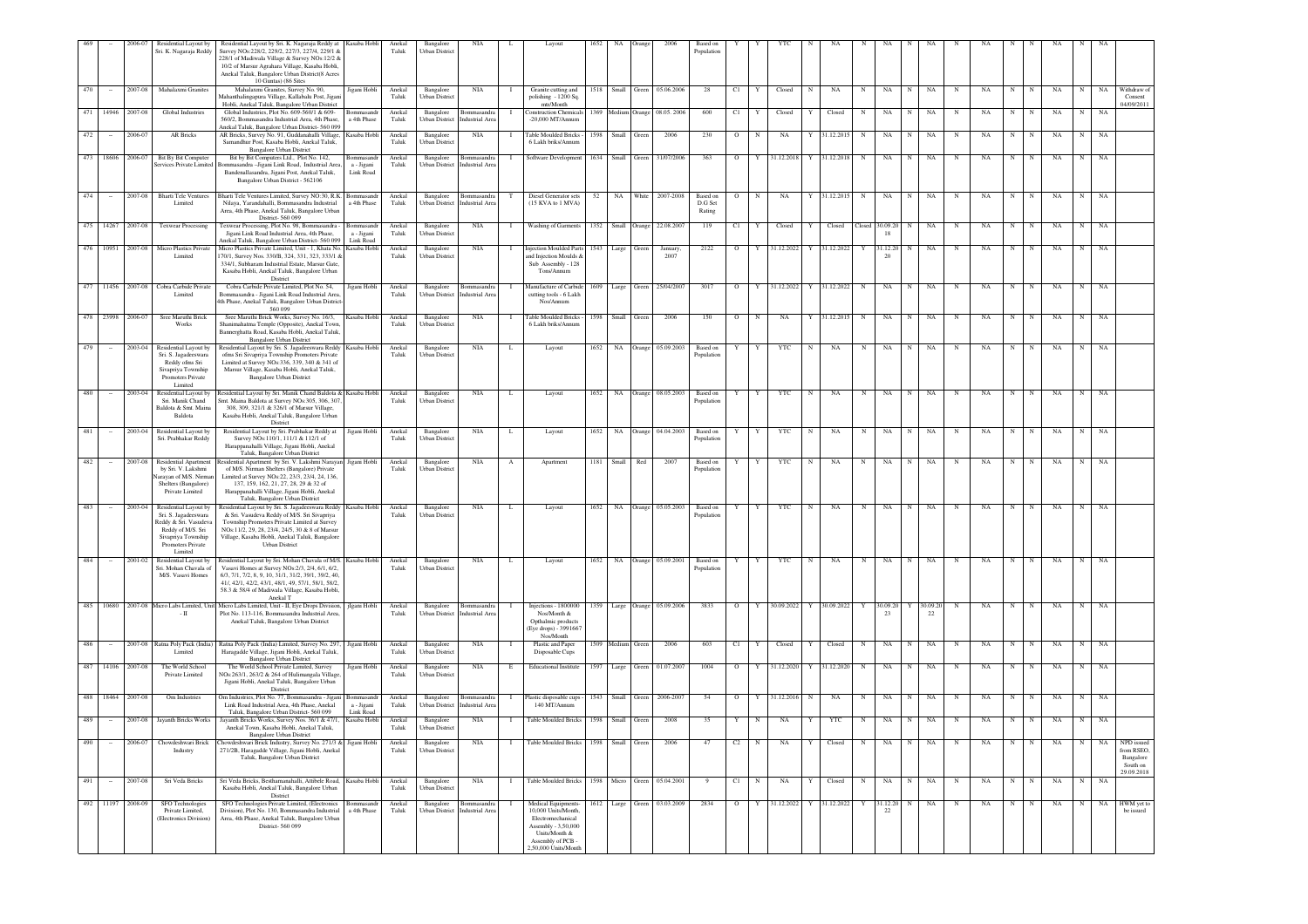| 469 | - | 2006-07 | Residential Layout by Sri. K. Nagaraja Reddy | Residential Layout by Sri. K. Nagaraja Reddy at Survey NOs:228/2, 229/2, 227/3, 227/4, 229/1 & 228/1 of Madiwala Village & Survey NOs:12/2 & 10/2 of Marsur Agrahara Village, Kasaba Hobli, Anekal Taluk, Bangalore Urban District(8 Acres 10 Guntas) (86 Sites | Kasaba Hobli | Anekal Taluk | Bangalore Urban District | NIA | L | Layout | 1652 | NA | Orange | 2006 | Based on Population | Y | Y | YTC | N | NA | N | NA | N | NA | N | NA | N | N | NA | N | NA | |
|---|---|---|---|---|---|---|---|---|---|---|---|---|---|---|---|---|---|---|---|---|---|---|---|---|---|---|---|---|---|---|---|---|---|---|---|
| 470 | - | 2007-08 | Mahalaxmi Granites | Mahalaxmi Granites, Survey No. 90, Mahanthalingapura Village, Kallubalu Post, Jigani Hobli, Anekal Taluk, Bangalore Urban District | Jigani Hobli | Anekal Taluk | Bangalore Urban District | NIA | I | Granite cutting and polishing - 1200 Sq. mtr/Month | 1518 | Small | Green | 05.06.2006 | 28 | C1 | Y | Closed | N | NA | N | NA | N | NA | N | NA | N | N | NA | N | NA | Withdraw of Consent 04/09/2011 |
| 471 | 14946 | 2007-08 | Global Industries | Global Industries, Plot No. 609-560/1 & 609-560/2, Bommasandra Industrial Area, 4th Phase, Anekal Taluk, Bangalore District- 560 099 | Bommasandra 4th Phase | Anekal Taluk | Bangalore Urban District | Bommasandra Industrial Area | I | Construction Chemicals -20,000 MT/Annum | 1369 | Medium | Orange | 08.05. 2006 | 600 | C1 | Y | Closed | Y | Closed | N | NA | N | NA | N | NA | N | N | NA | N | NA | |
| 472 | - | 2006-07 | AR Bricks | AR Bricks, Survey No. 91, Guddanahalli Village, Samandhur Post, Kasaba Hobli, Anekal Taluk, Bangalore Urban District | Kasaba Hobli | Anekal Taluk | Bangalore Urban District | NIA | I | Table Moulded Bricks - 6 Lakh briks/Annum | 1598 | Small | Green | 2006 | 230 | O | N | NA | Y | 31.12.2015 | N | NA | N | NA | N | NA | N | N | NA | N | NA | |
| 473 | 18606 | 2006-07 | Bit By Bit Computer Services Private Limited | Bit by Bit Computers Ltd., Plot No. 142, Bommasandra -Jigani Link Road, Industrial Area, Bandenallasandra, Jigani Post, Anekal Taluk, Bangalore Urban District - 562106 | Bommasandra - Jigani Link Road | Anekal Taluk | Bangalore Urban District | Bommasandra Industrial Area | I | Software Development | 1634 | Small | Green | 31/07/2006 | 363 | O | Y | 31.12.2018 | Y | 31.12.2018 | N | NA | N | NA | N | NA | N | N | NA | N | NA | |
| 474 | - | 2007-08 | Bharti Tele Ventures Limited | Bharti Tele Ventures Limited, Survey NO:30, R.K. Nilaya, Varandahalli, Bommasandra Industrial Area, 4th Phase, Anekal Taluk, Bangalore Urban District- 560 099 | Bommasandra 4th Phase | Anekal Taluk | Bangalore Urban District | Bommasandra Industrial Area | T | Diesel Generator sets (15 KVA to 1 MVA) | 52 | NA | White | 2007-2008 | Based on D.G Set Rating | O | N | NA | Y | 31.12.2015 | N | NA | N | NA | N | NA | N | N | NA | N | NA | |
| 475 | 14267 | 2007-08 | Texwear Processing | Texwear Processing, Plot No. 98, Bommasandra - Jigani Link Road Industrial Area, 4th Phase, Anekal Taluk, Bangalore Urban District- 560 099 | Bommasandra - Jigani Link Road | Anekal Taluk | Bangalore Urban District | NIA | I | Washing of Garments | 1352 | Small | Orange | 22.08.2007 | 119 | C1 | Y | Closed | Y | Closed | Closed | 30.09.2018 | N | NA | N | NA | N | N | NA | N | NA | |
| 476 | 10951 | 2007-08 | Micro Plastics Private Limited | Micro Plastics Private Limited, Unit - 1, Khata No. 170/1, Survey Nos. 330/B, 324, 331, 323, 333/1 & 334/1, Subharam Industrial Estate, Marsur Gate, Kasaba Hobli, Anekal Taluk, Bangalore Urban District | Kasaba Hobli | Anekal Taluk | Bangalore Urban District | NIA | I | Injection Moulded Parts and Injection Moulds & Sub Assembly - 128 Tons/Annum | 1543 | Large | Green | January, 2007 | 2122 | O | Y | 31.12.2022 | Y | 31.12.2022 | Y | 31.12.2020 | N | NA | N | NA | N | N | NA | N | NA | |
| 477 | 11456 | 2007-08 | Cobra Carbide Private Limited | Cobra Carbide Private Limited, Plot No. 54, Bommasandra - Jigani Link Road Industrial Area, 4th Phase, Anekal Taluk, Bangalore Urban District- 560 099 | Jigani Hobli | Anekal Taluk | Bangalore Urban District | Bommasandra Industrial Area | I | Manufacture of Carbide cutting tools - 6 Lakh Nos/Annum | 1609 | Large | Green | 25/04/2007 | 3017 | O | Y | 31.12.2022 | Y | 31.12.2022 | N | NA | N | NA | N | NA | N | N | NA | N | NA | |
| 478 | 23998 | 2006-07 | Sree Maruthi Brick Works | Sree Maruthi Brick Works, Survey No. 16/3, Shanimahatma Temple (Opposite), Anekal Town, Bannerghatta Road, Kasaba Hobli, Anekal Taluk, Bangalore Urban District | Kasaba Hobli | Anekal Taluk | Bangalore Urban District | NIA | I | Table Moulded Bricks - 6 Lakh briks/Annum | 1598 | Small | Green | 2006 | 150 | O | N | NA | Y | 31.12.2015 | N | NA | N | NA | N | NA | N | N | NA | N | NA | |
| 479 | - | 2003-04 | Residential Layout by Sri. S. Jagadeeswara Reddy ofms Sri Sivapriya Township Promoters Private Limited | Residential Layout by Sri. S. Jagadeeswara Reddy ofms Sri Sivapriya Township Promoters Private Limited at Survey NOs:336, 339, 340 & 341 of Marsur Village, Kasaba Hobli, Anekal Taluk, Bangalore Urban District | Kasaba Hobli | Anekal Taluk | Bangalore Urban District | NIA | L | Layout | 1652 | NA | Orange | 05.09.2003 | Based on Population | Y | Y | YTC | N | NA | N | NA | N | NA | N | NA | N | N | NA | N | NA | |
| 480 | - | 2003-04 | Residential Layout by Sri. Manik Chand Baldota & Smt. Maina Baldota | Residential Layout by Sri. Manik Chand Baldota & Smt. Maina Baldota at Survey NOs:305, 306, 307, 308, 309, 321/1 & 326/1 of Marsur Village, Kasaba Hobli, Anekal Taluk, Bangalore Urban District | Kasaba Hobli | Anekal Taluk | Bangalore Urban District | NIA | L | Layout | 1652 | NA | Orange | 08.05.2003 | Based on Population | Y | Y | YTC | N | NA | N | NA | N | NA | N | NA | N | N | NA | N | NA | |
| 481 | - | 2003-04 | Residential Layout by Sri. Prabhakar Reddy | Residential Layout by Sri. Prabhakar Reddy at Survey NOs:110/1, 111/1 & 112/1 of Haragapanahalli Village, Jigani Hobli, Anekal Taluk, Bangalore Urban District | Jigani Hobli | Anekal Taluk | Bangalore Urban District | NIA | L | Layout | 1652 | NA | Orange | 04.04.2003 | Based on Population | Y | Y | YTC | N | NA | N | NA | N | NA | N | NA | N | N | NA | N | NA | |
| 482 | - | 2007-08 | Residential Apartment by Sri. V. Lakshmi Narayan of M/S. Nirman Shelters (Bangalore) Private Limited | Residential Apartment by Sri. V. Lakshmi Narayan of M/S. Nirman Shelters (Bangalore) Private Limited at Survey NOs:22, 23/3, 23/4, 24, 136, 137, 159, 162, 21, 27, 28, 29 & 32 of Haragapanahalli Village, Jigani Hobli, Anekal Taluk, Bangalore Urban District | Jigani Hobli | Anekal Taluk | Bangalore Urban District | NIA | A | Apartment | 1181 | Small | Red | 2007 | Based on Population | Y | Y | YTC | N | NA | N | NA | N | NA | N | NA | N | N | NA | N | NA | |
| 483 | - | 2003-04 | Residential Layout by Sri. S. Jagadeeswara Reddy & Sri. Vasudeva Reddy of M/S. Sri Sivapriya Township Promoters Private Limited | Residential Layout by Sri. S. Jagadeeswara Reddy & Sri. Vasudeva Reddy of M/S. Sri Sivapriya Township Promoters Private Limited at Survey NOs:11/2, 29, 28, 23/4, 24/5, 30 & 8 of Marsur Village, Kasaba Hobli, Anekal Taluk, Bangalore Urban District | Kasaba Hobli | Anekal Taluk | Bangalore Urban District | NIA | L | Layout | 1652 | NA | Orange | 05.05.2003 | Based on Population | Y | Y | YTC | N | NA | N | NA | N | NA | N | NA | N | N | NA | N | NA | |
| 484 | - | 2001-02 | Residential Layout by Sri. Mohan Chavala of M/S. Vasavi Homes | Residential Layout by Sri. Mohan Chavala of M/S. Vasavi Homes at Survey NOs:2/3, 2/4, 6/1, 6/2, 6/3, 7/1, 7/2, 8, 9, 10, 31/1, 31/2, 39/1, 39/2, 40, 41/, 42/1, 42/2, 43/1, 48/1, 49, 57/1, 58/1, 58/2, 58.3 & 58/4 of Madiwala Village, Kasaba Hobli, Anekal T | Kasaba Hobli | Anekal Taluk | Bangalore Urban District | NIA | L | Layout | 1652 | NA | Orange | 05.09.2001 | Based on Population | Y | Y | YTC | N | NA | N | NA | N | NA | N | NA | N | N | NA | N | NA | |
| 485 | 10680 | 2007-08 | Micro Labs Limited, Unit - II | Micro Labs Limited, Unit - II, Eye Drops Division, Plot No. 113-116, Bommasandra Industrial Area, Anekal Taluk, Bangalore Urban District | Jigani Hobli | Anekal Taluk | Bangalore Urban District | Bommasandra Industrial Area | I | Injections - 1800000 Nos/Month & Opthalmic products (Eye drops) - 3991667 Nos/Month | 1359 | Large | Orange | 05.09.2006 | 3833 | O | Y | 30.09.2022 | Y | 30.09.2022 | Y | 30.09.2023 | Y | 30.09.2022 | N | NA | N | N | NA | N | NA | |
| 486 | - | 2007-08 | Ratna Poly Pack (India) Limited | Ratna Poly Pack (India) Limited, Survey No. 297, Haragadde Village, Jigani Hobli, Anekal Taluk, Bangalore Urban District | Jigani Hobli | Anekal Taluk | Bangalore Urban District | NIA | I | Plastic and Paper Disposable Cups | 1509 | Medium | Green | 2006 | 603 | C1 | Y | Closed | Y | Closed | N | NA | N | NA | N | NA | N | N | NA | N | NA | |
| 487 | 14106 | 2007-08 | The World School Private Limited | The World School Private Limited, Survey NOs:263/1, 263/2 & 264 of Hulimangala Village, Jigani Hobli, Anekal Taluk, Bangalore Urban District | Jigani Hobli | Anekal Taluk | Bangalore Urban District | NIA | E | Educational Institute | 1597 | Large | Green | 01.07.2007 | 1004 | O | Y | 31.12.2020 | Y | 31.12.2020 | N | NA | N | NA | N | NA | N | N | NA | N | NA | |
| 488 | 18464 | 2007-08 | Om Industries | Om Industries, Plot No. 77, Bommasandra - Jigani Link Road Industrial Area, 4th Phase, Anekal Taluk, Bangalore Urban District- 560 099 | Bommasandra - Jigani Link Road | Anekal Taluk | Bangalore Urban District | Bommasandra Industrial Area | I | Plastic disposable cups - 140 MT/Annum | 1543 | Small | Green | 2006-2007 | 54 | O | Y | 31.12.2016 | N | NA | N | NA | N | NA | N | NA | N | N | NA | N | NA | |
| 489 | - | 2007-08 | Jayanth Bricks Works | Jayanth Bricks Works, Survey Nos. 36/1 & 47/1, Anekal Town, Kasaba Hobli, Anekal Taluk, Bangalore Urban District | Kasaba Hobli | Anekal Taluk | Bangalore Urban District | NIA | I | Table Moulded Bricks | 1598 | Small | Green | 2008 | 35 | Y | N | NA | Y | YTC | N | NA | N | NA | N | NA | N | N | NA | N | NA | |
| 490 | - | 2006-07 | Chowdeshwari Brick Industry | Chowdeshwari Brick Industry, Survey No. 271/3 & 271/2B, Haragadde Village, Jigani Hobli, Anekal Taluk, Bangalore Urban District | Jigani Hobli | Anekal Taluk | Bangalore Urban District | NIA | I | Table Moulded Bricks | 1598 | Small | Green | 2006 | 47 | C2 | N | NA | Y | Closed | N | NA | N | NA | N | NA | N | N | NA | N | NA | NPD issued from RSEO, Bangalore South on 29.09.2018 |
| 491 | - | 2007-08 | Sri Veda Bricks | Sri Veda Bricks, Besthamanahalli, Attibele Road, Kasaba Hobli, Anekal Taluk, Bangalore Urban District | Kasaba Hobli | Anekal Taluk | Bangalore Urban District | NIA | I | Table Moulded Bricks | 1598 | Micro | Green | 05.04.2001 | 9 | C1 | N | NA | Y | Closed | N | NA | N | NA | N | NA | N | N | NA | N | NA | |
| 492 | 11197 | 2008-09 | SFO Technologies Private Limited, (Electronics Division) | SFO Technologies Private Limited, (Electronics Division), Plot No. 130, Bommasandra Industrial Area, 4th Phase, Anekal Taluk, Bangalore Urban District- 560 099 | Bommasandra 4th Phase | Anekal Taluk | Bangalore Urban District | Bommasandra Industrial Area | I | Medical Equipments- 10,000 Units/Month, Electromechanical Assembly - 3,50,000 Units/Month & Assembly of PCB - 2,50,000 Units/Month | 1612 | Large | Green | 03.03.2009 | 2834 | O | Y | 31.12.2022 | Y | 31.12.2022 | Y | 31.12.2022 | N | NA | N | NA | N | N | NA | N | NA | HWM yet to be issued |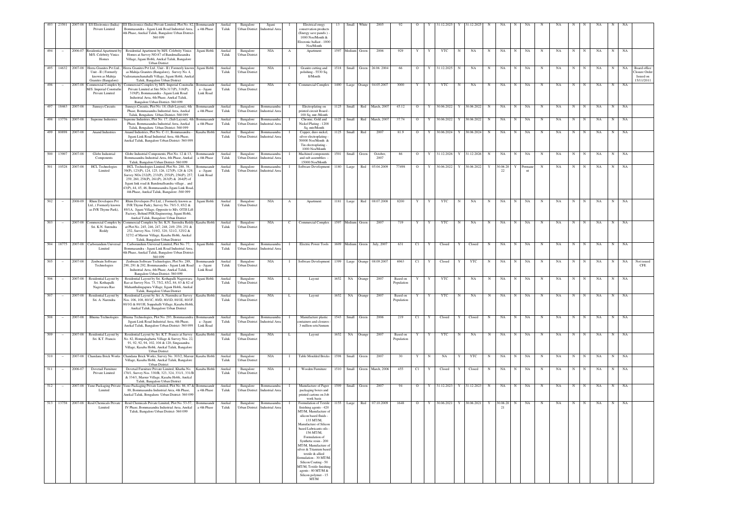| | | | | | | | | | | | | | | | | | | | | | | | | | | | | | | | | |
|---|---|---|---|---|---|---|---|---|---|---|---|---|---|---|---|---|---|---|---|---|---|---|---|---|---|---|---|---|---|---|---|---|
| 493 | 23501 | 2007-08 | ES Electronics (India) Private Limited | ES Electronics (India) Private Limited, Plot No. 82, Bommasandra - Jigani Link Road Industrial Area, 4th Phase, Anekal Taluk, Bangalore Urban District-560 099 | Bommasandra 4th Phase | Anekal Taluk | Bangalore Urban District | Jigani Industrial Area | I | Electrical enrgy conservation products (Energy save panels ) - 1000 Nos/Month & Elecronic ballast - 1000 Nos/Month | 13 | Small | White | 2005 | 92 | O | Y | 31.12.2025 | Y | 31.12.2025 | N | NA | N | NA | N | NA | N | N | NA | N | NA | |
| 494 | – | 2006-07 | Residential Apartment by M/S. Celebrity Vinics Homes | Residential Apartment by M/S. Celebrity Vinics Homes at Survey NO:87 of Bandenallasandra Village, Jigani Hobli, Anekal Taluk, Bangalore Urban District | Jigani Hobli | Anekal Taluk | Bangalore Urban District | NIA | A | Apartment | 1597 | Medium | Green | 2006 | 929 | Y | Y | YTC | N | NA | N | NA | N | NA | N | NA | N | N | NA | N | NA | |
| 495 | 14632 | 2007-08 | Heera Granites Pvt Ltd., Unit - II ( Formerly known as Mahija Granites (Bangalore) | Heera Granites Pvt Ltd., Unit - II ( Formerly known as Mahija Granites (Bangalore), Survey No. 4, Vaderamanchanahalli Village, Jigani Hobli, Anekal Taluk, Bangalore Urban District | Jigani Hobli | Anekal Taluk | Bangalore Urban District | NIA | I | Granite cutting and polishing - 5530 Sq. ft/Month | 1518 | Small | Green | 26.06. 2004 | 66 | O | Y | 31.12.2025 | N | NA | N | NA | N | NA | N | NA | N | N | NA | N | NA | Board office Closure Order issued on 15/11/2011 |
| 496 | – | 2007-08 | Commercial Complex by M/S. Imperial Constrafin Private Limited | Commercial Complex by M/S. Imperial Constrafin Private Limited at Site NOs:317(P), 318(P), 319(P), Bommasandra - Jigani Link Road Industrial Area, 4th Phase, Anekal Taluk, Bangalore Urban District- 560 099 | Bommasandra - Jigani Link Road | Anekal Taluk | Bangalore Urban District | NIA | C | Commercial Complex | 1400 | Large | Orange | 04.05.2007 | 3000 | Y | Y | YTC | N | NA | N | NA | N | NA | N | NA | N | N | NA | N | NA | |
| 497 | 18463 | 2007-08 | Sunrays Circuits | Sunrays Circuits, Plot No. 18, (Sub Layout), 4th Phase, Bommasandra Industrial Area, Anekal Taluk, Bengaluru Urban District- 560 099 | Bommasandra 4th Phase | Anekal Taluk | Bangalore Urban District | Bommasandra Industrial Area | I | Electroplating on printed circuit Board - 100 Sq. mtr /Month | 1125 | Small | Red | March, 2007 | 45.12 | O | Y | 30.06.2022 | Y | 30.06.2022 | N | NA | N | NA | N | NA | N | N | NA | N | NA | |
| 498 | 13776 | 2007-08 | Supreme Industries | Supreme Industries, Plot No. 17, (Sub Layout), 4th Phase, Bommasandra Industrial Area, Anekal Taluk, Bengaluru Urban District- 560 099 | Bommasandra 4th Phase | Anekal Taluk | Bangalore Urban District | Bommasandra Industrial Area | I | Chrome, Gold and Nickel Plating - 1208 Sq. mtr/Month | 1125 | Small | Red | March, 2007 | 37.74 | O | Y | 30.06.2022 | Y | 30.06.2022 | N | NA | N | NA | N | NA | N | N | NA | N | NA | |
| 499 | 80898 | 2007-08 | Anand Industries | Anand Industries, Plot No. C-11, Bommasandra - Jigani Link Road Industrial Area, 4th Phase, Anekal Taluk, Bangalore Urban District- 560 099 | Kasaba Hobli | Anekal Taluk | Bangalore Urban District | Bommasandra Industrial Area | I | Copper, duro nickel, silver electroplating - 50000 Nos/Month & Tin electroplating - 1000 Nos/Month | 1125 | Small | Red | 2007 | 81.9 | O | Y | 30.06.2024 | Y | 30.06.2024 | N | NA | N | NA | N | NA | N | N | NA | N | NA | |
| 500 | 13907 | 2007-08 | Globe Industrial Components | Globe Industrial Components, Plot No. 12 & 13, Bommasandra Industrial Area, 4th Phase, Anekal Taluk, Bangalore Urban District- 560 099 | Bommasandra 4th Phase | Anekal Taluk | Bangalore Urban District | Bommasandra Industrial Area | I | Machined components and sub assemblies - 15000 Nos/Month | 1501 | Small | Green | October, 2007 | 86 | O | Y | 31.12.2026 | Y | 31.12.2026 | N | NA | N | NA | N | NA | N | N | NA | N | NA | |
| 501 | 10528 | 2007-08 | HCL Technologies Limited | HCL Technologies Limited, Plot No. 288, 38, 39(P), 123(P), 124, 125, 126, 127(P), 128 & 129, Survey NOs:232(P), 233(P), 255(P), 256(P), 257, 259, 260, 258(P), 261(P), 263(P) & 264(P) of Jigani link road & Bandenallsandra village , and 43(P), 44, 45, 46, Bommasandra Jigani Link Road, 4th Phase, Anekal Taluk, Bangalore -560 099 | Bommasandra - Jigani Link Road | Anekal Taluk | Bangalore Urban District | Bommasandra Industrial Area | I | Software Development | 1180 | Large | Red | 05.04.2009 | 77498 | O | Y | 30.06.2022 | Y | 30.06.2022 | Y | 30.06.2022 | Y | Permanent | N | NA | N | N | NA | N | NA | |
| 502 | – | 2008-09 | Rhim Developers Pvt Ltd., ( Formerly known as IVR Thyme Park), | Rhim Developers Pvt Ltd., ( Formerly known as IVR Thyme Park), Survey No. 79/1-5, 85/2 & 89/1A, Jigani Village, Opposite to M/s. OTIS Lift Factory, Behind PSK Engineering, Jigani Hobli, Anekal Taluk, Bangalore Urban District | Jigani Hobli | Anekal Taluk | Bangalore Urban District | NIA | A | Apartment | 1181 | Large | Red | 08.07.2008 | 8200 | Y | Y | YTC | N | NA | N | NA | N | NA | N | NA | N | N | NA | N | NA | |
| 503 | – | 2007-08 | Commercial Complex by Sri. K.N. Surendra Reddy | Commercial Complex by Sri. K.N. Surendra Reddy at Plot No. 245, 246, 247, 248, 249, 250, 251 & 252, Survey Nos. 319/2, 320, 321/2, 325/2 & 327/2 of Marsur Village, Kasaba Hobli, Anekal Taluk, Bangalore Urban District | Kasaba Hobli | Anekal Taluk | Bangalore Urban District | NIA | C | Commercial Complex | 1597 | Medium | Green | 2007 | 719 | Y | Y | YTC | N | NA | N | NA | N | NA | N | NA | N | N | NA | N | NA | |
| 504 | 18775 | 2007-08 | Carborundum Universal Limited | Carborundum Universal Limited, Plot No. 77, Bommasandra - Jigani Link Road Industrial Area, 4th Phase, Anekal Taluk, Bangalore Urban District-560 099 | Jigani Hobli | Anekal Taluk | Bangalore Urban District | Bommasandra Industrial Area | I | Electric Power Tools | 1609 | Medium | Green | July, 2007 | 631 | C1 | Y | Closed | Y | Closed | N | NA | N | NA | N | NA | N | N | NA | N | NA | |
| 505 | – | 2007-08 | Zenbrain Software Technologies | Zenbrain Software Technologies, Plot No. 289, 290, 291 & 292, Bommasandra - Jigani Link Road Industrial Area, 4th Phase, Anekal Taluk, Bangalore Urban District- 560 099 | Bommasandra - Jigani Link Road | Anekal Taluk | Bangalore Urban District | NIA | I | Software Development | 1399 | Large | Orange | 08.09.2007 | 6963 | C1 | Y | Closed | Y | YTC | N | NA | N | NA | N | NA | N | N | NA | N | NA | Not issued CFE |
| 506 | – | 2007-08 | Residential Layout by Sri. Kothapalli Nageswara Rao | Residential Layout by Sri. Kothapalli Nageswara Rao at Survey Nos. 73, 75/2, 85/2, 84, 83 & 82 of Mahanthalingapura Village, Jigani Hobli, Anekal Taluk, Bangalore Urban District | Jigani Hobli | Anekal Taluk | Bangalore Urban District | NIA | L | Layout | 1652 | NA | Orange | 2007 | Based on Population | Y | Y | YTC | N | NA | N | NA | N | NA | N | NA | N | N | NA | N | NA | |
| 507 | – | 2007-08 | Residential Layout by Sri. A. Narendra | Residential Layout by Sri. A. Narendra at Survey Nos. 106, 108, 80/1C, 80/D, 80/1D, 80/1E, 80/1F, 80/1G & 80/1H, Soppahalli Village, Kasaba Hobli, Anekal Taluk, Bangalore Urban District | Kasaba Hobli | Anekal Taluk | Bangalore Urban District | NIA | L | Layout | 1652 | NA | Orange | 2007 | Based on Population | Y | Y | YTC | N | NA | N | NA | N | NA | N | NA | N | N | NA | N | NA | |
| 508 | – | 2007-08 | Bhuma Technologies | Bhuma Technologies, Plot No. 293, Bommasandra - Jigani Link Road Industrial Area, 4th Phase, Anekal Taluk, Bangalore Urban District- 560 099 | Bommasandra - Jigani Link Road | Anekal Taluk | Bangalore Urban District | Bommasandra Industrial Area | I | Manufacture plastic containers and closures - 3 million sets/Annum | 1543 | Small | Green | 2006 | 219 | C1 | Y | Closed | Y | Closed | N | NA | N | NA | N | NA | N | N | NA | N | NA | |
| 509 | – | 2007-08 | Residential Layout by Sri. K.T. Francis | Residential Layout by Sri. K.T. Francis at Survey No. 82, Hompalaghatta Village & Survey Nos. 22, 91, 92, 92, 94, 102, 104 & 120, Singasandra Village, Kasaba Hobli, Anekal Taluk, Bangalore Urban District | Kasaba Hobli | Anekal Taluk | Bangalore Urban District | NIA | L | Layout | 1652 | NA | Orange | 2007 | Based on Population | Y | Y | YTC | N | NA | N | NA | N | NA | N | NA | N | N | NA | N | NA | |
| 510 | – | 2007-08 | Chandana Brick Works | Chandana Brick Works, Survey No. 303/2, Marsur Village, Kasaba Hobli, Anekal Taluk, Bangalore Urban District | Kasaba Hobli | Anekal Taluk | Bangalore Urban District | NIA | I | Table Moulded Bricks | 1598 | Small | Green | 2007 | 30 | Y | N | NA | Y | YTC | N | NA | N | NA | N | NA | N | N | NA | N | NA | |
| 511 | – | 2006-07 | Dovetail Furniture Private Limited | Dovetail Furniture Private Limited, Khatha No. 170/1, Survey Nos. 330/B, 323, 324, 331/1, 331/B & 334/1, Marsur Village, Kasaba Hobli, Anekal Taluk, Bangalore Urban District | Kasaba Hobli | Anekal Taluk | Bangalore Urban District | NIA | I | Wooden Furniture | 1510 | Small | Green | March, 2006 | 455 | C1 | Y | Closed | Y | Closed | N | NA | N | NA | N | NA | N | N | NA | N | NA | |
| 512 | – | 2007-08 | Yuno Packaging Private Limited | Yuno Packaging Private Limited, Plot No. 86, 87 & 88, Bommasandra Industrial Area, 4th Phase, Anekal Taluk, Bengaluru Urban District- 560 099 | Bommasandra 4th Phase | Anekal Taluk | Bangalore Urban District | Bommasandra Industrial Area | I | Manufacture of Paper packaging boxes and printed cartons on Job work basis | 1509 | Small | Green | 2007 | 94 | O | Y | 31.12.2023 | Y | 31.12.2023 | N | NA | N | NA | N | NA | N | N | NA | N | NA | |
| 513 | 13758 | 2007-08 | Resil Chemicals Private Limited | Resil Chemicals Private Limited, Plot No. 53-57, IV Phase, Bommasandra Industrial Area, Anekal Taluk, Bangalore Urban District- 560 099 | Bommasandra 4th Phase | Anekal Taluk | Bangalore Urban District | Bommasandra Industrial Area | I | Formulation of Textile finishing agents - 420 MT/M, Manufacture of silicon based fluids - 135 MT/M, Manufacture of Silicon based Lubricants oils - 156 MT/M, Formulation of Synthetic resin - 200 MT/M, Manufacture of silver & Titanium based textile & allied formulation - 30 MT/M, Silicon Coating - 50 MT/M, Textile finishing agents - 80 MT/M & Silicon polymer - 15 MT/M | 1155 | Large | Red | 07.10.2009 | 1648 | O | Y | 30.06.2021 | Y | 30.06.2021 | Y | 30.06.2021 | N | NA | N | NA | N | N | NA | N | NA | |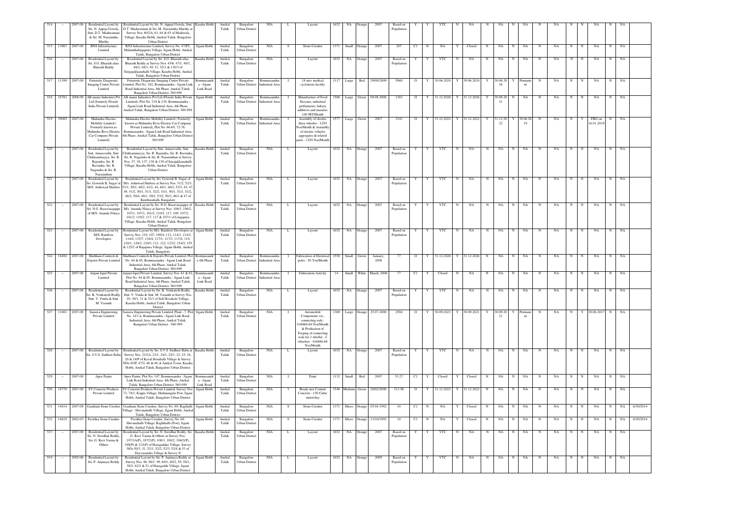| 514 | - | 2007-08 | Residential Layout by Sri. N. Appaji Gowda, Smt. D.T. Maduramani & Sri. M. Narasimha Murthy | Residential Layout by Sri. N. Appaji Gowda, Smt. D.T. Maduramani & Sri. M. Narasimha Murthy at Survey Nos. 60/2A, 61, 64 & 65 of Madiwala Village, Kasaba Hobli, Anekal Taluk, Bangalore Urban District | Kasaba Hobli | Anekal Taluk | Bangalore Urban District | NIA | L | Layout | 1652 | NA | Orange | 2007 | Based on Population | Y | Y | YTC | N | NA | N | NA | N | NA | N | NA | N | N | NA | N | NA | |
|---|---|---|---|---|---|---|---|---|---|---|---|---|---|---|---|---|---|---|---|---|---|---|---|---|---|---|---|---|---|---|---|---|
| 515 | 13963 | 2007-08 | RNS Infrastructure Limited | RNS Infrastructure Limited, Survey No. 47/P5, Mahanthalingapura Village, Jigani Hobli, Anekal Taluk, Bangalore Urban District | Jigani Hobli | Anekal Taluk | Bangalore Urban District | NIA | S | Stone Crusher | 1371 | Small | Orange | 2007 | 207 | C1 | N | NA | Y | Closed | N | NA | N | NA | N | NA | N | N | NA | N | NA | |
| 516 | - | 2007-08 | Residential Layout by Sri. S.G. Bharath alias Bharath Reddy | Residential Layout by Sri. S.G. Bharath alias Bharath Reddy at Survey Nos. 45/6, 47/1, 48/1, 48/2, 48/3, 49, 51, 52/1 & 110/3 of Surgajakkanahalli Village, Kasaba Hobli, Anekal Taluk, Bangalore Urban District | Kasaba Hobli | Anekal Taluk | Bangalore Urban District | NIA | L | Layout | 1652 | NA | Orange | 2007 | Based on Population | Y | Y | YTC | N | NA | N | NA | N | NA | N | NA | N | N | NA | N | NA | |
| 517 | 11399 | 2007-08 | Futuristic Diagnostic Imaging Center Private Limited | Futuristic Diagnostic Imaging Center Private Limited, Plot No. 282, Bommasandra - Jigani Link Road Industrial Area, 4th Phase, Anekal Taluk, Bangalore Urban District- 560 099 | Bommasandra - Jigani Link Road | Anekal Taluk | Bangalore Urban District | Bommasandra Industrial Area | I | 18 mev medical cyclotrons facility | 1117 | Large | Red | 29/08/2009 | 5960 | O | Y | 30.06.2024 | Y | 30.06.2024 | Y | 30.06.2016 | Y | Permanent | N | NA | N | N | NA | N | NA | |
| 518 | 18781 | 2008-09 | AB mauri Industries Pvt Ltd (formerly Florale India Private Limited) | AB mauri Industries Pvt Ltd (Florale India Private Limited), Plot No. 218 & 219, Bommasandra - Jigani Link Road Industrial Area, 4th Phase, Anekal Taluk, Bangalore Urban District- 560 099 | Jigani Hobli | Anekal Taluk | Bangalore Urban District | Bommasandra Industrial Area | I | Manufacture of Food flavours, industrial perfumeries, bakery additives and masalas- 100 MT/Month | 1588 | Large | Green | 08.08.2008 | 1383 | O | Y | 31.12.2026 | Y | 31.12.2026 | Y | 30.09.2021 | N | NA | N | NA | N | N | NA | N | NA | |
| 519 | 39085 | 2007-08 | Mahindra Electric Mobility Limited ( Formerly known as Mahindra Reva Electric Car Company Private Limited) | Mahindra Electric Mobility Limited ( Formerly known as Mahindra Reva Electric Car Company Private Limited), Plot No. 66-69, 72-76, Bommasandra - Jigani Link Road Industrial Area, 4th Phase, Anekal Taluk, Bangalore Urban District- 560 099 | Jigani Hobli | Anekal Taluk | Bangalore Urban District | Bommasandra Industrial Area | I | Assembly of electric three wheeler - 1250 Nos/Month & Assembly of electric vehicles aggregates & related parts - 1250 Nos/Month | 1577 | Large | Green | 2007 | 1541 | O | Y | 31.12.2022 | Y | 31.12.2022 | Y | 31.12.2022 | Y | 30.06.2019 | N | NA | N | Y | FBO on 16.01.2019 | N | NA | |
| 520 | - | 2007-08 | Residential Layout by Smt. Amaravathi, Smt. Chikkammayya, Sri. R. Rajendra, Sri. R. Ravindra, Sri. R. Nagendra & Sri. R. Narasimhan | Residential Layout by Smt. Amaravathi, Smt. Chikkammayya, Sri. R. Rajendra, Sri. R. Ravindra, Sri. R. Nagendra & Sri. R. Narasimhan at Survey Nos. 37, 38, 137, 138 & 139 of Surajakkanahalli Village, Kasaba Hobli, Anekal Taluk, Bangalore Urban District | Kasaba Hobli | Anekal Taluk | Bangalore Urban District | NIA | L | Layout | 1652 | NA | Orange | 2007 | Based on Population | Y | Y | YTC | N | NA | N | NA | N | NA | N | NA | N | N | NA | N | NA | |
| 521 | - | 2007-08 | Residential Layout by Sri. Gowrish B. Sugar of M/S. Ashirwad Shelters | Residential Layout by Sri. Gowrish B. Sugar of M/s. Ashirwad Shelters at Survey Nos. 51/2, 52/3, 51/1, 50/1, 48/2, 43/2, 44, 46/1, 46/2, 53/3, 45, 47, 49, 51/2, 50/1, 51/1, 52/2, 43/1, 50/1, 51/1, 51/2, 46/2, 50/4, 48/1, 50/2, 53/2, 50/3, 46/1 & 47 of Kumbarahalli, Bangalore | Jigani Hobli | Anekal Taluk | Bangalore Urban District | NIA | L | Layout | 1652 | NA | Orange | 2007 | Based on Population | Y | Y | YTC | N | NA | N | NA | N | NA | N | NA | N | N | NA | N | NA | |
| 522 | - | 2007-08 | Residential Layout by Sri. N.G. Basavarajappa of M/S. Ananda Nilaya | Residential Layout by Sri. N.G. Basavarajappa of M/s. Ananda Nilaya at Survey Nos. 106/1, 106/2, 107/1, 107/1, 101/2, 110/2, 117, 109, 107/2, 101/2, 110/2, 117, 117 & 107/1 of Lingapura Village, Kasaba Hobli, Anekal Taluk, Bangalore Urban District | Kasaba Hobli | Anekal Taluk | Bangalore Urban District | NIA | L | Layout | 1652 | NA | Orange | 2007 | Based on Population | Y | Y | YTC | N | NA | N | NA | N | NA | N | NA | N | N | NA | N | NA | |
| 523 | - | 2007-08 | Residential Layout by M/S. Rainbow Developers | Residential Layout by M/s. Rainbow Developers at Survey Nos. 110, 107, 109/4, 112, 114/1, 114/2, 114/4, 115/7, 116/4, 117/1, 117/3, 117/4, 119, 120/1, 120/2, 120/3, 121, 122, 123/2, 154/2, 155 & 125/2 of Rajapura Village, Jigani Hobli, Anekal Taluk, Bangalore | Jigani Hobli | Anekal Taluk | Bangalore Urban District | NIA | L | Layout | 1652 | NA | Orange | 2007 | Based on Population | Y | Y | YTC | N | NA | N | NA | N | NA | N | NA | N | N | NA | N | NA | |
| 524 | 18494 | 2007-08 | Shubham Comtech & Exports Private Limited | Shubham Comtech & Exports Private Limited, Plot No. 84 & 85, Bommasandra - Jigani Link Road Industrial Area, 4th Phase, Anekal Taluk, Bangalore Urban District- 560 099 | Bommasandra 4th Phase | Anekal Taluk | Bangalore Urban District | Bommasandra Industrial Area | I | Fabrication of Electrical poles - 50 Ton/Month | 1558 | Small | Green | January, 2008 | 77 | O | Y | 31.12.2026 | Y | 31.12.2026 | N | NA | N | NA | N | NA | N | N | NA | N | NA | |
| 525 | - | 2007-08 | Anjani Ispat Private Limited | Anjani Ispat Private Limited, Survey Nos. 61 & 62, Plot No. 84 & 85, Bommasandra - Jigani Link Road Industrial Area, 4th Phase, Anekal Taluk, Bangalore Urban District- 560 099 | Bommasandra - Jigani Link Road | Anekal Taluk | Bangalore Urban District | Bommasandra Industrial Area | I | Fabrication Activity | 14 | Small | White | March, 2006 | 77 | C1 | Y | Closed | N | NA | N | NA | N | NA | N | NA | N | N | NA | N | NA | |
| 526 | - | 2007-08 | Residential Layout by Sri. K. Venkatesh Reddy, Smt. V. Vimla & Smt. M. Vasanth | Residential Layout by Sri. K. Venkatesh Reddy, Smt. V. Vimla & Smt. M. Vasanth at Survey Nos. 29, 30/1, 31 & 32/3 of Sidi Hosakote Village, Kasaba Hobli, Anekal Taluk, Bangalore Urban District | Kasaba Hobli | Anekal Taluk | Bangalore Urban District | NIA | L | Layout | 1652 | NA | Orange | 2007 | Based on Population | Y | Y | YTC | N | NA | N | NA | N | NA | N | NA | N | N | NA | N | NA | |
| 527 | 11081 | 2007-08 | Sansera Engineering Private Limited | Sansera Engineering Private Limited, Plant - 7, Plot No. 143-A, Bommasandra - Jigani Link Road Industrial Area, 4th Phase, Anekal Taluk, Bangalore Urban District - 560 099 | Jigani Hobli | Anekal Taluk | Bangalore Urban District | NIA | I | Automobile Components viz., connecting rods - 416666.66 Nos/Month & Production of Forging of connecting rods for 2 wheller , 4 wheelers - 416666.66 Nos/Month | 1369 | Large | Orange | 25.07.2008 | 2504 | O | Y | 30.09.2021 | Y | 30.09.2021 | Y | 30.09.2021 | Y | Permanent | N | NA | N | Y | 30.06.2017 | N | NA | |
| 528 | - | 2007-08 | Residential Layout by Sri. S.V.S. Sudheer Babu | Residential Layout by Sri. S.V.S. Sudheer Babu at Survey Nos. 23/2A, 23/1, 24/1, 25/1, 22, 25, 16, 20 & 18/P of Kaval Hosahalli Village & Survey NOs.45/P, 47/2, 46 & 48 of Anekal Town, Kasaba Hobli, Anekal Taluk, Bangalore Urban District | Kasaba Hobli | Anekal Taluk | Bangalore Urban District | NIA | L | Layout | 1652 | NA | Orange | 2007 | Based on Population | Y | Y | YTC | N | NA | N | NA | N | NA | N | NA | N | N | NA | N | NA | |
| 529 | - | 2007-08 | Apex Paints | Apex Paints, Plot No. 147, Bommasandra - Jigani Link Road Industrial Area, 4th Phase, Anekal Taluk, Bangalore Urban District- 560 099 | Bommasandra - Jigani Link Road | Anekal Taluk | Bangalore Urban District | NIA | I | Paint | 1132 | Small | Red | 2007 | 53.27 | C1 | Y | Closed | Y | Closed | N | NA | N | NA | N | NA | N | N | NA | N | NA | |
| 530 | 18776 | 2007-08 | SV Concrete Products Private Limited | SV Concrete Products Private Limited, Survey Nos. 72, 78/1, Koppa Village, Hulimangala Post, Jigani Hobli, Anekal Taluk, Bangalore Urban District | Jigani Hobli | Anekal Taluk | Bangalore Urban District | NIA | I | Ready mix Cement Concrete - 150 Cubic meter/day | 1548 | Medium | Green | 28/02/2008 | 513.98 | O | Y | 31.12.2022 | Y | 31.12.2022 | N | NA | N | NA | N | NA | N | N | NA | N | NA | |
| 531 | 14814 | 2007-08 | Gautham Stone Crusher | Gautham Stone Crusher, Survey No. 69, Ragihalli Village - Shivanahalli Village, Jigani Hobli, Anekal Taluk, Bangalore Urban District | Jigani Hobli | Anekal Taluk | Bangalore Urban District | NIA | S | Stone Crusher | 1371 | Micro | Orange | 05.04.1992 | 10 | C1 | N | NA | Y | Closed | N | NA | N | NA | N | NA | N | N | NA | N | NA | 6/30/2014 |
| 532 | 14819 | 2002-03 | Pavithra Stone Crusher | Pavithra Stone Crusher, Survey No. 69, Shivanahalli Village, Raghihalli (Post), Jigani Hobli, Anekal Taluk, Bangalore Urban District | Jigani Hobli | Anekal Taluk | Bangalore Urban District | NIA | S | Stone Crusher | 1371 | Micro | Orange | 13/10/1992 | 10 | C1 | N | NA | Y | Closed | N | NA | N | NA | N | NA | N | N | NA | N | NA | 6/30/2014 |
| 533 | - | 2007-08 | Residential Layout by Sri. N. Sreedhar Reddy, Sri. G. Ravi Varma & Others | Residential Layout by Sri. N. Sreedhar Reddy, Sri. G. Ravi Varma & Others at Survey Nos. 107/1A(P), 107/2(P), 108/1, 108/2, 106/2(P), 109(P) & 122(P) of Haragaddae Village, Survey NOs.50/3, 51, 52/1, 52/2, 52/3, 52/4 & 53 of Dayvasandra Village & Survey N | Kasaba Hobli | Anekal Taluk | Bangalore Urban District | NIA | L | Layout | 1652 | NA | Orange | 2007 | Based on Population | Y | Y | YTC | N | NA | N | NA | N | NA | N | NA | N | N | NA | N | NA | |
| 534 | - | 2005-06 | Residential Layout by Sri. P. Anjinaya Reddy | Residential Layout by Sri. P. Anjinaya Reddy at Survey Nos. 96, 98/1, 99, 60/1, 60/2, 59, 58/1, 58/2, 62/2 & 51 of Haragadde Village, Jigani Hobli, Anekal Taluk, Bangalore Urban District | Jigani Hobli | Anekal Taluk | Bangalore Urban District | NIA | L | Layout | 1652 | NA | Orange | 2005 | Based on Population | Y | Y | YTC | N | NA | N | NA | N | NA | N | NA | N | N | NA | N | NA | |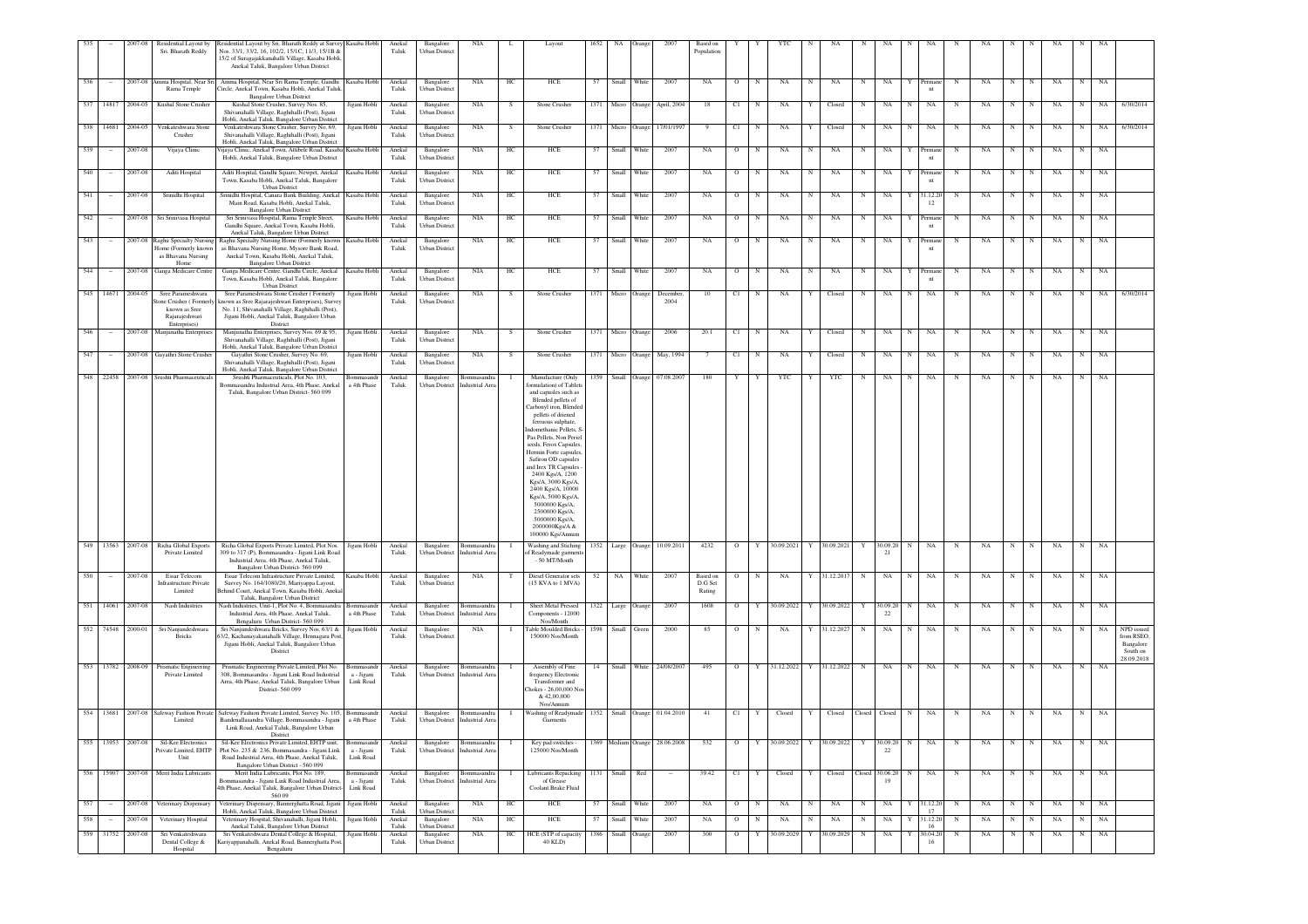| 535 | - | 2007-08 | Residential Layout by Sri. Bharath Reddy | Residential Layout by Sri. Bharath Reddy at Survey Nos. 33/1, 33/2, 16, 102/2, 15/1C, 11/3, 15/1B & 15/2 of Surajaqakkanahalli Village, Kasaba Hobli, Anekal Taluk, Bangalore Urban District | Kasaba Hobli | Anekal Taluk | Bangalore Urban District | NIA | L | Layout | 1652 | NA | Orange | 2007 | Based on Population | Y | Y | YTC | N | NA | N | NA | N | NA | N | NA | N | N | NA | N | NA | |
|---|---|---|---|---|---|---|---|---|---|---|---|---|---|---|---|---|---|---|---|---|---|---|---|---|---|---|---|---|---|---|---|---|
| 536 | - | 2007-08 | Amma Hospital, Near Sri Rama Temple | Amma Hospital, Near Sri Rama Temple, Gandhi Circle, Anekal Town, Kasaba Hobli, Anekal Taluk, Bangalore Urban District | Kasaba Hobli | Anekal Taluk | Bangalore Urban District | NIA | HC | HCE | 57 | Small | White | 2007 | NA | O | N | NA | N | NA | N | NA | Y | Permanent | N | NA | N | N | NA | N | NA | |
| 537 | 14817 | 2004-05 | Kushal Stone Crusher | Kushal Stone Crusher, Survey Nos. 85, Shivanahalli Village, Raghihalli (Post), Jigani Hobli, Anekal Taluk, Bangalore Urban District | Jigani Hobli | Anekal Taluk | Bangalore Urban District | NIA | S | Stone Crusher | 1371 | Micro | Orange | April, 2004 | 18 | C1 | N | NA | Y | Closed | N | NA | N | NA | N | NA | N | N | NA | N | NA | 6/30/2014 |
| 538 | 14681 | 2004-05 | Venkateshwara Stone Crusher | Venkateshwara Stone Crusher, Survey No. 69, Shivanahalli Village, Raghihalli (Post), Jigani Hobli, Anekal Taluk, Bangalore Urban District | Jigani Hobli | Anekal Taluk | Bangalore Urban District | NIA | S | Stone Crusher | 1371 | Micro | Orange | 17/01/1997 | 9 | C1 | N | NA | Y | Closed | N | NA | N | NA | N | NA | N | N | NA | N | NA | 6/30/2014 |
| 539 | - | 2007-08 | Vijaya Clinic | Vijaya Clinic, Anekal Town, Attibele Road, Kasaba Hobli, Anekal Taluk, Bangalore Urban District | Kasaba Hobli | Anekal Taluk | Bangalore Urban District | NIA | HC | HCE | 57 | Small | White | 2007 | NA | O | N | NA | N | NA | N | NA | Y | Permanent | N | NA | N | N | NA | N | NA | |
| 540 | - | 2007-08 | Aditi Hospital | Aditi Hospital, Gandhi Square, Newpet, Anekal Town, Kasaba Hobli, Anekal Taluk, Bangalore Urban District | Kasaba Hobli | Anekal Taluk | Bangalore Urban District | NIA | HC | HCE | 57 | Small | White | 2007 | NA | O | N | NA | N | NA | N | NA | Y | Permanent | N | NA | N | N | NA | N | NA | |
| 541 | - | 2007-08 | Srinidhi Hospital | Srinidhi Hospital, Canara Bank Building, Anekal Main Road, Kasaba Hobli, Anekal Taluk, Bangalore Urban District | Kasaba Hobli | Anekal Taluk | Bangalore Urban District | NIA | HC | HCE | 57 | Small | White | 2007 | NA | O | N | NA | N | NA | N | NA | Y | 31.12.2012 | N | NA | N | N | NA | N | NA | |
| 542 | - | 2007-08 | Sri Srinivasa Hospital | Sri Srinivasa Hospital, Rama Temple Street, Gandhi Square, Anekal Town, Kasaba Hobli, Anekal Taluk, Bangalore Urban District | Kasaba Hobli | Anekal Taluk | Bangalore Urban District | NIA | HC | HCE | 57 | Small | White | 2007 | NA | O | N | NA | N | NA | N | NA | Y | Permanent | N | NA | N | N | NA | N | NA | |
| 543 | - | 2007-08 | Raghu Specialty Nursing Home (Formerly known as Bhavana Nursing Home | Raghu Specialty Nursing Home (Formerly known as Bhavana Nursing Home, Mysore Bank Road, Anekal Town, Kasaba Hobli, Anekal Taluk, Bangalore Urban District | Kasaba Hobli | Anekal Taluk | Bangalore Urban District | NIA | HC | HCE | 57 | Small | White | 2007 | NA | O | N | NA | N | NA | N | NA | Y | Permanent | N | NA | N | N | NA | N | NA | |
| 544 | - | 2007-08 | Ganga Medicare Centre | Ganga Medicare Centre, Gandhi Circle, Anekal Town, Kasaba Hobli, Anekal Taluk, Bangalore Urban District | Kasaba Hobli | Anekal Taluk | Bangalore Urban District | NIA | HC | HCE | 57 | Small | White | 2007 | NA | O | N | NA | N | NA | N | NA | Y | Permanent | N | NA | N | N | NA | N | NA | |
| 545 | 14671 | 2004-05 | Sree Parameshwara Stone Crusher ( Formerly known as Sree Rajarajeshwari Enterprises) | Sree Parameshwara Stone Crusher ( Formerly known as Sree Rajarajeshwari Enterprises), Survey No. 11, Shivanahalli Village, Raghihalli (Post), Jigani Hobli, Anekal Taluk, Bangalore Urban District | Jigani Hobli | Anekal Taluk | Bangalore Urban District | NIA | S | Stone Crusher | 1371 | Micro | Orange | December, 2004 | 10 | C1 | N | NA | Y | Closed | N | NA | N | NA | N | NA | N | N | NA | N | NA | 6/30/2014 |
| 546 | - | 2007-08 | Manjunatha Enterprises | Manjunatha Enterprises, Survey Nos. 69 & 95, Shivanahalli Village, Raghihalli (Post), Jigani Hobli, Anekal Taluk, Bangalore Urban District | Jigani Hobli | Anekal Taluk | Bangalore Urban District | NIA | S | Stone Crusher | 1371 | Micro | Orange | 2006 | 20.1 | C1 | N | NA | Y | Closed | N | NA | N | NA | N | NA | N | N | NA | N | NA | |
| 547 | - | 2007-08 | Gayathri Stone Crusher | Gayathri Stone Crusher, Survey No. 69, Shivanahalli Village, Raghihalli (Post), Jigani Hobli, Anekal Taluk, Bangalore Urban District | Jigani Hobli | Anekal Taluk | Bangalore Urban District | NIA | S | Stone Crusher | 1371 | Micro | Orange | May, 1994 | 7 | C1 | N | NA | Y | Closed | N | NA | N | NA | N | NA | N | N | NA | N | NA | |
| 548 | 22458 | 2007-08 | Srushti Pharmaceuticals | Srushti Pharmaceuticals, Plot No. 103, Bommasandra Industrial Area, 4th Phase, Anekal Taluk, Bangalore Urban District- 560 099 | Bommasandra 4th Phase | Anekal Taluk | Bangalore Urban District | Bommasandra Industrial Area | I | Manufacture (Only formulation) of Tablets and capsules such as Blended pellets of Carbonyl iron, Blended pellets of driened ferruous sulphate, Indomethanic Pellets, S-Pas Pellets, Non Periel seeds, Ferox Capsules, Hermin Forte capsules, Safiron OD capsules and Irex TR Capsules - 2400 Kgs/A, 1200 Kgs/A, 3000 Kgs/A, 2400 Kgs/A, 10000 Kgs/A, 5000 Kgs/A, 5000000 Kgs/A, 2500000 Kgs/A, 5000000 Kgs/A, 2000000Kgs/A & 100000 Kgs/Annum | 1359 | Small | Orange | 07.08.2007 | 180 | Y | Y | YTC | Y | YTC | N | NA | N | NA | N | NA | N | N | NA | N | NA | |
| 549 | 13563 | 2007-08 | Richa Global Exports Private Limited | Richa Global Exports Private Limited, Plot Nos. 309 to 317 (P), Bommasandra - Jigani Link Road Industrial Area, 4th Phase, Anekal Taluk, Bangalore Urban District- 560 099 | Jigani Hobli | Anekal Taluk | Bangalore Urban District | Bommasandra Industrial Area | I | Washing and Stiching of Readymade garments - 50 MT/Month | 1352 | Large | Orange | 10.09.2011 | 4232 | O | Y | 30.09.2021 | Y | 30.09.2021 | Y | 30.09.2021 | N | NA | N | NA | N | N | NA | N | NA | |
| 550 | - | 2007-08 | Essar Telecom Infrastructure Private Limited | Essar Telecom Infrastructure Private Limited, Survey No. 164/1080/20, Mariyappa Layout, Behind Court, Anekal Town, Kasaba Hobli, Anekal Taluk, Bangalore Urban District | Kasaba Hobli | Anekal Taluk | Bangalore Urban District | NIA | T | Diesel Generator sets (15 KVA to 1 MVA) | 52 | NA | White | 2007 | Based on D.G Set Rating | O | N | NA | Y | 31.12.2017 | N | NA | N | NA | N | NA | N | N | NA | N | NA | |
| 551 | 14061 | 2007-08 | Nash Industries | Nash Industries, Unit-1, Plot No. 4, Bommasandra Industrial Area, 4th Phase, Anekal Taluk, Bengaluru Urban District- 560 099 | Bommasandra 4th Phase | Anekal Taluk | Bangalore Urban District | Bommasandra Industrial Area | I | Sheet Metal Pressed Components - 12000 Nos/Month | 1322 | Large | Orange | 2007 | 1608 | O | Y | 30.09.2022 | Y | 30.09.2022 | Y | 30.09.2022 | N | NA | N | NA | N | N | NA | N | NA | |
| 552 | 74548 | 2000-01 | Sri Nanjundeshwara Bricks | Sri Nanjundeshwara Bricks, Survey Nos. 63/1 & 63/2, Kachanayakanahalli Village, Hennagara Post, Jigani Hobli, Anekal Taluk, Bangalore Urban District | Jigani Hobli | Anekal Taluk | Bangalore Urban District | NIA | I | Table Moulded Bricks - 150000 Nos/Month | 1598 | Small | Green | 2000 | 85 | O | N | NA | Y | 31.12.2027 | N | NA | N | NA | N | NA | N | N | NA | N | NA | NPD issued from KSEO, Bangalore South on 28.09.2018 |
| 553 | 13782 | 2008-09 | Prismatic Engineering Private Limited | Prismatic Engineering Private Limited, Plot No. 308, Bommasandra - Jigani Link Road Industrial Area, 4th Phase, Anekal Taluk, Bangalore Urban District- 560 099 | Bommasandra - Jigani Link Road | Anekal Taluk | Bangalore Urban District | Bommasandra Industrial Area | I | Assembly of Fine frequency Electronic Transformer and Chokes - 26,00,000 Nos & 42,00,000 Nos/Annum | 14 | Small | White | 24/08/2007 | 495 | O | Y | 31.12.2022 | Y | 31.12.2022 | N | NA | N | NA | N | NA | N | N | NA | N | NA | |
| 554 | 13681 | 2007-08 | Safeway Fashion Private Limited | Safeway Fashion Private Limited, Survey No. 105, Bandemallasandra Village, Bommasandra - Jigani Link Road, Anekal Taluk, Bangalore Urban District | Bommasandra 4th Phase | Anekal Taluk | Bangalore Urban District | Bommasandra Industrial Area | I | Washing of Readymade Garments | 1352 | Small | Orange | 01.04.2010 | 41 | C1 | Y | Closed | Y | Closed | Closed | Closed | N | NA | N | NA | N | N | NA | N | NA | |
| 555 | 13953 | 2007-08 | Sil-Kee Electronics Private Limited, EHTP Unit | Sil-Kee Electronics Private Limited, EHTP unit, Plot No. 235 & 236, Bommasandra - Jigani Link Road Industrial Area, 4th Phase, Anekal Taluk, Bangalore Urban District - 560 099 | Bommasandra - Jigani Link Road | Anekal Taluk | Bangalore Urban District | Bommasandra Industrial Area | I | Key pad switches - 125000 Nos/Month | 1369 | Medium | Orange | 28.06.2008 | 532 | O | Y | 30.09.2022 | Y | 30.09.2022 | Y | 30.09.2022 | N | NA | N | NA | N | N | NA | N | NA | |
| 556 | 15907 | 2007-08 | Merit India Lubricants | Merit India Lubricants, Plot No. 189, Bommasandra - Jigani Link Road Industrial Area, 4th Phase, Anekal Taluk, Bangalore Urban District- 560 099 | Bommasandra - Jigani Link Road | Anekal Taluk | Bangalore Urban District | Bommasandra Industrial Area | I | Lubricants Repacking of Grease Coolant Brake Fluid | 1131 | Small | Red | -- | 39.42 | C1 | Y | Closed | Y | Closed | Closed | 30.06.2019 | N | NA | N | NA | N | N | NA | N | NA | |
| 557 | - | 2007-08 | Veterinary Dispensary | Veterinary Dispensary, Bannerghatta Road, Jigani Hobli, Anekal Taluk, Bangalore Urban District | Jigani Hobli | Anekal Taluk | Bangalore Urban District | NIA | HC | HCE | 57 | Small | White | 2007 | NA | O | N | NA | N | NA | N | NA | Y | 31.12.2017 | N | NA | N | N | NA | N | NA | |
| 558 | - | 2007-08 | Veterinary Hospital | Veterinary Hospital, Shivanahalli, Jigani Hobli, Anekal Taluk, Bangalore Urban District | Jigani Hobli | Anekal Taluk | Bangalore Urban District | NIA | HC | HCE | 57 | Small | White | 2007 | NA | O | N | NA | N | NA | N | NA | Y | 31.12.2016 | N | NA | N | N | NA | N | NA | |
| 559 | 31752 | 2007-08 | Sri Venkateshwara Dental College & Hospital | Sri Venkateshwara Dental College & Hospital, Kariyappanahalli, Anekal Road, Bannerghatta Post, Bengaluru | Jigani Hobli | Anekal Taluk | Bangalore Urban District | NIA | HC | HCE (STP of capacity 40 KLD) | 1386 | Small | Orange | 2007 | 300 | O | Y | 30.09.2029 | Y | 30.09.2029 | N | NA | Y | 30.04.2016 | N | NA | N | N | NA | N | NA | |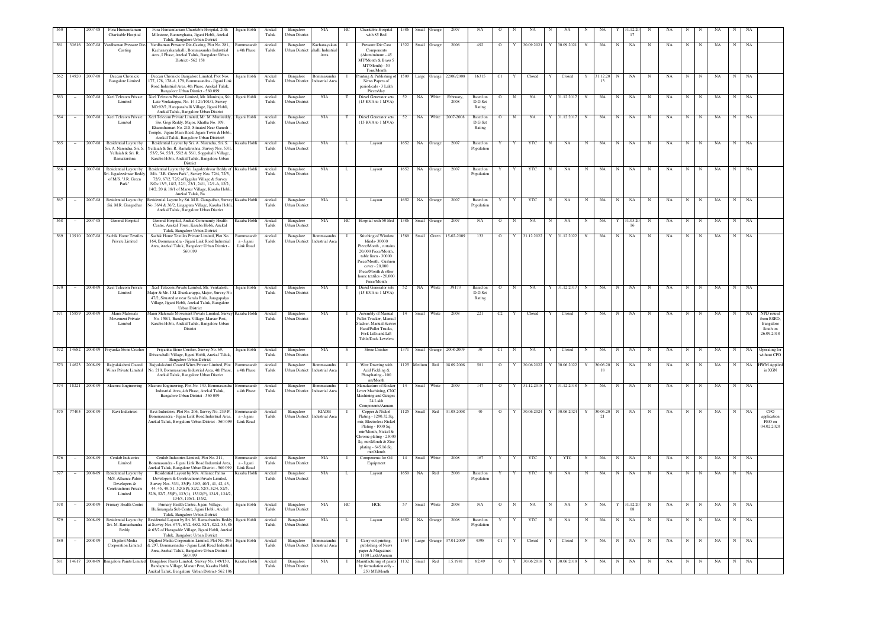| 560 | -- | 2007-08 | Fosa Humanitarium Charitable Hospital | Fosa Humanitarium Charitable Hospital, 20th Milestone, Bannerghatta, Jigani Hobli, Anekal Taluk, Bangalore Urban District | Jigani Hobli | Anekal Taluk | Bangalore Urban District | NIA | HC | Charitable Hospital with 85 Bed | 1386 | Small | Orange | 2007 | NA | O | N | NA | N | NA | N | NA | Y | 31.12.2017 | N | NA | N | N | NA | N | NA | |
|---|---|---|---|---|---|---|---|---|---|---|---|---|---|---|---|---|---|---|---|---|---|---|---|---|---|---|---|---|---|---|---|---|
| 561 | 33616 | 2007-08 | Vardhaman Pressure Die-Casting | Vardhaman Pressure Die-Casting, Plot No. 281, Kachanayakanahalli, Bommasandra Industrial Area, I Phase, Anekal Taluk, Bangalore Urban District - 562 158 | Bommasandra 4th Phase | Anekal Taluk | Bangalore Urban District | Kachanayakanahalli Industrial Area | I | Pressure Die Cast Components (Aluminimum - 45 MT/Month & Brass 5 MT/Month) - 50 Tons/Month | 1322 | Small | Orange | 2006 | 492 | O | Y | 30.09.2021 | Y | 30.09.2021 | N | NA | N | NA | N | NA | N | N | NA | N | NA | |
| 562 | 14920 | 2007-08 | Deccan Chronicle Bangalore Limited | Deccan Chronicle Bangalore Limited, Plot Nos. 177, 178, 178-A, 179, Bommasandra - Jigani Link Road Industrial Area, 4th Phase, Anekal Taluk, Bangalore Urban District - 560 099 | Jigani Hobli | Anekal Taluk | Bangalore Urban District | Bommasandra Industrial Area | I | Printing & Publishing of News Papers of periodicals - 3 Lakh Pieces/day | 1509 | Large | Orange | 22/06/2008 | 16315 | C1 | Y | Closed | Y | Closed | Y | 31.12.2013 | N | NA | N | NA | N | N | NA | N | NA | |
| 563 | -- | 2007-08 | Xcel Telecom Private Limited | Xcel Telecom Private Limited, Mr. Muniraju, S/o. Late Venkatappa, No. 14-121/101/1, Survey NO.92/2, Harapanahalli Village, Jigani Hobli, Anekal Taluk, Bangalore Urban District | Jigani Hobli | Anekal Taluk | Bangalore Urban District | NIA | T | Diesel Generator sets (15 KVA to 1 MVA) | 52 | NA | White | February, 2008 | Based on D.G Set Rating | O | N | NA | Y | 31.12.2017 | N | NA | N | NA | N | NA | N | N | NA | N | NA | |
| 564 | -- | 2007-08 | Xcel Telecom Private Limited | Xcel Telecom Private Limited, Mr. M. Munireddy, S/o. Gopi Reddy, Major, Khatha No. 109, Khaneshumari No. 218, Situated Near Ganesh Temple, Jigani Main Road, Jigani Town & Hobli, Anekal Taluk, Bangalore Urban District6 | Jigani Hobli | Anekal Taluk | Bangalore Urban District | NIA | T | Diesel Generator sets (15 KVA to 1 MVA) | 52 | NA | White | 2007-2008 | Based on D.G Set Rating | O | N | NA | Y | 31.12.2017 | N | NA | N | NA | N | NA | N | N | NA | N | NA | |
| 565 | -- | 2007-08 | Residential Layout by Sri. A. Narendra, Sri. S. Yellaiah & Sri. R. Ramakrishna | Residential Layout by Sri. A. Narendra, Sri. S. Yellaiah & Sri. R. Ramakrishna, Survey Nos. 53/1, 53/2, 54, 55/1, 55/2 & 56/1, Soppahalli Village, Kasaba Hobli, Anekal Taluk, Bangalore Urban District | Kasaba Hobli | Anekal Taluk | Bangalore Urban District | NIA | L | Layout | 1652 | NA | Orange | 2007 | Based on Population | Y | Y | YTC | N | NA | N | NA | N | NA | N | NA | N | N | NA | N | NA | |
| 566 | -- | 2007-08 | Residential Layout by Sri. Jagadeeshwar Reddy of M/S "J.R. Green Park" | Residential Layout by Sri. Jagadeeshwar Reddy of M/s. "J.R. Green Park", Survey Nos. 72/4, 72/5, 72/9, 67/2, 72/2 of Iggalur Village & Survey NOs.13/3, 18/2, 22/1, 23/1, 24/1, 12/1-A, 12/2, 14/2, 20 & 18/1 of Marsur Village, Kasaba Hobli, Anekal Taluk, Ba | Kasaba Hobli | Anekal Taluk | Bangalore Urban District | NIA | L | Layout | 1652 | NA | Orange | 2007 | Based on Population | Y | Y | YTC | N | NA | N | NA | N | NA | N | NA | N | N | NA | N | NA | |
| 567 | -- | 2007-08 | Residential Layout by Sri. M.R. Gangadhar | Residential Layout by Sri. M.R. Gangadhar, Survey No. 36/4 & 36/2, Lingapura Village, Kasaba Hobli, Anekal Taluk, Bangalore Urban District | Kasaba Hobli | Anekal Taluk | Bangalore Urban District | NIA | L | Layout | 1652 | NA | Orange | 2007 | Based on Population | Y | Y | YTC | N | NA | N | NA | N | NA | N | NA | N | N | NA | N | NA | |
| 568 | -- | 2007-08 | General Hospital | General Hospital, Anekal Community Health Centre, Anekal Town, Kasaba Hobli, Anekal Taluk, Bangalore Urban District | Kasaba Hobli | Anekal Taluk | Bangalore Urban District | NIA | HC | Hospital with 50 Bed | 1386 | Small | Orange | 2007 | NA | O | N | NA | N | NA | N | NA | Y | 31.03.2016 | N | NA | N | N | NA | N | NA | |
| 569 | 13910 | 2007-08 | Sachik Home Textiles Private Limited | Sachik Home Textiles Private Limited, Plot No. 164, Bommasandra - Jigani Link Road Industrial Area, Anekal Taluk, Bangalore Urban District - 560 099 | Bommasandra - Jigani Link Road | Anekal Taluk | Bangalore Urban District | Bommasandra Industrial Area | I | Stitching of Window blinds- 30000 Piece/Month , curtains 20,000 Piece/Month, table linen - 30000 Piece/Month, Cushion cover - 20,000 Piece/Month & other home textiles - 20,000 Piece/Month | 1589 | Small | Green | 15-02-2009 | 133 | O | Y | 31.12.2022 | Y | 31.12.2022 | N | NA | N | NA | N | NA | N | N | NA | N | NA | |
| 570 | -- | 2008-09 | Xcel Telecom Private Limited | Xcel Telecom Private Limited, Mr. Venkatesh, Major & Mr. J.M. Shankarappa, Major, Survey No. 47/2, Situated at near Sarala Birla, Jaragapalya Village, Jigani Hobli, Anekal Taluk, Bangalore Urban District | Jigani Hobli | Anekal Taluk | Bangalore Urban District | NIA | T | Diesel Generator sets (15 KVA to 1 MVA) | 52 | NA | White | 39173 | Based on D.G Set Rating | O | N | NA | Y | 31.12.2017 | N | NA | N | NA | N | NA | N | N | NA | N | NA | |
| 571 | 15859 | 2008-09 | Maini Materials Movement Private Limited | Maini Materials Movement Private Limited, Survey No. 150/1, Bandapura Village, Marsur Post, Kasaba Hobli, Anekal Taluk, Bangalore Urban District | Kasaba Hobli | Anekal Taluk | Bangalore Urban District | NIA | I | Assembly of Manual Pallet Trucker, Manual Stacker, Manual Scissor Hand/Pallet Trucks, Fork Lifts and Lift Table/Dock Levelers | 14 | Small | White | 2008 | 221 | C2 | Y | Closed | Y | Closed | N | NA | N | NA | N | NA | N | N | NA | N | NA | NPD issued from RSEO, Bangalore South on 26.09.2018 |
| 572 | 14682 | 2008-09 | Priyanka Stone Crusher | Priyanka Stone Crusher, Survey No. 69, Shivanahalli Village, Jigani Hobli, Anekal Taluk, Bangalore Urban District | Jigani Hobli | Anekal Taluk | Bangalore Urban District | NIA | S | Stone Crusher | 1371 | Small | Orange | 2008-2009 | 30 | C1 | N | NA | Y | Closed | N | NA | N | NA | N | NA | N | N | NA | N | NA | Operating for without CFO |
| 573 | 14623 | 2008-09 | Rajyalakshmi Coated Wires Private Limited | Rajyalakshmi Coated Wires Private Limited, Plot No. 210, Bommasandra Industrial Area, 4th Phase, Anekal Taluk, Bangalore Urban District | Bommasandra 4th Phase | Anekal Taluk | Bangalore Urban District | Bommasandra Industrial Area | I | Wire Drawing with Acid Pickling & Phosphating - 100 mt/Month | 1125 | Medium | Red | 08.09.2008 | 581 | O | Y | 30.06.2022 | Y | 30.06.2022 | Y | 30.06.2018 | N | NA | N | NA | N | N | NA | N | NA | HWM Applied in XGN |
| 574 | 18221 | 2008-09 | Macruss Engineering | Macruss Engineering, Plot No. 143, Bommasandra Industrial Area, 4th Phase, Anekal Taluk, Bangalore Urban District - 560 099 | Bommasandra 4th Phase | Anekal Taluk | Bangalore Urban District | Bommasandra Industrial Area | I | Manufacture of Rocker Lever Machining, CNC Machining and Gauges - 24 Lakh Components/Annum | 14 | Small | White | 2009 | 147 | O | Y | 31.12.2018 | Y | 31.12.2018 | N | NA | N | NA | N | NA | N | N | NA | N | NA | |
| 575 | 77405 | 2008-09 | Ravi Industries | Ravi Industries, Plot No. 206, Survey No. 239-P, Bommasandra - Jigani Link Road Industrial Area, Anekal Taluk, Bengaluru Urban District - 560 099 | Bommasandra - Jigani Link Road | Anekal Taluk | Bangalore Urban District | KIADB Industrial Area | I | Copper & Nickel Plating - 1290.32 Sq. mtr, Electroless Nickel Plating - 1000 Sq. mtr/Month, Nickel & Chrome plating - 25000 Sq. mtr/Month & Zinc plating - 645.16 Sq. mtr/Month | 1125 | Small | Red | 01.05.2008 | 40 | O | Y | 30.06.2024 | Y | 30.06.2024 | Y | 30.06.2021 | N | NA | N | NA | N | N | NA | N | NA | CFO application FBO on 04.02.2020 |
| 576 | -- | 2008-09 | Cenlub Industries Limited | Cenlub Industries Limited, Plot No. 211, Bommasandra - Jigani Link Road Industrial Area, Anekal Taluk, Bangalore Urban District - 560 099 | Bommasandra - Jigani Link Road | Anekal Taluk | Bangalore Urban District | NIA | I | Components for Oil Equipment | 14 | Small | White | 2008 | 167 | Y | Y | YTC | Y | YTC | N | NA | N | NA | N | NA | N | N | NA | N | NA | |
| 577 | -- | 2008-09 | Residential Layout by M/S. Alliance Palms Developers & Constructions Private Limited | Residential Layout by M/s. Alliance Palms Developers & Constructions Private Limited, Survey Nos. 33/1, 35(P), 39/3, 40/1, 41, 42, 43, 44, 45, 49, 51, 52/1(P), 52/2, 52/3, 52/4, 52/5, 52/6, 52/7, 55(P), 133(1), 133/2(P), 134/1, 134/2, 134/3, 135/1, 135/2, | Kasaba Hobli | Anekal Taluk | Bangalore Urban District | NIA | L | Layout | 1650 | NA | Red | 2008 | Based on Population | Y | Y | YTC | N | NA | N | NA | N | NA | N | NA | N | N | NA | N | NA | |
| 578 | -- | 2008-09 | Primary Health Centre | Primary Health Centre, Jigani Village, Hulimangala Sub Centre, Jigani Hobli, Anekal Taluk, Bangalore Urban District | Jigani Hobli | Anekal Taluk | Bangalore Urban District | NIA | HC | HCE | 57 | Small | White | 2008 | NA | O | N | NA | N | NA | N | NA | Y | 31.12.2008 | N | NA | N | N | NA | N | NA | |
| 579 | -- | 2008-09 | Residential Layout by Sri. M. Ramachandra Reddy | Residential Layout by Sri. M. Ramachandra Reddy at Survey Nos. 67/1, 67/2, 68/2, 82/1, 82/2, 85, 86 & 65/2 of Haragadde Village, Jigani Hobli, Anekal Taluk, Bangalore Urban District | Jigani Hobli | Anekal Taluk | Bangalore Urban District | NIA | L | Layout | 1652 | NA | Orange | 2008 | Based on Population | Y | Y | YTC | N | NA | N | NA | N | NA | N | NA | N | N | NA | N | NA | |
| 580 | -- | 2008-09 | Digilent Media Corporation Limited | Digilent Media Corporation Limited, Plot No. 296 & 297, Bommasandra - Jigani Link Road Industrial Area, Anekal Taluk, Bangalore Urban District - 560 099 | Jigani Hobli | Anekal Taluk | Bangalore Urban District | Bommasandra Industrial Area | I | Carry out printing, publishing of News paper & Magazines - 1100 Lakh/Annum | 1364 | Large | Orange | 07.01.2009 | 4398 | C1 | Y | Closed | Y | Closed | N | NA | N | NA | N | NA | N | N | NA | N | NA | |
| 581 | 14617 | 2008-09 | Bangalore Paints Limited | Bangalore Paints Limited, Survey No. 149/150, Bandapura Village, Marsur Post, Kasaba Hobli, Anekal Taluk, Bengaluru Urban District- 562 106 | Kasaba Hobli | Anekal Taluk | Bangalore Urban District | NIA | I | Manufacturing of paints by formulation only - 250 MT/Month | 1132 | Small | Red | 1.5.1981 | 82.49 | O | Y | 30.06.2018 | Y | 30.06.2018 | N | NA | N | NA | N | NA | N | N | NA | N | NA | |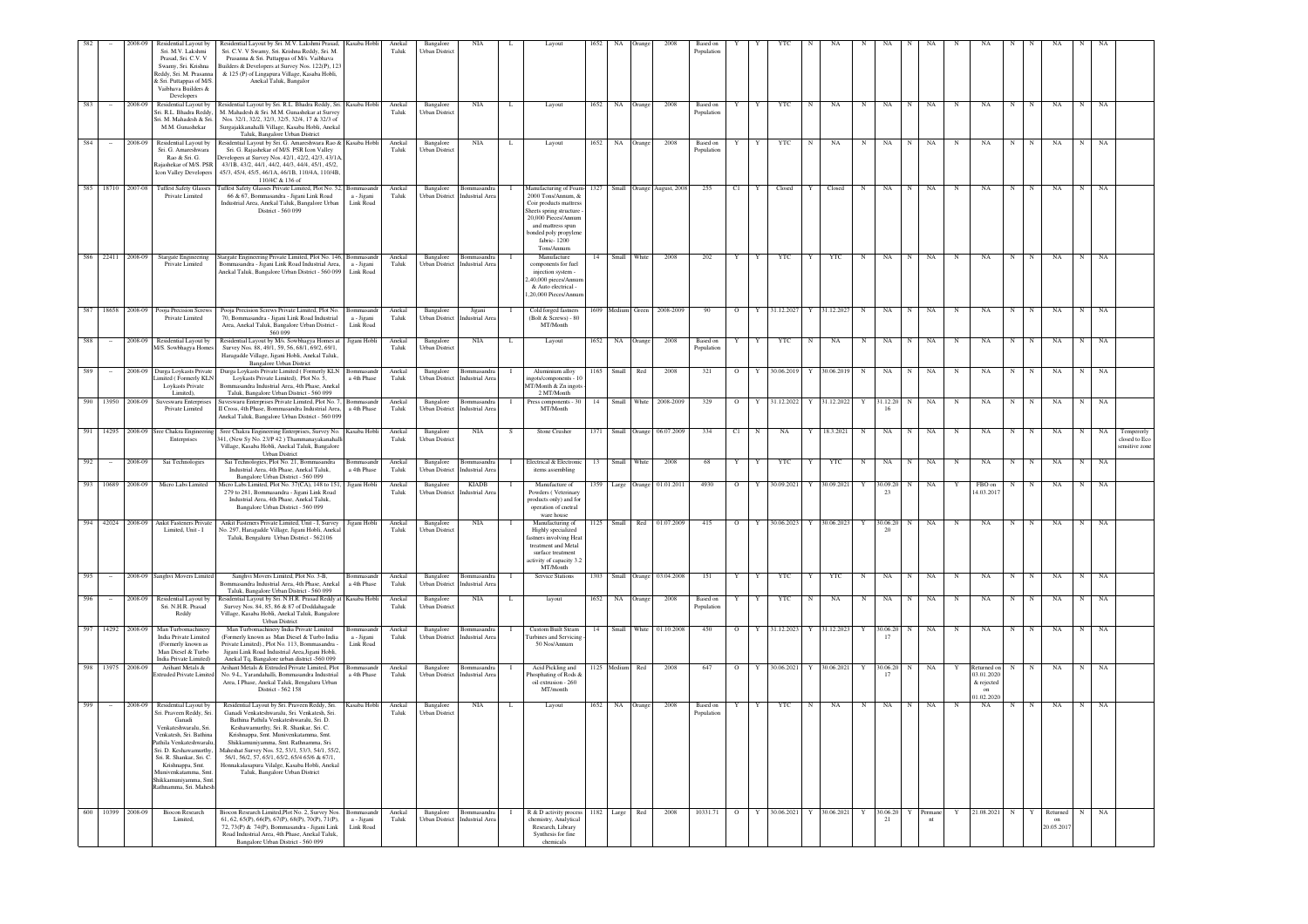| 582 | – | 2008-09 | Residential Layout by Sri. M.V. Lakshmi Prasad, Sri. C.V. V Swamy, Sri. Krishna Reddy, Sri. M. Prasanna & Sri. Puttappas of M/S. Vaibhava Builders & Developers | Residential Layout by Sri. M.V. Lakshmi Prasad, Sri. C.V. V Swamy, Sri. Krishna Reddy, Sri. M. Prasanna & Sri. Puttappas of M/s. Vaibhava Builders & Developers at Survey Nos. 122(P), 123 & 125 (P) of Lingapura Village, Kasaba Hobli, Anekal Taluk, Bangalor | Kasaba Hobli | Anekal Taluk | Bangalore Urban District | NIA | L | Layout | 1652 | NA | Orange | 2008 | Based on Population | Y | Y | YTC | N | NA | N | NA | N | NA | N | NA | N | N | NA | N | NA | |
|---|---|---|---|---|---|---|---|---|---|---|---|---|---|---|---|---|---|---|---|---|---|---|---|---|---|---|---|---|---|---|---|---|---|
| 583 | – | 2008-09 | Residential Layout by Sri. R.L. Bhadra Reddy, Sri. M. Mahadesh & Sri. M.M. Gunashekar | Residential Layout by Sri. R.L. Bhadra Reddy, Sri. M. Mahadesh & Sri. M.M. Gunashekar at Survey Nos. 32/1, 32/2, 32/3, 32/5, 32/4, 17 & 32/3 of Surgajakkanahalli Village, Kasaba Hobli, Anekal Taluk, Bangalore Urban District | Kasaba Hobli | Anekal Taluk | Bangalore Urban District | NIA | L | Layout | 1652 | NA | Orange | 2008 | Based on Population | Y | Y | YTC | N | NA | N | NA | N | NA | N | NA | N | N | NA | N | NA | |
| 584 | – | 2008-09 | Residential Layout by Sri. G. Amareshwara Rao & Sri. G. Rajashekar of M/S. PSR Icon Valley Developers | Residential Layout by Sri. G. Amareshwara Rao & Sri. G. Rajashekar of M/S. PSR Icon Valley Developers at Survey Nos. 42/1, 42/2, 42/3, 43/1A, 43/1B, 43/2, 44/1, 44/2, 44/3, 44/4, 45/1, 45/2, 45/3, 45/4, 45/5, 46/1A, 46/1B, 110/4A, 110/4B, 110/4C & 136 of | Kasaba Hobli | Anekal Taluk | Bangalore Urban District | NIA | L | Layout | 1652 | NA | Orange | 2008 | Based on Population | Y | Y | YTC | N | NA | N | NA | N | NA | N | NA | N | N | NA | N | NA | |
| 585 | 18710 | 2007-08 | Tuffest Safety Glasses Private Limited | Tuffest Safety Glasses Private Limited, Plot No. 52, 66 & 67, Bommasandra - Jigani Link Road Industrial Area, Anekal Taluk, Bangalore Urban District - 560 099 | Bommasandra - Jigani Link Road | Anekal Taluk | Bangalore Urban District | Bommasandra Industrial Area | I | Manufacturing of Foam 2000 Tons/Annum, & Coir products mattress Sheets spring structure - 20,000 Pieces/Annum and mattress span bonded poly propylene fabric- 1200 Tons/Annum | 1327 | Small | Orange | August, 2008 | 235 | C1 | Y | Closed | Y | Closed | N | NA | N | NA | N | NA | N | N | NA | N | NA | |
| 586 | 22411 | 2008-09 | Stargate Engineering Private Limited | Stargate Engineering Private Limited, Plot No. 146, Bommasandra - Jigani Link Road Industrial Area, Anekal Taluk, Bangalore Urban District - 560 099 | Bommasandra - Jigani Link Road | Anekal Taluk | Bangalore Urban District | Bommasandra Industrial Area | I | Manufacture components for fuel injection system - 2,40,000 pieces/Annum & Auto electrical - 1,20,000 Pieces/Annum | 14 | Small | White | 2008 | 202 | Y | Y | YTC | Y | YTC | N | NA | N | NA | N | NA | N | N | NA | N | NA | |
| 587 | 18658 | 2008-09 | Pooja Precision Screws Private Limited | Pooja Precision Screws Private Limited, Plot No. 70, Bommasandra - Jigani Link Road Industrial Area, Anekal Taluk, Bangalore Urban District - 560 099 | Bommasandra - Jigani Link Road | Anekal Taluk | Bangalore Urban District | Jigani Industrial Area | I | Cold forged fastners (Bolt & Screws) - 80 MT/Month | 1609 | Medium | Green | 2008-2009 | 90 | O | Y | 31.12.2027 | Y | 31.12.2027 | N | NA | N | NA | N | NA | N | N | NA | N | NA | |
| 588 | – | 2008-09 | Residential Layout by M/S. Sowbhagya Homes | Residential Layout by M/s. Sowbhagya Homes at Survey Nos. 88, 49/1, 59, 56, 68/1, 69/2, 69/1, Haragadde Village, Jigani Hobli, Anekal Taluk, Bangalore Urban District | Jigani Hobli | Anekal Taluk | Bangalore Urban District | NIA | L | Layout | 1652 | NA | Orange | 2008 | Based on Population | Y | Y | YTC | N | NA | N | NA | N | NA | N | NA | N | N | NA | N | NA | |
| 589 | – | 2008-09 | Durga Loykasts Private Limited ( Formerly KLN Loykasts Private Limited), | Durga Loykasts Private Limited ( Formerly KLN Loykasts Private Limited), Plot No. 5, Bommasandra Industrial Area, 4th Phase, Anekal Taluk, Bangalore Urban District - 560 099 | Bommasandra 4th Phase | Anekal Taluk | Bangalore Urban District | Bommasandra Industrial Area | I | Aluminium alloy ingots/components - 10 MT/Month & Zn ingots - 2 MT/Month | 1165 | Small | Red | 2008 | 321 | O | Y | 30.06.2019 | Y | 30.06.2019 | N | NA | N | NA | N | NA | N | N | NA | N | NA | |
| 590 | 13950 | 2008-09 | Suveswaru Enterprises Private Limited | Suveswaru Enterprises Private Limited, Plot No. 7, II Cross, 4th Phase, Bommasandra Industrial Area, Anekal Taluk, Bangalore Urban District - 560 099 | Bommasandra 4th Phase | Anekal Taluk | Bangalore Urban District | Bommasandra Industrial Area | I | Press components - 30 MT/Month | 14 | Small | White | 2008-2009 | 329 | O | Y | 31.12.2022 | Y | 31.12.2022 | Y | 31.12.2016 | N | NA | N | NA | N | N | NA | N | NA | |
| 591 | 14295 | 2008-09 | Sree Chakra Engineering Enterprises | Sree Chakra Engineering Enterprises, Survey No. 341, (New Sy No. 23/P 42 ) Thammanayakanahalli Village, Kasaba Hobli, Anekal Taluk, Bangalore Urban District | Kasaba Hobli | Anekal Taluk | Bangalore Urban District | NIA | S | Stone Crusher | 1371 | Small | Orange | 06.07.2009 | 334 | C1 | N | NA | Y | 18.3.2021 | N | NA | N | NA | N | NA | N | N | NA | N | NA | Tempererly closed to Eco sensitive zone |
| 592 | – | 2008-09 | Sai Technologies | Sai Technologies, Plot No. 21, Bommasandra Industrial Area, 4th Phase, Anekal Taluk, Bangalore Urban District - 560 099 | Bommasandra 4th Phase | Anekal Taluk | Bangalore Urban District | Bommasandra Industrial Area | I | Electrical & Electronic items assembling | 13 | Small | White | 2008 | 68 | Y | Y | YTC | Y | YTC | N | NA | N | NA | N | NA | N | N | NA | N | NA | |
| 593 | 10689 | 2008-09 | Micro Labs Limited | Micro Labs Limited, Plot No. 37(CA), 148 to 151, 279 to 281, Bommasandra - Jigani Link Road Industrial Area, 4th Phase, Anekal Taluk, Bangalore Urban District - 560 099 | Jigani Hobli | Anekal Taluk | Bangalore Urban District | KIADB Industrial Area | I | Manufacture of Powders ( Veterinary products only) and for operation of cnetral ware house | 1359 | Large | Orange | 01.01.2011 | 4930 | O | Y | 30.09.2021 | Y | 30.09.2021 | Y | 30.09.2023 | N | NA | Y | FBO on 14.03.2017 | N | N | NA | N | NA | |
| 594 | 42024 | 2008-09 | Ankit Fasteners Private Limited, Unit - I | Ankit Fasteners Private Limited, Unit - I, Survey No. 297, Haragadde Village, Jigani Hobli, Anekal Taluk, Bengaluru Urban District - 562106 | Jigani Hobli | Anekal Taluk | Bangalore Urban District | NIA | I | Manufacturing of Highly specialized fastners involving Heat treatment and Metal surface treatment activity of capacity 3.2 MT/Month | 1125 | Small | Red | 01.07.2009 | 415 | O | Y | 30.06.2023 | Y | 30.06.2023 | Y | 30.06.2020 | N | NA | N | NA | N | N | NA | N | NA | |
| 595 | – | 2008-09 | Sanghvi Movers Limited | Sanghvi Movers Limited, Plot No. 3-B, Bommasandra Industrial Area, 4th Phase, Anekal Taluk, Bangalore Urban District - 560 099 | Bommasandra 4th Phase | Anekal Taluk | Bangalore Urban District | Bommasandra Industrial Area | I | Service Stations | 1303 | Small | Orange | 03.04.2008 | 151 | Y | Y | YTC | Y | YTC | N | NA | N | NA | N | NA | N | N | NA | N | NA | |
| 596 | – | 2008-09 | Residential Layout by Sri. N.H.R. Prasad Reddy | Residential Layout by Sri. N.H.R. Prasad Reddy at Survey Nos. 84, 85, 86 & 87 of Doddahagade Village, Kasaba Hobli, Anekal Taluk, Bangalore Urban District | Kasaba Hobli | Anekal Taluk | Bangalore Urban District | NIA | L | layout | 1652 | NA | Orange | 2008 | Based on Population | Y | Y | YTC | N | NA | N | NA | N | NA | N | NA | N | N | NA | N | NA | |
| 597 | 14292 | 2008-09 | Man Turbomachinery India Private Limited (Formerly known as Man Diesel & Turbo India Private Limited) | Man Turbomachinery India Private Limited (Formerly known as Man Diesel & Turbo India Private Limited), Plot No. 113, Bommasandra - Jigani Link Road Industrial Area,Jigani Hobli, Anekal Tq, Bangalore urban district-560 099 | Bommasandra - Jigani Link Road | Anekal Taluk | Bangalore Urban District | Bommasandra Industrial Area | I | Custom Built Steam Turbines and Servicing - 50 Nos/Annum | 14 | Small | White | 01.10.2008 | 450 | O | Y | 31.12.2023 | Y | 31.12.2023 | Y | 30.06.2017 | N | NA | N | NA | N | N | NA | N | NA | |
| 598 | 13975 | 2008-09 | Arihant Metals & Extruded Private Limited | Arihant Metals & Extruded Private Limited, Plot No. 9-L, Yarandahalli, Bommasandra Industrial Area, I Phase, Anekal Taluk, Bengaluru Urban District - 562 158 | Bommasandra 4th Phase | Anekal Taluk | Bangalore Urban District | Bommasandra Industrial Area | I | Acid Pickling and Phosphating of Rods & oil extrusion - 260 MT/month | 1125 | Medium | Red | 2008 | 647 | O | Y | 30.06.2021 | Y | 30.06.2021 | Y | 30.06.2017 | N | NA | Y | Returned on 03.01.2020 & rejected on 01.02.2020 | N | N | NA | N | NA | |
| 599 | – | 2008-09 | Residential Layout by Sri. Praveen Reddy, Sri. Ganadi Venkateshwaralu, Sri. Venkatesh, Sri. Bathina Pathila Venkateshwaralu, Sri. D. Keshawamurthy, Sri. R. Shankar, Sri. C. Krishnappa, Smt. Munivenkatamma, Smt. Shikkamuniyamma, Smt. Rathnamma, Sri. Mahesh | Residential Layout by Sri. Praveen Reddy, Sri. Ganadi Venkateshwaralu, Sri. Venkatesh, Sri. Bathina Pathila Venkateshwaralu, Sri. D. Keshawamurthy, Sri. R. Shankar, Sri. C. Krishnappa, Smt. Munivenkatamma, Smt. Shikkamuniyamma, Smt. Rathnamma, Sri. Maheshat Survey Nos. 52, 53/1, 53/3, 54/1, 55/2, 56/1, 56/2, 57, 63/1, 63/2, 63/4 65/6 & 67/1, Hommakalasapura Vilalge, Kasaba Hobli, Anekal Taluk, Bangalore Urban District | Kasaba Hobli | Anekal Taluk | Bangalore Urban District | NIA | L | Layout | 1652 | NA | Orange | 2008 | Based on Population | Y | Y | YTC | N | NA | N | NA | N | NA | N | NA | N | N | NA | N | NA | |
| 600 | 10399 | 2008-09 | Biocon Research Limited, | Biocon Research Limited,Plot No. 2, Survey Nos. 61, 62, 65(P), 66(P), 67(P), 68(P), 70(P), 71(P), 72, 73(P) & 74(P), Bommasandra - Jigani Link Road Industrial Area, 4th Phase, Anekal Taluk, Bangalore Urban District - 560 099 | Bommasandra - Jigani Link Road | Anekal Taluk | Bangalore Urban District | Bommasandra Industrial Area | I | R & D activity process chemistry, Analytical Research, Library Synthesis for fine chemicals | 1182 | Large | Red | 2008 | 10331.71 | O | Y | 30.06.2021 | Y | 30.06.2021 | Y | 30.06.2021 | Y | Permanent | Y | 21.08.2021 | N | Y | Returned on 20.05.2017 | N | NA | |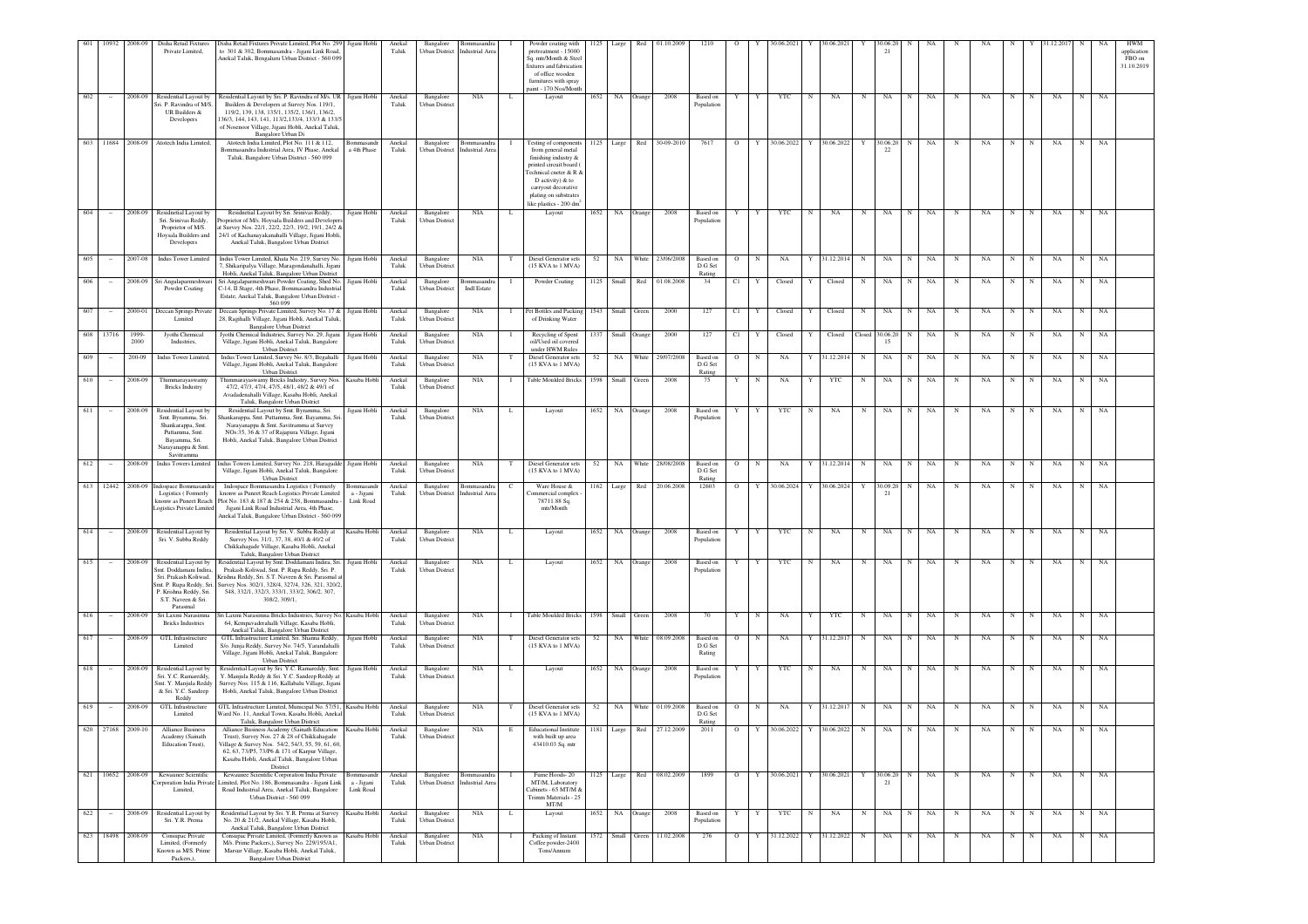| 601 | 10932 | 2008-09 | Dosha Retail Fixtures Private Limited, | Dosha Retail Fixtures Private Limited, Plot No. 299 to 301 & 302, Bommasandra - Jigani Link Road, Anekal Taluk, Bengaluru Urban District - 560 099 | Jigani Hobli | Anekal Taluk | Bangalore Urban District | Bommasandra Industrial Area | I | Powder coating with pretreatment - 15000 Sq. mt/Month & Steel fixtures and fabrication of office wooden furnitures with spray paint - 170 Nos/Month | 1125 | Large | Red | 01.10.2009 | 1210 | O | Y | 30.06.2021 | Y | 30.06.2021 | Y | 30.06.2021 | N | NA | N | NA | N | Y | 31.12.2017 | N | NA | HWM application FBO on 31.10.2019 |
|---|---|---|---|---|---|---|---|---|---|---|---|---|---|---|---|---|---|---|---|---|---|---|---|---|---|---|---|---|---|---|---|---|
| 602 | – | 2008-09 | Residential Layout by Sri. P. Ravindra of M/S. UR Builders & Developers | Residential Layout by Sri. P. Ravindra of M/s. UR Builders & Developers at Survey Nos. 119/1, 119/2, 139, 138, 135/1, 135/2, 136/1, 136/2, 136/3, 144, 143, 141, 113/2,133/4, 133/3 & 133/5 of Nosenoor Village, Jigani Hobli, Anekal Taluk, Bangalore Urban Di | Jigani Hobli | Anekal Taluk | Bangalore Urban District | NIA | L | Layout | 1652 | NA | Orange | 2008 | Based on Population | Y | Y | YTC | N | NA | N | NA | N | NA | N | NA | N | N | NA | N | NA | |
| 603 | 11684 | 2008-09 | Atotech India Limited, | Atotech India Limited, Plot No. 111 & 112, Bommasandra Industrial Area, IV Phase, Anekal Taluk, Bangalore Urban District - 560 099 | Bommasandra 4th Phase | Anekal Taluk | Bangalore Urban District | Bommasandra Industrial Area | I | Testing of components from general metal finishing industry & printed circuit board ( Technical center & R & D activity) & to carryout decorative plating on substrates like plastics - 200 dm$^2$ | 1125 | Large | Red | 30-09-2010 | 7617 | O | Y | 30.06.2022 | Y | 30.06.2022 | Y | 30.06.2022 | N | NA | N | NA | N | N | NA | N | NA | |
| 604 | – | 2008-09 | Residnetial Layout by Sri. Srinivas Reddy, Proprietor of M/S. Hoysala Builders and Developers | Residnetial Layout by Sri. Srinivas Reddy, Proprietor of M/s. Hoysala Builders and Developers at Survey Nos. 22/1, 22/2, 22/3, 19/2, 19/1, 24/2 & 24/1 of Kachanayakanahalli Village, Jigani Hobli, Anekal Taluk, Bangalore Urban District | Jigani Hobli | Anekal Taluk | Bangalore Urban District | NIA | L | Layout | 1652 | NA | Orange | 2008 | Based on Population | Y | Y | YTC | N | NA | N | NA | N | NA | N | NA | N | N | NA | N | NA | |
| 605 | – | 2007-08 | Indus Tower Limited | Indus Tower Limited, Khata No. 219, Survey No. 7, Shikaripalya Village, Maragondanahalli, Jigani Hobli, Anekal Taluk, Bangalore Urban District | Jigani Hobli | Anekal Taluk | Bangalore Urban District | NIA | T | Diesel Generator sets (15 KVA to 1 MVA) | 52 | NA | White | 23/06/2008 | Based on D.G Set Rating | O | N | NA | Y | 31.12.2014 | N | NA | N | NA | N | NA | N | N | NA | N | NA | |
| 606 | – | 2008-09 | Sri Angalaparmeshwari Powder Coating | Sri Angalaparmeshwari Powder Coating, Shed No. C-14, II Stage, 4th Phase, Bommasandra Industrial Estate, Anekal Taluk, Bangalore Urban District - 560 099 | Jigani Hobli | Anekal Taluk | Bangalore Urban District | Bommasandra Indl Estate | I | Powder Coating | 1125 | Small | Red | 01.08.2008 | 34 | C1 | Y | Closed | Y | Closed | N | NA | N | NA | N | NA | N | N | NA | N | NA | |
| 607 | – | 2000-01 | Deccan Springs Private Limited | Deccan Springs Private Limited, Survey No. 17 & 28, Ragihalli Village, Jigani Hobli, Anekal Taluk, Bangalore Urban District | Jigani Hobli | Anekal Taluk | Bangalore Urban District | NIA | I | Pet Bottles and Packing of Drinking Water | 1543 | Small | Green | 2000 | 127 | C1 | Y | Closed | Y | Closed | N | NA | N | NA | N | NA | N | N | NA | N | NA | |
| 608 | 13716 | 1999-2000 | Jyothi Chemical Industries, | Jyothi Chemical Industries, Survey No. 29, Jigani Village, Jigani Hobli, Anekal Taluk, Bangalore Urban District | Jigani Hobli | Anekal Taluk | Bangalore Urban District | NIA | I | Recycling of Spent oil/Used oil covered under HWM Rules | 1337 | Small | Orange | 2000 | 127 | C1 | Y | Closed | Y | Closed | Closed | 30.06.2015 | N | NA | N | NA | N | N | NA | N | NA | |
| 609 | – | 200-09 | Indus Tower Limited, | Indus Tower Limited, Survey No. 8/3, Begahalli Village, Jigani Hobli, Anekal Taluk, Bangalore Urban District | Jigani Hobli | Anekal Taluk | Bangalore Urban District | NIA | T | Diesel Generator sets (15 KVA to 1 MVA) | 52 | NA | White | 29/07/2008 | Based on D.G Set Rating | O | N | NA | Y | 31.12.2014 | N | NA | N | NA | N | NA | N | N | NA | N | NA | |
| 610 | – | 2008-09 | Thimmarayaswamy Bricks Industry | Thimmarayaswamy Bricks Industry, Survey Nos. 47/2, 47/3, 47/4, 47/5, 48/1, 48/2 & 49/1 of Avadadenahalli Village, Kasaba Hobli, Anekal Taluk, Bangalore Urban District | Kasaba Hobli | Anekal Taluk | Bangalore Urban District | NIA | I | Table Moulded Bricks | 1598 | Small | Green | 2008 | 75 | Y | N | NA | Y | YTC | N | NA | N | NA | N | NA | N | N | NA | N | NA | |
| 611 | – | 2008-09 | Residential Layout by Smt. Byramma, Sri. Shankarappa, Smt. Puttamma, Smt. Bayamma, Sri. Narayanappa & Smt. Savitramma | Residential Layout by Smt. Byramma, Sri. Shankarappa, Smt. Puttamma, Smt. Bayamma, Sri. Narayanappa & Smt. Savitramma at Survey NOs.35, 36 & 37 of Rajapura Village, Jigani Hobli, Anekal Taluk, Bangalore Urban District | Jigani Hobli | Anekal Taluk | Bangalore Urban District | NIA | L | Layout | 1652 | NA | Orange | 2008 | Based on Population | Y | Y | YTC | N | NA | N | NA | N | NA | N | NA | N | N | NA | N | NA | |
| 612 | – | 2008-09 | Indus Towers Limited | Indus Towers Limited, Survey No. 218, Haragadde Village, Jigani Hobli, Anekal Taluk, Bangalore Urban District | Jigani Hobli | Anekal Taluk | Bangalore Urban District | NIA | T | Diesel Generator sets (15 KVA to 1 MVA) | 52 | NA | White | 28/08/2008 | Based on D.G Set Rating | O | N | NA | Y | 31.12.2014 | N | NA | N | NA | N | NA | N | N | NA | N | NA | |
| 613 | 12442 | 2008-09 | Indospace Bommasandra Logistics ( Formerly knonw as Puneet Reach Logistics Private Limited | Indospace Bommasandra Logistics ( Formerly knonw as Puneet Reach Logistics Private Limited Plot No. 183 & 187 & 254 & 258, Bommasandra - Jigani Link Road Industrial Area, 4th Phase, Anekal Taluk, Bangalore Urban District - 560 099 | Bommasandra - Jigani Link Road | Anekal Taluk | Bangalore Urban District | Bommasandra Industrial Area | C | Ware House & Commercial complex - 78711.88 Sq. mtr/Month | 1162 | Large | Red | 20.06.2008 | 12603 | O | Y | 30.06.2024 | Y | 30.06.2024 | Y | 30.09.2021 | N | NA | N | NA | N | N | NA | N | NA | |
| 614 | – | 2008-09 | Residential Layout by Sri. V. Subba Reddy | Residential Layout by Sri. V. Subba Reddy at Survey Nos. 31/1, 37, 38, 40/1 & 40/2 of Chikkahagade Village, Kasaba Hobli, Anekal Taluk, Bangalore Urban District | Kasaba Hobli | Anekal Taluk | Bangalore Urban District | NIA | L | Layout | 1652 | NA | Orange | 2008 | Based on Population | Y | Y | YTC | N | NA | N | NA | N | NA | N | NA | N | N | NA | N | NA | |
| 615 | – | 2008-09 | Residential Layout by Smt. Doddamani Indira, Sri. Prakash Koliwad, Smt. P. Rupa Reddy, Sri. P. Krishna Reddy, Sri. S.T. Naveen & Sri. Parasmal | Residential Layout by Smt. Doddamani Indira, Sri. Prakash Koliwad, Smt. P. Rupa Reddy, Sri. P. Krishna Reddy, Sri. S.T. Naveen & Sri. Parasmal at Survey Nos. 302/1, 328/4, 327/4, 326, 321, 320/2, 548, 332/1, 332/3, 333/1, 333/2, 306/2, 307, 308/2, 309/1, | Jigani Hobli | Anekal Taluk | Bangalore Urban District | NIA | L | Layout | 1652 | NA | Orange | 2008 | Based on Population | Y | Y | YTC | N | NA | N | NA | N | NA | N | NA | N | N | NA | N | NA | |
| 616 | – | 2008-09 | Sri Laxmi Narasimna Bricks Industries | Sri Laxmi Narasimna Bricks Industries, Survey No. 64, Kempavaderahalli Village, Kasaba Hobli, Anekal Taluk, Bangalore Urban District | Kasaba Hobli | Anekal Taluk | Bangalore Urban District | NIA | I | Table Moulded Bricks | 1598 | Small | Green | 2008 | 70 | Y | N | NA | Y | YTC | N | NA | N | NA | N | NA | N | N | NA | N | NA | |
| 617 | – | 2008-09 | GTL Infrastructure Limited | GTL Infrastructure Limited, Sri. Shanna Reddy, S/o. Junja Reddy, Survey No. 74/5, Yarandahalli Village, Jigani Hobli, Anekal Taluk, Bangalore Urban District | Jigani Hobli | Anekal Taluk | Bangalore Urban District | NIA | T | Diesel Generator sets (15 KVA to 1 MVA) | 52 | NA | White | 08.09.2008 | Based on D.G Set Rating | O | N | NA | Y | 31.12.2017 | N | NA | N | NA | N | NA | N | N | NA | N | NA | |
| 618 | – | 2008-09 | Residential Layout by Sri. Y.C. Ramareddy, Smt. Y. Manjula Reddy & Sri. Y.C. Sandeep Reddy | Residential Layout by Sri. Y.C. Ramareddy, Smt. Y. Manjula Reddy & Sri. Y.C. Sandeep Reddy at Survey Nos. 115 & 116, Kallabalu Village, Jigani Hobli, Anekal Taluk, Bangalore Urban District | Jigani Hobli | Anekal Taluk | Bangalore Urban District | NIA | L | Layout | 1652 | NA | Orange | 2008 | Based on Population | Y | Y | YTC | N | NA | N | NA | N | NA | N | NA | N | N | NA | N | NA | |
| 619 | – | 2008-09 | GTL Infrastructure Limited | GTL Infrastructure Limited, Municipal No. 57/51, Ward No. 11, Anekal Town, Kasaba Hobli, Anekal Taluk, Bangalore Urban District | Kasaba Hobli | Anekal Taluk | Bangalore Urban District | NIA | T | Diesel Generator sets (15 KVA to 1 MVA) | 52 | NA | White | 01.09.2008 | Based on D.G Set Rating | O | N | NA | Y | 31.12.2017 | N | NA | N | NA | N | NA | N | N | NA | N | NA | |
| 620 | 27168 | 2009-10 | Alliance Business Academy (Sainath Education Trust), | Alliance Business Academy (Sainath Education Trust), Survey Nos. 27 & 28 of Chikkahagade Village & Survey Nos. 54/2, 54/3, 55, 59, 61, 60, 62, 63, 73/P5, 73/P6 & 171 of Karpur Village, Kasaba Hobli, Anekal Taluk, Bangalore Urban District | Kasaba Hobli | Anekal Taluk | Bangalore Urban District | NIA | E | Educational Institute with built up area 43410.03 Sq. mtr | 1181 | Large | Red | 27.12.2009 | 2011 | O | Y | 30.06.2022 | Y | 30.06.2022 | N | NA | N | NA | N | NA | N | N | NA | N | NA | |
| 621 | 10652 | 2008-09 | Kewaunee Scientific Corporation India Private Limited, | Kewaunee Scientific Corporation India Private Limited, Plot No. 186, Bommasandra - Jigani Link Road Industrial Area, Anekal Taluk, Bangalore Urban District - 560 099 | Bommasandra - Jigani Link Road | Anekal Taluk | Bangalore Urban District | Bommasandra Industrial Area | I | Fume Hoods- 20 MT/M, Laboratory Cabinets - 65 MT/M & Trimm Materials - 25 MT/M | 1125 | Large | Red | 08.02.2009 | 1899 | O | Y | 30.06.2021 | Y | 30.06.2021 | Y | 30.06.2021 | N | NA | N | NA | N | N | NA | N | NA | |
| 622 | – | 2008-09 | Residential Layout by Sri. Y.R. Prema | Residential Layout by Sri. Y.R. Prema at Survey No. 20 & 21/2, Anekal Village, Kasaba Hobli, Anekal Taluk, Bangalore Urban District | Kasaba Hobli | Anekal Taluk | Bangalore Urban District | NIA | L | Layout | 1652 | NA | Orange | 2008 | Based on Population | Y | Y | YTC | N | NA | N | NA | N | NA | N | NA | N | N | NA | N | NA | |
| 623 | 18498 | 2008-09 | Consupac Private Limited, (Formerly Known as M/S. Prime Packers,), | Consupac Private Limited, (Formerly Known as M/s. Prime Packers,), Survey No. 229/195/A1, Marsur Village, Kasaba Hobli, Anekal Taluk, Bangalore Urban District | Kasaba Hobli | Anekal Taluk | Bangalore Urban District | NIA | I | Packing of Instant Coffee powder-2400 Tons/Annum | 1572 | Small | Green | 11.02.2008 | 276 | O | Y | 31.12.2022 | Y | 31.12.2022 | N | NA | N | NA | N | NA | N | N | NA | N | NA | |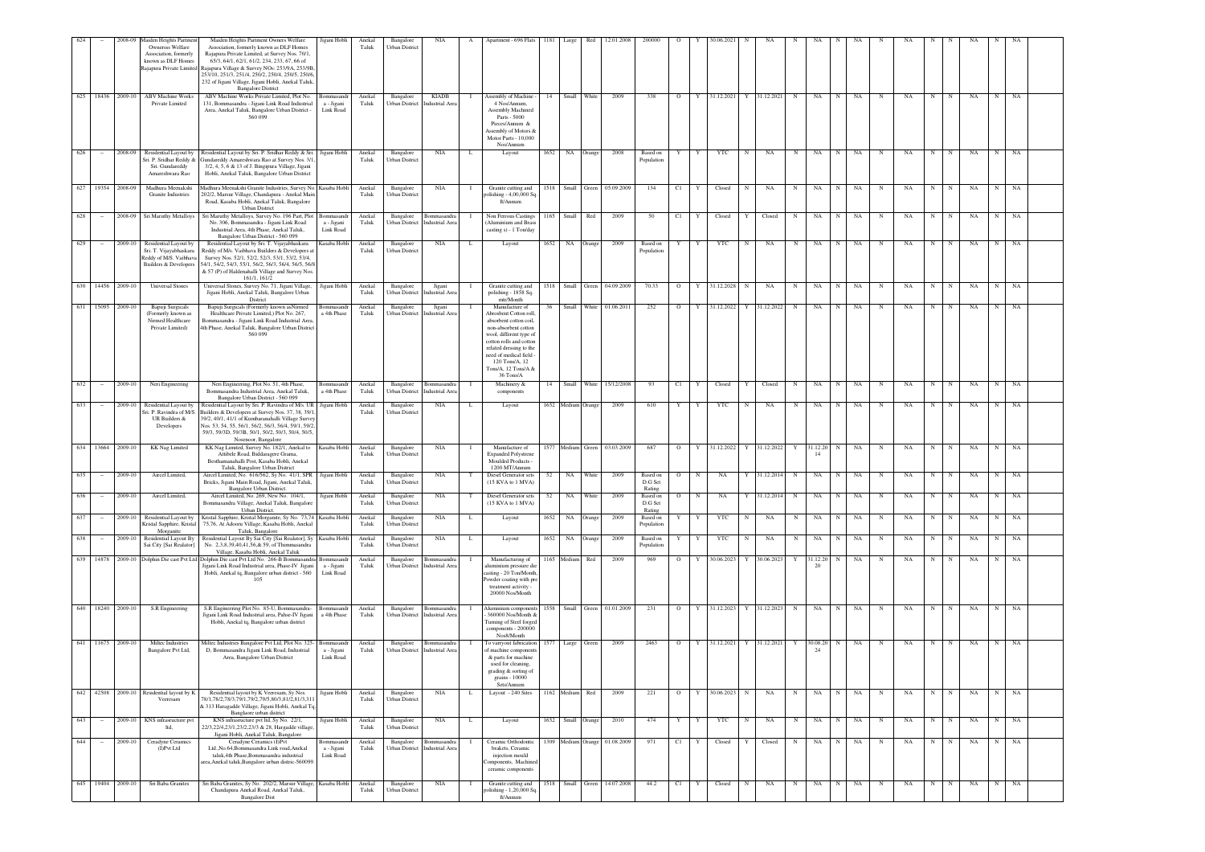| 624 | – | 2008-09 | Maiden Heights Partment Ownersss Welfare Association, formerly known as DLF Homes Rajapura Private Limited | Maiden Heights Partment Owners Welfare Association, formerly known as DLF Homes Rajapura Private Limited, at Survey Nos. 70/1, 65/3, 64/1, 62/1, 61/2, 234, 233, 67, 66 of Rajapura Village & Survey NOs. 253/9A, 253/9B, 253/10, 251/3, 251/4, 250/2, 250/4, 250/5, 250/6, 232 of Jigani Village, Jigani Hobli, Anekal Taluk, Bangalore District | Jigani Hobli | Anekal Taluk | Bangalore Urban District | NIA | A | Apartment - 696 Flats | 1181 | Large | Red | 12.01.2008 | 200000 | O | Y | 30.06.2021 | N | NA | N | NA | N | NA | N | NA | N | N | NA | N | NA |
|---|---|---|---|---|---|---|---|---|---|---|---|---|---|---|---|---|---|---|---|---|---|---|---|---|---|---|---|---|---|---|---|---|---|
| 625 | 18436 | 2009-10 | ABV Machine Works Private Limited | ABV Machine Works Private Limited, Plot No. 131, Bommasandra - Jigani Link Road Industrial Area, Anekal Taluk, Bangalore Urban District - 560 099 | Bommasandra - Jigani Link Road | Anekal Taluk | Bangalore Urban District | KIADB Industrial Area | I | Assembly of Machine - 4 Nos/Annum, Assembly Machined Parts - 5000 Pieces/Annum & Assembly of Motors & Motor Parts - 10,000 Nos/Annum | 14 | Small | White | 2009 | 338 | O | Y | 31.12.2021 | Y | 31.12.2021 | N | NA | N | NA | N | NA | N | N | NA | N | NA |
| 626 | – | 2008-09 | Residential Layout by Sri. P. Sridhar Reddy & Sri. Gundareddy Amareshwara Rao | Residential Layout by Sri. P. Sridhar Reddy & Sri. Gundareddy Amareshwara Rao at Survey Nos. 3/1, 3/2, 4, 5, 6 & 13 of J. Bingipura Village, Jigani Hobli, Anekal Taluk, Bangalore Urban District | Jigani Hobli | Anekal Taluk | Bangalore Urban District | NIA | L | Layout | 1652 | NA | Orange | 2008 | Based on Population | Y | Y | YTC | N | NA | N | NA | N | NA | N | NA | N | N | NA | N | NA |
| 627 | 19354 | 2008-09 | Madhura Meenakshi Granite Industries | Madhura Meenakshi Granite Industries, Survey No. 202/2, Marsur Village, Chandapura - Anekal Main Road, Kasaba Hobli, Anekal Taluk, Bangalore Urban District | Kasaba Hobli | Anekal Taluk | Bangalore Urban District | NIA | I | Granite cutting and polishing - 4,00,000 Sq. ft/Annum | 1518 | Small | Green | 05.09.2009 | 134 | C1 | Y | Closed | N | NA | N | NA | N | NA | N | NA | N | N | NA | N | NA |
| 628 | – | 2008-09 | Sri Maruthy Metalloys | Sri Maruthy Metalloys, Survey No. 196 Part, Plot No. 306, Bommasandra - Jigani Link Road Industrial Area, 4th Phase, Anekal Taluk, Bangalore Urban District - 560 099 | Bommasandra - Jigani Link Road | Anekal Taluk | Bangalore Urban District | Bommasandra Industrial Area | I | Non Ferrous Castings (Aluminium and Brass casting s) - 1 Ton/day | 1165 | Small | Red | 2009 | 50 | C1 | Y | Closed | Y | Closed | N | NA | N | NA | N | NA | N | N | NA | N | NA |
| 629 | – | 2009-10 | Residential Layout by Sri. T. Vijayabhaskara Reddy of M/S. Vaibhava Builders & Developers | Residential Layout by Sri. T. Vijayabhaskara Reddy of M/s. Vaibhava Builders & Developers at Survey Nos. 52/1, 52/2, 52/3, 53/1, 53/2, 53/4, 54/1, 54/2, 54/3, 55/1, 56/2, 56/3, 56/4, 56/5, 56/8 & 57 (P) of Haldenahalli Village and Survey Nos. 161/1, 161/2 | Kasaba Hobli | Anekal Taluk | Bangalore Urban District | NIA | L | Layout | 1652 | NA | Orange | 2009 | Based on Population | Y | Y | YTC | N | NA | N | NA | N | NA | N | NA | N | N | NA | N | NA |
| 630 | 14456 | 2009-10 | Universal Stones | Universal Stones, Survey No. 71, Jigani Village, Jigani Hobli, Anekal Taluk, Bangalore Urban District | Jigani Hobli | Anekal Taluk | Bangalore Urban District | Jigani Industrial Area | I | Granite cutting and polishing - 1858 Sq. mtr/Month | 1518 | Small | Green | 04.09.2009 | 70.33 | O | Y | 31.12.2028 | N | NA | N | NA | N | NA | N | NA | N | N | NA | N | NA |
| 631 | 15095 | 2009-10 | Bapuji Surgicals (Formerly known as Nirmed Healthcare Private Limited) | Bapuji Surgicals (Formerly known as Nirmed Healthcare Private Limited,) Plot No. 267, Bommasandra - Jigani Link Road Industrial Area, 4th Phase, Anekal Taluk, Bangalore Urban District - 560 099 | Bommasandra 4th Phase | Anekal Taluk | Bangalore Urban District | Jigani Industrial Area | I | Manufacture of Absorbent Cotton roll, absorbent cotton coil, non-absorbent cotton wool, different type of cotton rolls and cotton related dressing to the need of medical field - 120 Tons/A, 12 Tons/A, 12 Tons/A & 36 Tons/A | 36 | Small | White | 01.06.2011 | 252 | O | Y | 31.12.2022 | Y | 31.12.2022 | N | NA | N | NA | N | NA | N | N | NA | N | NA |
| 632 | – | 2009-10 | Neri Engineering | Neri Engineering, Plot No. 51, 4th Phase, Bommasandra Industrial Area, Anekal Taluk, Bangalore Urban District - 560 099 | Bommasandra 4th Phase | Anekal Taluk | Bangalore Urban District | Bommasandra Industrial Area | I | Machinery & components | 14 | Small | White | 15/12/2008 | 93 | C1 | Y | Closed | Y | Closed | N | NA | N | NA | N | NA | N | N | NA | N | NA |
| 633 | – | 2009-10 | Residential Layout by Sri. P. Ravindra of M/S. UR Builders & Developers | Residential Layout by Sri. P. Ravindra of M/s. UR Builders & Developers at Survey Nos. 37, 38, 39/1, 39/2, 40/1, 41/1 of Kumbarunahalli Village Survey Nos. 53, 54, 55, 56/1, 56/2, 56/3, 56/4, 59/1, 59/2, 59/3, 59/3D, 59/3B, 50/1, 50/2, 50/3, 50/4, 50/5, Nosenoor, Bangalore | Jigani Hobli | Anekal Taluk | Bangalore Urban District | NIA | L | Layout | 1652 | Medium | Orange | 2009 | 610 | Y | Y | YTC | N | NA | N | NA | N | NA | N | NA | N | N | NA | N | NA |
| 634 | 13664 | 2009-10 | KK Nag Limited | KK Nag Limited, Survey No. 182/1, Anekal to Attibele Road, Baldaragere Grama, Besthamanahalli Post, Kasaba Hobli, Anekal Taluk, Bangalore Urban District | Kasaba Hobli | Anekal Taluk | Bangalore Urban District | NIA | I | Manufacture of Expanded Polystrene Moulded Products - 1200 MT/Annum | 1577 | Medium | Green | 03.03.2009 | 687 | O | Y | 31.12.2022 | Y | 31.12.2022 | Y | 31.12.2014 | N | NA | N | NA | N | N | NA | N | NA |
| 635 | – | 2009-10 | Aircel Limited, | Aircel Limited, No. 616/562, Sy No. 41/1, SPR Bricks, Jigani Main Road, Jigani, Anekal Taluk, Bangalore Urban District. | Jigani Hobli | Anekal Taluk | Bangalore Urban District | NIA | T | Diesel Generator sets (15 KVA to 1 MVA) | 52 | NA | White | 2009 | Based on D.G Set Rating | O | N | NA | Y | 31.12.2014 | N | NA | N | NA | N | NA | N | N | NA | N | NA |
| 636 | – | 2009-10 | Aircel Limited, | Aircel Limited, No. 269, New No. 104/1, Bommasandra Village, Anekal Taluk, Bangalore Urban District. | Jigani Hobli | Anekal Taluk | Bangalore Urban District | NIA | T | Diesel Generator sets (15 KVA to 1 MVA) | 52 | NA | White | 2009 | Based on D.G Set Rating | O | N | NA | Y | 31.12.2014 | N | NA | N | NA | N | NA | N | N | NA | N | NA |
| 637 | – | 2009-10 | Residential Layout by Kristal Sapphire, Kristal Morganite | Kristal Sapphire, Kristal Morganite, Sy No. 73,74, 75,76, At Adooru Village, Kasaba Hobli, Anekal Taluk, Bangalore | Kasaba Hobli | Anekal Taluk | Bangalore Urban District | NIA | L | Layout | 1652 | NA | Orange | 2009 | Based on Population | Y | Y | YTC | N | NA | N | NA | N | NA | N | NA | N | N | NA | N | NA |
| 638 | – | 2009-10 | Residential Layout By Sai City [Sai Realator] | Residential Layout By Sai City [Sai Realator], Sy No. 2,3,8,39,40,41,56,& 59, of Thimmasandra Village, Kasaba Hobli, Anekal Taluk | Kasaba Hobli | Anekal Taluk | Bangalore Urban District | NIA | L | Layout | 1652 | NA | Orange | 2009 | Based on Population | Y | Y | YTC | N | NA | N | NA | N | NA | N | NA | N | N | NA | N | NA |
| 639 | 14878 | 2009-10 | Dolphin Die cast Pvt Ltd | Dolphin Die cast Pvt Ltd No. 266-B Bommasandra Jigani Link Road Industrial area, Phase-IV Jigani Hobli, Anekal tq, Bangalore urban district - 560 105 | Bommasandra - Jigani Link Road | Anekal Taluk | Bangalore Urban District | Bommasandra Industrial Area | I | Manufacturing of aluminium pressure die casting - 20 Ton/Month, Powder coating with pre treatment activity - 20000 Nos/Month | 1165 | Medium | Red | 2009 | 969 | O | Y | 30.06.2023 | Y | 30.06.2023 | Y | 31.12.2020 | N | NA | N | NA | N | N | NA | N | NA |
| 640 | 18240 | 2009-10 | S.R Engineering | S.R Engineering Plot No. 85-U, Bommasandra-Jigani Link Road Industrial area, Pahse-IV Jigani Hobli, Anekal tq, Bangalore urban district | Bommasandra 4th Phase | Anekal Taluk | Bangalore Urban District | Bommasandra Industrial Area | I | Aluminium components - 360000 Nos/Month & Turning of Steel forged components - 200000 Nos8/Month | 1558 | Small | Green | 01.01.2009 | 231 | O | Y | 31.12.2023 | Y | 31.12.2023 | N | NA | N | NA | N | NA | N | N | NA | N | NA |
| 641 | 11675 | 2009-10 | Miltec Industries Bangalore Pvt Ltd. | Miltec Industries Bangalore Pvt Ltd, Plot No. 325-D, Bommasandra Jigani Link Road, Industrial Area, Bangalore Urban District | Bommasandra - Jigani Link Road | Anekal Taluk | Bangalore Urban District | Bommasandra Industrial Area | I | To varryout fabrication of machine components & parts for machine used for cleaning, grading & sorting of grains - 10000 Sets/Annum | 1577 | Large | Green | 2009 | 2463 | O | Y | 31.12.2021 | Y | 31.12.2021 | Y | 30.08.2024 | N | NA | N | NA | N | N | NA | N | NA |
| 642 | 42508 | 2009-10 | Residential layout by K Veeresam | Residential layout by K Veeresam, Sy Nos. 78/1,78/2,78/3,79/1,79/2,79/5,80/3,81/2,81/3,311 & 313 Haragadde Village, Jigani Hobli, Anekal Tq, Bangalore urban district | Jigani Hobli | Anekal Taluk | Bangalore Urban District | NIA | L | Layout - 240 Sites | 1162 | Medium | Red | 2009 | 221 | O | Y | 30.06.2023 | N | NA | N | NA | N | NA | N | NA | N | N | NA | N | NA |
| 643 | – | 2009-10 | KNS infrastructure pvt ltd, | KNS infrastructure pvt ltd, Sy No. 22/1, 22/3,22/4,23/1,23/2,23/3 & 28. Hargadde village. Jigani Hobli, Anekal Taluk, Bangalore | Jigani Hobli | Anekal Taluk | Bangalore Urban District | NIA | L | Layout | 1652 | Small | Orange | 2010 | 474 | Y | Y | YTC | N | NA | N | NA | N | NA | N | NA | N | N | NA | N | NA |
| 644 | – | 2009-10 | Ceradyne Ceramics (I)Pvt Ltd | Ceradyne Ceramics (I)Pvt Ltd.,No.64,Bommasandra Link road,Anekal taluk,4th Phase,Bommasandra industrial area,Anekal taluk,Bangalore urban distric-560099. | Bommasandra - Jigani Link Road | Anekal Taluk | Bangalore Urban District | Bommasandra Industrial Area | I | Ceramic Orthodontic brakets, Ceramic injection mould Components, Machined ceramic components | 1309 | Medium | Orange | 01.08.2009 | 971 | C1 | Y | Closed | Y | Closed | N | NA | N | NA | N | NA | N | N | NA | N | NA |
| 645 | 19404 | 2009-10 | Sri Baba Granites | Sri Baba Granites, Sy No. 202/2, Marsur Village, Chandapura Anekal Road, Anekal Taluk, Bangalore Dist | Kasaba Hobli | Anekal Taluk | Bangalore Urban District | NIA | I | Granite cutting and polishing - 1,20,000 Sq. ft/Annum | 1518 | Small | Green | 14.07.2008 | 44.2 | C1 | Y | Closed | N | NA | N | NA | N | NA | N | NA | N | N | NA | N | NA |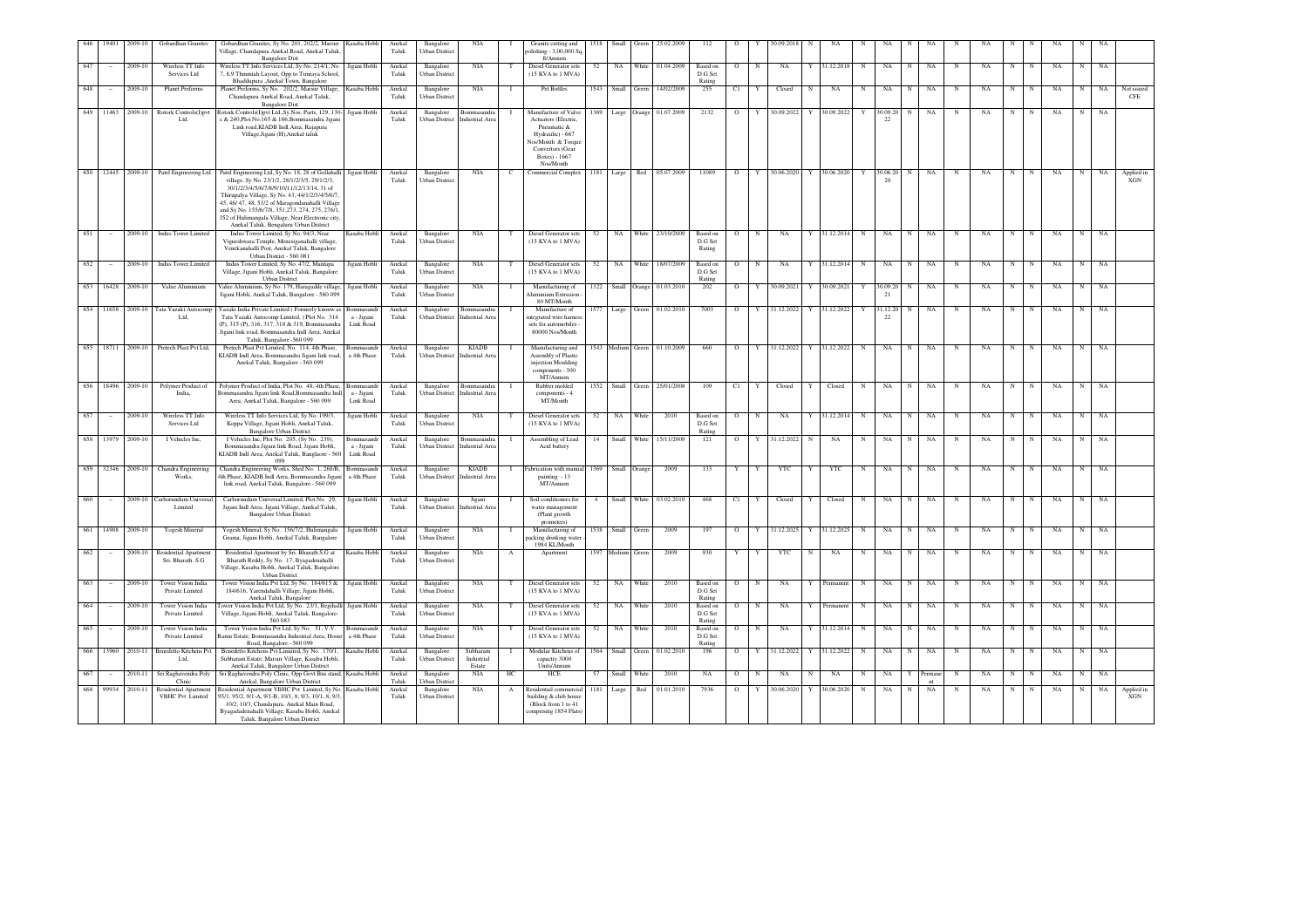| 646 | 19401 | 2009-10 | Gobardhan Granites | Gobardhan Granites, Sy No. 201, 202/2, Marsur Village, Chandapura Anekal Road, Anekal Taluk, Bangalore Dist | Kasaba Hobli | Anekal Taluk | Bangalore Urban District | NIA | I | Granite cutting and polishing - 3,00,000 Sq ft/Annum | 1518 | Small | Green | 25.02.2009 | 112 | O | Y | 30.09.2018 | N | NA | N | NA | N | NA | N | NA | N | N | NA | N | NA | |
|---|---|---|---|---|---|---|---|---|---|---|---|---|---|---|---|---|---|---|---|---|---|---|---|---|---|---|---|---|---|---|---|---|
| 647 | - | 2009-10 | Wireless TT Info Services Ltd | Wireless TT Info Services Ltd, Sy No. 214/1, No. 7, 8,9 Thimmiah Layout, Opp to Timraya School, Bhaddhipura ,Anekal Town, Bangalore | Jigani Hobli | Anekal Taluk | Bangalore Urban District | NIA | T | Diesel Generator sets (15 KVA to 1 MVA) | 52 | NA | White | 01.04.2009 | Based on D.G Set Rating | O | N | NA | Y | 31.12.2018 | N | NA | N | NA | N | NA | N | N | NA | N | NA | |
| 648 | - | 2009-10 | Planet Preforms | Planet Preforms, Sy No. 202/2, Marsur Village, Chandapura Anekal Road, Anekal Taluk, Bangalore Dist | Kasaba Hobli | Anekal Taluk | Bangalore Urban District | NIA | I | Pet Bottles | 1543 | Small | Green | 14/02/2009 | 255 | C1 | Y | Closed | N | NA | N | NA | N | NA | N | NA | N | N | NA | N | NA | Not issued CFE |
| 649 | 11463 | 2009-10 | Rotork Controls(I)pvt Ltd. | Rotork Controls(I)pvt Ltd.,Sy.Nos. Parts, 129, 130-c & 240,Plot No.165 & 166,Bommasandra Jigani Link road,KIADB Indl.Area, Rajapura Village,Jigani (H),Anekal taluk | Jigani Hobli | Anekal Taluk | Bangalore Urban District | Bommasandra Industrial Area | I | Manufacture of Valve Actuators (Electric, Pneumatic & Hydraulic) - 667 Nos/Month & Torque Convertors (Gear Boxes) - 1667 Nos/Month | 1369 | Large | Orange | 01.07.2009 | 2132 | O | Y | 30.09.2022 | Y | 30.09.2022 | Y | 30.09.2022 | N | NA | N | NA | N | N | NA | N | NA | |
| 650 | 12445 | 2009-10 | Patel Engineering Ltd | Patel Engineering Ltd, Sy No. 18, 28 of Gollahalli village, Sy No. 23/1/2, 28/1/2/3/5, 29/1/2/3, 30/1/2/3/4/5/6/7/8/9/10/11/12/13/14, 31 of Thirupalya Village, Sy No. 43, 44/1/2/3/4/5/6/7, 45, 46/ 47, 48, 51/2 of Maragondanahalli Village and Sy No. 155/6/7/8, 351,273, 274, 275, 276/1, 352 of Hulimangala Village, Near Electronic city, Anekal Taluk, Bengaluru Urban District | Jigani Hobli | Anekal Taluk | Bangalore Urban District | NIA | C | Commercial Complex | 1181 | Large | Red | 05.07.2009 | 11089 | O | Y | 30.06.2020 | Y | 30.06.2020 | Y | 30.06.2020 | N | NA | N | NA | N | N | NA | N | NA | Applied in XGN |
| 651 | - | 2009-10 | Indus Tower Limited | Indus Tower Limited, Sy No. 94/3, Near Vigneshwara Temple, Menesiganahalli village, Venekanahalli Post, Anekal Taluk, Bangalore Urban District - 560 081 | Kasaba Hobli | Anekal Taluk | Bangalore Urban District | NIA | T | Diesel Generator sets (15 KVA to 1 MVA) | 52 | NA | White | 23/10/2009 | Based on D.G Set Rating | O | N | NA | Y | 31.12.2014 | N | NA | N | NA | N | NA | N | N | NA | N | NA | |
| 652 | - | 2009-10 | Indus Tower Limited | Indus Tower Limited, Sy No. 47/2, Mantapa Village, Jigani Hobli, Anekal Taluk, Bangalore Urban District | Jigani Hobli | Anekal Taluk | Bangalore Urban District | NIA | T | Diesel Generator sets (15 KVA to 1 MVA) | 52 | NA | White | 18/07/2009 | Based on D.G Set Rating | O | N | NA | Y | 31.12.2014 | N | NA | N | NA | N | NA | N | N | NA | N | NA | |
| 653 | 16428 | 2009-10 | Value Aluminium | Value Aluminium, Sy No. 179, Haragadde village, Jigani Hobli, Anekal Taluk, Bangalore - 560 099 | Jigani Hobli | Anekal Taluk | Bangalore Urban District | NIA | I | Manufacturing of Aluminium Extrusion - 80 MT/Month | 1322 | Small | Orange | 01.03.2010 | 202 | O | Y | 30.09.2021 | Y | 30.09.2021 | Y | 30.09.2021 | N | NA | N | NA | N | N | NA | N | NA | |
| 654 | 11658 | 2009-10 | Tata Yazaki Autocomp Ltd, | Yazaki India Private Limited ( Formerly known as Tata Yazaki Autocomp Limited, ) Plot No. 314 (P), 315 (P), 316, 317, 318 & 319, Bommasandra Jigani link road, Bommasandra Indl Area, Anekal Taluk, Bangalore -560 099 | Bommasandra - Jigani Link Road | Anekal Taluk | Bangalore Urban District | Bommasandra Industrial Area | I | Manufacture of integrated wire harness sets for automobiles - 80000 Nos/Month | 1577 | Large | Green | 01.02.2010 | 7003 | O | Y | 31.12.2022 | Y | 31.12.2022 | Y | 31.12.2022 | N | NA | N | NA | N | N | NA | N | NA | |
| 655 | 18711 | 2009-10 | Pretech Plast Pvt Ltd, | Pretech Plast Pvt Limited, No. 114, 4th Phase, KIADB Indl Area, Bommasandra Jigani link road, Anekal Taluk, Bangalore - 560 099 | Bommasandra 4th Phase | Anekal Taluk | Bangalore Urban District | KIADB Industrial Area | I | Manufacturing and Assembly of Plastic injection Moulding components - 300 MT/Annum | 1543 | Medium | Green | 01.10.2009 | 660 | O | Y | 31.12.2022 | Y | 31.12.2022 | N | NA | N | NA | N | NA | N | N | NA | N | NA | |
| 656 | 18496 | 2009-10 | Polymer Product of India, | Polymer Product of India, Plot No. 48, 4th Phase, Bommasandra Jigani link Road,Bommasandra Indl Area, Anekal Taluk, Bangalore - 560 099 | Bommasandra - Jigani Link Road | Anekal Taluk | Bangalore Urban District | Bommasandra Industrial Area | I | Rubber molded components - 4 MT/Month | 1552 | Small | Green | 25/01/2008 | 109 | C1 | Y | Closed | Y | Closed | N | NA | N | NA | N | NA | N | N | NA | N | NA | |
| 657 | - | 2009-10 | Wireless TT Info Services Ltd | Wireless TT Info Services Ltd, Sy No. 199/3, Koppa Village, Jigani Hobli, Anekal Taluk, Bangalore Urban District | Jigani Hobli | Anekal Taluk | Bangalore Urban District | NIA | T | Diesel Generator sets (15 KVA to 1 MVA) | 52 | NA | White | 2010 | Based on D.G Set Rating | O | N | NA | Y | 31.12.2014 | N | NA | N | NA | N | NA | N | N | NA | N | NA | |
| 658 | 13979 | 2009-10 | I Vehicles Inc, | I Vehicles Inc, Plot No. 205, (Sy No. 239), Bommasandra Jigani link Road, Jigani Hobli, KIADB Indl Area, Anekal Taluk, Banglaore - 560 099 | Bommasandra - Jigani Link Road | Anekal Taluk | Bangalore Urban District | Bommasandra Industrial Area | I | Assembling of Lead Acid battery | 14 | Small | White | 15/11/2009 | 121 | O | Y | 31.12.2022 | N | NA | N | NA | N | NA | N | NA | N | N | NA | N | NA | |
| 659 | 32346 | 2009-10 | Chandra Engineering Works, | Chandra Engineering Works, Shed No. 1, 268/B, 4th Phase, KIADB Indl Area, Bommasandra Jigani link road, Anekal Taluk, Bangalore - 560 099 | Bommasandra 4th Phase | Anekal Taluk | Bangalore Urban District | KIADB Industrial Area | I | Fabrication with manual painting - 13 MT/Annum | 1369 | Small | Orange | 2009 | 133 | Y | Y | YTC | Y | YTC | N | NA | N | NA | N | NA | N | N | NA | N | NA | |
| 660 | - | 2009-10 | Carborundum Universal Limited | Carborundum Universal Limited, Plot No. 29, Jigani Indl Area, Jigani Village, Anekal Taluk, Bangalore Urban District | Jigani Hobli | Anekal Taluk | Bangalore Urban District | Jigani Industrial Area | I | Soil conditioners for water management (Plant growth promoters) | 4 | Small | White | 03.02.2010 | 468 | C1 | Y | Closed | Y | Closed | N | NA | N | NA | N | NA | N | N | NA | N | NA | |
| 661 | 14908 | 2009-10 | Yogesh Mineral | Yogesh Mineral, Sy No. 156/3/2, Hulimangala Grama, Jigani Hobli, Anekal Taluk, Bangalore | Jigani Hobli | Anekal Taluk | Bangalore Urban District | NIA | I | Manufacturing of packing drinking water - 1984 KL/Month | 1538 | Small | Green | 2009 | 197 | O | Y | 31.12.2025 | Y | 31.12.2025 | N | NA | N | NA | N | NA | N | N | NA | N | NA | |
| 662 | - | 2009-10 | Residential Apartment Sri. Bharath. S.G | Residential Apartment by Sri. Bharath S.G at Bharath Reddy, Sy No. 17, Byagadenahalli Village, Kasaba Hobli, Anekal Taluk, Bangalore Urban District | Kasaba Hobli | Anekal Taluk | Bangalore Urban District | NIA | A | Apartment | 1597 | Medium | Green | 2009 | 930 | Y | Y | YTC | N | NA | N | NA | N | NA | N | NA | N | N | NA | N | NA | |
| 663 | - | 2009-10 | Tower Vision India Private Limited | Tower Vision India Pvt Ltd, Sy No. 184/615 & 184/616, Yarendahalli Village, Jigani Hobli, Anekal Taluk, Bangalore | Jigani Hobli | Anekal Taluk | Bangalore Urban District | NIA | T | Diesel Generator sets (15 KVA to 1 MVA) | 52 | NA | White | 2010 | Based on D.G Set Rating | O | N | NA | Y | Permanent | N | NA | N | NA | N | NA | N | N | NA | N | NA | |
| 664 | - | 2009-10 | Tower Vision India Private Limited | Tower Vision India Pvt Ltd, Sy No. 23/1, Begihalli Village, Jigani Hobli, Anekal Taluk, Bangalore-560 083 | Jigani Hobli | Anekal Taluk | Bangalore Urban District | NIA | T | Diesel Generator sets (15 KVA to 1 MVA) | 52 | NA | White | 2010 | Based on D.G Set Rating | O | N | NA | Y | Permanent | N | NA | N | NA | N | NA | N | N | NA | N | NA | |
| 665 | - | 2009-10 | Tower Vision India Private Limited | Tower Vision India Pvt Ltd, Sy No. 31, V.V. Ramu Estate, Bommasandra Industrial Area, Hosur Road, Bangalore - 560 099 | Bommasandra 4th Phase | Anekal Taluk | Bangalore Urban District | NIA | T | Diesel Generator sets (15 KVA to 1 MVA) | 52 | NA | White | 2010 | Based on D.G Set Rating | O | N | NA | Y | 31.12.2014 | N | NA | N | NA | N | NA | N | N | NA | N | NA | |
| 666 | 15960 | 2010-11 | Benedetto Kitchens Pvt Ltd, | Benedetto Kitchens Pvt Limited, Sy No. 170/1, Subharam Estate, Marsur Village, Kasaba Hobli, Anekal Taluk, Bangalore Urban District | Kasaba Hobli | Anekal Taluk | Bangalore Urban District | Subharam Industrial Estate | I | Modular Kitchens of capacity 3000 Units/Annum | 1564 | Small | Green | 01.02.2010 | 196 | O | Y | 31.12.2022 | Y | 31.12.2022 | N | NA | N | NA | N | NA | N | N | NA | N | NA | |
| 667 | - | 2010-11 | Sri Raghavendra Poly Clinic | Sri Raghavendra Poly Clinic, Opp Govt Bus stand, Anekal, Bangalore Urban District | Kasaba Hobli | Anekal Taluk | Bangalore Urban District | NIA | HC | HCE | 57 | Small | White | 2010 | NA | O | N | NA | N | NA | N | NA | Y | Permanent | N | NA | N | N | NA | N | NA | |
| 668 | 99934 | 2010-11 | Residential Apartment VBHC Pvt Limited | Residential Apartment VBHC Pvt Limited, Sy No. 95/1, 95/2, 9/1-A, 9/1-B, 10/1, 8, 9/3, 10/1, 8, 9/3, 10/2, 10/3, Chandapura, Anekal Main Road, Byagadadenahalli Village, Kasaba Hobli, Anekal Taluk, Bangalore Urban District | Kasaba Hobli | Anekal Taluk | Bangalore Urban District | NIA | A | Residental commercial building & club house (Block from 1 to 41 comprising 1854 Flats) | 1181 | Large | Red | 01.01.2010 | 7936 | O | Y | 30.06.2020 | Y | 30.06.2020 | N | NA | N | NA | N | NA | N | N | NA | N | NA | Applied in XGN |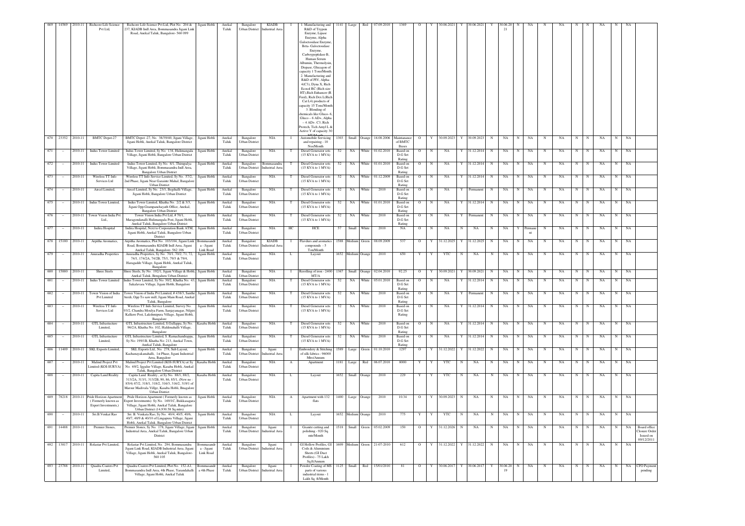| 669 | 14569 | 2010-11 | Richcore Life Science Pvt Ltd, | Richcore Life Science Pvt Ltd, Plot No. 204 & 237, KIADB Indl Area, Bommasandra Jigani Link Road, Anekal Taluk, Bangalore- 560 099 | Jigani Hobli | Anekal Taluk | Bangalore Urban District | KIADB Industrial Area | I | 1. Manufacturing and R&D of Trypsin Enzyme, Lipase Enzyme, Alpha Galoctosidase Enzyme, Beta- Galoctosidase Enzyme, Carboxypeptidase B, Human Serum Albumin, Thermolysin, Dispase, Glucagon of capacity 1 Tons/Month. 2. Manufacturing and R&D of PIV, Alpha-4(C3), Dyna X, Rich Ecosol RC (Rich size HT),Rich Enhancer (R Feed), Rich Dex L(Rich Cat L4) products of capacity 15 Tons/Month 3. Blending of chemicals like Gluco- 6, Gluco – 6 AD+, Alpha – 4 AD+, C3, Rich Protech, Tich Amyl L & Active Y of capacity 30 MT/Month | 1141 | Large | Red | 07.09.2010 | 1369 | O | Y | 30.06.2021 | Y | 30.06.2021 | Y | 30.06.2021 | N | NA | N | NA | N | NA | N | N | NA | N | NA | |
|---|---|---|---|---|---|---|---|---|---|---|---|---|---|---|---|---|---|---|---|---|---|---|---|---|---|---|---|---|---|---|---|---|---|---|
| 670 | 23352 | 2010-11 | BMTC Depot-27 | BMTC Depot -27, No. 38/39/40, Jigani Village, Jigani Hobli, Anekal Taluk, Bangalore District | Jigani Hobli | Anekal Taluk | Bangalore Urban District | NIA | I | Automobile Servicing and repairing - 10 Nos/Month | 1303 | Small | Orange | 16.08.2006 | Maintanance of BMTC Buses | O | Y | 30.09.2023 | Y | 30.09.2023 | N | NA | N | NA | N | NA | N | NA | N | N | NA | N | NA | |
| 671 | – | 2010-11 | Indus Tower Limited | Indus Tower Limited, Sy No. 134, Hulimangala Village, Jigani Hobli, Bangalore Urban District | Jigani Hobli | Anekal Taluk | Bangalore Urban District | NIA | T | Diesel Generator sets (15 KVA to 1 MVA) | 52 | NA | White | 01.02.2010 | Based on D.G Set Rating | O | N | NA | Y | 31.12.2014 | N | NA | N | NA | N | NA | N | NA | N | N | NA | N | NA | |
| 672 | – | 2010-11 | Indus Tower Limited | Indus Tower Limited, Sy No. 8/1, Thirupalya Village, Jigani Hobli, Bommasandra Indl Area, Bangalore Urban District | Jigani Hobli | Anekal Taluk | Bangalore Urban District | Bommasandra Industrial Area | T | Diesel Generator sets (15 KVA to 1 MVA) | 52 | NA | White | 01.01.2010 | Based on D.G Set Rating | O | N | NA | Y | 31.12.2014 | N | NA | N | NA | N | NA | N | NA | N | N | NA | N | NA | |
| 673 | – | 2010-11 | Wireless TT Info Services Ltd | Wireless TT Info Service Limited, Sy No. 57/2, 2nd Phase, Jigani Near Garainte Mahal, Bangalore Urban District | Jigani Hobli | Anekal Taluk | Bangalore Urban District | NIA | T | Diesel Generator sets (15 KVA to 1 MVA) | 52 | NA | White | 01.12.2009 | Based on D.G Set Rating | O | N | NA | Y | 31.12.2014 | N | NA | N | NA | N | NA | N | NA | N | N | NA | N | NA | |
| 674 | – | 2010-11 | Aircel Limited, | Aircel Limited, Sy No. 23/1, Begihalli Village, Jigani Hobli, Bangalore Urban District | Jigani Hobli | Anekal Taluk | Bangalore Urban District | NIA | T | Diesel Generator sets (15 KVA to 1 MVA) | 52 | NA | White | 2010 | Based on D.G Set Rating | O | N | NA | Y | Permanent | N | NA | N | NA | N | NA | N | NA | N | N | NA | N | NA | |
| 675 | – | 2010-11 | Indus Tower Limited, | Indus Tower Limited, Khatha No. 2/2 & 3/3, Jigani Opp.Grampanchayath Office, Anekal, Bangalore Urban District | Jigani Hobli | Anekal Taluk | Bangalore Urban District | NIA | T | Diesel Generator sets (15 KVA to 1 MVA) | 52 | NA | White | 01.01.2010 | Based on D.G Set Rating | O | N | NA | Y | 31.12.2014 | N | NA | N | NA | N | NA | N | NA | N | N | NA | N | NA | |
| 676 | – | 2010-11 | Tower Vision India Pvt Ltd., | Tower Vision India Pvt Ltd, # 70/1, Maragondanalli Hulimangala Post, Jigani Hobli, Anekal Taluk, Bangalore Urban District | Jigani Hobli | Anekal Taluk | Bangalore Urban District | NIA | T | Diesel Generator sets (15 KVA to 1 MVA) | 52 | NA | White | 2010 | Based on D.G Set Rating | O | N | NA | Y | Permanent | N | NA | N | NA | N | NA | N | NA | N | N | NA | N | NA | |
| 677 | – | 2010-11 | Indira Hospital | Indira Hospital, Next to Corporation Bank ATM, Jigani Hobli, Anekal Taluk, Bangalore Urban District | Jigani Hobli | Anekal Taluk | Bangalore Urban District | NIA | HC | HCE | 57 | Small | White | 2010 | NA | O | N | NA | N | NA | N | NA | Y | Permanent | N | NA | N | NA | N | N | NA | N | NA | |
| 678 | 15100 | 2010-11 | Arpitha Aromatics, | Arpitha Aromatics, Plot No. 103/104, Jigani Link Road, Bommasandra KIADB Indl Area, Jigani Anekal Taluk, Bangalore- 562 106 | Bommasandra - Jigani Link Road | Anekal Taluk | Bangalore Urban District | KIADB Industrial Area | I | Flavours and aromatics compounds - 5 Ton/Month | 1588 | Medium | Green | 08.09.2009 | 537 | O | Y | 31.12.2025 | Y | 31.12.2025 | N | NA | N | NA | N | NA | N | NA | N | N | NA | N | NA | |
| 679 | – | 2010-11 | Anuradha Properties | Anuradha Properties, Sy No. 70/1, 70/2, 71, 72, 74/1, 174/2A, 74/2B, 75/1, 79/3 & 79/4, Haragadde Village, Jigani Hobli, Anekal Taluk, Bangalore | Jigani Hobli | Anekal Taluk | Bangalore Urban District | NIA | L | Layout | 1652 | Medium | Orange | 2010 | 650 | Y | Y | YTC | N | NA | N | NA | N | NA | N | NA | N | NA | N | N | NA | N | NA | |
| 680 | 15880 | 2010-11 | Shree Steels | Shree Steels, Sy No. 192/1, Jigani Village & Hobli, Anekal Taluk, Bengaluru Urban District | Jigani Hobli | Anekal Taluk | Bangalore Urban District | NIA | I | Rerolling of iron - 2400 MT/A | 1367 | Small | Orange | 02.04.2010 | 92.25 | O | Y | 30.09.2021 | Y | 30.09.2021 | N | NA | N | NA | N | NA | N | NA | N | N | NA | N | NA | |
| 681 | – | 2010-11 | Indus Tower Limited | Indus Tower Limited, Sy No: 30/2, Khatha No. 43, Sakalavara Village, Jigani Hobli, Bangalore | Jigani Hobli | Anekal Taluk | Bangalore Urban District | NIA | T | Diesel Generator sets (15 KVA to 1 MVA) | 52 | NA | White | 05.01.2010 | Based on D.G Set Rating | O | N | NA | Y | 31.12.2014 | N | NA | N | NA | N | NA | N | NA | N | N | NA | N | NA | |
| 682 | – | 2010-11 | Tower Vision of India Pvt Limited | Tower Vision of India Pvt Limited, # 438/3, Santhe beedi, Opp To saw mill, Jigani Main Road, Anekal Taluk, Bangalore | Jigani Hobli | Anekal Taluk | Bangalore Urban District | NIA | T | Diesel Generator sets (15 KVA to 1 MVA) | 52 | NA | White | 2010 | Based on D.G Set Rating | O | N | NA | Y | Permanent | N | NA | N | NA | N | NA | N | NA | N | N | NA | N | NA | |
| 683 | – | 2010-11 | Wireless TT Info Services Ltd | Wireless TT Info Service Limited, Survey No. 93/2, Chandra Moulya Farm, Sanjayanagar, Nilgiri Kalkere Post, Lakshmipura Village, Jigani Hobli, Bangalore | Jigani Hobli | Anekal Taluk | Bangalore Urban District | NIA | T | Diesel Generator sets (15 KVA to 1 MVA) | 52 | NA | White | 2010 | Based on D.G Set Rating | O | N | NA | Y | 31.12.2014 | N | NA | N | NA | N | NA | N | NA | N | N | NA | N | NA | |
| 684 | – | 2010-11 | GTL Infrastucture Limited, | GTL Infrastructure Limited, S.Gullappa, Sy No. 96/2A, Khatha No. 102, Haldenahalli Village, Bangalore | Kasaba Hobli | Anekal Taluk | Bangalore Urban District | NIA | T | Diesel Generator sets (15 KVA to 1 MVA) | 52 | NA | White | 2010 | Based on D.G Set Rating | O | N | NA | Y | 31.12.2014 | N | NA | N | NA | N | NA | N | NA | N | N | NA | N | NA | |
| 685 | – | 2010-11 | GTL Infrastucture Limited, | GTL Infrastructure Limited, S. Ramachandrappa, Sy No: 199/1B, Khatha No: 213, Anekal Town, Anekal Taluk, Bangalore | Jigani Hobli | Anekal Taluk | Bangalore Urban District | NIA | T | Diesel Generator sets (15 KVA to 1 MVA) | 52 | NA | White | 2010 | Based on D.G Set Rating | O | N | NA | Y | 31.12.2014 | N | NA | N | NA | N | NA | N | NA | N | N | NA | N | NA | |
| 686 | 11409 | 2010-11 | SKL Exports Limited, | SKL Exports Ltd., No. 278, Sub Layout, Kachanayakanahalli, 1st Phase, Jigani Industrial Area, Bangalore | Jigani Hobli | Anekal Taluk | Bangalore Urban District | Jigani Industrial Area | I | Embroidery & Stitching of silk fabrics - 96000 Mtrs/Annum | 1589 | Large | Green | 01.10.2010 | 1297 | O | Y | 31.12.2022 | Y | 31.12.2022 | N | NA | N | NA | N | NA | N | NA | N | N | NA | N | NA | |
| 687 | – | 2010-11 | Malind Project Pvt Limited (KOI-SURYA) | Malind Project Pvt Limited (KOI-SURYA) at Sy No. 69/2, Iggalur Village, Kasaba Hobli, Anekal Taluk, Bangalore Urban District | Kasaba Hobli | Anekal Taluk | Bangalore Urban District | NIA | A | Apartment | 1181 | Large | Red | 06.07.2010 | 8000 | Y | Y | YTC | N | NA | N | NA | N | NA | N | NA | N | NA | N | N | NA | N | NA | |
| 688 | – | 2010-11 | Capita Land Reality | Capita Land Reality , at Sy No. 88/1, 88/2, 313/2A, 313/1, 313/2B, 90, 86, 85/1, (New no : 85/4) 87/2, 318/1, 318/2, 316/3, 316/2, 319/1 of Marsur Madivala Villge, Kasaba Hobli, Bnagalore Urban District | Kasaba Hobli | Anekal Taluk | Bangalore Urban District | NIA | L | Layout | 1652 | Small | Orange | 2010 | 229 | Y | Y | YTC | N | NA | N | NA | N | NA | N | NA | N | NA | N | N | NA | N | NA | |
| 689 | 78218 | 2010-11 | Pride Horizon Apartment ( Formerly known as Expert Investments,) | Pride Horizon Apartment ( Formerly known as Expert Investments) Sy No. 169/1C, Bukkasagara Village, Jigani Hobli, Anekal Taluk, Bangalore Urban District (14,930.58 Sq mtrs) | Jigani Hobli | Anekal Taluk | Bangalore Urban District | NIA | A | Apartment with 132 flats | 1400 | Large | Orange | 2010 | 10.34 | O | Y | 30.09.2023 | N | NA | N | NA | N | NA | N | NA | N | NA | N | N | NA | N | NA | |
| 690 | – | 2010-11 | Sri.B.Venkat Rao | Sri. B. Venkata Rao, Sy No. 40/4, 40/5, 40/6, 40/7, 40/9 & 40/10 of Lingapura Village, Jigani Hobli, Anekal Taluk, Bangalore Urban District | Jigani Hobli | Anekal Taluk | Bangalore Urban District | NIA | L | Layout | 1652 | Medium | Orange | 2010 | 775 | Y | Y | YTC | N | NA | N | NA | N | NA | N | NA | N | NA | N | N | NA | N | NA | |
| 691 | 14488 | 2010-11 | Premier Stones, | Premier Stones, Sy No. 178, Jigani Village, Jigani Industrial Area, Anekal Taluk, Bangalore Urban District | Jigani Hobli | Anekal Taluk | Bangalore Urban District | Jigani Industrial Area | I | Granite cutting and polishing - 920 Sq. mtr/Month | 1518 | Small | Green | 05.02.2009 | 150 | O | Y | 31.12.2026 | N | NA | N | NA | N | NA | N | NA | N | NA | N | N | NA | N | NA | Board office Closure Order Issued on 09/12/2011 |
| 692 | 13817 | 2010-11 | Rolastar Pvt Limited, | Rolastar Pvt Limited, No. 294, Bommasandra Jigani Link Road, KIADB Industrial Area, Jigani Village, Jigani Hobli, Anekal Taluk, Bangalore- 560 105 | Bommasandra - Jigani Link Road | Anekal Taluk | Bangalore Urban District | Jigani Industrial Area | I | GI Hollow Profiles, GI Coils & Aluminium Sheets (GI Duct Profiles) - 75 Lakh Sq.ft/Annum | 1609 | Medium | Green | 21-07-2010 | 612 | O | Y | 31.12.2022 | Y | 31.12.2022 | N | NA | N | NA | N | NA | N | NA | N | N | NA | N | NA | |
| 693 | 23788 | 2010-11 | Quadra Coaters Pvt Limited, | Quadra Coaters Pvt Limited, Plot No. 152-A1, Bommasandra Indl Area, 4th Phase, Yarandahalli Village, Jigani Hobli, Anekal Taluk | Bommasandra 4th Phase | Anekal Taluk | Bangalore Urban District | Jigani Industrial Area | I | Powder Coating of MS parts of various industrial items - 1 Lakh Sq. ft/Month | 1125 | Small | Red | 15/01/2010 | 81 | O | Y | 30.06.2017 | Y | 30.06.2017 | Y | 30.06.2019 | N | NA | N | NA | N | NA | N | N | NA | N | NA | CFO Payment pending |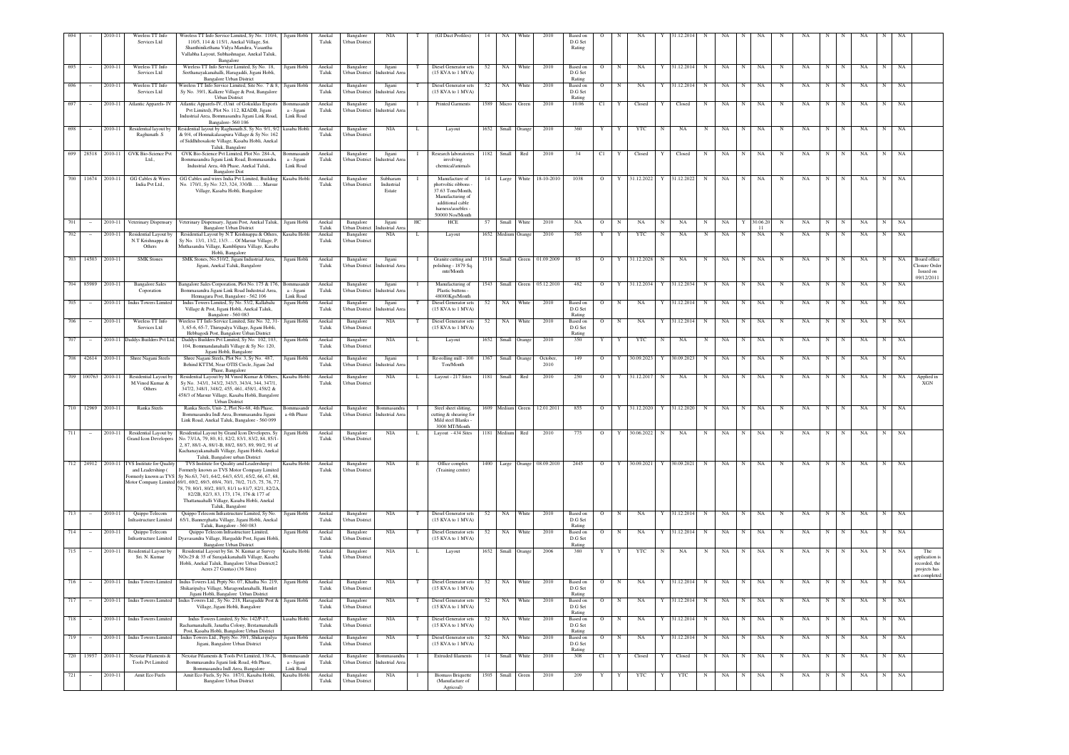| 694 | - | 2010-11 | Wireless TT Info Services Ltd | Wireless TT Info Service Limited, Sy No. 110/4, 110/5, 114 & 115/1, Anekal Village, Sri. Shanthinikethana Vidya Mandira, Vasantha Vallabha Layout, Subhashnagar, Anekal Taluk, Bangalore | Jigani Hobli | Anekal Taluk | Bangalore Urban District | NIA | T | (GI Duct Profiles) | 14 | NA | White | 2010 | Based on D.G Set Rating | O | N | NA | Y | 31.12.2014 | N | NA | N | NA | N | NA | N | N | NA | N | NA | |
|---|---|---|---|---|---|---|---|---|---|---|---|---|---|---|---|---|---|---|---|---|---|---|---|---|---|---|---|---|---|---|---|---|
| 695 | - | 2010-11 | Wireless TT Info Services Ltd | Wireless TT Info Service Limited, Sy No. 18, Seethanayakanahalli, Haragaddi, Jigani Hobli, Bangalore Urban District | Jigani Hobli | Anekal Taluk | Bangalore Urban District | Jigani Industrial Area | T | Diesel Generator sets (15 KVA to 1 MVA) | 52 | NA | White | 2010 | Based on D.G Set Rating | O | N | NA | Y | 31.12.2014 | N | NA | N | NA | N | NA | N | N | NA | N | NA | |
| 696 | - | 2010-11 | Wireless TT Info Services Ltd | Wireless TT Info Service Limited, Site No. 7 & 8, Sy No. 39/1, Kalkere Village & Post, Bangalore Urban District | Jigani Hobli | Anekal Taluk | Bangalore Urban District | Jigani Industrial Area | T | Diesel Generator sets (15 KVA to 1 MVA) | 52 | NA | White | 2010 | Based on D.G Set Rating | O | N | NA | Y | 31.12.2014 | N | NA | N | NA | N | NA | N | N | NA | N | NA | |
| 697 | - | 2010-11 | Atlantic Apparels- IV | Atlantic Apparels-IV, (Unit of Gokuldas Exports Pvt Limited), Plot No. 112, KIADB, Jigani Industrial Area, Bommasandra Jigani Link Road, Bangalore- 560 106 | Bommasandra - Jigani Link Road | Anekal Taluk | Bangalore Urban District | Jigani Industrial Area | I | Printed Garments | 1589 | Micro | Green | 2010 | 10.06 | C1 | Y | Closed | Y | Closed | N | NA | N | NA | N | NA | N | N | NA | N | NA | |
| 698 | - | 2010-11 | Residential layout by Raghunath .S | Residential layout by Raghunath.S, Sy No. 9/1, 9/2 & 9/4, of Honnakalasapura Village & Sy No. 162 of Siddhihoskote Village, Kasaba Hobli, Anekal Taluk, Bangalore | Kasaba Hobli | Anekal Taluk | Bangalore Urban District | NIA | L | Layout | 1652 | Small | Orange | 2010 | 360 | Y | Y | YTC | N | NA | N | NA | N | NA | N | NA | N | N | NA | N | NA | |
| 699 | 28518 | 2010-11 | GVK Bio-Science Pvt Ltd., | GVK Bio-Science Pvt Limited, Plot No. 284-A, Bommasandra Jigani Link Road, Bommasandra Industrial Area, 4th Phase, Anekal Taluk, Bangalore Dist | Bommasandra - Jigani Link Road | Anekal Taluk | Bangalore Urban District | Jigani Industrial Area | I | Research laboratories involving chemical/animals | 1182 | Small | Red | 2010 | 34 | C1 | Y | Closed | Y | Closed | N | NA | N | NA | N | NA | N | N | NA | N | NA | |
| 700 | 11674 | 2010-11 | GG Cables & Wires India Pvt Ltd., | GG Cables and wires India Pvt Limited, Building No. 170/1, Sy No. 323, 324, 330/B....... Marsur Village, Kasaba Hobli, Bangalore | Kasaba Hobli | Anekal Taluk | Bangalore Urban District | Subharam Industrial Estate | I | Manufacture of photvoltic ribbons - 37.63 Tons/Month, Manufacturing of additional cable harness/assebles - 50000 Nos/Month | 14 | Large | White | 18-10-2010 | 1038 | O | Y | 31.12.2022 | Y | 31.12.2022 | N | NA | N | NA | N | NA | N | N | NA | N | NA | |
| 701 | - | 2010-11 | Veterinary Dispensary | Veterinary Dispensary, Jigani Post, Anekal Taluk, Bangalore Urban District | Jigani Hobli | Anekal Taluk | Bangalore Urban District | Jigani Industrial Area | HC | HCE | 57 | Small | White | 2010 | NA | O | N | NA | N | NA | N | NA | Y | 30.06.2011 | N | NA | N | N | NA | N | NA | |
| 702 | - | 2010-11 | Residential Layout by N.T Krishnappa & Others | Residential Layout by N.T Krishnappa & Others, Sy No. 13/1, 13/2, 13/3..... Of Marsur Village, P. Muthasandra Village, Kamblipura Village, Kasaba Hobli, Bangalore | Kasaba Hobli | Anekal Taluk | Bangalore Urban District | NIA | L | Layout | 1652 | Medium | Orange | 2010 | 765 | Y | Y | YTC | N | NA | N | NA | N | NA | N | NA | N | N | NA | N | NA | |
| 703 | 14503 | 2010-11 | SMK Stones | SMK Stones, No.510/2, Jigani Industrial Area, Jigani, Anekal Taluk, Bangalore | Jigani Hobli | Anekal Taluk | Bangalore Urban District | Jigani Industrial Area | I | Granite cutting and polishing - 1879 Sq. mtr/Month | 1518 | Small | Green | 01.09.2009 | 85 | O | Y | 31.12.2028 | N | NA | N | NA | N | NA | N | NA | N | N | NA | N | NA | Board office Closure Order Issued on 09/12/2011 |
| 704 | 85989 | 2010-11 | Bangalore Sales Coporation | Bangalore Sales Corporation, Plot No. 175 & 176, Bommasandra Jigani Link Road Industrial Area, Hennagara Post, Bangalore - 562 106 | Bommasandra - Jigani Link Road | Anekal Taluk | Bangalore Urban District | Jigani Industrial Area | I | Manufacturing of Plastic buttons - 48000Kgs/Month | 1543 | Small | Green | 05.12.2010 | 482 | O | Y | 31.12.2034 | Y | 31.12.2034 | N | NA | N | NA | N | NA | N | N | NA | N | NA | |
| 705 | - | 2010-11 | Indus Towers Limited | Indus Towers Limited, Sy No. 53/2, Kallabalu Village & Post, Jigani Hobli, Anekal Taluk, Bangalore - 560 083 | Jigani Hobli | Anekal Taluk | Bangalore Urban District | Jigani Industrial Area | T | Diesel Generator sets (15 KVA to 1 MVA) | 52 | NA | White | 2010 | Based on D.G Set Rating | O | N | NA | Y | 31.12.2014 | N | NA | N | NA | N | NA | N | N | NA | N | NA | |
| 706 | - | 2010-11 | Wireless TT Info Services Ltd | Wireless TT Info Service Limited, Site No. 32, 31-3, 65-6, 65-7, Thirupalya Village, Jigani Hobli, Hebbagodi Post, Bangalore Urban District | Jigani Hobli | Anekal Taluk | Bangalore Urban District | NIA | T | Diesel Generator sets (15 KVA to 1 MVA) | 52 | NA | White | 2010 | Based on D.G Set Rating | O | N | NA | Y | 31.12.2014 | N | NA | N | NA | N | NA | N | N | NA | N | NA | |
| 707 | - | 2010-11 | Daddys Builders Pvt Ltd, | Daddys Builders Pvt Limited, Sy No. 102, 103, 104, Bommandanahalli Village & Sy No. 120, Jigani Hobli, Bangalore | Jigani Hobli | Anekal Taluk | Bangalore Urban District | NIA | L | Layout | 1652 | Small | Orange | 2010 | 350 | Y | Y | YTC | N | NA | N | NA | N | NA | N | NA | N | N | NA | N | NA | |
| 708 | 42814 | 2010-11 | Shree Nagani Steels | Shree Nagani Steels, Plot No. 3, Sy No. 487, Behind KTTM, Near OTIS Circle, Jigani 2nd Phase, Bangalore | Jigani Hobli | Anekal Taluk | Bangalore Urban District | Jigani Industrial Area | I | Re-rolling mill - 100 Ton/Month | 1367 | Small | Orange | October, 2010 | 149 | O | Y | 30.09.2023 | Y | 30.09.2023 | N | NA | N | NA | N | NA | N | N | NA | N | NA | |
| 709 | 100763 | 2010-11 | Residential Layout by M.Vinod Kumar & Others | Residential Layout by M.Vinod Kumar & Others, Sy No. 343/1, 343/2, 343/3, 343/4, 344, 347/1, 347/2, 348/1, 348/2, 455, 461, 458/1, 458/2 & 458/3 of Marsur Village, Kasaba Hobli, Bangalore Urban District | Kasaba Hobli | Anekal Taluk | Bangalore Urban District | NIA | L | Layout - 217 Sites | 1181 | Small | Red | 2010 | 250 | O | Y | 31.12.2017 | N | NA | N | NA | N | NA | N | NA | N | N | NA | N | NA | Applied in XGN |
| 710 | 12969 | 2010-11 | Ranka Steels | Ranka Steels, Unit- 2, Plot No-68, 4th Phase, Bommasandra Indl Area, Bommasandra Jigani Link Road, Anekal Taluk, Bangalore - 560 099 | Bommasandra 4th Phase | Anekal Taluk | Bangalore Urban District | Bommasandra Industrial Area | I | Steel sheet slitting, cutting & shearing for Mild steel Blanks - 3000 MT/Month | 1609 | Medium | Green | 12.01.2011 | 855 | O | Y | 31.12.2020 | Y | 31.12.2020 | N | NA | N | NA | N | NA | N | N | NA | N | NA | |
| 711 | - | 2010-11 | Residential Layout by Grand Icon Developers | Residential Layout by Grand Icon Developers, Sy No. 73/1A, 79, 80, 81, 82/2, 83/1, 83/2, 84, 85/1-2, 87, 88/1-A, 88/1-B, 88/2, 88/3, 89, 90/2, 91 of Kachanayakanahalli Village, Jigani Hobli, Anekal Taluk, Bangalore urban District | Jigani Hobli | Anekal Taluk | Bangalore Urban District | NIA | L | Layout - 434 Sites | 1181 | Medium | Red | 2010 | 775 | O | Y | 30.06.2022 | N | NA | N | NA | N | NA | N | NA | N | N | NA | N | NA | |
| 712 | 24912 | 2010-11 | TVS Institute for Quality and Leadership ( Formerly known as TVS Motor Company Limited | TVS Institute for Quality and Leadership ( Formerly known as TVS Motor Company Limited Sy No.63, 74/1, 64/2, 64/3, 65/1, 65/2, 66, 67, 68, 69/1, 69/2, 69/3, 69/4, 70/1, 70/2, 71/3, 75, 76, 77, 78, 79, 80/1, 80/2, 80/3, 81/1 to 81/7, 82/1, 82/2A, 82/2B, 82/3, 83, 173, 174, 176 & 177 of Thattanaahalli Village, Kasaba Hobli, Anekal Taluk, Bangalore | Kasaba Hobli | Anekal Taluk | Bangalore Urban District | NIA | E | Office complex (Training centre) | 1400 | Large | Orange | 08.09.2010 | 2445 | O | Y | 30.09.2021 | Y | 30.09.2021 | N | NA | N | NA | N | NA | N | N | NA | N | NA | |
| 713 | - | 2010-11 | Quippo Telecom Infrastructure Limited | Quippo Telecom Infrastructure Limited, Sy No. 65/1, Bannerghatta Village, Jigani Hobli, Anekal Taluk, Bangalore - 560 083 | Jigani Hobli | Anekal Taluk | Bangalore Urban District | NIA | T | Diesel Generator sets (15 KVA to 1 MVA) | 52 | NA | White | 2010 | Based on D.G Set Rating | O | N | NA | Y | 31.12.2014 | N | NA | N | NA | N | NA | N | N | NA | N | NA | |
| 714 | - | 2010-11 | Quippo Telecom Infrastructure Limited | Quippo Telecom Infrastructure Limited, Dyavasandra Village, Hargadde Post, Jigani Hobli, Bangalore Urban District | Jigani Hobli | Anekal Taluk | Bangalore Urban District | NIA | T | Diesel Generator sets (15 KVA to 1 MVA) | 52 | NA | White | 2010 | Based on D.G Set Rating | O | N | NA | Y | 31.12.2014 | N | NA | N | NA | N | NA | N | N | NA | N | NA | |
| 715 | - | 2010-11 | Residential Layout by Sri. N. Kumar | Residential Layout by Sri. N. Kumar at Survey NOs:29 & 35 of Surajakkanahalli Village, Kasaba Hobli, Anekal Taluk, Bangalore Urban District(2 Acres 27 Guntas) (36 Sites) | Kasaba Hobli | Anekal Taluk | Bangalore Urban District | NIA | L | Layout | 1652 | Small | Orange | 2006 | 380 | Y | Y | YTC | N | NA | N | NA | N | NA | N | NA | N | N | NA | N | NA | The application is recorded, the projects has not completed |
| 716 | - | 2010-11 | Indus Towers Limited | Indus Towers Ltd, Pypty No, 07, Khatha No. 219, Shikaripalya Village, Maragondanahalli, Hamlet Jigani Hobli, Bangalore Urban District | Jigani Hobli | Anekal Taluk | Bangalore Urban District | NIA | T | Diesel Generator sets (15 KVA to 1 MVA) | 52 | NA | White | 2010 | Based on D.G Set Rating | O | N | NA | Y | 31.12.2014 | N | NA | N | NA | N | NA | N | N | NA | N | NA | |
| 717 | - | 2010-11 | Indus Towers Limited | Indus Towers Ltd., Sy No. 218, Haragadde Post & Village, Jigani Hobli, Bangalore | Jigani Hobli | Anekal Taluk | Bangalore Urban District | NIA | T | Diesel Generator sets (15 KVA to 1 MVA) | 52 | NA | White | 2010 | Based on D.G Set Rating | O | N | NA | Y | 31.12.2014 | N | NA | N | NA | N | NA | N | N | NA | N | NA | |
| 718 | - | 2010-11 | Indus Towers Limited | Indus Towers Limited, Sy No. 142/P-17, Rachamanahalli, Janatha Colony, Bestamanahalli Post, Kasaba Hobli, Bangalore Urban District | kasaba Hobli | Anekal Taluk | Bangalore Urban District | NIA | T | Diesel Generator sets (15 KVA to 1 MVA) | 52 | NA | White | 2010 | Based on D.G Set Rating | O | N | NA | Y | 31.12.2014 | N | NA | N | NA | N | NA | N | N | NA | N | NA | |
| 719 | - | 2010-11 | Indus Towers Limited | Indus Towers Ltd., Ppty No. 39/1, Shikaripalya Jigani, Bangalore Urban District | Jigani Hobli | Anekal Taluk | Bangalore Urban District | NIA | T | Diesel Generator sets (15 KVA to 1 MVA) | 52 | NA | White | 2010 | Based on D.G Set Rating | O | N | NA | Y | 31.12.2014 | N | NA | N | NA | N | NA | N | N | NA | N | NA | |
| 720 | 13957 | 2010-11 | Nexstar Filaments & Tools Pvt Limited | Nexstar Filaments & Tools Pvt Limited, 138-A, Bommasandra Jigani link Road, 4th Phase, Bommasandra Indl Area, Bangalore | Bommasandra - Jigani Link Road | Anekal Taluk | Bangalore Urban District | Bommasandra Industrial Area | I | Extruded filaments | 14 | Small | White | 2010 | 308 | C1 | Y | Closed | Y | Closed | N | NA | N | NA | N | NA | N | N | NA | N | NA | |
| 721 | - | 2010-11 | Amit Eco Fuels | Amit Eco Fuels, Sy No. 187/1, Kasaba Hobli, Bangalore Urban District | Kasaba Hobli | Anekal Taluk | Bangalore Urban District | NIA | I | Biomass Briquette (Manufacture of Agricoal) | 1505 | Small | Green | 2010 | 209 | Y | Y | YTC | Y | YTC | N | NA | N | NA | N | NA | N | N | NA | N | NA | |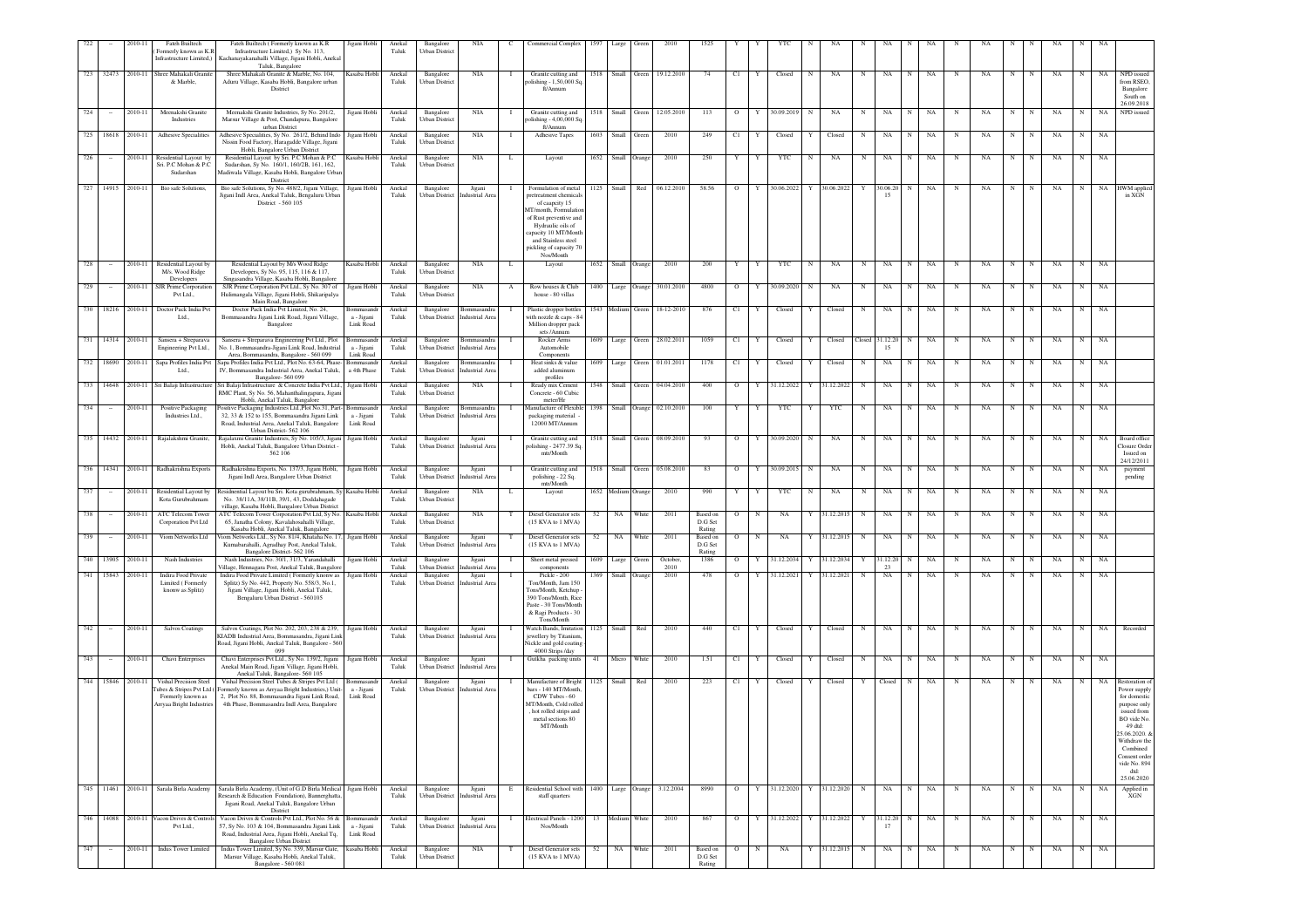| 722 | - | 2010-11 | Fateh Builtech ( Formerly known as K.R Infrastructure Limited.) | Fateh Builtech ( Formerly known as K.R Infrastructure Limited.) Sy No. 113, Kachanayakanahalli Village, Jigani Hobli, Anekal Taluk, Bangalore | Jigani Hobli | Anekal Taluk | Bangalore Urban District | NIA | C | Commercial Complex | 1597 | Large | Green | 2010 | 1525 | Y | Y | YTC | N | NA | N | NA | N | NA | N | NA | N | N | NA | N | NA | |
|---|---|---|---|---|---|---|---|---|---|---|---|---|---|---|---|---|---|---|---|---|---|---|---|---|---|---|---|---|---|---|---|---|
| 723 | 32473 | 2010-11 | Shree Mahakali Granite & Marble, | Shree Mahakali Granite & Marble, No. 104, Aduru Village, Kasaba Hobli, Bangalore urban District | Kasaba Hobli | Anekal Taluk | Bangalore Urban District | NIA | I | Granite cutting and polishing - 1,50,000 Sq. ft/Annum | 1518 | Small | Green | 19.12.2010 | 74 | C1 | Y | Closed | N | NA | N | NA | N | NA | N | NA | N | N | NA | N | NA | NPD issued from RSEO, Bangalore South on 26.09.2018 |
| 724 | - | 2010-11 | Meenakshi Granite Industries | Meenakshi Granite Industries, Sy No. 201/2, Marsur Village & Post, Chandapura, Bangalore urban District | Jigani Hobli | Anekal Taluk | Bangalore Urban District | NIA | I | Granite cutting and polishing - 4,00,000 Sq. ft/Annum | 1518 | Small | Green | 12.05.2010 | 113 | O | Y | 30.09.2019 | N | NA | N | NA | N | NA | N | NA | N | N | NA | N | NA | NPD issued |
| 725 | 18618 | 2010-11 | Adhesive Specialities | Adhesive Specialities, Sy No. 261/2, Behind Indo Nissin Food Factory, Haragadde Village, Jigani Hobli, Bangalore Urban District | Jigani Hobli | Anekal Taluk | Bangalore Urban District | NIA | I | Adhesive Tapes | 1603 | Small | Green | 2010 | 249 | C1 | Y | Closed | Y | Closed | N | NA | N | NA | N | NA | N | N | NA | N | NA | |
| 726 | - | 2010-11 | Residential Layout by Sri. P.C Mohan & P.C Sudarshan | Residential Layout by Sri. P.C Mohan & P.C Sudarshan, Sy No. 160/1, 160/2B, 161, 162, Madiwala Village, Kasaba Hobli, Bangalore Urban District | Kasaba Hobli | Anekal Taluk | Bangalore Urban District | NIA | L | Layout | 1652 | Small | Orange | 2010 | 250 | Y | Y | YTC | N | NA | N | NA | N | NA | N | NA | N | N | NA | N | NA | |
| 727 | 14915 | 2010-11 | Bio safe Solutions, | Bio safe Solutions, Sy No. 488/2, Jigani Village, Jigani Indl Area, Anekal Taluk, Bengaluru Urban District - 560 105 | Jigani Hobli | Anekal Taluk | Bangalore Urban District | Jigani Industrial Area | I | Formulation of metal pretreatment chemicals of caapcity 15 MT/month, Formulation of Rust preventive and Hydraulic oils of capacity 10 MT/Month and Stainless steel pickling of capacity 70 Nos/Month | 1125 | Small | Red | 06.12.2010 | 58.56 | O | Y | 30.06.2022 | Y | 30.06.2022 | Y | 30.06.2015 | N | NA | N | NA | N | N | NA | N | NA | HWM applied in XGN |
| 728 | - | 2010-11 | Residential Layout by M/s. Wood Ridge Developers | Residential Layout by M/s Wood Ridge Developers, Sy No. 95, 115, 116 & 117, Singasandra Village, Kasaba Hobli, Bangalore | Kasaba Hobli | Anekal Taluk | Bangalore Urban District | NIA | L | Layout | 1652 | Small | Orange | 2010 | 200 | Y | Y | YTC | N | NA | N | NA | N | NA | N | NA | N | N | NA | N | NA | |
| 729 | - | 2010-11 | SJR Prime Corporation Pvt Ltd., | SJR Prime Corporation Pvt Ltd., Sy No. 307 of Hulimangala Village, Jigani Hobli, Shikaripalya Main Road, Bangalore | Jigani Hobli | Anekal Taluk | Bangalore Urban District | NIA | A | Row houses & Club house - 80 villas | 1400 | Large | Orange | 30.01.2010 | 4800 | O | Y | 30.09.2020 | N | NA | N | NA | N | NA | N | NA | N | N | NA | N | NA | |
| 730 | 18216 | 2010-11 | Doctor Pack India Pvt Ltd., | Doctor Pack India Pvt Limited, No. 24, Bommasandra Jigani Link Road, Jigani Village, Bangalore | Bommasandra - Jigani Link Road | Anekal Taluk | Bangalore Urban District | Bommasandra Industrial Area | I | Plastic dropper bottles with nozzle & caps - 84 Million dropper pack sets /Annum | 1543 | Medium | Green | 18-12-2010 | 876 | C1 | Y | Closed | Y | Closed | N | NA | N | NA | N | NA | N | N | NA | N | NA | |
| 731 | 14314 | 2010-11 | Sansera + Streparava Engineering Pvt Ltd., | Sansera + Streparava Engineering Pvt Ltd., Plot No. 1, Bommasandra-Jigani Link Road, Industrial Area, Bommasandra, Bangalore - 560 099 | Bommasandra - Jigani Link Road | Anekal Taluk | Bangalore Urban District | Bommasandra Industrial Area | I | Rocker Arms Automobile Components | 1609 | Large | Green | 28.02.2011 | 1059 | C1 | Y | Closed | Y | Closed | Closed | 31.12.2015 | N | NA | N | NA | N | N | NA | N | NA | |
| 732 | 18690 | 2010-11 | Sapa Profiles India Pvt Ltd., | Sapa Profiles India Pvt Ltd., Plot No. 63-64, Phase-IV, Bommasandra Industrial Area, Anekal Taluk, Bangalore- 560 099 | Bommasandra 4th Phase | Anekal Taluk | Bangalore Urban District | Bommasandra Industrial Area | I | Heat sinks & value added aluminum profiles | 1609 | Large | Green | 01.01.2011 | 1178 | C1 | Y | Closed | Y | Closed | N | NA | N | NA | N | NA | N | N | NA | N | NA | |
| 733 | 14648 | 2010-11 | Sri Balaji Infrastructure | Sri Balaji Infrastructure & Concrete India Pvt Ltd., RMC Plant, Sy No. 56, Mahanthalingapura, Jigani Hobli, Anekal Taluk, Bangalore | Jigani Hobli | Anekal Taluk | Bangalore Urban District | NIA | I | Ready mix Cement Concrete - 60 Cubic meter/Hr | 1548 | Small | Green | 04.04.2010 | 400 | O | Y | 31.12.2022 | Y | 31.12.2022 | N | NA | N | NA | N | NA | N | N | NA | N | NA | |
| 734 | - | 2010-11 | Positive Packaging Industries Ltd., | Positive Packaging Industries Ltd.,Plot No.31, Part-32, 33 & 152 to 155, Bommasandra Jigani Link Road, Industrial Area, Anekal Taluk, Bangalore Urban District- 562 106 | Bommasandra - Jigani Link Road | Anekal Taluk | Bangalore Urban District | Bommasandra Industrial Area | I | Manufacture of Flexible packaging material - 12000 MT/Annum | 1398 | Small | Orange | 02.10.2010 | 100 | Y | Y | YTC | Y | YTC | N | NA | N | NA | N | NA | N | N | NA | N | NA | |
| 735 | 14432 | 2010-11 | Rajalakshmi Granite, | Rajalaxmi Granite Industries, Sy No. 105/3, Jigani Hobli, Anekal Taluk, Bangalore Urban District - 562 106 | Jigani Hobli | Anekal Taluk | Bangalore Urban District | Jigani Industrial Area | I | Granite cutting and polishing - 2477.39 Sq. mtr/Month | 1518 | Small | Green | 08.09.2010 | 93 | O | Y | 30.09.2020 | N | NA | N | NA | N | NA | N | NA | N | N | NA | N | NA | Board office Closure Order Issued on 24/12/2011 |
| 736 | 14341 | 2010-11 | Radhakrishna Exports | Radhakrishna Exports, No. 137/3, Jigani Hobli, Jigani Indl Area, Bangalore Urban District | Jigani Hobli | Anekal Taluk | Bangalore Urban District | Jigani Industrial Area | I | Granite cutting and polishing - 22 Sq. mtr/Month | 1518 | Small | Green | 05.08.2010 | 83 | O | Y | 30.09.2015 | N | NA | N | NA | N | NA | N | NA | N | N | NA | N | NA | payment pending |
| 737 | - | 2010-11 | Residential Layout by Kota Gurubrahmam | Residential Layout bu Sri. Kota gurubrahmam, Sy No. 38/11A, 38/11B, 39/1, 43, Doddahagade village, Kasaba Hobli, Bangalore Urban District | Kasaba Hobli | Anekal Taluk | Bangalore Urban District | NIA | L | Layout | 1652 | Medium | Orange | 2010 | 990 | Y | Y | YTC | N | NA | N | NA | N | NA | N | NA | N | N | NA | N | NA | |
| 738 | - | 2010-11 | ATC Telecom Tower Corporation Pvt Ltd | ATC Telecom Tower Corporation Pvt Ltd, Sy No. 65, Janatha Colony, Kavalahosahalli Village, Kasaba Hobli, Anekal Taluk, Bangalore | Kasaba Hobli | Anekal Taluk | Bangalore Urban District | NIA | T | Diesel Generator sets (15 KVA to 1 MVA) | 52 | NA | White | 2011 | Based on D.G Set Rating | O | N | NA | Y | 31.12.2015 | N | NA | N | NA | N | NA | N | N | NA | N | NA | |
| 739 | - | 2010-11 | Viom Networks Ltd | Viom Networks Ltd., Sy No. 81/4, Khatha No. 17, Kumbarahalli, Agrudhay Post, Anekal Taluk, Bangalore District- 562 106 | Jigani Hobli | Anekal Taluk | Bangalore Urban District | Jigani Industrial Area | T | Diesel Generator sets (15 KVA to 1 MVA) | 52 | NA | White | 2011 | Based on D.G Set Rating | O | N | NA | Y | 31.12.2015 | N | NA | N | NA | N | NA | N | N | NA | N | NA | |
| 740 | 13905 | 2010-11 | Nash Industries | Nash Industries, No. 30/1, 31/3, Yarandahalli Village, Hennagara Post, Anekal Taluk, Bangalore | Jigani Hobli | Anekal Taluk | Bangalore Urban District | Jigani Industrial Area | I | Sheet metal pressed components | 1609 | Large | Green | October, 2010 | 1386 | O | Y | 31.12.2034 | Y | 31.12.2034 | Y | 31.12.2023 | N | NA | N | NA | N | N | NA | N | NA | |
| 741 | 15843 | 2010-11 | Indira Food Private Limited ( Formerly know as Splitz) | Indira Food Private Limited ( Formerly know as Splitz) Sy No. 442, Property No. 558/3, No.1, Jigani Village, Jigani Hobli, Anekal Taluk, Bengaluru Urban District - 560105 | Jigani Hobli | Anekal Taluk | Bangalore Urban District | Jigani Industrial Area | I | Pickle - 200 Ton/Month, Jam 150 Tons/Month, Ketchup - 390 Tons/Month, Rice Paste - 30 Tons/Month & Ragi Products - 30 Tons/Month | 1369 | Small | Orange | 2010 | 478 | O | Y | 31.12.2021 | Y | 31.12.2021 | N | NA | N | NA | N | NA | N | N | NA | N | NA | |
| 742 | - | 2010-11 | Salvos Coatings | Salvos Coatings, Plot No. 202, 203, 238 & 239, KIADB Industrial Area, Bommasandra, Jigani Link Road, Jigani Hobli, Anekal Taluk, Bangalore - 560 099 | Jigani Hobli | Anekal Taluk | Bangalore Urban District | Jigani Industrial Area | I | Watch Bands, Imitation jewellery by Titanium, Nickle and gold coating 4000 Strips /day | 1125 | Small | Red | 2010 | 440 | C1 | Y | Closed | Y | Closed | N | NA | N | NA | N | NA | N | N | NA | N | NA | Recorded |
| 743 | - | 2010-11 | Chavi Enterprises | Chavi Enterprises Pvt Ltd., Sy No. 139/2, Jigani Anekal Main Road, Jigani Village, Jigani Hobli, Anekal Taluk, Bangalore- 560 105 | Jigani Hobli | Anekal Taluk | Bangalore Urban District | Jigani Industrial Area | I | Gutkha packing units | 41 | Micro | White | 2010 | 1.51 | C1 | Y | Closed | Y | Closed | N | NA | N | NA | N | NA | N | N | NA | N | NA | |
| 744 | 15846 | 2010-11 | Vishal Precision Steel Tubes & Stripes Pvt Ltd ( Formerly known as Arryaa Bright Industries | Vishal Precision Steel Tubes & Stripes Pvt Ltd ( Formerly known as Arryaa Bright Industries,) Unit-2, Plot No. 88, Bommasandra Jigani Link Road, 4th Phase, Bommasandra Indl Area, Bangalore | Bommasandra - Jigani Link Road | Anekal Taluk | Bangalore Urban District | Jigani Industrial Area | I | Manufacture of Bright bars - 140 MT/Month, CDW Tubes - 60 MT/Month, Cold rolled , hot rolled strips and metal sections 80 MT/Month | 1125 | Small | Red | 2010 | 223 | C1 | Y | Closed | Y | Closed | Y | Closed | N | NA | N | NA | N | N | NA | N | NA | Restoration of Power supply for domestic purpose only issued from B.O vide No. 49 dtd: 25.06.2020. & Withdraw the Combined Consent order vide No. 894 dtd: 25.06.2020 |
| 745 | 11461 | 2010-11 | Sarala Birla Academy | Sarala Birla Academy, (Unit of G.D Birla Medical Research & Education Foundation), Bannerghatta, Jigani Road, Anekal Taluk, Bangalore Urban District | Jigani Hobli | Anekal Taluk | Bangalore Urban District | Jigani Industrial Area | E | Residential School with staff quarters | 1400 | Large | Orange | 3.12.2004 | 8990 | O | Y | 31.12.2020 | Y | 31.12.2020 | N | NA | N | NA | N | NA | N | N | NA | N | NA | Applied in XGN |
| 746 | 14088 | 2010-11 | Vacon Drives & Controls Pvt Ltd., | Vacon Drives & Controls Pvt Ltd., Plot No. 56 & 57, Sy No. 103 & 104, Bommasandra Jigani Link Road, Industrial Area, Jigani Hobli, Anekal Tq, Bangalore Urban District | Bommasandra - Jigani Link Road | Anekal Taluk | Bangalore Urban District | Jigani Industrial Area | I | Electrical Panels - 1200 Nos/Month | 13 | Medium | White | 2010 | 867 | O | Y | 31.12.2022 | Y | 31.12.2022 | Y | 31.12.2017 | N | NA | N | NA | N | N | NA | N | NA | |
| 747 | - | 2010-11 | Indus Tower Limited | Indus Tower Limited, Sy No. 339, Marsur Gate, Marsur Village, Kasaba Hobli, Anekal Taluk, Bangalore - 560 081 | kasaba Hobli | Anekal Taluk | Bangalore Urban District | NIA | T | Diesel Generator sets (15 KVA to 1 MVA) | 52 | NA | White | 2011 | Based on D.G Set Rating | O | N | NA | Y | 31.12.2015 | N | NA | N | NA | N | NA | N | N | NA | N | NA | |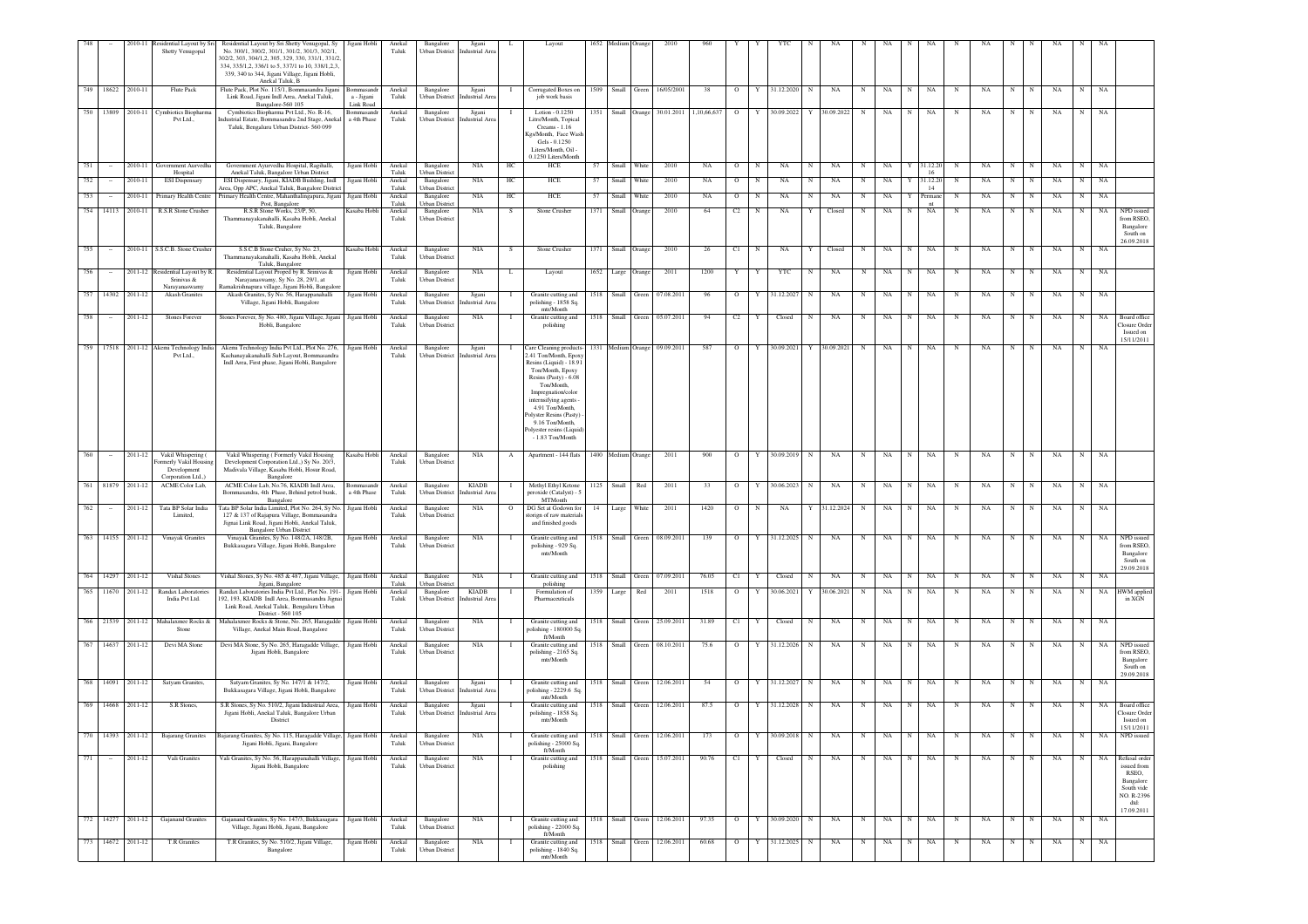| 748 | – | 2010-11 | Residential Layout by Sri Shetty Venugopal | Residential Layout by Sri Shetty Venugopal, Sy No. 300/1, 300/2, 301/1, 301/2, 301/3, 302/1, 302/2, 303, 304/1,2, 305, 329, 330, 331/1, 331/2, 334, 335/1,2, 336/1 to 5, 337/1 to 10, 338/1,2,3, 339, 340 to 344, Jigani Village, Jigani Hobli, Anekal Taluk, B | Jigani Hobli | Anekal Taluk | Bangalore Urban District | Jigani Industrial Area | L | Layout | 1652 | Medium | Orange | 2010 | 960 | Y | Y | YTC | N | NA | N | NA | N | NA | N | NA | N | N | NA | N | NA | |
|---|---|---|---|---|---|---|---|---|---|---|---|---|---|---|---|---|---|---|---|---|---|---|---|---|---|---|---|---|---|---|---|---|---|---|
| 749 | 18622 | 2010-11 | Flute Pack | Flute Pack, Plot No. 115/1, Bommasandra Jigani Link Road, Jigani Indl Area, Anekal Taluk, Bangalore-560 105 | Bommasandra - Jigani Link Road | Anekal Taluk | Bangalore Urban District | Jigani Industrial Area | I | Corrugated Boxes on job work basis | 1509 | Small | Green | 16/05/2001 | 38 | O | Y | 31.12.2020 | N | NA | N | NA | N | NA | N | NA | N | N | NA | N | NA | |
| 750 | 13809 | 2010-11 | Cymbiotics Biopharma Pvt Ltd., | Cymbiotics Biopharma Pvt Ltd., No. R-16, Industrial Estate, Bommasandra 2nd Stage, Anekal Taluk, Bengaluru Urban District- 560 099 | Bommasandra 4th Phase | Anekal Taluk | Bangalore Urban District | Jigani Industrial Area | I | Lotion - 0.1250 Litre/Month, Topical Creams - 1.16 Kgs/Month, Face Wash Gels - 0.1250 Liters/Month, Oil - 0.1250 Liters/Month | 1351 | Small | Orange | 30.01.2011 | 1,10,66,637 | O | Y | 30.09.2022 | Y | 30.09.2022 | N | NA | N | NA | N | NA | N | N | NA | N | NA | |
| 751 | – | 2010-11 | Government Aurvedha Hospital | Government Ayurvedha Hospital, Ragihalli, Anekal Taluk, Bangalore Urban District | Jigani Hobli | Anekal Taluk | Bangalore Urban District | NIA | HC | HCE | 57 | Small | White | 2010 | NA | O | N | NA | N | NA | N | NA | Y | 31.12.2016 | N | NA | N | N | NA | N | NA | |
| 752 | – | 2010-11 | ESI Dispensary | ESI Dispensary, Jigani, KIADB Building, Indl Area, Opp APC, Anekal Taluk, Bangalore District | Jigani Hobli | Anekal Taluk | Bangalore Urban District | NIA | HC | HCE | 57 | Small | White | 2010 | NA | O | N | NA | N | NA | N | NA | Y | 31.12.2014 | N | NA | N | N | NA | N | NA | |
| 753 | – | 2010-11 | Primary Health Centre | Primary Health Centre, Mahanthalingapura, Jigani Post, Bangalore | Jigani Hobli | Anekal Taluk | Bangalore Urban District | NIA | HC | HCE | 57 | Small | White | 2010 | NA | O | N | NA | N | NA | N | NA | Y | Permanent | N | NA | N | N | NA | N | NA | |
| 754 | 14113 | 2010-11 | R.S.R Stone Crusher | R.S.R Stone Works, 23/P, 50, Thammanayakanahalli, Kasaba Hobli, Anekal Taluk, Bangalore | Kasaba Hobli | Anekal Taluk | Bangalore Urban District | NIA | S | Stone Crusher | 1371 | Small | Orange | 2010 | 64 | C2 | N | NA | Y | Closed | N | NA | N | NA | N | NA | N | N | NA | N | NA | NPD issued from RSEO, Bangalore South on 26.09.2018 |
| 755 | – | 2010-11 | S.S.C.B. Stone Crusher | S.S.C.B Stone Cruher, Sy No. 23, Thammanayakanahalli, Kasaba Hobli, Anekal Taluk, Bangalore | Kasaba Hobli | Anekal Taluk | Bangalore Urban District | NIA | S | Stone Crusher | 1371 | Small | Orange | 2010 | 26 | C1 | N | NA | Y | Closed | N | NA | N | NA | N | NA | N | N | NA | N | NA | |
| 756 | – | 2011-12 | Residential Layout by R Srinivas & Narayanaswamy | Residential Layout Proped by R. Srinvas & Narayanaswamy, Sy No. 28, 29/1, at Ramakrishnapura village, Jigani Hobli, Bangalore | Jigani Hobli | Anekal Taluk | Bangalore Urban District | NIA | L | Layout | 1652 | Large | Orange | 2011 | 1200 | Y | Y | YTC | N | NA | N | NA | N | NA | N | NA | N | N | NA | N | NA | |
| 757 | 14302 | 2011-12 | Akash Granites | Akash Granites, Sy No. 56, Harappanahalli Village, Jigani Hobli, Bangalore | Jigani Hobli | Anekal Taluk | Bangalore Urban District | Jigani Industrial Area | I | Granite cutting and polishing - 1858 Sq. mtr/Month | 1518 | Small | Green | 07.08.2011 | 96 | O | Y | 31.12.2027 | N | NA | N | NA | N | NA | N | NA | N | N | NA | N | NA | |
| 758 | – | 2011-12 | Stones Forever | Stones Forever, Sy No. 480, Jigani Village, Jigani Hobli, Bangalore | Jigani Hobli | Anekal Taluk | Bangalore Urban District | NIA | I | Granite cutting and polishing | 1518 | Small | Green | 05.07.2011 | 94 | C2 | Y | Closed | N | NA | N | NA | N | NA | N | NA | N | N | NA | N | NA | Board office Closure Order Issued on 15/11/2011 |
| 759 | 17518 | 2011-12 | Akemi Technology India Pvt Ltd., | Akemi Technology India Pvt Ltd., Plot No. 276, Kachanayakanahalli Sub Layout, Bommasandra Indl Area, First phase, Jigani Hobli, Bangalore | Jigani Hobli | Anekal Taluk | Bangalore Urban District | Jigani Industrial Area | I | Care Cleaning products- 2.41 Ton/Month, Epoxy Resins (Liquid) - 18.91 Ton/Month, Epoxy Resins (Pasty) - 6.08 Ton/Month, Impregnation/color intensifying agents - 4.91 Ton/Month, Polyster Resins (Pasty) - 9.16 Ton/Month, Polyester resins (Liquid) - 1.83 Ton/Month | 1331 | Medium | Orange | 09.09.2011 | 587 | O | Y | 30.09.2021 | Y | 30.09.2021 | N | NA | N | NA | N | NA | N | N | NA | N | NA | |
| 760 | – | 2011-12 | Vakil Whispering ( Formerly Vakil Housing Development Corporation Ltd.) | Vakil Whispering ( Formerly Vakil Housing Development Corporation Ltd.,) Sy No. 20/3, Madivala Village, Kasaba Hobli, Hosur Road, Bangalore | Kasaba Hobli | Anekal Taluk | Bangalore Urban District | NIA | A | Apartment - 144 flats | 1400 | Medium | Orange | 2011 | 900 | O | Y | 30.09.2019 | N | NA | N | NA | N | NA | N | NA | N | N | NA | N | NA | |
| 761 | 81879 | 2011-12 | ACME Color Lab, | ACME Color Lab, No.76, KIADB Indl Area, Bommasandra, 4th Phase, Behind petrol bunk, Bangalore | Bommasandra 4th Phase | Anekal Taluk | Bangalore Urban District | KIADB Industrial Area | I | Methyl Ethyl Ketone peroxide (Catalyst) - 5 MT/Month | 1125 | Small | Red | 2011 | 33 | O | Y | 30.06.2023 | N | NA | N | NA | N | NA | N | NA | N | N | NA | N | NA | |
| 762 | – | 2011-12 | Tata BP Solar India Limited, | Tata BP Solar India Limited, Plot No. 264, Sy No. 127 & 137 of Rajapura Village, Bommasandra Jigani Link Road, Jigani Hobli, Anekal Taluk, Bangalore Urban District | Jigani Hobli | Anekal Taluk | Bangalore Urban District | NIA | O | DG Set at Godown for storign of raw materials and finished goods | 14 | Large | White | 2011 | 1420 | O | N | NA | Y | 31.12.2024 | N | NA | N | NA | N | NA | N | N | NA | N | NA | |
| 763 | 14155 | 2011-12 | Vinayak Granites | Vinayak Granites, Sy No. 148/2A, 148/2B, Bukkasagara Village, Jigani Hobli, Bangalore | Jigani Hobli | Anekal Taluk | Bangalore Urban District | NIA | I | Granite cutting and polishing - 929 Sq. mtr/Month | 1518 | Small | Green | 08.09.2011 | 139 | O | Y | 31.12.2025 | N | NA | N | NA | N | NA | N | NA | N | N | NA | N | NA | NPD issued from RSEO, Bangalore South on 29.09.2018 |
| 764 | 14297 | 2011-12 | Vishal Stones | Vishal Stones, Sy No. 485 & 487, Jigani Village, Jigani, Bangalore | Jigani Hobli | Anekal Taluk | Bangalore Urban District | NIA | I | Granite cutting and polishing | 1518 | Small | Green | 07.09.2011 | 76.05 | C1 | Y | Closed | N | NA | N | NA | N | NA | N | NA | N | N | NA | N | NA | |
| 765 | 11670 | 2011-12 | Randax Laboratories India Pvt Ltd. | Randax Laboratories India Pvt Ltd., Plot No. 191-192, 193, KIADB Indl Area, Bommasandra Jigani Link Road, Anekal Taluk, Bengaluru Urban District - 560 105 | Jigani Hobli | Anekal Taluk | Bangalore Urban District | KIADB Industrial Area | I | Formulation of Pharmaceuticals | 1359 | Large | Red | 2011 | 1518 | O | Y | 30.06.2021 | Y | 30.06.2021 | N | NA | N | NA | N | NA | N | N | NA | N | NA | HWM applied in XGN |
| 766 | 21539 | 2011-12 | Mahalaxmee Rocks & Stone | Mahalaxmee Rocks & Stone, No. 265, Haragadde Village, Anekal Main Road, Bangalore | Jigani Hobli | Anekal Taluk | Bangalore Urban District | NIA | I | Granite cutting and polishing - 180000 Sq. ft/Month | 1518 | Small | Green | 25.09.2011 | 31.89 | C1 | Y | Closed | N | NA | N | NA | N | NA | N | NA | N | N | NA | N | NA | |
| 767 | 14637 | 2011-12 | Devi MA Stone | Devi MA Stone, Sy No. 265, Haragadde Village, Jigani Hobli, Bangalore | Jigani Hobli | Anekal Taluk | Bangalore Urban District | NIA | I | Granite cutting and polishing - 2165 Sq. mtr/Month | 1518 | Small | Green | 08.10.2011 | 75.6 | O | Y | 31.12.2026 | N | NA | N | NA | N | NA | N | NA | N | N | NA | N | NA | NPD issued from RSEO, Bangalore South on 29.09.2018 |
| 768 | 14091 | 2011-12 | Satyam Granites, | Satyam Granites, Sy No. 147/1 & 147/2, Bukkasagara Village, Jigani Hobli, Bangalore | Jigani Hobli | Anekal Taluk | Bangalore Urban District | Jigani Industrial Area | I | Granite cutting and polishing - 2229.6 Sq. mtr/Month | 1518 | Small | Green | 12.06.2011 | 54 | O | Y | 31.12.2027 | N | NA | N | NA | N | NA | N | NA | N | N | NA | N | NA | |
| 769 | 14668 | 2011-12 | S.R Stones, | S.R Stones, Sy No. 510/2, Jigani Industrial Area, Jigani Hobli, Anekal Taluk, Bangalore Urban District | Jigani Hobli | Anekal Taluk | Bangalore Urban District | Jigani Industrial Area | I | Granite cutting and polishing - 1858 Sq. mtr/Month | 1518 | Small | Green | 12.06.2011 | 87.5 | O | Y | 31.12.2028 | N | NA | N | NA | N | NA | N | NA | N | N | NA | N | NA | Board office Closure Order Issued on 15/11/2011 |
| 770 | 14393 | 2011-12 | Bajarang Granites | Bajarang Granites, Sy No. 115, Haragadde Village, Jigani Hobli, Jigani, Bangalore | Jigani Hobli | Anekal Taluk | Bangalore Urban District | NIA | I | Granite cutting and polishing - 25000 Sq. ft/Month | 1518 | Small | Green | 12.06.2011 | 173 | O | Y | 30.09.2018 | N | NA | N | NA | N | NA | N | NA | N | N | NA | N | NA | NPD issued |
| 771 | – | 2011-12 | Vali Granites | Vali Granites, Sy No. 56, Harappanahalli Village, Jigani Hobli, Bangalore | Jigani Hobli | Anekal Taluk | Bangalore Urban District | NIA | I | Granite cutting and polishing | 1518 | Small | Green | 15.07.2011 | 90.76 | C1 | Y | Closed | N | NA | N | NA | N | NA | N | NA | N | N | NA | N | NA | Refusal order issued from RSEO, Bangalore South vide NO. R-2396 dtd: 17.09.2011 |
| 772 | 14277 | 2011-12 | Gajanand Granites | Gajanand Granites, Sy No. 147/3, Bukkasagara Village, Jigani Hobli, Jigani, Bangalore | Jigani Hobli | Anekal Taluk | Bangalore Urban District | NIA | I | Granite cutting and polishing - 22000 Sq. ft/Month | 1518 | Small | Green | 12.06.2011 | 97.35 | O | Y | 30.09.2020 | N | NA | N | NA | N | NA | N | NA | N | N | NA | N | NA | |
| 773 | 14672 | 2011-12 | T.R Granites | T.R Granites, Sy No. 510/2, Jigani Village, Bangalore | Jigani Hobli | Anekal Taluk | Bangalore Urban District | NIA | I | Granite cutting and polishing - 1840 Sq. mtr/Month | 1518 | Small | Green | 12.06.2011 | 60.68 | O | Y | 31.12.2025 | N | NA | N | NA | N | NA | N | NA | N | N | NA | N | NA | |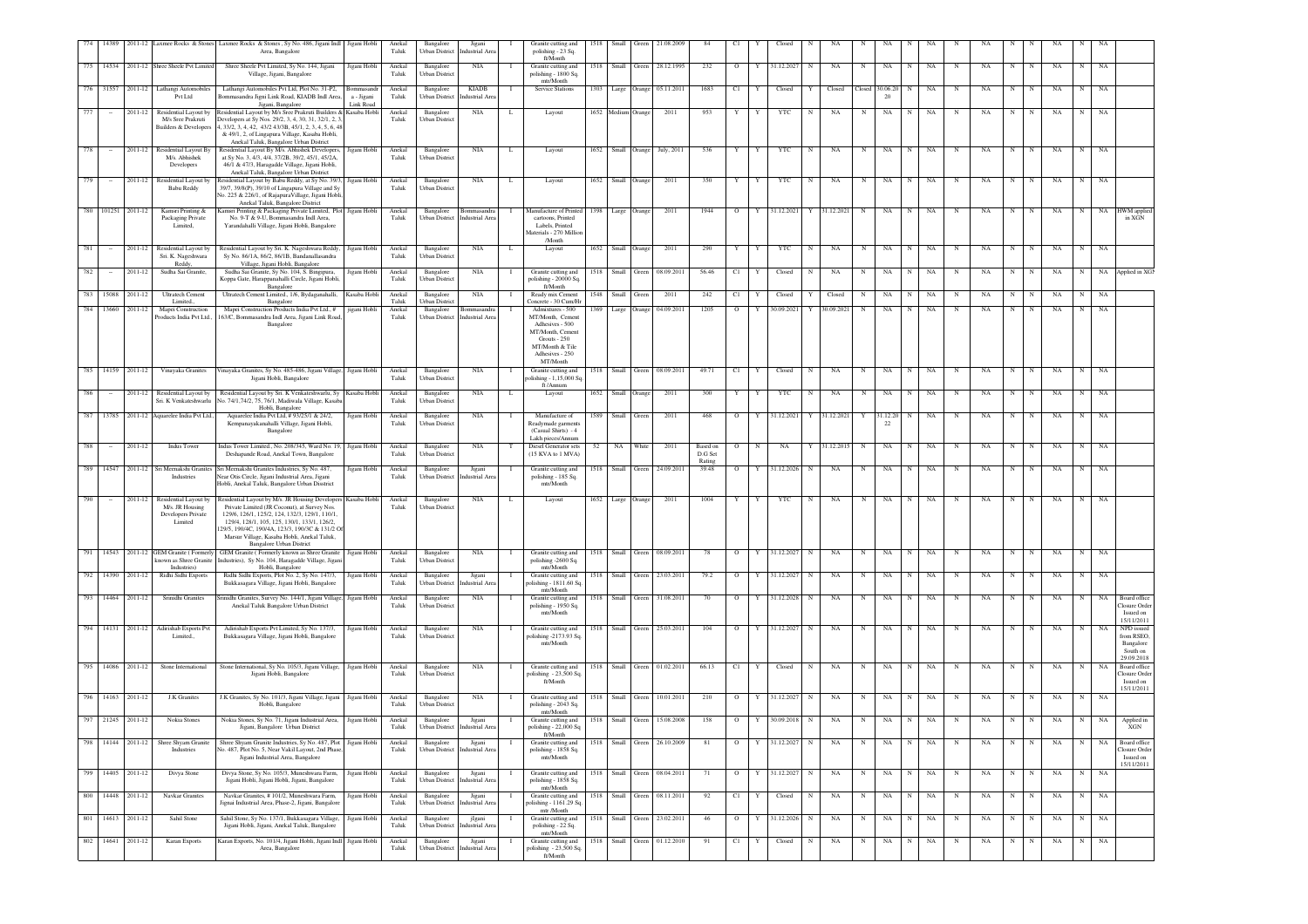| 774 | 14389 | 2011-12 | Laxmee Rocks & Stones | Laxmee Rocks & Stones, Sy No. 486, Jigani Indl Area, Bangalore | Jigani Hobli | Anekal Taluk | Bangalore Urban District | Jigani Industrial Area | I | Granite cutting and polishing - 23 Sq. ft/Month | 1518 | Small | Green | 21.08.2009 | 84 | C1 | Y | Closed | N | NA | N | NA | N | NA | N | NA | N | N | NA | N | NA | |
|---|---|---|---|---|---|---|---|---|---|---|---|---|---|---|---|---|---|---|---|---|---|---|---|---|---|---|---|---|---|---|---|---|
| 775 | 14534 | 2011-12 | Shree Sheele Pvt Limited | Shree Sheele Pvt Limited, Sy No. 144, Jigani Village, Jigani, Bangalore | Jigani Hobli | Anekal Taluk | Bangalore Urban District | NIA | I | Granite cutting and polishing - 1800 Sq. mtr/Month | 1518 | Small | Green | 28.12.1995 | 232 | O | Y | 31.12.2027 | N | NA | N | NA | N | NA | N | NA | N | N | NA | N | NA | |
| 776 | 31557 | 2011-12 | Lathangi Automobiles Pvt Ltd | Lathangi Automobiles Pvt Ltd, Plot No. 31-P2, Bommasandra Jigni Link Road, KIADB Indl Area, Jigani, Bangalore | Bommasandra - Jigani Link Road | Anekal Taluk | Bangalore Urban District | KIADB Industrial Area | I | Service Stations | 1303 | Large | Orange | 05.11.2011 | 1683 | C1 | Y | Closed | Y | Closed | Closed | 30.06.2020 | N | NA | N | NA | N | N | NA | N | NA | |
| 777 | - | 2011-12 | Residential Layout by M/s Sree Prakruti Builders & Developers | Residential Layout by M/s Sree Prakruti Builders & Developers at Sy Nos. 29/2, 3, 4, 30, 31, 32/1, 2, 3, 4, 33/2, 3, 4, 42, 43/2 43/3B, 45/1, 2, 3, 4, 5, 6, 48 & 49/1, 2, of Lingapura Village, Kasaba Hobli, Anekal Taluk, Bangalore Urban District | Kasaba Hobli | Anekal Taluk | Bangalore Urban District | NIA | L | Layout | 1652 | Medium | Orange | 2011 | 953 | Y | Y | YTC | N | NA | N | NA | N | NA | N | NA | N | N | NA | N | NA | |
| 778 | - | 2011-12 | Residential Layout By M/s. Abhishek Developers | Residential Layout By M/s. Abhishek Developers, at Sy No. 3, 4/3, 4/4, 37/2B, 39/2, 45/1, 45/2A, 46/1 & 47/3, Haragadde Village, Jigani Hobli, Anekal Taluk, Bangalore Urban District | Jigani Hobli | Anekal Taluk | Bangalore Urban District | NIA | L | Layout | 1652 | Small | Orange | July, 2011 | 536 | Y | Y | YTC | N | NA | N | NA | N | NA | N | NA | N | N | NA | N | NA | |
| 779 | - | 2011-12 | Residential Layout by Babu Reddy | Residential Layout by Babu Reddy, at Sy No. 39/3, 39/7, 39/8(P), 39/10 of Lingapura Village and Sy No. 225 & 226/1, of RajapuraVillage, Jigani Hobli, Anekal Taluk, Bangalore District | Jigani Hobli | Anekal Taluk | Bangalore Urban District | NIA | L | Layout | 1652 | Small | Orange | 2011 | 350 | Y | Y | YTC | N | NA | N | NA | N | NA | N | NA | N | N | NA | N | NA | |
| 780 | 101251 | 2011-12 | Kamsri Printing & Packaging Private Limited, | Kamsri Printing & Packaging Private Limited, Plot No. 9-T & 9-U, Bommasandra Indl Area, Yarandahalli Village, Jigani Hobli, Bangalore | Jigani Hobli | Anekal Taluk | Bangalore Urban District | Bommasandra Industrial Area | I | Manufacture of Printed cartoons, Printed Labels, Printed Materials - 270 Million /Month | 1398 | Large | Orange | 2011 | 1944 | O | Y | 31.12.2021 | Y | 31.12.2021 | N | NA | N | NA | N | NA | N | N | NA | N | NA | HWM applied in XGN |
| 781 | - | 2011-12 | Residential Layout by Sri. K. Nageshwara Reddy, | Residential Layout by Sri. K. Nageshwara Reddy, Sy No. 86/1A, 86/2, 86/1B, Bandanallasandra Village, Jigani Hobli, Bangalore | Jigani Hobli | Anekal Taluk | Bangalore Urban District | NIA | L | Layout | 1652 | Small | Orange | 2011 | 290 | Y | Y | YTC | N | NA | N | NA | N | NA | N | NA | N | N | NA | N | NA | |
| 782 | - | 2011-12 | Sudha Sai Granite, | Sudha Sai Granite, Sy No. 104, S. Bingipura, Koppa Gate, Harappanahalli Circle, Jigani Hobli, Bangalore | Jigani Hobli | Anekal Taluk | Bangalore Urban District | NIA | I | Granite cutting and polishing - 20000 Sq. ft/Month | 1518 | Small | Green | 08.09.2011 | 56.46 | C1 | Y | Closed | N | NA | N | NA | N | NA | N | NA | N | N | NA | N | NA | Applied in XGN |
| 783 | 15088 | 2011-12 | Ultratech Cement Limited., | Ultratech Cement Limited., 1/6, Bydaganahalli, Bangalore | Kasaba Hobli | Anekal Taluk | Bangalore Urban District | NIA | I | Ready mix Cement Concrete - 30 Cum/Hr | 1548 | Small | Green | 2011 | 242 | C1 | Y | Closed | Y | Closed | N | NA | N | NA | N | NA | N | N | NA | N | NA | |
| 784 | 13660 | 2011-12 | Mapei Construction Products India Pvt Ltd., | Mapei Construction Products India Pvt Ltd., # 163/C, Bommasandra Indl Area, Jigani Link Road, Bangalore | jigani Hobli | Anekal Taluk | Bangalore Urban District | Bommasandra Industrial Area | I | Admixtures - 500 MT/Month, Cement Adhesives - 500 MT/Month, Cement Grouts - 250 MT/Month & Tile Adhesives - 250 MT/Month | 1369 | Large | Orange | 04.09.2011 | 1205 | O | Y | 30.09.2021 | Y | 30.09.2021 | N | NA | N | NA | N | NA | N | N | NA | N | NA | |
| 785 | 14159 | 2011-12 | Vinayaka Granites | Vinayaka Granites, Sy No. 485-486, Jigani Village, Jigani Hobli, Bangalore | Jigani Hobli | Anekal Taluk | Bangalore Urban District | NIA | I | Granite cutting and polishing - 1,15,000 Sq. ft /Annum | 1518 | Small | Green | 08.09.2011 | 49.71 | C1 | Y | Closed | N | NA | N | NA | N | NA | N | NA | N | N | NA | N | NA | |
| 786 | - | 2011-12 | Residential Layout by Sri. K Venkateshwarlu | Residential Layout by Sri. K Venkateshwarlu, Sy No. 74/1,74/2, 75, 76/1, Madiwala Village, Kasaba Hobli, Bangalore | Kasaba Hobli | Anekal Taluk | Bangalore Urban District | NIA | L | Layout | 1652 | Small | Orange | 2011 | 300 | Y | Y | YTC | N | NA | N | NA | N | NA | N | NA | N | N | NA | N | NA | |
| 787 | 13785 | 2011-12 | Aquarelee India Pvt Ltd, | Aquarelee India Pvt Ltd, # 93/25/1 & 24/2, Kempanayakanahalli Village, Jigani Hobli, Bangalore | Jigani Hobli | Anekal Taluk | Bangalore Urban District | NIA | I | Manufacture of Readymade garments (Casual Shirts) - 4 Lakh pieces/Annum | 1589 | Small | Green | 2011 | 468 | O | Y | 31.12.2021 | Y | 31.12.2021 | Y | 31.12.2022 | N | NA | N | NA | N | N | NA | N | NA | |
| 788 | - | 2011-12 | Indus Tower | Indus Tower Limited, No. 208/345, Ward No. 19, Deshapande Road, Anekal Town, Bangalore | Jigani Hobli | Anekal Taluk | Bangalore Urban District | NIA | T | Diesel Generator sets (15 KVA to 1 MVA) | 52 | NA | White | 2011 | Based on D.G Set Rating | O | N | NA | Y | 31.12.2015 | N | NA | N | NA | N | NA | N | N | NA | N | NA | |
| 789 | 14547 | 2011-12 | Sri Meenakshi Granites Industries | Sri Meenakshi Granites Industries, Sy No. 487, Near Otis Circle, Jigani Industrial Area, Jigani Hobli, Anekal Taluk, Bangalore Urban District | Jigani Hobli | Anekal Taluk | Bangalore Urban District | Jigani Industrial Area | I | Granite cutting and polishing - 185 Sq. mtr/Month | 1518 | Small | Green | 24.09.2011 | 39.48 | O | Y | 31.12.2026 | N | NA | N | NA | N | NA | N | NA | N | N | NA | N | NA | |
| 790 | - | 2011-12 | Residential Layout by M/s. JR Housing Developers Private Limited | Residential Layout by M/s. JR Housing Developers Private Limited (JR Coconut), at Survey Nos. 129/6, 126/1, 125/2, 124, 132/3, 129/1, 110/1, 129/4, 128/1, 105, 125, 130/1, 133/1, 126/2, 129/5, 190/4C, 190/4A, 123/3, 190/3C & 131/2 Of Marsur Village, Kasaba Hobli, Anekal Taluk, Bangalore Urban District | Kasaba Hobli | Anekal Taluk | Bangalore Urban District | NIA | L | Layout | 1652 | Large | Orange | 2011 | 1004 | Y | Y | YTC | N | NA | N | NA | N | NA | N | NA | N | N | NA | N | NA | |
| 791 | 14543 | 2011-12 | GEM Granite ( Formerly known as Shree Granite Industries) | GEM Granite ( Formerly known as Shree Granite Industries), Sy No. 104, Haragadde Village, Jigani Hobli, Bangalore | Jigani Hobli | Anekal Taluk | Bangalore Urban District | NIA | I | Granite cutting and polishing -2600 Sq. mtr/Month | 1518 | Small | Green | 08.09.2011 | 78 | O | Y | 31.12.2027 | N | NA | N | NA | N | NA | N | NA | N | N | NA | N | NA | |
| 792 | 14390 | 2011-12 | Ridhi Sidhi Exports | Ridhi Sidhi Exports, Plot No. 2, Sy No. 147/3, Bukkasagara Village, Jigani Hobli, Bangalore | Jigani Hobli | Anekal Taluk | Bangalore Urban District | Jigani Industrial Area | I | Granite cutting and polishing - 1811.60 Sq. mtr/Month | 1518 | Small | Green | 23.03.2011 | 79.2 | O | Y | 31.12.2027 | N | NA | N | NA | N | NA | N | NA | N | N | NA | N | NA | |
| 793 | 14464 | 2011-12 | Srinidhi Granites | Srinidhi Granites, Survey No. 144/1, Jigani Village, Anekal Taluk Bangalore Urban District | Jigani Hobli | Anekal Taluk | Bangalore Urban District | NIA | I | Granite cutting and polishing - 1950 Sq. mtr/Month | 1518 | Small | Green | 31.08.2011 | 70 | O | Y | 31.12.2028 | N | NA | N | NA | N | NA | N | NA | N | N | NA | N | NA | Board office Closure Order Issued on 15/11/2011 |
| 794 | 14131 | 2011-12 | Adirishab Exports Pvt Limited., | Adirishab Exports Pvt Limited, Sy No. 137/3, Bukkasagara Village, Jigani Hobli, Bangalore | Jigani Hobli | Anekal Taluk | Bangalore Urban District | NIA | I | Granite cutting and polishing -2173.93 Sq. mtr/Month | 1518 | Small | Green | 25.03.2011 | 104 | O | Y | 31.12.2027 | N | NA | N | NA | N | NA | N | NA | N | N | NA | N | NA | NPD issued from RSEO, Bangalore South on 29.09.2018 |
| 795 | 14086 | 2011-12 | Stone International | Stone International, Sy No. 105/3, Jigani Village, Jigani Hobli, Bangalore | Jigani Hobli | Anekal Taluk | Bangalore Urban District | NIA | I | Granite cutting and polishing - 23,500 Sq. ft/Month | 1518 | Small | Green | 01.02.2011 | 66.13 | C1 | Y | Closed | N | NA | N | NA | N | NA | N | NA | N | N | NA | N | NA | Board office Closure Order Issued on 15/11/2011 |
| 796 | 14163 | 2011-12 | J.K Granites | J.K Granites, Sy No. 101/3, Jigani Village, Jigani Hobli, Bangalore | Jigani Hobli | Anekal Taluk | Bangalore Urban District | NIA | I | Granite cutting and polishing - 2043 Sq. mtr/Month | 1518 | Small | Green | 10.01.2011 | 210 | O | Y | 31.12.2027 | N | NA | N | NA | N | NA | N | NA | N | N | NA | N | NA | |
| 797 | 21245 | 2011-12 | Nokia Stones | Nokia Stones, Sy No. 71, Jigani Industrial Area, Jigani, Bangalore Urban District | Jigani Hobli | Anekal Taluk | Bangalore Urban District | Jigani Industrial Area | I | Granite cutting and polishing - 22,000 Sq. ft/Month | 1518 | Small | Green | 15.08.2008 | 158 | O | Y | 30.09.2018 | N | NA | N | NA | N | NA | N | NA | N | N | NA | N | NA | Applied in XGN |
| 798 | 14144 | 2011-12 | Shree Shyam Granite Industries | Shree Shyam Granite Industries, Sy No. 487, Plot No. 487, Plot No. 5, Near Vakil Layout, 2nd Phase, Jigani Industrial Area, Bangalore | Jigani Hobli | Anekal Taluk | Bangalore Urban District | Jigani Industrial Area | I | Granite cutting and polishing - 1858 Sq. mtr/Month | 1518 | Small | Green | 26.10.2009 | 81 | O | Y | 31.12.2027 | N | NA | N | NA | N | NA | N | NA | N | N | NA | N | NA | Board office Closure Order Issued on 15/11/2011 |
| 799 | 14405 | 2011-12 | Divya Stone | Divya Stone, Sy No. 105/3, Muneshwara Farm, Jigani Hobli, Jigani Hobli, Jigani, Bangalore | Jigani Hobli | Anekal Taluk | Bangalore Urban District | Jigani Industrial Area | I | Granite cutting and polishing - 1858 Sq. mtr/Month | 1518 | Small | Green | 08.04.2011 | 71 | O | Y | 31.12.2027 | N | NA | N | NA | N | NA | N | NA | N | N | NA | N | NA | |
| 800 | 14448 | 2011-12 | Navkar Granites | Navkar Granites, # 101/2, Muneshwara Farm, Jignai Industrial Area, Phase-2, Jigani, Bangalore | Jigani Hobli | Anekal Taluk | Bangalore Urban District | Jigani Industrial Area | I | Granite cutting and polishing - 1161.29 Sq. mtr /Month | 1518 | Small | Green | 08.11.2011 | 92 | C1 | Y | Closed | N | NA | N | NA | N | NA | N | NA | N | N | NA | N | NA | |
| 801 | 14613 | 2011-12 | Sahil Stone | Sahil Stone, Sy No. 137/1, Bukkasagara Village, Jigani Hobli, Jigani, Anekal Taluk, Bangalore | Jigani Hobli | Anekal Taluk | Bangalore Urban District | jIgani Industrial Area | I | Granite cutting and polishing - 22 Sq. mtr/Month | 1518 | Small | Green | 23.02.2011 | 46 | O | Y | 31.12.2026 | N | NA | N | NA | N | NA | N | NA | N | N | NA | N | NA | |
| 802 | 14641 | 2011-12 | Karan Exports | Karan Exports, No. 101/4, Jigani Hobli, Jigani Indl Area, Bangalore | Jigani Hobli | Anekal Taluk | Bangalore Urban District | Jigani Industrial Area | I | Granite cutting and polishing - 23,500 Sq. ft/Month | 1518 | Small | Green | 01.12.2010 | 91 | C1 | Y | Closed | N | NA | N | NA | N | NA | N | NA | N | N | NA | N | NA | |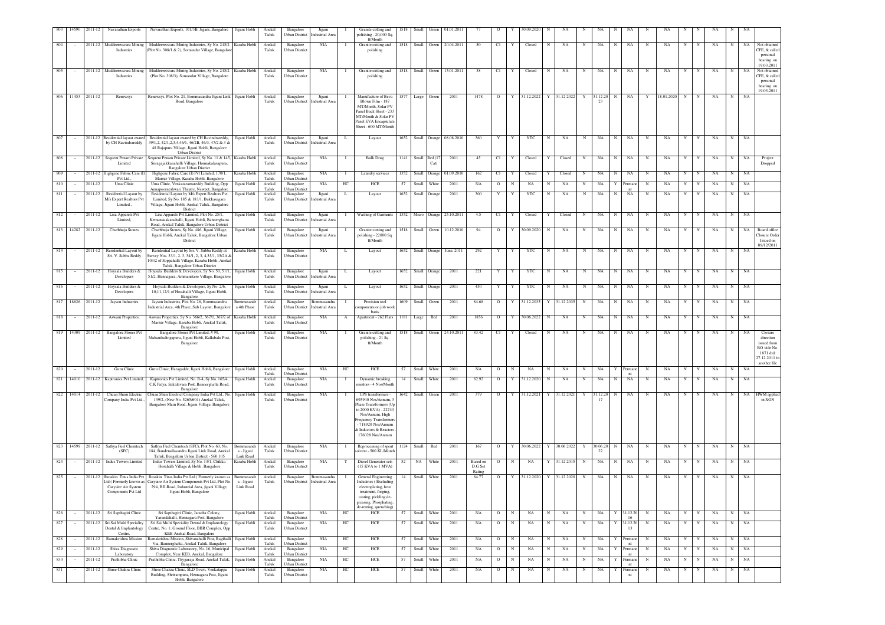| 803 | 14590 | 2011-12 | Navarathan Exports | Navarathan Exports, 101/3B, Jigani, Bangalore | Jigani Hobli | Anekal Taluk | Bangalore Urban District | Jigani Industrial Area | I | Granite cutting and polishing - 20,000 Sq. ft/Month | 1518 | Small | Green | 01.01.2011 | 77 | O | Y | 30.09.2020 | N | NA | N | NA | N | NA | N | NA | N | N | NA | N | NA | |
|---|---|---|---|---|---|---|---|---|---|---|---|---|---|---|---|---|---|---|---|---|---|---|---|---|---|---|---|---|---|---|---|---|
| 804 | - | 2011-12 | Muddeereswara Mining Industries | Muddeereswara Mining Industries, Sy No. 245/2 (Plot No. 308/1 & 2), Somandur Village, Bangalore | Kasaba Hobli | Anekal Taluk | Bangalore Urban District | NIA | I | Granite cutting and polishing | 1518 | Small | Green | 20.04.2011 | 50 | C1 | Y | Closed | N | NA | N | NA | N | NA | N | NA | N | N | NA | N | NA | Not obtained CFE, & called personal hearing on 19.03.2011 |
| 805 | - | 2011-12 | Muddeereswara Mining Industries | Muddeereswara Mining Industries, Sy No. 245/2 (Plot No. 308/3), Somandur Village, Bangalore | Kasaba Hobli | Anekal Taluk | Bangalore Urban District | NIA | I | Granite cutting and polishing | 1518 | Small | Green | 15.01.2011 | 38 | C1 | Y | Closed | N | NA | N | NA | N | NA | N | NA | N | N | NA | N | NA | Not obtained CFE, & called personal hearing on 19.03.2011 |
| 806 | 11453 | 2011-12 | Renewsys | Renewsys, Plot No. 21, Bommasandra Jigani Link Road, Bangalore | Jigani Hobli | Anekal Taluk | Bangalore Urban District | Jigani Industrial Area | I | Manufacture of Beva Blown Film - 187 MT/Month, Solar PV Panel Back Sheet - 233 MT/Month & Solar PV Panel EVA Encapsulate Sheet - 600 MT/Month | 1577 | Large | Green | 2011 | 1478 | O | Y | 31.12.2022 | Y | 31.12.2022 | Y | 31.12.2023 | N | NA | Y | 18.01.2020 | N | N | NA | N | NA | |
| 807 | - | 2011-12 | Residential layout owned by CH Ravindrareddy | Residential layout owned by CH Ravindrareddy, 39/1,2, 42/1,2,3,4,46/1, 46/2B, 46/3, 47/2 & 3 & 48 Rajapura Village, Jigani Hobli, Bangalore Urban District | Jigani Hobli | Anekal Taluk | Bangalore Urban District | Jigani Industrial Area | L | Layout | 1652 | Small | Orange | 08.08.2010 | 360 | Y | Y | YTC | N | NA | N | NA | N | NA | N | NA | N | N | NA | N | NA | |
| 808 | - | 2011-12 | Sequent Penam Private Limited | Sequent Penam Private Limited, Sy No. 11 & 145, Suragajakkanahalli Village, Hennakalasapura, Bangalore Urban District | Kasaba Hobli | Anekal Taluk | Bangalore Urban District | NIA | I | Bulk Drug | 1141 | Small | Red (17 Cat) | 2011 | 45 | C1 | Y | Closed | Y | Closed | N | NA | N | NA | N | NA | N | N | NA | N | NA | Project Dropped |
| 809 | - | 2011-12 | Highgene Fabric Care (I) Pvt Ltd., | Highgene Fabric Care (I) Pvt Limited, 170/1, Mursur Village, Kasaba Hobli, Bangalore | Kasaba Hobli | Anekal Taluk | Bangalore Urban District | NIA | I | Laundry services | 1352 | Small | Orange | 01.09.2010 | 162 | C1 | Y | Closed | Y | Closed | N | NA | N | NA | N | NA | N | N | NA | N | NA | |
| 810 | - | 2011-12 | Uma Clinic | Uma Clinic, Venkataramareddy Building, Opp Annapoorneshwari Theatre, Newpet, Bangalore | Kasaba Hobli | Anekal Taluk | Bangalore Urban District | NIA | HC | HCE | 57 | Small | White | 2011 | NA | O | N | NA | N | NA | N | NA | Y | Permanent | N | NA | N | N | NA | N | NA | |
| 811 | - | 2011-12 | Residential Layout by M/s Expert Realtors Pvt Limited., | Residential Layout by M/s Expert Realtors Pvt Limited, Sy No. 185 & 183/1, Bukkasagara Village, Jigani Hobli, Anekal Taluk, Bangalore District | Jigani Hobli | Anekal Taluk | Bangalore Urban District | Jigani Industrial Area | L | Layout | 1652 | Small | Orange | 2011 | 300 | Y | Y | YTC | N | NA | N | NA | N | NA | N | NA | N | N | NA | N | NA | |
| 812 | - | 2011-12 | Lisa Apparels Pvt Limited, | Lisa Apparels Pvt Limited, Plot No. 25/1, Kemmanakanahalli, Jigani Hobli, Bannerghatta Road, Anekal Taluk, Bangalore Urban District | Jigani Hobli | Anekal Taluk | Bangalore Urban District | Jigani Industrial Area | I | Washing of Garments | 1352 | Micro | Orange | 25.10.2011 | 4.5 | C1 | Y | Closed | Y | Closed | N | NA | N | NA | N | NA | N | N | NA | N | NA | |
| 813 | 14282 | 2011-12 | Charbhuja Stones | Charbhuja Stones, Sy No. 486, Jigani Village, Jigani Hobli, Anekal Taluk, Bangalore Urban District | Jigani Hobli | Anekal Taluk | Bangalore Urban District | Jigani Industrial Area | I | Granite cutting and polishing - 22000 Sq. ft/Month | 1518 | Small | Green | 10.12.2010 | 94 | O | Y | 30.09.2020 | N | NA | N | NA | N | NA | N | NA | N | N | NA | N | NA | Board office Closure Order Issued on 09/12/2011 |
| 814 | - | 2011-12 | Residential Layout by Sri. V. Subba Reddy | Residential Layout by Sri. V. Subba Reddy at Survey Nos. 33/1, 2, 3, 34/1, 2, 3, 4,35/1,35/2A & 103/2 of Soppahalli Village, Kasaba Hobli, Anekal Taluk, Bangalore Urban District | Kasaba Hobli | Anekal Taluk | Bangalore Urban District | NIA | L | Layout | 1652 | Small | Orange | June, 2011 | 292 | Y | Y | YTC | N | NA | N | NA | N | NA | N | NA | N | N | NA | N | NA | |
| 815 | - | 2011-12 | Hoysala Builders & Developers | Hoysala Builders & Developers, Sy No. 50, 51/1, 51/2, Hennagara, Ammanikere Village, Bangalore | Jigani Hobli | Anekal Taluk | Bangalore Urban District | Jigani Industrial Area | L | Layout | 1652 | Small | Orange | 2011 | 221 | Y | Y | YTC | N | NA | N | NA | N | NA | N | NA | N | N | NA | N | NA | |
| 816 | - | 2011-12 | Hoysala Builders & Developers | Hoysala Builders & Developers, Sy No. 2/6, 10,11,12/1 of Hosahalli Village, Jigani Hobli, Bangalore | Jigani Hobli | Anekal Taluk | Bangalore Urban District | Jigani Industrial Area | L | Layout | 1652 | Small | Orange | 2011 | 450 | Y | Y | YTC | N | NA | N | NA | N | NA | N | NA | N | N | NA | N | NA | |
| 817 | 18626 | 2011-12 | Jayson Industries | Jayson Industries, Plot No. 26, Bommasandra Industrial Area, 4th Phase, Sub Layout, Bangalore | Bommasandra 4th Phase | Anekal Taluk | Bangalore Urban District | Bommasandra Industrial Area | I | Precision tool components on job work basis | 1609 | Small | Green | 2011 | 84.68 | O | Y | 31.12.2035 | Y | 31.12.2035 | N | NA | N | NA | N | NA | N | N | NA | N | NA | |
| 818 | - | 2011-12 | Aswani Properties, | Aswani Properties, Sy No. 366/2, 367/1, 367/2 of Marsur Village, Kasaba Hobli, Anekal Taluk, Bangalore | Kasaba Hobli | Anekal Taluk | Bangalore Urban District | NIA | A | Apartment - 262 Flats | 1181 | Large | Red | 2011 | 1856 | O | Y | 30.06.2022 | N | NA | N | NA | N | NA | N | NA | N | N | NA | N | NA | |
| 819 | 14309 | 2011-12 | Bangalore Stones Pvt Limited | Bangalore Stones Pvt Limited, # 90, Mahanthalingapura, Jigani Hobli, Kallabalu Post, Bangalore | Jigani Hobli | Anekal Taluk | Bangalore Urban District | NIA | I | Granite cutting and polishing - 21 Sq. ft/Month | 1518 | Small | Green | 24.10.2011 | 83.42 | C1 | Y | Closed | N | NA | N | NA | N | NA | N | NA | N | N | NA | N | NA | Closure direction issued from BO vide No. 1871 dtd 27.12.2011 in another file |
| 820 | - | 2011-12 | Guru Clinic | Guru Clinic, Haragadde, Jigani Hobli, Bangalore | Jigani Hobli | Anekal Taluk | Bangalore Urban District | NIA | HC | HCE | 57 | Small | White | 2011 | NA | O | N | NA | N | NA | N | NA | Y | Permanent | N | NA | N | N | NA | N | NA | |
| 821 | 14010 | 2011-12 | Kaptronics Pvt Limited, | Kaptronics Pvt Limited, No. R-4, Sy No. 165/4, C K Palya, Sakalavara Post, Bannerghatta Road, Bangalore | Jigani Hobli | Anekal Taluk | Bangalore Urban District | NIA | I | Dynamic breaking resistors - 4 Nos/Month | 14 | Small | White | 2011 | 62.92 | O | Y | 31.12.2020 | N | NA | N | NA | N | NA | N | NA | N | N | NA | N | NA | |
| 822 | 14014 | 2011-12 | Chuan Shum Electric Company India Pvt Ltd., | Chuan Shum Electric Company India Pvt Ltd., No. 139/2, (New No. 5265/601) Anekal Taluk, Bangalore Main Road, Jigani Village, Bangalore | Jigani Hobli | Anekal Taluk | Bangalore Urban District | NIA | I | UPS transformers - 695940 Nos/Annum, 3 Phase Transformers (Up to 2000 KVA) - 22740 Nos/Annum, High Frequency Transformers - 718920 Nos/Annum & Inductors & Reactors - 176028 Nos/Annum | 1642 | Small | Green | 2011 | 379 | O | Y | 31.12.2021 | Y | 31.12.2021 | Y | 31.12.2017 | N | NA | N | NA | N | N | NA | N | NA | HWM applied in XGN |
| 823 | 14599 | 2011-12 | Sathya Fuel Chemtech (SFC) | Sathya Fuel Chemtech (SFC), Plot No. 60, No. 184, Bandenallasandra Jigani Link Road, Anekal Taluk, Bengaluru Urban District - 560 105 | Bommasandra - Jigani Link Road | Anekal Taluk | Bangalore Urban District | NIA | I | Reprocessing of spent solvent - 500 KL/Month | 1124 | Small | Red | 2011 | 167 | O | Y | 30.06.2022 | Y | 30.06.2022 | Y | 30.06.2022 | N | NA | N | NA | N | N | NA | N | NA | |
| 824 | - | 2011-12 | Indus Towers Limited | Indus Towers Limited, Sy No. 13/1, Chikka Hosahalli Village & Hobli, Bangalore | Kasaba Hobli | Anekal Taluk | Bangalore Urban District | NIA | T | Diesel Generator sets (15 KVA to 1 MVA) | 52 | NA | White | 2011 | Based on D.G Set Rating | O | N | NA | Y | 31.12.2015 | N | NA | N | NA | N | NA | N | N | NA | N | NA | |
| 825 | - | 2011-12 | Russkin Titus India Pvt Ltd ( Formerly known as Caryaire Air System Components Pvt Ltd | Russkin Titus India Pvt Ltd ( Formerly known as Caryaire Air System Components Pvt Ltd, Plot No. 294, BJLRoad, Industrial Area, jigani Village, Jigani Hobli, Bangalore | Bommasandra - Jigani Link Road | Anekal Taluk | Bangalore Urban District | Bommasandra Industrial Area | I | General Engineering Industries ( Excluding electroplating, heat treatment, forging, casting, pickling de-greasing, Phosphating, de-resting, quenching) | 14 | Small | White | 2011 | 64.77 | O | Y | 31.12.2020 | Y | 31.12.2020 | N | NA | N | NA | N | NA | N | N | NA | N | NA | |
| 826 | - | 2011-12 | Sri Sapthagiri Clinic | Sri Sapthagiri Clinic, Janatha Colony, Yarandahalli, Hennagara Post, Bangalore | Jigani Hobli | Anekal Taluk | Bangalore Urban District | NIA | HC | HCE | 57 | Small | White | 2011 | NA | O | N | NA | N | NA | N | NA | Y | 31.12.2016 | N | NA | N | N | NA | N | NA | |
| 827 | - | 2011-12 | Sri Sai Multi Speciality Dental & Implantology Centre, | Sri Sai Multi Speciality Dental & Implantology Centre, No. 1, Ground Floor, BBR Complex, Opp KEB Anekal Road, Bangalore | Jigani Hobli | Anekal Taluk | Bangalore Urban District | NIA | HC | HCE | 57 | Small | White | 2011 | NA | O | N | NA | N | NA | N | NA | Y | 31.12.2013 | N | NA | N | N | NA | N | NA | |
| 828 | - | 2011-12 | Ramakrishna Mission | Ramakrishna Mission, Shivanahalli Post, Ragihalli Via, Bannerghatta, Anekal Taluk, Bangalore | Jigani Hobli | Anekal Taluk | Bangalore Urban District | NIA | HC | HCE | 57 | Small | White | 2011 | NA | O | N | NA | N | NA | N | NA | Y | Permanent | N | NA | N | N | NA | N | NA | |
| 829 | - | 2011-12 | Shiva Diagnostic Laboratory | Shiva Diagnostic Laboratory, No. 16, Municipal Complex, Near KEB, Anekal, Bangalore | Jigani Hobli | Anekal Taluk | Bangalore Urban District | NIA | HC | HCE | 57 | Small | White | 2011 | NA | O | N | NA | N | NA | N | NA | Y | Permanent | N | NA | N | N | NA | N | NA | |
| 830 | - | 2011-12 | Prathibha Clinic | Prathibha Clinic, Thygaraja Road, Anekal Taluk, Bangalore | Jigani Hobli | Anekal Taluk | Bangalore Urban District | NIA | HC | HCE | 57 | Small | White | 2011 | NA | O | N | NA | N | NA | N | NA | Y | Permanent | N | NA | N | N | NA | N | NA | |
| 831 | - | 2011-12 | Shree Chakra Clinic | Shree Chakra Clinic, SLD Town, Venkatappa Building, Shirarampura, Hennagara Post, Jigani Hobli, Bangalore | Jigani Hobli | Anekal Taluk | Bangalore Urban District | NIA | HC | HCE | 57 | Small | White | 2011 | NA | O | N | NA | N | NA | N | NA | Y | Permanent | N | NA | N | N | NA | N | NA | |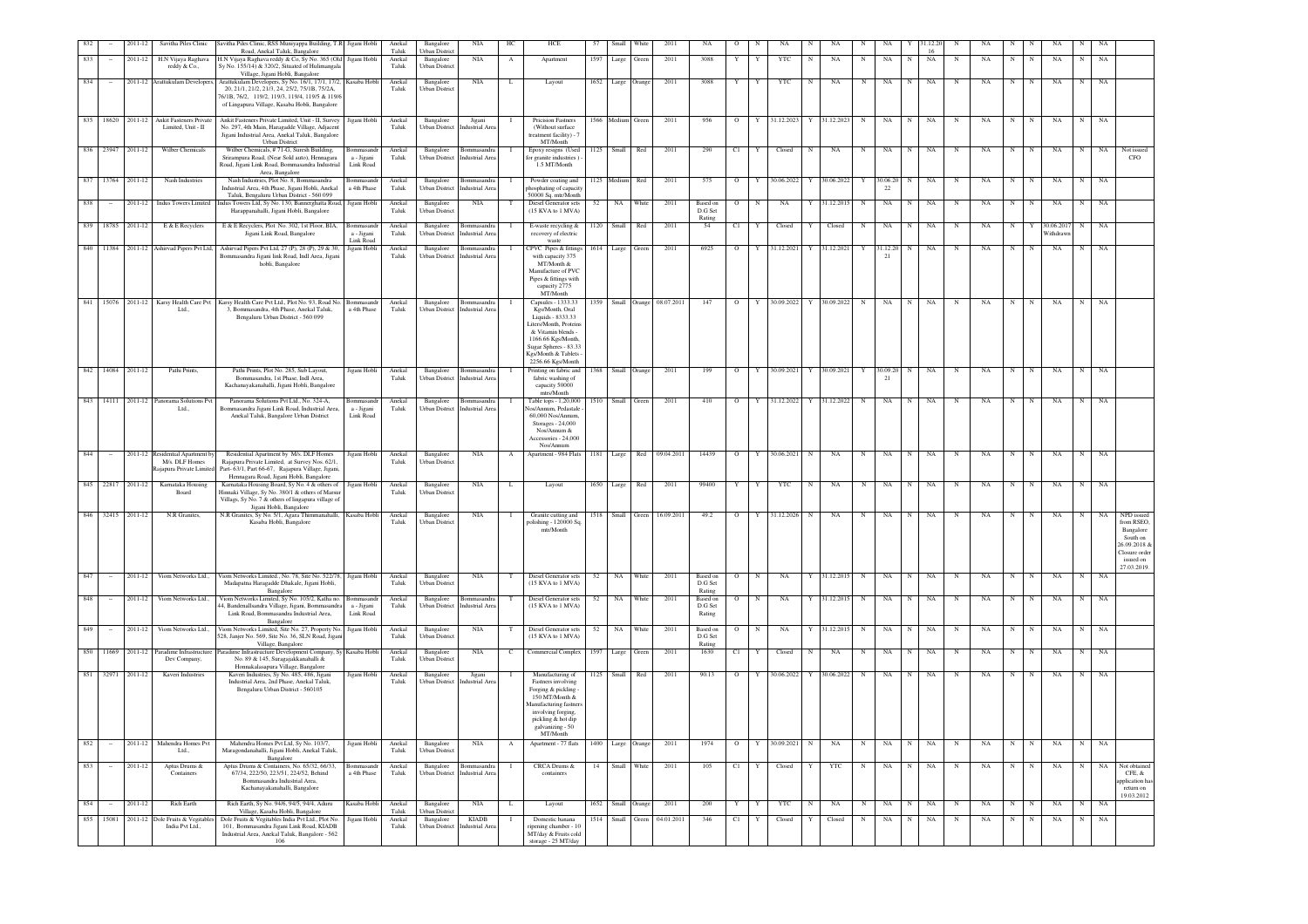| 832 | - | 2011-12 | Savitha Piles Clinic | Savitha Piles Clinic, RSS Muniyappa Building, T.R. Road, Anekal Taluk, Bangalore | Jigani Hobli | Anekal Taluk | Bangalore Urban District | NIA | HC | HCE | 57 | Small | White | 2011 | NA | O | N | NA | N | NA | N | NA | Y | 31.12.2016 | N | NA | N | N | NA | N | NA | |
|---|---|---|---|---|---|---|---|---|---|---|---|---|---|---|---|---|---|---|---|---|---|---|---|---|---|---|---|---|---|---|---|---|
| 833 | - | 2011-12 | H.N Vijaya Raghava reddy & Co., | H.N Vijaya Raghava reddy & Co, Sy No. 365 (Old Sy No. 155/14) & 320/2, Situated of Hulimangala Village, Jigani Hobli, Bangalore | Jigani Hobli | Anekal Taluk | Bangalore Urban District | NIA | A | Apartment | 1597 | Large | Green | 2011 | 3088 | Y | Y | YTC | N | NA | N | NA | N | NA | N | NA | N | N | NA | N | NA | |
| 834 | - | 2011-12 | Arattukulam Developers | Arattukulam Developers, Sy Nos. 16/1, 17/1, 17/2, 20, 21/1, 21/2, 21/3, 24, 25/2, 75/1B, 75/2A, 76/1B, 76/2, 119/2, 119/3, 119/4, 119/5 & 119/6 of Lingapura Village, Kasaba Hobli, Bangalore | Kasaba Hobli | Anekal Taluk | Bangalore Urban District | NIA | L | Layout | 1652 | Large | Orange | 2011 | 3088 | Y | Y | YTC | N | NA | N | NA | N | NA | N | NA | N | N | NA | N | NA | |
| 835 | 18620 | 2011-12 | Ankit Fasteners Private Limited, Unit - II | Ankit Fasteners Private Limited, Unit - II, Survey No. 297, 4th Main, Haragadde Village, Adjacent Jigani Industrial Area, Anekal Taluk, Bangalore Urban District | Jigani Hobli | Anekal Taluk | Bangalore Urban District | Jigani Industrial Area | I | Precision Fastners (Without surface treatment facility) - 7 MT/Month | 1566 | Medium | Green | 2011 | 956 | O | Y | 31.12.2023 | Y | 31.12.2023 | N | NA | N | NA | N | NA | N | N | NA | N | NA | |
| 836 | 23947 | 2011-12 | Wilber Chemicals | Wilber Chemicals, # 71-G, Suresh Building, Sreerampura Road, (Near Sold auto), Hennagara Road, Jigani Link Road, Bommasandra Industrial Area, Bangalore | Bommasandra - Jigani Link Road | Anekal Taluk | Bangalore Urban District | Bommasandra Industrial Area | I | Epoxy resigns (Used for granite industries ) - 1.5 MT/Month | 1125 | Small | Red | 2011 | 290 | C1 | Y | Closed | N | NA | N | NA | N | NA | N | NA | N | N | NA | N | NA | Not issued CFO |
| 837 | 13764 | 2011-12 | Nash Industries | Nash Industries, Plot No. 8, Bommasandra Industrial Area, 4th Phase, Jigani Hobli, Anekal Taluk, Bengaluru Urban District - 560 099 | Bommasandra 4th Phase | Anekal Taluk | Bangalore Urban District | Bommasandra Industrial Area | I | Powder coating and phosphating of capacity 50000 Sq. mtr/Month | 1125 | Medium | Red | 2011 | 575 | O | Y | 30.06.2022 | Y | 30.06.2022 | Y | 30.06.2022 | N | NA | N | NA | N | N | NA | N | NA | |
| 838 | - | 2011-12 | Indus Towers Limited | Indus Towers Ltd, Sy No. 130, Bannerghatta Road, Harappanahalli, Jigani Hobli, Bangalore | Jigani Hobli | Anekal Taluk | Bangalore Urban District | NIA | T | Diesel Generator sets (15 KVA to 1 MVA) | 52 | NA | White | 2011 | Based on D.G Set Rating | O | N | NA | Y | 31.12.2015 | N | NA | N | NA | N | NA | N | N | NA | N | NA | |
| 839 | 18785 | 2011-12 | E & E Recyclers | E & E Recyclers, Plot No. 302, 1st Floor, BIA, Jigani Link Road, Bangalore | Bommasandra - Jigani Link Road | Anekal Taluk | Bangalore Urban District | Bommasandra Industrial Area | I | E-waste recycling & recovery of electric waste | 1120 | Small | Red | 2011 | 54 | C1 | Y | Closed | Y | Closed | N | NA | N | NA | N | NA | N | Y | 30.06.2017 Withdrawn | N | NA | |
| 840 | 11384 | 2011-12 | Ashirvad Pipers Pvt Ltd, | Ashirvad Pipers Pvt Ltd, 27 (P), 28 (P), 29 & 30, Bommasandra Jigani link Road, Indl Area, Jigani hobli, Bangalore | Jigani Hobli | Anekal Taluk | Bangalore Urban District | Bommasandra Industrial Area | I | CPVC Pipes & fittings with capacity 375 MT/Month & Manufacture of PVC Pipes & fittings with capacity 2775 MT/Month | 1614 | Large | Green | 2011 | 6925 | O | Y | 31.12.2021 | Y | 31.12.2021 | Y | 31.12.2021 | N | NA | N | NA | N | N | NA | N | NA | |
| 841 | 15076 | 2011-12 | Karsy Health Care Pvt Ltd., | Karsy Health Care Pvt Ltd., Plot No, 93, Road No. 3, Bommasandra, 4th Phase, Anekal Taluk, Bengaluru Urban District - 560 099 | Bommasandra 4th Phase | Anekal Taluk | Bangalore Urban District | Bommasandra Industrial Area | I | Capsules - 1333.33 Kgs/Month, Oral Liquids - 8333.33 Liters/Month, Proteins & Vitamin blends - 1166.66 Kgs/Month, Sugar Spheres - 83.33 Kgs/Month & Tablets - 2256.66 Kgs/Month | 1359 | Small | Orange | 08.07.2011 | 147 | O | Y | 30.09.2022 | Y | 30.09.2022 | N | NA | N | NA | N | NA | N | N | NA | N | NA | |
| 842 | 14084 | 2011-12 | Pathi Prints, | Pathi Prints, Plot No. 283, Sub Layout, Bommasandra, 1st Phase, Indl Area, Kachanayakanahalli, Jigani Hobli, Bangalore | Jigani Hobli | Anekal Taluk | Bangalore Urban District | Bommasandra Industrial Area | I | Printing on fabric and fabric washing of capacity 50000 mtrs/Month | 1368 | Small | Orange | 2011 | 199 | O | Y | 30.09.2021 | Y | 30.09.2021 | Y | 30.09.2021 | N | NA | N | NA | N | N | NA | N | NA | |
| 843 | 14111 | 2011-12 | Panorama Solutions Pvt Ltd., | Panorama Solutions Pvt Ltd., No. 324-A, Bommasandra Jigani Link Road, Industrial Area, Anekal Taluk, Bangalore Urban District | Bommasandra - Jigani Link Road | Anekal Taluk | Bangalore Urban District | Bommasandra Industrial Area | I | Table tops - 1,20,000 Nos/Annum, Pedastale - 60,000 Nos/Annum, Storages - 24,000 Nos/Annum & Accessories - 24,000 Nos/Annum | 1510 | Small | Green | 2011 | 410 | O | Y | 31.12.2022 | Y | 31.12.2022 | N | NA | N | NA | N | NA | N | N | NA | N | NA | |
| 844 | - | 2011-12 | Residential Apartment by M/s. DLF Homes Rajapura Private Limited | Residential Apartment by M/s. DLF Homes Rajapura Private Limited, at Survey Nos. 62/1, Part- 63/1, Part 66-67, Rajapura Village, Jigani, Hennagara Road, Jigani Hobli, Bangalore | Jigani Hobli | Anekal Taluk | Bangalore Urban District | NIA | A | Apartment - 984 Flats | 1181 | Large | Red | 09.04.2011 | 14439 | O | Y | 30.06.2021 | N | NA | N | NA | N | NA | N | NA | N | N | NA | N | NA | |
| 845 | 22817 | 2011-12 | Karnataka Housing Board | Karnataka Housing Board, Sy No. 4 & others of Hinnaki Village, Sy No. 380/1 & others of Mursur Village, Sy No. 7 & others of lingapura village of Jigani Hobli, Bangalore | Jigani Hobli | Anekal Taluk | Bangalore Urban District | NIA | L | Layout | 1650 | Large | Red | 2011 | 99400 | Y | Y | YTC | N | NA | N | NA | N | NA | N | NA | N | N | NA | N | NA | |
| 846 | 32415 | 2011-12 | N.R Granites, | N.R Granites, Sy No. 5/1, Agara Thimmanahalli, Kasaba Hobli, Bangalore | Kasaba Hobli | Anekal Taluk | Bangalore Urban District | NIA | I | Granite cutting and polishing - 120000 Sq. mtr/Month | 1518 | Small | Green | 16.09.2011 | 49.2 | O | Y | 31.12.2026 | N | NA | N | NA | N | NA | N | NA | N | N | NA | N | NA | NPD issued from RSEO, Bangalore South on 26.09.2018 & Closure order issued on 27.03.2019. |
| 847 | - | 2011-12 | Viom Networks Ltd., | Viom Networks Limited., No. 78, Site No. 522/78, Madapatna Haragadde Dhakale, Jigani Hobli, Bangalore | Jigani Hobli | Anekal Taluk | Bangalore Urban District | NIA | T | Diesel Generator sets (15 KVA to 1 MVA) | 52 | NA | White | 2011 | Based on D.G Set Rating | O | N | NA | Y | 31.12.2015 | N | NA | N | NA | N | NA | N | N | NA | N | NA | |
| 848 | - | 2011-12 | Viom Networks Ltd., | Viom Networks Limited, Sy No. 105/2, Katha no. 44, Bandenallsandra Village, Jigani, Bommasandra Link Road, Bommasandra Industrial Area, Bangalore | Bommasandra - Jigani Link Road | Anekal Taluk | Bangalore Urban District | Bommasandra Industrial Area | T | Diesel Generator sets (15 KVA to 1 MVA) | 52 | NA | White | 2011 | Based on D.G Set Rating | O | N | NA | Y | 31.12.2015 | N | NA | N | NA | N | NA | N | N | NA | N | NA | |
| 849 | - | 2011-12 | Viom Networks Ltd., | Viom Networks Limited, Site No. 27, Property No. 528, Janjer No. 569, Site No. 36, SLN Road, Jigani Village, Bangalore | Jigani Hobli | Anekal Taluk | Bangalore Urban District | NIA | T | Diesel Generator sets (15 KVA to 1 MVA) | 52 | NA | White | 2011 | Based on D.G Set Rating | O | N | NA | Y | 31.12.2015 | N | NA | N | NA | N | NA | N | N | NA | N | NA | |
| 850 | 11669 | 2011-12 | Paradime Infrastructure Dev Company, | Paradime Infrastructure Development Company, Sy No. 89 & 145, Suragajakkanahalli & Hommakalasapura Village, Bangalore | Kasaba Hobli | Anekal Taluk | Bangalore Urban District | NIA | C | Commercial Complex | 1597 | Large | Green | 2011 | 1630 | C1 | Y | Closed | N | NA | N | NA | N | NA | N | NA | N | N | NA | N | NA | |
| 851 | 32971 | 2011-12 | Kaveri Industries | Kaveri Industries, Sy No. 485, 486, Jigani Industrial Area, 2nd Phase, Anekal Taluk, Bengaluru Urban District - 560105 | Jigani Hobli | Anekal Taluk | Bangalore Urban District | Jigani Industrial Area | I | Manufacturing of Fastners involving Forging & pickling - 150 MT/Month & Manufacturing fasteners involving forging, pickling & hot dip galvanizing - 50 MT/Month | 1125 | Small | Red | 2011 | 90.13 | O | Y | 30.06.2022 | Y | 30.06.2022 | N | NA | N | NA | N | NA | N | N | NA | N | NA | |
| 852 | - | 2011-12 | Mahendra Homes Pvt Ltd., | Mahendra Homes Pvt Ltd, Sy No. 103/7, Maragondanahalli, Jigani Hobli, Anekal Taluk, Bangalore | Jigani Hobli | Anekal Taluk | Bangalore Urban District | NIA | A | Apartment - 77 flats | 1400 | Large | Orange | 2011 | 1974 | O | Y | 30.09.2021 | N | NA | N | NA | N | NA | N | NA | N | N | NA | N | NA | |
| 853 | - | 2011-12 | Aptus Drums & Containers | Aptus Drums & Containers, No. 65/32, 66/33, 67/34, 222/50, 223/51, 224/52, Behind Bommasandra Industrial Area, Kachanayakanahalli, Bangalore | Bommasandra 4th Phase | Anekal Taluk | Bangalore Urban District | Bommasandra Industrial Area | I | CRCA Drums & containers | 14 | Small | White | 2011 | 105 | C1 | Y | Closed | Y | YTC | N | NA | N | NA | N | NA | N | N | NA | N | NA | Not obtained CFE, & application has return on 19.03.2012 |
| 854 | - | 2011-12 | Rich Earth | Rich Earth, Sy No. 94/6, 94/5, 94/4, Aduru Village, Kasaba Hobli, Bangalore | Kasaba Hobli | Anekal Taluk | Bangalore Urban District | NIA | L | Layout | 1652 | Small | Orange | 2011 | 200 | Y | Y | YTC | N | NA | N | NA | N | NA | N | NA | N | N | NA | N | NA | |
| 855 | 15081 | 2011-12 | Dole Fruits & Vegitables India Pvt Ltd., | Dole Fruits & Vegitables India Pvt Ltd., Plot No. 101, Bommasandra Jigani Link Road, KIADB Industrial Area, Anekal Taluk, Bangalore - 562 106 | Jigani Hobli | Anekal Taluk | Bangalore Urban District | KIADB Industrial Area | I | Domestic banana ripening chamber - 10 MT/day & Fruits cold storage - 25 MT/day | 1514 | Small | Green | 04.01.2011 | 346 | C1 | Y | Closed | Y | Closed | N | NA | N | NA | N | NA | N | N | NA | N | NA | |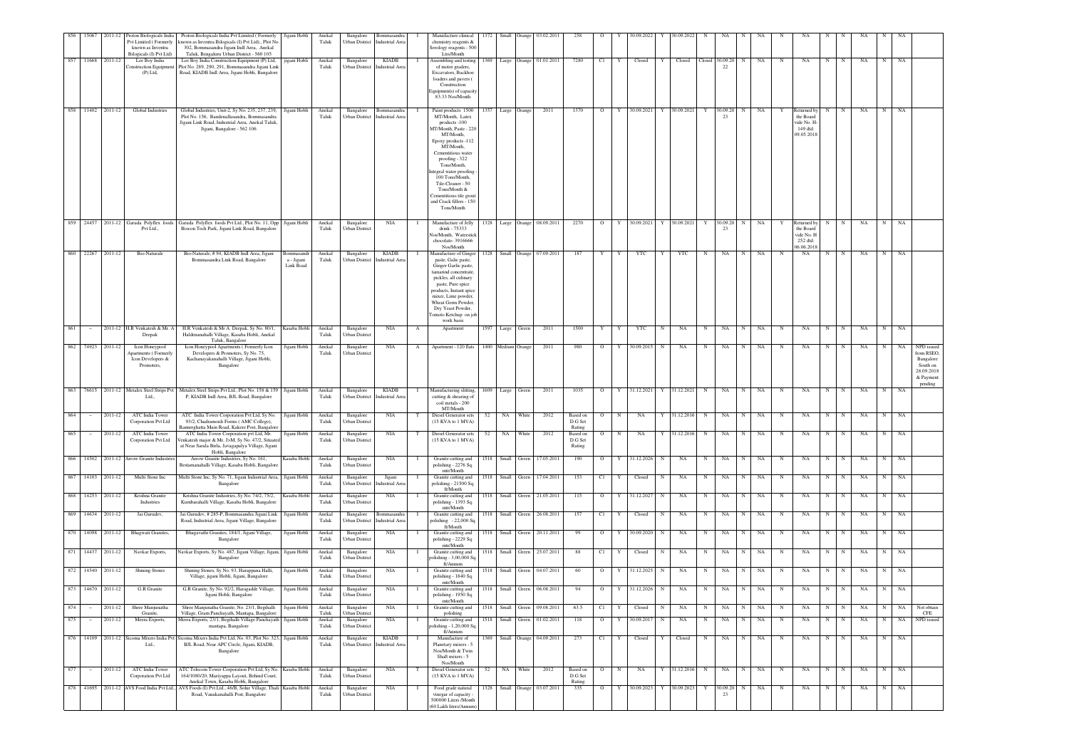| 856 | 15067 | 2011-12 | Proton Biologicals India Pvt Limited ( Formerly known as Inventra Bilogicals (I) Pvt Ltd) | Proton Biologicals India Pvt Limited ( Formerly known as Inventra Bilogicals (I) Pvt Ltd) , Plot No. 302, Bommasandra Jigani Indl Area, Anekal Taluk, Bengaluru Urban District - 560 105 | Jigani Hobli | Anekal Taluk | Bangalore Urban District | Bommasandra Industrial Area | I | Manufacture clinical chemistry reagents & Serology reagents - 500 Ltrs/Month | 1372 | Small | Orange | 03.02.2011 | 258 | O | Y | 30.09.2022 | Y | 30.09.2022 | N | NA | N | NA | N | NA | N | N | NA | N | NA | |
|---|---|---|---|---|---|---|---|---|---|---|---|---|---|---|---|---|---|---|---|---|---|---|---|---|---|---|---|---|---|---|---|---|---|
| 857 | 11668 | 2011-12 | Lee Boy India Construction Equipment (P) Ltd, | Lee Boy India Construction Equipment (P) Ltd, Plot No. 289, 290, 291, Bommasandra Jigani Link Road, KIADB Indl Area, Jigani Hobli, Bangalore | jigani Hobli | Anekal Taluk | Bangalore Urban District | KIADB Industrial Area | I | Assembling and testing of motor graders, Excavators, Backhoe loaders and pavers ( Construction Equipments) of capacity 83.33 Nos/Month | 1369 | Large | Orange | 01.01.2011 | 7280 | C1 | Y | Closed | Y | Closed | Closed | 30.09.2022 | N | NA | N | NA | N | N | NA | N | NA | |
| 858 | 11402 | 2011-12 | Global Industries | Global Industries, Unit-2, Sy No. 235, 237, 239, Plot No. 156, Bandenallasandra, Bommasandra Jigani Link Road, Industrial Area, Anekal Taluk, Jigani, Bangalore - 562 106 | Jigani Hobli | Anekal Taluk | Bangalore Urban District | Bommasandra Industrial Area | I | Paint products 1500 MT/Month, Latex products -100 MT/Month, Paste - 220 MT/Month, Epoxy products -112 MT/Month, Cementitious water proofing - 322 Tons/Month, Integral water proofing - 100 Tons/Month, Tile-Cleaner - 50 Tons/Month & Cementitious tile grout and Crack fillers - 150 Tons/Month | 1357 | Large | Orange | 2011 | 1370 | O | Y | 30.09.2021 | Y | 30.09.2021 | Y | 30.09.2023 | N | NA | Y | Returned by the Board vide No. H-149 dtd: 09.05.2018 | N | N | NA | N | NA | |
| 859 | 24457 | 2011-12 | Garuda Polyflex foods Pvt Ltd., | Garuda Polyflex foods Pvt Ltd., Plot No. 11, Opp Biocon Tech Park, Jigani Link Road, Bangalore | Jigani Hobli | Anekal Taluk | Bangalore Urban District | NIA | I | Manufacture of Jelly drink - 75333 Nos/Month, Waterstick chocolate- 3916666 Nos/Month | 1328 | Large | Orange | 08.09.2011 | 2270 | O | Y | 30.09.2021 | Y | 30.09.2021 | Y | 30.09.2023 | N | NA | Y | Returned by the Board vide No. H 252 dtd: 06.06.2018 | N | N | NA | N | NA | |
| 860 | 22267 | 2011-12 | Bio-Naturale | Bio-Naturale, # 94, KIADB Indl Area, Jigani Bommasandra Link Road, Bangalore | Bommasandra - Jigani Link Road | Anekal Taluk | Bangalore Urban District | KIADB Industrial Area | I | Manufacture of Ginger paste, Galic paste, Ginger Garlic paste, tamarind concentrate, pickles, all culinary paste, Pure spice products, Instant spice mixer, Lime powder, Wheat Germ Powder, Dry Yeast Powder, Tomoto Ketchup on job work basis | 1328 | Small | Orange | 07.09.2011 | 187 | Y | Y | YTC | Y | YTC | N | NA | N | NA | N | NA | N | N | NA | N | NA | |
| 861 | - | 2011-12 | H.R Venkatesh & Mr. A Deepak | H.R Venkatesh & Mr A. Deepak, Sy No. 80/1, Haldenanahalli Village, Kasaba Hobli, Anekal Taluk, Bangalore | Kasaba Hobli | Anekal Taluk | Bangalore Urban District | NIA | A | Apartment | 1597 | Large | Green | 2011 | 1500 | Y | Y | YTC | N | NA | N | NA | N | NA | N | NA | N | N | NA | N | NA | |
| 862 | 74923 | 2011-12 | Icon Honeypool Apartments ( Formerly Icon Developers & Promoters, | Icon Honeypool Apartments ( Formerly Icon Developers & Promoters, Sy No. 75, Kachanayakanahalli Village, Jigani Hobli, Bangalore | Jigani Hobli | Anekal Taluk | Bangalore Urban District | NIA | A | Apartment - 120 flats | 1400 | Medium | Orange | 2011 | 980 | O | Y | 30.09.2015 | N | NA | N | NA | N | NA | N | NA | N | N | NA | N | NA | NPD issued from RSEO, Bangalore South on 28.09.2018 & Payment pending |
| 863 | 76615 | 2011-12 | Metalex Steel Strips Pvt Ltd., | Metalex Steel Strips Pvt Ltd., Plot No. 158 & 159 P, KIADB Indl Area, BJL Road, Bangalore | Jigani Hobli | Anekal Taluk | Bangalore Urban District | KIADB Industrial Area | I | Manufacturing slitting, cutting & shearing of coil metals - 200 MT/Month | 1609 | Large | Green | 2011 | 1035 | O | Y | 31.12.2021 | Y | 31.12.2021 | N | NA | N | NA | N | NA | N | N | NA | N | NA | |
| 864 | - | 2011-12 | ATC India Tower Corporation Pvt Ltd | ATC India Tower Corporation Pvt Ltd, Sy No. 93/2, Chadramouli Forms ( AMC College), Bannerghatta Main Road, Kalere Post, Bangalore | Jigani Hobli | Anekal Taluk | Bangalore Urban District | NIA | T | Diesel Generator sets (15 KVA to 1 MVA) | 52 | NA | White | 2012 | Based on D.G Set Rating | O | N | NA | Y | 31.12.2016 | N | NA | N | NA | N | NA | N | N | NA | N | NA | |
| 865 | - | 2011-12 | ATC India Tower Corporation Pvt Ltd | ATC India Tower Corporation pvt Ltd, Mr. Venkatesh major & Mr. J>M, Sy No. 47/2, Situated at Near Sarala Birla, Juvagapalya Village, Jigani Hobli, Bangalore | Jigani Hobli | Anekal Taluk | Bangalore Urban District | NIA | T | Diesel Generator sets (15 KVA to 1 MVA) | 52 | NA | White | 2012 | Based on D.G Set Rating | O | N | NA | Y | 31.12.2016 | N | NA | N | NA | N | NA | N | N | NA | N | NA | |
| 866 | 14502 | 2011-12 | Arrow Granite Industries | Arrow Granite Industries, Sy No. 161, Bestamanahalli Village, Kasaba Hobli, Bangalore | Kasaba Hobli | Anekal Taluk | Bangalore Urban District | NIA | I | Granite cutting and polishing - 2276 Sq. mtr/Month | 1518 | Small | Green | 17.05.2011 | 190 | O | Y | 31.12.2026 | N | NA | N | NA | N | NA | N | NA | N | N | NA | N | NA | |
| 867 | 14103 | 2011-12 | Multi Stone Inc | Multi Stone Inc, Sy No. 71, Jigani Industrial Area, Bangalore | Jigani Hobli | Anekal Taluk | Bangalore Urban District | Jigani Industrial Area | I | Granite cutting and polishing - 21500 Sq. ft/Month | 1518 | Small | Green | 17.04.2011 | 153 | C1 | Y | Closed | N | NA | N | NA | N | NA | N | NA | N | N | NA | N | NA | |
| 868 | 14253 | 2011-12 | Krishna Granite Industries | Krishna Granite Industries, Sy No. 74/2, 75/2, Kumbarahalli Village, Kasaba Hobli, Bangalore | Kasaba Hobli | Anekal Taluk | Bangalore Urban District | NIA | I | Granite cutting and polishing - 1393 Sq. mtr/Month | 1518 | Small | Green | 21.05.2011 | 115 | O | Y | 31.12.2027 | N | NA | N | NA | N | NA | N | NA | N | N | NA | N | NA | |
| 869 | 14634 | 2011-12 | Jai Gurudev, | Jai Gurudev, # 285-P, Bommasandra Jigani Link Road, Industrial Area, Jigani Village, Bangalore | Jigani Hobli | Anekal Taluk | Bangalore Urban District | Bommasandra Industrial Area | I | Granite cutting and polishing - 22,000 Sq. ft/Month | 1518 | Small | Green | 26.08.2011 | 157 | C1 | Y | Closed | N | NA | N | NA | N | NA | N | NA | N | N | NA | N | NA | |
| 870 | 14098 | 2011-12 | Bhagwati Granites, | Bhagavathi Granites, 184/1, Jigani Village, Bangalore | Jigani Hobli | Anekal Taluk | Bangalore Urban District | NIA | I | Granite cutting and polishing - 2229 Sq. mtr/Month | 1518 | Small | Green | 20.11.2011 | 99 | O | Y | 30.09.2020 | N | NA | N | NA | N | NA | N | NA | N | N | NA | N | NA | |
| 871 | 14437 | 2011-12 | Navkar Exports, | Navkar Exports, Sy No. 487, Jigani Village, Jigani, Bangalore | Jigani Hobli | Anekal Taluk | Bangalore Urban District | NIA | I | Granite cutting and polishing - 3,00,000 Sq. ft/Annum | 1518 | Small | Green | 25.07.2011 | 88 | C1 | Y | Closed | N | NA | N | NA | N | NA | N | NA | N | N | NA | N | NA | |
| 872 | 14540 | 2011-12 | Shining Stones | Shining Stones, Sy No. 93, Harappana Halli, Village, jigani Hobli, Jigani, Bangalore | Jigani Hobli | Anekal Taluk | Bangalore Urban District | NIA | I | Granite cutting and polishing - 1840 Sq. mtr/Month | 1518 | Small | Green | 04.07.2011 | 60 | O | Y | 31.12.2025 | N | NA | N | NA | N | NA | N | NA | N | N | NA | N | NA | |
| 873 | 14670 | 2011-12 | G.R Granite | G.R Granite, Sy No. 92/2, HaragaddE Village, Jigani Hobli, Bangalore | Jigani Hobli | Anekal Taluk | Bangalore Urban District | NIA | I | Granite cutting and polishing - 1950 Sq. mtr/Month | 1518 | Small | Green | 06.08.2011 | 94 | O | Y | 31.12.2026 | N | NA | N | NA | N | NA | N | NA | N | N | NA | N | NA | |
| 874 | - | 2011-12 | Shree Manjunatha Granite, | Shree Manjunatha Granite, No. 23/1, Begihalli Village, Gram Panchayath, Mantapa, Bangalore | Jigani Hobli | Anekal Taluk | Bangalore Urban District | NIA | I | Granite cutting and polishing | 1518 | Small | Green | 09.08.2011 | 63.5 | C1 | Y | Closed | N | NA | N | NA | N | NA | N | NA | N | N | NA | N | NA | Not obtain CFE |
| 875 | - | 2011-12 | Meera Exports, | Meera Exports, 23/1, Begihalli Village Panchayath mantapa, Bangalore | Jigani Hobli | Anekal Taluk | Bangalore Urban District | NIA | I | Granite cutting and polishing - 1,20,000 Sq. ft/Annum | 1518 | Small | Green | 01.02.2011 | 118 | O | Y | 30.09.2017 | N | NA | N | NA | N | NA | N | NA | N | N | NA | N | NA | NPD issued |
| 876 | 14109 | 2011-12 | Sicoma Mixers India Pvt Ltd., | Sicoma Mixers India Pvt Ltd, No. 03, Plot No. 323, BJL Road, Near APC Circle, Jigani, KIADB, Bangalore | Jigani Hobli | Anekal Taluk | Bangalore Urban District | KIADB Industrial Area | I | Manufacture of Planetary mixers - 5 Nos/Month & Twin Shaft mixers - 5 Nos/Month | 1369 | Small | Orange | 04.09.2011 | 273 | C1 | Y | Closed | Y | Closed | N | NA | N | NA | N | NA | N | N | NA | N | NA | |
| 877 | - | 2011-12 | ATC India Tower Corporation Pvt Ltd | ATC Telecom Tower Corporation Pvt Ltd, Sy No. 164/1080/20, Mariyappa Layout, Behind Court, Anekal Town, Kasaba Hobli, Bangalore | Kasaba Hobli | Anekal Taluk | Bangalore Urban District | NIA | T | Diesel Generator sets (15 KVA to 1 MVA) | 52 | NA | White | 2012 | Based on D.G Set Rating | O | N | NA | Y | 31.12.2016 | N | NA | N | NA | N | NA | N | N | NA | N | NA | |
| 878 | 41695 | 2011-12 | AVS Food India Pvt Ltd., | AVS Foods (I) Pvt Ltd., 46/B, Solur Village, Thali Road, Vanakanahalli Post, Bangalore | Kasaba Hobli | Anekal Taluk | Bangalore Urban District | NIA | I | Food grade natural vinegar of capacity - 500000 Liters /Month (60 Lakh liters/Annum) | 1328 | Small | Orange | 03.07.2011 | 335 | O | Y | 30.09.2023 | Y | 30.09.2023 | Y | 30.09.2023 | N | NA | N | NA | N | N | NA | N | NA | |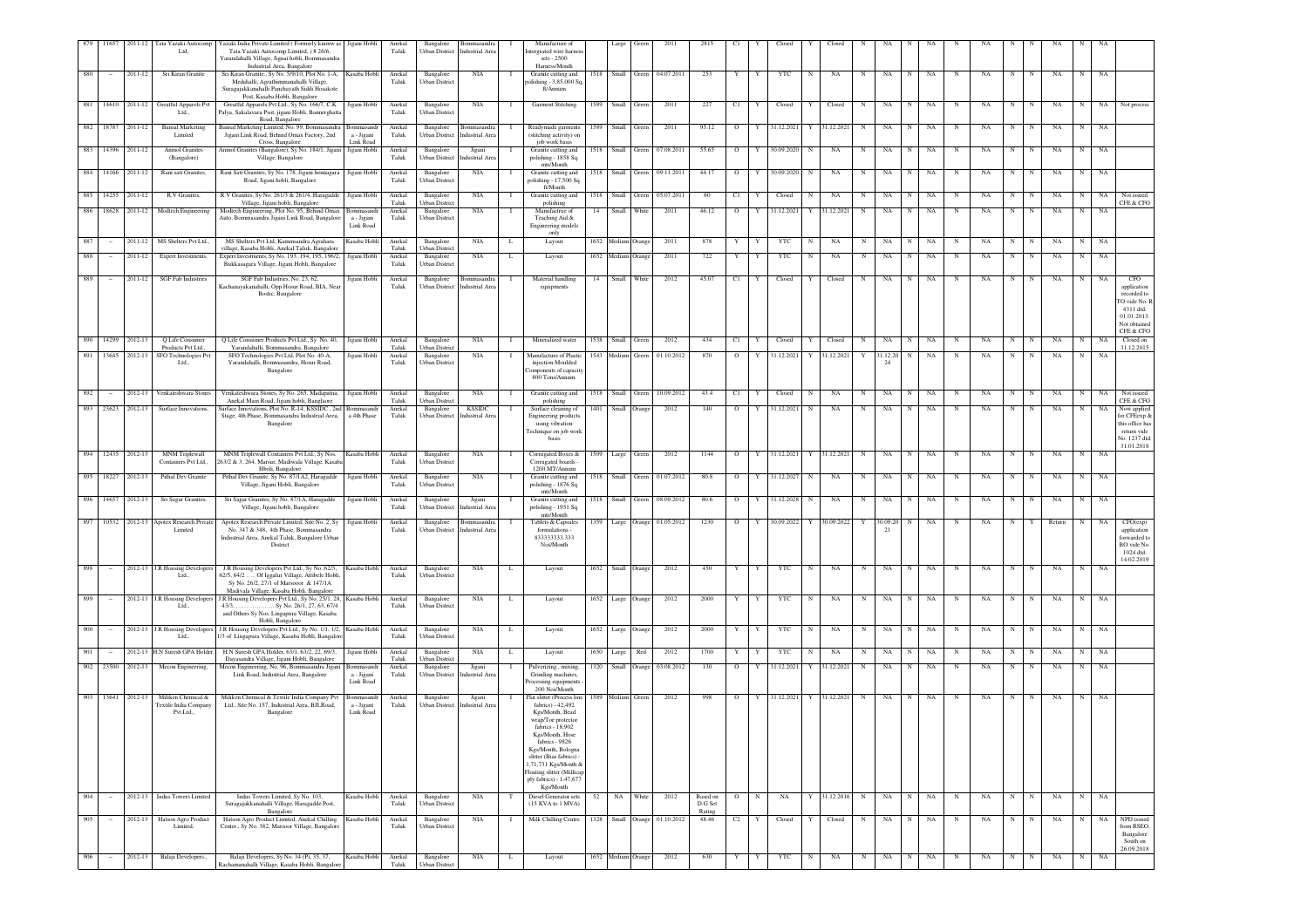| 879 | 11657 | 2011-12 | Tata Yazaki Autocomp Ltd, | Yazaki India Private Limited ( Formerly known as Tata Yazaki Autocomp Limited, ) # 26/6, Yarandahalli Village, Jignai hobli, Bommasandra Industrial Area, Bangalore | Jigani Hobli | Anekal Taluk | Bangalore Urban District | Bommasandra Industrial Area | I | Manufacture of Intergrated wire harness sets - 2500 Harness/Month | | Large | Green | 2011 | 2815 | C1 | Y | Closed | Y | Closed | N | NA | N | NA | N | NA | N | N | NA | N | NA | |
|---|---|---|---|---|---|---|---|---|---|---|---|---|---|---|---|---|---|---|---|---|---|---|---|---|---|---|---|---|---|---|---|---|---|---|
| 880 | - | 2011-12 | Sri Kiran Granite | Sri Kiran Granite., Sy No. 5/8/10, Plot No. 1-A, Medahalli, Agrathimmanahalli Village, Suragajakkanahalli Panchayath Siddi Hosakote Post, Kasaba Hobli, Bangalore | Kasaba Hobli | Anekal Taluk | Bangalore Urban District | NIA | I | Granite cutting and polishing - 3,85,000 Sq. ft/Annum | 1518 | Small | Green | 04.07.2011 | 253 | Y | Y | YTC | N | NA | N | NA | N | NA | N | NA | N | N | NA | N | NA | |
| 881 | 14610 | 2011-12 | Greatful Apparels Pvt Ltd., | Greatful Apparels Pvt Ltd., Sy No. 166/7, C.K Palya, Sakalavara Post, jigani Hobli, Bannerghatta Road, Bangalore | Jigani Hobli | Anekal Taluk | Bangalore Urban District | NIA | I | Garment Stitching | 1589 | Small | Green | 2011 | 227 | C1 | Y | Closed | Y | Closed | N | NA | N | NA | N | NA | N | N | NA | N | NA | Not process |
| 882 | 18787 | 2011-12 | Bansal Marketing Limited | Bansal Marketing Limited, No. 99, Bommasandra Jigani Link Road, Behind Omax Factory, 2nd Cross, Bangalore | Bommasandra - Jigani Link Road | Anekal Taluk | Bangalore Urban District | Bommasandra Industrial Area | I | Readymade garments (stitching activity) on job work basis | 1589 | Small | Green | 2011 | 95.12 | O | Y | 31.12.2021 | Y | 31.12.2021 | N | NA | N | NA | N | NA | N | N | NA | N | NA | |
| 883 | 14396 | 2011-12 | Anmol Granites (Bangalore) | Anmol Granites (Bangalore), Sy No. 184/1, Jigani Village, Bangalore | Jigani Hobli | Anekal Taluk | Bangalore Urban District | Jigani Industrial Area | I | Granite cutting and polishing - 1858 Sq. mtr/Month | 1518 | Small | Green | 07.08.2011 | 55.65 | O | Y | 30.09.2020 | N | NA | N | NA | N | NA | N | NA | N | N | NA | N | NA | |
| 884 | 14166 | 2011-12 | Rani sati Granites, | Rani Sati Granites, Sy No. 178, Jigani hennagara Road, Jigani Hobli, Bangalore | Jigani Hobli | Anekal Taluk | Bangalore Urban District | NIA | I | Granite cutting and polishing - 17,500 Sq. ft/Month | 1518 | Small | Green | 09.11.2011 | 44.17 | O | Y | 30.09.2020 | N | NA | N | NA | N | NA | N | NA | N | N | NA | N | NA | |
| 885 | 14255 | 2011-12 | R.V Granites, | R.V Granites, Sy No. 261/3 & 261/4, Haragadde Village, Jigani hobli, Bangalore | Jigani Hobli | Anekal Taluk | Bangalore Urban District | NIA | I | Granite cutting and polishing | 1518 | Small | Green | 05.07.2011 | 60 | C1 | Y | Closed | N | NA | N | NA | N | NA | N | NA | N | N | NA | N | NA | Not issued CFE & CFO |
| 886 | 18628 | 2011-12 | Modtech Engineering | Modtech Engineering, Plot No. 95, Behind Omax Auto, Bommasandra Jigani Link Road, Bangalore | Bommasandra - Jigani Link Road | Anekal Taluk | Bangalore Urban District | NIA | I | Manufacture of Teaching Aid & Engineering models only | 14 | Small | White | 2011 | 46.12 | O | Y | 31.12.2021 | Y | 31.12.2021 | N | NA | N | NA | N | NA | N | N | NA | N | NA | |
| 887 | - | 2011-12 | MS Shelters Pvt Ltd., | MS Shelters Pvt Ltd, Kammasandra Agrahara village, Kasaba Hobli, Anekal Taluk, Bangalore | Kasaba Hobli | Anekal Taluk | Bangalore Urban District | NIA | L | Layout | 1652 | Medium | Orange | 2011 | 878 | Y | Y | YTC | N | NA | N | NA | N | NA | N | NA | N | N | NA | N | NA | |
| 888 | - | 2011-12 | Expert Investments, | Expert Investments, Sy No. 193, 194, 195, 198/2, Bukkasagara Village, Jigani Hobli, Bangalore | Jigani Hobli | Anekal Taluk | Bangalore Urban District | NIA | L | Layout | 1652 | Medium | Orange | 2011 | 722 | Y | Y | YTC | N | NA | N | NA | N | NA | N | NA | N | N | NA | N | NA | |
| 889 | - | 2011-12 | SGF Fab Industries | SGF Fab Industries, No. 23, 62, Kachanayakanahalli, Opp Hosur Road, BIA, Near Bostic, Bangalore | Jigani Hobli | Anekal Taluk | Bangalore Urban District | Bommasandra Industrial Area | I | Material handling equipments | 14 | Small | White | 2012 | 45.07 | C1 | Y | Closed | Y | Closed | N | NA | N | NA | N | NA | N | N | NA | N | NA | CFO application recorded to TO vide No. R 4311 dtd: 01.01.2013. Not obtained CFE & CFO |
| 890 | 14299 | 2012-13 | Q Life Consumer Products Pvt Ltd., | Q Life Consumer Products Pvt Ltd., Sy No. 40, Yarandahalli, Bommasandra, Bangalore | Jigani Hobli | Anekal Taluk | Bangalore Urban District | NIA | I | Mineralized water | 1538 | Small | Green | 2012 | 434 | C1 | Y | Closed | Y | Closed | N | NA | N | NA | N | NA | N | N | NA | N | NA | Closed on 31.12.2015 |
| 891 | 13645 | 2012-13 | SFO Technologies Pvt Ltd., | SFO Technologies Pvt Ltd, Plot No. 40-A, Yarandahalli, Bommasandra, Hosur Road, Bangalore | Jigani Hobli | Anekal Taluk | Bangalore Urban District | NIA | I | Manufacture of Plastic injection Moulded Components of capacity 800 Tons/Annum. | 1543 | Medium | Green | 01.10.2012 | 870 | O | Y | 31.12.2021 | Y | 31.12.2021 | Y | 31.12.2024 | N | NA | N | NA | N | N | NA | N | NA | |
| 892 | - | 2012-13 | Venkateshwara Stones | Venkateshwara Stones, Sy No. 265, Madapatna, Anekal Main Road, Jigani hobli, Bangalore | Jigani Hobli | Anekal Taluk | Bangalore Urban District | NIA | I | Granite cutting and polishing | 1518 | Small | Green | 10.09.2012 | 43.4 | C1 | Y | Closed | N | NA | N | NA | N | NA | N | NA | N | N | NA | N | NA | Not issued CFE & CFO |
| 893 | 23623 | 2012-13 | Surface Innovations, | Surface Innovations, Plot No. R-14, KSSIDC , 2nd Stage, 4th Phase, Bommasandra Industrial Area, Bangalore | Bommasandra 4th Phase | Anekal Taluk | Bangalore Urban District | KSSIDC Industrial Area | I | Surface cleaning of Engineering products using vibration Technique on job work basis | 1401 | Small | Orange | 2012 | 140 | O | Y | 31.12.2021 | N | NA | N | NA | N | NA | N | NA | N | N | NA | N | NA | Now applied for CFExp & this office has return vide No. 1237 dtd 31.01.2018 |
| 894 | 12435 | 2012-13 | MNM Triplewall Containers Pvt Ltd., | MNM Triplewall Containers Pvt Ltd., Sy Nos. 263/2 & 3, 264, Marsur, Madiwala Village, Kasaba Hboli, Bangalore | Kasaba Hobli | Anekal Taluk | Bangalore Urban District | NIA | I | Corrugated Boxes & Corrugated boards - 1200 MT/Annum | 1509 | Large | Green | 2012 | 1144 | O | Y | 31.12.2021 | Y | 31.12.2021 | N | NA | N | NA | N | NA | N | N | NA | N | NA | |
| 895 | 18227 | 2012-13 | Pithal Dev Granite | Pithal Dev Granite, Sy No. 87/1A2, Haragadde Village, Jigani Hobli, Bangalore | Jigani Hobli | Anekal Taluk | Bangalore Urban District | NIA | I | Granite cutting and polishing - 1876 Sq. mtr/Month | 1518 | Small | Green | 01.07.2012 | 80.8 | O | Y | 31.12.2027 | N | NA | N | NA | N | NA | N | NA | N | N | NA | N | NA | |
| 896 | 14657 | 2012-13 | Sri Sagar Granites, | Sri Sagar Granites, Sy No. 87/1A, Haragadde Village, Jigani hobli, Bangalore | Jigani Hobli | Anekal Taluk | Bangalore Urban District | Jigani Industrial Area | I | Granite cutting and polishing - 1951 Sq. mtr/Month | 1518 | Small | Green | 08.09.2012 | 80.6 | O | Y | 31.12.2028 | N | NA | N | NA | N | NA | N | NA | N | N | NA | N | NA | |
| 897 | 10532 | 2012-13 | Apotex Research Private Limited | Apotex Research Private Limited, Site No. 2, Sy No. 347 & 348, 4th Phase, Bommasandra Industrial Area, Anekal Taluk, Bangalore Urban District | Jigani Hobli | Anekal Taluk | Bangalore Urban District | Bommasandra Industrial Area | I | Tablets & Capsules formulations - 833333333.333 Nos/Month | 1359 | Large | Orange | 01.05.2012 | 1230 | O | Y | 30.09.2022 | Y | 30.09.2022 | Y | 30.09.2021 | N | NA | N | NA | N | Y | Return | N | NA | CFO(exp) application forwarded to BO vide No. 1024 dtd 14.02.2019 |
| 898 | - | 2012-13 | J.R Housing Developers Ltd., | J.R Housing Developers Pvt Ltd., Sy No. 62/3, 62/5, 64/2 ..... Of Iggalur Village, Attibele Hobli, Sy No. 26/2, 27/1 of Marsoor & 147/1A Madivala Village, Kasaba Hobli, Bangalore | Kasaba Hobli | Anekal Taluk | Bangalore Urban District | NIA | L | Layout | 1652 | Small | Orange | 2012 | 450 | Y | Y | YTC | N | NA | N | NA | N | NA | N | NA | N | N | NA | N | NA | |
| 899 | - | 2012-13 | J.R Housing Developers Ltd., | J.R Housing Developers Pvt Ltd., Sy No. 25/1, 28, 43/3, ..................... Sy No. 26/1, 27, 63, 67/4 and Others Sy Nos. Lingapura Village, Kasaba Hobli, Bangalore | Kasaba Hobli | Anekal Taluk | Bangalore Urban District | NIA | L | Layout | 1652 | Large | Orange | 2012 | 2000 | Y | Y | YTC | N | NA | N | NA | N | NA | N | NA | N | N | NA | N | NA | |
| 900 | - | 2012-13 | J.R Housing Developers Ltd., | J.R Housing Developers Pvt Ltd., Sy No. 1/1, 1/2, 1/3 of Lingapura Village, Kasaba Hobli, Bangalore | Kasaba Hobli | Anekal Taluk | Bangalore Urban District | NIA | L | Layout | 1652 | Large | Orange | 2012 | 2000 | Y | Y | YTC | N | NA | N | NA | N | NA | N | NA | N | N | NA | N | NA | |
| 901 | - | 2012-13 | H.N Suresh GPA Holder, | H.N Suresh GPA Holder, 63/1, 63/2, 22, 69/3, Dayasandra Village, Jigani Hobli, Bangalore | Jigani Hobli | Anekal Taluk | Bangalore Urban District | NIA | L | Layout | 1650 | Large | Red | 2012 | 1700 | Y | Y | YTC | N | NA | N | NA | N | NA | N | NA | N | N | NA | N | NA | |
| 902 | 23500 | 2012-13 | Mecon Engineering, | Mecon Engineering, No. 96, Bommasandra Jigani Link Road, Industrial Area, Bangalore | Bommasandra - Jigani Link Road | Anekal Taluk | Bangalore Urban District | Jigani Industrial Area | I | Pulverizing , mixing, Grinding machines, Processing equipments - 200 Nos/Month | 1320 | Small | Orange | 03.08.2012 | 130 | O | Y | 31.12.2021 | Y | 31.12.2021 | N | NA | N | NA | N | NA | N | N | NA | N | NA | |
| 903 | 13641 | 2012-13 | Miliken Chemical & Textile India Company Pvt Ltd., | Miliken Chemical & Textile India Company Pvt Ltd., Site No. 157, Industrial Area, B.H.Road, Bangalore | Bommasandra - Jigani Link Road | Anekal Taluk | Bangalore Urban District | Jigani Industrial Area | I | Flat slitter (Process line fabrics) - 42,492 Kgs/Month, Bead wrap/Toe protector fabrics - 18,902 Kgs/Month, Hose fabrics - 9826 Kgs/Month, Bologna slitter (Bias fabrics) - 1,71,731 Kgs/Month & Floating slitter (Millicap ply fabrics) - 1,47,677 Kgs/Month | 1589 | Medium | Green | 2012 | 998 | O | Y | 31.12.2021 | Y | 31.12.2021 | N | NA | N | NA | N | NA | N | N | NA | N | NA | |
| 904 | - | 2012-13 | Indus Towers Limited | Indus Towers Limited, Sy No. 103, Suragajakkanahalli Village, Haragadde Post, Bangalore | Kasaba Hobli | Anekal Taluk | Bangalore Urban District | NIA | T | Diesel Generator sets (15 KVA to 1 MVA) | 52 | NA | White | 2012 | Based on D.G Set Rating | O | N | NA | Y | 31.12.2016 | N | NA | N | NA | N | NA | N | N | NA | N | NA | |
| 905 | - | 2012-13 | Hatson Agro Product Limited, | Hatson Agro Product Limited, Anekal Chilling Center , Sy No. 382, Marsoor Village, Bangalore | Kasaba Hobli | Anekal Taluk | Bangalore Urban District | NIA | I | Milk Chilling Centre | 1328 | Small | Orange | 01.10.2012 | 48.46 | C2 | Y | Closed | Y | Closed | N | NA | N | NA | N | NA | N | N | NA | N | NA | NPD issued from RSEO, Bangalore South on 26.09.2018 |
| 906 | - | 2012-13 | Balaji Developers., | Balaji Developers, Sy No. 34 (P), 35, 37, Rachamanahalli Village, Kasaba Hobli, Bangalore | Kasaba Hobli | Anekal Taluk | Bangalore Urban District | NIA | L | Layout | 1652 | Medium | Orange | 2012 | 630 | Y | Y | YTC | N | NA | N | NA | N | NA | N | NA | N | N | NA | N | NA | |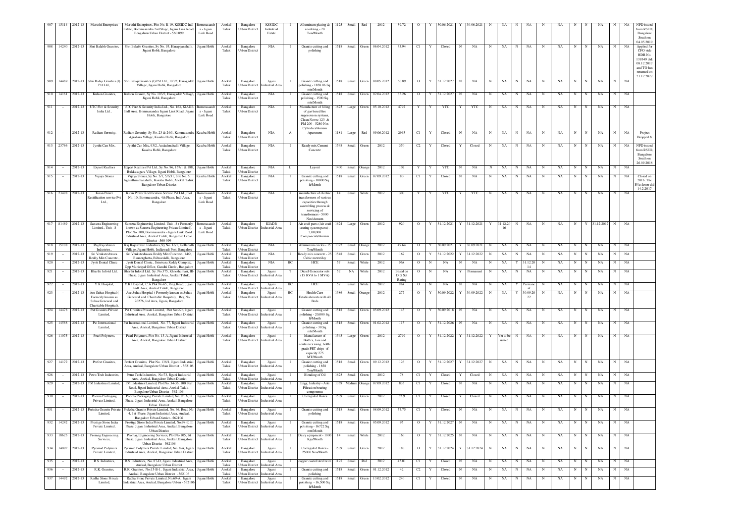| | | | | | | | | | | | | | | | | | | | | | | | | | | | | | | | | |
|---|---|---|---|---|---|---|---|---|---|---|---|---|---|---|---|---|---|---|---|---|---|---|---|---|---|---|---|---|---|---|---|---|
| 907 | 15114 | 2012-13 | Maruthi Enterprises | Maruthi Enterprises, Plot No. R-19, KSSIDC Indl Estate, Bommasandra 2nd Stage, Jigani Link Road, Bengaluru Urban District - 560 099 | Bommasandra - Jigani Link Road | Anekal Taluk | Bangalore Urban District | KSSIDC Industrial Estate | I | Alluminum plating & anodizing - 20 Ton/Month | 1125 | Small | Red | 2012 | 39.72 | O | Y | 30.06.2021 | Y | 30.06.2021 | N | NA | N | NA | N | NA | N | N | NA | N | NA | NPD issued from RSEO, Bangalore South on 04.05.2019 |
| 908 | 14240 | 2012-13 | Shri Balabh Granites, | Shri Balabh Granites, Sy No. 93, Haragapanahalli, Jigani Hobli, Bangalore | Jigani Hobli | Anekal Taluk | Bangalore Urban District | NIA | I | Granite cutting and polishing | 1518 | Small | Green | 06.04.2012 | 35.94 | C1 | Y | Closed | N | NA | N | NA | N | NA | N | NA | N | N | NA | N | NA | Applied for CFO vide HDR No. 139549 dtd: 08.12.2017 and TO has returned on 21.12.2027 |
| 909 | 14469 | 2012-13 | Shri Balaji Granties (I) Pvt Ltd., | Shri Balaji Granties (I) Pvt Ltd., 103/2, Haragadde Village, Jigani Hobli, Bangalore | Jigani Hobli | Anekal Taluk | Bangalore Urban District | Jigani Industrial Area | I | Granite cutting and polishing - 1858.06 Sq. mtr/Month | 1518 | Small | Green | 08.05.2012 | 56.89 | O | Y | 31.12.2027 | N | NA | N | NA | N | NA | N | NA | N | N | NA | N | NA | |
| 910 | 14161 | 2012-13 | Kulson Granites, | Kulson Granite, Sy No. 103/2, Haragadde Village, Jigani Hobli, Bangalore | Jigani Hobli | Anekal Taluk | Bangalore Urban District | NIA | I | Granite cutting and polishing - 1500 Sq. mtr/Month | 1518 | Small | Green | 02.04.2012 | 85.26 | O | Y | 31.12.2027 | N | NA | N | NA | N | NA | N | NA | N | N | NA | N | NA | |
| 911 | - | 2012-13 | UTC Fire & Security India Ltd., | UTC Fire & Security India Ltd., No. 163, KIADB Indl Area, Bommasandra Jigani Link Road, Jigani Hobli, Bangalore | Bommasandra - Jigani Link Road | Anekal Taluk | Bangalore Urban District | NIA | I | Manufacture of filling of gas based fire suppression systems, Clean Novec 123 & FM 200 - 5280 Nos Cylinders/Annum | 1623 | Large | Green | 05.10.2012 | 4792 | Y | Y | YTC | Y | YTC | N | NA | N | NA | N | NA | N | N | NA | N | NA | |
| 912 | - | 2012-13 | Radiant Serenity, | Radiant Serenity, Sy No. 23 & 24/1, Kammasandra Agrahara Village, Kasaba Hobli, Bangalore | Kasaba Hobli | Anekal Taluk | Bangalore Urban District | NIA | A | Apartment | 1181 | Large | Red | 09.06.2012 | 2963 | C1 | Y | Closed | N | NA | N | NA | N | NA | N | NA | N | N | NA | N | NA | Project Dropped & |
| 913 | 23766 | 2012-13 | Jyothi Can Mix, | Jyothi Can Mix, 93/2, Anakalmahalli Village, Kasaba Hobli, Bangalore | Kasaba Hobli | Anekal Taluk | Bangalore Urban District | NIA | I | Ready mix Cement Concrete | 1548 | Small | Green | 2012 | 350 | C2 | Y | Closed | Y | Closed | N | NA | N | NA | N | NA | N | N | NA | N | NA | NPD issued from RSEO, Bangalore South on 26.09.2018 |
| 914 | - | 2012-13 | Expert Realtors | Expert Realtors Pvt Ltd., Sy No 96, 157/1 & 188, Bukkasagara Village, Jigani Hobli, Bangalore | Jigani Hobli | Anekal Taluk | Bangalore Urban District | NIA | L | Layout | 1400 | Small | Orange | 2012 | 102 | Y | Y | YTC | N | NA | N | NA | N | NA | N | NA | N | N | NA | N | NA | |
| 915 | - | 2012-13 | Vijaya Stones | Vijaya Stones, Sy No. 5/1, 5/3/1, Site No. 6, Agasathimmanahalli, Kasaba Hobli, Anekal Taluk, Bangalore Urban District | Kasaba Hobli | Anekal Taluk | Bangalore Urban District | NIA | I | Granite cutting and polishing - 10000 Sq. ft/Month | 1518 | Small | Green | 07.09.2012 | 80 | C1 | Y | Closed | N | NA | N | NA | N | NA | N | NA | N | N | NA | N | NA | Closed on 2016. The F/As letter dtd 14.2.2017 |
| 916 | 23498 | 2012-13 | Kiran Power Rectification service Pvt Ltd., | Kiran Power Rectification Service Pvt Ltd., Plot No. 10, Bommasandra, 4th Phase, Indl Area, Bangalore | Bommasandra - Jigani Link Road | Anekal Taluk | Bangalore Urban District | NIA | I | manufacture of electric transformers of various capacities through assembling process & servicing of transformers - 5000 Nos/Annum | 14 | Small | White | 2012 | 300 | Y | Y | YTC | Y | YTC | N | NA | N | NA | N | NA | N | N | NA | N | NA | |
| 917 | 81469 | 2012-13 | Sansera Engineering Limited., Unit - 8 | Sansera Engineering Limited- Unit - 8 (Formerly known as Sansera Engineering Private Limited), Plot No. 100, Bommasandra - Jigani Link Road Industrial Area, Anekal Taluk, Bangalore Urban District - 560 099 | Bommasandra - Jigani Link Road | Anekal Taluk | Bangalore Urban District | KIADB Industrial Area | I | Air craft parts (Air craft seating system parts) - 2,00,000 Components/Annum | 1624 | Large | Green | 2012 | 920 | O | Y | 31.12.2021 | Y | 31.12.2021 | Y | 31.12.2016 | N | NA | N | NA | N | Y | 31.12.2017 | N | NA | |
| 918 | 15108 | 2012-13 | Raj Rajeshwari Industries, | Raj Rajeshwari Industries, Sy No. 16/1, Gollahalli Village, Jigani Hobli, Indlawadi Post, Bangalore | Jigani Hobli | Anekal Taluk | Bangalore Urban District | NIA | I | Allumnium circles - 15 Ton/Month | 1322 | Small | Orange | 2012 | 49.64 | O | Y | 30.09.2021 | Y | 30.09.2021 | N | NA | N | NA | N | NA | N | N | NA | N | NA | |
| 919 | - | 2012-13 | Sri Venkateshwara Reddy Mix Concrete., | Sri Venkateshwara Reddy Mix Concrete., 14/2, Bannerghatta, Bilwardalli, Bangalore | Jigani Hobli | Anekal Taluk | Bangalore Urban District | NIA | I | Ready mix concrete - 25 Cubic meter/day | 1548 | Small | Green | 2012 | 167 | O | Y | 31.12.2022 | Y | 31.12.2022 | N | NA | N | NA | N | NA | N | N | NA | N | NA | |
| 920 | - | 2012-13 | Jyoti Dental Clinic | Jyoti Dental Clinic., Srinivasa Reddy Complex, Opp Municipal Office, Gandhi Circle, Bangalore | Jigani Hobli | Anekal Taluk | Bangalore Urban District | NIA | HC | HCE | 57 | Small | White | 2012 | NA | O | N | NA | N | NA | N | NA | Y | 31.12.2014 | N | NA | N | N | NA | N | NA | |
| 921 | - | 2012-13 | Bharthi Infotel Ltd, | Bharthi Infotel Ltd, Sy. No.175, Khneshamari, III-Phase, Jigani Industrial Area, Anekal Taluk, Bangalore | Jigani Hobli | Anekal Taluk | Bangalore Urban District | Jigani Industrial Area | T | Diesel Generator sets (15 KVA to 1 MVA) | 52 | NA | White | 2012 | Based on D.G Set Rating | O | N | NA | Y | Permanent | N | NA | N | NA | N | NA | N | N | NA | N | NA | |
| 922 | - | 2012-13 | Y.K.Hospital, | Y.K.Hospital, C.A.Plot No.65, Ring Road, Jigani Indl. Area, Anekal Taluk, Bangalore. | Jigani Hobli | Anekal Taluk | Bangalore Urban District | Jigani Industrial Area | HC | HCE | 57 | Small | White | 2012 | NA | O | N | NA | N | NA | N | NA | Y | Permanent | N | NA | N | N | NA | N | NA | |
| 923 | - | 2012-13 | Ace Suhas Hospital ( Formerly known as Suhas Geneaal and Charitable Hospital), | Ace Suhas Hospital ( Formerly known as Suhas Genearal and Charitable Hospital), Reg No, 26276, Ind Area, Jigani, Bangalore | Jigani Hobli | Anekal Taluk | Bangalore Urban District | Jigani Industrial Area | HC | Health Care Establishments with 40 Beds | 1386 | Small | Orange | 2012 | 277 | O | Y | 30.09.2022 | Y | 30.09.2022 | N | NA | Y | 30.09.2022 | N | NA | N | N | NA | N | NA | |
| 924 | 14478 | 2012-13 | Pai Granites Private Limited, | Pai Granites Private Limited, Plot No:22b, Jigani Industrial Area, Anekal, Bangalore Urban District | Jigani Hobli | Anekal Taluk | Bangalore Urban District | Jigani Industrial Area | I | Granite cutting and polishing - 20,000 Sq. ft/Month | 1518 | Small | Green | 05.09.2012 | 145 | O | Y | 30.09.2018 | N | NA | N | NA | N | NA | N | NA | N | N | NA | N | NA | |
| 925 | 14568 | 2012-13 | Pai International Limited, | Pai International Limited, No. 77, Jigani Industrial Area, Anekal, Bangalore Urban District | Jigani Hobli | Anekal Taluk | Bangalore Urban District | Jigani Industrial Area | I | Granite cutting and polishing - 30 Sq. mtr/Month | 1518 | Small | Green | 01.02.2012 | 113 | O | Y | 31.12.2026 | N | NA | N | NA | N | NA | N | NA | N | N | NA | N | NA | |
| 926 | 11075 | 2012-13 | Pearl Polymers, | Pearl Polymers, Plot No. 13-A, Jigani Industrial Area, Anekal, Bangalore Urban District | Jigani Hobli | Anekal Taluk | Bangalore Urban District | Jigani Industrial Area | I | Manufacture of Bottles, Jars and containers using bottle grade PET chips of capacity 275 MT/Month | 1543 | Large | Green | 2012 | 2799 | O | Y | 31.12.2022 | Y | 31.12.2022 | Y | Yet to be issued | N | NA | N | NA | N | N | NA | N | NA | |
| 927 | 14172 | 2012-13 | Perfect Granites, | Perfect Granites, Plot No. 138/1, Jigani Industrial Area, Anekal, Bangalore Urban District - 562106 | Jigani Hobli | Anekal Taluk | Bangalore Urban District | Jigani Industrial Area | I | Granite cutting and polishing - 1858 Ton/Month | 1518 | Small | Green | 09.12.2012 | 126 | O | Y | 31.12.2027 | Y | 31.12.2027 | N | NA | N | NA | N | NA | N | N | NA | N | NA | |
| 928 | - | 2012-13 | Petro Tech Industries, | Petro Tech Industries, No:73, Jigani Industrial Area, Anekal, Bangalore Urban District | Jigani Hobli | Anekal Taluk | Bangalore Urban District | Jigani Industrial Area | I | Blending of Oil | 1623 | Small | Green | 2012 | 78 | C1 | Y | Closed | Y | Closed | N | NA | N | NA | N | NA | N | N | NA | N | NA | |
| 929 | - | 2012-13 | PM Industries Limited, | PM Industries Limited, Plot No. 34-36, 100 Feet Road, Jigani Industrial Area, Anekal Taluk, Bangalore Urban District - 562 106 | Jigani Hobli | Anekal Taluk | Bangalore Urban District | Jigani Industrial Area | I | Engg. Industry - Anti Filtration bearing components | 1369 | Medium | Orange | 07.09.2012 | 835 | C1 | Y | Closed | N | NA | N | NA | N | NA | N | NA | N | N | NA | N | NA | |
| 930 | - | 2012-13 | Poorna Packaging Private Limited, | Poorna Packaging Private Limited, No. 93 A, II Phase, Jigani Industrial Area, Anekal, Bangalore Urban District | Jigani Hobli | Anekal Taluk | Bangalore Urban District | Jigani Industrial Area | I | Corrugated Boxes | 1509 | Small | Green | 2012 | 62.9 | C1 | Y | Closed | Y | Closed | N | NA | N | NA | N | NA | N | N | NA | N | NA | |
| 931 | - | 2012-13 | Preksha Granite Private Limited, | Preksha Granite Private Limited, No. 66, Road No. 4, 1st Phase, Jigani Industrial Area, Anekal, Bangalore Urban District - 562106 | Jigani Hobli | Anekal Taluk | Bangalore Urban District | Jigani Industrial Area | I | Granite cutting and polishing | 1518 | Small | Green | 08.09.2012 | 57.75 | C1 | Y | Closed | N | NA | N | NA | N | NA | N | NA | N | N | NA | N | NA | |
| 932 | 14242 | 2012-13 | Prestige Stone India Private Limited, | Prestige Stone India Private Limited, No.98-E, II Phase, Jigani Industrial Area, Anekal, Bangalore Urban District | Jigani Hobli | Anekal Taluk | Bangalore Urban District | Jigani Industrial Area | I | Granite cutting and polishing - 16722 Sq. mtr/Month | 1518 | Small | Green | 05.09.2012 | 95 | O | Y | 31.12.2027 | N | NA | N | NA | N | NA | N | NA | N | N | NA | N | NA | |
| 933 | 18625 | 2012-13 | Promag Engineering Services, | Promag Engineering Services, Plot No.105, Ist Phase, Jigani Industrial Area, Anekal, Bangalore Urban District - 562106 | Jigani Hobli | Anekal Taluk | Bangalore Urban District | Jigani Industrial Area | I | Dairy equipment - 1000 Kgs/Month | 14 | Small | White | 2012 | 160 | O | Y | 31.12.2025 | N | NA | N | NA | N | NA | N | NA | N | N | NA | N | NA | |
| 934 | 14092 | 2012-13 | Pyramid Polymers Private Limited, | Pyramid Polymers Private Limited, No. 8-A, Jigani Industrial Area, Anekal, Bangalore Urban District | Jigani Hobli | Anekal Taluk | Bangalore Urban District | Jigani Industrial Area | I | Corrugated Boxes - 25000 Nos/Month | 1509 | Small | Green | 2012 | 180 | O | Y | 31.12.2024 | Y | 31.12.2024 | N | NA | N | NA | N | NA | N | N | NA | N | NA | |
| 935 | - | 2012-13 | R S Industries, | R.S. Industries, No. 87-D, Jigani Industrial Area, Anekal, Bangalore Urban District | Jigani Hobli | Anekal Taluk | Bangalore Urban District | Jigani Industrial Area | I | copper coated steel wire | 1125 | Small | Red | 2012 | 43.01 | C1 | Y | Closed | N | NA | N | NA | N | NA | N | NA | N | N | NA | N | NA | |
| 936 | - | 2012-13 | R.K. Granites, | R.K. Granites, No.15-B-1, Jigani Industrial Area, Anekal, Bangalore Urban District - 562106 | Jigani Hobli | Anekal Taluk | Bangalore Urban District | Jigani Industrial Area | I | Granite cutting and polishing | 1518 | Small | Green | 01.12.2012 | 42 | C2 | Y | Closed | N | NA | N | NA | N | NA | N | NA | N | N | NA | N | NA | |
| 937 | 14492 | 2012-13 | Radha Stone Private Limited, | Radha Stone Private Limited, No.69-A, Jigani Industrial Area, Anekal, Bangalore Urban - 562106 | Jigani Hobli | Anekal Taluk | Bangalore Urban District | Jigani Industrial Area | I | Granite cutting and polishing - 16,500 Sq. ft/Month | 1518 | Small | Green | 13.02.2012 | 240 | C1 | Y | Closed | N | NA | N | NA | N | NA | N | NA | N | N | NA | N | NA | |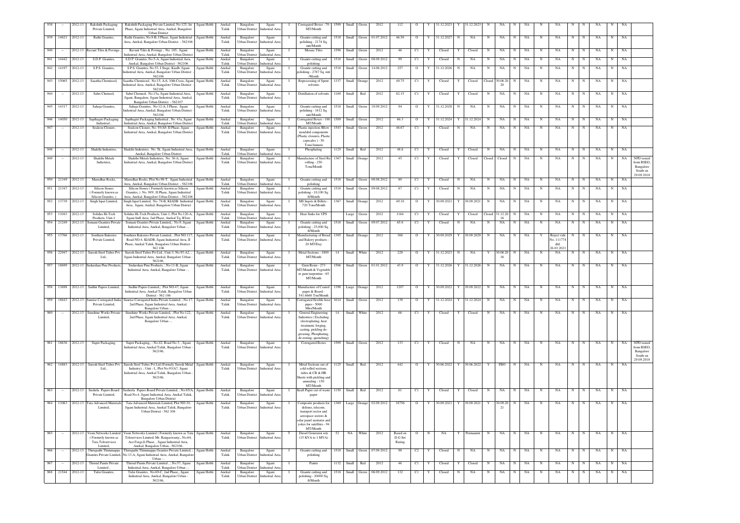| 938 | - | 2012-13 | Rakshith Packaging Private Limited, | Rakshith Packaging Private Limited, No.125, Ist Phase, Jigani Industrial Area, Anekal, Bangalore Urban District | Jigani Hobli | Anekal Taluk | Bangalore Urban District | Jigani Industrial Area | I | Corrugated Boxes - 70 MT/Month | 1509 | Small | Green | 2012 | 112 | O | Y | 31.12.2023 | Y | 31.12.2023 | N | NA | N | NA | N | NA | N | N | NA | N | NA | |
|---|---|---|---|---|---|---|---|---|---|---|---|---|---|---|---|---|---|---|---|---|---|---|---|---|---|---|---|---|---|---|---|---|---|
| 939 | 14621 | 2012-13 | Rathi Granites, | Rathi Granites, No.9-B, I Phase, Jigani Industrial Area, Anekal, Bangalore Urban District - 562106 | Jigani Hobli | Anekal Taluk | Bangalore Urban District | Jigani Industrial Area | I | Granite cutting and polishing - 2174 Sq. mtr/Month | 1518 | Small | Green | 01.07.2012 | 46.58 | O | Y | 31.12.2027 | N | NA | N | NA | N | NA | N | NA | N | N | NA | N | NA | |
| 940 | - | 2012-13 | Ravant Tiles & Povings , | Ravant Tiles & Povings , No. 185, Jigani Industrial Area, Anekal, Bangalore Urban District | Jigani Hobli | Anekal Taluk | Bangalore Urban District | Jigani Industrial Area | I | Mosaic Tiles | 1598 | Small | Green | 2012 | 46 | C1 | Y | Closed | Y | Closed | N | NA | N | NA | N | NA | N | N | NA | N | NA | |
| 941 | 14442 | 2012-13 | S.D.P. Granites, | S.D.P. Granites, No.5-A, Jigani Industrial Area, Anekal, Bangalore Urban District - 562106 | Jigani Hobli | Anekal Taluk | Bangalore Urban District | Jigani Industrial Area | I | Granite cutting and polishing | 1518 | Small | Green | 08.09.2012 | 99 | C1 | Y | Closed | N | NA | N | NA | N | NA | N | NA | N | N | NA | N | NA | |
| 942 | 14197 | 2012-13 | S.P.S. Granites, | S.P.S. Granites, No.53, I Stage, Kaadh, Jigani Industrial Area, Anekal, Bangalore Urban District - 562106 | Jigani Hobli | Anekal Taluk | Bangalore Urban District | Jigani Industrial Area | I | Granite cutting and polishing - 2787 Sq. mtr /Month | 1518 | Small | Green | 14.06.2012 | 257 | O | Y | 31.12.2026 | N | NA | N | NA | N | NA | N | NA | N | N | NA | N | NA | |
| 943 | 15065 | 2012-13 | Saastha Chemisool, | Saastha Chemisool, No.15, A-6, 10th Cross, Jigani Industrial Area, Anekal, Bangalore Urban District - 562106 | Jigani Hobli | Anekal Taluk | Bangalore Urban District | Jigani Industrial Area | I | Reprocessing of Spent solvents | 1337 | Small | Orange | 2012 | 49.75 | C1 | Y | Closed | Y | Closed | Closed | 30.06.2020 | N | NA | N | NA | N | N | NA | N | NA | |
| 944 | - | 2012-13 | Sabri Chemsol, | Sabri Chemsol, No.15a, Jigani Industrial Area, Jigani, Bangalore, Jigani Industrial Area, Anekal, Bangalore Urban District - 562107 | Jigani Hobli | Anekal Taluk | Bangalore Urban District | Jigani Industrial Area | I | Distillation of solvents | 1169 | Small | Red | 2012 | 82.15 | C1 | Y | Closed | Y | Closed | N | NA | N | NA | N | NA | N | N | NA | N | NA | |
| 945 | 14317 | 2012-13 | Sahaja Granites, | Sahaja Granites, No:12-A, I Phase, Jigani Industrial Area, Anekal, Bangalore Urban District - 562106 | Jigani Hobli | Anekal Taluk | Bangalore Urban District | Jigani Industrial Area | I | Granite cutting and polishing - 1812 Sq. mtr/Month | 1518 | Small | Green | 10.09.2012 | 94 | O | Y | 31.12.2028 | N | NA | N | NA | N | NA | N | NA | N | N | NA | N | NA | |
| 946 | 14050 | 2012-13 | Sapthagiri Packaging Industrial , | Sapthagiri Packaging Industrial , No. 43a, Jigani Industrial Area, Anekal, Bangalore Urban District | Jigani Hobli | Anekal Taluk | Bangalore Urban District | Jigani Industrial Area | I | Corrugated Boxes - 100 MT/Month | 1509 | Small | Green | 2012 | 66.3 | O | Y | 31.12.2024 | Y | 31.12.2024 | N | NA | N | NA | N | NA | N | N | NA | N | NA | |
| 947 | - | 2012-13 | Sealcon Closure, | Sealcon Closure, No. 93/A9, II Phase, Jigani Industrial Area, Anekal, Bangalore Urban District | Jigani Hobli | Anekal Taluk | Bangalore Urban District | Jigani Industrial Area | I | Plastic injection /Blow moulded components (Plastic closures, Plastic capscales ) - 50 Tons/Annum | 1543 | Small | Green | 2012 | 46.67 | C1 | Y | Closed | N | NA | N | NA | N | NA | N | NA | N | N | NA | N | NA | |
| 948 | - | 2012-13 | Shakthi Industries, | Shakthi Industries, No. 5k, Jigani Industrial Area, Anekal, Bangalore Urban District | Jigani Hobli | Anekal Taluk | Bangalore Urban District | Jigani Industrial Area | I | Phosphating | 1125 | Small | Red | 2012 | 48.6 | C1 | Y | Closed | Y | Closed | N | NA | N | NA | N | NA | N | N | NA | N | NA | |
| 949 | - | 2012-13 | Shakthi Metals Industries, | Shakthi Metals Industries, No. 36-A, Jigani Industrial Area, Anekal, Bangalore Urban District | Jigani Hobli | Anekal Taluk | Bangalore Urban District | Jigani Industrial Area | I | Manufacture of Steel Re-rolling - 250 Tons/Month | 1367 | Small | Orange | 2012 | 45 | C1 | Y | Closed | Y | Closed | Closed | Closed | N | NA | N | NA | N | N | NA | N | NA | NPD issued from RSEO, Bangalore South on 29.09.2018 |
| 950 | 21349 | 2012-13 | Marudhar Rocks, | Marudhar Rocks, Plot No.98-T, Jigani Industrial Area, Anekal, Bangalore Urban District - 562106 | Jigani Hobli | Anekal Taluk | Bangalore Urban District | Jigani Industrial Area | I | Granite cutting and polishing | 1518 | Small | Green | 08.08.2012 | 80 | C1 | Y | Closed | N | NA | N | NA | N | NA | N | NA | N | N | NA | N | NA | |
| 951 | 21347 | 2012-13 | Silicon Stones ( Formerly known as Silicon Granites, ) | Silicon Stones ( Formerly known as Silicon Granites, ) No. 98V, II Phase, Jigani Industrial Area, Anekal, Bangalore Urban District - 562106 | Jigani Hobli | Anekal Taluk | Bangalore Urban District | Jigani Industrial Area | I | Granite cutting and polishing - 10,100 Sq. ft/Month | 1518 | Small | Green | 09.08.2012 | 87 | C1 | Y | Closed | N | NA | N | NA | N | NA | N | NA | N | N | NA | N | NA | |
| 952 | 13739 | 2012-13 | Singh Ispat Limited, | Singh Ispat Limited, No. 78-B, KIADB Industrial Area, Jigani, Bangalore Urban District | Jigani Hobli | Anekal Taluk | Bangalore Urban District | Jigani Industrial Area | I | MS Ingots & Billets - 720 Tons/Month | 1367 | Small | Orange | 2012 | 49.18 | O | Y | 30.09.2021 | Y | 30.09.2021 | N | NA | N | NA | N | NA | N | N | NA | N | NA | |
| 953 | 11043 | 2012-13 | Solidus Hi-Tech Products, Unit-1 | Solidus Hi-Tech Products, Unit-1, Plot No.120-A, Jigani Indl Area, 2nd Phase, Anekal Tq, B'lore | Jigani Hobli | Anekal Taluk | Bangalore Urban District | Jigani Industrial Area | I | Heat Sinks for UPS | | Large | Green | 2012 | 1164 | C1 | Y | Closed | Y | Closed | Closed | 31.12.2016 | N | NA | N | NA | N | N | NA | N | NA | |
| 954 | 21249 | 2012-13 | Somani Granites Private Limited, | Somani Granites Private Limited,; No:9, Jigani Industrial Area, Anekal, Bangalore Urban - , | Jigani Hobli | Anekal Taluk | Bangalore Urban District | Jigani Industrial Area | I | Granite cutting and polishing - 25,000 Sq. ft/Month | 1518 | Small | Green | 09.07.2012 | 65.8 | C1 | Y | Closed | N | NA | N | NA | N | NA | N | NA | N | N | NA | N | NA | |
| 955 | 13766 | 2012-13 | Southern Bakeries Private Limited, | Southern Bakeries Private Limited, ; Plot NO:17, Road NO:4, KIADB, Jigani Industrial Area, II Phase, Anekal Taluk, Bangalore Urban District - 562 106 | Jigani Hobli | Anekal Taluk | Bangalore Urban District | Jigani Industrial Area | I | Manufacturing of Bread and Bakery products - 20 MT/Day | 1305 | Small | Orange | 2012 | 360 | O | Y | 30.09.2029 | Y | 30.09.2029 | N | NA | N | NA | Y | Reject vide No. 111774 dtd: 26.03.2021 | N | N | NA | N | NA | |
| 956 | 22947 | 2012-13 | Suresh Steel Tubes Pvt Ltd., | Suresh Steel Tubes Pvt Ltd., Unit-3; No.93-A2, Jigani Industrial Area, Anekal, Bangalore Urban - 562106, | Jigani Hobli | Anekal Taluk | Bangalore Urban District | Jigani Industrial Area | I | Metal Sections - 1800 MT/Month | 14 | Small | White | 2012 | 229 | O | Y | 31.12.2023 | N | NA | Y | 30.06.2016 | N | NA | N | NA | N | N | NA | N | NA | |
| 957 | 18699 | 2012-13 | Sudarshan Pine Products, | Sudarshan Pine Products, ; No:11-B, Jigani Industrial Area, Anekal, Bangalore Urban - . | Jigani Hobli | Anekal Taluk | Bangalore Urban District | Jigani Industrial Area | I | Gum Resin - 273 MT/Month & Vegetable or gum turpentine - 65 MT/Month | 1506 | Small | Green | 01.01.2012 | 43.9 | O | Y | 31.12.2026 | Y | 31.12.2026 | N | NA | N | NA | N | NA | N | N | NA | N | NA | |
| 958 | 13698 | 2012-13 | Sudhir Papers Limited, | Sudhir Papers Limited,; Plot NO:47, Jigani Industrial Area, Anekal Taluk, Bangalore Urban District - 562 106 | Jigani Hobli | Anekal Taluk | Bangalore Urban District | Jigani Industrial Area | I | Manufacture of Coated paper & Board - 541.6660 Ton/Month | 1398 | Large | Orange | 2012 | 1207 | O | Y | 30.09.2022 | Y | 30.09.2022 | N | NA | N | NA | N | NA | N | N | NA | N | NA | |
| 959 | 18643 | 2012-13 | Sunrise Corrugated India Private Limited, | Sunrise Corrugated India Private Limited, ; No:17, 2nd Phase, Jigani Industrial Area, Anekal, Bangalore Urban - , | Jigani Hobli | Anekal Taluk | Bangalore Urban District | Jigani Industrial Area | I | Corrugated flexible hose pipes - 5000 Mtrs/Month | 1614 | Small | Green | 2012 | 139 | O | Y | 31.12.2024 | Y | 31.12.2024 | N | NA | N | NA | N | NA | N | N | NA | N | NA | |
| 960 | - | 2012-13 | Sunshine Works Private Limited, | Sunshine Works Private Limited, ; Plot No:122, 2nd Phase, Jigani Industrial Area, Anekal, Bangalore Urban - , | Jigani Hobli | Anekal Taluk | Bangalore Urban District | Jigani Industrial Area | I | General Engineering Industries ( Excluding electroplating, heat treatment, forging, casting, pickling de-greasing, Phosphating, de-resting, quenching) | 14 | Small | White | 2012 | 66 | C1 | Y | Closed | Y | Closed | N | NA | N | NA | N | NA | N | N | NA | N | NA | |
| 961 | 18636 | 2012-13 | Super Packaging, | Super Packaging, ; No:42, Road No:3, ; Jigani Industrial Area, Anekal Taluk, Bangalore Urban - 562106, | Jigani Hobli | Anekal Taluk | Bangalore Urban District | Jigani Industrial Area | I | Corrugated Boxes | 1509 | Small | Green | 2012 | 133 | C1 | Y | Closed | N | NA | N | NA | N | NA | N | NA | N | N | NA | N | NA | NPD issued from RSEO, Bangalore South on 29.09.2018 |
| 962 | 14883 | 2012-13 | Suresh Steel Tubes Pvt Ltd., | Suresh Steel Tubes Pvt Ltd (Formely Suresh Metal Industry), ; Unit - I,, Plot No:93/A7, Jigani Industrial Area, Anekal Taluk, Bangalore Urban - 562106, | Jigani Hobli | Anekal Taluk | Bangalore Urban District | Jigani Industrial Area | I | Metal Sections out of cold rolled sections, tubes & CR & HR Sheets with pickling and annealing - 150 MT/Month | 1125 | Small | Red | 2012 | 442 | O | Y | 30.06.2022 | Y | 30.06.2022 | Y | FBO | N | NA | N | NA | N | N | NA | N | NA | |
| 963 | - | 2012-13 | Susheela Papers Board Private Limited, | Susheela Papers Board Private Limited, ; No:85/A, Road No.4, Jigani Industrial Area, Anekal Taluk, Bangalore Urban District | Jigani Hobli | Anekal Taluk | Bangalore Urban District | Jigani Industrial Area | I | Kraft Paper cut of waste paper | 1150 | Small | Red | 2012 | 61 | C1 | Y | Closed | Y | Closed | N | NA | N | NA | N | NA | N | N | NA | N | NA | |
| 964 | 11063 | 2012-13 | Tata Advanced Materials Limited, | Tata Advanced Materials Limited, Plot NO:10, Jigani Industrial Area, Anekal Taluk, Bangalore Urban District - 562 106 | Jigani Hobli | Anekal Taluk | Bangalore Urban District | Jigani Industrial Area | I | Composite products for defense, telecom, transport sector and aerospace sectors & solar panel sustrates and yokes for satellites - 94 MT/Month | 1369 | Large | Orange | 02.09.2012 | 18756 | O | Y | 30.09.2021 | Y | 30.09.2021 | Y | 30.09.2021 | N | NA | N | NA | N | N | NA | N | NA | |
| 965 | - | 2012-13 | Viom Networks Limited ( Formerly known as Tata Teleservices Limited, | Viom Networks Limited ( Formerly known as Tata Teleservices Limited, Mr. Rangaswamy,; No:64, Ace Forge,Ii Phase, , Jigani Industrial Area, Anekal, Bangalore Urban - 562106, | Jigani Hobli | Anekal Taluk | Bangalore Urban District | Jigani Industrial Area | T | Diesel Generator sets (15 KVA to 1 MVA) | 52 | NA | White | 2012 | Based on D.G Set Rating | O | N | NA | Y | Permanent | N | NA | N | NA | N | NA | N | N | NA | N | NA | |
| 966 | - | 2012-13 | Thirupathi Thimmappa Granites Private Limited, | Thirupathi Thimmappa Granites Private Limited, ; No:13-A, Jigani Industrial Area, Anekal, Bangalore Urban - , | Jigani Hobli | Anekal Taluk | Bangalore Urban District | Jigani Industrial Area | I | Granite cutting and polishing | 1518 | Small | Green | 07.09.2012 | 98 | C2 | Y | Closed | N | NA | N | NA | N | NA | N | NA | N | N | NA | N | NA | |
| 967 | - | 2012-13 | Thrisul Paints Private Limited , | Thrisul Paints Private Limited , ; No:57, Jigani Industrial Area, Anekal, Bangalore Urban - , | Jigani Hobli | Anekal Taluk | Bangalore Urban District | Jigani Industrial Area | I | Paints | 1132 | Small | Red | 2012 | 46 | C1 | Y | Closed | Y | Closed | N | NA | N | NA | N | NA | N | N | NA | N | NA | |
| 968 | 21544 | 2012-13 | Tulsi Granites, | Tulsi Granites, ; No:69-C, 2nd Phase,, Jigani Industrial Area, Anekal, Bangalore Urban - 562106, | Jigani Hobli | Anekal Taluk | Bangalore Urban District | Jigani Industrial Area | I | Granite cutting and polishing - 20000 Sq. ft/Month | 1518 | Small | Green | 06.09.2012 | 132 | C1 | Y | Closed | N | NA | N | NA | N | NA | N | NA | N | N | NA | N | NA | |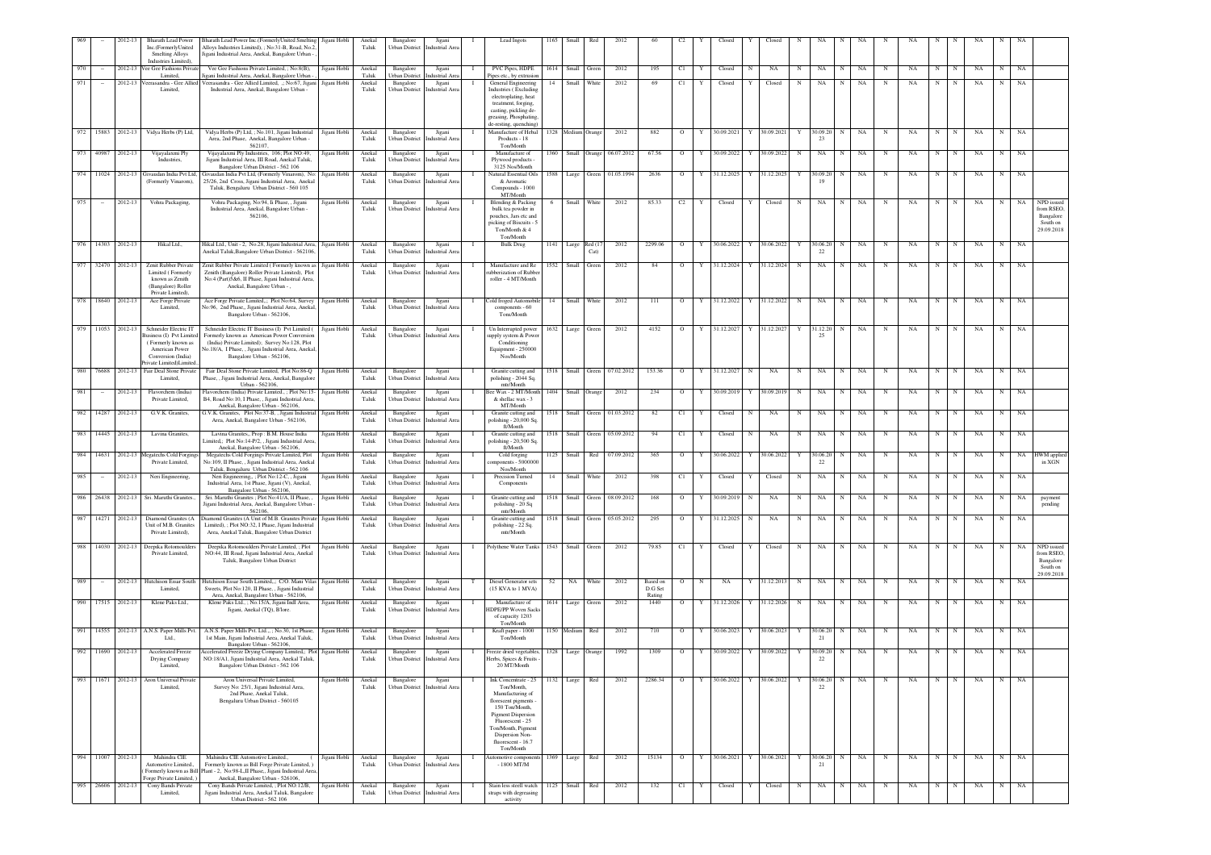| 969 | - | 2012-13 | Bharath Lead Power Inc.(FormerlyUnited Smelting Alloys Industries Limited), | Bharath Lead Power Inc.(FormerlyUnited Smelting Alloys Industries Limited), ; No:31-B, Road, No.2, Jigani Industrial Area, Anekal, Bangalore Urban - , | Jigani Hobli | Anekal Taluk | Bangalore Urban District | Jigani Industrial Area | I | Lead Ingots | 1165 | Small | Red | 2012 | 60 | C2 | Y | Closed | Y | Closed | N | NA | N | NA | N | NA | N | N | NA | N | NA | |
|---|---|---|---|---|---|---|---|---|---|---|---|---|---|---|---|---|---|---|---|---|---|---|---|---|---|---|---|---|---|---|---|---|---|---|
| 970 | - | 2012-13 | Vee Gee Fashions Private Limited, | Vee Gee Fashions Private Limited, ; No:8(B), Jigani Industrial Area, Anekal, Bangalore Urban - , | Jigani Hobli | Anekal Taluk | Bangalore Urban District | Jigani Industrial Area | I | PVC Pipes, HDPE Pipes etc., by extrusion | 1614 | Small | Green | 2012 | 195 | C1 | Y | Closed | N | NA | N | NA | N | NA | N | NA | N | N | NA | N | NA | |
| 971 | - | 2012-13 | Veerasandra - Gee Allied Limited, | Veerasandra - Gee Allied Limited, ,; No:67, Jigani Industrial Area, Anekal, Bangalore Urban - | Jigani Hobli | Anekal Taluk | Bangalore Urban District | Jigani Industrial Area | I | General Engineering Industries ( Excluding electroplating, heat treatment, forging, casting, pickling de-greasing, Phosphating, de-resting, quenching) | 14 | Small | White | 2012 | 69 | C1 | Y | Closed | Y | Closed | N | NA | N | NA | N | NA | N | N | NA | N | NA | |
| 972 | 15883 | 2012-13 | Vidya Herbs (P) Ltd, | Vidya Herbs (P) Ltd, ; No.101, Jigani Industrial Area, 2nd Phase, Anekal, Bangalore Urban - 562107, | Jigani Hobli | Anekal Taluk | Bangalore Urban District | Jigani Industrial Area | I | Manufacture of Herbal Products - 18 Ton/Month | 1328 | Medium | Orange | 2012 | 882 | O | Y | 30.09.2021 | Y | 30.09.2021 | Y | 30.09.2023 | N | NA | N | NA | N | N | NA | N | NA | |
| 973 | 40987 | 2012-13 | Vijayalaxmi Ply Industries, | Vijayalaxmi Ply Industries, 106, Plot NO.49, Jigani Industrial Area, III Road, Anekal Taluk, Bangalore Urban District - 562 106 | Jigani Hobli | Anekal Taluk | Bangalore Urban District | Jigani Industrial Area | I | Manufacture of Plywood products - 3125 Nos/Month | 1360 | Small | Orange | 06.07.2012 | 67.56 | O | Y | 30.09.2022 | Y | 30.09.2022 | N | NA | N | NA | N | NA | N | N | NA | N | NA | |
| 974 | 11024 | 2012-13 | Givaudan India Pvt Ltd, (Formerly Vinarom), | Givaudan India Pvt Ltd, (Formerly Vinarom), No: 25/26, 2nd Cross, Jigani Industrial Area, Anekal Taluk, Bengaluru Urban District - 560 105 | Jigani Hobli | Anekal Taluk | Bangalore Urban District | Jigani Industrial Area | I | Natural Essential Oils & Aromatic Compounds - 1000 MT/Month | 1588 | Large | Green | 01.05.1994 | 2636 | O | Y | 31.12.2025 | Y | 31.12.2025 | Y | 30.09.2019 | N | NA | N | NA | N | N | NA | N | NA | |
| 975 | - | 2012-13 | Vohra Packaging, | Vohra Packaging, No:94, Ii Phase, , Jigani Industrial Area, Anekal, Bangalore Urban - 562106, | Jigani Hobli | Anekal Taluk | Bangalore Urban District | Jigani Industrial Area | I | Blending & Packing bulk tea powder in pouches, Jars etc and picking of Biscuits - 5 Ton/Month & 4 Ton/Month | 6 | Small | White | 2012 | 85.33 | C2 | Y | Closed | Y | Closed | N | NA | N | NA | N | NA | N | N | NA | N | NA | NPD issued from RSEO, Bangalore South on 29.09.2018 |
| 976 | 14303 | 2012-13 | Hikal Ltd., | Hikal Ltd., Unit - 2, No.28, Jigani Industrial Area, Anekal Taluk,Bangalore Urban District - 562106, | Jigani Hobli | Anekal Taluk | Bangalore Urban District | Jigani Industrial Area | I | Bulk Drug | 1141 | Large | Red (17 Cat) | 2012 | 2299.06 | O | Y | 30.06.2022 | Y | 30.06.2022 | Y | 30.06.2022 | N | NA | N | NA | N | N | NA | N | NA | |
| 977 | 32470 | 2012-13 | Zenit Rubber Private Limited ( Formerly known as Zenith (Bangalore) Roller Private Limited), | Zenit Rubber Private Limited ( Formerly known as Zenith (Bangalore) Roller Private Limited), Plot No:4 (Part)5&6, II Phase, Jigani Industrial Area, Anekal, Bangalore Urban - , | Jigani Hobli | Anekal Taluk | Bangalore Urban District | Jigani Industrial Area | I | Manufacture and Re rubberization of Rubber roller - 4 MT/Month | 1552 | Small | Green | 2012 | 84 | O | Y | 31.12.2024 | Y | 31.12.2024 | N | NA | N | NA | N | NA | N | N | NA | N | NA | |
| 978 | 18640 | 2012-13 | Ace Forge Private Limited, | Ace Forge Private Limited,,, Plot No:64, Survey No:96, 2nd Phase,, Jigani Industrial Area, Anekal, Bangalore Urban - 562106, | Jigani Hobli | Anekal Taluk | Bangalore Urban District | Jigani Industrial Area | I | Cold froged Automobile components - 60 Tons/Month | 14 | Small | White | 2012 | 111 | O | Y | 31.12.2022 | Y | 31.12.2022 | N | NA | N | NA | N | NA | N | N | NA | N | NA | |
| 979 | 11053 | 2012-13 | Schneider Electric IT Business (I) Pvt Limited ( Formerly known as American Power Conversion (India) Private Limited)Limited., | Schneider Electric IT Business (I) Pvt Limited ( Formerly known as American Power Conversion (India) Private Limited), Survey No:128, Plot No.18/A, I Phase, , Jigani Industrial Area, Anekal, Bangalore Urban - 562106, | Jigani Hobli | Anekal Taluk | Bangalore Urban District | Jigani Industrial Area | I | Un Interrupted power supply system & Power Conditioning Equipment - 250000 Nos/Month | 1632 | Large | Green | 2012 | 4152 | O | Y | 31.12.2027 | Y | 31.12.2027 | Y | 31.12.2025 | N | NA | N | NA | N | N | NA | N | NA | |
| 980 | 76688 | 2012-13 | Fair Deal Stone Private Limited, | Fair Deal Stone Private Limited, Plot No:86-Q Phase, , Jigani Industrial Area, Anekal, Bangalore Urban - 562106, | Jigani Hobli | Anekal Taluk | Bangalore Urban District | Jigani Industrial Area | I | Granite cutting and polishing - 2044 Sq. mtr/Month | 1518 | Small | Green | 07.02.2012 | 153.36 | O | Y | 31.12.2027 | N | NA | N | NA | N | NA | N | NA | N | N | NA | N | NA | |
| 981 | - | 2012-13 | Flavorchem (India) Private Limited, | Flavorchem (India) Private Limited,, ; Plot No:15-B4, Road No.10, I Phase, , Jigani Industrial Area, Anekal, Bangalore Urban - 562106, | Jigani Hobli | Anekal Taluk | Bangalore Urban District | Jigani Industrial Area | I | Bee Wax - 2 MT/Month & shellac wax - 3 MT/Month | 1404 | Small | Orange | 2012 | 234 | O | Y | 30.09.2019 | Y | 30.09.2019 | N | NA | N | NA | N | NA | N | N | NA | N | NA | |
| 982 | 14287 | 2012-13 | G.V.K. Granites, | G.V.K. Granites, Plot No:37-B, , Jigani Industrial Area, Anekal, Bangalore Urban - 562106, | Jigani Hobli | Anekal Taluk | Bangalore Urban District | Jigani Industrial Area | I | Granite cutting and polishing - 20,000 Sq. ft/Month | 1518 | Small | Green | 01.03.2012 | 82 | C1 | Y | Closed | N | NA | N | NA | N | NA | N | NA | N | N | NA | N | NA | |
| 983 | 14445 | 2012-13 | Lavina Granites, | Lavina Granites,, Prop : B.M. House India Limited,; Plot No:14-P/2, , Jigani Industrial Area, Anekal, Bangalore Urban - 562106, | Jigani Hobli | Anekal Taluk | Bangalore Urban District | Jigani Industrial Area | I | Granite cutting and polishing - 20,500 Sq. ft/Month | 1518 | Small | Green | 05.09.2012 | 94 | C1 | Y | Closed | N | NA | N | NA | N | NA | N | NA | N | N | NA | N | NA | |
| 984 | 14631 | 2012-13 | Megatechs Cold Forgings Private Limited, | Megatechs Cold Forgings Private Limited, Plot No:109, II Phase, , Jigani Industrial Area, Anekal Taluk, Bengaluru Urban District - 562 106 | Jigani Hobli | Anekal Taluk | Bangalore Urban District | Jigani Industrial Area | I | Cold forging components - 5000000 Nos/Month | 1125 | Small | Red | 07.09.2012 | 365 | O | Y | 30.06.2022 | Y | 30.06.2022 | Y | 30.06.2022 | N | NA | N | NA | N | N | NA | N | NA | HWM applied in XGN |
| 985 | - | 2012-13 | Neri Engineering, | Neri Engineering,, ; Plot No:12-C, , Jigani Industrial Area, 1st Phase, Jigani (V), Anekal, Bangalore Urban - 562106, | Jigani Hobli | Anekal Taluk | Bangalore Urban District | Jigani Industrial Area | I | Precision Turned Components | 14 | Small | White | 2012 | 398 | C1 | Y | Closed | Y | Closed | N | NA | N | NA | N | NA | N | N | NA | N | NA | |
| 986 | 26438 | 2012-13 | Sri. Maruthi Granites., | Sri. Maruthi Granites ; Plot No:41/A, II Phase, , Jigani Industrial Area, Anekal, Bangalore Urban - 562106, | Jigani Hobli | Anekal Taluk | Bangalore Urban District | Jigani Industrial Area | I | Granite cutting and polishing - 20 Sq. mtr/Month | 1518 | Small | Green | 08.09.2012 | 168 | O | Y | 30.09.2019 | N | NA | N | NA | N | NA | N | NA | N | N | NA | N | NA | payment pending |
| 987 | 14271 | 2012-13 | Diamond Granites (A Unit of M.B. Granites Private Limited), | Diamond Granites (A Unit of M.B. Granites Private Limited), ; Plot NO:32, I Phase, Jigani Industrial Area, Anekal Taluk, Bangalore Urban District | Jigani Hobli | Anekal Taluk | Bangalore Urban District | Jigani Industrial Area | I | Granite cutting and polishing - 22 Sq. mtr/Month | 1518 | Small | Green | 05.05.2012 | 295 | O | Y | 31.12.2025 | N | NA | N | NA | N | NA | N | NA | N | N | NA | N | NA | |
| 988 | 14030 | 2012-13 | Deepika Rotomoulders Private Limited, | Deepika Rotomoulders Private Limited, ; Plot NO:44, III Road, Jigani Industrial Area, Anekal Taluk, Bangalore Urban District | Jigani Hobli | Anekal Taluk | Bangalore Urban District | Jigani Industrial Area | I | Polythene Water Tanks | 1543 | Small | Green | 2012 | 79.85 | C1 | Y | Closed | Y | Closed | N | NA | N | NA | N | NA | N | N | NA | N | NA | NPD issued from RSEO, Bangalore South on 29.09.2018 |
| 989 | - | 2012-13 | Hutchison Essar South Limited, | Hutchison Essar South Limited,,; C/O. Mani Vilas Sweets, Plot No:120, II Phase, , Jigani Industrial Area, Anekal, Bangalore Urban - 562106, | Jigani Hobli | Anekal Taluk | Bangalore Urban District | Jigani Industrial Area | T | Diesel Generator sets (15 KVA to 1 MVA) | 52 | NA | White | 2012 | Based on D.G Set Rating | O | N | NA | Y | 31.12.2013 | N | NA | N | NA | N | NA | N | N | NA | N | NA | |
| 990 | 17515 | 2012-13 | Klene Paks Ltd., | Klene Paks Ltd., ; No.15/A, Jigani Indl Area, Jigani, Anekal (TQ), B'lore. | Jigani Hobli | Anekal Taluk | Bangalore Urban District | Jigani Industrial Area | I | Manufacture of HDPE/PP Woven Sacks of capacity 1203 Ton/Month | 1614 | Large | Green | 2012 | 1440 | O | Y | 31.12.2026 | Y | 31.12.2026 | N | NA | N | NA | N | NA | N | N | NA | N | NA | |
| 991 | 14555 | 2012-13 | A.N.S. Paper Mills Pvt. Ltd., | A.N.S. Paper Mills Pvt. Ltd.,.; No:30, 1st Phase, 1st Main, Jigani Industrial Area, Anekal Taluk, Bangalore Urban - 562106, | Jigani Hobli | Anekal Taluk | Bangalore Urban District | Jigani Industrial Area | I | Kraft paper - 1000 Ton/Month | 1150 | Medium | Red | 2012 | 710 | O | Y | 30.06.2023 | Y | 30.06.2023 | Y | 30.06.2021 | N | NA | N | NA | N | N | NA | N | NA | |
| 992 | 11690 | 2012-13 | Accelerated Freeze Drying Company Limited, | Accelerated Freeze Drying Company Limited,; Plot NO:18/A1, Jigani Industrial Area, Anekal Taluk, Bangalore Urban District - 562 106 | Jigani Hobli | Anekal Taluk | Bangalore Urban District | Jigani Industrial Area | I | Freeze dried vegetables, Herbs, Spices & Fruits - 20 MT/Month | 1328 | Large | Orange | 1992 | 1309 | O | Y | 30.09.2022 | Y | 30.09.2022 | Y | 30.09.2022 | N | NA | N | NA | N | N | NA | N | NA | |
| 993 | 11671 | 2012-13 | Aron Universal Private Limited, | Aron Universal Private Limited, Survey No: 25/1, Jigani Industrial Area, 2nd Phase, Anekal Taluk, Bengaluru Urban District - 560105 | Jigani Hobli | Anekal Taluk | Bangalore Urban District | Jigani Industrial Area | I | Ink Concentrate - 25 Ton/Month, Manufacturing of florescent pigments - 150 Ton/Month, Pigment Dispersion Fluorescent - 25 Ton/Month, Pigment Dispersion Non-fluorescent - 16.7 Ton/Month | 1132 | Large | Red | 2012 | 2286.34 | O | Y | 30.06.2022 | Y | 30.06.2022 | Y | 30.06.2022 | N | NA | N | NA | N | N | NA | N | NA | |
| 994 | 11007 | 2012-13 | Mahindra CIE Automotive Limited.( Formerly known as Bill Forge Private Limited. ) | Mahindra CIE Automotive Limited., ( Formerly known as Bill Forge Private Limited. ) Plant - 2, No.98-L,II Phase, Jigani Industrial Area, Anekal, Bangalore Urban - 526106, | Jigani Hobli | Anekal Taluk | Bangalore Urban District | Jigani Industrial Area | I | Automotive components - 1800 MT/M | 1369 | Large | Red | 2012 | 15134 | O | Y | 30.06.2021 | Y | 30.06.2021 | Y | 30.06.2021 | N | NA | N | NA | N | N | NA | N | NA | |
| 995 | 26606 | 2012-13 | Cony Bands Private Limited, | Cony Bands Private Limited, ; Plot NO:12/B, Jigani Industrial Area, Anekal Taluk, Bangalore Urban District - 562 106 | Jigani Hobli | Anekal Taluk | Bangalore Urban District | Jigani Industrial Area | I | Stain less steell watch straps with degreasing activity | 1125 | Small | Red | 2012 | 132 | C1 | Y | Closed | Y | Closed | N | NA | N | NA | N | NA | N | N | NA | N | NA | |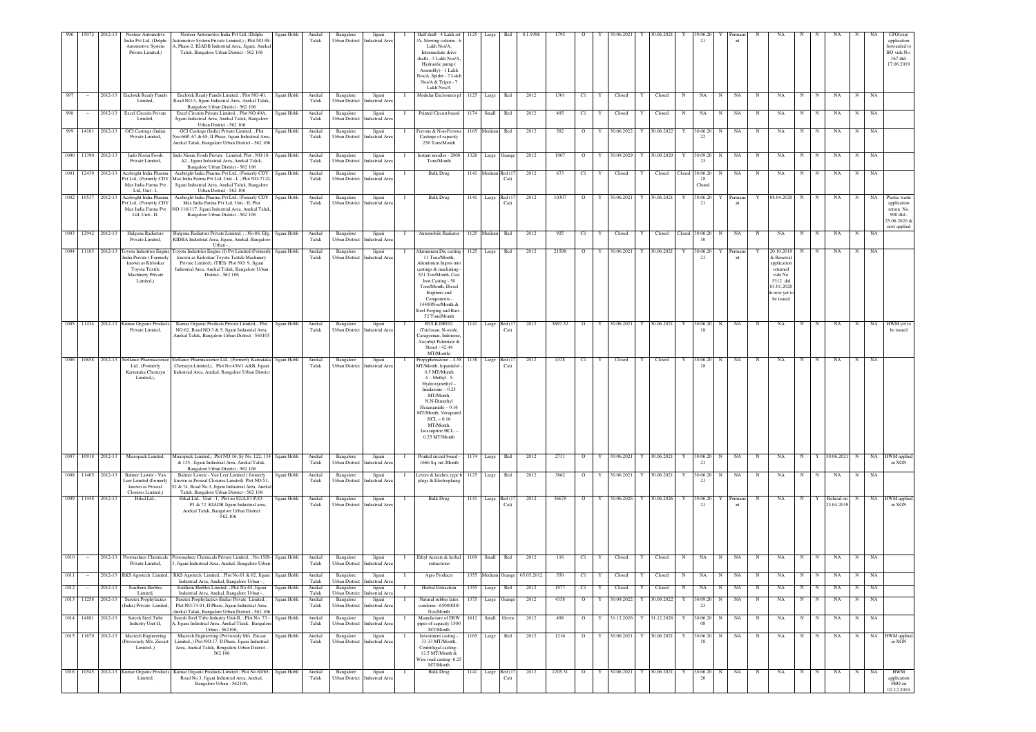| 996 | 15072 | 2012-13 | Nexteer Automotive India Pvt Ltd, (Delphi Automotive System Private Limited,) | Nexteer Automotive India Pvt Ltd, (Delphi Automotive System Private Limited,) ; Plot NO:98-A, Phase-2, KIADB Industrial Area, Jigani, Anekal Taluk, Bangalore Urban District - 562 106 | Jigani Hobli | Anekal Taluk | Bangalore Urban District | Jigani Industrial Area | I | Half shaft - 4 Lakh set /A, Steering column - 6 Lakh Nos/A, Intermediate drive shafts - 3 Lakh Nos/A, Hydraulic pump ( Assembly) - 1 Lakh Nos/A, Spider - 7 Lakh Nos/A & Tripot - 7 Lakh Nos/A | 1125 | Large | Red | 8.1.1996 | 1795 | O | Y | 30.06.2021 | Y | 30.06.2021 | Y | 30.06.20 21 | Y | Permane nt | N | NA | N | N | NA | N | NA | CFO(exp) application forwarded to BO vide No. 167 dtd: 17.06.2019 |
|---|---|---|---|---|---|---|---|---|---|---|---|---|---|---|---|---|---|---|---|---|---|---|---|---|---|---|---|---|---|---|---|---|---|
| 997 | – | 2012-13 | Enclotek Ready Panels Limited, | Enclotek Ready Panels Limited, ; Plot NO:40, Road NO:3, Jigani Industrial Area, Anekal Taluk, Bangalore Urban District - 562 106 | Jigani Hobli | Anekal Taluk | Bangalore Urban District | Jigani Industrial Area | I | Modular Enclosures pf | 1125 | Large | Red | 2012 | 1301 | C1 | Y | Closed | Y | Closed | N | NA | N | NA | N | NA | N | N | NA | N | NA | |
| 998 | – | 2012-13 | Excel Circuits Private Limited, | Excel Circuits Private Limited, ; Plot NO:40A, Jigani Industrial Area, Anekal Taluk, Bangalore Urban District - 562 106 | Jigani Hobli | Anekal Taluk | Bangalore Urban District | Jigani Industrial Area | I | Printed Circuit board | 1174 | Small | Red | 2012 | 495 | C1 | Y | Closed | Y | Closed | N | NA | N | NA | N | NA | N | N | NA | N | NA | |
| 999 | 14101 | 2012-13 | GCI Castings (India) Private Limited, | GCI Castings (India) Private Limited, ; Plot Nos:66P, 67 & 68, II Phase, Jigani Industrial Area, Anekal Taluk, Bangalore Urban District - 562 106 | Jigani Hobli | Anekal Taluk | Bangalore Urban District | Jigani Industrial Area | I | Ferrous & Non-Ferrous Castings of capacity 250 Tons/Month | 1165 | Medium | Red | 2012 | 582 | O | Y | 30.06.2022 | Y | 30.06.2022 | Y | 30.06.20 22 | N | NA | N | NA | N | N | NA | N | NA | |
| 1000 | 11390 | 2012-13 | Indo Nissin Foods Private Limited, | Indo Nissin Foods Private Limited, Plot ; NO:18-A2 , Jigani Industrial Area, Anekal Taluk, Bangalore Urban District - 562 106 | Jigani Hobli | Anekal Taluk | Bangalore Urban District | Jigani Industrial Area | I | Instant noodles - 2000 Tons/Month | 1328 | Large | Orange | 2012 | 1907 | O | Y | 30.09.2029 | Y | 30.09.2029 | Y | 30.09.20 23 | N | NA | N | NA | N | N | NA | N | NA | |
| 1001 | 12439 | 2012-13 | Acebright India Pharma Pvt Ltd., (Fomerly CDY Max India Farma Pvt Ltd, Unit - I, | Acebright India Pharma Pvt Ltd., (Fomerly CDY Max India Farma Pvt Ltd, Unit - I, ; Plot NO:77-D, Jigani Industrial Area, Anekal Taluk, Bangalore Urban District - 562 106 | Jigani Hobli | Anekal Taluk | Bangalore Urban District | Jigani Industrial Area | I | Bulk Drug | 1141 | Medium | Red (17 Cat) | 2012 | 673 | C1 | Y | Closed | Y | Closed | Closed | 30.06.20 18 Closed | N | NA | N | NA | N | N | NA | N | NA | |
| 1002 | 10537 | 2012-13 | Acebright India Pharma Pvt Ltd., (Fomerly CDY Max India Farma Pvt Ltd, Unit - II, | Acebright India Pharma Pvt Ltd., (Fomerly CDY Max India Farma Pvt Ltd, Unit - II, Plot NO:116/117, Jigani Industrial Area, Anekal Taluk, Bangalore Urban District - 562 106 | Jigani Hobli | Anekal Taluk | Bangalore Urban District | Jigani Industrial Area | I | Bulk Drug | 1141 | Large | Red (17 Cat) | 2012 | 10307 | O | Y | 30.06.2021 | Y | 30.06.2021 | Y | 30.06.20 21 | Y | Permane nt | Y | 08.04.2020 | N | N | NA | N | NA | Plastic waste application return No. 900 dtd:- 25.06.2020 & now applied |
| 1003 | 12942 | 2012-13 | Halgona Radiators Private Limited, | Halgona Radiators Private Limited, ; No:86, Efg, KIDBA Industrial Area, Jigani, Anekal, Bangalore Urban - , | Jigani Hobli | Anekal Taluk | Bangalore Urban District | Jigani Industrial Area | I | Automobile Radiator | 1125 | Medium | Red | 2012 | 925 | C1 | Y | Closed | Y | Closed | Closed | 30.06.20 10 | N | NA | N | NA | N | N | NA | N | NA | |
| 1004 | 11185 | 2012-13 | Toyota Industries Engine India Private ( Formerly known as Kirloskar Toyota Textile Machinery Private Limited,) | Toyota Industries Engine (I) Pvt Limited (Formerly known as Kirloskar Toyota Textile Machinery Private Limited), (TIEI) Plot NO: 9, Jigani Industrial Area, Anekal Taluk, Bangalore Urban District - 562 106 | Jigani Hobli | Anekal Taluk | Bangalore Urban District | Jigani Industrial Area | I | Aluminium Die casting - 11 Tons/Month, Aluminium Ingots into castings & machining - 521 Ton/Month, Cast Iron Casting - 50 Tons/Month, Diesel Engines and Components - 14400Nos/Month & Steel Forging and Bars - 52 Tons/Month | 1125 | Large | Red | 2012 | 21598 | O | Y | 30.06.2021 | Y | 30.06.2021 | Y | 30.06.20 21 | Y | Permane nt | Y | 20.10.2019 & Renewal application returned vide No. 5312 dtd 03.01.2020 & now yet to be issued | N | N | NA | N | NA | |
| 1005 | 11434 | 2012-13 | Kumar Organic Products Private Limited, | Kumar Organic Products Private Limited, ; Plot NO:62, Road NO:3 & 5, Jigani Industrial Area, Anekal Taluk, Bangalore Urban District - 560105 | Jigani Hobli | Anekal Taluk | Bangalore Urban District | Jigani Industrial Area | I | BULK DRUG (Triclosan, N-oxide, Carageenan, Indomne, Ascorbyl Palmitate & Sterol - 42.44 MT/Month) | 1141 | Large | Red (17 Cat) | 2012 | 3697.32 | O | Y | 30.06.2021 | Y | 30.06.2021 | Y | 30.06.20 18 | N | NA | N | NA | N | N | NA | N | NA | HWM yet to be issued |
| 1006 | 10658 | 2012-13 | Stellance Pharmascience Ltd., (Formerly Karnataka Chemzyn Limited,), | Stellance Pharmascience Ltd., (Formerly Karnataka Chemzyn Limited,), Plot No:456/1 A&B, Jigani Industrial Area, Anekal, Bangalore Urban District | Jigani Hobli | Anekal Taluk | Bangalore Urban District | Jigani Industrial Area | I | Propyphenazone – 4.58 MT/Month, Iopamidol - 0.5 MT/Month 4 – Methyl 5- Hydroxymethyl – Imidazone – 0.25 MT/Month, N,N-Dimethyl Hexanamide – 0.16 MT/Month, Verapamil HCL – 0.16 MT/Month, Isoxsuprine HCL – 0.25 MT/Month | 1138 | Large | Red (17 Cat) | 2012 | 4328 | C1 | Y | Closed | Y | Closed | Y | 30.06.20 18 | N | NA | N | NA | N | N | NA | N | NA | |
| 1007 | 10918 | 2012-13 | Micropack Limited, | Micropack Limited,; Plot NO:16, Sy No. 122, 134 & 135, Jigani Industrial Area, Anekal Taluk, Bangalore Urban District - 562 106 | Jigani Hobli | Anekal Taluk | Bangalore Urban District | Jigani Industrial Area | I | Printed circuit board - 1666 Sq. mt /Month | 1174 | Large | Red | 2012 | 2731 | O | Y | 30.06.2021 | Y | 30.06.2021 | Y | 30.06.20 21 | N | NA | N | NA | N | Y | 30.06.2021 | N | NA | HWM applied in XGN |
| 1008 | 11405 | 2012-13 | Balmer Lawrie - Van Leer Limited (formerly known as Proseal Closures Limited,) | Balmer Lawrie - Van Leer Limited ( formerly known as Proseal Closures Limited) Plot NO:51, 52 & 74, Road No.3, Jigani Industrial Area, Anekal Taluk, Bangalore Urban District - 562 106 | Jigani Hobli | Anekal Taluk | Bangalore Urban District | Jigani Industrial Area | I | Levers & latches, type b plugs & Electroplaing | 1125 | Large | Red | 2012 | 3862 | O | Y | 30.06.2021 | Y | 30.06.2021 | Y | 30.06.20 21 | N | NA | N | NA | N | N | NA | N | NA | |
| 1009 | 11448 | 2012-13 | Hikal Ltd., | Hikal Ltd., Unit - 1, Plot no 82/A,83-P,83-P1 & 72 KIADB Jigani Industrial area, Anekal Taluk, Bangalore Urban District -562.106 | Jigani Hobli | Anekal Taluk | Bangalore Urban District | Jigani Industrial Area | I | Bulk Drug | 1141 | Large | Red (17 Cat) | 2012 | 36678 | O | Y | 30.06.2026 | Y | 30.06.2026 | Y | 30.06.20 21 | Y | Permane nt | N | NA | N | Y | Refusal on 23.04.2019 | N | NA | HWM applied in XGN |
| 1010 | – | 2012-13 | Poornashree Chemicals Private Limited, | Poornashree Chemicals Private Limited, ; No:15/B-3, Jigani Industrial Area, Anekal, Bangalore Urban - | Jigani Hobli | Anekal Taluk | Bangalore Urban District | Jigani Industrial Area | I | Ethyl Acetate & herbal extractions | 1169 | Small | Red | 2012 | 116 | C1 | Y | Closed | Y | Closed | N | NA | N | NA | N | NA | N | N | NA | N | NA | |
| 1011 | – | 2012-13 | RKS Agrotech Limited, | RKS Agrotech Limited, ; Plot No:61 & 62, Jigani Industrial Area, Anekal, Bangalore Urban - , | Jigani Hobli | Anekal Taluk | Bangalore Urban District | Jigani Industrial Area | I | Agro Products | 1355 | Medium | Orange | 05.05.2012 | 550 | C1 | Y | Closed | Y | Closed | N | NA | N | NA | N | NA | N | N | NA | N | NA | |
| 1012 | – | 2012-13 | Southern Herbles Limited, | Southern Herbles Limited, ; Plot No:64, Jigani Industrial Area, Anekal, Bangalore Urban - , | Jigani Hobli | Anekal Taluk | Bangalore Urban District | Jigani Industrial Area | I | Herbal Extraction | 1355 | Large | Red | 2012 | 1977 | C1 | Y | Closed | Y | Closed | N | NA | N | NA | N | NA | N | N | NA | N | NA | |
| 1013 | 11258 | 2012-13 | Suretex Prophylactics (India) Private Limited, | Suretex Prophylactics (India) Private Limited, ; Plot NO:74-91, II Phase, Jigani Industrial Area, Anekal Taluk, Bangalore Urban District - 562 106 | Jigani Hobli | Anekal Taluk | Bangalore Urban District | Jigani Industrial Area | I | Natural rubber latex condoms - 65000000 Nos/Month | 1375 | Large | Orange | 2012 | 4358 | O | Y | 30.09.2022 | Y | 30.09.2022 | Y | 30.09.20 23 | N | NA | N | NA | N | N | NA | N | NA | |
| 1014 | 14881 | 2012-13 | Suresh Steel Tube Industry Unit-II, | Suresh Steel Tube Industry Unit-II, ; Plot No. 73 - A, Jigani Industrial Area, Anekal Tluuk, Bangalore Urban - 562106, | Jigani Hobli | Anekal Taluk | Bangalore Urban District | Jigani Industrial Area | I | Manufacture of ERW pipes of capacity 1500 MT/Month | 1612 | Small | Green | 2012 | 498 | O | Y | 31.12.2026 | Y | 31.12.2026 | Y | 30.06.20 08 | N | NA | N | NA | N | N | NA | N | NA | |
| 1015 | 11679 | 2012-13 | Mactech Engineering (Previously M/s. Zircast Limited.,) | Mactech Engineering (Previously M/s. Zircast Limited.,) Plot NO:37, II Phase, Jigani Industrial Area, Anekal Taluk, Bengaluru Urban District - 562 106 | Jigani Hobli | Anekal Taluk | Bangalore Urban District | Jigani Industrial Area | I | Investment casting - 33.33 MT/Month, Centrifugal casting - 12.5 MT/Month & Wire road casting- 6.25 MT/Month | 1165 | Large | Red | 2012 | 1216 | O | Y | 30.06.2021 | Y | 30.06.2021 | Y | 30.06.20 18 | N | NA | N | NA | N | N | NA | N | NA | HWM applied in XGN |
| 1016 | 10545 | 2012-13 | Kumar Organic Products Limited, | Kumar Organic Products Limited ; Plot No.60/65, Road No.3, Jigani Industrial Area, Anekal, Bangalore Urban - 562106, | Jigani Hobli | Anekal Taluk | Bangalore Urban District | Jigani Industrial Area | I | Bulk Drug | 1141 | Large | Red (17 Cat) | 2012 | 1205.31 | O | Y | 30.06.2021 | Y | 30.06.2021 | Y | 30.06.20 20 | N | NA | N | NA | N | N | NA | N | NA | HWM application FBO on 02.12.2019 |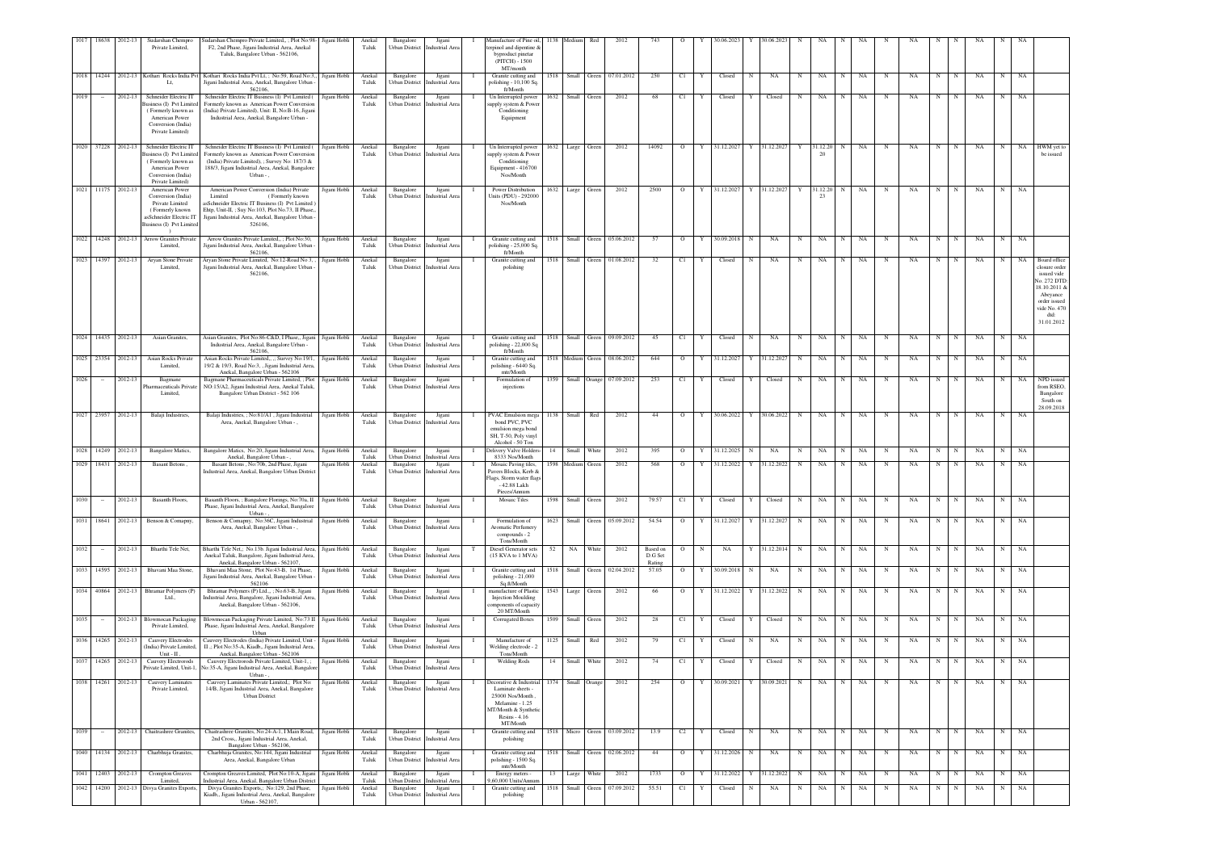| 1017 | 18638 | 2012-13 | Sudarshan Chemprо Private Limited, | Sudarshan Chempro Private Limited, ; Plot No.98-F2, 2nd Phase, Jigani Industrial Area, Anekal Taluk, Bangalore Urban - 562106, | Jigani Hobli | Anekal Taluk | Bangalore Urban District | Jigani Industrial Area | I | Manufacture of Pine oil, terpinol and dipentine & byproduct pinetar (PITCH) - 1500 MT/month | 1138 | Medium | Red | 2012 | 743 | O | Y | 30.06.2023 | Y | 30.06.2023 | N | NA | N | NA | N | NA | N | N | NA | N | NA | |
|---|---|---|---|---|---|---|---|---|---|---|---|---|---|---|---|---|---|---|---|---|---|---|---|---|---|---|---|---|---|---|---|---|
| 1018 | 14244 | 2012-13 | Kothari Rocks India Pvt Lt, | Kothari Rocks India Pvt Lt, ; No.59, Road No.3,, Jigani Industrial Area, Anekal, Bangalore Urban - 562106, | Jigani Hobli | Anekal Taluk | Bangalore Urban District | Jigani Industrial Area | I | Granite cutting and polishing - 10,100 Sq. ft/Month | 1518 | Small | Green | 07.01.2012 | 250 | C1 | Y | Closed | N | NA | N | NA | N | NA | N | NA | N | N | NA | N | NA | |
| 1019 | - | 2012-13 | Schneider Electric IT Business (I) Pvt Limited ( Formerly known as American Power Conversion (India) Private Limited) | Schneider Electric IT Business (I) Pvt Limited ( Formerly known as American Power Conversion (India) Private Limited), Unit: II, No:B-16, Jigani Industrial Area, Anekal, Bangalore Urban - | Jigani Hobli | Anekal Taluk | Bangalore Urban District | Jigani Industrial Area | I | Un Interrupted power supply system & Power Conditioning Equipment | 1632 | Small | Green | 2012 | 68 | C1 | Y | Closed | Y | Closed | N | NA | N | NA | N | NA | N | N | NA | N | NA | |
| 1020 | 37228 | 2012-13 | Schneider Electric IT Business (I) Pvt Limited ( Formerly known as American Power Conversion (India) Private Limited) | Schneider Electric IT Business (I) Pvt Limited ( Formerly known as American Power Conversion (India) Private Limited), ; Survey No: 187/3 & 188/3, Jigani Industrial Area, Anekal, Bangalore Urban - , | Jigani Hobli | Anekal Taluk | Bangalore Urban District | Jigani Industrial Area | I | Un Interrupted power supply system & Power Conditioning Equipment - 416700 Nos/Month | 1632 | Large | Green | 2012 | 14692 | O | Y | 31.12.2027 | Y | 31.12.2027 | Y | 31.12.2020 | N | NA | N | NA | N | N | NA | N | NA | HWM yet to be issued |
| 1021 | 11175 | 2012-13 | American Power Conversion (India) Private Limited ( Formerly known asSchneider Electric IT Business (I) Pvt Limited ) | American Power Conversion (India) Private Limited ( Formerly known asSchneider Electric IT Business (I) Pvt Limited ) Ehtp, Unit-II, ; Suy No:103, Plot No.73, II Phase,, Jigani Industrial Area, Anekal, Bangalore Urban - 526106, | Jigani Hobli | Anekal Taluk | Bangalore Urban District | Jigani Industrial Area | I | Power Distribution Units (PDU) - 292000 Nos/Month | 1632 | Large | Green | 2012 | 2500 | O | Y | 31.12.2027 | Y | 31.12.2027 | Y | 31.12.2023 | N | NA | N | NA | N | N | NA | N | NA | |
| 1022 | 14248 | 2012-13 | Arrow Granites Private Limited, | Arrow Granites Private Limited, ; Plot No:30, Jigani Industrial Area, Anekal, Bangalore Urban - 562106, | Jigani Hobli | Anekal Taluk | Bangalore Urban District | Jigani Industrial Area | I | Granite cutting and polishing - 25,000 Sq. ft/Month | 1518 | Small | Green | 05.06.2012 | 57 | O | Y | 30.09.2018 | N | NA | N | NA | N | NA | N | NA | N | N | NA | N | NA | |
| 1023 | 14397 | 2012-13 | Aryan Stone Private Limited, | Aryan Stone Private Limited, No:12-Road No 3, , Jigani Industrial Area, Anekal, Bangalore Urban - 562106, | Jigani Hobli | Anekal Taluk | Bangalore Urban District | Jigani Industrial Area | I | Granite cutting and polishing | 1518 | Small | Green | 01.08.2012 | 32 | C1 | Y | Closed | N | NA | N | NA | N | NA | N | NA | N | N | NA | N | NA | Board office closure order issued vide No. 272 DTD 18.10.2011 & Abeyance order issued vide No. 470 dtd: 31.01.2012 |
| 1024 | 14435 | 2012-13 | Asian Granites, | Asian Granites, Plot No:86-C&D, I Phase,, Jigani Industrial Area, Anekal, Bangalore Urban - 562106, | Jigani Hobli | Anekal Taluk | Bangalore Urban District | Jigani Industrial Area | I | Granite cutting and polishing - 22,000 Sq. ft/Month | 1518 | Small | Green | 09.09.2012 | 45 | C1 | Y | Closed | N | NA | N | NA | N | NA | N | NA | N | N | NA | N | NA | |
| 1025 | 23354 | 2012-13 | Asian Rocks Private Limited, | Asian Rocks Private Limited, , ; Survey No:19/1, 19/2 & 19/3, Road No:3, , Jigani Industrial Area, Anekal, Bangalore Urban - 562106 | Jigani Hobli | Anekal Taluk | Bangalore Urban District | Jigani Industrial Area | I | Granite cutting and polishing - 6440 Sq. mts/Month | 1518 | Medium | Green | 08.06.2012 | 644 | O | Y | 31.12.2027 | Y | 31.12.2027 | N | NA | N | NA | N | NA | N | N | NA | N | NA | |
| 1026 | - | 2012-13 | Bagmane Pharmaceuticals Private Limited, | Bagmane Pharmaceuticals Private Limited, ; Plot NO:15/A2, Jigani Industrial Area, Anekal Taluk, Bangalore Urban District - 562 106 | Jigani Hobli | Anekal Taluk | Bangalore Urban District | Jigani Industrial Area | I | Formulation of injections | 1359 | Small | Orange | 07.09.2012 | 253 | C1 | Y | Closed | Y | Closed | N | NA | N | NA | N | NA | N | N | NA | N | NA | NPD issued from RSEO, Bangalore South on 28.09.2018 |
| 1027 | 23957 | 2012-13 | Balaji Industries, | Balaji Industries, ; No:81/A1 ; Jigani Industrial Area, Anekal, Bangalore Urban - , | Jigani Hobli | Anekal Taluk | Bangalore Urban District | Jigani Industrial Area | I | PVAC Emulsion mega bond PVC, PVC emulsion mega bond SH, T-50, Poly vinyl Alcohol - 50 Ton | 1138 | Small | Red | 2012 | 44 | O | Y | 30.06.2022 | Y | 30.06.2022 | N | NA | N | NA | N | NA | N | N | NA | N | NA | |
| 1028 | 14249 | 2012-13 | Bangalore Matics, | Bangalore Matics, No 20, Jigani Industrial Area, Anekal, Bangalore Urban - , | Jigani Hobli | Anekal Taluk | Bangalore Urban District | Jigani Industrial Area | I | Delivery Valve Holders- 8333 Nos/Month | 14 | Small | White | 2012 | 395 | O | Y | 31.12.2025 | N | NA | N | NA | N | NA | N | NA | N | N | NA | N | NA | |
| 1029 | 18431 | 2012-13 | Basant Betons , | Basant Betons , No:70b, 2nd Phase, Jigani Industrial Area, Anekal, Bangalore Urban District | Jigani Hobli | Anekal Taluk | Bangalore Urban District | Jigani Industrial Area | I | Mosaic Paving tiles, Pavers Blocks, Kerb & Flags, Storm water flags - 42.88 Lakh Pieces/Annum | 1598 | Medium | Green | 2012 | 568 | O | Y | 31.12.2022 | Y | 31.12.2022 | N | NA | N | NA | N | NA | N | N | NA | N | NA | |
| 1030 | - | 2012-13 | Basanth Floors, | Basanth Floors, ; Bangalore Florings, No:70a, II Phase, Jigani Industrial Area, Anekal, Bangalore Urban - , | Jigani Hobli | Anekal Taluk | Bangalore Urban District | Jigani Industrial Area | I | Mosaic Tiles | 1598 | Small | Green | 2012 | 79.57 | C1 | Y | Closed | Y | Closed | N | NA | N | NA | N | NA | N | N | NA | N | NA | |
| 1031 | 18641 | 2012-13 | Benson & Comapny, | Benson & Comapny, No:36C, Jigani Industrial Area, Anekal, Bangalore Urban - , | Jigani Hobli | Anekal Taluk | Bangalore Urban District | Jigani Industrial Area | I | Formulation of Aromatic Perfumery compounds - 2 Tons/Month | 1623 | Small | Green | 05.09.2012 | 54.54 | O | Y | 31.12.2027 | Y | 31.12.2027 | N | NA | N | NA | N | NA | N | N | NA | N | NA | |
| 1032 | - | 2012-13 | Bharthi Tele Net, | Bharthi Tele Net,; No.13b, Jigani Industrial Area, Anekal Taluk, Bangalore, Jigani Industrial Area, Anekal, Bangalore Urban - 562107, | Jigani Hobli | Anekal Taluk | Bangalore Urban District | Jigani Industrial Area | T | Diesel Generator sets (15 KVA to 1 MVA) | 52 | NA | White | 2012 | Based on D.G Set Rating | O | N | NA | Y | 31.12.2014 | N | NA | N | NA | N | NA | N | N | NA | N | NA | |
| 1033 | 14595 | 2012-13 | Bhavani Maa Stone, | Bhavani Maa Stone, Plot No:43-B, 1st Phase, Jigani Industrial Area, Anekal, Bangalore Urban - 562106 | Jigani Hobli | Anekal Taluk | Bangalore Urban District | Jigani Industrial Area | I | Granite cutting and polishing - 21,000 Sq.ft/Month | 1518 | Small | Green | 02.04.2012 | 57.05 | O | Y | 30.09.2018 | N | NA | N | NA | N | NA | N | NA | N | N | NA | N | NA | |
| 1034 | 40864 | 2012-13 | Bhramar Polymers (P) Ltd., | Bhramar Polymers (P) Ltd., ; No:63-B, Jigani Industrial Area, Bangalore, Jigani Industrial Area, Anekal, Bangalore Urban - 562106, | Jigani Hobli | Anekal Taluk | Bangalore Urban District | Jigani Industrial Area | I | manufacture of Plastic Injection Moulding components of capacity 20 MT/Month | 1543 | Large | Green | 2012 | 66 | O | Y | 31.12.2022 | Y | 31.12.2022 | N | NA | N | NA | N | NA | N | N | NA | N | NA | |
| 1035 | - | 2012-13 | Blowmocan Packaging Private Limited, | Blowmocan Packaging Private Limited, No:73 II Phase, Jigani Industrial Area, Anekal, Bangalore Urban | Jigani Hobli | Anekal Taluk | Bangalore Urban District | Jigani Industrial Area | I | Corrugated Boxes | 1509 | Small | Green | 2012 | 28 | C1 | Y | Closed | Y | Closed | N | NA | N | NA | N | NA | N | N | NA | N | NA | |
| 1036 | 14265 | 2012-13 | Cauvery Electrodes (India) Private Limited, Unit - II , | Cauvery Electrodes (India) Private Limited, Unit - II ; Plot No:35-A, Kiadb,, Jigani Industrial Area, Anekal, Bangalore Urban - 562106 | Jigani Hobli | Anekal Taluk | Bangalore Urban District | Jigani Industrial Area | I | Manufacture of Welding electrode - 2 Tons/Month | 1125 | Small | Red | 2012 | 79 | C1 | Y | Closed | N | NA | N | NA | N | NA | N | NA | N | N | NA | N | NA | |
| 1037 | 14265 | 2012-13 | Cauvery Electrorods Private Limited, Unit-1, | Cauvery Electrorods Private Limited, Unit-1, ; No:35-A, Jigani Industrial Area, Anekal, Bangalore Urban - , | Jigani Hobli | Anekal Taluk | Bangalore Urban District | Jigani Industrial Area | I | Welding Rods | 14 | Small | White | 2012 | 74 | C1 | Y | Closed | Y | Closed | N | NA | N | NA | N | NA | N | N | NA | N | NA | |
| 1038 | 14261 | 2012-13 | Cauvery Laminates Private Limited, | Cauvery Laminates Private Limited,; Plot No: 14/B, Jigani Industrial Area, Anekal, Bangalore Urban District | Jigani Hobli | Anekal Taluk | Bangalore Urban District | Jigani Industrial Area | I | Decorative & Industrial Laminate sheets - 25000 Nos/Month , Melamine - 1.25 MT/Month & Synthetic Resins - 4.16 MT/Month | 1374 | Small | Orange | 2012 | 254 | O | Y | 30.09.2021 | Y | 30.09.2021 | N | NA | N | NA | N | NA | N | N | NA | N | NA | |
| 1039 | - | 2012-13 | Chaitrashree Granites, | Chaitrashree Granites, No:24-A-1, I Main Road, 2nd Cross,, Jigani Industrial Area, Anekal, Bangalore Urban - 562106, | Jigani Hobli | Anekal Taluk | Bangalore Urban District | Jigani Industrial Area | I | Granite cutting and polishing | 1518 | Micro | Green | 03.09.2012 | 13.9 | C2 | Y | Closed | N | NA | N | NA | N | NA | N | NA | N | N | NA | N | NA | |
| 1040 | 14134 | 2012-13 | Charbhuja Granites, | Charbhuja Granites, No:144, Jigani Industrial Area, Anekal, Bangalore Urban | Jigani Hobli | Anekal Taluk | Bangalore Urban District | Jigani Industrial Area | I | Granite cutting and polishing - 1500 Sq. mts/Month | 1518 | Small | Green | 02.06.2012 | 44 | O | Y | 31.12.2026 | N | NA | N | NA | N | NA | N | NA | N | N | NA | N | NA | |
| 1041 | 12403 | 2012-13 | Crompton Greaves Limited, | Crompton Greaves Limited, Plot No:18-A, Jigani Industrial Area, Anekal, Bangalore Urban District | Jigani Hobli | Anekal Taluk | Bangalore Urban District | Jigani Industrial Area | I | Energy meters - 9,60,000 Units/Annum | 13 | Large | White | 2012 | 1733 | O | Y | 31.12.2022 | Y | 31.12.2022 | N | NA | N | NA | N | NA | N | N | NA | N | NA | |
| 1042 | 14200 | 2012-13 | Divya Granites Exports, | Divya Granites Exports, No.129, 2nd Phase, Kiadb,, Jigani Industrial Area, Anekal, Bangalore Urban - 562107, | Jigani Hobli | Anekal Taluk | Bangalore Urban District | Jigani Industrial Area | I | Granite cutting and polishing | 1518 | Small | Green | 07.09.2012 | 55.51 | C1 | Y | Closed | N | NA | N | NA | N | NA | N | NA | N | N | NA | N | NA | |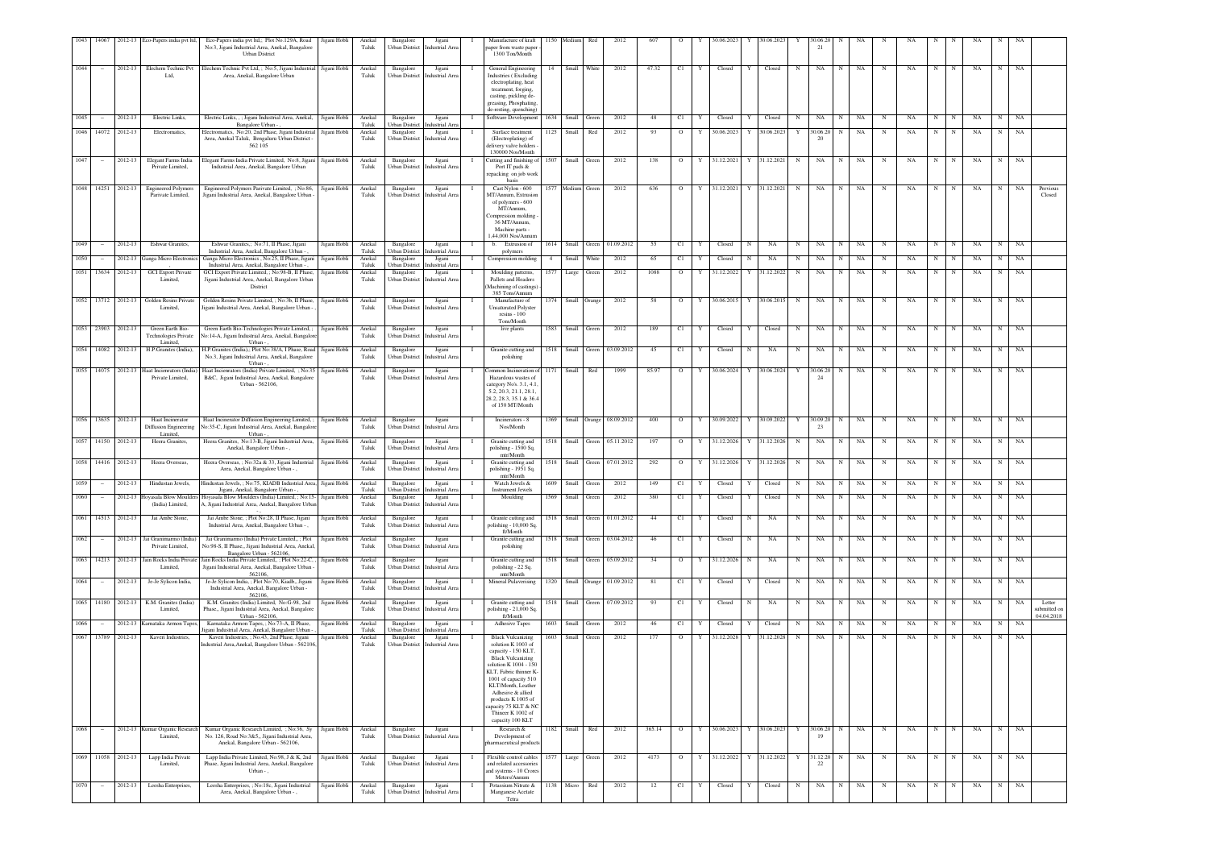| 1043 | 14067 | 2012-13 | Eco-Papers india pvt ltd, | Eco-Papers india pvt ltd,; Plot No.129A, Road No.3, Jigani Industrial Area, Anekal, Bangalore Urban District | Jigani Hobli | Anekal Taluk | Bangalore Urban District | Jigani Industrial Area | I | Manufacture of kraft paper from waste paper - 1300 Ton/Month | 1150 | Medium | Red | 2012 | 607 | O | Y | 30.06.2023 | Y | 30.06.2023 | Y | 30.06.2021 | N | NA | N | NA | N | N | NA | N | NA | |
|---|---|---|---|---|---|---|---|---|---|---|---|---|---|---|---|---|---|---|---|---|---|---|---|---|---|---|---|---|---|---|---|---|---|
| 1044 | - | 2012-13 | Elechem Technic Pvt Ltd, | Elechem Technic Pvt Ltd, ; No:5, Jigani Industrial Area, Anekal, Bangalore Urban | Jigani Hobli | Anekal Taluk | Bangalore Urban District | Jigani Industrial Area | I | General Engineering Industries ( Excluding electroplating, heat treatment, forging, casting, pickling de-greasing, Phosphating, de-resting, quenching) | 14 | Small | White | 2012 | 47.32 | C1 | Y | Closed | Y | Closed | N | NA | N | NA | N | NA | N | N | NA | N | NA | |
| 1045 | - | 2012-13 | Electric Links, | Electric Links, ; , Jigani Industrial Area, Anekal, Bangalore Urban - , | Jigani Hobli | Anekal Taluk | Bangalore Urban District | Jigani Industrial Area | I | Software Development | 1634 | Small | Green | 2012 | 48 | C1 | Y | Closed | Y | Closed | N | NA | N | NA | N | NA | N | N | NA | N | NA | |
| 1046 | 14072 | 2012-13 | Electromatics, | Electromatics, No.20, 2nd Phase, Jigani Industrial Area, Anekal Taluk, Bengaluru Urban District - 562 105 | Jigani Hobli | Anekal Taluk | Bangalore Urban District | Jigani Industrial Area | I | Surface treatment (Electroplating) of delivery valve holders - 130000 Nos/Month | 1125 | Small | Red | 2012 | 93 | O | Y | 30.06.2023 | Y | 30.06.2023 | Y | 30.06.2020 | N | NA | N | NA | N | N | NA | N | NA | |
| 1047 | - | 2012-13 | Elegant Farms India Private Limited, | Elegant Farms India Private Limited, No:8, Jigani Industrial Area, Anekal, Bangalore Urban | Jigani Hobli | Anekal Taluk | Bangalore Urban District | Jigani Industrial Area | I | Cutting and finishing of Pvrt IT pads & repacking on job work basis | 1507 | Small | Green | 2012 | 138 | O | Y | 31.12.2021 | Y | 31.12.2021 | N | NA | N | NA | N | NA | N | N | NA | N | NA | |
| 1048 | 14251 | 2012-13 | Engineered Polymers Parivate Limited, | Engineered Polymers Parivate Limited, ; No:86, Jigani Industrial Area, Anekal, Bangalore Urban - | Jigani Hobli | Anekal Taluk | Bangalore Urban District | Jigani Industrial Area | I | Cast Nylon - 600 MT/Annum, Extrusion of polymers - 600 MT/Annum, Compression molding - 36 MT/Annum, Machine parts - 1,44,000 Nos/Annum | 1577 | Medium | Green | 2012 | 636 | O | Y | 31.12.2021 | Y | 31.12.2021 | N | NA | N | NA | N | NA | N | N | NA | N | NA | Previous Closed |
| 1049 | - | 2012-13 | Eshwar Granites, | Eshwar Granites,; No:71, II Phase, Jigani Industrial Area, Anekal, Bangalore Urban - , | Jigani Hobli | Anekal Taluk | Bangalore Urban District | Jigani Industrial Area | I | b. Extrusion of polymers | 1614 | Small | Green | 01.09.2012 | 55 | C1 | Y | Closed | N | NA | N | NA | N | NA | N | NA | N | N | NA | N | NA | |
| 1050 | - | 2012-13 | Ganga Micro Electronics | Ganga Micro Electronics ; No.25, II Phase, Jigani Industrial Area, Anekal, Bangalore Urban - , | Jigani Hobli | Anekal Taluk | Bangalore Urban District | Jigani Industrial Area | I | Compression molding | 4 | Small | White | 2012 | 65 | C1 | Y | Closed | N | NA | N | NA | N | NA | N | NA | N | N | NA | N | NA | |
| 1051 | 13634 | 2012-13 | GCI Export Private Limited, | GCI Export Private Limited, ; No:98-B, II Phase, Jigani Industrial Area, Anekal, Bangalore Urban District | Jigani Hobli | Anekal Taluk | Bangalore Urban District | Jigani Industrial Area | I | Moulding patterns, Pullets and Headers (Machining of castings) - 385 Tons/Annum | 1577 | Large | Green | 2012 | 1088 | O | Y | 31.12.2022 | Y | 31.12.2022 | N | NA | N | NA | N | NA | N | N | NA | N | NA | |
| 1052 | 13712 | 2012-13 | Golden Resins Private Limited, | Golden Resins Private Limited, ; No:3b, II Phase, Jigani Industrial Area, Anekal, Bangalore Urban - , | Jigani Hobli | Anekal Taluk | Bangalore Urban District | Jigani Industrial Area | I | Manufacture of Unsaturated Polyster resins - 100 Tons/Month | 1374 | Small | Orange | 2012 | 58 | O | Y | 30.06.2015 | Y | 30.06.2015 | N | NA | N | NA | N | NA | N | N | NA | N | NA | |
| 1053 | 23903 | 2012-13 | Green Earth Bio-Technologies Private Limited, | Green Earth Bio-Technologies Private Limited, ; No:14-A, Jigani Industrial Area, Anekal, Bangalore Urban - , | Jigani Hobli | Anekal Taluk | Bangalore Urban District | Jigani Industrial Area | I | live plants | 1583 | Small | Green | 2012 | 189 | C1 | Y | Closed | Y | Closed | N | NA | N | NA | N | NA | N | N | NA | N | NA | |
| 1054 | 14082 | 2012-13 | H.P.Granites (India), | H.P.Granites (India),; Plot No:38/A, I Phase, Road No.3, Jigani Industrial Area, Anekal, Bangalore Urban - , | Jigani Hobli | Anekal Taluk | Bangalore Urban District | Jigani Industrial Area | I | Granite cutting and polishing | 1518 | Small | Green | 03.09.2012 | 45 | C1 | Y | Closed | N | NA | N | NA | N | NA | N | NA | N | N | NA | N | NA | |
| 1055 | 14075 | 2012-13 | Haat Incinerators (India) Private Limited, | Haat Incinerators (India) Private Limited, ; No:35 B&C, Jigani Industrial Area, Anekal, Bangalore Urban - 562106, | Jigani Hobli | Anekal Taluk | Bangalore Urban District | Jigani Industrial Area | I | Common incineration of Hazardous wastes of category No's. 3.1, 4.1, 5.2, 20.3, 21.1, 28.1, 28.2, 28.3, 35.1 & 36.4 of 150 MT/Month | 1171 | Small | Red | 1999 | 85.97 | O | Y | 30.06.2024 | Y | 30.06.2024 | Y | 30.06.2024 | N | NA | N | NA | N | N | NA | N | NA | |
| 1056 | 13635 | 2012-13 | Haat Incinerator Diffusion Engineering Limited, | Haat Incinerator Diffusion Engineering Limited, ; No:35-C, Jigani Industrial Area, Anekal, Bangalore Urban - , | Jigani Hobli | Anekal Taluk | Bangalore Urban District | Jigani Industrial Area | I | Incinerators - 8 Nos/Month | 1369 | Small | Orange | 08.09.2012 | 400 | O | Y | 30.09.2022 | Y | 30.09.2022 | Y | 30.09.2023 | N | NA | N | NA | N | N | NA | N | NA | |
| 1057 | 14150 | 2012-13 | Heera Granites, | Heera Granites, No.13-B, Jigani Industrial Area, Anekal, Bangalore Urban - , | Jigani Hobli | Anekal Taluk | Bangalore Urban District | Jigani Industrial Area | I | Granite cutting and polishing - 1500 Sq. mtr/Month | 1518 | Small | Green | 05.11.2012 | 197 | O | Y | 31.12.2026 | Y | 31.12.2026 | N | NA | N | NA | N | NA | N | N | NA | N | NA | |
| 1058 | 14416 | 2012-13 | Heera Overseas, | Heera Overseas, ; No:32a & 33, Jigani Industrial Area, Anekal, Bangalore Urban - , | Jigani Hobli | Anekal Taluk | Bangalore Urban District | Jigani Industrial Area | I | Granite cutting and polishing - 1951 Sq. mtr/Month | 1518 | Small | Green | 07.01.2012 | 292 | O | Y | 31.12.2026 | Y | 31.12.2026 | N | NA | N | NA | N | NA | N | N | NA | N | NA | |
| 1059 | - | 2012-13 | Hindustan Jewels, | Hindustan Jewels, ; No:75, KIADB Industrial Area, Jigani, Anekal, Bangalore Urban - , | Jigani Hobli | Anekal Taluk | Bangalore Urban District | Jigani Industrial Area | I | Watch Jewels & Instrument Jewels | 1609 | Small | Green | 2012 | 149 | C1 | Y | Closed | Y | Closed | N | NA | N | NA | N | NA | N | N | NA | N | NA | |
| 1060 | - | 2012-13 | Hoyasala Blow Moulders (India) Limited, | Hoyasala Blow Moulders (India) Limited, ; No:15-A, Jigani Industrial Area, Anekal, Bangalore Urban | Jigani Hobli | Anekal Taluk | Bangalore Urban District | Jigani Industrial Area | I | Moulding | 1569 | Small | Green | 2012 | 380 | C1 | Y | Closed | Y | Closed | N | NA | N | NA | N | NA | N | N | NA | N | NA | |
| 1061 | 14313 | 2012-13 | Jai Ambe Stone, | Jai Ambe Stone, ; Plot No:28, II Phase, Jigani Industrial Area, Anekal, Bangalore Urban - , | Jigani Hobli | Anekal Taluk | Bangalore Urban District | Jigani Industrial Area | I | Granite cutting and polishing - 10,000 Sq. ft/Month | 1518 | Small | Green | 01.01.2012 | 44 | C1 | Y | Closed | N | NA | N | NA | N | NA | N | NA | N | N | NA | N | NA | |
| 1062 | - | 2012-13 | Jai Granimarmo (India) Private Limited, | Jai Granimarmo (India) Private Limited,, ; Plot No:98-S, II Phase,, Jigani Industrial Area, Anekal, Bangalore Urban - 562106, | Jigani Hobli | Anekal Taluk | Bangalore Urban District | Jigani Industrial Area | I | Granite cutting and polishing | 1518 | Small | Green | 03.04.2012 | 46 | C1 | Y | Closed | N | NA | N | NA | N | NA | N | NA | N | N | NA | N | NA | |
| 1063 | 14213 | 2012-13 | Jain Rocks India Private Limited, | Jain Rocks India Private Limited,, ; Plot No:22-C, Jigani Industrial Area, Anekal, Bangalore Urban - 562106, | Jigani Hobli | Anekal Taluk | Bangalore Urban District | Jigani Industrial Area | I | Granite cutting and polishing - 22 Sq. mtr/Month | 1518 | Small | Green | 05.09.2012 | 34 | O | Y | 31.12.2026 | N | NA | N | NA | N | NA | N | NA | N | N | NA | N | NA | |
| 1064 | - | 2012-13 | Je-Je Sylicon India, | Je-Je Sylicon India, ; Plot No:70, Kiadb,, Jigani Industrial Area, Anekal, Bangalore Urban - 562106, | Jigani Hobli | Anekal Taluk | Bangalore Urban District | Jigani Industrial Area | I | Mineral Pulaverising | 1320 | Small | Orange | 01.09.2012 | 81 | C1 | Y | Closed | Y | Closed | N | NA | N | NA | N | NA | N | N | NA | N | NA | |
| 1065 | 14180 | 2012-13 | K.M. Granites (India) Limited, | K.M. Granites (India) Limited, No:G-98, 2nd Phase,, Jigani Industrial Area, Anekal, Bangalore Urban - 562106, | Jigani Hobli | Anekal Taluk | Bangalore Urban District | Jigani Industrial Area | I | Granite cutting and polishing - 21,000 Sq. ft/Month | 1518 | Small | Green | 07.09.2012 | 93 | C1 | Y | Closed | N | NA | N | NA | N | NA | N | NA | N | N | NA | N | NA | Letter submitted on 04.04.2018 |
| 1066 | - | 2012-13 | Karnataka Armon Tapes, | Karnataka Armon Tapes, ; No:73-A, II Phase, Jigani Industrial Area, Anekal, Bangalore Urban - , | Jigani Hobli | Anekal Taluk | Bangalore Urban District | Jigani Industrial Area | I | Adhesive Tapes | 1603 | Small | Green | 2012 | 46 | C1 | Y | Closed | Y | Closed | N | NA | N | NA | N | NA | N | N | NA | N | NA | |
| 1067 | 13789 | 2012-13 | Kaveri Industries, | Kaveri Industries, ; No:43, 2nd Phase, Jigani Industrial Area,Anekal, Bangalore Urban - 562106, | Jigani Hobli | Anekal Taluk | Bangalore Urban District | Jigani Industrial Area | I | Black Vulcanizing solution K 1003 of capacity - 150 KLT, Black Vulcanizing solution K 1004 - 150 KLT, Fabric thinner K-1001 of capacity 510 KLT/Month, Leather Adhesive & allied products K 1005 of capacity 75 KLT & NC Thinner K 1002 of capacity 100 KLT | 1603 | Small | Green | 2012 | 177 | O | Y | 31.12.2028 | Y | 31.12.2028 | N | NA | N | NA | N | NA | N | N | NA | N | NA | |
| 1068 | - | 2012-13 | Kumar Organic Research Limited, | Kumar Organic Research Limited, ; No:36, Sy No. 126, Road No:3&5,, Jigani Industrial Area, Anekal, Bangalore Urban - 562106, | Jigani Hobli | Anekal Taluk | Bangalore Urban District | Jigani Industrial Area | I | Research & Development of pharmaceutical products | 1182 | Small | Red | 2012 | 365.14 | O | Y | 30.06.2023 | Y | 30.06.2023 | Y | 30.06.2019 | N | NA | N | NA | N | N | NA | N | NA | |
| 1069 | 11058 | 2012-13 | Lapp India Private Limited, | Lapp India Private Limited, No:98, J & K, 2nd Phase, Jigani Industrial Area, Anekal, Bangalore Urban - , | Jigani Hobli | Anekal Taluk | Bangalore Urban District | Jigani Industrial Area | I | Flexible control cables and related accessories and systems - 10 Crores Meters/Annum | 1577 | Large | Green | 2012 | 4173 | O | Y | 31.12.2022 | Y | 31.12.2022 | Y | 31.12.2022 | N | NA | N | NA | N | N | NA | N | NA | |
| 1070 | - | 2012-13 | Leesha Enterprises, | Leesha Enterprises, ; No:18c, Jigani Industrial Area, Anekal, Bangalore Urban - , | Jigani Hobli | Anekal Taluk | Bangalore Urban District | Jigani Industrial Area | I | Potassium Nitrate & Manganese Acetate Tetra | 1138 | Micro | Red | 2012 | 12 | C1 | Y | Closed | Y | Closed | N | NA | N | NA | N | NA | N | N | NA | N | NA | |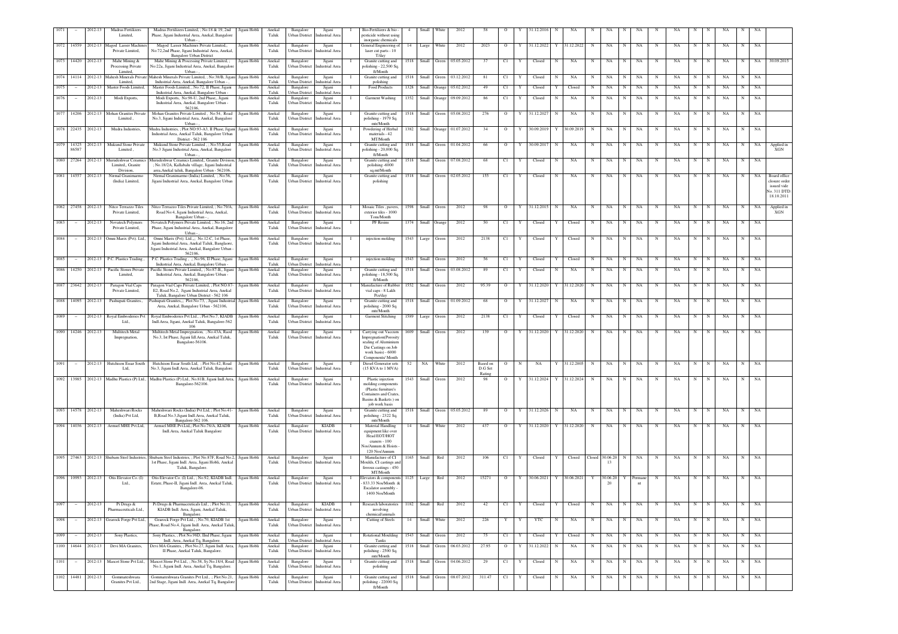| 1071 | - | 2012-13 | Madras Fertilizers Limited, | Madras Fertilizers Limited, ; No.18 & 19, 2nd Phase, Jigani Industrial Area, Anekal, Bangalore Urban - , | Jigani Hobli | Anekal Taluk | Bangalore Urban District | Jigani Industrial Area | I | Bio-Fertilizers & bio-pesticide without using inorganic chemicals | 4 | Small | White | 2012 | 58 | O | Y | 31.12.2016 | N | NA | N | NA | N | NA | N | NA | N | N | NA | N | NA | |
|---|---|---|---|---|---|---|---|---|---|---|---|---|---|---|---|---|---|---|---|---|---|---|---|---|---|---|---|---|---|---|---|---|---|
| 1072 | 14559 | 2012-13 | Magod Laser Machines Private Limited, | Magod Laser Machines Private Limited,, No.72,2nd Phase, Jigani Industrial Area, Anekal, Bangalore Urban District | Jigani Hobli | Anekal Taluk | Bangalore Urban District | Jigani Industrial Area | I | General Engineering of laser cut parts - 10 T/day | 14 | Large | White | 2012 | 2023 | O | Y | 31.12.2022 | Y | 31.12.2022 | N | NA | N | NA | N | NA | N | N | NA | N | NA | |
| 1073 | 14420 | 2012-13 | Mahe Mining & Processing Private Limited, | Mahe Mining & Processing Private Limited, ; No:22, Jigani Industrial Area, Anekal, Bangalore Urban - , | Jigani Hobli | Anekal Taluk | Bangalore Urban District | Jigani Industrial Area | I | Granite cutting and polishing - 22,500 Sq. ft/Month | 1518 | Small | Green | 05.05.2012 | 37 | C1 | Y | Closed | N | NA | N | NA | N | NA | N | NA | N | N | NA | N | NA | 30.09.2015 |
| 1074 | 14114 | 2012-13 | Mahesh Minerals Private Limited, | Mahesh Minerals Private Limited, ; No:38/B, Jigani Industrial Area, Anekal, Bangalore Urban - , | Jigani Hobli | Anekal Taluk | Bangalore Urban District | Jigani Industrial Area | I | Granite cutting and polishing | 1518 | Small | Green | 03.12.2012 | 81 | C1 | Y | Closed | N | NA | N | NA | N | NA | N | NA | N | N | NA | N | NA | |
| 1075 | - | 2012-13 | Master Foods Limited, | Master Foods Limited, ; No.72, II Phase, Jigani Industrial Area, Anekal, Bangalore Urban - | Jigani Hobli | Anekal Taluk | Bangalore Urban District | Jigani Industrial Area | I | Food Products | 1328 | Small | Orange | 05.02.2012 | 49 | C1 | Y | Closed | Y | Closed | N | NA | N | NA | N | NA | N | N | NA | N | NA | |
| 1076 | - | 2012-13 | Modi Exports, | Modi Exports, No.98-U, 2nd Phase, Jigani Industrial Area, Anekal, Bangalore Urban - 562106, | Jigani Hobli | Anekal Taluk | Bangalore Urban District | Jigani Industrial Area | I | Garment Washing | 1352 | Small | Orange | 09.09.2012 | 86 | C1 | Y | Closed | N | NA | N | NA | N | NA | N | NA | N | N | NA | N | NA | |
| 1077 | 14206 | 2012-13 | Mohan Granites Private Limited , | Mohan Granites Private Limited , No:54, Road No.3, Jigani Industrial Area, Anekal, Bangalore Urban - , | Jigani Hobli | Anekal Taluk | Bangalore Urban District | Jigani Industrial Area | I | Granite cutting and polishing - 1979 Sq. mtr/Month | 1518 | Small | Green | 05.08.2012 | 276 | O | Y | 31.12.2027 | N | NA | N | NA | N | NA | N | NA | N | N | NA | N | NA | |
| 1078 | 22435 | 2012-13 | Mudra Industries, | Mudra Industries, ; Plot NO-93-A3, II Phase, Jigani Indsutrial Area, Anekal Taluk, Bangalore Urban District - 562 106 | Jigani Hobli | Anekal Taluk | Bangalore Urban District | Jigani Industrial Area | I | Powdering of Herbal materials - 42 MT/Month | 1382 | Small | Orange | 01.07.2012 | 34 | O | Y | 30.09.2019 | Y | 30.09.2019 | N | NA | N | NA | N | NA | N | N | NA | N | NA | |
| 1079 | 14325 86587 | 2012-13 | Mukund Stone Private Limited , | Mukund Stone Private Limited , ; No.55,Road No.3 Jigani Industrial Area, Anekal, Bangalore Urban - , | Jigani Hobli | Anekal Taluk | Bangalore Urban District | Jigani Industrial Area | I | Granite cutting and polishing - 20,000 Sq. ft/Month | 1518 | Small | Green | 01.04.2012 | 66 | O | Y | 30.09.2017 | N | NA | N | NA | N | NA | N | NA | N | N | NA | N | NA | Applied in XGN |
| 1080 | 27264 | 2012-13 | Murudeshwar Ceramics Limited,, Granite Division, | Murudeshwar Ceramics Limited,, Granite Division, ; No.18/2A, Kallabalu village, Jigani Industrial area,Anekal taluk, Bangalore Urban - 562106, | Jigani Hobli | Anekal Taluk | Bangalore Urban District | Jigani Industrial Area | I | Granite cutting and polishing -6000 sq.mt/Month | 1518 | Small | Green | 07.08.2012 | 68 | C1 | Y | Closed | N | NA | N | NA | N | NA | N | NA | N | N | NA | N | NA | |
| 1081 | 14557 | 2012-13 | Nirmal Granimarmo (India) Limited, | Nirmal Granimarmo (India) Limited, ; No:56, Jigani Industrial Area, Anekal, Bangalore Urban | Jigani Hobli | Anekal Taluk | Bangalore Urban District | Jigani Industrial Area | I | Granite cutting and polishing | 1518 | Small | Green | 02.05.2012 | 155 | C1 | Y | Closed | N | NA | N | NA | N | NA | N | NA | N | N | NA | N | NA | Board office closure order issued vide No. 311 DTD 18.10.2011 |
| 1082 | 27458 | 2012-13 | Nitco Terrazzo Tiles Private Limited, | Nitco Terrazzo Tiles Private Limited, ; No.79/A, Road No.4, Jigani Industrial Area, Anekal, Bangalore Urban - , | Jigani Hobli | Anekal Taluk | Bangalore Urban District | Jigani Industrial Area | I | Mosaic Tiles , pavers, exterior tiles - 1000 Tons/Month | 1598 | Small | Green | 2012 | 98 | O | Y | 31.12.2015 | N | NA | N | NA | N | NA | N | NA | N | N | NA | N | NA | Applied in XGN |
| 1083 | - | 2012-13 | Novatech Polymers Private Limited, | Novatech Polymers Private Limited, ; No:16, 2nd Phase, Jigani Industrial Area, Anekal, Bangalore Urban - , | Jigani Hobli | Anekal Taluk | Bangalore Urban District | Jigani Industrial Area | I | PF Resins | 1374 | Small | Orange | 2012 | 50 | C1 | Y | Closed | Y | Closed | N | NA | N | NA | N | NA | N | N | NA | N | NA | |
| 1084 | - | 2012-13 | Omni Marix (Pvt). Ltd., | Omni Marix (Pvt). Ltd.,, No.12-C, 1st Phase, Jigani Industrial Area, Anekal Taluk, Bangalore, Jigani Industrial Area, Anekal, Bangalore Urban - 562106, | Jigani Hobli | Anekal Taluk | Bangalore Urban District | Jigani Industrial Area | I | injection molding | 1543 | Large | Green | 2012 | 2138 | C1 | Y | Closed | Y | Closed | N | NA | N | NA | N | NA | N | N | NA | N | NA | |
| 1085 | - | 2012-13 | P.C. Plastics Trading , | P.C. Plastics Trading , ; No:96, II Phase, Jigani Industrial Area, Anekal, Bangalore Urban - | Jigani Hobli | Anekal Taluk | Bangalore Urban District | Jigani Industrial Area | I | injection molding | 1543 | Small | Green | 2012 | 56 | C1 | Y | Closed | Y | Closed | N | NA | N | NA | N | NA | N | N | NA | N | NA | |
| 1086 | 14250 | 2012-13 | Pacific Stones Private Limited, | Pacific Stones Private Limited, ; No:87-B,, Jigani Industrial Area, Anekal, Bangalore Urban - 562106, | Jigani Hobli | Anekal Taluk | Bangalore Urban District | Jigani Industrial Area | I | Granite cutting and polishing - 18,500 Sq. ft/Month | 1518 | Small | Green | 03.08.2012 | 89 | C1 | Y | Closed | N | NA | N | NA | N | NA | N | NA | N | N | NA | N | NA | |
| 1087 | 23642 | 2012-13 | Paragon Vial Caps Private Limited, | Paragon Vial Caps Private Limited, ; Plot NO:87-E2, Road No.2, Jigani Industrial Area, Anekal Taluk, Bangalore Urban District - 562 106 | Jigani Hobli | Anekal Taluk | Bangalore Urban District | Jigani Industrial Area | I | Manufacture of Rubber vial caps - 8 Lakh Pcs/day | 1552 | Small | Green | 2012 | 95.39 | O | Y | 31.12.2020 | Y | 31.12.2020 | N | NA | N | NA | N | NA | N | N | NA | N | NA | |
| 1088 | 14095 | 2012-13 | Pashupati Granites , | Pashupati Granites,,, Plot No:73, , Jigani Industrial Area, Anekal, Bangalore Urban - 562106, | Jigani Hobli | Anekal Taluk | Bangalore Urban District | Jigani Industrial Area | I | Granite cutting and polishing - 2000 Sq. mtr/Month | 1518 | Small | Green | 01.09.2012 | 68 | O | Y | 31.12.2027 | N | NA | N | NA | N | NA | N | NA | N | N | NA | N | NA | |
| 1089 | - | 2012-13 | Royal Embroderies Pvt Ltd., | Royal Embroderies Pvt Ltd., ; Plot No.7, KIADB Indl.Area, Jigani, Anekal Taluk, Bangalore-562 106 | Jigani Hobli | Anekal Taluk | Bangalore Urban District | Jigani Industrial Area | I | Garment Stitching | 1589 | Large | Green | 2012 | 2138 | C1 | Y | Closed | Y | Closed | N | NA | N | NA | N | NA | N | N | NA | N | NA | |
| 1090 | 14246 | 2012-13 | Multitech Metal Impregnation, | Multitech Metal Impregnation, ; No.43A, Raod No.3, Ist Phase, Jigani Idl.Area, Anekal Taluk, Bangalore-56106. | Jigani Hobli | Anekal Taluk | Bangalore Urban District | Jigani Industrial Area | I | Carrying out Vaccum Impregnation(Porosity sealing of Aluminium Die Castings on Job work basis) - 6000 Components/ Month | 1609 | Small | Green | 2012 | 139 | O | Y | 31.12.2020 | Y | 31.12.2020 | N | NA | N | NA | N | NA | N | N | NA | N | NA | |
| 1091 | - | 2012-13 | Hutchison Essar South Ltd, | Hutchison Essar South Ltd, ; Plot No.42, Road No.3, Jigani Indl.Area, Anekal Taluk, Bangalore. | Jigani Hobli | Anekal Taluk | Bangalore Urban District | Jigani Industrial Area | T | Diesel Generator sets (15 KVA to 1 MVA) | 52 | NA | White | 2012 | Based on D.G Set Rating | O | N | NA | Y | 31.12.2005 | N | NA | N | NA | N | NA | N | N | NA | N | NA | |
| 1092 | 13985 | 2012-13 | Madhu Plastics (P) Ltd., | Madhu Plastics (P) Ltd., No.81B, Jigani Indl.Area, Bangalore-562106. | Jigani Hobli | Anekal Taluk | Bangalore Urban District | Jigani Industrial Area | I | Plastic injection molding components (Plastic furniture's Containers and Crates, Busins & Baskets ) on job work basis | 1543 | Small | Green | 2012 | 98 | O | Y | 31.12.2024 | Y | 31.12.2024 | N | NA | N | NA | N | NA | N | N | NA | N | NA | |
| 1093 | 14578 | 2012-13 | Maheshwari Rocks (India) Pvt Ltd, | Maheshwari Rocks (India) Pvt Ltd, ; Plot No.41-B,Road No.3,Jigani Indl.Area, Anekal Taluk, Bangalore-562 106. | Jigani Hobli | Anekal Taluk | Bangalore Urban District | Jigani Industrial Area | I | Granite cutting and polishing - 2322 Sq. mtr/Month | 1518 | Small | Green | 05.05.2012 | 89 | O | Y | 31.12.2026 | N | NA | N | NA | N | NA | N | NA | N | N | NA | N | NA | |
| 1094 | 14036 | 2012-13 | Armsel MHE Pvt.Ltd, | Armsel MHE Pvt.Ltd,; Plot No.78/A, KIADB Indl.Area, Anekal Taluk Bangalore | Jigani Hobli | Anekal Taluk | Bangalore Urban District | KIADB Industrial Area | I | Material Handling equipment like over Head EOT/HOT craners - 100 Nos/Annum & Hoists - 120 Nos/Annum | 14 | Small | White | 2012 | 437 | O | Y | 31.12.2020 | Y | 31.12.2020 | N | NA | N | NA | N | NA | N | N | NA | N | NA | |
| 1095 | 27463 | 2012-13 | Shubam Steel Industries, | Shubam Steel Industries, ; Plot No.87F, Road No.2, 1st Phase, Jigani Indl. Area, Jigani Hobli, Anekal Taluk, Bangalore. | Jigani Hobli | Anekal Taluk | Bangalore Urban District | Jigani Industrial Area | I | Manufacture of CI Moulds, CI castings and ferrous castings - 450 MT/Month | 1165 | Small | Red | 2012 | 106 | C1 | Y | Closed | Y | Closed | Closed | 30.06.2013 | N | NA | N | NA | N | N | NA | N | NA | |
| 1096 | 10993 | 2012-13 | Otis Elevator Co. (I) Ltd., | Otis Elevator Co. (I) Ltd., ; No.92, KIADB Indl. Estate, Phase-II, Jigani Indl. Area, Anekal Taluk, Bangalore-06. | Jigani Hobli | Anekal Taluk | Bangalore Urban District | Jigani Industrial Area | I | Elevators & components - 833.33 Nos/Month & Escalator assembly - 1400 Nos/Month | 1125 | Large | Red | 2012 | 15271 | O | Y | 30.06.2021 | Y | 30.06.2021 | Y | 30.06.2020 | Y | Permanent | N | NA | N | N | NA | N | NA | |
| 1097 | - | 2012-13 | Pi Drugs & Pharmaceuticals Ltd., | Pi Drugs & Pharmaceuticals Ltd., ; Plot No.11, KIADB Indl. Area, Jigani, Anekal Taluk, Bangalore. | Jigani Hobli | Anekal Taluk | Bangalore Urban District | KIADB Industrial Area | I | Research laboratores involving chemical/animals | 1182 | Small | Red | 2012 | 42 | C1 | Y | Closed | Y | Closed | N | NA | N | NA | N | NA | N | N | NA | N | NA | |
| 1098 | - | 2012-13 | Gearock Forge Pvt Ltd., | Gearock Forge Pvt Ltd., ; No.70, KIADB 1st Phase, Road No.4, Jigani Indl. Area, Anekal Taluk, Bangalore. | Jigani Hobli | Anekal Taluk | Bangalore Urban District | Jigani Industrial Area | I | Cutting of Steels | 14 | Small | White | 2012 | 226 | Y | Y | YTC | N | NA | N | NA | N | NA | N | NA | N | N | NA | N | NA | |
| 1099 | - | 2012-13 | Sony Plastics, | Sony Plastics, ; Plot No.98D, IInd Phase, Jigani Indl. Area, Anekal Tq, Bangalore. | Jigani Hobli | Anekal Taluk | Bangalore Urban District | Jigani Industrial Area | I | Rotational Moulding Tanks | 1543 | Small | Green | 2012 | 75 | C1 | Y | Closed | Y | Closed | N | NA | N | NA | N | NA | N | N | NA | N | NA | |
| 1100 | 14644 | 2012-13 | Devi MA Granites, | Devi MA Granites, ; Plot No.27, Jigani Indl. Area, II Phase, Anekal Taluk, Bangalore. | Jigani Hobli | Anekal Taluk | Bangalore Urban District | Jigani Industrial Area | I | Granite cutting and polishing - 2500 Sq. mtr/Month | 1518 | Small | Green | 06.03.2012 | 27.95 | O | Y | 31.12.2022 | N | NA | N | NA | N | NA | N | NA | N | N | NA | N | NA | |
| 1101 | - | 2012-13 | Mascot Stone Pvt Ltd., | Mascot Stone Pvt Ltd., ; No.58, Sy.No.18/4, Road No.1, Jigani Indl. Area, Anekal Tq, Bangalore. | Jigani Hobli | Anekal Taluk | Bangalore Urban District | Jigani Industrial Area | I | Granite cutting and polishing | 1518 | Small | Green | 04.06.2012 | 29 | C1 | Y | Closed | N | NA | N | NA | N | NA | N | NA | N | N | NA | N | NA | |
| 1102 | 14481 | 2012-13 | Gommateshwara Granites Pvt Ltd., | Gommateshwara Granites Pvt Ltd., ; Plot No.21, 2nd Stage, Jigani Indl. Area, Anekal Tq, Bangalore | Jigani Hobli | Anekal Taluk | Bangalore Urban District | Jigani Industrial Area | I | Granite cutting and polishing - 22000 Sq. ft/Month | 1518 | Small | Green | 08.07.2012 | 311.47 | C1 | Y | Closed | N | NA | N | NA | N | NA | N | NA | N | N | NA | N | NA | |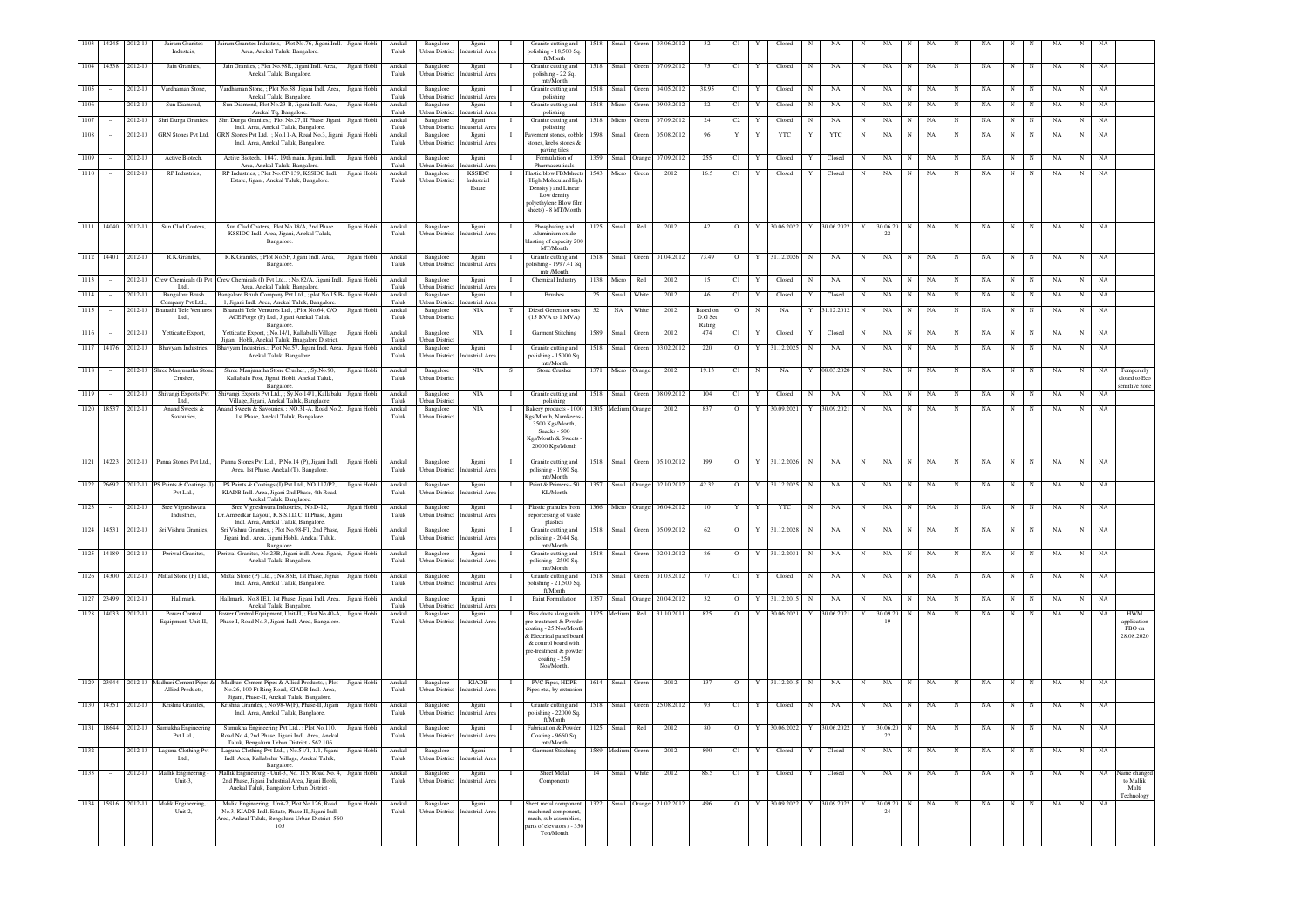| 1103 | 14245 | 2012-13 | Jairam Granites Industeis, | Jairam Granites Industeis, ; Plot No.76, Jigani Indl. Area, Anekal Taluk, Bangalore. | Jigani Hobli | Anekal Taluk | Bangalore Urban District | Jigani Industrial Area | I | Granite cutting and polishing - 18,500 Sq. ft/Month | 1518 | Small | Green | 03.06.2012 | 32 | C1 | Y | Closed | N | NA | N | NA | N | NA | N | NA | N | N | NA | N | NA | |
|---|---|---|---|---|---|---|---|---|---|---|---|---|---|---|---|---|---|---|---|---|---|---|---|---|---|---|---|---|---|---|---|---|
| 1104 | 14538 | 2012-13 | Jain Granites, | Jain Granites, ; Plot No.98R, Jigani Indl. Area, Anekal Taluk, Bangalore. | Jigani Hobli | Anekal Taluk | Bangalore Urban District | Jigani Industrial Area | I | Granite cutting and polishing - 22 Sq. mtr/Month | 1518 | Small | Green | 07.09.2012 | 75 | C1 | Y | Closed | N | NA | N | NA | N | NA | N | NA | N | N | NA | N | NA | |
| 1105 | – | 2012-13 | Vardhaman Stone, | Vardhaman Stone, ; Plot No.58, Jigani Indl. Area, Anekal Taluk, Bangalore. | Jigani Hobli | Anekal Taluk | Bangalore Urban District | Jigani Industrial Area | I | Granite cutting and polishing | 1518 | Small | Green | 04.05.2012 | 38.95 | C1 | Y | Closed | N | NA | N | NA | N | NA | N | NA | N | N | NA | N | NA | |
| 1106 | – | 2012-13 | Sun Diamond, | Sun Diamond, Plot No.23-B, Jigani Indl. Area, Anekal Tq, Bangalore. | Jigani Hobli | Anekal Taluk | Bangalore Urban District | Jigani Industrial Area | I | Granite cutting and polishing | 1518 | Micro | Green | 09.03.2012 | 22 | C1 | Y | Closed | N | NA | N | NA | N | NA | N | NA | N | N | NA | N | NA | |
| 1107 | – | 2012-13 | Shri Durga Granites, | Shri Durga Granites, ; Plot No.27, II Phase, Jigani Indl. Area, Anekal Taluk, Bangalore. | Jigani Hobli | Anekal Taluk | Bangalore Urban District | Jigani Industrial Area | I | Granite cutting and polishing | 1518 | Micro | Green | 07.09.2012 | 24 | C2 | Y | Closed | N | NA | N | NA | N | NA | N | NA | N | N | NA | N | NA | |
| 1108 | – | 2012-13 | GRN Stones Pvt Ltd. | GRN Stones Pvt Ltd., ; No.11-A, Road No.3, Jigani Indl. Area, Anekal Taluk, Bangalore. | Jigani Hobli | Anekal Taluk | Bangalore Urban District | Jigani Industrial Area | I | Pavement stones, cobble stones, krebs stones & paving tiles | 1598 | Small | Green | 05.08.2012 | 96 | Y | Y | YTC | Y | YTC | N | NA | N | NA | N | NA | N | N | NA | N | NA | |
| 1109 | – | 2012-13 | Active Biotech, | Active Biotech,; 1047, 19th main, Jigani, Indl. Area, Anekal Taluk, Bangalore. | Jigani Hobli | Anekal Taluk | Bangalore Urban District | Jigani Industrial Area | I | Formulation of Pharmaceuticals | 1359 | Small | Orange | 07.09.2012 | 255 | C1 | Y | Closed | Y | Closed | N | NA | N | NA | N | NA | N | N | NA | N | NA | |
| 1110 | – | 2012-13 | RP Industries, | RP Industries, ; Plot No.CP-139, KSSIDC Indl. Estate, Jigani, Anekal Taluk, Bangalore. | Jigani Hobli | Anekal Taluk | Bangalore Urban District | KSSIDC Industrial Estate | I | Plastic blow FBMsheets (High Molecular/High Density ) and Linear Low density polyethylene Blow film sheets) - 8 MT/Month | 1543 | Micro | Green | 2012 | 16.5 | C1 | Y | Closed | Y | Closed | N | NA | N | NA | N | NA | N | N | NA | N | NA | |
| 1111 | 14040 | 2012-13 | Sun Clad Coaters, | Sun Clad Coaters, Plot No.18/A, 2nd Phase KSSIDC Indl. Area, Jigani, Anekal Taluk, Bangalore. | Jigani Hobli | Anekal Taluk | Bangalore Urban District | Jigani Industrial Area | I | Phosphating and Aluminium oxide blasting of capacity 200 MT/Month | 1125 | Small | Red | 2012 | 42 | O | Y | 30.06.2022 | Y | 30.06.2022 | Y | 30.06.2022 | N | NA | N | NA | N | N | NA | N | NA | |
| 1112 | 14401 | 2012-13 | R.K.Granites, | R.K.Granites, ; Plot No.5F, Jigani Indl. Area, Bangalore. | Jigani Hobli | Anekal Taluk | Bangalore Urban District | Jigani Industrial Area | I | Granite cutting and polishing - 1997.41 Sq. mtr /Month | 1518 | Small | Green | 01.04.2012 | 73.49 | O | Y | 31.12.2026 | N | NA | N | NA | N | NA | N | NA | N | N | NA | N | NA | |
| 1113 | – | 2012-13 | Crew Chemicals (I) Pvt Ltd., | Crew Chemicals (I) Pvt Ltd., ; No.82/A, Jigani Indl. Area, Anekal Taluk, Bangalore. | Jigani Hobli | Anekal Taluk | Bangalore Urban District | Jigani Industrial Area | I | Chemical Industry | 1138 | Micro | Red | 2012 | 15 | C1 | Y | Closed | N | NA | N | NA | N | NA | N | NA | N | N | NA | N | NA | |
| 1114 | – | 2012-13 | Bangalore Brush Company Pvt Ltd., | Bangalore Brush Company Pvt Ltd., ; plot No.15 B-1, Jigani Indl. Area, Anekal Taluk, Bangalore. | Jigani Hobli | Anekal Taluk | Bangalore Urban District | Jigani Industrial Area | I | Brushes | 25 | Small | White | 2012 | 46 | C1 | Y | Closed | Y | Closed | N | NA | N | NA | N | NA | N | N | NA | N | NA | |
| 1115 | – | 2012-13 | Bharathi Tele Ventures Ltd., | Bharathi Tele Ventures Ltd., ; Plot No.64, C/O ACE Forge (P) Ltd., Jigani Anekal Taluk, Bangalore. | Jigani Hobli | Anekal Taluk | Bangalore Urban District | NIA | T | Diesel Generator sets (15 KVA to 1 MVA) | 52 | NA | White | 2012 | Based on D.G Set Rating | O | N | NA | Y | 31.12.2012 | N | NA | N | NA | N | NA | N | N | NA | N | NA | |
| 1116 | – | 2012-13 | Yetticatte Export, | Yetticatte Export, ; No.14/1, Kallabalu Village, Jigani Hobli, Anekal Taluk, Bnagalore District. | Jigani Hobli | Anekal Taluk | Bangalore Urban District | NIA | I | Garment Stitching | 1589 | Small | Green | 2012 | 474 | C1 | Y | Closed | Y | Closed | N | NA | N | NA | N | NA | N | N | NA | N | NA | |
| 1117 | 14176 | 2012-13 | Bhavyam Industries, | Bhavyam Industries,; Plot No.57, Jigani Indl. Area, Anekal Taluk, Bangalore. | Jigani Hobli | Anekal Taluk | Bangalore Urban District | Jigani Industrial Area | I | Granite cutting and polishing - 15000 Sq. mtr/Month | 1518 | Small | Green | 03.02.2012 | 220 | O | Y | 31.12.2025 | N | NA | N | NA | N | NA | N | NA | N | N | NA | N | NA | |
| 1118 | – | 2012-13 | Shree Manjunatha Stone Crusher, | Shree Manjunatha Stone Crusher, ; Sy.No.90, Kallabalu Post, Jignai Hobli, Anekal Taluk, Bangalore. | Jigani Hobli | Anekal Taluk | Bangalore Urban District | NIA | S | Stone Crusher | 1371 | Micro | Orange | 2012 | 19.13 | C1 | N | NA | Y | 08.03.2020 | N | NA | N | NA | N | NA | N | N | NA | N | NA | Temperorly closed to Eco sensitive zone |
| 1119 | – | 2012-13 | Shivangi Exports Pvt Ltd., | Shivangi Exports Pvt Ltd., ; Sy.No.14/1, Kallabalu Village, Jigani, Anekal Taluk, Banglaore. | Jigani Hobli | Anekal Taluk | Bangalore Urban District | NIA | I | Granite cutting and polishing | 1518 | Small | Green | 08.09.2012 | 104 | C1 | Y | Closed | N | NA | N | NA | N | NA | N | NA | N | N | NA | N | NA | |
| 1120 | 18537 | 2012-13 | Anand Sweets & Savouries, | Anand Sweets & Savouries, ; NO.31-A, Road No.2, 1st Phase, Anekal Taluk, Bangalore. | Jigani Hobli | Anekal Taluk | Bangalore Urban District | NIA | I | Bakery products - 1000 Kgs/Month, Namkeens - 3500 Kgs/Month, Snacks - 500 Kgs/Month & Sweets - 20000 Kgs/Month | 1305 | Medium | Orange | 2012 | 837 | O | Y | 30.09.2021 | Y | 30.09.2021 | N | NA | N | NA | N | NA | N | N | NA | N | NA | |
| 1121 | 14223 | 2012-13 | Panna Stones Pvt Ltd., | Panna Stones Pvt Ltd., P.No.14 (P), Jigani Indl. Area, 1st Phase, Anekal (T), Bangalore. | Jigani Hobli | Anekal Taluk | Bangalore Urban District | Jigani Industrial Area | I | Granite cutting and polishing - 1980 Sq. mtr/Month | 1518 | Small | Green | 05.10.2012 | 199 | O | Y | 31.12.2026 | N | NA | N | NA | N | NA | N | NA | N | N | NA | N | NA | |
| 1122 | 26692 | 2012-13 | PS Paints & Coatings (I) Pvt Ltd., | PS Paints & Coatings (I) Pvt Ltd., NO.117/P2, KIADB Indl. Area, Jigani 2nd Phase, 4th Road, Anekal Taluk, Banglaore. | Jigani Hobli | Anekal Taluk | Bangalore Urban District | Jigani Industrial Area | I | Paint & Primers - 50 KL/Month | 1357 | Small | Orange | 02.10.2012 | 42.32 | O | Y | 31.12.2025 | N | NA | N | NA | N | NA | N | NA | N | N | NA | N | NA | |
| 1123 | – | 2012-13 | Sree Vigneshwara Industries, | Sree Vigneshwara Industries, No.D-12, Dr.Ambedkar Layout, K.S.S.I.D.C. II Phase, Jigani Indl. Area, Anekal Taluk, Banglaore. | Jigani Hobli | Anekal Taluk | Bangalore Urban District | Jigani Industrial Area | I | Plastic granules from reporcessing of waste plastics | 1366 | Micro | Orange | 06.04.2012 | 10 | Y | Y | YTC | N | NA | N | NA | N | NA | N | NA | N | N | NA | N | NA | |
| 1124 | 14531 | 2012-13 | Sri Vishnu Granites, | Sri Vishnu Granites, ; Plot No.98-F1, 2nd Phase, Jigani Indl. Area, Jigani Hobli, Anekal Taluk, Bangalore. | Jigani Hobli | Anekal Taluk | Bangalore Urban District | Jigani Industrial Area | I | Granite cutting and polishing - 2044 Sq. mtr/Month | 1518 | Small | Green | 05.09.2012 | 62 | O | Y | 31.12.2028 | N | NA | N | NA | N | NA | N | NA | N | N | NA | N | NA | |
| 1125 | 14189 | 2012-13 | Periwal Granites, | Periwal Granites, No.23B, Jigani indl. Area, Jigani, Anekal Taluk, Bangalore. | Jigani Hobli | Anekal Taluk | Bangalore Urban District | Jigani Industrial Area | I | Granite cutting and polishing - 2500 Sq. mtr/Month | 1518 | Small | Green | 02.01.2012 | 86 | O | Y | 31.12.2031 | N | NA | N | NA | N | NA | N | NA | N | N | NA | N | NA | |
| 1126 | 14300 | 2012-13 | Mittal Stone (P) Ltd., | Mittal Stone (P) Ltd., ; No.85E, 1st Phase, Jignai Indl. Area, Anekal Taluk, Bangalore. | Jigani Hobli | Anekal Taluk | Bangalore Urban District | Jigani Industrial Area | I | Granite cutting and polishing - 21,500 Sq. ft/Month | 1518 | Small | Green | 01.03.2012 | 77 | C1 | Y | Closed | N | NA | N | NA | N | NA | N | NA | N | N | NA | N | NA | |
| 1127 | 23499 | 2012-13 | Hallmark, | Hallmark, No.81E1, 1st Phase, Jigani Indl. Area, Anekal Taluk, Bangalore. | Jigani Hobli | Anekal Taluk | Bangalore Urban District | Jigani Industrial Area | I | Paint Formulation | 1357 | Small | Orange | 20.04.2012 | 32 | O | Y | 31.12.2015 | N | NA | N | NA | N | NA | N | NA | N | N | NA | N | NA | |
| 1128 | 14033 | 2012-13 | Power Control Equipment, Unit-II, | Power Control Equipment, Unit-II, ; Plot No.40-A, Phase-I, Road No.3, Jigani Indl. Area, Bangalore. | Jigani Hobli | Anekal Taluk | Bangalore Urban District | Jigani Industrial Area | I | Bus ducts along with pre-treatment & Powder coating - 25 Nos/Month & Electrical panel board & control board with pre-treatment & powder coating - 250 Nos/Month. | 1125 | Medium | Red | 31.10.2011 | 825 | O | Y | 30.06.2021 | Y | 30.06.2021 | Y | 30.09.2019 | N | NA | N | NA | N | N | NA | N | NA | HWM application FBO on 28.08.2020 |
| 1129 | 23944 | 2012-13 | Madhuri Cement Pipes & Allied Products, | Madhuri Cement Pipes & Allied Products, ; Plot No.26, 100 Ft Ring Road, KIADB Indl. Area, Jigani, Phase-II, Anekal Taluk, Bangalore. | Jigani Hobli | Anekal Taluk | Bangalore Urban District | KIADB Industrial Area | I | PVC Pipes, HDPE Pipes etc., by extrusion | 1614 | Small | Green | 2012 | 137 | O | Y | 31.12.2015 | N | NA | N | NA | N | NA | N | NA | N | N | NA | N | NA | |
| 1130 | 14351 | 2012-13 | Krishna Granites, | Krishna Granites, ; No.98-W(P), Phase-II, Jigani Indl. Area, Anekal Taluk, Banglaore. | Jigani Hobli | Anekal Taluk | Bangalore Urban District | Jigani Industrial Area | I | Granite cutting and polishing - 22000 Sq. ft/Month | 1518 | Small | Green | 25.08.2012 | 93 | C1 | Y | Closed | N | NA | N | NA | N | NA | N | NA | N | N | NA | N | NA | |
| 1131 | 18644 | 2012-13 | Sumukha Engineering Pvt Ltd., | Sumukha Engineering Pvt Ltd., ; Plot No.110, Road No.4, 2nd Phase, Jigani Indl. Area, Anekal Taluk, Bengaluru Urban District - 562 106 | Jigani Hobli | Anekal Taluk | Bangalore Urban District | Jigani Industrial Area | I | Fabrication & Powder Coating - 9660 Sq. mtr/Month | 1125 | Small | Red | 2012 | 80 | O | Y | 30.06.2022 | Y | 30.06.2022 | Y | 30.06.2022 | N | NA | N | NA | N | N | NA | N | NA | |
| 1132 | – | 2012-13 | Laguna Clothing Pvt Ltd., | Laguna Clothing Pvt Ltd., ; No.51/1, 1/1, Jigani Indl. Area, Kallabalur Village, Anekal Taluk, Bangalore. | Jigani Hobli | Anekal Taluk | Bangalore Urban District | Jigani Industrial Area | I | Garment Stitching | 1589 | Medium | Green | 2012 | 890 | C1 | Y | Closed | Y | Closed | N | NA | N | NA | N | NA | N | N | NA | N | NA | |
| 1133 | – | 2012-13 | Mallik Engineering - Unit-3, | Mallik Engineering - Unit-3, No. 115, Road No. 4, 2nd Phase, Jigani Industrial Area, Jigani Hobli, Anekal Taluk, Bangalore Urban District - | Jigani Hobli | Anekal Taluk | Bangalore Urban District | Jigani Industrial Area | I | Sheet Metal Components | 14 | Small | White | 2012 | 86.5 | C1 | Y | Closed | Y | Closed | N | NA | N | NA | N | NA | N | N | NA | N | NA | Name changed to Mallik Multi Technology |
| 1134 | 15916 | 2012-13 | Malik Engineering, Unit-2, | Malik Engineering, Unit-2, Plot No.126, Road No.3, KIADB Indl. Estate, Phase-II, Jigani Indl. Area, Anekal Taluk, Bengaluru Urban District -560 105 | Jigani Hobli | Anekal Taluk | Bangalore Urban District | Jigani Industrial Area | I | Sheet metal component, machined component, mech, sub assemblies, parts of elevators / - 350 Ton/Month | 1322 | Small | Orange | 21.02.2012 | 496 | O | Y | 30.09.2022 | Y | 30.09.2022 | Y | 30.09.2024 | N | NA | N | NA | N | N | NA | N | NA | |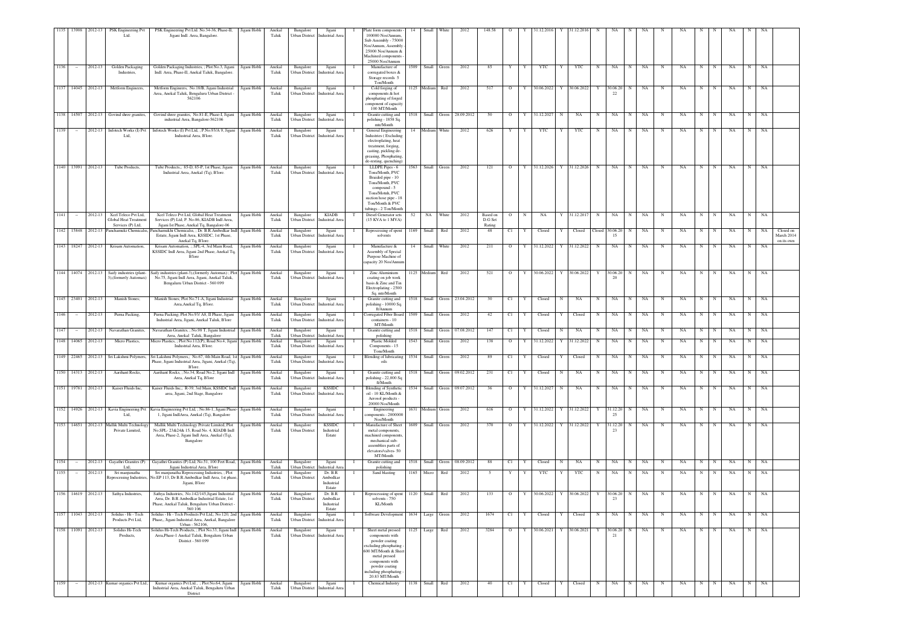| 1135 | 13908 | 2012-13 | PSK Engineering Pvt Ltd. | PSK Engineering Pvt Ltd. No.34-36, Phase-II, Jigani Indl. Area, Bangalore. | Jigani Hobli | Anekal Taluk | Bangalore Urban District | Jigani Industrial Area | I | Plate form components - 100000 Nos/Annum, Sub Assembly - 75000 Nos/Annum, Assembly - 25000 Nos/Annum & Machined components - 25000 Nos/Annum | 14 | Small | White | 2012 | 148.58 | O | Y | 31.12.2016 | Y | 31.12.2016 | N | NA | N | NA | N | NA | N | N | NA | N | NA | |
|---|---|---|---|---|---|---|---|---|---|---|---|---|---|---|---|---|---|---|---|---|---|---|---|---|---|---|---|---|---|---|---|---|---|
| 1136 | -- | 2012-13 | Golden Packaging Industries, | Golden Packaging Industries, ; Plot No.3, Jigani Indl. Area, Phase-II, Anekal Taluk, Bangalore. | Jigani Hobli | Anekal Taluk | Bangalore Urban District | Jigani Industrial Area | I | Manufacture of corrugated boxes & Storage records 5 Ton/Month | 1509 | Small | Green | 2012 | 85 | Y | Y | YTC | Y | YTC | N | NA | N | NA | N | NA | N | N | NA | N | NA | |
| 1137 | 14045 | 2012-13 | Metform Engineers, | Metform Engineers, No.18/B, Jigani Industrial Area, Anekal Taluk, Bengaluru Urban District - 562106 | Jigani Hobli | Anekal Taluk | Bangalore Urban District | Jigani Industrial Area | I | Cold forging of components & hot phosphating of forged component of capacity 100 MT/Month | 1125 | Medium | Red | 2012 | 517 | O | Y | 30.06.2022 | Y | 30.06.2022 | Y | 30.06.2022 | N | NA | N | NA | N | N | NA | N | NA | |
| 1138 | 14507 | 2012-13 | Govind shree granites, | Govind shree granites, No.81-E, Phase-I, Jigani industrial Area, Bangalore-562106 | Jigani Hobli | Anekal Taluk | Bangalore Urban District | Jigani Industrial Area | I | Granite cutting and polishing - 1858 Sq. mts/Month | 1518 | Small | Green | 28.09.2012 | 50 | O | Y | 31.12.2027 | N | NA | N | NA | N | NA | N | NA | N | N | NA | N | NA | |
| 1139 | -- | 2012-13 | Infotech Works (I) Pvt Ltd, | Infotech Works (I) Pvt Ltd, ; P.No.93/A 9, Jigani Industrial Area, B'lore. | Jigani Hobli | Anekal Taluk | Bangalore Urban District | Jigani Industrial Area | I | General Engineering Industries ( Excluding electroplating, heat treatment, forging, casting, pickling de-greasing, Phosphating, de-resting, quenching) | 14 | Medium | White | 2012 | 626 | Y | Y | YTC | Y | YTC | N | NA | N | NA | N | NA | N | N | NA | N | NA | |
| 1140 | 13991 | 2012-13 | Tube Products, | Tube Products,; 85-D, 85-P, 1st Phase, Jigani Industrial Area, Anekal (Tq), B'lore. | Jigani Hobli | Anekal Taluk | Bangalore Urban District | Jigani Industrial Area | I | LLDPE Pipes - 6 Tons/Month, PVC Braided pipe - 10 Tons/Month, PVC compound - 5 Tons/Month, PVC suction hose pipe - 18 Ton/Month & PVC tubings - 2 Ton/Month | 1563 | Small | Green | 2012 | 121 | O | Y | 31.12.2026 | Y | 31.12.2026 | N | NA | N | NA | N | NA | N | N | NA | N | NA | |
| 1141 | -- | 2012-13 | Xcel Telco Pvt Ltd, Global Heat Treatment Services (P) Ltd; | Xcel Telco Pvt Ltd, Global Heat Treatment Services (P) Ltd; P. No-86, KIADB Indl Area, Jigani Ist Phase, Anekal Tq, Bangalore-06 | Jigani Hobli | Anekal Taluk | Bangalore Urban District | KIADB Industrial Area | T | Diesel Generator sets (15 KVA to 1 MVA) | 52 | NA | White | 2012 | Based on D.G Set Rating | O | N | NA | Y | 31.12.2017 | N | NA | N | NA | N | NA | N | N | NA | N | NA | |
| 1142 | 15848 | 2012-13 | Panchamuki Chemicals, | Panchamukhi Chemicals, ; Dr. B.R.Ambedkar Indl Estate, Jigani Indl Area, KSSIDC, 1st Phase, Anekal Tq, B'lore. | Jigani Hobli | Anekal Taluk | Bangalore Urban District | Jigani Industrial Area | I | Reprocessing of spent solvents | 1169 | Small | Red | 2012 | 48 | C1 | Y | Closed | Y | Closed | Closed | 30.06.2015 | N | NA | N | NA | N | N | NA | N | NA | Closed on March 2014 on its own |
| 1143 | 18247 | 2012-13 | Krisam Automation, | Krisam Automation, ; SPL-4, 3rd Main Road, KSSIDC Indl Area, Jigani 2nd Phase, Anekal Tq, B'lore | Jigani Hobli | Anekal Taluk | Bangalore Urban District | Jigani Industrial Area | I | Manufacture & Assembly of Special Purpose Machine of capacity 20 Nos/Annum | 14 | Small | White | 2012 | 211 | O | Y | 31.12.2022 | Y | 31.12.2022 | N | NA | N | NA | N | NA | N | N | NA | N | NA | |
| 1144 | 14074 | 2012-13 | Saify industries (plant-3),(formerly Automax) | Saify industries (plant-3),(formerly Automax) ; Plot No.75, Jigani Indl Area, Jigani, Anekal Taluk, Bengaluru Urban District - 560 099 | Jigani Hobli | Anekal Taluk | Bangalore Urban District | Jigani Industrial Area | I | Zinc Aluminium coating on job work basis & Zinc and Tin Electroplating - 2500 Sq. mts/Month | 1125 | Medium | Red | 2012 | 521 | O | Y | 30.06.2022 | Y | 30.06.2022 | Y | 30.06.2020 | N | NA | N | NA | N | N | NA | N | NA | |
| 1145 | 23401 | 2012-13 | Manish Stones; | Manish Stones; Plot No.71-A, Jigani Industrial Area,Anekal Tq, B'lore. | Jigani Hobli | Anekal Taluk | Bangalore Urban District | Jigani Industrial Area | I | Granite cutting and polishing - 10000 Sq. ft/Annum | 1518 | Small | Green | 23.04.2012 | 30 | C1 | Y | Closed | N | NA | N | NA | N | NA | N | NA | N | N | NA | N | NA | |
| 1146 | -- | 2012-13 | Purna Packing, | Purna Packing; Plot No.93/ A8, II Phase, Jigani Industrial Area, Jigani, Anekal Taluk, B'lore | Jigani Hobli | Anekal Taluk | Bangalore Urban District | Jigani Industrial Area | I | Corrugated Fiber Board containers - 10 MT/Month | 1509 | Small | Green | 2012 | 42 | C1 | Y | Closed | Y | Closed | N | NA | N | NA | N | NA | N | N | NA | N | NA | |
| 1147 | -- | 2012-13 | Navarathan Granites, | Navarathan Granites, ; No.98 T, Jigani Industrial Area, Anekal Taluk, Bangalore | Jigani Hobli | Anekal Taluk | Bangalore Urban District | Jigani Industrial Area | I | Granite cutting and polishing | 1518 | Small | Green | 07.08.2012 | 147 | C1 | Y | Closed | N | NA | N | NA | N | NA | N | NA | N | N | NA | N | NA | |
| 1148 | 14065 | 2012-13 | Micro Plastics, | Micro Plastics, ; Plot No.112(P), Road No.4, Jigani Industrial Area, B'lore. | Jigani Hobli | Anekal Taluk | Bangalore Urban District | Jigani Industrial Area | I | Plastic Molded Components - 15 Tons/Month | 1543 | Small | Green | 2012 | 138 | O | Y | 31.12.2022 | Y | 31.12.2022 | N | NA | N | NA | N | NA | N | N | NA | N | NA | |
| 1149 | 22465 | 2012-13 | Sri Lakshmi Polymers, | Sri Lakshmi Polymers,; No.67, 4th Main Road, 1st Phase, Jigani Industrial Area, Jigani, Anekal (Tq), B'lore. | Jigani Hobli | Anekal Taluk | Bangalore Urban District | Jigani Industrial Area | I | Blending of lubricating oils | 1534 | Small | Green | 2012 | 89 | C1 | Y | Closed | Y | Closed | N | NA | N | NA | N | NA | N | N | NA | N | NA | |
| 1150 | 14313 | 2012-13 | Aarihant Rocks, | Aarihant Rocks, ; No.34, Road No.2, Jigani Indl Area, Anekal Tq, B'lore | Jigani Hobli | Anekal Taluk | Bangalore Urban District | Jigani Industrial Area | I | Granite cutting and polishing - 22,000 Sq. ft/Month | 1518 | Small | Green | 09.02.2012 | 231 | C1 | Y | Closed | N | NA | N | NA | N | NA | N | NA | N | N | NA | N | NA | |
| 1151 | 19781 | 2012-13 | Kaiser Fluids Inc, | Kaiser Fluids Inc,; R-39, 3rd Main, KSSIDC Indl area, Jigani, 2nd Stage, Bangalore | Jigani Hobli | Anekal Taluk | Bangalore Urban District | KSSIDC Industrial Area | I | Blending of Synthetic oil - 10 KL/Month & Aerosol products - 20000 Nos/Month | 1534 | Small | Green | 09.07.2012 | 36 | O | Y | 31.12.2027 | N | NA | N | NA | N | NA | N | NA | N | N | NA | N | NA | |
| 1152 | 14926 | 2012-13 | Kavia Engineering Pvt Ltd, | Kavia Engineering Pvt Ltd, ; No.86-1, Jigani Phase-1, Jigani IndlArea, Anekal (Tq), Bangalore | Jigani Hobli | Anekal Taluk | Bangalore Urban District | Jigani Industrial Area | I | Engineering components - 2000000 Nos/Month | 1631 | Medium | Green | 2012 | 616 | O | Y | 31.12.2022 | Y | 31.12.2022 | Y | 31.12.2025 | N | NA | N | NA | N | N | NA | N | NA | |
| 1153 | 14651 | 2012-13 | Mallik Multi Technology Private Limited, | Mallik Multi Technology Private Limited, Plot No.SPL- 23&24& 15, Road No. 4, KIADB Indl Area, Phase-2, Jigani Indl Area, Anekal (Tq), Bangalore | Jigani Hobli | Anekal Taluk | Bangalore Urban District | KSSIDC Industrial Estate | I | Manufacture of Sheet metal components, machined components, mechanical sub-assemblies parts of elevators/valves- 50 MT/Month | 1609 | Small | Green | 2012 | 370 | O | Y | 31.12.2022 | Y | 31.12.2022 | Y | 31.12.2023 | N | NA | N | NA | N | N | NA | N | NA | |
| 1154 | -- | 2012-13 | Gayathri Granites (P) Ltd; | Gayathri Granites (P) Ltd, No.51, 100 Feet Road, Jigani Industrial Area, B'lore | Jigani Hobli | Anekal Taluk | Bangalore Urban District | Jigani Industrial Area | I | Granite cutting and polishing | 1518 | Small | Green | 08.09.2012 | 88 | C1 | Y | Closed | N | NA | N | NA | N | NA | N | NA | N | N | NA | N | NA | |
| 1155 | -- | 2012-13 | Sri manjunatha Reprocessing Industries, | Sri manjunatha Reprocessing Industries, ; Plot No.EP 113, Dr.B.R.Ambedkar Indl Area, 1st phase, Jigani, B'lore | Jigani Hobli | Anekal Taluk | Bangalore Urban District | Dr. B.R Ambedkar Industrial Estate | I | Sand blasting | 1165 | Micro | Red | 2012 | 5 | Y | Y | YTC | Y | YTC | N | NA | N | NA | N | NA | N | N | NA | N | NA | |
| 1156 | 14619 | 2012-13 | Sathya Industries, | Sathya Industries, No.142/145,Jigani Industrial Area, Dr. B.R.Ambedkar Industrial Estate, 1st Phase, Anekal Taluk, Bengaluru Urban District - 560 106 | Jigani Hobli | Anekal Taluk | Bangalore Urban District | Dr. B.R Ambedkar Industrial Estate | I | Reprocessing of spent solvents - 750 KL/Month | 1120 | Small | Red | 2012 | 133 | O | Y | 30.06.2022 | Y | 30.06.2022 | Y | 30.06.2023 | N | NA | N | NA | N | N | NA | N | NA | |
| 1157 | 11043 | 2012-13 | Solidus - Hi - Tech Products Pvt Ltd, | Solidus - Hi - Tech Products Pvt Ltd,; No.120, 2nd Phase,, Jigani Industrial Area, Anekal, Bangalore Urban - 562106, | Jigani Hobli | Anekal Taluk | Bangalore Urban District | Jigani Industrial Area | I | Software Development | 1634 | Large | Green | 2012 | 1674 | C1 | Y | Closed | Y | Closed | N | NA | N | NA | N | NA | N | N | NA | N | NA | |
| 1158 | 11091 | 2012-13 | Solidus Hi-Tech Products, | Solidus Hi-Tech Products, ; Plot No.53, Jigani Indl Area,Phase-1 Anekal Taluk, Bengaluru Urban District - 560 099 | Jigani Hobli | Anekal Taluk | Bangalore Urban District | Jigani Industrial Area | I | Sheet metal pressed components with powder coating excluding phosphating - 600 MT/Month & Sheet metal pressed components with powder coating including phosphating - 20.83 MT/Month | 1125 | Large | Red | 2012 | 3284 | O | Y | 30.06.2021 | Y | 30.06.2021 | Y | 30.06.2021 | N | NA | N | NA | N | N | NA | N | NA | |
| 1159 | -- | 2012-13 | Kumar organics Pvt Ltd, | Kumar organics Pvt Ltd, ; Plot No.64, Jigani Industrial Area, Anekal Taluk, Bengaluru Urban District | Jigani Hobli | Anekal Taluk | Bangalore Urban District | Jigani Industrial Area | I | Chemical Industry | 1138 | Small | Red | 2012 | 40 | C1 | Y | Closed | Y | Closed | N | NA | N | NA | N | NA | N | N | NA | N | NA | |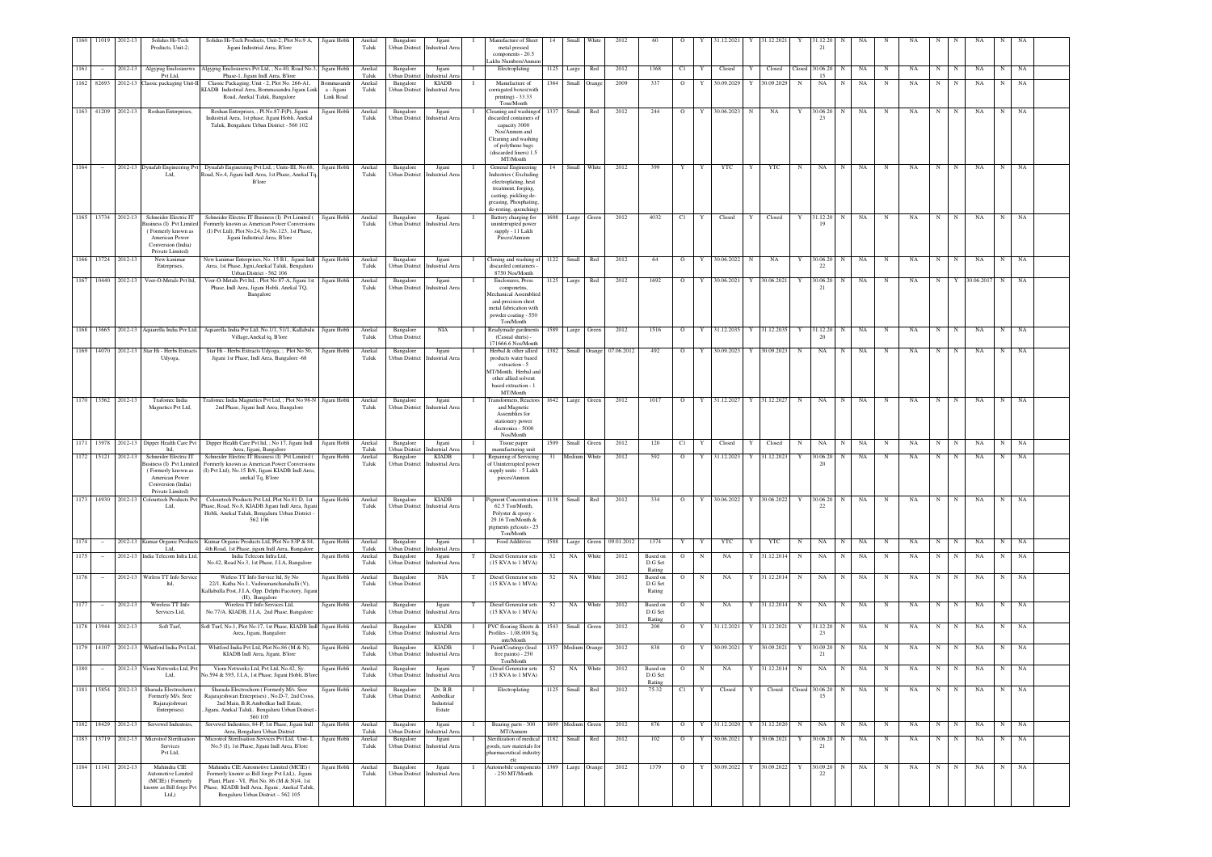| 1160 | 11019 | 2012-13 | Solidus Hi-Tech Products, Unit-2, | Solidus Hi-Tech Products, Unit-2, Plot No.9 A, Jigani Industrial Area, B'lore | Jigani Hobli | Anekal Taluk | Bangalore Urban District | Jigani Industrial Area | I | Manufacture of Sheet metal pressed components - 20.5 Lakhs Numbers/Annum | 14 | Small | White | 2012 | 60 | O | Y | 31.12.2021 | Y | 31.12.2021 | Y | 31.12.2021 | N | NA | N | NA | N | N | NA | N | NA |
|---|---|---|---|---|---|---|---|---|---|---|---|---|---|---|---|---|---|---|---|---|---|---|---|---|---|---|---|---|---|---|---|---|
| 1161 | -- | 2012-13 | Algypug Enclosurews Pvt Ltd, | Algypug Enclosurews Pvt Ltd, , No.40, Road No.3, Phase-1, Jigani Indl Area, B'lore | Jigani Hobli | Anekal Taluk | Bangalore Urban District | Jigani Industrial Area | I | Electroplating | 1125 | Large | Red | 2012 | 1368 | C1 | Y | Closed | Y | Closed | Closed | 30.06.2015 | N | NA | N | NA | N | N | NA | N | NA |
| 1162 | 82693 | 2012-13 | Classic packaging Unit-II | Classic Packaging, Unit - 2, Plot No. 266-A1, KIADB Industrial Area, Bommasandra Jigani Link Road, Anekal Taluk, Bangalore | Bommasandra - Jigani Link Road | Anekal Taluk | Bangalore Urban District | KIADB Industrial Area | I | Manufacture of corrugated boxes(with printing) - 33.33 Tons/Month | 1364 | Small | Orange | 2009 | 337 | O | Y | 30.09.2029 | Y | 30.09.2029 | N | NA | N | NA | N | NA | N | N | NA | N | NA |
| 1163 | 41209 | 2012-13 | Roshan Enterprises, | Roshan Enterprises, , Pl.No.87-F(P), Jigani Industrial Area, 1st phase, Jigani Hobli, Anekal Taluk, Bengaluru Urban District - 560 102 | Jigani Hobli | Anekal Taluk | Bangalore Urban District | Jigani Industrial Area | I | Cleaning and washing of discarded containers of capacity 3000 Nos/Annum and Cleaning and washing of polythene bags (discarded liners) 1.5 MT/Month | 1337 | Small | Red | 2012 | 244 | O | Y | 30.06.2023 | N | NA | Y | 30.06.2023 | N | NA | N | NA | N | N | NA | N | NA |
| 1164 | -- | 2012-13 | Dynafab Engineering Pvt Ltd, | Dynafab Engineering Pvt Ltd, , Unite-III, No.68, Road, No.4, Jigani Indl Area, 1st Phase, Anekal Tq, B'lore | Jigani Hobli | Anekal Taluk | Bangalore Urban District | Jigani Industrial Area | I | General Engineering Industries ( Excluding electroplating, heat treatment, forging, casting, pickling de-greasing, Phosphating, de-resting, quenching) | 14 | Small | White | 2012 | 399 | Y | Y | YTC | Y | YTC | N | NA | N | NA | N | NA | N | N | NA | N | NA |
| 1165 | 13734 | 2012-13 | Schneider Electric IT Business (I) Pvt Limited ( Formerly known as American Power Conversion (India) Private Limited) | Schneider Electric IT Business (I) Pvt Limited ( Formerly known as American Power Conversions (I) Pvt Ltd); Plot No.24, Sy.No.123, 1st Phase, Jigani Industrial Area, B'lore | Jigani Hobli | Anekal Taluk | Bangalore Urban District | Jigani Industrial Area | I | Battery charging for uninterrupted power supply - 11 Lakh Pieces/Annum | 1608 | Large | Green | 2012 | 4032 | C1 | Y | Closed | Y | Closed | Y | 31.12.2019 | N | NA | N | NA | N | N | NA | N | NA |
| 1166 | 13724 | 2012-13 | New kanimar Enterprises, | New kanimar Enterprises, No. 15 B1, Jigani Indl Area, 1st Phase, Jigni,Anekal Taluk, Bengaluru Urban District - 562 106 | Jigani Hobli | Anekal Taluk | Bangalore Urban District | Jigani Industrial Area | I | Cleaning and washing of discarded containers - 8750 Nos/Month | 1122 | Small | Red | 2012 | 64 | O | Y | 30.06.2022 | N | NA | Y | 30.06.2022 | N | NA | N | NA | N | N | NA | N | NA |
| 1167 | 10440 | 2012-13 | Veer-O-Metals Pvt ltd, | Veer-O-Metals Pvt ltd, , Plot No 87-A, Jigani 1st Phase, Indl Area, Jigani Hobli, Anekal TQ, Bangalore | Jigani Hobli | Anekal Taluk | Bangalore Urban District | Jigani Industrial Area | I | Enclosures, Press components, Mechanical Assemblies and precision sheet metal fabrication with powder coating - 550 Ton/Month | 1125 | Large | Red | 2012 | 1692 | O | Y | 30.06.2021 | Y | 30.06.2021 | Y | 30.06.2021 | N | NA | N | NA | N | Y | 30.06.2017 | N | NA |
| 1168 | 13665 | 2012-13 | Aquarella India Pvt Ltd, | Aquarella India Pvt Ltd, No.1/1, 51/1, Kallabalu Village,Anekal tq, B'lore | Jigani Hobli | Anekal Taluk | Bangalore Urban District | NIA | I | Readymade garduments (Casual shirts) - 171666.6 Nos/Month | 1589 | Large | Green | 2012 | 1516 | O | Y | 31.12.2035 | Y | 31.12.2035 | Y | 31.12.2020 | N | NA | N | NA | N | N | NA | N | NA |
| 1169 | 14070 | 2012-13 | Star Hi - Herbs Extracts Udyoga, | Star Hi - Herbs Extracts Udyoga, , Plot No 50, Jigani 1st Phase, Indl Area, Bangalore -68 | Jigani Hobli | Anekal Taluk | Bangalore Urban District | Jigani Industrial Area | I | Herbal & other allied products water based extraction - 5 MT/Month, Herbal and other allied solvent based extraction - 1 MT/Month | 1382 | Small | Orange | 07.06.2012 | 492 | O | Y | 30.09.2023 | Y | 30.09.2023 | N | NA | N | NA | N | NA | N | N | NA | N | NA |
| 1170 | 13562 | 2012-13 | Trafomec India Magnetics Pvt Ltd, | Trafomec India Magnetics Pvt Ltd, , Plot No 98-N 2nd Phase, Jigani Indl Area, Bangalore | Jigani Hobli | Anekal Taluk | Bangalore Urban District | Jigani Industrial Area | I | Transformers, Reactors and Magnetic Assemblies for stationery power electronics - 5000 Nos/Month | 1642 | Large | Green | 2012 | 1017 | O | Y | 31.12.2027 | Y | 31.12.2027 | N | NA | N | NA | N | NA | N | N | NA | N | NA |
| 1171 | 13978 | 2012-13 | Dipper Health Care Pvt ltd, | Dipper Health Care Pvt ltd, ; No 17, Jigani Indl Area, Jigani, Bangalore | Jigani Hobli | Anekal Taluk | Bangalore Urban District | Jigani Industrial Area | I | Tissue paper manufacturing unit | 1509 | Small | Green | 2012 | 120 | C1 | Y | Closed | Y | Closed | N | NA | N | NA | N | NA | N | N | NA | N | NA |
| 1172 | 15121 | 2012-13 | Schneider Electric IT Business (I) Pvt Limited ( Formerly known as American Power Conversion (India) Private Limited) | Schneider Electric IT Business (I) Pvt Limited ( Formerly known as American Power Conversions (I) Pvt Ltd); No.15 B/6, Jigani KIADB Indl Area, anekal Tq, B'lore | Jigani Hobli | Anekal Taluk | Bangalore Urban District | KIADB Industrial Area | I | Repairing of Servicing of Uninterrupted power supply units - 5 Lakh pieces/Annum | 31 | Medium | White | 2012 | 592 | O | Y | 31.12.2023 | Y | 31.12.2023 | Y | 30.06.2020 | N | NA | N | NA | N | N | NA | N | NA |
| 1173 | 14930 | 2012-13 | Colourtech Products Pvt Ltd, | Colourtech Products Pvt Ltd, Plot No.81 D, 1st Phase, Road, No.8, KIADB Jigani Indl Area, Jigani Hobli, Anekal Taluk, Bengaluru Urban District - 562 106 | Jigani Hobli | Anekal Taluk | Bangalore Urban District | KIADB Industrial Area | I | Pigment Concentration - 62.5 Ton/Month, Polyster & epoxy - 29.16 Ton/Month & pigments gelcoats - 25 Ton/Month | 1138 | Small | Red | 2012 | 334 | O | Y | 30.06.2022 | Y | 30.06.2022 | Y | 30.06.2022 | N | NA | N | NA | N | N | NA | N | NA |
| 1174 | -- | 2012-13 | Kumar Organic Products Ltd, | Kumar Organic Products Ltd, Plot No 83P & 84, 4th Road, 1st Phase, jigani Indl Area, Bangalore | Jigani Hobli | Anekal Taluk | Bangalore Urban District | Jigani Industrial Area | I | Food Additives | 1588 | Large | Green | 09.01.2012 | 1374 | Y | Y | YTC | Y | YTC | N | NA | N | NA | N | NA | N | N | NA | N | NA |
| 1175 | -- | 2012-13 | India Telecom Infra Ltd, | India Telecom Infra Ltd, No.42, Road No.3, 1st Phase, J.I.A, Bangalore | Jigani Hobli | Anekal Taluk | Bangalore Urban District | Jigani Industrial Area | T | Diesel Generator sets (15 KVA to 1 MVA) | 52 | NA | White | 2012 | Based on D.G Set Rating | O | N | NA | Y | 31.12.2014 | N | NA | N | NA | N | NA | N | N | NA | N | NA |
| 1176 | -- | 2012-13 | Wireless TT Info Service ltd, | Wirless TT Info Service ltd, Sy No 22/1, Katha No.1, Vadiramanchanahalli (V), Kallabulla Post, J.I.A, Opp. Delphi Fucotory, Jigani (H), Bangalore | Jigani Hobli | Anekal Taluk | Bangalore Urban District | NIA | T | Diesel Generator sets (15 KVA to 1 MVA) | 52 | NA | White | 2012 | Based on D.G Set Rating | O | N | NA | Y | 31.12.2014 | N | NA | N | NA | N | NA | N | N | NA | N | NA |
| 1177 | -- | 2012-13 | Wireless TT Info Services Ltd, | Wireless TT Info Services Ltd, No.77/A, KIADB, J.I.A, 2nd Phase, Bangalore | Jigani Hobli | Anekal Taluk | Bangalore Urban District | Jigani Industrial Area | T | Diesel Generator sets (15 KVA to 1 MVA) | 52 | NA | White | 2012 | Based on D.G Set Rating | O | N | NA | Y | 31.12.2014 | N | NA | N | NA | N | NA | N | N | NA | N | NA |
| 1178 | 13944 | 2012-13 | Soft Turf, | Soft Turf, No.1, Plot No.17, 1st Phase, KIADB Indl Area, Jigani, Bangalore | Jigani Hobli | Anekal Taluk | Bangalore Urban District | KIADB Industrial Area | I | PVC flooring Sheets & Profiles - 1,08,000 Sq. mtr/Month | 1543 | Small | Green | 2012 | 208 | O | Y | 31.12.2021 | Y | 31.12.2021 | Y | 31.12.2023 | N | NA | N | NA | N | N | NA | N | NA |
| 1179 | 14107 | 2012-13 | Whitford India Pvt Ltd, | Whitford India Pvt Ltd, Plot No.86 (M & N), KIADB Indl Area, Jigani, B'lore | Jigani Hobli | Anekal Taluk | Bangalore Urban District | KIADB Industrial Area | I | Paint/Coatings (lead free paints) - 250 Ton/Month | 1357 | Medium | Orange | 2012 | 838 | O | Y | 30.09.2021 | Y | 30.09.2021 | Y | 30.09.2021 | N | NA | N | NA | N | N | NA | N | NA |
| 1180 | -- | 2012-13 | Viom Networks Ltd, Pvt Ltd, | Viom Networks Ltd, Pvt Ltd, No.42, Sy. No.594 & 595, J.I.A, 1st Phase, Jigani Hobli, B'lore | Jigani Hobli | Anekal Taluk | Bangalore Urban District | Jigani Industrial Area | T | Diesel Generator sets (15 KVA to 1 MVA) | 52 | NA | White | 2012 | Based on D.G Set Rating | O | N | NA | Y | 31.12.2014 | N | NA | N | NA | N | NA | N | N | NA | N | NA |
| 1181 | 15854 | 2012-13 | Sharada Electrochem ( Formerly M/s. Sree Rajarajeshwari Enterprises) | Sharada Electrochem ( Formerly M/s. Sree Rajarajeshwari Enterprises) , No.D-7, 2nd Cross, 2nd Main, B.R.Ambedkar Indl Estate, Jigani, Anekal Taluk, Bengaluru Urban District - 560 105 | Jigani Hobli | Anekal Taluk | Bangalore Urban District | Dr. B.R Ambedkar Industrial Estate | I | Electroplating | 1125 | Small | Red | 2012 | 75.32 | C1 | Y | Closed | Y | Closed | Closed | 30.06.2015 | N | NA | N | NA | N | N | NA | N | NA |
| 1182 | 18429 | 2012-13 | Servewel Industries, | Servewel Industries, 84-P, 1st Phase, Jigani Indl Area, Bengaluru Urban District | Jigani Hobli | Anekal Taluk | Bangalore Urban District | Jigani Industrial Area | I | Bearing parts - 300 MT/Annum | 1609 | Medium | Green | 2012 | 876 | O | Y | 31.12.2020 | Y | 31.12.2020 | N | NA | N | NA | N | NA | N | N | NA | N | NA |
| 1183 | 13719 | 2012-13 | Microtrol Sterilisation Services Pvt Ltd, | Microtrol Sterilisation Services Pvt Ltd, Unit- I, No.5 (I), 1st Phase, Jigani Indl Area, B'lore | Jigani Hobli | Anekal Taluk | Bangalore Urban District | Jigani Industrial Area | I | Sterilization of medical goods, raw materials for pharmaceutical industry etc | 1182 | Small | Red | 2012 | 102 | O | Y | 30.06.2021 | Y | 30.06.2021 | Y | 30.06.2021 | N | NA | N | NA | N | N | NA | N | NA |
| 1184 | 11141 | 2012-13 | Mahindra CIE Automotive Limited (MCIE) ( Formerly know as Bill forge Pvt Ltd,) | Mahindra CIE Automotive Limited (MCIE) ( Formerly know as Bill forge Pvt Ltd,), Jigani Plant, Plant - VI, Plot No. 86 (M & N)/4, 1st Phase, KIADB Indl Area, Jigani , Anekal Taluk, Bengaluru Urban District – 562 105 | Jigani Hobli | Anekal Taluk | Bangalore Urban District | Jigani Industrial Area | I | Automobile components - 250 MT/Month | 1369 | Large | Orange | 2012 | 1379 | O | Y | 30.09.2022 | Y | 30.09.2022 | Y | 30.09.2022 | N | NA | N | NA | N | N | NA | N | NA |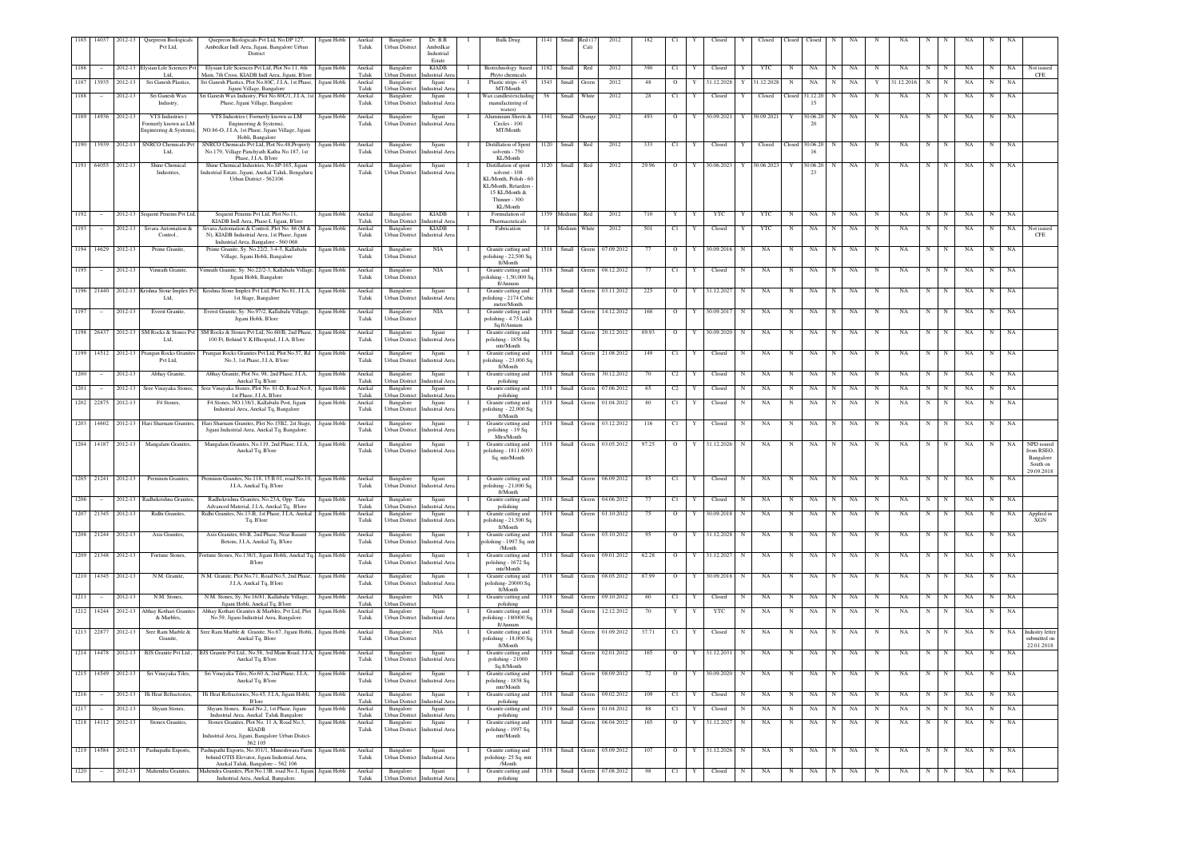| 1185 | 14037 | 2012-13 | Quepreon Biologicals Pvt Ltd, | Quepreon Biologicals Pvt Ltd, No.DP 127, Ambedkar Indl Area, Jigani, Bangalore Urban District | Jigani Hobli | Anekal Taluk | Bangalore Urban District | Dr. B.R Ambedkar Industrial Estate | I | Bulk Drug | 1141 | Small | Red (17 Cat) | 2012 | 182 | C1 | Y | Closed | Y | Closed | Closed | Closed | N | NA | N | NA | N | N | NA | N | NA | |
|---|---|---|---|---|---|---|---|---|---|---|---|---|---|---|---|---|---|---|---|---|---|---|---|---|---|---|---|---|---|---|---|---|
| 1186 | - | 2012-13 | Elysian Life Sciences Pvt Ltd, | Elysian Life Sciences Pvt Ltd, Plot No.11, 6th Main, 7th Cross, KIADB Indl Area, Jigani, B'lore | Jigani Hobli | Anekal Taluk | Bangalore Urban District | KIADB Industrial Area | I | Biotechnology based Phyto chemicals | 1182 | Small | Red | 2012 | 390 | C1 | Y | Closed | Y | YTC | N | NA | N | NA | N | NA | N | N | NA | N | NA | Not issued CFE |
| 1187 | 13935 | 2012-13 | Sri Ganesh Plastics, | Sri Ganesh Plastics, Plot No.80C, J.I.A, 1st Phase, Jigani Village, Bangalore | Jigani Hobli | Anekal Taluk | Bangalore Urban District | Jigani Industrial Area | I | Plastic strips - 45 MT/Month | 1543 | Small | Green | 2012 | 48 | O | Y | 31.12.2028 | Y | 31.12.2028 | N | NA | N | NA | Y | 31.12.2016 | N | N | NA | N | NA | |
| 1188 | - | 2012-13 | Sri Ganesh Wax Industry, | Sri Ganesh Wax Industry, Plot No.80C/1, J.I.A, 1st Phase, Jigani Village, Bangalore | Jigani Hobli | Anekal Taluk | Bangalore Urban District | Jigani Industrial Area | I | Wax candles(excluding manufacturing of waxes) | 56 | Small | White | 2012 | 28 | C1 | Y | Closed | Y | Closed | Closed | 31.12.20 15 | N | NA | N | NA | N | N | NA | N | NA | |
| 1189 | 14936 | 2012-13 | VTS Industries ( Formerly known as LM Engineering & Systems), | VTS Industries ( Formerly known as LM Engineering & Systems), NO.86-O, J.I.A, 1st Phase, Jigani Village, Jigani Hobli, Bangalore | Jigani Hobli | Anekal Taluk | Bangalore Urban District | Jigani Industrial Area | I | Aluminium Sheets & Circles - 100 MT/Month | 1341 | Small | Orange | 2012 | 493 | O | Y | 30.09.2021 | Y | 30.09.2021 | Y | 30.06.20 20 | N | NA | N | NA | N | N | NA | N | NA | |
| 1190 | 13939 | 2012-13 | SNRCO Chemicals Pvt Ltd, | SNRCO Chemicals Pvt Ltd, Plot No.48,Property No.179, Village Panchyath Katha No.187, 1st Phase, J.I.A, B'lore | Jigani Hobli | Anekal Taluk | Bangalore Urban District | Jigani Industrial Area | I | Distillation of Spent solvents - 750 KL/Month | 1120 | Small | Red | 2012 | 333 | C1 | Y | Closed | Y | Closed | Closed | 30.06.20 16 | N | NA | N | NA | N | N | NA | N | NA | |
| 1191 | 64055 | 2012-13 | Shine Chemical Industries, | Shine Chemical Industries, No.SP-165, Jigani Industrial Estate, Jigani, Anekal Taluk, Bengaluru Urban District - 562106 | Jigani Hobli | Anekal Taluk | Bangalore Urban District | Jigani Industrial Area | I | Distillation of spent solvent - 108 KL/Month, Polish - 60 KL/Month, Retarders - 15 KL/Month & Thinner - 300 KL/Month | 1120 | Small | Red | 2012 | 29.96 | O | Y | 30.06.2023 | Y | 30.06.2023 | Y | 30.06.20 23 | N | NA | N | NA | N | N | NA | N | NA | |
| 1192 | - | 2012-13 | Sequent Penems Pvt Ltd, | Sequent Penems Pvt Ltd, Plot No.11, KIADB Indl Area, Phase-I, Jigani, B'lore | Jigani Hobli | Anekal Taluk | Bangalore Urban District | KIADB Industrial Area | I | Formulation of Pharmaceuticals | 1359 | Medium | Red | 2012 | 710 | Y | Y | YTC | Y | YTC | N | NA | N | NA | N | NA | N | N | NA | N | NA | |
| 1193 | - | 2012-13 | Sivara Automation & Control , | Sivara Automation & Control, Plot No. 86 (M & N), KIADB Industrial Area, 1st Phase, Jigani Industrial Area, Bangalore - 560 068 | Jigani Hobli | Anekal Taluk | Bangalore Urban District | KIADB Industrial Area | I | Fabrication | 14 | Medium | White | 2012 | 501 | C1 | Y | Closed | Y | YTC | N | NA | N | NA | N | NA | N | N | NA | N | NA | Not issued CFE |
| 1194 | 14629 | 2012-13 | Prime Granite, | Prime Granite, Sy. No.22/2, 3-4-5, Kallabalu Village, Jigani Hobli, Bangalore | Jigani Hobli | Anekal Taluk | Bangalore Urban District | NIA | I | Granite cutting and polishing - 22,500 Sq. ft/Month | 1518 | Small | Green | 07.09.2012 | 77 | O | Y | 30.09.2016 | N | NA | N | NA | N | NA | N | NA | N | N | NA | N | NA | |
| 1195 | - | 2012-13 | Vimrath Granite, | Vimrath Granite, Sy. No.22/2-3, Kallabalu Village, Jigani Hobli, Bangalore | Jigani Hobli | Anekal Taluk | Bangalore Urban District | NIA | I | Granite cutting and polishing - 1,50,000 Sq. ft/Annum | 1518 | Small | Green | 08.12.2012 | 77 | C1 | Y | Closed | N | NA | N | NA | N | NA | N | NA | N | N | NA | N | NA | |
| 1196 | 21440 | 2012-13 | Krishna Stone Implex Pvt Ltd, | Krishna Stone Implex Pvt Ltd, Plot No.81, J.I.A, 1st Stage, Bangalore | Jigani Hobli | Anekal Taluk | Bangalore Urban District | Jigani Industrial Area | I | Granite cutting and polishing - 2174 Cubic meter/Month | 1518 | Small | Green | 03.11.2012 | 225 | O | Y | 31.12.2027 | N | NA | N | NA | N | NA | N | NA | N | N | NA | N | NA | |
| 1197 | - | 2012-13 | Everst Granite, | Everst Granite, Sy. No.97/2, Kallabalu Village, Jigani Hobli, B'lore | Jigani Hobli | Anekal Taluk | Bangalore Urban District | NIA | I | Granite cutting and polishing - 4.75 Lakh Sq.ft/Annum | 1518 | Small | Green | 14.12.2012 | 168 | O | Y | 30.09.2017 | N | NA | N | NA | N | NA | N | NA | N | N | NA | N | NA | |
| 1198 | 26437 | 2012-13 | SM Rocks & Stones Pvt Ltd, | SM Rocks & Stones Pvt Ltd, No.60/B, 2nd Phase, 100 Ft, Behind Y.K.Hhospital, J.I.A, B'lore | Jigani Hobli | Anekal Taluk | Bangalore Urban District | Jigani Industrial Area | I | Granite cutting and polishing - 1858 Sq. mtr/Month | 1518 | Small | Green | 20.12.2012 | 89.93 | O | Y | 30.09.2020 | N | NA | N | NA | N | NA | N | NA | N | N | NA | N | NA | |
| 1199 | 14512 | 2012-13 | Prangan Rocks Granites Pvt Ltd, | Prangan Rocks Granites Pvt Ltd, Plot No.57, Rd No.3, 1st Phase, J.I.A, B'lore | Jigani Hobli | Anekal Taluk | Bangalore Urban District | Jigani Industrial Area | I | Granite cutting and polishing - 23,000 Sq. ft/Month | 1518 | Small | Green | 21.08.2012 | 149 | C1 | Y | Closed | N | NA | N | NA | N | NA | N | NA | N | N | NA | N | NA | |
| 1200 | - | 2012-13 | Abhay Granite, | Abhay Granite, Plot No. 98, 2nd Phase, J.I.A, Anekal Tq, B'lore | Jigani Hobli | Anekal Taluk | Bangalore Urban District | Jigani Industrial Area | I | Granite cutting and polishing | 1518 | Small | Green | 30.12.2012 | 70 | C2 | Y | Closed | N | NA | N | NA | N | NA | N | NA | N | N | NA | N | NA | |
| 1201 | - | 2012-13 | Sree Vinayaka Stones, | Sree Vinayaka Stones, Plot No. 81-D, Road No.8, 1st Phase, J.I.A, B'lore | Jigani Hobli | Anekal Taluk | Bangalore Urban District | Jigani Industrial Area | I | Granite cutting and polishing | 1518 | Small | Green | 07.06.2012 | 65 | C2 | Y | Closed | N | NA | N | NA | N | NA | N | NA | N | N | NA | N | NA | |
| 1202 | 22875 | 2012-13 | F4 Stones, | F4 Stones, NO.138/1, Kallabalu Post, Jigani Industrial Area, Anekal Tq, Bangalore | Jigani Hobli | Anekal Taluk | Bangalore Urban District | Jigani Industrial Area | I | Granite cutting and polishing - 22,000 Sq. ft/Month | 1518 | Small | Green | 01.04.2012 | 80 | C1 | Y | Closed | N | NA | N | NA | N | NA | N | NA | N | N | NA | N | NA | |
| 1203 | 14602 | 2012-13 | Hari Sharnam Granites, | Hari Sharnam Granites, Plot No.15B2, 2st Stage, Jigani Industrial Area, Anekal Tq, Bangalore. | Jigani Hobli | Anekal Taluk | Bangalore Urban District | Jigani Industrial Area | I | Granite cutting and polishing - 19 Sq. Mtrs/Month | 1518 | Small | Green | 03.12.2012 | 116 | C1 | Y | Closed | N | NA | N | NA | N | NA | N | NA | N | N | NA | N | NA | |
| 1204 | 14187 | 2012-13 | Mangalam Granites, | Mangalam Granites, No.119, 2nd Phase, J.I.A, Anekal Tq, B'lore | Jigani Hobli | Anekal Taluk | Bangalore Urban District | Jigani Industrial Area | I | Granite cutting and polishing - 1811.6093 Sq. mtr/Month | 1518 | Small | Green | 03.05.2012 | 97.25 | O | Y | 31.12.2026 | N | NA | N | NA | N | NA | N | NA | N | N | NA | N | NA | NPD issued from RSEO, Bangalore South on 29.09.2018 |
| 1205 | 21241 | 2012-13 | Premium Granites, | Premium Granites, No.118, 15 B 01, road No.10, J.I.A, Anekal Tq, B'lore | Jigani Hobli | Anekal Taluk | Bangalore Urban District | Jigani Industrial Area | I | Granite cutting and polishing - 21,000 Sq. ft/Month | 1518 | Small | Green | 06.09.2012 | 85 | C1 | Y | Closed | N | NA | N | NA | N | NA | N | NA | N | N | NA | N | NA | |
| 1206 | - | 2012-13 | Radhekrishna Granites, | Radhekrishna Granites, No.23A, Opp. Tata Advanced Material, J.I.A, Anekal Tq, B'lore | Jigani Hobli | Anekal Taluk | Bangalore Urban District | Jigani Industrial Area | I | Granite cutting and polishing | 1518 | Small | Green | 04.06.2012 | 77 | C1 | Y | Closed | N | NA | N | NA | N | NA | N | NA | N | N | NA | N | NA | |
| 1207 | 21345 | 2012-13 | Ridhi Granites, | Ridhi Granites, No.15-B, 1st Phase, J.I.A, Anekal Tq, B'lore | Jigani Hobli | Anekal Taluk | Bangalore Urban District | Jigani Industrial Area | I | Granite cutting and polishing - 21,500 Sq. ft/Month | 1518 | Small | Green | 01.10.2012 | 75 | O | Y | 30.09.2018 | N | NA | N | NA | N | NA | N | NA | N | N | NA | N | NA | Applied in XGN |
| 1208 | 21244 | 2012-13 | Axis Granites, | Axis Granites, 60-B, 2nd Phase, Near Basant Betons, J.I.A, Anekal Tq, B'lore | Jigani Hobli | Anekal Taluk | Bangalore Urban District | Jigani Industrial Area | I | Granite cutting and polishing - 1997 Sq. mtr /Month | 1518 | Small | Green | 05.10.2012 | 95 | O | Y | 31.12.2028 | N | NA | N | NA | N | NA | N | NA | N | N | NA | N | NA | |
| 1209 | 21348 | 2012-13 | Fortune Stones, | Fortune Stones, No.138/1, Jigani Hobli, Anekal Tq, B'lore | Jigani Hobli | Anekal Taluk | Bangalore Urban District | Jigani Industrial Area | I | Granite cutting and polishing - 1672 Sq. mtr/Month | 1518 | Small | Green | 09.01.2012 | 62.28 | O | Y | 31.12.2027 | N | NA | N | NA | N | NA | N | NA | N | N | NA | N | NA | |
| 1210 | 14345 | 2012-13 | N.M. Granite, | N.M. Granite, Plot No.71, Road No.5, 2nd Phase, J.I.A, Anekal Tq, B'lore | Jigani Hobli | Anekal Taluk | Bangalore Urban District | Jigani Industrial Area | I | Granite cutting and polishing- 20000 Sq. ft/Month | 1518 | Small | Green | 08.05.2012 | 87.99 | O | Y | 30.09.2018 | N | NA | N | NA | N | NA | N | NA | N | N | NA | N | NA | |
| 1211 | - | 2012-13 | N.M. Stones, | N.M. Stones, Sy. No.16/81, Kallabalu Village, Jigani Hobli, Anekal Tq, B'lore | Jigani Hobli | Anekal Taluk | Bangalore Urban District | NIA | I | Granite cutting and polishing | 1518 | Small | Green | 09.10.2012 | 60 | C1 | Y | Closed | N | NA | N | NA | N | NA | N | NA | N | N | NA | N | NA | |
| 1212 | 14244 | 2012-13 | Abhay Kothari Granites & Marbles, | Abhay Kothari Granites & Marbles, Pvt Ltd, Plot No.59, Jigani Industrial Area, Bangalore. | Jigani Hobli | Anekal Taluk | Bangalore Urban District | Jigani Industrial Area | I | Granite cutting and polishing - 180000 Sq. ft/Annum | 1518 | Small | Green | 12.12.2012 | 70 | Y | Y | YTC | N | NA | N | NA | N | NA | N | NA | N | N | NA | N | NA | |
| 1213 | 22877 | 2012-13 | Sree Ram Marble & Granite, | Sree Ram Marble & Granite, No.67, Jigani Hobli, Anekal Tq, B'lore | Jigani Hobli | Anekal Taluk | Bangalore Urban District | NIA | I | Granite cutting and polishing - 18,000 Sq. ft/Month | 1518 | Small | Green | 01.09.2012 | 37.71 | C1 | Y | Closed | N | NA | N | NA | N | NA | N | NA | N | N | NA | N | NA | Industry letter submitted on 22.01.2018 |
| 1214 | 14478 | 2012-13 | BJS Granite Pvt Ltd., | BJS Granite Pvt Ltd., No.58, 3rd Main Road, J.I.A, Anekal Tq, B'lore | Jigani Hobli | Anekal Taluk | Bangalore Urban District | Jigani Industrial Area | I | Granite cutting and polishing - 21000 Sq.ft/Month | 1518 | Small | Green | 02.01.2012 | 165 | O | Y | 31.12.2031 | N | NA | N | NA | N | NA | N | NA | N | N | NA | N | NA | |
| 1215 | 14549 | 2012-13 | Sri Vinayaka Tiles, | Sri Vinayaka Tiles, No.60 A, 2nd Phase, J.I.A, Anekal Tq, B'lore | Jigani Hobli | Anekal Taluk | Bangalore Urban District | Jigani Industrial Area | I | Granite cutting and polishing - 1858 Sq. mtr/Month | 1518 | Small | Green | 08.09.2012 | 72 | O | Y | 30.09.2020 | N | NA | N | NA | N | NA | N | NA | N | N | NA | N | NA | |
| 1216 | - | 2012-13 | Hi Heat Refractories, | Hi Heat Refractories, No.45, J.I.A, Jigani Hobli, B'lore | Jigani Hobli | Anekal Taluk | Bangalore Urban District | Jigani Industrial Area | I | Granite cutting and polishing | 1518 | Small | Green | 09.02.2012 | 109 | C1 | Y | Closed | N | NA | N | NA | N | NA | N | NA | N | N | NA | N | NA | |
| 1217 | - | 2012-13 | Shyam Stones, | Shyam Stones, Road No.2, 1st Phase, Jigani Industrial Area, Anekal Taluk Bangalore | Jigani Hobli | Anekal Taluk | Bangalore Urban District | Jigani Industrial Area | I | Granite cutting and polishing | 1518 | Small | Green | 01.04.2012 | 88 | C1 | Y | Closed | N | NA | N | NA | N | NA | N | NA | N | N | NA | N | NA | |
| 1218 | 14112 | 2012-13 | Stonex Granites, | Stonex Granites, Plot No. 11 A, Road No.3, KIADB Industrial Area, Jigani, Bangalore Urban Distict-562 105 | Jigani Hobli | Anekal Taluk | Bangalore Urban District | Jigani Industrial Area | I | Granite cutting and polishing - 1997 Sq. mtr/Month | 1518 | Small | Green | 06.04.2012 | 165 | O | Y | 31.12.2027 | N | NA | N | NA | N | NA | N | NA | N | N | NA | N | NA | |
| 1219 | 14584 | 2012-13 | Pashupathi Exports, | Pashupathi Exports, No.101/1, Muneshwara Farm behind OTIS Elevator, Jigani Industrial Area, Anekal Taluk, Bangalore – 562 106 | Jigani Hobli | Anekal Taluk | Bangalore Urban District | Jigani Industrial Area | I | Granite cutting and polishing- 25 Sq. mtr /Month | 1518 | Small | Green | 05.09.2012 | 107 | O | Y | 31.12.2026 | N | NA | N | NA | N | NA | N | NA | N | N | NA | N | NA | |
| 1220 | - | 2012-13 | Mahendra Granites, | Mahendra Granites, Plot No.13B, road No.1, Jigani Industrial Area, Anekal, Bangalore. | Jigani Hobli | Anekal Taluk | Bangalore Urban District | Jigani Industrial Area | I | Granite cutting and polishing | 1518 | Small | Green | 07.08.2012 | 98 | C1 | Y | Closed | N | NA | N | NA | N | NA | N | NA | N | N | NA | N | NA | |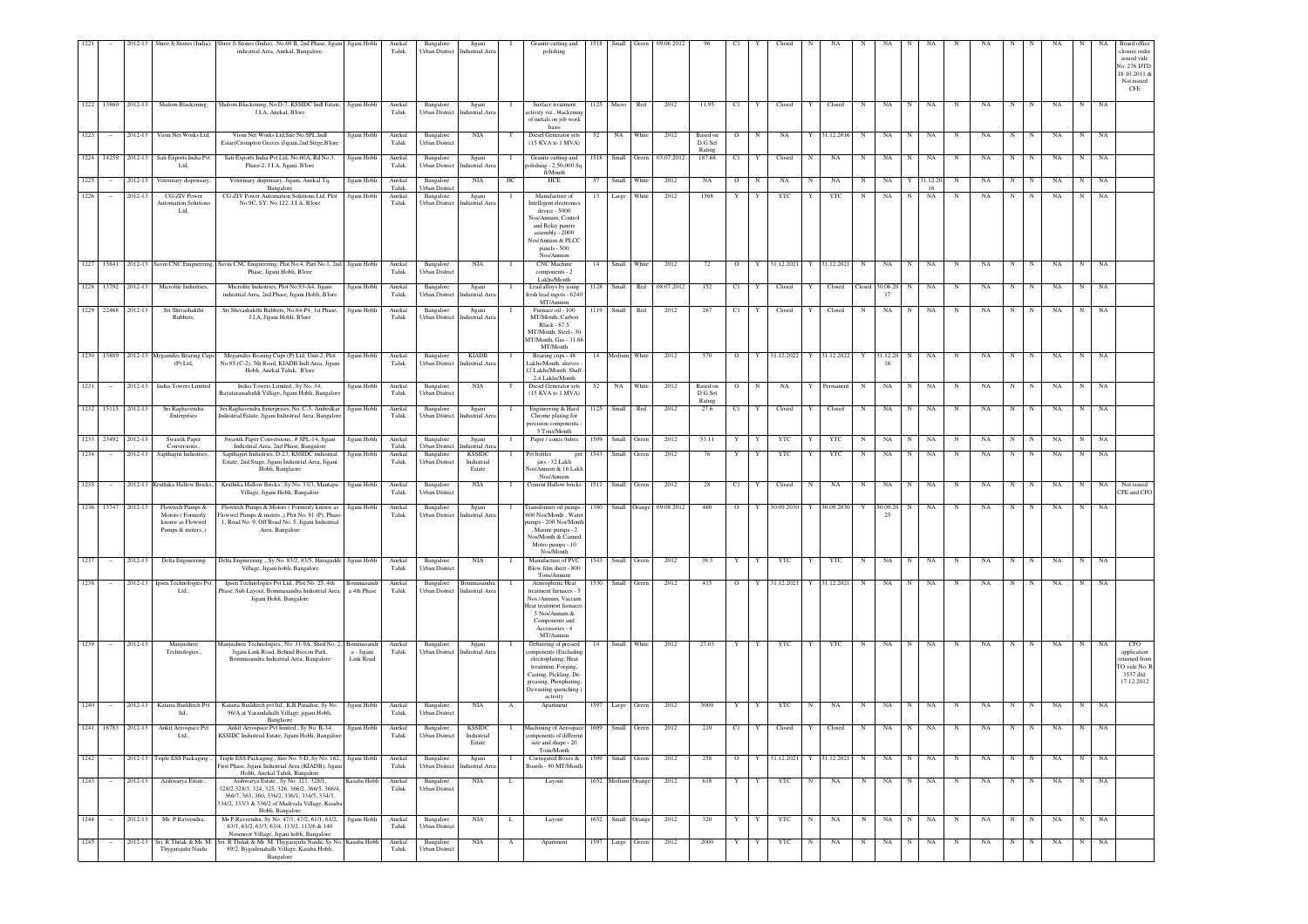| 1221 | - | 2012-13 | Shree Ji Stones (India), | Shree Ji Stones (India), No.60 B, 2nd Phase, Jigani industrial Area, Anekal, Bangalore. | Jigani Hobli | Anekal Taluk | Bangalore Urban District | Jigani Industrial Area | I | Granite cutting and polishing | 1518 | Small | Green | 09.06.2012 | 96 | C1 | Y | Closed | N | NA | N | NA | N | NA | N | NA | N | N | NA | N | NA | Board office closure order issued vide No. 276 DTD 18.10.2011 & Not issued CFE |
|---|---|---|---|---|---|---|---|---|---|---|---|---|---|---|---|---|---|---|---|---|---|---|---|---|---|---|---|---|---|---|---|---|
| 1222 | 13860 | 2012-13 | Shalom Blackening, | Shalom Blackening, No.D-7, KSSIDC Indl Estate, J.I.A, Anekal, B'lore | Jigani Hobli | Anekal Taluk | Bangalore Urban District | Jigani Industrial Area | I | Surface treatment activity viz., blackening of metals on job work basis | 1125 | Micro | Red | 2012 | 11.95 | C1 | Y | Closed | Y | Closed | N | NA | N | NA | N | NA | N | N | NA | N | NA | |
| 1223 | - | 2012-13 | Viom Net Works Ltd, | Viom Net Works Ltd,Site No.SPL,Indl Estae(Crompton Graves )Jigani 2nd Stege,B'lore | Jigani Hobli | Anekal Taluk | Bangalore Urban District | NIA | T | Diesel Generator sets (15 KVA to 1 MVA) | 52 | NA | White | 2012 | Based on D.G Set Rating | O | N | NA | Y | 31.12.2016 | N | NA | N | NA | N | NA | N | N | NA | N | NA | |
| 1224 | 14259 | 2012-13 | Sati Exports India Pvt Ltd, | Sati Exports India Pvt Ltd, No.60A, Rd No.3, Phase-2, J.I.A, Jigani, B'lore | Jigani Hobli | Anekal Taluk | Bangalore Urban District | Jigani Industrial Area | I | Granite cutting and polishing - 2,50,000 Sq. ft/Month | 1518 | Small | Green | 03.07.2012 | 187.68 | C1 | Y | Closed | N | NA | N | NA | N | NA | N | NA | N | N | NA | N | NA | |
| 1225 | - | 2012-13 | Veterinary dispensary, | Veterinary dispensary, Jigani, Anekal Tq, Bangalore | Jigani Hobli | Anekal Taluk | Bangalore Urban District | NIA | HC | HCE | 57 | Small | White | 2012 | NA | O | N | NA | N | NA | N | NA | Y | 31.12.2016 | N | NA | N | N | NA | N | NA | |
| 1226 | - | 2012-13 | CG-ZIV Power Automation Solutions Ltd, | CG-ZIV Power Automation Solutions Ltd, Plot No.9C, SY. No.122, J.I.A, B'lore | Jigani Hobli | Anekal Taluk | Bangalore Urban District | Jigani Industrial Area | I | Manufacture of Intelligent electronics device - 5000 Nos/Annum, Control and Relay panels assembly - 2000 Nos/Annum & PLCC panels - 500 Nos/Annum | 13 | Large | White | 2012 | 1568 | Y | Y | YTC | Y | YTC | N | NA | N | NA | N | NA | N | N | NA | N | NA | |
| 1227 | 13841 | 2012-13 | Savin CNC Engineering, | Savin CNC Engineering, Plot No.4, Part No.1, 2nd Phase, Jigani Hobli, B'lore | Jigani Hobli | Anekal Taluk | Bangalore Urban District | NIA | I | CNC Machine components - 2 Lakhs/Month | 14 | Small | White | 2012 | 72 | O | Y | 31.12.2021 | Y | 31.12.2021 | N | NA | N | NA | N | NA | N | N | NA | N | NA | |
| 1228 | 13792 | 2012-13 | Microlite Industries, | Microlite Industries, Plot No.93-A4, Jigani industrial Area, 2nd Phase, Jigani Hobli, B'lore | Jigani Hobli | Anekal Taluk | Bangalore Urban District | Jigani Industrial Area | I | Lead alloys by using fresh lead ingots - 6240 MT/Annum | 1128 | Small | Red | 08.07.2012 | 152 | C1 | Y | Closed | Y | Closed | Closed | 30.06.2017 | N | NA | N | NA | N | N | NA | N | NA | |
| 1229 | 22468 | 2012-13 | Sri Shivashakthi Rubbers, | Sri Shivashakthi Rubbers, No.84-P4, 1st Phase, J.I.A, Jigani Hobli, B'lore | Jigani Hobli | Anekal Taluk | Bangalore Urban District | Jigani Industrial Area | I | Furnace oil - 100 MT/Month, Carbon Black - 87.5 MT/Month, Steel - 30 MT/Month, Gas - 31.66 MT/Month | 1119 | Small | Red | 2012 | 267 | C1 | Y | Closed | Y | Closed | N | NA | N | NA | N | NA | N | N | NA | N | NA | |
| 1230 | 13889 | 2012-13 | Megamiles Bearing Cups (P) Ltd, | Megamiles Bearing Cups (P) Ltd, Unit-2, Plot No.85 (C-2), 5th Road, KIADB Indl Area, Jigani Hobli, Anekal Taluk, B'lore | Jigani Hobli | Anekal Taluk | Bangalore Urban District | KIADB Industrial Area | I | Bearing cups - 48 Lakhs/Month, sleeves - 12 Lakhs/Month ,Shaft - 2.4 Lakhs/Month | 14 | Medium | White | 2012 | 570 | O | Y | 31.12.2022 | Y | 31.12.2022 | Y | 31.12.2016 | N | NA | N | NA | N | N | NA | N | NA | |
| 1231 | - | 2012-13 | Indus Towers Limited | Indus Towers Limited., Sy No. 34, Bayataranadoddi Village, Jigani Hobli, Bangalore | Jigani Hobli | Anekal Taluk | Bangalore Urban District | NIA | T | Diesel Generator sets (15 KVA to 1 MVA) | 52 | NA | White | 2012 | Based on D.G Set Rating | O | N | NA | Y | Permanent | N | NA | N | NA | N | NA | N | N | NA | N | NA | |
| 1232 | 15115 | 2012-13 | Sri Raghavendra Enterprises | Sri Raghavendra Enterprises, No. C-5, Ambedkar Industrial Estate, Jigani Industrial Area, Bangalore | Jigani Hobli | Anekal Taluk | Bangalore Urban District | Jigani Industrial Area | I | Engineering & Hard Chrome plating for precision components - 5 Tons/Month | 1125 | Small | Red | 2012 | 27.6 | C1 | Y | Closed | Y | Closed | N | NA | N | NA | N | NA | N | N | NA | N | NA | |
| 1233 | 23492 | 2012-13 | Swastik Paper Conversions., | Swastik Paper Conversions., # SPL-14, Jigani Industrial Area, 2nd Phase, Bangalore | Jigani Hobli | Anekal Taluk | Bangalore Urban District | Jigani Industrial Area | I | Paper / cones /tubes | 1509 | Small | Green | 2012 | 53.11 | Y | Y | YTC | Y | YTC | N | NA | N | NA | N | NA | N | N | NA | N | NA | |
| 1234 | - | 2012-13 | Sapthagiri Industries., | Sapthagiri Industries, D-23, KSSIDC industrial Estate, 2nd Stage, Jigani Industrial Area, Jigani Hobli, Banglaore | Jigani Hobli | Anekal Taluk | Bangalore Urban District | KSSIDC Industrial Estate | I | Pet bottles pet jars - 32 Lakh Nos/Annum & 16 Lakh Nos/Annum | 1543 | Small | Green | 2012 | 76 | Y | Y | YTC | Y | YTC | N | NA | N | NA | N | NA | N | N | NA | N | NA | |
| 1235 | - | 2012-13 | Kruthika Hallow Bricks., | Kruthika Hallow Bricks., Sy.No. 33/3, Mantapa Village, Jigani Hobli, Bangalore | Jigani Hobli | Anekal Taluk | Bangalore Urban District | NIA | I | Cement Hallow bricks | 1511 | Small | Green | 2012 | 28 | C1 | Y | Closed | N | NA | N | NA | N | NA | N | NA | N | N | NA | N | NA | Not issued CFE and CFO |
| 1236 | 13747 | 2012-13 | Flowtech Pumps & Motors ( Formerly known as Flowwel Pumps & motors.,) | Flowtech Pumps & Motors ( Formerly known as Flowwel Pumps & motors.,) Plot No. 81 (P), Phase-1, Road No. 9, Off Road No. 5, Jigani Industrial Area, Bangalore | Jigani Hobli | Anekal Taluk | Bangalore Urban District | Jigani Industrial Area | I | Transformer oil pumps - 600 Nos/Month , Water pumps - 200 Nos/Month , Marine pumps - 2 Nos/Month & Canned Motro pumps - 10 Nos/Month | 1380 | Small | Orange | 09.08.2012 | 460 | O | Y | 30.09.2030 | Y | 30.09.2030 | Y | 30.09.2025 | N | NA | N | NA | N | N | NA | N | NA | |
| 1237 | - | 2012-13 | Delta Engineering | Delta Engineering ., Sy No. 83/2, 83/5, Haragadde Village, Jigani hobli, Bangalore | Jigani Hobli | Anekal Taluk | Bangalore Urban District | NIA | I | Manufacture of PVC Blow film sheet - 800 Tons/Annum | 1543 | Small | Green | 2012 | 39.3 | Y | Y | YTC | Y | YTC | N | NA | N | NA | N | NA | N | N | NA | N | NA | |
| 1238 | - | 2012-13 | Ipsen Technologies Pvt Ltd., | Ipsen Technologies Pvt Ltd., Plot No. 25, 4th Phase, Sub Layout, Bommasandra Industrial Area, Jigani Hobli, Bangalore | Bommasandra 4th Phase | Anekal Taluk | Bangalore Urban District | Bommasandra Industrial Area | I | Atmospheric Heat treatment furnaces - 5 Nos /Annum, Vaccum Heat treatment furnaces - 5 Nos/Annum & Components and Accessories - 4 MT/Annum | 1530 | Small | Green | 2012 | 415 | O | Y | 31.12.2021 | Y | 31.12.2021 | N | NA | N | NA | N | NA | N | N | NA | N | NA | |
| 1239 | - | 2012-13 | Manjushree Technologies., | Manjushree Technologies., No. 31-9A, Shed No. 2, Jigani Link Road, Behind Biocon Park, Bommasandra Industrial Area, Bangalore | Bommasandra - Jigani Link Road | Anekal Taluk | Bangalore Urban District | Jigani Industrial Area | I | Deburring of pressed components (Excluding electroplating, Heat treatment, Forging, Casting, Pickling, De-greasing, Phosphating, De-rusting quenching ) activity | 14 | Small | White | 2012 | 27.03 | Y | Y | YTC | Y | YTC | N | NA | N | NA | N | NA | N | N | NA | N | NA | CFO application returned from TO vide No. R 3537 dtd: 17.12.2012 |
| 1240 | - | 2012-13 | Kataria Buildtech Pvt ltd., | Kataria Buildtech pvt ltd., K.B Paradise, Sy No. 96/A at Yarandahalli Village, jigani Hobli, Banglaore | Jigani Hobli | Anekal Taluk | Bangalore Urban District | NIA | A | Apartment | 1597 | Large | Green | 2012 | 5000 | Y | Y | YTC | N | NA | N | NA | N | NA | N | NA | N | N | NA | N | NA | |
| 1241 | 18783 | 2012-13 | Ankit Aerospace Pvt Ltd., | Ankit Aerospace Pvt limited., Sy No. R-34, KSSIDC Industrial Estate, Jigani Hobli, Bangalore | Jigani Hobli | Anekal Taluk | Bangalore Urban District | KSSIDC Industrial Estate | I | Machining of Aerospace components of different size and shape - 20 Tons/Month | 1609 | Small | Green | 2012 | 210 | C1 | Y | Closed | Y | Closed | N | NA | N | NA | N | NA | N | N | NA | N | NA | |
| 1242 | - | 2012-13 | Triple ESS Packaging ., | Triple ESS Packaging., Sire No. 5-D, Sy No. 162, First Phase, Jigani Industrial Area (KIADB), Jigani Hobli, Anekal Taluk, Bangalore | Jigani Hobli | Anekal Taluk | Bangalore Urban District | Jigani Industrial Area | I | Corrugated Boxes & Boards - 80 MT/Month | 1509 | Small | Green | 2012 | 258 | O | Y | 31.12.2021 | Y | 31.12.2021 | N | NA | N | NA | N | NA | N | N | NA | N | NA | |
| 1243 | - | 2012-13 | Aishwarya Estate., | Aishwarya Estate., Sy No. 321, 328/1, 328/2,328/3, 324, 325, 326, 366/2, 366/5, 366/4, 366/7, 363, 360, 336/2, 336/1, 334/5, 334/3, 334/2, 333/3 & 336/2 of Madivala Village, Kasaba Hobli, Bangalore | Kasaba Hobli | Anekal Taluk | Bangalore Urban District | NIA | L | Layout | 1652 | Medium | Orange | 2012 | 618 | Y | Y | YTC | N | NA | N | NA | N | NA | N | NA | N | N | NA | N | NA | |
| 1244 | - | 2012-13 | Mr. P Raveendra, | Mr.P Raveendra, Sy No. 47/1, 47/2, 61/1, 61/2, 63/1, 63/3, 63/4, 113/2, 113/6 & 140 Nosenoor Village, Jigani hobli, Bangalore | Jigani Hobli | Anekal Taluk | Bangalore Urban District | NIA | L | Layout | 1652 | Small | Orange | 2012 | 320 | Y | Y | YTC | N | NA | N | NA | N | NA | N | NA | N | N | NA | N | NA | |
| 1245 | - | 2012-13 | Sri. R Thilak & Mr. M. Thygarajulu Naidu | Sri. R Thilak & Mr. M. Thygarajulu Naidu, Sy No. 89/2, Bygadenahalli Village, Kasaba Hobli, Bangalore | Kasaba Hobli | Anekal Taluk | Bangalore Urban District | NIA | A | Apartment | 1597 | Large | Green | 2012 | 2000 | Y | Y | YTC | N | NA | N | NA | N | NA | N | NA | N | N | NA | N | NA | |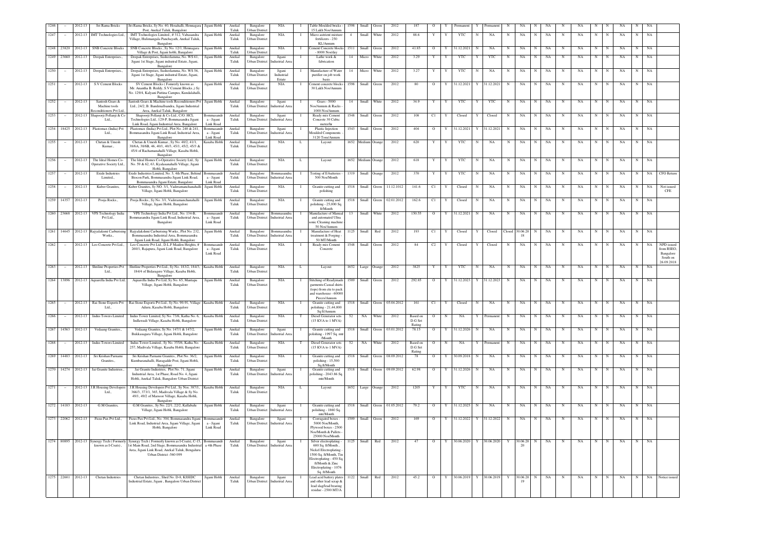| 1246 | – | 2012-13 | Sri Rama Bricks | Sri Rama Bricks, Sy No. 40, Hosahalli, Hennagara Post, Anekal Taluk, Bangalore | Jigani Hobli | Anekal Taluk | Bangalore Urban District | NIA | I | Table Moulded bricks - 15 Lakh Nos/Annum | 1598 | Small | Green | 2012 | 187 | O | Y | Permanent | Y | Permanent | N | NA | N | NA | N | NA | N | N | NA | N | NA | |
|---|---|---|---|---|---|---|---|---|---|---|---|---|---|---|---|---|---|---|---|---|---|---|---|---|---|---|---|---|---|---|---|---|
| 1247 | – | 2012-13 | IMT Technologies Ltd., | IMT Technologies Limited, # 312, Vabasandra Village, Hulimangala Panchayath, Anekal Taluk, Bangalore | Jigani Hobli | Anekal Taluk | Bangalore Urban District | NIA | I | Micro nutrient mixture fertilizers - 250 KL/Annum | 4 | Small | White | 2012 | 88.6 | Y | Y | YTC | N | NA | N | NA | N | NA | N | NA | N | N | NA | N | NA | |
| 1248 | 23820 | 2012-13 | SNB Concrete Blocks | SNB Concrete Blocks., Sy No. 12/1, Hennagara Village & Post, Jigani hobli, Bangalore | Jigani Hobli | Anekal Taluk | Bangalore Urban District | NIA | I | Cement Concrete blocks - 8000 Nos/day | 1511 | Small | Green | 2012 | 41.85 | O | Y | 31.12.2021 | N | NA | N | NA | N | NA | N | NA | N | N | NA | N | NA | |
| 1249 | 23660 | 2012-13 | Deepak Enterprises, | Deepak Enterprises, Sisheelamma, No. WS 61, Jigani 1st Stage, Jigani industrial Estate, Jigani, Bangalore | Jigani Hobli | Anekal Taluk | Bangalore Urban District | Jigani Industrial Area | I | Lathe work & fabrication | 14 | Micro | White | 2012 | 3.29 | Y | Y | YTC | Y | YTC | N | NA | N | NA | N | NA | N | N | NA | N | NA | |
| 1250 | – | 2012-13 | Deepak Enterprises, | Deepak Enterprises, Sisheelamma, No. WS 56, Jigani 1st Stage, Jigani industrial Estate, Jigani, Bangalore | Jigani Hobli | Anekal Taluk | Bangalore Urban District | Jigani Industrial Estate | I | Manufacture of Water purifier on job work basis | 14 | Micro | White | 2012 | 3.27 | Y | Y | YTC | N | NA | N | NA | N | NA | N | NA | N | N | NA | N | NA | |
| 1251 | – | 2012-13 | S.V Cement Blocks | SV Cement Blocks ( Formerly known as Mr. Anantha B. Reddy, S.V Cement Blocks.,) Sy No. 129/4, Kalyani Pattina Campus, Kundalahalli, Bangalore | Jigani Hobli | Anekal Taluk | Bangalore Urban District | NIA | I | Cement concrete blocks - 30 Lakh Nos/Annum | 1598 | Small | Green | 2012 | 80 | O | Y | 31.12.2021 | Y | 31.12.2021 | N | NA | N | NA | N | NA | N | N | NA | N | NA | |
| 1252 | – | 2012-13 | Santosh Gears & Machine tools Reconditioners Pvt Ltd., | Santosh Gears & Machine tools Reconditioners Pvt Ltd., 24/2, B. Bandenallsandra, Jigani Industrial Area, Anekal Taluk, Bangalore | Jigani Hobli | Anekal Taluk | Bangalore Urban District | Jigani Industrial Area | I | Gears - 5000 Nos/Annum & Racks - 1000 Nos/Annum | 14 | Small | White | 2012 | 34.9 | Y | Y | YTC | Y | YTC | N | NA | N | NA | N | NA | N | N | NA | N | NA | |
| 1253 | – | 2012-13 | Shapoorji Pollanji & Co Ltd., | Shapoorji Pollanji & Co Ltd., C/O. HCL Technologies Ltd., 129-P, Bommasandra Jigani Link Road, Jigani Industrial Area, Bangalore | Bommasandra - Jigani Link Road | Anekal Taluk | Bangalore Urban District | Jigani Industrial Area | I | Ready mix Cement Concrete 30 Cubic meter/hr | 1548 | Small | Green | 2012 | 108 | C1 | Y | Closed | Y | Closed | N | NA | N | NA | N | NA | N | N | NA | N | NA | |
| 1254 | 18425 | 2012-13 | Plastomax (India) Pvt Ltd., | Plastomax (India) Pvt Ltd., Plot No. 240 & 241, Bommasandra Jigani Link Road, Industrial Area, Bangalore | Bommasandra - Jigani Link Road | Anekal Taluk | Bangalore Urban District | Jigani Industrial Area | I | Plastic Injection Moulded Components - 3120 Tons/Annum | 1543 | Small | Green | 2012 | 404 | O | Y | 31.12.2021 | Y | 31.12.2021 | N | NA | N | NA | N | NA | N | N | NA | N | NA | |
| 1255 | – | 2012-13 | Chetan & Umesh Kumar., | Chetan & Umesh Kumar., Sy No. 40/2, 41/1, 38/6A, 38/6B, 46, 40/1, 40/3, 45/1, 45/2, 45/3 & 45/4 of Rachamanahalli Village, Kasaba Hobli, Bangalore | Kasaba Hobli | Anekal Taluk | Bangalore Urban District | NIA | L | Layout | 1652 | Medium | Orange | 2012 | 620 | Y | Y | YTC | N | NA | N | NA | N | NA | N | NA | N | N | NA | N | NA | |
| 1256 | – | 2012-13 | The Ideal Homes Co-Operative Society Ltd., | The Ideal Homes Co-Operative Society Ltd., Sy No. 59 & 62, 63, Kyalasanahalli Village, Jigani Hobli, Bangalore | Jigani Hobli | Anekal Taluk | Bangalore Urban District | NIA | L | Layout | 1652 | Medium | Orange | 2012 | 618 | Y | Y | YTC | N | NA | N | NA | N | NA | N | NA | N | N | NA | N | NA | |
| 1257 | – | 2012-13 | Exide Industries Limited., | Exide Industries Limited, No. 5, 4th Phase, Behind Biocon Park, Bommasandra Jigani Link Road, Bommasandra Jigani Estate, Bangalore | Bommasandra - Jigani Link Road | Anekal Taluk | Bangalore Urban District | Bommasandra Industrial Area | I | Testing of E-batteries - 500 Nos/Month | 1319 | Small | Orange | 2012 | 370 | Y | Y | YTC | N | NA | N | NA | N | NA | N | NA | N | N | NA | N | NA | CFO Return |
| 1258 | – | 2012-13 | Kuber Granites, | Kuber Granites, Sy NO. 3/1, Vaderamanchanahalli Village, Jigani Hobli, Bangalore | Jigani Hobli | Anekal Taluk | Bangalore Urban District | NIA | I | Granite cutting and polishing | 1518 | Small | Green | 11.12.1012 | 141.6 | C1 | Y | Closed | N | NA | N | NA | N | NA | N | NA | N | N | NA | N | NA | Not issued CFE |
| 1259 | 14357 | 2012-13 | Pooja Rocks., | Pooja Rocks., Sy No. 3/1, Vaderamanchanahalli Village, Jigani Hobli, Bangalore | Jigani Hobli | Anekal Taluk | Bangalore Urban District | NIA | I | Granite cutting and polishing - 25,000 Sq. ft/Month | 1518 | Small | Green | 02.01.2012 | 162.6 | C1 | Y | Closed | N | NA | N | NA | N | NA | N | NA | N | N | NA | N | NA | |
| 1260 | 23668 | 2012-13 | VPS Technology India Pvt Ltd., | VPS Technology India Pvt Ltd., No. 134-B, Bommasandra Jigani Link Road, Industrial Area, Bangalore | Bommasandra - Jigani Link Road | Anekal Taluk | Bangalore Urban District | Bommasandra Industrial Area | I | Manufacture of Manual and automated Ultra sonic Cleaning machine - 50 Nos/Annum | 13 | Small | White | 2012 | 150.55 | O | Y | 31.12.2021 | N | NA | N | NA | N | NA | N | NA | N | N | NA | N | NA | |
| 1261 | 14645 | 2012-13 | Rajyalaksmi Carburising Works., | Rajyalakshmi Carburising Works., Plot No. 232, Bommasandra Industrial Area, Bommasandra Jigani Link Road, Jigani Hobli, Bangalore | Jigani Hobli | Anekal Taluk | Bangalore Urban District | Bommasandra Industrial Area | I | Manufacture of Heat treatment & Forging - 50 MT/Month | 1125 | Small | Red | 2012 | 193 | C1 | Y | Closed | Y | Closed | Closed | 30.06.2018 | N | NA | N | NA | N | N | NA | N | NA | |
| 1262 | – | 2012-13 | Leo Concrete Pvt Ltd., | Leo Concrete Pvt Ltd., D.L.F Maiden Heights, # 260/1, Rajapura, Jigani Link Road, Bangalore | Bommasandra - Jigani Link Road | Anekal Taluk | Bangalore Urban District | NIA | I | Ready mix Cement Concrete | 1548 | Small | Green | 2012 | 84 | C2 | Y | Closed | Y | Closed | N | NA | N | NA | N | NA | N | N | NA | N | NA | NPD issued from RSEO, Bangalore South on 26.09.2018 |
| 1263 | – | 2012-13 | Shriline Properties Pvt Ltd., | Shriline Properties Pvt Ltd., Sy No. 183/2, 184/3, 184/4 of Bidaragere Village, Kasaba Hobli, Bangalore | Kasaba Hobli | Anekal Taluk | Bangalore Urban District | NIA | L | Layout | 1652 | Large | Orange | 2012 | 3825 | Y | Y | YTC | N | NA | N | NA | N | NA | N | NA | N | N | NA | N | NA | |
| 1264 | 13896 | 2012-13 | Aquarella India Pvt Ltd, | Aquarella India Pvt Ltd, Sy No. 65, Mantapa Village, Jigani Hobli, Bangalore | Jigani Hobli | Anekal Taluk | Bangalore Urban District | NIA | I | Stitching of Readymade garments-Casual shirts (tops) from cte to pack and warehouse - 60000 Pieces/Annum | 1589 | Small | Green | 2012 | 292.85 | O | Y | 31.12.2023 | Y | 31.12.2023 | N | NA | N | NA | N | NA | N | N | NA | N | NA | |
| 1265 | – | 2012-13 | Rai Stone Exports Pvt Ltd., | Rai Stone Exports Pvt Ltd., Sy No. 90-91, Village Aduru, Kasaba Hobli, Bangalore | Kasaba Hobli | Anekal Taluk | Bangalore Urban District | NIA | I | Granite cutting and polishing - 21,44,000 Sq ft/Annum | 1518 | Small | Green | 05.04.2012 | 161 | C1 | Y | Closed | N | NA | N | NA | N | NA | N | NA | N | N | NA | N | NA | |
| 1266 | – | 2012-13 | Indus Towers Limited | Indus Tower Limited, Sy No. 73/6, Katha No. 6, Indlavadi Village, Kasaba Hobli, Bangalore | Kasaba Hobli | Anekal Taluk | Bangalore Urban District | NIA | T | Diesel Generator sets (15 KVA to 1 MVA) | 52 | NA | White | 2012 | Based on D.G Set Rating | O | N | NA | Y | Permanent | N | NA | N | NA | N | NA | N | N | NA | N | NA | |
| 1267 | 14563 | 2012-13 | Vedaang Granites., | Vedaang Granites, Sy No. 147/1 & 147/2, Bukkasagara Village, Jigani Hobli, Bangalore | Jigani Hobli | Anekal Taluk | Bangalore Urban District | Jigani Industrial Area | I | Granite cutting and polishing - 1997 Sq. mtr /Month | 1518 | Small | Green | 03.01.2012 | 78.15 | O | Y | 31.12.2026 | N | NA | N | NA | N | NA | N | NA | N | N | NA | N | NA | |
| 1268 | – | 2012-13 | Indus Towers Limited | Indus Tower Limited., Sy No. 355/6, Katha No. 257, Madivala Village, Kasaba Hobli, Bangalore | Kasaba Hobli | Anekal Taluk | Bangalore Urban District | NIA | T | Diesel Generator sets (15 KVA to 1 MVA) | 52 | NA | White | 2012 | Based on D.G Set Rating | O | N | NA | Y | Permanent | N | NA | N | NA | N | NA | N | N | NA | N | NA | |
| 1269 | 14483 | 2012-13 | Sri Krishan Parnami Granites., | Sri Krishan Parnami Granites., Plot No. 36/2, Kumbaranahalli, Haragadde Post, Jigani Hobli, Bangalore | Jigani Hobli | Anekal Taluk | Bangalore Urban District | NIA | I | Granite cutting and polishing - 15,500 Sq.ft/Month | 1518 | Small | Green | 08.09.2012 | 78 | O | Y | 30.09.2018 | N | NA | N | NA | N | NA | N | NA | N | N | NA | N | NA | |
| 1270 | 14274 | 2012-13 | Jai Granite Industries., | Jai Granite Industries., Plot No. 71, Jigani Industrial Area, 1st Phase, Road No. 4, Jigani Hobli, Anekal Taluk, Bangalore Urban District | Jigani Hobli | Anekal Taluk | Bangalore Urban District | Jigani Industrial Area | I | Granite cutting and polishing - 2043.86 Sq. mtr/Month | 1518 | Small | Green | 09.09.2012 | 62.98 | O | Y | 31.12.2026 | N | NA | N | NA | N | NA | N | NA | N | N | NA | N | NA | |
| 1271 | – | 2012-13 | J.R Housing Developers Ltd., | J.R Housing Developers Pvt Ltd., Sy Nos. 387/1, 366/3, 373/1, 365, Madivala Village & Sy No. 49/1, 49/2 of Mansoor Village, Kasaba Hobli, Bangalore | Kasaba Hobli | Anekal Taluk | Bangalore Urban District | NIA | L | Layout | 1652 | Large | Orange | 2012 | 1205 | Y | Y | YTC | N | NA | N | NA | N | NA | N | NA | N | N | NA | N | NA | |
| 1272 | 14183 | 2012-13 | G.M Granites, | G.M Granites., Sy No. 22/1, 22/2, Kallabalu Village, Jigani Hobli, Bangalore | Jigani Hobli | Anekal Taluk | Bangalore Urban District | Jigani Industrial Area | I | Granite cutting and polishing - 1860 Sq. mtr/Month | 1518 | Small | Green | 01.05.2012 | 79.2 | O | Y | 31.12.2025 | N | NA | N | NA | N | NA | N | NA | N | N | NA | N | NA | |
| 1273 | 22062 | 2012-13 | Ficus Pax Pvt Ltd., | Ficus Pax Pvt Ltd., No. 304, Bommasandra Jigani Link Road, Industrial Area, Jigani Village, Jigani Hobli, Bangalore | Bommasandra - Jigani Link Road | Anekal Taluk | Bangalore Urban District | Jigani Industrial Area | I | Corrugated boxes - 5000 Nos/Month, Plywood boxes - 2500 Nos/Month & Pallets - 25000 Nos/Month | 1509 | Small | Green | 2012 | 169 | O | Y | 31.12.2022 | Y | 31.12.2022 | N | NA | N | NA | N | NA | N | N | NA | N | NA | |
| 1274 | 80895 | 2012-13 | Synergy Tech ( Formerly known as I-Coats) , | Synergy Tech ( Formerly known as I-Coats), C-15, 1st Main Road, 2nd Stage, Bommasandra Industrial Area, Jigani Link Road, Anekal Taluk, Bengaluru Urban District -560 099 | Bommasandra 4th Phase | Anekal Taluk | Bangalore Urban District | Jigani Industrial Area | I | Silver electroplating - 600 Sq. ft/Month, Nickel Electroplating - 1500 Sq. ft/Month, Tin Electroplating - 450 Sq. ft/Month & Zinc Electroplating - 1076 Sq. ft/Month | 1125 | Small | Red | 2012 | 47 | O | Y | 30.06.2020 | Y | 30.06.2020 | Y | 30.06.2020 | N | NA | N | NA | N | N | NA | N | NA | |
| 1275 | 22601 | 2012-13 | Chetan Industries | Chetan Industries., Shed No. D-8, KSSIDC Industrial Estate, Jigani , Bangalore Urban District | Jigani Hobli | Anekal Taluk | Bangalore Urban District | Jigani Industrial Area | I | Lead acid battery plates and other lead scrap & lead slag/lead bearing residue - 2500 MT/A | 1122 | Small | Red | 2012 | 45.2 | O | Y | 30.06.2019 | Y | 30.06.2019 | Y | 30.06.2019 | N | NA | N | NA | N | N | NA | N | NA | Notice issued |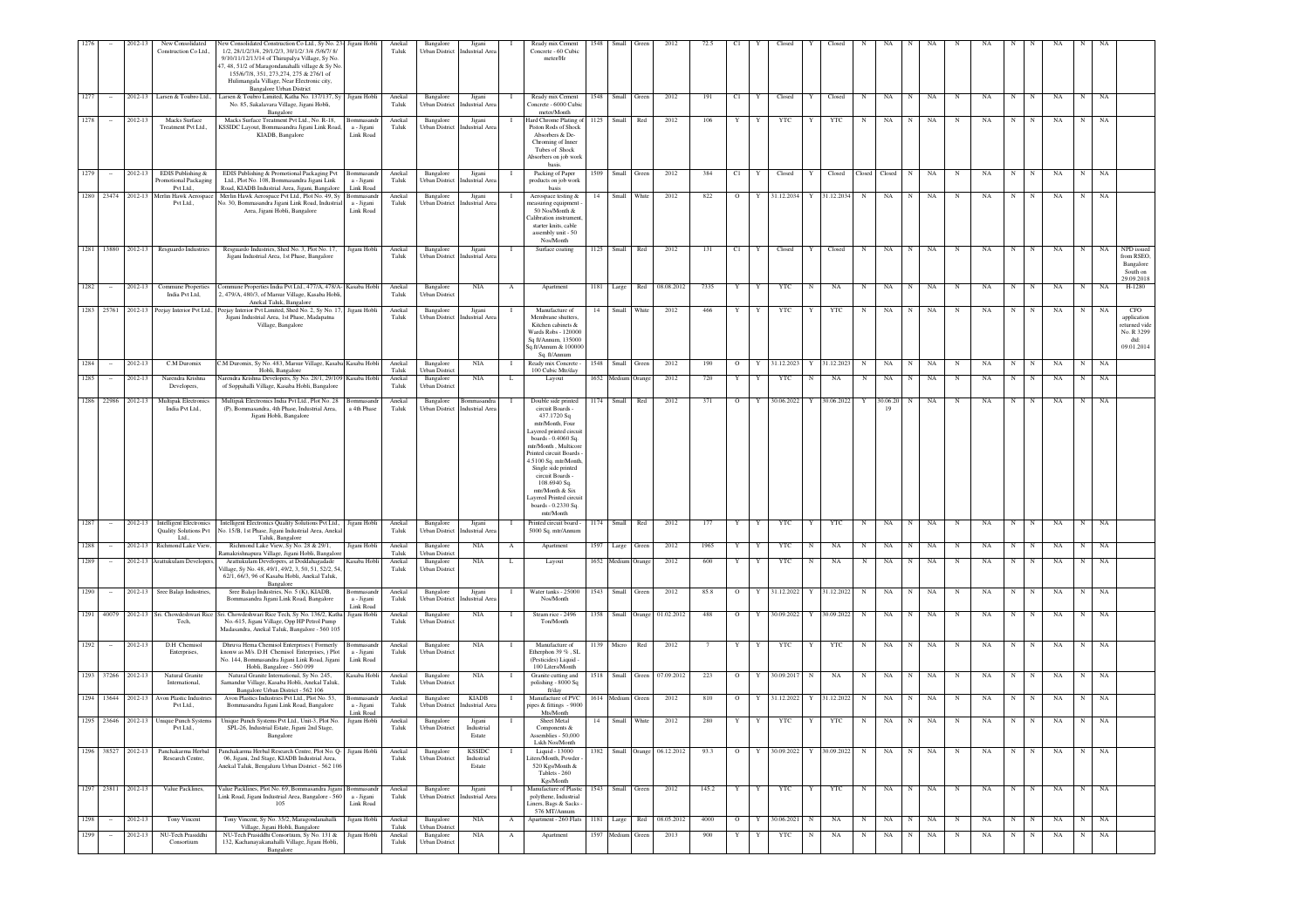| 1276 | - | 2012-13 | New Consolidated Construction Co Ltd., | New Consolidated Construction Co Ltd., Sy No. 23/1/2, 28/1/2/3/4, 29/1/2/3, 30/1/2/ 3/4 /5/6/7/ 8/ 9/10/11/12/13/14 of Thirupalya Village, Sy No. 47, 48, 51/2 of Maragondanahalli village & Sy No. 155/6/7/8, 351, 273,274, 275 & 276/1 of Hulimangala Village, Near Electronic city, Bangalore Urban District | Jigani Hobli | Anekal Taluk | Bangalore Urban District | Jigani Industrial Area | I | Ready mix Cement Concrete - 60 Cubic meter/Hr | 1548 | Small | Green | 2012 | 72.5 | C1 | Y | Closed | Y | Closed | N | NA | N | NA | N | NA | N | N | NA | N | NA | |
|---|---|---|---|---|---|---|---|---|---|---|---|---|---|---|---|---|---|---|---|---|---|---|---|---|---|---|---|---|---|---|---|---|---|---|---|
| 1277 | - | 2012-13 | Larsen & Toubro Ltd., | Larsen & Toubro Limited, Katha No. 137/137, Sy No. 85, Sakalavara Village, Jigani Hobli, Bangalore | Jigani Hobli | Anekal Taluk | Bangalore Urban District | Jigani Industrial Area | I | Ready mix Cement Concrete - 6000 Cubic meter/Month | 1548 | Small | Green | 2012 | 191 | C1 | Y | Closed | Y | Closed | N | NA | N | NA | N | NA | N | N | NA | N | NA | |
| 1278 | - | 2012-13 | Macks Surface Treatment Pvt Ltd., | Macks Surface Treatment Pvt Ltd., No. R-18, KSSIDC Layout, Bommasandra Jigani Link Road, KIADB, Bangalore | Bommasandra - Jigani Link Road | Anekal Taluk | Bangalore Urban District | Jigani Industrial Area | I | Hard Chrome Plating of Piston Rods of Shock Absorbers & De-Chroming of Inner Tubes of Shock Absorbers on job work basis. | 1125 | Small | Red | 2012 | 106 | Y | Y | YTC | Y | YTC | N | NA | N | NA | N | NA | N | N | NA | N | NA | |
| 1279 | - | 2012-13 | EDIS Publishing & Promotional Packaging Pvt Ltd., | EDIS Publishing & Promotional Packaging Pvt Ltd., Plot No. 108, Bommasandra Jigani Link Road, KIADB Industrial Area, Jigani, Bangalore | Bommasandra - Jigani Link Road | Anekal Taluk | Bangalore Urban District | Jigani Industrial Area | I | Packing of Paper products on job work basis | 1509 | Small | Green | 2012 | 384 | C1 | Y | Closed | Y | Closed | Closed | Closed | N | NA | N | NA | N | N | NA | N | NA | |
| 1280 | 23474 | 2012-13 | Merlin Hawk Aerospace Pvt Ltd., | Merlin Hawk Aerospace Pvt Ltd., Plot No. 49, Sy No. 30, Bommasandra Jigani Link Road, Industrial Area, Jigani Hobli, Bangalore | Bommasandra - Jigani Link Road | Anekal Taluk | Bangalore Urban District | Jigani Industrial Area | I | Aerospace testing & measuring equipment - 50 Nos/Month & Calibration instrument, starter knits, cable assembly unit - 50 Nos/Month | 14 | Small | White | 2012 | 822 | O | Y | 31.12.2034 | Y | 31.12.2034 | N | NA | N | NA | N | NA | N | N | NA | N | NA | |
| 1281 | 13880 | 2012-13 | Resguardo Industries | Resguardo Industries, Shed No. 3, Plot No. 17, Jigani Industrial Area, 1st Phase, Bangalore | Jigani Hobli | Anekal Taluk | Bangalore Urban District | Jigani Industrial Area | I | Surface coating | 1125 | Small | Red | 2012 | 131 | C1 | Y | Closed | Y | Closed | N | NA | N | NA | N | NA | N | N | NA | N | NA | NPD issued from RSEO, Bangalore South on 29.09.2018 |
| 1282 | - | 2012-13 | Commune Properties India Pvt Ltd, | Commune Properties India Pvt Ltd., 477/A, 478/A-2, 479/A, 480/3, of Marsur Village, Kasaba Hobli, Anekal Taluk, Bangalore | Kasaba Hobli | Anekal Taluk | Bangalore Urban District | NIA | A | Apartment | 1181 | Large | Red | 08.08.2012 | 7335 | Y | Y | YTC | N | NA | N | NA | N | NA | N | NA | N | N | NA | N | NA | H-1280 |
| 1283 | 25761 | 2012-13 | Peejay Interior Pvt Ltd., | Peejay Interior Pvt Limited, Shed No. 2, Sy No. 17, Jigani Industrial Area, 1st Phase, Madapatna Village, Bangalore | Jigani Hobli | Anekal Taluk | Bangalore Urban District | Jigani Industrial Area | I | Manufacture of Membrane shutters, Kitchen cabinets & Wards Robs - 120000 Sq.ft/Annum, 135000 Sq.ft/Annum & 100000 Sq. ft/Annum | 14 | Small | White | 2012 | 466 | Y | Y | YTC | Y | YTC | N | NA | N | NA | N | NA | N | N | NA | N | NA | CFO application returned vide No. R 3299 dtd: 09.01.2014 |
| 1284 | - | 2012-13 | C.M Duromix | C.M Duromix, Sy No. 483, Marsur Village, Kasaba Hobli, Bangalore | Kasaba Hobli | Anekal Taluk | Bangalore Urban District | NIA | I | Ready mix Concrete - 100 Cubic Mtr/day | 1548 | Small | Green | 2012 | 190 | O | Y | 31.12.2023 | Y | 31.12.2023 | N | NA | N | NA | N | NA | N | N | NA | N | NA | |
| 1285 | - | 2012-13 | Narendra Krishna Developers, | Narendra Krishna Developers, Sy No. 28/1, 29/109 of Soppahalli Village, Kasaba Hobli, Bangalore | Kasaba Hobli | Anekal Taluk | Bangalore Urban District | NIA | L | Layout | 1652 | Medium | Orange | 2012 | 720 | Y | Y | YTC | N | NA | N | NA | N | NA | N | NA | N | N | NA | N | NA | |
| 1286 | 22986 | 2012-13 | Multipak Electronics India Pvt Ltd., | Multipak Electronics India Pvt Ltd., Plot No. 28 (P), Bommasandra, 4th Phase, Industrial Area, Jigani Hobli, Bangalore | Bommasandra 4th Phase | Anekal Taluk | Bangalore Urban District | Bommasandra Industrial Area | I | Double side printed circuit Boards - 437.1720 Sq mtr/Month, Four Layered printed circuit boards - 0.4060 Sq. mtr/Month , Multicore Printed circuit Boards - 4.5100 Sq. mtr/Month, Single side printed circuit Boards - 108.6940 Sq. mtr/Month & Six Layered Printed circuit boards - 0.2330 Sq. mtr/Month | 1174 | Small | Red | 2012 | 371 | O | Y | 30.06.2022 | Y | 30.06.2022 | Y | 30.06.2019 | N | NA | N | NA | N | N | NA | N | NA | |
| 1287 | - | 2012-13 | Intelligent Electronics Quality Solutions Pvt Ltd., | Intelligent Electronics Quality Solutions Pvt Ltd., No. 15/B, 1st Phase, Jigani Industrial Area, Anekal Taluk, Bangalore | Jigani Hobli | Anekal Taluk | Bangalore Urban District | Jigani Industrial Area | I | Printed circuit board - 5000 Sq. mtr/Annum | 1174 | Small | Red | 2012 | 177 | Y | Y | YTC | Y | YTC | N | NA | N | NA | N | NA | N | N | NA | N | NA | |
| 1288 | - | 2012-13 | Richmond Lake View, | Richmond Lake View, Sy No. 28 & 29/1, Ramakrishnapura Village, Jigani Hobli, Bangalore | Jigani Hobli | Anekal Taluk | Bangalore Urban District | NIA | A | Apartment | 1597 | Large | Green | 2012 | 1965 | Y | Y | YTC | N | NA | N | NA | N | NA | N | NA | N | N | NA | N | NA | |
| 1289 | - | 2012-13 | Arattukulam Developers, | Arattukulam Developers, at Doddahagade Village, Sy No. 48, 49/1, 49/2, 3, 51, 51, 52/2, 54, 62/1, 66/3, 96 of Kasaba Hobli, Anekal Taluk, Bangalore | Kasaba Hobli | Anekal Taluk | Bangalore Urban District | NIA | L | Layout | 1652 | Medium | Orange | 2012 | 600 | Y | Y | YTC | N | NA | N | NA | N | NA | N | NA | N | N | NA | N | NA | |
| 1290 | - | 2012-13 | Sree Balaji Industries, | Sree Balaji Industries, No. 5 (K), KIADB, Bommasandra Jigani Link Road, Bangalore | Bommasandra - Jigani Link Road | Anekal Taluk | Bangalore Urban District | Jigani Industrial Area | I | Water tanks - 25000 Nos/Month | 1543 | Small | Green | 2012 | 85.8 | O | Y | 31.12.2022 | Y | 31.12.2022 | N | NA | N | NA | N | NA | N | N | NA | N | NA | |
| 1291 | 40079 | 2012-13 | Sri. Chowdeshwari Rice Tech, | Sri. Chowdeshwari Rice Tech, Sy No. 136/2, Katha No.-615, Jigani Village, Opp HP Petrol Pump Madasandra, Anekal Taluk, Bangalore - 560 105 | Jigani Hobli | Anekal Taluk | Bangalore Urban District | NIA | I | Steam rice - 2496 Ton/Month | 1358 | Small | Orange | 01.02.2012 | 488 | O | Y | 30.09.2022 | Y | 30.09.2022 | N | NA | N | NA | N | NA | N | N | NA | N | NA | |
| 1292 | - | 2012-13 | D.H Chemisol Enterprises, | Dhruva Hema Chemisol Enterprises ( Formerly known as M/s. D.H Chemisol Enterprises, ) Plot No. 144, Bommasandra Jigani Link Road, Jigani Hobli, Bangalore - 560 099 | Bommasandra - Jigani Link Road | Anekal Taluk | Bangalore Urban District | NIA | I | Manufacture of Etherphon 39 % , SL (Pesticides) Liquid - 100 Liters/Month | 1139 | Micro | Red | 2012 | 7 | Y | Y | YTC | Y | YTC | N | NA | N | NA | N | NA | N | N | NA | N | NA | |
| 1293 | 37266 | 2012-13 | Natural Granite International, | Natural Granite International, Sy No. 245, Samandur Village, Kasaba Hobli, Anekal Taluk, Bangalore Urban District - 562 106 | Kasaba Hobli | Anekal Taluk | Bangalore Urban District | NIA | I | Granite cutting and polishing - 8000 Sq ft/day | 1518 | Small | Green | 07.09.2012 | 223 | O | Y | 30.09.2017 | N | NA | N | NA | N | NA | N | NA | N | N | NA | N | NA | |
| 1294 | 13644 | 2012-13 | Avon Plastic Industries Pvt Ltd., | Avon Plastics Industries Pvt Ltd., Plot No. 53, Bommasandra Jigani Link Road, Bangalore | Bommasandra - Jigani Link Road | Anekal Taluk | Bangalore Urban District | KIADB Industrial Area | I | Manufacture of PVC pipes & fittings - 9000 Mts/Month | 1614 | Medium | Green | 2012 | 810 | O | Y | 31.12.2022 | Y | 31.12.2022 | N | NA | N | NA | N | NA | N | N | NA | N | NA | |
| 1295 | 23646 | 2012-13 | Unique Punch Systems Pvt Ltd., | Unique Punch Systems Pvt Ltd., Unit-3, Plot No. SPL-26, Industrial Estate, Jigani 2nd Stage, Bangalore | Jigani Hobli | Anekal Taluk | Bangalore Urban District | Jigani Industrial Estate | I | Sheet Metal Components & Assemblies - 50,000 Lakh Nos/Month | 14 | Small | White | 2012 | 280 | Y | Y | YTC | Y | YTC | N | NA | N | NA | N | NA | N | N | NA | N | NA | |
| 1296 | 38527 | 2012-13 | Panchakarma Herbal Research Centre, | Panchakarma Herbal Research Centre, Plot No. Q-06, Jigani, 2nd Stage, KIADB Industrial Area, Anekal Taluk, Bengaluru Urban District - 562 106 | Jigani Hobli | Anekal Taluk | Bangalore Urban District | KSSIDC Industrial Estate | I | Liquid - 13000 Liters/Month, Powder - 520 Kgs/Month & Tablets - 260 Kgs/Month | 1382 | Small | Orange | 06.12.2012 | 93.3 | O | Y | 30.09.2022 | Y | 30.09.2022 | N | NA | N | NA | N | NA | N | N | NA | N | NA | |
| 1297 | 23811 | 2012-13 | Value Packlines, | Value Packlines, Plot No. 69, Bommasandra Jigani Link Road, Jigani Industrial Area, Bangalore - 560 105 | Bommasandra - Jigani Link Road | Anekal Taluk | Bangalore Urban District | Jigani Industrial Area | I | Manufacture of Plastic polythene, Industrial Liners, Bags & Sacks - 576 MT/Annum | 1543 | Small | Green | 2012 | 145.2 | Y | Y | YTC | Y | YTC | N | NA | N | NA | N | NA | N | N | NA | N | NA | |
| 1298 | - | 2012-13 | Tony Vincent | Tony Vincent, Sy No. 35/2, Maragondanahalli Village, Jigani Hobli, Bangalore | Jigani Hobli | Anekal Taluk | Bangalore Urban District | NIA | A | Apartment - 260 Flats | 1181 | Large | Red | 08.05.2012 | 4000 | O | Y | 30.06.2021 | N | NA | N | NA | N | NA | N | NA | N | N | NA | N | NA | |
| 1299 | - | 2012-13 | NU-Tech Prasiddhi Consortium | NU-Tech Prasiddhi Consortium, Sy No. 131 & 132, Kachanayakanahalli Village, Jigani Hobli, Bangalore | Jigani Hobli | Anekal Taluk | Bangalore Urban District | NIA | A | Apartment | 1597 | Medium | Green | 2013 | 900 | Y | Y | YTC | N | NA | N | NA | N | NA | N | NA | N | N | NA | N | NA | |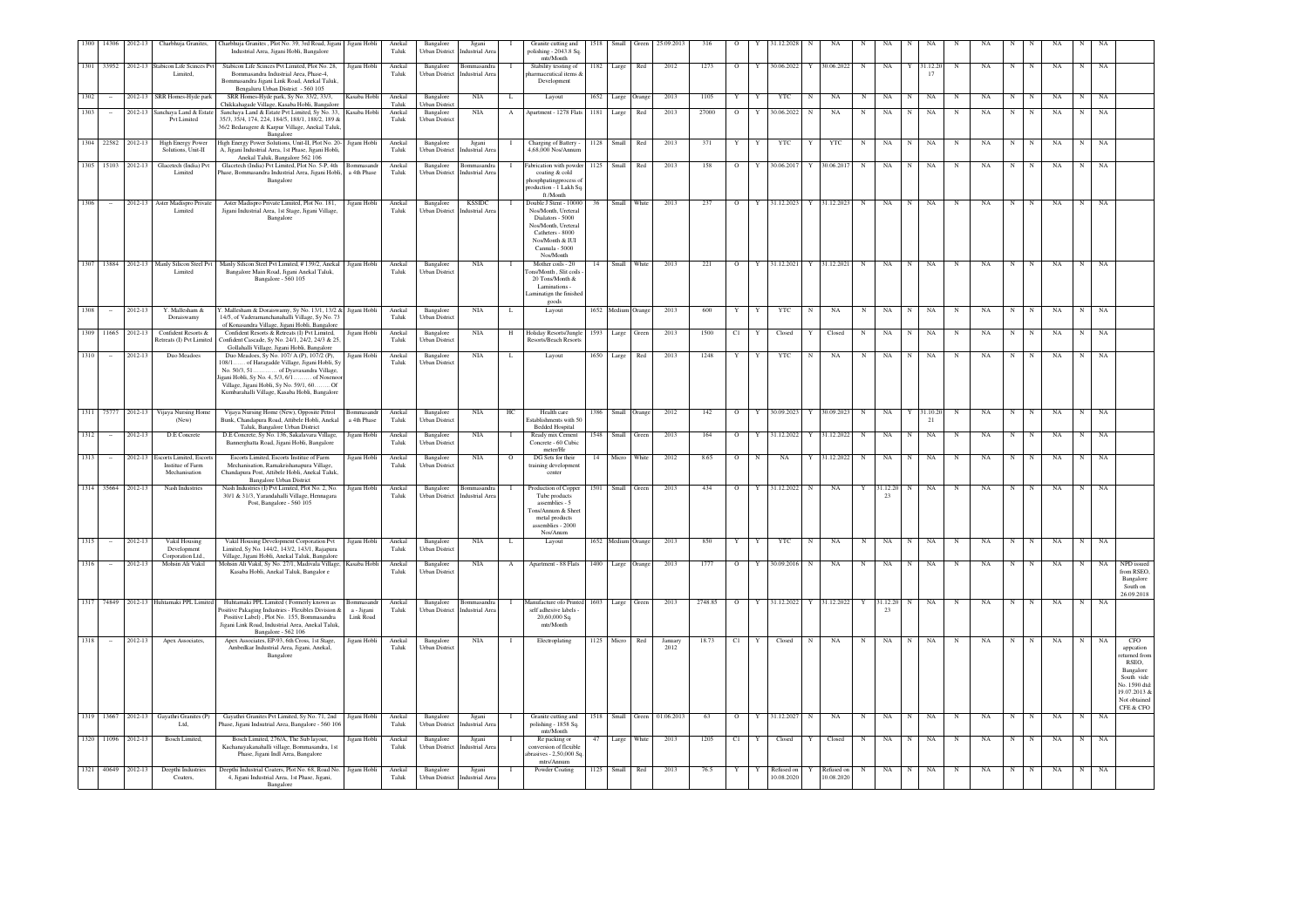| 1300 | 14306 | 2012-13 | Charbhuja Granites | Charbhuja Granites , Plot No. 39, 3rd Road, Jigani Industrial Area, Jigani Hobli, Bangalore | Jigani Hobli | Anekal Taluk | Bangalore Urban District | Jigani Industrial Area | I | Granite cutting and polishing - 2043.8 Sq. mtr/Month | 1518 | Small | Green | 25.09.2013 | 316 | O | Y | 31.12.2028 | N | NA | N | NA | N | NA | N | NA | N | N | NA | N | NA | |
|---|---|---|---|---|---|---|---|---|---|---|---|---|---|---|---|---|---|---|---|---|---|---|---|---|---|---|---|---|---|---|---|---|
| 1301 | 33952 | 2012-13 | Stabicon Life Scinces Pvt Limited, | Stabicon Life Scinces Pvt Limited, Plot No. 28, Bommasandra Industrial Area, Phase-4, Bommasandra Jigani Link Road, Anekal Taluk, Bengaluru Urban District - 560 105 | Jigani Hobli | Anekal Taluk | Bangalore Urban District | Bommasandra Industrial Area | I | Stability testing of pharmaceutical items & Development | 1182 | Large | Red | 2012 | 1273 | O | Y | 30.06.2022 | Y | 30.06.2022 | N | NA | Y | 31.12.2017 | N | NA | N | N | NA | N | NA | |
| 1302 | -- | 2012-13 | SRR Homes-Hyde park | SRR Homes-Hyde park, Sy No. 33/2, 33/3, Chikkahagade Village, Kasaba Hobli, Bangalore | Kasaba Hobli | Anekal Taluk | Bangalore Urban District | NIA | L | Layout | 1652 | Large | Orange | 2013 | 1105 | Y | Y | YTC | N | NA | N | NA | N | NA | N | NA | N | N | NA | N | NA | |
| 1303 | -- | 2012-13 | Sanchaya Land & Estate Pvt Limited | Sanchaya Land & Estate Pvt Limited, Sy No. 33, 35/3, 35/4, 174, 224, 184/5, 188/1, 188/2, 189 & 36/2 Bedaragere & Karpur Village, Anekal Taluk, Bangalore | Kasaba Hobli | Anekal Taluk | Bangalore Urban District | NIA | A | Apartment - 1278 Flats | 1181 | Large | Red | 2013 | 27000 | O | Y | 30.06.2022 | N | NA | N | NA | N | NA | N | NA | N | N | NA | N | NA | |
| 1304 | 22582 | 2012-13 | High Energy Power Solutions, Unit-II | High Energy Power Solutions, Unit-II, Plot No. 20-A, Jigani Industrial Area, 1st Phase, Jigani Hobli, Anekal Taluk, Bangalore 562 106 | Jigani Hobli | Anekal Taluk | Bangalore Urban District | Jigani Industrial Area | I | Charging of Battery - 4,68,000 Nos/Annum | 1128 | Small | Red | 2013 | 371 | Y | Y | YTC | Y | YTC | N | NA | N | NA | N | NA | N | N | NA | N | NA | |
| 1305 | 15103 | 2012-13 | Glacetech (India) Pvt Limited | Glacetech (India) Pvt Limited, Plot No. S-P, 4th Phase, Bommasandra Industrial Area, Jigani Hobli, Bangalore | Bommasandra 4th Phase | Anekal Taluk | Bangalore Urban District | Bommasandra Industrial Area | I | Fabrication with powder coating & cold phosphatingprocess of production - 1 Lakh Sq. ft /Month | 1125 | Small | Red | 2013 | 158 | O | Y | 30.06.2017 | Y | 30.06.2017 | N | NA | N | NA | N | NA | N | N | NA | N | NA | |
| 1306 | -- | 2012-13 | Aster Madispro Private Limited | Aster Madispro Private Limited, Plot No. 181, Jigani Industrial Area, 1st Stage, Jigani Village, Bangalore | Jigani Hobli | Anekal Taluk | Bangalore Urban District | KSSIDC Industrial Area | I | Double J Stent - 10000 Nos/Month, Ureteral Dialators - 5000 Nos/Month, Ureteral Catheters - 8000 Nos/Month & IUI Cannula - 5000 Nos/Month | 36 | Small | White | 2013 | 237 | O | Y | 31.12.2023 | Y | 31.12.2023 | N | NA | N | NA | N | NA | N | N | NA | N | NA | |
| 1307 | 13884 | 2012-13 | Manly Silicon Steel Pvt Limited | Manly Silicon Steel Pvt Limited, # 139/2, Anekal Bangalore Main Road, Jigani Anekal Taluk, Bangalore - 560 105 | Jigani Hobli | Anekal Taluk | Bangalore Urban District | NIA | I | Mother coils - 20 Tons/Month , Slit coils - 20 Tons/Month & Laminations - Laminatign the finished goods | 14 | Small | White | 2013 | 221 | O | Y | 31.12.2021 | Y | 31.12.2021 | N | NA | N | NA | N | NA | N | N | NA | N | NA | |
| 1308 | -- | 2012-13 | Y. Mallesham & Doraiswamy | Y. Mallesham & Doraiswamy, Sy No. 13/1, 13/2 & 14/5, of Vaderamanchanahalli Village, Sy No. 73 of Konasandra Village, Jigani Hobli, Bangalore | Jigani Hobli | Anekal Taluk | Bangalore Urban District | NIA | L | Layout | 1652 | Medium | Orange | 2013 | 600 | Y | Y | YTC | N | NA | N | NA | N | NA | N | NA | N | N | NA | N | NA | |
| 1309 | 11665 | 2012-13 | Confident Resorts & Retreats (I) Pvt Limited | Confident Resorts & Retreats (I) Pvt Limited, Confident Cascade, Sy No. 24/1, 24/2, 24/3 & 25, Gollahalli Village, Jigani Hobli, Bangalore | Jigani Hobli | Anekal Taluk | Bangalore Urban District | NIA | H | Holiday Resorts/Jungle Resorts/Beach Resorts | 1593 | Large | Green | 2013 | 1500 | C1 | Y | Closed | Y | Closed | N | NA | N | NA | N | NA | N | N | NA | N | NA | |
| 1310 | -- | 2012-13 | Duo Meadoes | Duo Meadoes, Sy No. 107/ A (P), 107/2 (P), 108/1……. of Haragaddie Village, Jigani Hobli, Sy No. 50/3, 51…………. of Dyavasandra Village, Jigani Hobli, Sy No. 4, 5/3, 6/1……… of Nosenoor Village, Jigani Hobli, Sy No. 59/1, 60……..Of Kumbarahalli Village, Kasaba Hobli, Bangalore | Jigani Hobli | Anekal Taluk | Bangalore Urban District | NIA | L | Layout | 1650 | Large | Red | 2013 | 1248 | Y | Y | YTC | N | NA | N | NA | N | NA | N | NA | N | N | NA | N | NA | |
| 1311 | 75777 | 2012-13 | Vijaya Nursing Home (New) | Vijaya Nursing Home (New), Opposite Petrol Bunk, Chandapura Road, Attibele Hobli, Anekal Taluk, Bangalore Urban District | Bommasandra 4th Phase | Anekal Taluk | Bangalore Urban District | NIA | HC | Health care Establishments with 50 Bedded Hospital | 1386 | Small | Orange | 2012 | 142 | O | Y | 30.09.2023 | Y | 30.09.2023 | N | NA | Y | 31.10.2021 | N | NA | N | N | NA | N | NA | |
| 1312 | -- | 2012-13 | D.E Concrete | D.E Concrete, Sy No. 136, Sakalavara Village, Bannerghatta Road, Jigani Hobli, Bangalore | Jigani Hobli | Anekal Taluk | Bangalore Urban District | NIA | I | Ready mix Cement Concrete - 60 Cubic meter/Hr | 1548 | Small | Green | 2013 | 164 | O | Y | 31.12.2022 | Y | 31.12.2022 | N | NA | N | NA | N | NA | N | N | NA | N | NA | |
| 1313 | -- | 2012-13 | Escorts Limited, Escorts Institue of Farm Mechanisation | Escorts Limited, Escorts Institue of Farm Mechanisation, Ramakrishnapura Village, Chandapura Post, Attibele Hobli, Anekal Taluk, Bangalore Urban District | Jigani Hobli | Anekal Taluk | Bangalore Urban District | NIA | O | DG Sets for their training development center | 14 | Micro | White | 2012 | 8.65 | O | N | NA | Y | 31.12.2022 | N | NA | N | NA | N | NA | N | N | NA | N | NA | |
| 1314 | 35664 | 2012-13 | Nash Industries | Nash Industries (I) Pvt Limited, Plot No. 2, No. 30/1 & 31/3, Yarandahalli Village, Hennagara Post, Bangalore - 560 105 | Jigani Hobli | Anekal Taluk | Bangalore Urban District | Bommasandra Industrial Area | I | Production of Copper Tube products assemblies - 5 Tons/Annum & Sheet metal products assemblies - 2000 Nos/Annm | 1501 | Small | Green | 2013 | 434 | O | Y | 31.12.2022 | N | NA | Y | 31.12.2023 | N | NA | N | NA | N | N | NA | N | NA | |
| 1315 | -- | 2012-13 | Vakil Housing Development Corporation Ltd., | Vakil Housing Development Corporation Pvt Limited, Sy No. 144/2, 143/2, 143/1, Rajapura Village, Jigani Hobli, Anekal Taluk, Bangalore | Jigani Hobli | Anekal Taluk | Bangalore Urban District | NIA | L | Layout | 1652 | Medium | Orange | 2013 | 850 | Y | Y | YTC | N | NA | N | NA | N | NA | N | NA | N | N | NA | N | NA | |
| 1316 | -- | 2012-13 | Mohsin Ali Vakil | Mohsin Ali Vakil, Sy No. 27/1, Madivala Village, Kasaba Hobli, Anekal Taluk, Bangalor e | Kasaba Hobli | Anekal Taluk | Bangalore Urban District | NIA | A | Apartment - 88 Flats | 1400 | Large | Orange | 2013 | 1777 | O | Y | 30.09.2016 | N | NA | N | NA | N | NA | N | NA | N | N | NA | N | NA | NPD issued from RSEO, Bangalore South on 26.09.2018 |
| 1317 | 74849 | 2012-13 | Huhtamaki PPL Limited | Huhtamaki PPL Limited ( Formerly known as Positive Pakaging Industries - Flexibles Division & Positive Label) , Plot No. 155, Bommasandra Jigani Link Road, Industrial Area, Anekal Taluk, Bangalore - 562 106 | Bommasandra - Jigani Link Road | Anekal Taluk | Bangalore Urban District | Bommasandra Industrial Area | I | Manufacture o/o Printed self adhesive labels - 20,60,000 Sq. mtr/Month | 1603 | Large | Green | 2013 | 2748.85 | O | Y | 31.12.2022 | Y | 31.12.2022 | Y | 31.12.2023 | N | NA | N | NA | N | N | NA | N | NA | |
| 1318 | -- | 2012-13 | Apex Associates, | Apex Associates, EP-93, 6th Cross, 1st Stage, Ambedkar Industrial Area, Jigani, Anekal, Bangalore | Jigani Hobli | Anekal Taluk | Bangalore Urban District | NIA | I | Electroplating | 1125 | Micro | Red | January 2012 | 18.73 | C1 | Y | Closed | N | NA | N | NA | N | NA | N | NA | N | N | NA | N | NA | CFO appcation returned from RSEO, Bangalore South vide No. 1590 dtd 19.07.2013 & Not obtained CFE & CFO |
| 1319 | 13667 | 2012-13 | Gayathri Granites (P) Ltd, | Gayathri Granites Pvt Limited, Sy No. 71, 2nd Phase, Jigani Industrial Area, Bangalore - 560 106 | Jigani Hobli | Anekal Taluk | Bangalore Urban District | Jigani Industrial Area | I | Granite cutting and polishing - 1858 Sq. mtr/Month | 1518 | Small | Green | 01.06.2013 | 63 | O | Y | 31.12.2027 | N | NA | N | NA | N | NA | N | NA | N | N | NA | N | NA | |
| 1320 | 11096 | 2012-13 | Bosch Limited, | Bosch Limited, 276/A, The Sub layout, Kachanayakanahalli village, Bommasandra, 1st Phase, Jigani Indl Area, Bangalore | Jigani Hobli | Anekal Taluk | Bangalore Urban District | Jigani Industrial Area | I | Re packing or conversion of flexible abrasives - 2,50,000 Sq. mtrs/Annum | 47 | Large | White | 2013 | 1205 | C1 | Y | Closed | Y | Closed | N | NA | N | NA | N | NA | N | N | NA | N | NA | |
| 1321 | 40649 | 2012-13 | Deepthi Industries Coaters, | Deepthi Industrial Coaters, Plot No. 68, Road No. 4, Jigani Industrial Area, 1st Phase, Jigani, Bangalore | Jigani Hobli | Anekal Taluk | Bangalore Urban District | Jigani Industrial Area | I | Powder Coating | 1125 | Small | Red | 2013 | 76.5 | Y | Y | Refused on 10.08.2020 | Y | Refused on 10.08.2020 | N | NA | N | NA | N | NA | N | N | NA | N | NA | |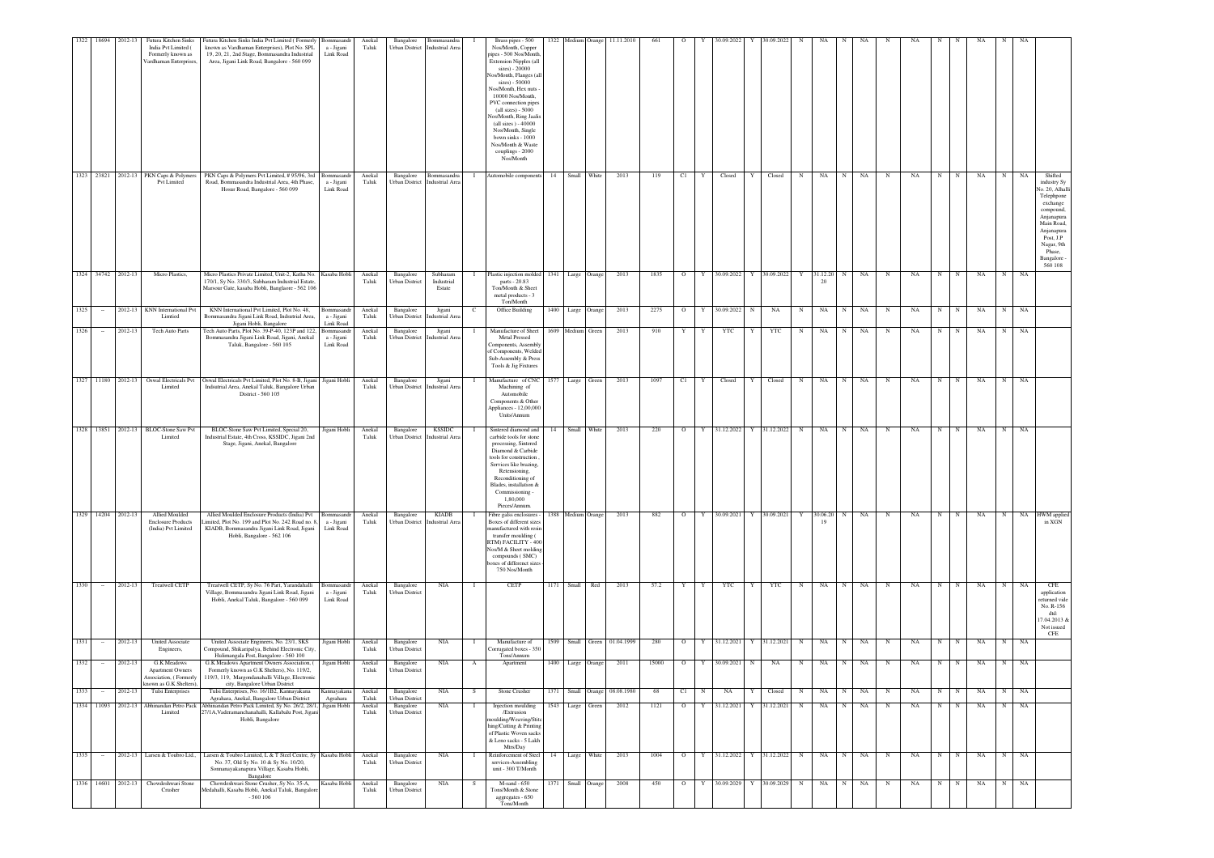| 1322 | 18694 | 2012-13 | Futura Kitchen Sinks India Pvt Limited ( Formerly known as Vardhaman Enterprises, | Futura Kitchen Sinks India Pvt Limited ( Formerly known as Vardhaman Enterprises), Plot No. SPL 19, 20, 21, 2nd Stage, Bommasandra Industrial Area, Jigani Link Road, Bangalore - 560 099 | Bommasandra - Jigani Link Road | Anekal Taluk | Bangalore Urban District | Bommasandra Industrial Area | I | Brass pipes - 500 Nos/Month, Copper pipes - 500 Nos/Month, Extension Nipples (all sizes) - 20000 Nos/Month, Flanges (all sizes) - 50000 Nos/Month, Hex nuts - 10000 Nos/Month, PVC connection pipes (all sizes) - 5000 Nos/Month, Ring Jaalis (all sizes ) - 40000 Nos/Month, Single bown sinks - 1000 Nos/Month & Waste couplings - 2000 Nos/Month | 1322 | Medium | Orange | 11.11.2010 | 661 | O | Y | 30.09.2022 | Y | 30.09.2022 | N | NA | N | NA | N | NA | N | N | NA | N | NA | |
|---|---|---|---|---|---|---|---|---|---|---|---|---|---|---|---|---|---|---|---|---|---|---|---|---|---|---|---|---|---|---|---|---|---|
| 1323 | 23821 | 2012-13 | PKN Caps & Polymers Pvt Limited | PKN Caps & Polymers Pvt Limited, # 95/96, 3rd Road, Bommasandra Industrial Area, 4th Phase, Hosur Road, Bangalore - 560 099 | Bommasandra - Jigani Link Road | Anekal Taluk | Bangalore Urban District | Bommasandra Industrial Area | I | Automobile components | 14 | Small | White | 2013 | 119 | C1 | Y | Closed | Y | Closed | N | NA | N | NA | N | NA | N | N | NA | N | NA | Shifted industry Sy No. 20, Alhalli Telephpone exchange compound, Anjanapura Main Road, Anjanapura Post, J.P Nagar, 9th Phase, Bangalore - 560 108 |
| 1324 | 34742 | 2012-13 | Micro Plastics, | Micro Plastics Private Limited, Unit-2, Katha No. 170/1, Sy No. 330/3, Subharam Industrial Estate, Marsour Gate, kasaba Hobli, Banglaore - 562 106 | Kasaba Hobli | Anekal Taluk | Bangalore Urban District | Subharam Industrial Estate | I | Plastic injection molded parts - 20.83 Ton/Month & Sheet metal products - 3 Ton/Month | 1341 | Large | Orange | 2013 | 1835 | O | Y | 30.09.2022 | Y | 30.09.2022 | Y | 31.12.2020 | N | NA | N | NA | N | N | NA | N | NA | |
| 1325 | – | 2012-13 | KNN International Pvt Limited | KNN International Pvt Limited, Plot No. 48, Bommasandra Jigani Link Road, Industrial Area, Jigani Hobli, Bangalore | Bommasandra - Jigani Link Road | Anekal Taluk | Bangalore Urban District | Jigani Industrial Area | C | Office Building | 1400 | Large | Orange | 2013 | 2275 | O | Y | 30.09.2022 | N | NA | N | NA | N | NA | N | NA | N | N | NA | N | NA | |
| 1326 | – | 2012-13 | Tech Auto Parts | Tech Auto Parts, Plot No. 39-P-40, 123P and 122, Bommasandra Jigani Link Road, Jigani, Anekal Taluk, Bangalore - 560 105 | Bommasandra - Jigani Link Road | Anekal Taluk | Bangalore Urban District | Jigani Industrial Area | I | Manufacture of Sheet Metal Pressed Components, Assembly of Components, Welded Sub-Assembly & Press Tools & Jig Fixtures | 1609 | Medium | Green | 2013 | 910 | Y | Y | YTC | Y | YTC | N | NA | N | NA | N | NA | N | N | NA | N | NA | |
| 1327 | 11180 | 2012-13 | Oswal Electricals Pvt Limited | Oswal Electricals Pvt Limited, Plot No. 8-B, Jigani Industrial Area, Anekal Taluk, Bangalore Urban District - 560 105 | Jigani Hobli | Anekal Taluk | Bangalore Urban District | Jigani Industrial Area | I | Manufacture of CNC Machining of Automobile Components & Other Appliances - 12,00,000 Units/Annum | 1577 | Large | Green | 2013 | 1097 | C1 | Y | Closed | Y | Closed | N | NA | N | NA | N | NA | N | N | NA | N | NA | |
| 1328 | 13851 | 2012-13 | BLOC-Stone Saw Pvt Limited | BLOC-Stone Saw Pvt Limited, Special 20, Industrial Estate, 4th Cross, KSSIDC, Jigani 2nd Stage, Jigani, Anekal, Bangalore | Jigani Hobli | Anekal Taluk | Bangalore Urban District | KSSIDC Industrial Area | I | Sintered diamond and carbide tools for stone processing, Sintered Diamond & Carbide tools for construction , Services like brazing, Retensioning, Reconditioning of Blades, installation & Commissioning - 1,80,000 Preces/Annum. | 14 | Small | White | 2013 | 220 | O | Y | 31.12.2022 | Y | 31.12.2022 | N | NA | N | NA | N | NA | N | N | NA | N | NA | |
| 1329 | 14204 | 2012-13 | Allied Moulded Enclosure Products (India) Pvt Limited | Allied Moulded Enclosure Products (India) Pvt Limited, Plot No. 199 and Plot No. 242 Road no. 8, KIADB, Bommasandra Jigani Link Road, Jigani Hobli, Bangalore - 562 106 | Bommasandra - Jigani Link Road | Anekal Taluk | Bangalore Urban District | KIADB Industrial Area | I | Fibre galss enclosures - Boxes of different sizes manufactured with resin transfer moulding ( RTM) FACILITY - 400 Nos/M & Sheet molding compounds ( SMC) boxes of differenct sizes - 750 Nos/Month | 1388 | Medium | Orange | 2013 | 882 | O | Y | 30.09.2021 | Y | 30.09.2021 | Y | 30.06.2019 | N | NA | N | NA | N | N | NA | N | NA | HWM applied in XGN |
| 1330 | – | 2012-13 | Treatwell CETP | Treatwell CETP, Sy No. 76 Part, Yarandahalli Village, Bommasandra Jigani Link Road, Jigani Hobli, Anekal Taluk, Bangalore - 560 099 | Bommasandra - Jigani Link Road | Anekal Taluk | Bangalore Urban District | NIA | I | CETP | 1171 | Small | Red | 2013 | 57.2 | Y | Y | YTC | Y | YTC | N | NA | N | NA | N | NA | N | N | NA | N | NA | CFE application returned vide No. R-156 dtd: 17.04.2013 & Not issued CFE |
| 1331 | – | 2012-13 | United Associate Engineers, | United Associate Engineers, No. 23/1, SKS Compound, Shikaripalya, Behind Electronic City, Huskuru Post, Bangalore - 560 100 | Jigani Hobli | Anekal Taluk | Bangalore Urban District | NIA | I | Manufacture of Corrugated boxes - 350 Tons/Annum | 1509 | Small | Green | 01.04.1999 | 280 | O | Y | 31.12.2021 | Y | 31.12.2021 | N | NA | N | NA | N | NA | N | N | NA | N | NA | |
| 1332 | – | 2012-13 | G.K Meadows Apartment Owners Association, ( Formerly known as G.K Shelters), | G.K Meadows Apartment Owners Association, ( Formerly known as G.K Shelters), No. 119/2, 119/3, 119, Margondanahalli Village, Electronic city, Bangalore Urban District | Jigani Hobli | Anekal Taluk | Bangalore Urban District | NIA | A | Apartment | 1400 | Large | Orange | 2011 | 15000 | O | Y | 30.09.2021 | N | NA | N | NA | N | NA | N | NA | N | N | NA | N | NA | |
| 1333 | – | 2012-13 | Tulsi Enterprises | Tulsi Enterprises, No. 16/1B2, Kannayakana Agrahara, Anekal, Bangalore Urban District | Kannayakana Agrahara | Anekal Taluk | Bangalore Urban District | NIA | S | Stone Crusher | 1371 | Small | Orange | 08.08.1980 | 68 | C1 | N | NA | Y | Closed | N | NA | N | NA | N | NA | N | N | NA | N | NA | |
| 1334 | 11093 | 2012-13 | Abhinandan Petro Pack Limited | Abhinandan Petro Pack Limited, Sy No. 26/2, 28/1, 27/1A,Vaderamanchanahalli, Kallabalu Post, Jigani Hobli, Bangalore | Jigani Hobli | Anekal Taluk | Bangalore Urban District | NIA | I | Injection moulding /Extrusion moulding/Weaving/Stitching/Cutting & Printing of Plastic Woven sacks & Leno sacks - 5 Lakh Mtrs/Day | 1543 | Large | Green | 2012 | 1121 | O | Y | 31.12.2021 | Y | 31.12.2021 | N | NA | N | NA | N | NA | N | N | NA | N | NA | |
| 1335 | – | 2012-13 | Larsen & Toubro Ltd., | Larsen & Toubro Limited, L & T Steel Centre, Sy No. 37, Old Sy No. 10 & Sy No. 10/20, Sonnanayakanapura Village, Kasaba Hobli, Bangalore | Kasaba Hobli | Anekal Taluk | Bangalore Urban District | NIA | I | Reinforcement of Steel services-Assembling unit - 300 T/Month | 14 | Large | White | 2013 | 1004 | O | Y | 31.12.2022 | Y | 31.12.2022 | N | NA | N | NA | N | NA | N | N | NA | N | NA | |
| 1336 | 14601 | 2012-13 | Chowdeshwari Stone Crusher | Chowdeshwari Stone Crusher, Sy No. 35-A, Medahalli, Kasaba Hobli, Anekal Taluk, Bangalore - 560 106 | Kasaba Hobli | Anekal Taluk | Bangalore Urban District | NIA | S | M-sand - 650 Tons/Month & Stone aggregates - 650 Tons/Month | 1371 | Small | Orange | 2008 | 450 | O | Y | 30.09.2029 | Y | 30.09.2029 | N | NA | N | NA | N | NA | N | N | NA | N | NA | |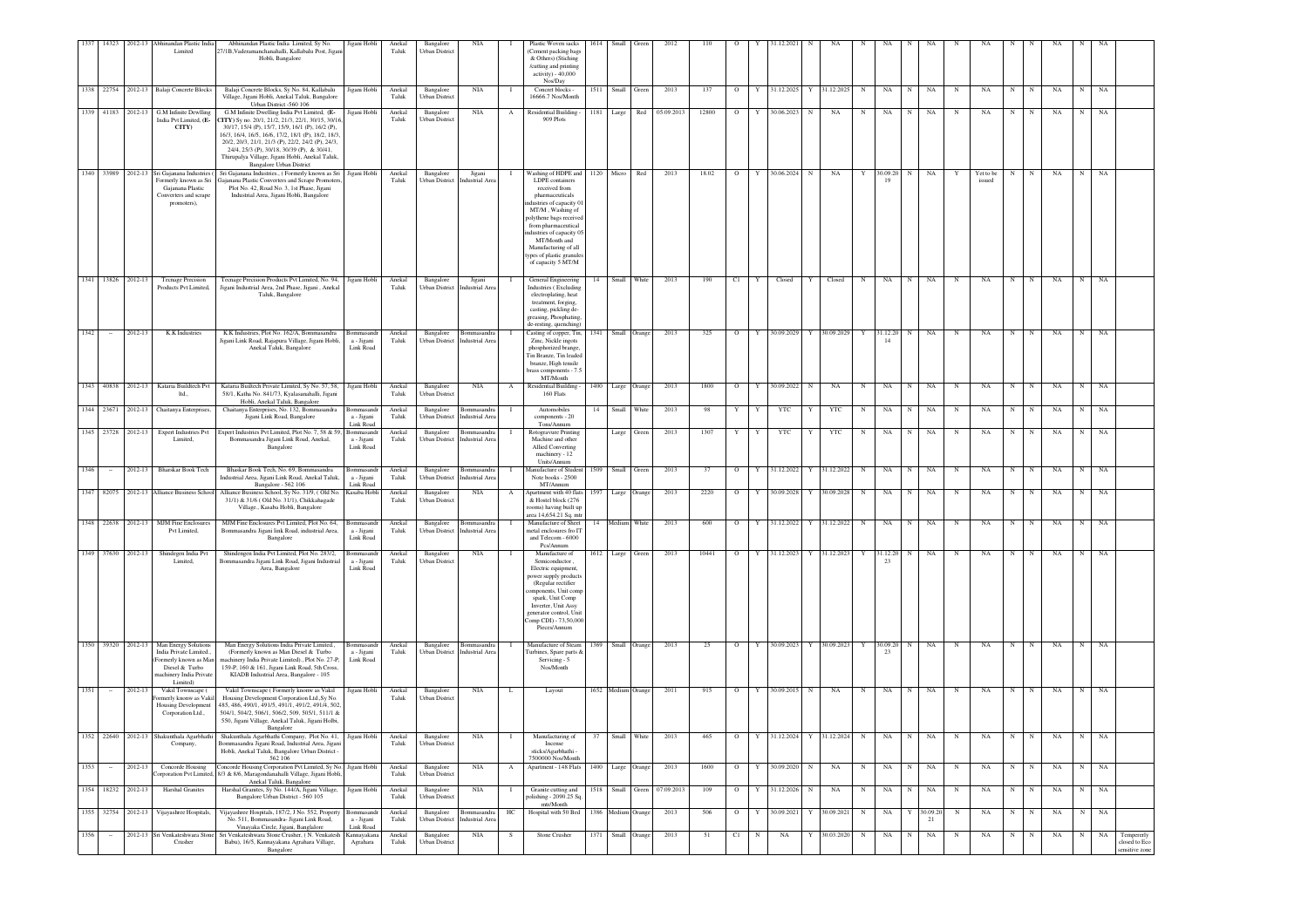| 1337 | 14323 | 2012-13 | Abhinandan Plastic India Limited | Abhinandan Plastic India Limited, Sy No. 27/1B,Vaderamanchanahalli, Kallabalu Post, Jigani Hobli, Bangalore | Jigani Hobli | Anekal Taluk | Bangalore Urban District | NIA | I | Plastic Woven sacks (Cement packing bags & Others) (Stiching /cutting and printing activity) - 40,000 Nos/Day | 1614 | Small | Green | 2012 | 110 | O | Y | 31.12.2021 | N | NA | N | NA | N | NA | N | NA | N | N | NA | N | NA | |
|---|---|---|---|---|---|---|---|---|---|---|---|---|---|---|---|---|---|---|---|---|---|---|---|---|---|---|---|---|---|---|---|---|
| 1338 | 22754 | 2012-13 | Balaji Concrete Blocks | Balaji Concrete Blocks, Sy No. 84, Kallubalu Village, Jigani Hobli, Anekal Taluk, Bangalore Urban District -560 106 | Jigani Hobli | Anekal Taluk | Bangalore Urban District | NIA | I | Concrete blocks - 16666.7 Nos/Month | 1511 | Small | Green | 2013 | 137 | O | Y | 31.12.2025 | Y | 31.12.2025 | N | NA | N | NA | N | NA | N | N | NA | N | NA | |
| 1339 | 41183 | 2012-13 | G.M Infinite Dewlling India Pvt Limited, (E-CITY) | G.M Infinite Dwelling India Pvt Limited, (E-CITY) Sy no. 20/1, 21/2, 21/3, 22/1, 30/15, 30/16, 30/17, 15/4 (P), 15/7, 15/9, 16/1 (P), 16/2 (P), 16/3, 16/4, 16/5, 16/6, 17/2, 18/1 (P), 18/2, 18/3, 20/2, 20/3, 21/1, 21/5 (P), 22/2, 24/2 (P), 24/3, 24/4, 25/3 (P), 30/18, 30/39 (P), & 30/41, Thirupalya Village, Jigani Hobli, Anekal Taluk, Bangalore Urban District | Jigani Hobli | Anekal Taluk | Bangalore Urban District | NIA | A | Residential Building - 909 Plots | 1181 | Large | Red | 05.09.2013 | 12800 | O | Y | 30.06.2023 | N | NA | N | NA | N | NA | N | NA | N | N | NA | N | NA | |
| 1340 | 33989 | 2012-13 | Sri Gajanana Industries ( Formerly known as Sri Gajanana Plastic Converters and scrape promoters), | Sri Gajanana Industries., ( Formerly known as Sri Gajanana Plastic Converters and Scrape Promoters, Plot No. 42, Road No. 3, 1st Phase, Jigani Industrial Area, Jigani Hobli, Bangalore | Jigani Hobli | Anekal Taluk | Bangalore Urban District | Jigani Industrial Area | I | Washing of HDPE and LDPE containers received from pharmaceuticals industries of capacity 01 MT/M., Washing of polythene bags received from pharmaceutical industries of capacity 05 MT/Month and Manufacturing of all types of plastic granules of capacity 5 MT/M | 1120 | Micro | Red | 2013 | 18.02 | O | Y | 30.06.2024 | N | NA | Y | 30.09.2019 | N | NA | Y | Yet to be issued | N | N | NA | N | NA | |
| 1341 | 15826 | 2012-13 | Tecnage Precision Products Pvt Limited, | Tecnage Precision Products Pvt Limited, No. 94, Jigani Industrial Area, 2nd Phase, Jigani , Anekal Taluk, Bangalore | Jigani Hobli | Anekal Taluk | Bangalore Urban District | Jigani Industrial Area | I | General Engineering Industries ( Excluding electroplating, heat treatment, forging, casting, pickling de-greasing, Phosphating, de-resting, quenching) | 14 | Small | White | 2013 | 190 | C1 | Y | Closed | Y | Closed | N | NA | N | NA | N | NA | N | N | NA | N | NA | |
| 1342 | -- | 2012-13 | K.K Industries | K.K Industries, Plot No. 162/A, Bommasandra Jigani Link Road, Rajapura Village, Jigani Hobli, Anekal Taluk, Bangalore | Bommasandra - Jigani Link Road | Anekal Taluk | Bangalore Urban District | Bommasandra Industrial Area | I | Casting of copper, Tin, Zinc, Nickle ingots phosphorized bronze, Tin Bronze, Tin leaded bronze, High tensile brass components - 7.5 MT/Month | 1341 | Small | Orange | 2013 | 325 | O | Y | 30.09.2029 | Y | 30.09.2029 | Y | 31.12.2014 | N | NA | N | NA | N | N | NA | N | NA | |
| 1343 | 40838 | 2012-13 | Kataria Buildtech Pvt ltd., | Kataria Builtech Private Limited, Sy No. 57, 58, 58/1, Katha No. 841/73, Kyalasanahalli, Jigani Hobli, Anekal Taluk, Bangalore | Jigani Hobli | Anekal Taluk | Bangalore Urban District | NIA | A | Residential Building - 160 Flats | 1400 | Large | Orange | 2013 | 1800 | O | Y | 30.09.2022 | N | NA | N | NA | N | NA | N | NA | N | N | NA | N | NA | |
| 1344 | 23671 | 2012-13 | Chaitanya Enterprises, | Chaitanya Enterprises, No. 132, Bommasandra Jigani Link Road, Bangalore | Bommasandra - Jigani Link Road | Anekal Taluk | Bangalore Urban District | Bommasandra Industrial Area | I | Automobiles components - 20 Tons/Annum | 14 | Small | White | 2013 | 98 | Y | Y | YTC | Y | YTC | N | NA | N | NA | N | NA | N | N | NA | N | NA | |
| 1345 | 23728 | 2012-13 | Expert Industries Pvt Limited, | Expert Industries Pvt Limited, Plot No. 7, 58 & 59, Bommasandra Jigani Link Road, Anekal, Bangalore | Bommasandra - Jigani Link Road | Anekal Taluk | Bangalore Urban District | Bommasandra Industrial Area | I | Rotogravure Printing Machine and other Allied Converting machinery - 12 Units/Annum | | Large | Green | 2013 | 1307 | Y | Y | YTC | Y | YTC | N | NA | N | NA | N | NA | N | N | NA | N | NA | |
| 1346 | -- | 2012-13 | Bhaskar Book Tech | Bhaskar Book Tech, No. 69, Bommasandra Industrial Area, Jigani Link Road, Anekal Taluk, Bangalore - 562 106 | Bommasandra - Jigani Link Road | Anekal Taluk | Bangalore Urban District | Bommasandra Industrial Area | I | Manufacture of Student Note books - 2500 MT/Annum | 1509 | Small | Green | 2013 | 37 | O | Y | 31.12.2022 | Y | 31.12.2022 | N | NA | N | NA | N | NA | N | N | NA | N | NA | |
| 1347 | 82075 | 2012-13 | Alliance Business School | Alliance Business School, Sy No. 31/9, ( Old No. 31/1) & 31/6 ( Old No. 31/1), Chikkahagade Village:, Kasaba Hobli, Bangalore | Kasaba Hobli | Anekal Taluk | Bangalore Urban District | NIA | A | Apartment with 40 flats & Hostel block (276 rooms) having built up area 14,654.21 Sq. mtr | 1597 | Large | Orange | 2013 | 2220 | O | Y | 30.09.2028 | Y | 30.09.2028 | N | NA | N | NA | N | NA | N | N | NA | N | NA | |
| 1348 | 22658 | 2012-13 | MJM Fine Enclosures Pvt Limited, | MJM Fine Enclosures Pvt Limited, Plot No. 64, Bommasandra Jigani link road, industrial Area, Bangalore | Bommasandra - Jigani Link Road | Anekal Taluk | Bangalore Urban District | Bommasandra Industrial Area | I | Manufacture of Sheet metal enclosures fro IT and Telecom - 6000 Pcs/Annum | 14 | Medium | White | 2013 | 600 | O | Y | 31.12.2022 | Y | 31.12.2022 | N | NA | N | NA | N | NA | N | N | NA | N | NA | |
| 1349 | 37630 | 2012-13 | Shindegen India Pvt Limited, | Shindengen India Pvt Limited, Plot No. 285/2, Bommasandra Jigani Link Road, Jigani Industrial Area, Bangalore | Bommasandra - Jigani Link Road | Anekal Taluk | Bangalore Urban District | NIA | I | Manufacture of Semiconductor , Electric equipment, power supply products (Regular rectifier components, Unit comp spark, Unit Comp Inverter, Unit Assy generator control, Unit Comp CDI) - 73,50,000 Pieces/Annum | 1612 | Large | Green | 2013 | 10441 | O | Y | 31.12.2023 | Y | 31.12.2023 | Y | 31.12.2023 | N | NA | N | NA | N | N | NA | N | NA | |
| 1350 | 39320 | 2012-13 | Man Energy Solutions India Private Limited., (Formerly known as Man Diesel & Turbo machinery India Private Limited) | Man Energy Solutions India Private Limited., (Formerly known as Man Diesel & Turbo machinery India Private Limited) , Plot No. 27-P, 159-P, 160 & 161, Jigani Link Road, 5th Cross, KIADB Industrial Area, Bangalore - 105 | Bommasandra - Jigani Link Road | Anekal Taluk | Bangalore Urban District | Bommasandra Industrial Area | I | Manufacture of Steam Turbines, Spare parts & Servicing - 5 Nos/Month | 1369 | Small | Orange | 2013 | 25 | O | Y | 30.09.2023 | Y | 30.09.2023 | Y | 30.09.2023 | N | NA | N | NA | N | N | NA | N | NA | |
| 1351 | -- | 2012-13 | Vakil Townscape ( Formerly knonw as Vakil Housing Development Corporation Ltd., | Vakil Townscape ( Formerly known as Vakil Housing Development Corporation Ltd.,Sy No. 485, 486, 490/1, 491/5, 491/1, 491/2, 491/4, 502, 504/1, 504/2, 506/1, 506/2, 509, 505/1, 511/1 & 550, Jigani Village, Anekal Taluk, Jigani Holbi, Bangalore | Jigani Hobli | Anekal Taluk | Bangalore Urban District | NIA | L | Layout | 1652 | Medium | Orange | 2011 | 915 | O | Y | 30.09.2015 | N | NA | N | NA | N | NA | N | NA | N | N | NA | N | NA | |
| 1352 | 22640 | 2012-13 | Shakunthala Agarbhathi Company, | Shakunthala Agarbathi Company, Plot No. 41, Bommasandra Jigani Road, Industrial Area, Jigani Hobli, Anekal Taluk, Bangalore Urban District - 562 106 | Jigani Hobli | Anekal Taluk | Bangalore Urban District | NIA | I | Manufacturing of Incense sticks/Agarbathi - 7500000 Nos/Month | 37 | Small | White | 2013 | 465 | O | Y | 31.12.2024 | Y | 31.12.2024 | N | NA | N | NA | N | NA | N | N | NA | N | NA | |
| 1353 | -- | 2012-13 | Concorde Housing Corporation Pvt Limited, | Concorde Housing Corporation Pvt Limited, Sy No. 8/3 & 8/6, Maragondanahalli Village, Jigani Hobli, Anekal Taluk, Bangalore | Jigani Hobli | Anekal Taluk | Bangalore Urban District | NIA | A | Apartment - 148 Flats | 1400 | Large | Orange | 2013 | 1600 | O | Y | 30.09.2020 | N | NA | N | NA | N | NA | N | NA | N | N | NA | N | NA | |
| 1354 | 18232 | 2012-13 | Harshal Granites | Harshal Granites, Sy No. 144/A, Jigani Village, Bangalore Urban District - 560 105 | Jigani Hobli | Anekal Taluk | Bangalore Urban District | NIA | I | Granite cutting and polishing - 2090.25 Sq. mtr/Month | 1518 | Small | Green | 07.09.2013 | 109 | O | Y | 31.12.2026 | N | NA | N | NA | N | NA | N | NA | N | N | NA | N | NA | |
| 1355 | 32754 | 2012-13 | Vijayashree Hospitals, | Vijayashree Hospitals, 187/2, J No. 552, Property No. 511, Bommasandra- Jigani Link Road, Vinayaka Circle, Jigani, Bangalore | Bommasandra - Jigani Link Road | Anekal Taluk | Bangalore Urban District | Bommasandra Industrial Area | HC | Hospital with 50 Bed | 1386 | Medium | Orange | 2013 | 506 | O | Y | 30.09.2021 | Y | 30.09.2021 | N | NA | Y | 30.09.2021 | N | NA | N | N | NA | N | NA | |
| 1356 | -- | 2012-13 | Sri Venkateshwara Stone Crusher | Sri Venkateshwara Stone Crusher, ( N. Venkatesh Babu), 16/5, Kannayakana Agrahara Village, Bangalore | Kannayakana Agrahara | Anekal Taluk | Bangalore Urban District | NIA | S | Stone Crusher | 1371 | Small | Orange | 2013 | 51 | C1 | N | NA | Y | 30.03.2020 | N | NA | N | NA | N | NA | N | N | NA | N | NA | Tempererly closed to Eco sensitive zone |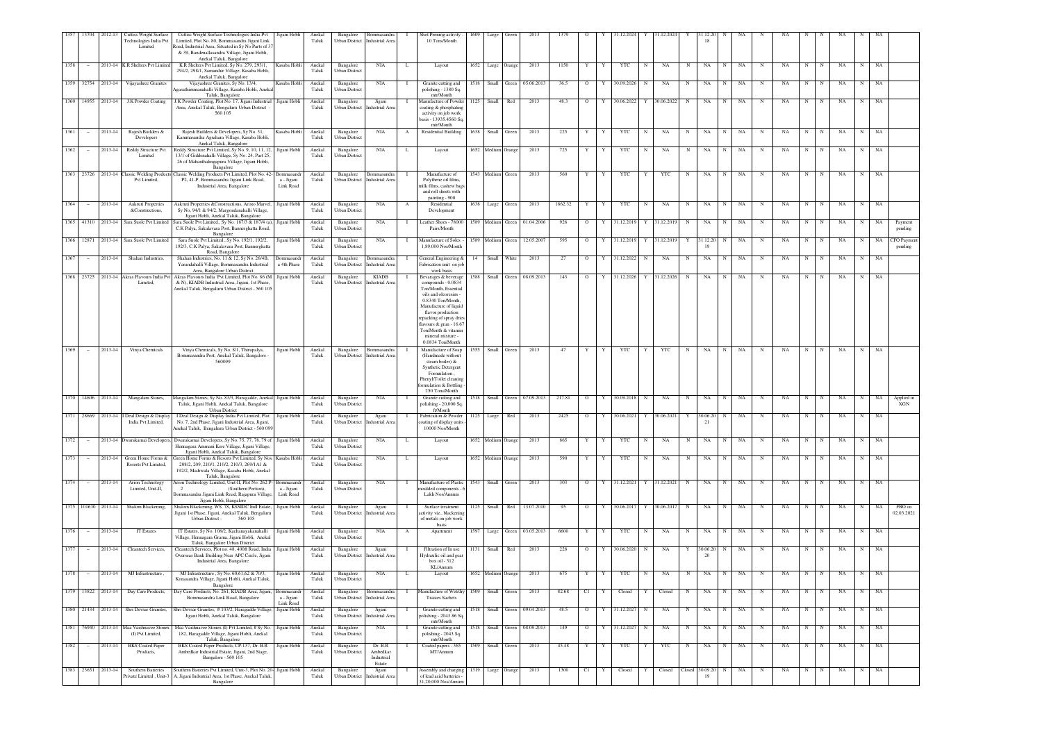| 1357 | 13704 | 2012-13 | Cuttss Wright Surface Technologies India Pvt Limited | Cuttss Wright Surface Technologies India Pvt Limited, Plot No. 80, Bommasandra Jigani Link Road, Industrial Area, Situated in Sy No Parts of 37 & 39, Bandenallasandra Village, Jigani Hobli, Anekal Taluk, Bangalore | Jigani Hobli | Anekal Taluk | Bangalore Urban District | Bommasandra Industrial Area | I | Shot Peening activity - 10 Tons/Month | 1609 | Large | Green | 2013 | 1379 | O | Y | 31.12.2024 | Y | 31.12.2024 | Y | 31.12.20 18 | N | NA | N | NA | N | N | NA | N | NA | |
|---|---|---|---|---|---|---|---|---|---|---|---|---|---|---|---|---|---|---|---|---|---|---|---|---|---|---|---|---|---|---|---|---|---|
| 1358 | - | 2013-14 | K.R Shelters Pvt Limited | K.R Shelters Pvt Limited, Sy No. 279, 293/1, 294/2, 298/1, Samandur Village, Kasaba Hobli, Anekal Taluk, Bangalore | Kasaba Hobli | Anekal Taluk | Bangalore Urban District | NIA | L | Layout | 1652 | Large | Orange | 2013 | 1150 | Y | Y | YTC | N | NA | N | NA | N | NA | N | NA | N | N | NA | N | NA | |
| 1359 | 32754 | 2013-14 | Vijayashree Granites | Vijayashree Granites, Sy No. 13/4, Agasathimmanahalli Village, Kasaba Hobli, Anekal Taluk, Bangalore | Kasaba Hobli | Anekal Taluk | Bangalore Urban District | NIA | I | Granite cutting and polishing - 1380 Sq. mtr/Month | 1518 | Small | Green | 05.06.2013 | 36.5 | O | Y | 30.09.2026 | N | NA | N | NA | N | NA | N | NA | N | N | NA | N | NA | |
| 1360 | 14955 | 2013-14 | J.K Powder Coating | J.K Powder Coating, Plot No. 17, Jigani Industrial Area, Anekal Taluk, Bengaluru Urban District - 560 105 | Jigani Hobli | Anekal Taluk | Bangalore Urban District | Jigani Industrial Area | I | Manufacture of Powder coating & phosphating activity on job work basis - 13935.4560 Sq. mtr/Month | 1125 | Small | Red | 2013 | 48.3 | O | Y | 30.06.2022 | Y | 30.06.2022 | N | NA | N | NA | N | NA | N | N | NA | N | NA | |
| 1361 | - | 2013-14 | Rajesh Builders & Developers | Rajesh Builders & Developers, Sy No. 31, Kammasandra Agrahara Village, Kasaba Hobli, Anekal Taluk, Bangalore | Kasaba Hobli | Anekal Taluk | Bangalore Urban District | NIA | A | Residential Building | 1638 | Small | Green | 2013 | 225 | Y | Y | YTC | N | NA | N | NA | N | NA | N | NA | N | N | NA | N | NA | |
| 1362 | - | 2013-14 | Reddy Structure Pvt Limited | Reddy Structure Pvt Limited, Sy No. 9, 10, 11, 12, 13/1 of Giddenahalli Village, Sy No. 24, Part 25, 26 of Mahanthalingapura Village, Jigani Hobli, Bangalore | Jigani Hobli | Anekal Taluk | Bangalore Urban District | NIA | L | Layout | 1652 | Medium | Orange | 2013 | 725 | Y | Y | YTC | N | NA | N | NA | N | NA | N | NA | N | N | NA | N | NA | |
| 1363 | 23726 | 2013-14 | Classic Welding Products Pvt Limited, | Classic Welding Products Pvt Limited, Plot No. 42-P2, 41-P, Bommasandra Jigani Link Road, Industrial Area, Bangalore | Bommasandra - Jigani Link Road | Anekal Taluk | Bangalore Urban District | Bommasandra Industrial Area | I | Manufacture of Polythene oil films, milk films, cashew bags and roll sheets with painting - 900 | 1543 | Medium | Green | 2013 | 560 | Y | Y | YTC | Y | YTC | N | NA | N | NA | N | NA | N | N | NA | N | NA | |
| 1364 | - | 2013-14 | Aakruti Properties &Constructions, | Aakruti Properties &Constructions, Aristo Marvel, Sy No, 94/1 & 94/2, Margondanahalli Village, Jigani Hobli, Anekal Taluk, Bangalore | Jigani Hobli | Anekal Taluk | Bangalore Urban District | NIA | A | Residential Development | 1638 | Large | Green | 2013 | 1862.32 | Y | Y | YTC | N | NA | N | NA | N | NA | N | NA | N | N | NA | N | NA | |
| 1365 | 41310 | 2013-14 | Sara Suole Pvt Limited | Sara Suole Pvt Limited , Sy No. 187/3 & 187/4 (a), C.K Palya, Sakalavara Post, Bannerghatta Road, Bangalore | Jigani Hobli | Anekal Taluk | Bangalore Urban District | NIA | I | Leather Shoes - 78000 Pairs/Month | 1589 | Medium | Green | 01.04.2006 | 926 | O | Y | 31.12.2019 | Y | 31.12.2019 | N | NA | N | NA | N | NA | N | N | NA | N | NA | Payment pending |
| 1366 | 12871 | 2013-14 | Sara Suole Pvt Limited | Sara Suole Pvt Limited., Sy No. 192/1, 192/2, 192/3, C.K Palya, Sakalavara Post, Bannerghatta Road, Bangalore | Jigani Hobli | Anekal Taluk | Bangalore Urban District | NIA | I | Manufacture of Soles: - 1,89,000 Nos/Month | 1589 | Medium | Green | 12.05.2007 | 595 | O | Y | 31.12.2019 | Y | 31.12.2019 | Y | 31.12.20 19 | N | NA | N | NA | N | N | NA | N | NA | CFO Payment pending |
| 1367 | - | 2013-14 | Shahan Industries, | Shahan Industries, No. 11 & 12, Sy No. 28/4B, Yarandahalli Village, Bommasandra Industrial Area, Bangalore Urban District | Bommasandra 4th Phase | Anekal Taluk | Bangalore Urban District | Bommasandra Industrial Area | I | General Engineering & Fabrication unit on job work basis | 14 | Small | White | 2013 | 27 | O | Y | 31.12.2022 | N | NA | N | NA | N | NA | N | NA | N | N | NA | N | NA | |
| 1368 | 23725 | 2013-14 | Akras Flavours India Pvt Limited, | Akras Flavours India Pvt Limited, Plot No. 86 (M & N), KIADB Industrial Area, Jigani, 1st Phase, Anekal Taluk, Bengaluru Urban District - 560 105 | Jigani Hobli | Anekal Taluk | Bangalore Urban District | KIADB Industrial Area | I | Bevarages & beverage compounds - 0.0834 Ton/Month, Essential oils and oleoresins - 0.8340 Ton/Month, Manufacture of liquid flavor production repacking of spray dries flavours & gran - 16.67 Ton/Month & vitamin mineral mixture - 0.0834 Ton/Month | 1588 | Small | Green | 08.09.2013 | 143 | O | Y | 31.12.2026 | Y | 31.12.2026 | N | NA | N | NA | N | NA | N | N | NA | N | NA | |
| 1369 | - | 2013-14 | Vinya Chemicals | Vinya Chemicals, Sy No. 8/1, Thirupalya, Bommasandra Post, Anekal Taluk, Bangalore - 560099 | Jigani Hobli | Anekal Taluk | Bangalore Urban District | Bommasandra Industrial Area | I | Manufacture of Soap (Handmade without steam boiler) & Synthetic Detergent Formulation , Phenyl/Toilet cleaning formulation & Bottling - 250 Tons/Month | 1555 | Small | Green | 2013 | 47 | Y | Y | YTC | Y | YTC | N | NA | N | NA | N | NA | N | N | NA | N | NA | |
| 1370 | 14606 | 2013-14 | Mangalam Stones, | Mangalam Stones, Sy No. 83/3, Haragadde, Anekal Taluk, Jigani Hobli, Anekal Taluk, Bangalore Urban District | Jigani Hobli | Anekal Taluk | Bangalore Urban District | NIA | I | Granite cutting and polishing - 20,000 Sq. ft/Month | 1518 | Small | Green | 07.09.2013 | 217.81 | O | Y | 30.09.2018 | N | NA | N | NA | N | NA | N | NA | N | N | NA | N | NA | Applied in XGN |
| 1371 | 28669 | 2013-14 | I Deal Design & Display India Pvt Limited, | I Deal Design & Display India Pvt Limited, Plot No. 7, 2nd Phase, Jigani Industrial Area, Jigani, Anekal Taluk, Bengaluru Urban District - 560 099 | Jigani Hobli | Anekal Taluk | Bangalore Urban District | Jigani Industrial Area | I | Fabrication & Powder coating of display units - 10000 Nos/Month | 1125 | Large | Red | 2013 | 2425 | O | Y | 30.06.2021 | Y | 30.06.2021 | Y | 30.06.20 21 | N | NA | N | NA | N | N | NA | N | NA | |
| 1372 | - | 2013-14 | Dwarakamai Developers, | Dwarakamai Developers, Sy No. 75, 77, 78, 79 of Hennagara Ammani Kere Village, Jigani Village, Jigani Hobli, Anekal Taluk, Bangalore | Jigani Hobli | Anekal Taluk | Bangalore Urban District | NIA | L | Layout | 1652 | Medium | Orange | 2013 | 865 | Y | Y | YTC | N | NA | N | NA | N | NA | N | NA | N | N | NA | N | NA | |
| 1373 | - | 2013-14 | Green Home Forms & Resorts Pvt Limited, | Green Home Forms & Resorts Pvt Limited, Sy Nos. 208/2, 209, 210/1, 210/2, 210/3, 269/1A1 & 192/2, Madiwala Village, Kasaba Hobli, Anekal Taluk, Bangalore | Kasaba Hobli | Anekal Taluk | Bangalore Urban District | NIA | L | Layout | 1652 | Medium | Orange | 2013 | 590 | Y | Y | YTC | N | NA | N | NA | N | NA | N | NA | N | N | NA | N | NA | |
| 1374 | - | 2013-14 | Arion Technology Limited, Unit-II, | Arion Technology Limited, Unit-II, Plot No. 262 P-2 (Southern Portion), Bommasandra Jigani Link Road, Rajapura Village, Jigani Hobli, Bangalore | Bommasandra - Jigani Link Road | Anekal Taluk | Bangalore Urban District | NIA | I | Manufacture of Plastic moulded components - 6 Lakh Nos/Annum | 1543 | Small | Green | 2013 | 303 | O | Y | 31.12.2021 | Y | 31.12.2021 | N | NA | N | NA | N | NA | N | N | NA | N | NA | |
| 1375 | 101630 | 2013-14 | Shalom Blackening, | Shalom Blackening, W.S. 78, KSSIDC Indl Estate, Jigani 1st Phase, Jigani, Anekal Taluk, Bengaluru Urban District - 560 105 | Jigani Hobli | Anekal Taluk | Bangalore Urban District | Jigani Industrial Area | I | Surface treatment activity viz., blackening of metals on job work basis | 1125 | Small | Red | 13.07.2010 | 95 | O | Y | 30.06.2017 | Y | 30.06.2017 | N | NA | N | NA | N | NA | N | N | NA | N | NA | FBO on 02.03.2021 |
| 1376 | - | 2013-14 | IT Estates | IT Estates, Sy No. 108/2, Kachanayakanahalli Village, Hennagara Grama, Jigani Hobli, Anekal Taluk, Bangalore Urban District | Jigani Hobli | Anekal Taluk | Bangalore Urban District | NIA | A | Apartment | 1597 | Large | Green | 03.05.2013 | 6600 | Y | Y | YTC | N | NA | N | NA | N | NA | N | NA | N | N | NA | N | NA | |
| 1377 | - | 2013-14 | Cleantech Services, | Cleantech Services, Plot no 48, 400ft Road, India Overseas Bank Building Near APC Circle, Jigani Industrial Area, Bangalore | Jigani Hobli | Anekal Taluk | Bangalore Urban District | Jigani Industrial Area | I | Filtration of In use Hydraulic oil and gear box oil - 312 KL/Annum | 1131 | Small | Red | 2013 | 228 | O | Y | 30.06.2020 | N | NA | Y | 30.06.20 20 | N | NA | N | NA | N | N | NA | N | NA | |
| 1378 | - | 2013-14 | MJ Infrastructure , | MJ Infrastructure , Sy No. 60,61,62 & 70/3, Konasandra Village, Jigani Hobli, Anekal Taluk, Bangalore | Jigani Hobli | Anekal Taluk | Bangalore Urban District | NIA | L | Layout | 1652 | Medium | Orange | 2013 | 675 | Y | Y | YTC | N | NA | N | NA | N | NA | N | NA | N | N | NA | N | NA | |
| 1379 | 13822 | 2013-14 | Day Care Products, | Day Care Products, No. 261, KIADB Area, Jigani, Bommasandra Link Road, Bangalore | Bommasandra - Jigani Link Road | Anekal Taluk | Bangalore Urban District | Bommasandra Industrial Area | I | Manufacture of Wet/dry Tissues Sachets | 1509 | Small | Green | 2013 | 82.68 | C1 | Y | Closed | Y | Closed | N | NA | N | NA | N | NA | N | N | NA | N | NA | |
| 1380 | 21434 | 2013-14 | Shri Devsar Granites, | Shri Devsar Granites, # 103/2, Haragadde Village, Jigani Hobli, Anekal Taluk, Bangalore | Jigani Hobli | Anekal Taluk | Bangalore Urban District | Jigani Industrial Area | I | Granite cutting and polishing - 2043.86 Sq. mtr/Month | 1518 | Small | Green | 09.04.2013 | 48.5 | O | Y | 31.12.2027 | N | NA | N | NA | N | NA | N | NA | N | N | NA | N | NA | |
| 1381 | 76940 | 2013-14 | Maa Vaishnavee Stonex (I) Pvt Limited, | Maa Vaishnavee Stonex (I) Pvt Limited, # Sy No. 182, Haragadde Village, Jigani Hobli, Anekal Taluk, Bangalore | Jigani Hobli | Anekal Taluk | Bangalore Urban District | NIA | I | Granite cutting and polishing - 2043 Sq. mtr/Month | 1518 | Small | Green | 08.09.2013 | 149 | O | Y | 31.12.2027 | N | NA | N | NA | N | NA | N | NA | N | N | NA | N | NA | |
| 1382 | - | 2013-14 | BKS Coated Paper Products, | BKS Coated Paper Products, CP-137, Dr. B.R Ambedkar Industrial Estate, Jigani, 2nd Stage, Bangalore - 560 105 | Jigani Hobli | Anekal Taluk | Bangalore Urban District | Dr. B.R Ambedkar Industrial Estate | I | Coated papers - 365 MT/Annum | 1509 | Small | Green | 2013 | 45.48 | Y | Y | YTC | Y | YTC | N | NA | N | NA | N | NA | N | N | NA | N | NA | |
| 1383 | 23651 | 2013-14 | Southern Batteries Private Limited , Unit-3 | Southern Batteries Pvt Limited, Unit-3, Plot No. 201 A, Jigani Industrial Area, 1st Phase, Anekal Taluk, Bangalore | Jigani Hobli | Anekal Taluk | Bangalore Urban District | Jigani Industrial Area | I | Assembly and charging of lead acid batteries - 31,20,000 Nos/Annum | 1319 | Large | Orange | 2013 | 1300 | C1 | Y | Closed | Y | Closed | Closed | 30.09.20 19 | N | NA | N | NA | N | N | NA | N | NA | |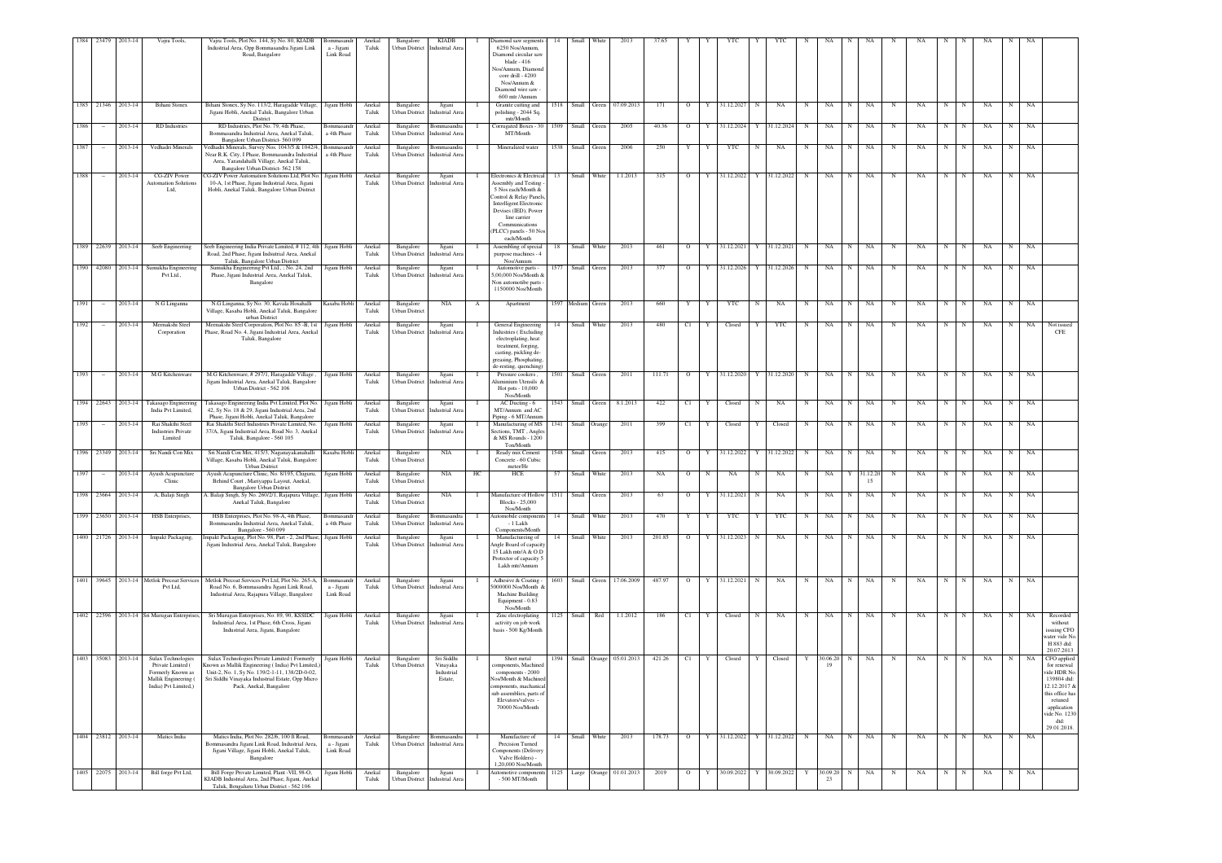| 1384 | 23479 | 2013-14 | Vajra Tools, | Vajra Tools, Plot No. 144, Sy No. 80, KIADB Industrial Area, Opp Bommasandra Jigani Link Road, Bangalore | Bommasandra - Jigani Link Road | Anekal Taluk | Bangalore Urban District | KIADB Industrial Area | I | Diamond saw segments - 6250 Nos/Annum, Diamond circular saw blade - 416 Nos/Annum, Diamond core drill - 4200 Nos/Annum & Diamond wire saw - 600 mtr./Annum | 14 | Small | White | 2013 | 37.65 | Y | Y | YTC | Y | YTC | N | NA | N | NA | N | NA | N | N | NA | N | NA | |
|---|---|---|---|---|---|---|---|---|---|---|---|---|---|---|---|---|---|---|---|---|---|---|---|---|---|---|---|---|---|---|---|---|---|
| 1385 | 21346 | 2013-14 | Bihani Stonex | Bihani Stonex, Sy No. 113/2, Haragadde Village, Jigani Hobli, Anekal Taluk, Bangalore Urban District | Jigani Hobli | Anekal Taluk | Bangalore Urban District | Jigani Industrial Area | I | Granite cutting and polishing - 2044 Sq. mtr/Month | 1518 | Small | Green | 07.09.2013 | 171 | O | Y | 31.12.2027 | N | NA | N | NA | N | NA | N | NA | N | N | NA | N | NA | |
| 1386 | -- | 2013-14 | RD Industries | RD Industries, Plot No. 79, 4th Phase, Bommasandra Industrial Area, Anekal Taluk, Bangalore Urban District- 560 099 | Bommasandra 4th Phase | Anekal Taluk | Bangalore Urban District | Bommasandra Industrial Area | I | Corrugated Boxes - 30 MT/Month | 1509 | Small | Green | 2005 | 40.36 | O | Y | 31.12.2024 | Y | 31.12.2024 | N | NA | N | NA | N | NA | N | N | NA | N | NA | |
| 1387 | -- | 2013-14 | Vedhadri Minerals | Vedhadri Minerals, Survey Nos. 1043/5 & 1042/4, Near R.K. City, I Phase, Bommasandra Industrial Area, Yarandahalli Village, Anekal Taluk, Bangalore Urban District- 562 158 | Bommasandra 4th Phase | Anekal Taluk | Bangalore Urban District | Bommasandra Industrial Area | I | Mineralized water | 1538 | Small | Green | 2006 | 250 | Y | Y | YTC | N | NA | N | NA | N | NA | N | NA | N | N | NA | N | NA | |
| 1388 | -- | 2013-14 | CG-ZIV Power Automation Solutions Ltd, | CG-ZIV Power Automation Solutions Ltd, Plot No. 10-A, 1st Phase, Jigani Industrial Area, Jigani Hobli, Anekal Taluk, Bangalore Urban District | Jigani Hobli | Anekal Taluk | Bangalore Urban District | Jigani Industrial Area | I | Electronics & Electrical Assembly and Testing - 5 Nos each/Month & Control & Relay Panels, Intellligent Electronic Devises (IED), Power line carrier Communications (PLCC) panels - 50 Nos each/Month | 13 | Small | White | 1.1.2013 | 315 | O | Y | 31.12.2022 | Y | 31.12.2022 | N | NA | N | NA | N | NA | N | N | NA | N | NA | |
| 1389 | 22639 | 2013-14 | Seeb Engineering | Seeb Engineering India Private Limited, # 112, 4th Road, 2nd Phase, Jigani Industrial Area, Anekal Taluk, Bangalore Urban District | Jigani Hobli | Anekal Taluk | Bangalore Urban District | Jigani Industrial Area | I | Assembling of special purpose machines - 4 Nos/Annum | 18 | Small | White | 2013 | 461 | O | Y | 31.12.2021 | Y | 31.12.2021 | N | NA | N | NA | N | NA | N | N | NA | N | NA | |
| 1390 | 42080 | 2013-14 | Sumukha Engineering Pvt Ltd., | Sumukha Engineering Pvt Ltd., , No. 24, 2nd Phase, Jigani Industrial Area, Anekal Taluk, Bangalore | Jigani Hobli | Anekal Taluk | Bangalore Urban District | Jigani Industrial Area | I | Automotive parts - 5,00,000 Nos/Month & Non automotibe parts - 1150000 Nos/Month | 1577 | Small | Green | 2013 | 377 | O | Y | 31.12.2026 | Y | 31.12.2026 | N | NA | N | NA | N | NA | N | N | NA | N | NA | |
| 1391 | -- | 2013-14 | N.G Linganna | N.G Linganna, Sy No. 30, Kavala Hosahalli Village, Kasaba Hobli, Anekal Taluk, Bangalore urban District | Kasaba Hobli | Anekal Taluk | Bangalore Urban District | NIA | A | Apartment | 1597 | Medium | Green | 2013 | 660 | Y | Y | YTC | N | NA | N | NA | N | NA | N | NA | N | N | NA | N | NA | |
| 1392 | -- | 2013-14 | Meenakshi Steel Corporation | Meenakshi Steel Corporation, Plot No. 85 -B, 1st Phase, Road No. 4, Jigani Industrial Area, Anekal Taluk, Bangalore | Jigani Hobli | Anekal Taluk | Bangalore Urban District | Jigani Industrial Area | I | General Engineering Industries ( Excluding electroplating, heat treatment, forging, casting, pickling de-greasing, Phosphating, de-resting, quenching) | 14 | Small | White | 2013 | 480 | C1 | Y | Closed | Y | YTC | N | NA | N | NA | N | NA | N | N | NA | N | NA | Not issued CFE |
| 1393 | -- | 2013-14 | M.G Kitchenware | M.G Kitchenware, # 297/1, Haragadde Village , Jigani Industrial Area, Anekal Taluk, Bangalore Urban District - 562 106 | Jigani Hobli | Anekal Taluk | Bangalore Urban District | Jigani Industrial Area | I | Pressure cookers , Aluminium Utensils & Hot pots - 10,000 Nos/Month | 1501 | Small | Green | 2011 | 111.71 | O | Y | 31.12.2020 | Y | 31.12.2020 | N | NA | N | NA | N | NA | N | N | NA | N | NA | |
| 1394 | 22643 | 2013-14 | Takasago Engineering India Pvt Limited, | Takasago Engineering India Pvt Limited, Plot No. 42, Sy No. 18 & 29, Jigani Industrial Area, 2nd Phase, Jigani Hobli, Anekal Taluk, Bangalore | Jigani Hobli | Anekal Taluk | Bangalore Urban District | Jigani Industrial Area | I | AC Ducting - 6 MT/Annum. and AC Piping - 6 MT/Annum | 1543 | Small | Green | 8.1.2013 | 422 | C1 | Y | Closed | N | NA | N | NA | N | NA | N | NA | N | N | NA | N | NA | |
| 1395 | -- | 2013-14 | Rai Shakthi Steel Industries Private Limited | Rai Shakthi Steel Industries Private Limited, No. 37/A, Jigani Industrial Area, Road No. 3, Anekal Taluk, Bangalore - 560 105 | Jigani Hobli | Anekal Taluk | Bangalore Urban District | Jigani Industrial Area | I | Manufacturing of MS Sections, TMT , Angles & MS Rounds - 1200 Ton/Month | 1341 | Small | Orange | 2011 | 399 | C1 | Y | Closed | Y | Closed | N | NA | N | NA | N | NA | N | N | NA | N | NA | |
| 1396 | 23349 | 2013-14 | Sri Nandi Con Mix | Sri Nandi Con Mix, 415/3, Naganayakanahalli Village, Kasaba Hobli, Anekal Taluk, Bangalore Urban District | Kasaba Hobli | Anekal Taluk | Bangalore Urban District | NIA | I | Ready mix Cement Concrete - 60 Cubic meter/Hr | 1548 | Small | Green | 2013 | 415 | O | Y | 31.12.2022 | Y | 31.12.2022 | N | NA | N | NA | N | NA | N | N | NA | N | NA | |
| 1397 | -- | 2013-14 | Ayush Acupuncture Clinic | Ayush Acupucture Clinic, No. 8/195, Chiguru, Behind Court , Mariyappa Layout, Anekal, Bangalore Urban District | Jigani Hobli | Anekal Taluk | Bangalore Urban District | NIA | HC | HCE | 57 | Small | White | 2013 | NA | O | N | NA | N | NA | N | NA | Y | 31.12.2015 | N | NA | N | N | NA | N | NA | |
| 1398 | 23664 | 2013-14 | A. Balaji Singh | A. Balaji Singh, Sy No. 260/2/1, Rajapura Village, Anekal Taluk, Bangalore | Jigani Hobli | Anekal Taluk | Bangalore Urban District | NIA | I | Manufacture of Hollow Blocks - 25,000 Nos/Month | 1511 | Small | Green | 2013 | 63 | O | Y | 31.12.2021 | N | NA | N | NA | N | NA | N | NA | N | N | NA | N | NA | |
| 1399 | 23650 | 2013-14 | HSB Enterprises, | HSB Enterprises, Plot No. 98-A, 4th Phase, Bommasandra Industrial Area, Anekal Taluk, Bangalore - 560 099 | Bommasandra 4th Phase | Anekal Taluk | Bangalore Urban District | Bommasandra Industrial Area | I | Automobile components - 1 Lakh Components/Month | 14 | Small | White | 2013 | 470 | Y | Y | YTC | Y | YTC | N | NA | N | NA | N | NA | N | N | NA | N | NA | |
| 1400 | 21726 | 2013-14 | Impakt Packaging, | Impakt Packaging, Plot No. 98, Part - 2, 2nd Phase, Jigani Industrial Area, Anekal Taluk, Bangalore | Jigani Hobli | Anekal Taluk | Bangalore Urban District | Jigani Industrial Area | I | Manufacturing of Angle Board of capacity 15 Lakh mtr/A & O.D Protector of capacity 5 Lakh mtr/Annum | 14 | Small | White | 2013 | 201.85 | O | Y | 31.12.2023 | N | NA | N | NA | N | NA | N | NA | N | N | NA | N | NA | |
| 1401 | 39645 | 2013-14 | Metlok Precoat Services Pvt Ltd, | Metlok Precoat Services Pvt Ltd, Plot No. 265-A, Road No. 6, Bommasandra Jigani Link Road, Industrial Area, Rajapura Village, Bangalore | Bommasandra - Jigani Link Road | Anekal Taluk | Bangalore Urban District | Jigani Industrial Area | I | Adhesive & Coating - 5000000 Nos/Month & Machine Building Equipment - 0.83 Nos/Month | 1603 | Small | Green | 17.06.2009 | 487.97 | O | Y | 31.12.2021 | N | NA | N | NA | N | NA | N | NA | N | N | NA | N | NA | |
| 1402 | 22596 | 2013-14 | Sri Murugan Enterprises, | Sri Murugan Enterprises, No. 89, 90, KSSIDC Industrial Area, 1st Phase, 6th Cross, Jigani Industrial Area, Jigani, Bangalore | Jigani Hobli | Anekal Taluk | Bangalore Urban District | Jigani Industrial Area | I | Zinc electroplating activity on job work basis - 500 Kg/Month | 1125 | Small | Red | 1.1.2012 | 186 | C1 | Y | Closed | N | NA | N | NA | N | NA | N | NA | N | N | NA | N | NA | Recorded without issuing CFO water vide No. H 883 dtd: 20.07.2013 |
| 1403 | 35083 | 2013-14 | Sulax Technologies Private Limited ( Formerly Known as Mallik Engineering ( India) Pvt Limited,) | Sulax Technologies Private Limited ( Formerly Known as Mallik Engineering ( India) Pvt Limited,) Unit-2, No. 1, Sy No. 139/2-1-11, 138/2D-0-02, Sri Siddhi Vinayaka Industrial Estate, Opp Micro Pack, Anekal, Bangalore | Jigani Hobli | Anekal Taluk | Bangalore Urban District | Sri Siddhi Vinayaka Industrial Estate, | I | Sheet metal components, Machined components - 2000 Nos/Month & Machined components, machanical sub assemblies, parts of Elevators/valves - 70000 Nos/Month | 1394 | Small | Orange | 05.01.2013 | 421.26 | C1 | Y | Closed | Y | Closed | Y | 30.06.2019 | N | NA | N | NA | N | N | NA | N | NA | CFO applied for renewal vide HDR No. 139804 dtd: 12.12.2017 & this office has retuned application vide No. 1230 dtd: 29.01.2018. |
| 1404 | 23812 | 2013-14 | Matics India | Matics India, Plot No. 282/6, 100 ft Road, Bommasandra Jigani Link Road, Industrial Area, Jigani Village, Jigani Hobli, Anekal Taluk, Bangalore | Bommasandra - Jigani Link Road | Anekal Taluk | Bangalore Urban District | Bommasandra Industrial Area | I | Manufacture of Precision Turned Components (Delivery Valve Holders) - 1,20,000 Nos/Month | 14 | Small | White | 2013 | 178.73 | O | Y | 31.12.2022 | Y | 31.12.2022 | N | NA | N | NA | N | NA | N | N | NA | N | NA | |
| 1405 | 22075 | 2013-14 | Bill forge Pvt Ltd, | Bill Forge Private Limited, Plant -VII, 98-O, KIADB Industrial Area, 2nd Phase, Jigani, Anekal Taluk, Bengaluru Urban District - 562 106 | Jigani Hobli | Anekal Taluk | Bangalore Urban District | Jigani Industrial Area | I | Automotive components - 500 MT/Month | 1125 | Large | Orange | 01.01.2013 | 2019 | O | Y | 30.09.2022 | Y | 30.09.2022 | Y | 30.09.2023 | N | NA | N | NA | N | N | NA | N | NA | |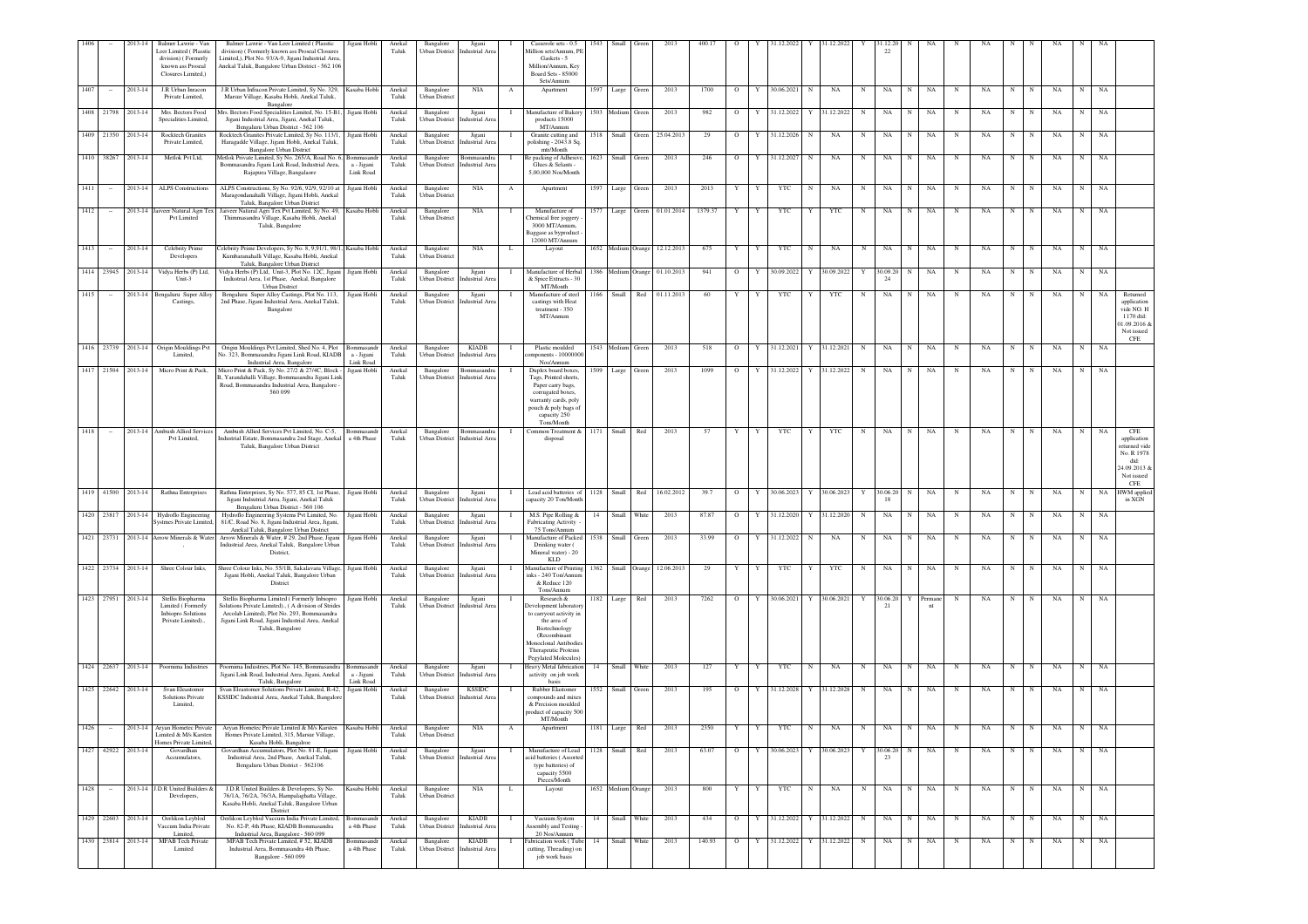| 1406 | – | 2013-14 | Balmer Lawrie - Van Leer Limited ( Plasstic division) ( Formerly known as Proseal Closures Limited,) | Balmer Lawrie - Van Leer Limited ( Plasstic division) ( Formerly known ass Proseal Closures Limited,), Plot No. 93/A-9, Jigani Industrial Area, Anekal Taluk, Bangalore Urban District - 562 106 | Jigani Hobli | Anekal Taluk | Bangalore Urban District | Jigani Industrial Area | I | Casserole sets - 0.5 Million sets/Annum, PE Gaskets - 5 Million/Annum, Key Board Sets - 85000 Sets/Annum | 1543 | Small | Green | 2013 | 400.17 | O | Y | 31.12.2022 | Y | 31.12.2022 | Y | 31.12.20 22 | N | NA | N | NA | N | N | NA | N | NA | |
|---|---|---|---|---|---|---|---|---|---|---|---|---|---|---|---|---|---|---|---|---|---|---|---|---|---|---|---|---|---|---|---|---|---|
| 1407 | – | 2013-14 | J.R Urban Infracon Private Limited, | J.R Urban Infracon Private Limited, Sy No. 329, Marsur Village, Kasaba Hobli, Anekal Taluk, Bangalore | Kasaba Hobli | Anekal Taluk | Bangalore Urban District | NIA | A | Apartment | 1597 | Large | Green | 2013 | 1700 | O | Y | 30.06.2021 | N | NA | N | NA | N | NA | N | NA | N | N | NA | N | NA | |
| 1408 | 21798 | 2013-14 | Mrs. Bectors Food Specialities Limited, | Mrs. Bectors Food Specialities Limited, No. 15-B/1, Jigani Industrial Area, Jigani, Anekal Taluk, Bengaluru Urban District - 562 106 | Jigani Hobli | Anekal Taluk | Bangalore Urban District | Jigani Industrial Area | I | Manufacture of Bakery products 15000 MT/Annum | 1503 | Medium | Green | 2013 | 982 | O | Y | 31.12.2022 | Y | 31.12.2022 | N | NA | N | NA | N | NA | N | N | NA | N | NA | |
| 1409 | 21350 | 2013-14 | Rocktech Granites Private Limited, | Rocktech Granites Private Limited, Sy No. 113/1, Haragadde Village, Jigani Hobli, Anekal Taluk, Bangalore Urban District | Jigani Hobli | Anekal Taluk | Bangalore Urban District | Jigani Industrial Area | I | Granite cutting and polishing - 2043.8 Sq mtr/Month | 1518 | Small | Green | 25.04.2013 | 29 | O | Y | 31.12.2026 | N | NA | N | NA | N | NA | N | NA | N | N | NA | N | NA | |
| 1410 | 38267 | 2013-14 | Metlok Pvt Ltd, | Metlok Private Limited, Sy No. 265/A, Road No. 6, Bommasandra Jigani Link Road, Industrial Area, Rajapura Village, Bangalaore | Bommasandr a - Jigani Link Road | Anekal Taluk | Bangalore Urban District | Bommasandra Industrial Area | I | Re packing of Adhesive, Glues & Selants - 5,00,000 Nos/Month | 1623 | Small | Green | 2013 | 246 | O | Y | 31.12.2027 | N | NA | N | NA | N | NA | N | NA | N | N | NA | N | NA | |
| 1411 | – | 2013-14 | ALPS Constructions | ALPS Constructions, Sy No. 92/6, 92/9, 92/10 at Maragondanahalli Village, Jigani Hobli, Anekal Taluk, Bangalore Urban District | Jigani Hobli | Anekal Taluk | Bangalore Urban District | NIA | A | Apartment | 1597 | Large | Green | 2013 | 2013 | Y | Y | YTC | N | NA | N | NA | N | NA | N | NA | N | N | NA | N | NA | |
| 1412 | – | 2013-14 | Jaiveer Natural Agri Tex Pvt Limited | Jaiveer Natural Agri Tex Pvt Limited, Sy No. 49, Thammasandra Village, Kasaba Hobli, Anekal Taluk, Bangalore | Kasaba Hobli | Anekal Taluk | Bangalore Urban District | NIA | I | Manufacture of Chemical free joggery - 3000 MT/Annum, Baggase as byproduct - 12000 MT/Annum | 1577 | Large | Green | 01.01.2014 | 1379.37 | Y | Y | YTC | Y | YTC | N | NA | N | NA | N | NA | N | N | NA | N | NA | |
| 1413 | – | 2013-14 | Celebrity Prime Developers | Celebrity Prime Developers, Sy No. 8, 9,91/1, 98/1, Kumbaranahalli Village, Kasaba Hobli, Anekal Taluk, Bangalore Urban District | Kasaba Hobli | Anekal Taluk | Bangalore Urban District | NIA | L | Layout | 1652 | Medium | Orange | 12.12.2013 | 675 | Y | Y | YTC | N | NA | N | NA | N | NA | N | NA | N | N | NA | N | NA | |
| 1414 | 23945 | 2013-14 | Vidya Herbs (P) Ltd, Unit-3 | Vidya Herbs (P) Ltd, Unit-3, Plot No. 12C, Jigani Industrial Area, 1st Phase, Anekal, Bangalore Urban District | Jigani Hobli | Anekal Taluk | Bangalore Urban District | Jigani Industrial Area | I | Manufacture of Herbal & Spice Extracts - 30 MT/Month | 1386 | Medium | Orange | 01.10.2013 | 941 | O | Y | 30.09.2022 | Y | 30.09.2022 | Y | 30.09.20 24 | N | NA | N | NA | N | N | NA | N | NA | |
| 1415 | – | 2013-14 | Bengaluru Super Alloy Castings, | Bengaluru Super Alloy Castings, Plot No. 113, 2nd Phase, Jigani Industrial Area, Anekal Taluk, Bangalore | Jigani Hobli | Anekal Taluk | Bangalore Urban District | Jigani Industrial Area | I | Manufacture of steel castings with Heat treatment - 350 MT/Annum | 1166 | Small | Red | 01.11.2013 | 60 | Y | Y | YTC | Y | YTC | N | NA | N | NA | N | NA | N | N | NA | N | NA | Returned application vide NO. H 1170 dtd: 01.09.2016 & Not issued CFE |
| 1416 | 23739 | 2013-14 | Origin Mouldings Pvt Limited, | Origin Mouldings Pvt Limited, Shed No. 4, Plot No. 323, Bommasandra Jigani Link Road, KIADB Industrial Area, Bangalore | Bommasandr a - Jigani Link Road | Anekal Taluk | Bangalore Urban District | KIADB Industrial Area | I | Plastic moulded components - 10000000 Nos/Annum | 1543 | Medium | Green | 2013 | 518 | O | Y | 31.12.2021 | Y | 31.12.2021 | N | NA | N | NA | N | NA | N | N | NA | N | NA | |
| 1417 | 21504 | 2013-14 | Micro Print & Pack, | Micro Print & Pack, Sy No. 27/2 & 27/4C, Block - B, Yarandahalli Village, Bommasandra Jigani Link Road, Bommasandra Industrial Area, Bangalore - 560 099 | Jigani Hobli | Anekal Taluk | Bangalore Urban District | Bommasandra Industrial Area | I | Duplex board boxes, Tags, Printed sheets, Paper carry bags, corrugated boxes, warranty cards, poly pouch & poly bags of capacity 250 Tons/Month | 1509 | Large | Green | 2013 | 1099 | O | Y | 31.12.2022 | Y | 31.12.2022 | N | NA | N | NA | N | NA | N | N | NA | N | NA | |
| 1418 | – | 2013-14 | Ambush Allied Services Pvt Limited, | Ambush Allied Services Pvt Limited, No. C-5, Industrial Estate, Bommasandra 2nd Stage, Anekal Taluk, Bangalore Urban District | Bommasandr a 4th Phase | Anekal Taluk | Bangalore Urban District | Bommasandra Industrial Area | I | Common Treatment & disposal | 1171 | Small | Red | 2013 | 57 | Y | Y | YTC | Y | YTC | N | NA | N | NA | N | NA | N | N | NA | N | NA | CFE application returned vide No. R 1978 dtd: 24.09.2013 & Not issued CFE |
| 1419 | 41500 | 2013-14 | Rathna Enterprises | Rathna Enterprises, Sy No. 577, 85 CI, 1st Phase, Jigani Industrial Area, Jigani, Anekal Taluk Bengaluru Urban District - 560 106 | Jigani Hobli | Anekal Taluk | Bangalore Urban District | Jigani Industrial Area | I | Lead acid batteries of capacity 20 Ton/Month | 1128 | Small | Red | 16.02.2012 | 39.7 | O | Y | 30.06.2023 | Y | 30.06.2023 | Y | 30.06.20 18 | N | NA | N | NA | N | N | NA | N | NA | HWM applied in XGN |
| 1420 | 23817 | 2013-14 | Hydroflo Engineering Systmes Private Limited, | Hydroflo Engineering Systems Pvt Limited, No. 81/C, Road No. 8, Jigani Industrial Area, Jigani, Anekal Taluk, Bangalore Urban District | Jigani Hobli | Anekal Taluk | Bangalore Urban District | Jigani Industrial Area | I | M.S. Pipe Rolling & Fabricating Activity - 75 Tons/Annum | 14 | Small | White | 2013 | 87.87 | O | Y | 31.12.2020 | Y | 31.12.2020 | N | NA | N | NA | N | NA | N | N | NA | N | NA | |
| 1421 | 23731 | 2013-14 | Arrow Minerals & Water , | Arrow Minerals & Water, # 29, 2nd Phase, Jigani Industrial Area, Anekal Taluk, Bangalore Urban District, | Jigani Hobli | Anekal Taluk | Bangalore Urban District | Jigani Industrial Area | I | Manufacture of Packed Drinking water ( Mineral water) - 20 KLD | 1538 | Small | Green | 2013 | 33.99 | O | Y | 31.12.2022 | N | NA | N | NA | N | NA | N | NA | N | N | NA | N | NA | |
| 1422 | 23734 | 2013-14 | Shree Colour Inks, | Shree Colour Inks, No. 55/1B, Sakalavara Village, Jigani Hobli, Anekal Taluk, Bangalore Urban District | Jigani Hobli | Anekal Taluk | Bangalore Urban District | Jigani Industrial Area | I | Manufacture of Printing inks - 240 Ton/Annum & Reduce 120 Tons/Annum | 1362 | Small | Orange | 12.06.2013 | 29 | Y | Y | YTC | Y | YTC | N | NA | N | NA | N | NA | N | N | NA | N | NA | |
| 1423 | 27951 | 2013-14 | Stellis Biopharma Limited ( Formerly Inbiopro Solutions Private Limited)., | Stellis Biopharma Limited ( Formerly Inbiopro Solutions Private Limited)., ( A division of Strides Arcolab Limited), Plot No. 293, Bommasandra Jigani Link Road, Jigani Industrial Area, Anekal Taluk, Bangalore | Jigani Hobli | Anekal Taluk | Bangalore Urban District | Jigani Industrial Area | I | Research & Development laboratory to carryout activity in the area of Biotechnology (Recombinant Monoclonal Antibodies Therapeutic Proteins Pegylated Molecules) | 1182 | Large | Red | 2013 | 7262 | O | Y | 30.06.2021 | Y | 30.06.2021 | Y | 30.06.20 21 | Y | Permane nt | N | NA | N | N | NA | N | NA | |
| 1424 | 22637 | 2013-14 | Poornima Industries | Poornima Industries, Plot No. 145, Bommasandra Jigani Link Road, Industrial Area, Jigani, Anekal Taluk, Bangalore | Bommasandr a - Jigani Link Road | Anekal Taluk | Bangalore Urban District | Jigani Industrial Area | I | Heavy Metal fabrication activity on job work basis | 14 | Small | White | 2013 | 127 | Y | Y | YTC | N | NA | N | NA | N | NA | N | NA | N | N | NA | N | NA | |
| 1425 | 22642 | 2013-14 | Svan Eleastomer Solutions Private Limited, | Svan Eleastomer Solutions Private Limited, K-42, KSSIDC Industrial Area, Anekal Taluk, Bangalore | Jigani Hobli | Anekal Taluk | Bangalore Urban District | KSSIDC Industrial Area | I | Rubber Elastomer compounds and mixes & Precision moulded product of capacity 500 MT/Month | 1552 | Small | Green | 2013 | 195 | O | Y | 31.12.2028 | Y | 31.12.2028 | N | NA | N | NA | N | NA | N | N | NA | N | NA | |
| 1426 | – | 2013-14 | Aryan Hometec Private Limited & M/s Karsten Homes Private Limited, | Aryan Hometec Private Limited & M/s Karsten Homes Private Limited, 315, Marsur Village, Kasaba Hobli, Bangalore | Kasaba Hobli | Anekal Taluk | Bangalore Urban District | NIA | A | Apartment | 1181 | Large | Red | 2013 | 2350 | Y | Y | YTC | N | NA | N | NA | N | NA | N | NA | N | N | NA | N | NA | |
| 1427 | 42922 | 2013-14 | Govardhan Accumulators, | Govardhan Accumulators, Plot No. 81-E, Jigani Industrial Area, 2nd Phase, Anekal Taluk, Bengaluru Urban District - 562106 | Jigani Hobli | Anekal Taluk | Bangalore Urban District | Jigani Industrial Area | I | Manufacture of Lead acid batteries ( Assorted type batteries) of capacity 5500 Pieces/Month | 1128 | Small | Red | 2013 | 63.07 | O | Y | 30.06.2023 | Y | 30.06.2023 | Y | 30.06.20 23 | N | NA | N | NA | N | N | NA | N | NA | |
| 1428 | – | 2013-14 | J.D.R United Builders & Developers, | J.D.R United Builders & Developers, Sy No. 76/1A, 76/2A, 76/3A, Hampalaghatta Village, Kasaba Hobli, Anekal Taluk, Bangalore Urban District | Kasaba Hobli | Anekal Taluk | Bangalore Urban District | NIA | L | Layout | 1652 | Medium | Orange | 2013 | 800 | Y | Y | YTC | N | NA | N | NA | N | NA | N | NA | N | N | NA | N | NA | |
| 1429 | 22603 | 2013-14 | Oerlikon Leyblod Vaccum India Private Limited, | Oerlikon Leyblod Vaccum India Private Limited, No. 82-P, 4th Phase, KIADB Bommasandra Industrial Area, Bangalore - 560 099 | Bommasandr a 4th Phase | Anekal Taluk | Bangalore Urban District | KIADB Industrial Area | I | Vacuum System Assembly and Testing - 20 Nos/Annum | 14 | Small | White | 2013 | 434 | O | Y | 31.12.2022 | Y | 31.12.2022 | N | NA | N | NA | N | NA | N | N | NA | N | NA | |
| 1430 | 23814 | 2013-14 | MFAB Tech Private Limited | MFAB Tech Private Limited, # 52, KIADB Industrial Area, Bommasandra 4th Phase, Bangalore - 560 099 | Bommasandr a 4th Phase | Anekal Taluk | Bangalore Urban District | KIADB Industrial Area | I | Fabrication work ( Tube cutting, Threading) on job work basis | 14 | Small | White | 2013 | 140.93 | O | Y | 31.12.2022 | Y | 31.12.2022 | N | NA | N | NA | N | NA | N | N | NA | N | NA | |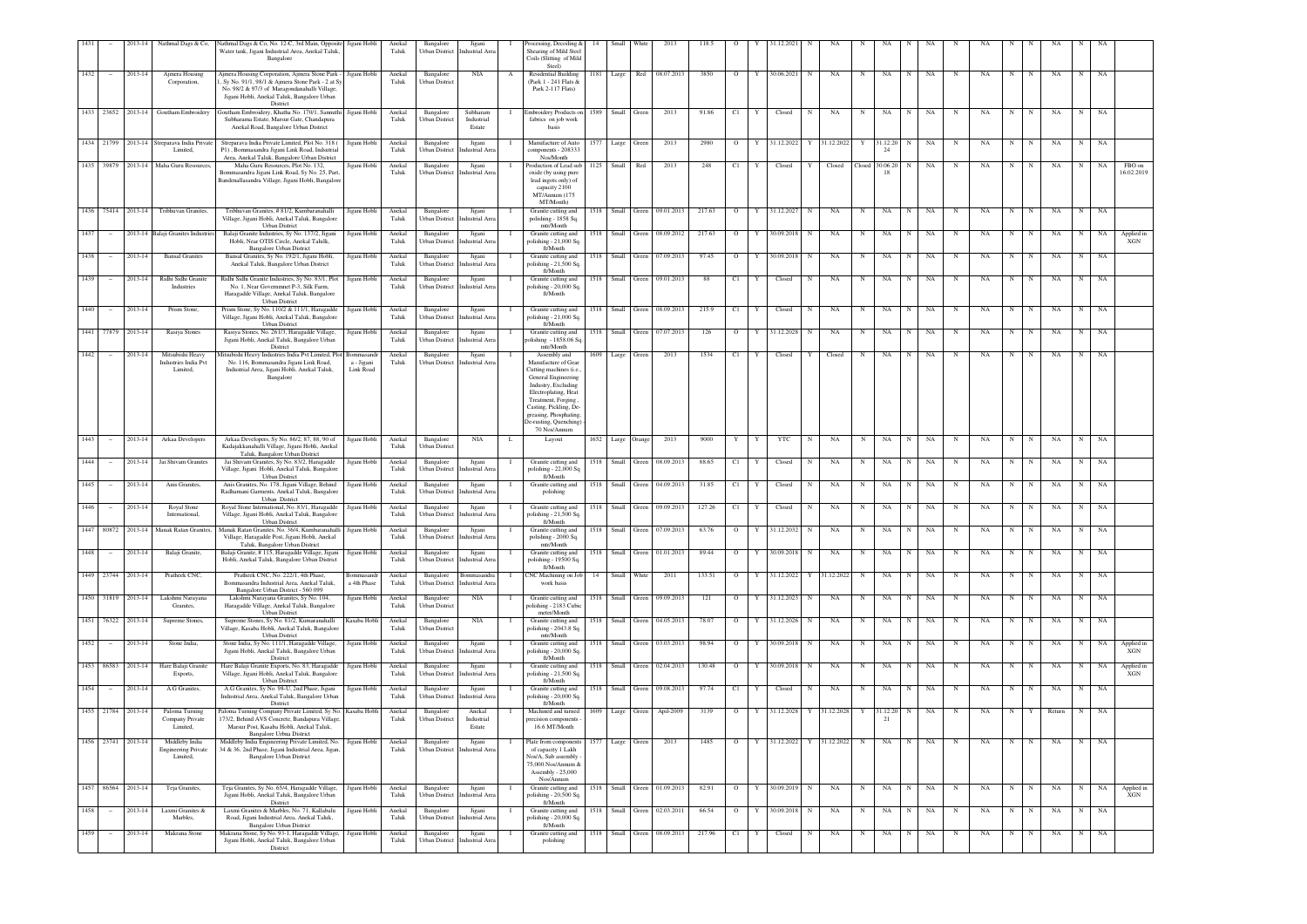| 1431 | - | 2013-14 | Nathmal Dags & Co, | Nathmal Dags & Co. No. 12-C, 3rd Main, Opposite Water tank, Jigani Industrial Area, Anekal Taluk, Bangalore | Jigani Hobli | Anekal Taluk | Bangalore Urban District | Jigani Industrial Area | I | Processing, Decoiling & Shearing of Mild Steel Coils (Slitting of Mild Steel) | 14 | Small | White | 2013 | 118.5 | O | Y | 31.12.2021 | N | NA | N | NA | N | NA | N | NA | N | N | NA | N | NA | |
|---|---|---|---|---|---|---|---|---|---|---|---|---|---|---|---|---|---|---|---|---|---|---|---|---|---|---|---|---|---|---|---|---|
| 1432 | - | 2013-14 | Ajmera Housing Corporation, | Ajmera Housing Corporation, Ajmera Stone Park - 1, Sy No. 91/1, 98/1 & Ajmera Stone Park - 2 at Sy No. 98/2 & 97/3 of Maragondanahalli Village, Jigani Hobli, Anekal Taluk, Bangalore Urban District | Jigani Hobli | Anekal Taluk | Bangalore Urban District | NIA | A | Residential Building (Park 1 - 241 Flats & Park 2-117 Flats) | 1181 | Large | Red | 08.07.2013 | 3850 | O | Y | 30.06.2021 | N | NA | N | NA | N | NA | N | NA | N | N | NA | N | NA | |
| 1433 | 23652 | 2013-14 | Goutham Embroidery | Goutham Embroidery, Khatha No. 170/1, Sannathi Subharama Estate, Marsur Gate, Chandapura Anekal Road, Bangalore Urban District | Jigani Hobli | Anekal Taluk | Bangalore Urban District | Subharam Industrial Estate | I | Embroidery Products on fabrics on job work basis | 1589 | Small | Green | 2013 | 91.86 | C1 | Y | Closed | N | NA | N | NA | N | NA | N | NA | N | N | NA | N | NA | |
| 1434 | 21799 | 2013-14 | Sreparava India Private Limited, | Streparava India Private Limited, Plot No. 318 ( P1) , Bommasandra Jigani Link Road, Industrial Area, Anekal Taluk, Bangalore Urban District | Jigani Hobli | Anekal Taluk | Bangalore Urban District | Jigani Industrial Area | I | Manufacture of Auto components - 208333 Nos/Month | 1577 | Large | Green | 2013 | 2980 | O | Y | 31.12.2022 | Y | 31.12.2022 | Y | 31.12.20 24 | N | NA | N | NA | N | N | NA | N | NA | |
| 1435 | 39879 | 2013-14 | Maha Guru Resources, | Maha Guru Resources, Plot No. 132, Bommasandra Jigani Link Road, Sy No. 25, Part, Bandemallasandra Village, Jigani Hobli, Bangalore | Jigani Hobli | Anekal Taluk | Bangalore Urban District | Jigani Industrial Area | I | Production of Lead sub oxide (by using pure lead ingots only) of capacity 2100 MT/Annum (175 MT/Month) | 1125 | Small | Red | 2013 | 248 | C1 | Y | Closed | Y | Closed | Closed | 30.06.20 18 | N | NA | N | NA | N | N | NA | N | NA | FBO on 16.02.2019 |
| 1436 | 75414 | 2013-14 | Tribhuvan Granites, | Tribhuvan Granites, # 81/2, Kumbaranahalli Village, Jigani Hobli, Anekal Taluk, Bangalore Urban District | Jigani Hobli | Anekal Taluk | Bangalore Urban District | Jigani Industrial Area | I | Granite cutting and polishing - 1858 Sq. mtr/Month | 1518 | Small | Green | 09.01.2013 | 217.63 | O | Y | 31.12.2027 | N | NA | N | NA | N | NA | N | NA | N | N | NA | N | NA | |
| 1437 | - | 2013-14 | Balaji Granites Industries | Balaji Granite Industries, Sy No. 137/2, Jigani Hobli, Near OTIS Circle, Anekal Tahslk, Bangalore Urban District | Jigani Hobli | Anekal Taluk | Bangalore Urban District | Jigani Industrial Area | I | Granite cutting and polishing - 21,000 Sq. ft/Month | 1518 | Small | Green | 08.09.2012 | 217.63 | O | Y | 30.09.2018 | N | NA | N | NA | N | NA | N | NA | N | N | NA | N | NA | Applied in XGN |
| 1438 | - | 2013-14 | Bansal Granites | Bansal Granites, Sy No. 192/1, Jigani Hobli, Anekal Taluk, Bangalore Urban District | Jigani Hobli | Anekal Taluk | Bangalore Urban District | Jigani Industrial Area | I | Granite cutting and polishing - 21,500 Sq. ft/Month | 1518 | Small | Green | 07.09.2013 | 97.45 | O | Y | 30.09.2018 | N | NA | N | NA | N | NA | N | NA | N | N | NA | N | NA | |
| 1439 | - | 2013-14 | Radha Sidhi Granite Industries | Radha Sidhi Granite Industries, Sy No. 83/1, Plot No. 1, Near Governmnet P-3, Silk Farm, Haragadde Village, Anekal Taluk, Bangalore Urban District | Jigani Hobli | Anekal Taluk | Bangalore Urban District | Jigani Industrial Area | I | Granite cutting and polishing - 20,000 Sq. ft/Month | 1518 | Small | Green | 09.01.2013 | 88 | C1 | Y | Closed | N | NA | N | NA | N | NA | N | NA | N | N | NA | N | NA | |
| 1440 | - | 2013-14 | Prism Stone, | Prism Stone, Sy No. 110/2 & 111/1, Haragadde Village, Jigani Hobli, Anekal Taluk, Bangalore Urban District | Jigani Hobli | Anekal Taluk | Bangalore Urban District | Jigani Industrial Area | I | Granite cutting and polishing - 21,000 Sq. ft/Month | 1518 | Small | Green | 08.09.2013 | 215.9 | C1 | Y | Closed | N | NA | N | NA | N | NA | N | NA | N | N | NA | N | NA | |
| 1441 | 77879 | 2013-14 | Rasiya Stones | Rasiya Stones, No. 261/3, Haragadde Village, Jigani Hobli, Anekal Taluk, Bangalore Urban District | Jigani Hobli | Anekal Taluk | Bangalore Urban District | Jigani Industrial Area | I | Granite cutting and polishing - 1858.06 Sq. mtr/Month | 1518 | Small | Green | 07.07.2013 | 126 | O | Y | 31.12.2028 | N | NA | N | NA | N | NA | N | NA | N | N | NA | N | NA | |
| 1442 | - | 2013-14 | Mitsubishi Heavy Industries India Pvt Limited, | Mitsubishi Heavy Industries India Pvt Limited, Plot No. 116, Bommasandra Jigani Link Road, Industrial Area, Jigani Hobli, Anekal Taluk, Bangalore | Bommasandra - Jigani Link Road | Anekal Taluk | Bangalore Urban District | Jigani Industrial Area | I | Assembly and Manufacture of Gear Cutting machines (i.e., General Engineering Industry, Excluding Electroplating, Heat Treatment, Forging , Casting, Pickling, De-greasing, Phosphating, De-rusting, Quenching) - 70 Nos/Annum | 1609 | Large | Green | 2013 | 1534 | C1 | Y | Closed | Y | Closed | N | NA | N | NA | N | NA | N | N | NA | N | NA | |
| 1443 | - | 2013-14 | Arkaa Developers | Arkaa Developers, Sy No. 86/2, 87, 88, 90 of Kadajakkanahalli Village, Jigani Hobli, Anekal Taluk, Bangalore Urban District | Jigani Hobli | Anekal Taluk | Bangalore Urban District | NIA | L | Layout | 1652 | Large | Orange | 2013 | 9000 | Y | Y | YTC | N | NA | N | NA | N | NA | N | NA | N | N | NA | N | NA | |
| 1444 | - | 2013-14 | Jai Shivam Granites | Jai Shivam Granites, Sy No. 83/2, Haragadde Village, Jigani Hobli, Anekal Taluk, Bangalore Urban District | Jigani Hobli | Anekal Taluk | Bangalore Urban District | Jigani Industrial Area | I | Granite cutting and polishing - 22,000 Sq. ft/Month | 1518 | Small | Green | 08.09.2013 | 88.65 | C1 | Y | Closed | N | NA | N | NA | N | NA | N | NA | N | N | NA | N | NA | |
| 1445 | - | 2013-14 | Anis Granites, | Anis Granites, No. 178, Jigani Village, Behind Radhamani Garments, Anekal Taluk, Bangalore Urban District | Jigani Hobli | Anekal Taluk | Bangalore Urban District | Jigani Industrial Area | I | Granite cutting and polishing | 1518 | Small | Green | 04.09.2013 | 31.85 | C1 | Y | Closed | N | NA | N | NA | N | NA | N | NA | N | N | NA | N | NA | |
| 1446 | - | 2013-14 | Royal Stone International, | Royal Stone International, No. 83/1, Haragadde Village, Jigani Hobli, Anekal Taluk, Bangalore Urban District | Jigani Hobli | Anekal Taluk | Bangalore Urban District | Jigani Industrial Area | I | Granite cutting and polishing - 21,500 Sq. ft/Month | 1518 | Small | Green | 09.09.2013 | 127.26 | C1 | Y | Closed | N | NA | N | NA | N | NA | N | NA | N | N | NA | N | NA | |
| 1447 | 80872 | 2013-14 | Manak Ratan Granites, | Manak Ratan Granites, No. 36/4, Kumbaranahalli Village, Haragadde Post, Jigani Hobli, Anekal Taluk, Bangalore Urban District | Jigani Hobli | Anekal Taluk | Bangalore Urban District | Jigani Industrial Area | I | Granite cutting and polishing - 2000 Sq. mtr/Month | 1518 | Small | Green | 07.09.2013 | 63.76 | O | Y | 31.12.2032 | N | NA | N | NA | N | NA | N | NA | N | N | NA | N | NA | |
| 1448 | - | 2013-14 | Balaji Granite, | Balaji Granite, # 115, Haragadde Village, Jigani Hobli, Anekal Taluk, Bangalore Urban District | Jigani Hobli | Anekal Taluk | Bangalore Urban District | Jigani Industrial Area | I | Granite cutting and polishing - 19500 Sq. ft/Month | 1518 | Small | Green | 01.01.2013 | 89.44 | O | Y | 30.09.2018 | N | NA | N | NA | N | NA | N | NA | N | N | NA | N | NA | |
| 1449 | 23744 | 2013-14 | Pratheek CNC, | Pratheek CNC, No. 222/1, 4th Phase, Bommasandra Industrial Area, Anekal Taluk, Bangalore Urban District - 560 099 | Bommasandra 4th Phase | Anekal Taluk | Bangalore Urban District | Bommasandra Industrial Area | I | CNC Machining on Job work basis | 14 | Small | White | 2011 | 133.51 | O | Y | 31.12.2022 | Y | 31.12.2022 | N | NA | N | NA | N | NA | N | N | NA | N | NA | |
| 1450 | 31819 | 2013-14 | Lakshmi Narayana Granites, | Lakshmi Narayana Granites, Sy No. 104, Haragadde Village, Anekal Taluk, Bangalore Urban District | Jigani Hobli | Anekal Taluk | Bangalore Urban District | NIA | I | Granite cutting and polishing - 2183 Cubic meter/Month | 1518 | Small | Green | 09.09.2013 | 121 | O | Y | 31.12.2023 | N | NA | N | NA | N | NA | N | NA | N | N | NA | N | NA | |
| 1451 | 76322 | 2013-14 | Supreme Stones, | Supreme Stones, Sy No. 81/2, Kumaranahalli Village, Kasaba Hobli, Anekal Taluk, Bangalore Urban District | Kasaba Hobli | Anekal Taluk | Bangalore Urban District | NIA | I | Granite cutting and polishing - 2043.8 Sq. mtr/Month | 1518 | Small | Green | 04.05.2013 | 78.07 | O | Y | 31.12.2026 | N | NA | N | NA | N | NA | N | NA | N | N | NA | N | NA | |
| 1452 | - | 2013-14 | Stone India, | Stone India, Sy No. 111/1, Haragadde Village, Jigani Hobli, Anekal Taluk, Bangalore Urban District | Jigani Hobli | Anekal Taluk | Bangalore Urban District | Jigani Industrial Area | I | Granite cutting and polishing - 20,000 Sq. ft/Month | 1518 | Small | Green | 03.03.2013 | 98.94 | O | Y | 30.09.2018 | N | NA | N | NA | N | NA | N | NA | N | N | NA | N | NA | Applied in XGN |
| 1453 | 86583 | 2013-14 | Hare Balaji Granite Exports, | Hare Balaji Granite Exports, No. 83, Haragadde Village, Jigani Hobli, Anekal Taluk, Bangalore Urban District | Jigani Hobli | Anekal Taluk | Bangalore Urban District | Jigani Industrial Area | I | Granite cutting and polishing - 21,500 Sq. ft/Month | 1518 | Small | Green | 02.04.2013 | 130.48 | O | Y | 30.09.2018 | N | NA | N | NA | N | NA | N | NA | N | N | NA | N | NA | Applied in XGN |
| 1454 | - | 2013-14 | A.G Granites, | A.G Granites, Sy No. 98-U, 2nd Phase, Jigani Industrial Area, Anekal Taluk, Bangalore Urban District | Jigani Hobli | Anekal Taluk | Bangalore Urban District | Jigani Industrial Area | I | Granite cutting and polishing - 20,000 Sq. ft/Month | 1518 | Small | Green | 09.08.2013 | 97.74 | C1 | Y | Closed | N | NA | N | NA | N | NA | N | NA | N | N | NA | N | NA | |
| 1455 | 21784 | 2013-14 | Paloma Turning Company Private Limited, | Paloma Turning Company Private Limited, Sy No. 173/2, Behind AVS Concrete, Bandapura Village, Marsur Post, Kasaba Hobli, Anekal Taluk, Bangalore Urbna District | Kasaba Hobli | Anekal Taluk | Bangalore Urban District | Anekal Industrial Estate | I | Machined and turned precision components - 16.6 MT/Month | 1609 | Large | Green | Apri-2009 | 3139 | O | Y | 31.12.2028 | Y | 31.12.2028 | Y | 31.12.20 21 | N | NA | N | NA | N | Y | Return | N | NA | |
| 1456 | 23741 | 2013-14 | Middleby India Engineering Private Limited, | Middleby India Engineering Private Limited, No. 34 & 36, 2nd Phase, Jigani Industrial Area, Jigani, Bangalore Urban District | Jigani Hobli | Anekal Taluk | Bangalore Urban District | Jigani Industrial Area | I | Plate from components of capacity 1 Lakh Nos/A, Sub assembly - 75,000 Nos/Annum & Assembly - 25,000 Nos/Annum | 1577 | Large | Green | 2013 | 1485 | O | Y | 31.12.2022 | Y | 31.12.2022 | N | NA | N | NA | N | NA | N | N | NA | N | NA | |
| 1457 | 86564 | 2013-14 | Teja Granites, | Teja Granites, Sy No. 65/4, Haragadde Village, Jigani Hobli, Anekal Taluk, Bangalore Urban District | Jigani Hobli | Anekal Taluk | Bangalore Urban District | Jigani Industrial Area | I | Granite cutting and polishing - 20,500 Sq. ft/Month | 1518 | Small | Green | 01.09.2013 | 82.91 | O | Y | 30.09.2019 | N | NA | N | NA | N | NA | N | NA | N | N | NA | N | NA | Applied in XGN |
| 1458 | - | 2013-14 | Laxmi Granites & Marbles, | Laxmi Granites & Marbles, No. 71, Kallabalu Road, Jigani Industrial Area, Anekal Taluk, Bangalore Urban District | Jigani Hobli | Anekal Taluk | Bangalore Urban District | Jigani Industrial Area | I | Granite cutting and polishing - 20,000 Sq. ft/Month | 1518 | Small | Green | 02.03.2011 | 66.54 | O | Y | 30.09.2018 | N | NA | N | NA | N | NA | N | NA | N | N | NA | N | NA | |
| 1459 | - | 2013-14 | Makrana Stone | Makrana Stone, Sy No. 93-1, Haragadde Village, Jigani Hobli, Anekal Taluk, Bangalore Urban District | Jigani Hobli | Anekal Taluk | Bangalore Urban District | Jigani Industrial Area | I | Granite cutting and polishing | 1518 | Small | Green | 08.09.2013 | 217.96 | C1 | Y | Closed | N | NA | N | NA | N | NA | N | NA | N | N | NA | N | NA | |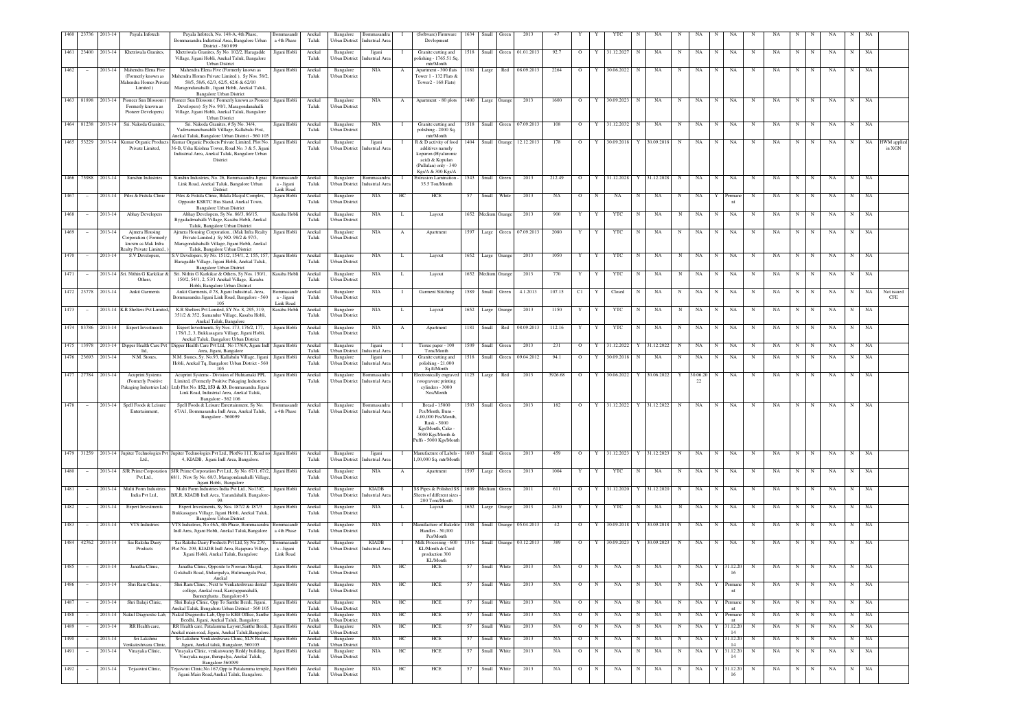| 1460 | 23736 | 2013-14 | Payala Infotech | Payala Infotech, No. 148-A, 4th Phase, Bommasandra Industrial Area, Bangalore Urban District - 560 099 | Bommasandra 4th Phase | Anekal Taluk | Bangalore Urban District | Bommasandra Industrial Area | I | (Software) Firmware Devlopment | 1634 | Small | Green | 2013 | 47 | Y | Y | YTC | N | NA | N | NA | N | NA | N | NA | N | N | NA | N | NA | |
|---|---|---|---|---|---|---|---|---|---|---|---|---|---|---|---|---|---|---|---|---|---|---|---|---|---|---|---|---|---|---|---|---|
| 1461 | 23400 | 2013-14 | Khetriwala Granites, | Khetriwala Granites, Sy No. 102/2, Haragadde Village, Jigani Hobli, Anekal Taluk, Bangalore Urban District | Jigani Hobli | Anekal Taluk | Bangalore Urban District | Jigani Industrial Area | I | Granite cutting and polishing - 1765.51 Sq. mtr/Month | 1518 | Small | Green | 01.01.2013 | 92.7 | O | Y | 31.12.2027 | N | NA | N | NA | N | NA | N | NA | N | N | NA | N | NA | |
| 1462 | - | 2013-14 | Mahendra Elena Five (Formerly known as Mahendra Homes Private Limited ) | Mahendra Elena Five (Formerly known as Mahendra Homes Private Limited ), Sy Nos. 58/2, 58/5, 58/6, 62/3, 62/5, 62/6 & 62/10 Maragondanahalli , Jigani Hobli, Anekal Taluk, Bangalore Urban District | Jigani Hobli | Anekal Taluk | Bangalore Urban District | NIA | A | Apartment - 300 flats Tower 1 - 132 Flats & Tower2 - 168 Flats) | 1181 | Large | Red | 08.09.2013 | 2264 | O | Y | 30.06.2022 | N | NA | N | NA | N | NA | N | NA | N | N | NA | N | NA | |
| 1463 | 81898 | 2013-14 | Pioneer Sun Blossom ( Formerly known as Pioneer Developers) | Pioneer Sun Blossom ( Formerly known as Pioneer Developers) ,Sy No. 90/1, Maragondanahalli Village, Jigani Hobli, Anekal Taluk, Bangalore Urban District | Jigani Hobli | Anekal Taluk | Bangalore Urban District | NIA | A | Apartment - 80 plots | 1400 | Large | Orange | 2013 | 1600 | O | Y | 30.09.2023 | N | NA | N | NA | N | NA | N | NA | N | N | NA | N | NA | |
| 1464 | 81238 | 2013-14 | Sri. Nakoda Granites, | Sri. Nakoda Granites, # Sy No. 34/4, Vaderamanchanahalli Villlage, Kallubalu Post, Anekal Taluk, Bangalore Urban District - 560 105 | Jigani Hobli | Anekal Taluk | Bangalore Urban District | NIA | I | Granite cutting and polishing - 2000 Sq. mtr/Month | 1518 | Small | Green | 07.09.2013 | 108 | O | Y | 31.12.2032 | N | NA | N | NA | N | NA | N | NA | N | N | NA | N | NA | |
| 1465 | 53229 | 2013-14 | Kumar Organic Products Private Limited, | Kumar Organic Products Private Limited, Plot No. 36-B, Usha Krishna Tower, Road No. 3 & 5, Jigani Industrial Area, Anekal Taluk, Bangalore Urban District | Jigani Hobli | Anekal Taluk | Bangalore Urban District | Jigani Industrial Area | I | R & D activity of food additives namely kopuron (Hyaluronic acid) & Kopulan (Pullulan) only - 340 Kgs/A & 300 Kgs/A | 1404 | Small | Orange | 12.12.2013 | 178 | O | Y | 30.09.2018 | Y | 30.09.2018 | N | NA | N | NA | N | NA | N | N | NA | N | NA | HWM applied in XGN |
| 1466 | 75988 | 2013-14 | Sunshin Industries | Sunshin Industries, No. 26, Bommasandra Jigni Link Road, Anekal Taluk, Bangalore Urban District | Bommasandra - Jigani Link Road | Anekal Taluk | Bangalore Urban District | Bommasandra Industrial Area | I | Extrusion Lamination - 35.5 Ton/Month | 1543 | Small | Green | 2013 | 212.49 | O | Y | 31.12.2028 | Y | 31.12.2028 | N | NA | N | NA | N | NA | N | N | NA | N | NA | |
| 1467 | - | 2013-14 | Piles & Fistula Clinic | Piles & Fistula Clinic, Bilala Masjid Complex, Opposite KSRTC Bus Stand, Anekal Town, Bangalore Urban District | Jigani Hobli | Anekal Taluk | Bangalore Urban District | NIA | HC | HCE | 57 | Small | White | 2013 | NA | O | N | NA | N | NA | N | NA | Y | Permanent | N | NA | N | N | NA | N | NA | |
| 1468 | - | 2013-14 | Abhay Developers | Abhay Developers, Sy No. 86/3, 86/15, Bygadadenahalli Village, Kasaba Hobli, Anekal Taluk, Bangalore Urban District | Kasaba Hobli | Anekal Taluk | Bangalore Urban District | NIA | L | Layout | 1652 | Medium | Orange | 2013 | 900 | Y | Y | YTC | N | NA | N | NA | N | NA | N | NA | N | N | NA | N | NA | |
| 1469 | - | 2013-14 | Ajmera Housing Corporation ( Formerly known as Mak Infra Realty Private Limited, ) | Ajmera Housing Corporation, (Mak Infra Realty Private Limited,) Sy NO. 98/2 & 97/3, Maragondahahalli Village, Jigani Hobli, Anekal Taluk, Bangalore Urban District | Jigani Hobli | Anekal Taluk | Bangalore Urban District | NIA | A | Apartment | 1597 | Large | Green | 07.09.2013 | 2080 | Y | Y | YTC | N | NA | N | NA | N | NA | N | NA | N | N | NA | N | NA | |
| 1470 | - | 2013-14 | S.V Developers, | S.V Developers, Sy No. 151/2, 154/1, 2, 155, 157, Haragadde Village, Jigani Hobli, Anekal Taluk, Bangalore Urban District | Jigani Hobli | Anekal Taluk | Bangalore Urban District | NIA | L | Layout | 1652 | Large | Orange | 2013 | 1050 | Y | Y | YTC | N | NA | N | NA | N | NA | N | NA | N | N | NA | N | NA | |
| 1471 | - | 2013-14 | Sri. Nithin G Karkikar & Others, | Sri. Nithin G Karkikar & Others, Sy Nos. 150/1, 150/2, 54/1, 2, 53/1 Anekal Village, Kasaba Hobli, Bangalore Urban District | Kasaba Hobli | Anekal Taluk | Bangalore Urban District | NIA | L | Layout | 1652 | Medium | Orange | 2013 | 770 | Y | Y | YTC | N | NA | N | NA | N | NA | N | NA | N | N | NA | N | NA | |
| 1472 | 23778 | 2013-14 | Ankit Garments | Ankit Garments, # 78, Jigani Industrial, Area, Bommasandra Jigani Link Road, Bangalore - 560 105 | Bommasandra - Jigani Link Road | Anekal Taluk | Bangalore Urban District | NIA | I | Garment Stitching | 1589 | Small | Green | 4.1.2013 | 107.15 | C1 | Y | Closed | N | NA | N | NA | N | NA | N | NA | N | N | NA | N | NA | Not issued CFE |
| 1473 | - | 2013-14 | K.R Shelters Pvt Limited, | K.R Shelters Pvt Limited, SY No. 8, 295, 319, 351/2 & 352, Samandur Village, Kasaba Hobli, Anekal Taluk, Bangalore | Kasaba Hobli | Anekal Taluk | Bangalore Urban District | NIA | L | Layout | 1652 | Large | Orange | 2013 | 1150 | Y | Y | YTC | N | NA | N | NA | N | NA | N | NA | N | N | NA | N | NA | |
| 1474 | 83786 | 2013-14 | Expert Investments | Expert Investments, Sy Nos. 173, 176/2, 177, 178/1,2, 3, Bukkasagara Village, Jigani Hobli, Anekal Taluk, Bangalore Urban District | Jigani Hobli | Anekal Taluk | Bangalore Urban District | NIA | A | Apartment | 1181 | Small | Red | 08.09.2013 | 112.16 | Y | Y | YTC | N | NA | N | NA | N | NA | N | NA | N | N | NA | N | NA | |
| 1475 | 13978 | 2013-14 | Dipper Health Care Pvt ltd, | Dipper Health Care Pvt Ltd., No 17/6A, Jigani Indl Area, Jigani, Bangalore | Jigani Hobli | Anekal Taluk | Bangalore Urban District | Jigani Industrial Area | I | Tissue paper - 100 Tons/Month | 1509 | Small | Green | 2013 | 231 | O | Y | 31.12.2022 | Y | 31.12.2022 | N | NA | N | NA | N | NA | N | N | NA | N | NA | |
| 1476 | 23693 | 2013-14 | N.M. Stones, | N.M. Stones, Sy.No.93, Kallubalu Village, Jigani Hobli, Anekal Tq, Bangalore Urban District - 560 105 | Jigani Hobli | Anekal Taluk | Bangalore Urban District | Jigani Industrial Area | I | Granite cutting and polishing - 21,000 Sq.ft/Month | 1518 | Small | Green | 09.04.2012 | 94.1 | O | Y | 30.09.2018 | N | NA | N | NA | N | NA | N | NA | N | N | NA | N | NA | |
| 1477 | 27784 | 2013-14 | Acuprint Systems (Formerly Positive Pakaging Industries Ltd) | Acuprint Systems - Division of Huhtamaki PPL Limited, (Formerly Positive Pakaging Industries Ltd) Plot No. 152, 153 & 33, Bommasandra Jigani Link Road, Industrial Area, Anekal Taluk, Bangalore - 562 106 | Jigani Hobli | Anekal Taluk | Bangalore Urban District | Bommasandra Industrial Area | I | Electronically engraved rotogravure printing cylinders - 3000 Nos/Month | 1125 | Large | Red | 2013 | 3926.68 | O | Y | 30.06.2022 | Y | 30.06.2022 | Y | 30.06.2022 | N | NA | N | NA | N | N | NA | N | NA | |
| 1478 | - | 2013-14 | Spell Foods & Leisure Entertainment, | Spell Foods & Leisure Entertainment, Sy No. 67/A1, Bommasandra Indl Area, Anekal Taluk, Bangalore - 560099 | Bommasandra 4th Phase | Anekal Taluk | Bangalore Urban District | Bommasandra Industrial Area | I | Bread - 15000 Pcs/Month, Buns - 4,00,000 Pcs/Month, Rusk - 5000 Kgs/Month, Cake - 5000 Kgs/Month & Puffs - 5000 Kgs/Month | 1503 | Small | Green | 2013 | 182 | O | Y | 31.12.2022 | Y | 31.12.2022 | N | NA | N | NA | N | NA | N | N | NA | N | NA | |
| 1479 | 31259 | 2013-14 | Jupiter Technologies Pvt Ltd., | Jupiter Technologies Pvt Ltd., PlotNo 111, Road no 4, KIADB, Jigani Indl Area, Bangalore. | Jigani Hobli | Anekal Taluk | Bangalore Urban District | Jigani Industrial Area | I | Manufacture of Labels - 1,00,000 Sq. mtr/Month | 1603 | Small | Green | 2013 | 459 | O | Y | 31.12.2023 | Y | 31.12.2023 | N | NA | N | NA | N | NA | N | N | NA | N | NA | |
| 1480 | - | 2013-14 | SJR Prime Corporation Pvt Ltd., | SJR Prime Corporation Pvt Ltd., Sy No. 67/1, 67/2, 68/1, New Sy No. 68/3, Maragondanahalli Village, Jigani Hobli, Bangalore | Jigani Hobli | Anekal Taluk | Bangalore Urban District | NIA | A | Apartment | 1597 | Large | Green | 2013 | 1004 | Y | Y | YTC | N | NA | N | NA | N | NA | N | NA | N | N | NA | N | NA | |
| 1481 | - | 2013-14 | Multi Form Industries India Pvt Ltd., | Multi Form Industries India Pvt Ltd., No13/C, BJLR, KIADB Indl Area, Yarandahalli, Bangalore-99 | Jigani Hobli | Anekal Taluk | Bangalore Urban District | KIADB Industrial Area | I | SS Pipes & Polished SS Sheets of different sizes - 200 Tons/Month | 1609 | Medium | Green | 2011 | 611 | O | Y | 31.12.2020 | Y | 31.12.2020 | N | NA | N | NA | N | NA | N | N | NA | N | NA | |
| 1482 | - | 2013-14 | Expert Investments | Expert Investments, Sy Nos. 187/2 & 187/3 Bukkasagara Village, Jigani Hobli, Anekal Taluk, Bangalore Urban District | Jigani Hobli | Anekal Taluk | Bangalore Urban District | NIA | L | Layout | 1652 | Large | Orange | 2013 | 2450 | Y | Y | YTC | N | NA | N | NA | N | NA | N | NA | N | N | NA | N | NA | |
| 1483 | - | 2013-14 | VTS Industries | VTS Industries, No 46A, 4th Phase, Bommasandra Indl Area, Jigani Hobli, Anekal Taluk,Bangalore | Bommasandra 4th Phase | Anekal Taluk | Bangalore Urban District | NIA | I | Manufacture of Bakelite Handles - 50,000 Pcs/Month | 1388 | Small | Orange | 05.04.2013 | 42 | O | Y | 30.09.2018 | Y | 30.09.2018 | N | NA | N | NA | N | NA | N | N | NA | N | NA | |
| 1484 | 42762 | 2013-14 | Sai Raksha Dairy Products | Sai Raksha Dairy Products Pvt Ltd, Sy No 239, Plot No. 209, KIADB Indl Area, Rajapura Village, Jigani Hobli, Anekal Taluk, Bangalore | Bommasandra - Jigani Link Road | Anekal Taluk | Bangalore Urban District | KIADB Industrial Area | I | Milk Processing - 600 KL/Month & Curd production 300 KL/Month | 1316 | Small | Orange | 03.12.2013 | 389 | O | Y | 30.09.2023 | Y | 30.09.2023 | N | NA | N | NA | N | NA | N | N | NA | N | NA | |
| 1485 | - | 2013-14 | Janatha Clinic, | Janatha Clinic, Opposite to Noorani Masjid, Golahalli Road, Shilaripalya, Hulimangala Post, Anekal | Jigani Hobli | Anekal Taluk | Bangalore Urban District | NIA | HC | HCE | 57 | Small | White | 2013 | NA | O | N | NA | N | NA | N | NA | Y | 31.12.2016 | N | NA | N | N | NA | N | NA | |
| 1486 | - | 2013-14 | Shri Ram Clinic , | Shri Ram Clinic , Next to Venkateshwara dental college, Anekal road, Kariyappanahalli, Bannerghatta , Bangalore-83 | Jigani Hobli | Anekal Taluk | Bangalore Urban District | NIA | HC | HCE | 57 | Small | White | 2013 | NA | O | N | NA | N | NA | N | NA | Y | Permanent | N | NA | N | N | NA | N | NA | |
| 1487 | - | 2013-14 | Shri Balaji Clinic, | Shri Balaji Clinic, Opp To Santhe Beedi, Jigani, Anekal Taluk, Bengaluru Urban District - 560 105 | Jigani Hobli | Anekal Taluk | Bangalore Urban District | NIA | HC | HCE | 57 | Small | White | 2013 | NA | O | N | NA | N | NA | N | NA | Y | Permanent | N | NA | N | N | NA | N | NA | |
| 1488 | - | 2013-14 | Nakul Diagnostic Lab, | Nakul Diagnostic Lab, Opp to KEB Office, Santhe Beedhi, Jigani, Anekal Taluk, Bangalore. | Jigani Hobli | Anekal Taluk | Bangalore Urban District | NIA | HC | HCE | 57 | Small | White | 2013 | NA | O | N | NA | N | NA | N | NA | Y | Permanent | N | NA | N | N | NA | N | NA | |
| 1489 | - | 2013-14 | RR Health care, | RR Health care, Patalamma Layout,Santhe Beedi, Anekal main road, Jigani, Anekal Taluk,Bangalore | Jigani Hobli | Anekal Taluk | Bangalore Urban District | NIA | HC | HCE | 57 | Small | White | 2013 | NA | O | N | NA | N | NA | N | NA | Y | 31.12.2014 | N | NA | N | N | NA | N | NA | |
| 1490 | - | 2013-14 | Sri Lakshmi Venkateshwara Clinic, | Sri Lakshmi Venkateshwara Clinic, SLN Road, Jigani, Anekal taluk, Bangalore, 560105 | Jigani Hobli | Anekal Taluk | Bangalore Urban District | NIA | HC | HCE | 57 | Small | White | 2013 | NA | O | N | NA | N | NA | N | NA | Y | 31.12.2014 | N | NA | N | N | NA | N | NA | |
| 1491 | - | 2013-14 | Vinayaka Clinic, | Vinayaka Clinic, venkataswamy Reddy building, Vinayaka nagar, thirupalya, Anekal Taluk, Bangalore 560099 | Jigani Hobli | Anekal Taluk | Bangalore Urban District | NIA | HC | HCE | 57 | Small | White | 2013 | NA | O | N | NA | N | NA | N | NA | Y | 31.12.2014 | N | NA | N | N | NA | N | NA | |
| 1492 | - | 2013-14 | Tejaswini Clinic, | Tejaswini Clinic,No.167,Opp to Patalamma temple, Jigani Main Road,Anekal Taluk, Bangalore. | Jigani Hobli | Anekal Taluk | Bangalore Urban District | NIA | HC | HCE | 57 | Small | White | 2013 | NA | O | N | NA | N | NA | N | NA | Y | 31.12.2016 | N | NA | N | N | NA | N | NA | |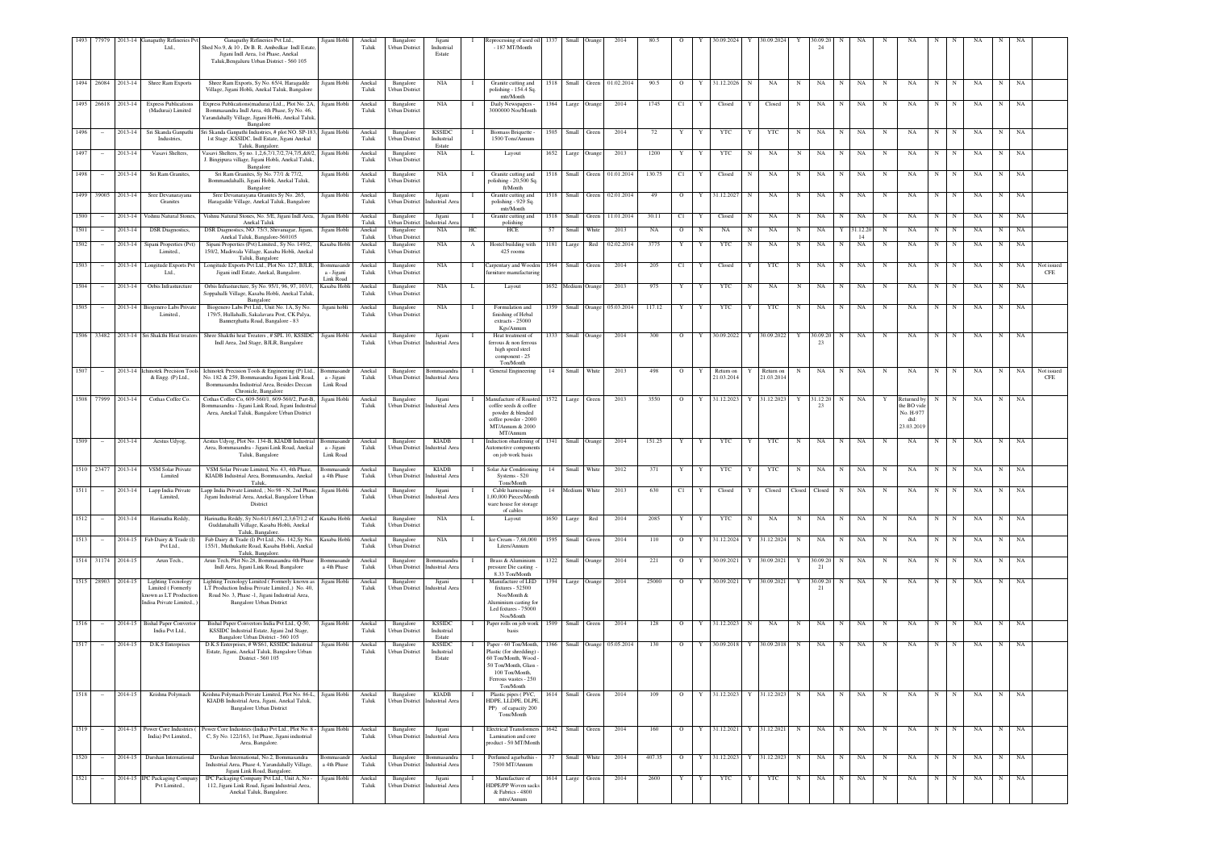| 1493 | 77979 | 2013-14 | Ganapathy Refineries Pvt Ltd., | Ganapathy Refineries Pvt Ltd., Shed No.9, & 10 , Dr B. R. Ambedkar Indl Estate, Jigani Indl Area, 1st Phase, Anekal Taluk,Bengaluru Urban District - 560 105 | Jigani Hobli | Anekal Taluk | Bangalore Urban District | Jigani Industrial Estate | I | Reprocessing of used oil - 187 MT/Month | 1337 | Small | Orange | 2014 | 80.5 | O | Y | 30.09.2024 | Y | 30.09.2024 | Y | 30.09.20 24 | N | NA | N | NA | N | N | NA | N | NA | |
|---|---|---|---|---|---|---|---|---|---|---|---|---|---|---|---|---|---|---|---|---|---|---|---|---|---|---|---|---|---|---|---|---|---|---|
| 1494 | 26084 | 2013-14 | Shree Ram Exports | Shree Ram Exports, Sy No. 65/4, Haragadde Village, Jigani Hobli, Anekal Taluk, Bangalore | Jigani Hobli | Anekal Taluk | Bangalore Urban District | NIA | I | Granite cutting and polishing - 154.4 Sq. mtr/Month | 1518 | Small | Green | 01.02.2014 | 90.5 | O | Y | 31.12.2026 | N | NA | N | NA | N | NA | N | NA | N | N | NA | N | NA | |
| 1495 | 26618 | 2013-14 | Express Publications (Madurai) Limited | Express Publications(madurai) Ltd.,, Plot No. 2A, Bommasandra Indl Area, 4th Phase, Sy No. 46, Yarandahally Village, Jigani Hobli, Anekal Taluk, Bangalore | Jigani Hobli | Anekal Taluk | Bangalore Urban District | NIA | I | Daily Newspapers - 3000000 Nos/Month | 1364 | Large | Orange | 2014 | 1745 | C1 | Y | Closed | Y | Closed | N | NA | N | NA | N | NA | N | N | NA | N | NA | |
| 1496 | – | 2013-14 | Sri Skanda Ganpathi Industries, | Sri Skanda Ganpathi Industries, # plot NO. SP-183, 1st Stage ,KSSIDC, Indl Estate, Jigani Anekal Taluk, Bangalore | Jigani Hobli | Anekal Taluk | Bangalore Urban District | KSSIDC Industrial Estate | I | Biomass Briquette - 1500 Tons/Annum | 1505 | Small | Green | 2014 | 72 | Y | Y | YTC | Y | YTC | N | NA | N | NA | N | NA | N | N | NA | N | NA | |
| 1497 | – | 2013-14 | Vasavi Shelters, | Vasavi Shelters, Sy no. 1,2,6,7/1,7/2,7/4,7/5,&8/2, J. Bingipura village, Jigani Hobli, Anekal Taluk, Bangalore | Jigani Hobli | Anekal Taluk | Bangalore Urban District | NIA | L | Layout | 1652 | Large | Orange | 2013 | 1200 | Y | Y | YTC | N | NA | N | NA | N | NA | N | NA | N | N | NA | N | NA | |
| 1498 | – | 2013-14 | Sri Ram Granites, | Sri Ram Granites, Sy No. 77/1 & 77/2, Bommandahalli, Jigani Hobli, Anekal Taluk, Bangalore | Jigani Hobli | Anekal Taluk | Bangalore Urban District | NIA | I | Granite cutting and polishing - 20,500 Sq. ft/Month | 1518 | Small | Green | 01.01.2014 | 130.75 | C1 | Y | Closed | N | NA | N | NA | N | NA | N | NA | N | N | NA | N | NA | |
| 1499 | 39005 | 2013-14 | Sree Devanarayana Granites | Sree Devanarayana Granites Sy No. 265, Haragadde Village, Anekal Taluk, Bangalore | Jigani Hobli | Anekal Taluk | Bangalore Urban District | Jigani Industrial Area | I | Granite cutting and polishing - 929 Sq. mtr/Month | 1518 | Small | Green | 02.01.2014 | 49 | O | Y | 31.12.2027 | N | NA | N | NA | N | NA | N | NA | N | N | NA | N | NA | |
| 1500 | – | 2013-14 | Vishnu Natural Stones, | Vishnu Natural Stones, No. 5/E, Jigani Indl Area, Anekal Taluk | Jigani Hobli | Anekal Taluk | Bangalore Urban District | Jigani Industrial Area | I | Granite cutting and polishing | 1518 | Small | Green | 11.01.2014 | 30.11 | C1 | Y | Closed | N | NA | N | NA | N | NA | N | NA | N | N | NA | N | NA | |
| 1501 | – | 2013-14 | DSR Diagnostics, | DSR Diagnostics, NO. 75/3, Shivanagar, Jigani, Anekal Taluk, Bangalore-560105 | Jigani Hobli | Anekal Taluk | Bangalore Urban District | NIA | HC | HCE | 57 | Small | White | 2013 | NA | O | N | NA | N | NA | N | NA | Y | 31.12.20 14 | N | NA | N | N | NA | N | NA | |
| 1502 | – | 2013-14 | Sipani Properties (Pvt) Limited., | Sipani Properties (Pvt) Limited., Sy No. 149/2, 150/2, Madiwala Village, Kasaba Hobli, Anekal Taluk, Bangalore | Kasaba Hobli | Anekal Taluk | Bangalore Urban District | NIA | A | Hostel building with 425 rooms | 1181 | Large | Red | 02.02.2014 | 3775 | Y | Y | YTC | N | NA | N | NA | N | NA | N | NA | N | N | NA | N | NA | |
| 1503 | – | 2013-14 | Longitude Exports Pvt Ltd., | Longitude Exports Pvt Ltd., Plot No. 127, BJLR, Jigani indl Estate, Anekal, Bangalore. | Bommasandr a - Jigani Link Road | Anekal Taluk | Bangalore Urban District | NIA | I | Carpentary and Wooden furniture manufacturing | 1564 | Small | Green | 2014 | 205 | C1 | Y | Closed | Y | YTC | N | NA | N | NA | N | NA | N | N | NA | N | NA | Not issued CFE |
| 1504 | – | 2013-14 | Orbis Infrasturcture | Orbis Infrasturcture, Sy No. 95/1, 96, 97, 103/1, Soppahalli Village, Kasaba Hobli, Anekal Taluk, Bangalore | Kasaba Hobli | Anekal Taluk | Bangalore Urban District | NIA | L | Layout | 1652 | Medium | Orange | 2013 | 975 | Y | Y | YTC | N | NA | N | NA | N | NA | N | NA | N | N | NA | N | NA | |
| 1505 | – | 2013-14 | Biogenero Labs Private Limited., | Biogenero Labs Pvt Ltd., Unit No. 1A, Sy No. 179/5, Hullahalli, Sakalavara Post, CK Palya, Bannerghatta Road, Bangalore - 83 | Jigani hobli | Anekal Taluk | Bangalore Urban District | NIA | I | Formulation and finishing of Hebal extracts - 25000 Kgs/Annum | 1359 | Small | Orange | 05.03.2014 | 117.12 | Y | Y | YTC | Y | YTC | N | NA | N | NA | N | NA | N | N | NA | N | NA | |
| 1506 | 33482 | 2013-14 | Sri Shakthi Heat treaters | Shree Shakthi heat Treaters , # SPL 10, KSSIDC Indl Area, 2nd Stage, BJLR, Bangalore | Jigani Hobli | Anekal Taluk | Bangalore Urban District | Jigani Industrial Area | I | Heat treatment of ferrous & non ferrous high speed steel component - 25 Ton/Month | 1333 | Small | Orange | 2014 | 300 | O | Y | 30.09.2022 | Y | 30.09.2022 | Y | 30.09.20 23 | N | NA | N | NA | N | N | NA | N | NA | |
| 1507 | – | 2013-14 | Ichinotek Precision Tools & Engg. (P) Ltd., | Ichinotek Precision Tools & Engineering (P) Ltd., No. 182 & 259, Bommasandra Jigani Link Road, Bommasandra Industrial Area, Besides Deccan Chronicle, Bangalore | Bommasandr a - Jigani Link Road | Anekal Taluk | Bangalore Urban District | Bommasandra Industrial Area | I | General Engineering | 14 | Small | White | 2013 | 498 | O | Y | Return on 21.03.2014 | Y | Return on 21.03.2014 | N | NA | N | NA | N | NA | N | N | NA | N | NA | Not issued CFE |
| 1508 | 77999 | 2013-14 | Cothas Coffee Co. | Cothas Coffee Co, 609-560/1, 609-560/2, Part-B, Bommasandra - Jigani Link Road, Jigani Industrial Area, Anekal Taluk, Bangalore Urban District | Jigani Hobli | Anekal Taluk | Bangalore Urban District | Jigani Industrial Area | I | Manufacture of Roasted coffee seeds & coffee powder & blended coffee powder - 2000 MT/Annum & 2000 MT/Annum | 1572 | Large | Green | 2013 | 3550 | O | Y | 31.12.2023 | Y | 31.12.2023 | Y | 31.12.20 23 | N | NA | Y | Returned by the BO vide No. H-977 dtd: 23.03.2019 | N | N | NA | N | NA | |
| 1509 | – | 2013-14 | Aestus Udyog, | Aestus Udyog, Plot No. 134-B, KIADB Industrial Area, Bommasandra - Jigani Link Road, Anekal Taluk, Bangalore | Bommasandr a - Jigani Link Road | Anekal Taluk | Bangalore Urban District | KIADB Industrial Area | I | Induction ohardening of Automotive components on job work basis | 1341 | Small | Orange | 2014 | 151.25 | Y | Y | YTC | Y | YTC | N | NA | N | NA | N | NA | N | N | NA | N | NA | |
| 1510 | 23477 | 2013-14 | VSM Solar Private Limited | VSM Solar Private Limited, No. 43, 4th Phase, KIADB Industrial Area, Bommasandra, Anekal Taluk, | Bommasandr a 4th Phase | Anekal Taluk | Bangalore Urban District | KIADB Industrial Area | I | Solar Air Conditioning Systems - 520 Tons/Month | 14 | Small | White | 2012 | 371 | Y | Y | YTC | Y | YTC | N | NA | N | NA | N | NA | N | N | NA | N | NA | |
| 1511 | – | 2013-14 | Lapp India Private Limited, | Lapp India Private Limited, ; No.98 - N, 2nd Phase, Jigani Industrial Area, Anekal, Bangalore Urban District | Jigani Hobli | Anekal Taluk | Bangalore Urban District | Jigani Industrial Area | I | Cable harnessing-1,00,000 Pieces/Month ware house for storage of cables | 14 | Medium | White | 2013 | 630 | C1 | Y | Closed | Y | Closed | Closed | Closed | N | NA | N | NA | N | N | NA | N | NA | |
| 1512 | – | 2013-14 | Harinatha Reddy, | Harinatha Reddy, Sy No.61/1,66/1,2,3,67/1,2 of Guddanahalli Village, Kasaba Hobli, Anekal Taluk, Bangalore | Kasaba Hobli | Anekal Taluk | Bangalore Urban District | NIA | L | Layout | 1650 | Large | Red | 2014 | 2085 | Y | Y | YTC | N | NA | N | NA | N | NA | N | NA | N | N | NA | N | NA | |
| 1513 | – | 2014-15 | Fab Dairy & Trade (I) Pvt Ltd., | Fab Dairy & Trade (I) Pvt Ltd., No. 142,Sy No. 155/1, Muthukatte Road, Kasaba Hobli, Anekal Taluk, Bangalore. | Kasaba Hobli | Anekal Taluk | Bangalore Urban District | NIA | I | Ice Cream - 7,68,000 Liters/Annum | 1595 | Small | Green | 2014 | 110 | O | Y | 31.12.2024 | Y | 31.12.2024 | N | NA | N | NA | N | NA | N | N | NA | N | NA | |
| 1514 | 31174 | 2014-15 | Arun Tech., | Arun Tech, Plot No.28, Bommasandra 4th Phase Indl Area, Jigani Link Road, Bangalore | Bommasandr a 4th Phase | Anekal Taluk | Bangalore Urban District | Bommasandra Industrial Area | I | Brass & Aluminium pressure Die casting - 8.33 Ton/Month | 1322 | Small | Orange | 2014 | 221 | O | Y | 30.09.2021 | Y | 30.09.2021 | Y | 30.09.20 21 | N | NA | N | NA | N | N | NA | N | NA | |
| 1515 | 28903 | 2014-15 | Lighting Tecnology Limited ( Formerly known as LT Production Indisa Private Limited., ) | Lighting Tecnology Limited ( Formerly known as LT Production Indisa Private Limited.,) No. 40, Road No. 3, Phase -1, Jigani Industrial Area, Bangalore Urban District | Jigani Hobli | Anekal Taluk | Bangalore Urban District | Jigani Industrial Area | I | Manufacture of LED fixtures - 52500 Nos/Month & Aluminium casting for Led fixtures - 75000 Nos/Month | 1394 | Large | Orange | 2014 | 25000 | O | Y | 30.09.2021 | Y | 30.09.2021 | Y | 30.09.20 21 | N | NA | N | NA | N | N | NA | N | NA | |
| 1516 | – | 2014-15 | Bishal Paper Convertor India Pvt Ltd., | Bishal Paper Convertors India Pvt Ltd., Q-50, KSSIDC Industrial Estate, Jigani 2nd Stage, Bangalore Urban District - 560 105 | Jigani Hobli | Anekal Taluk | Bangalore Urban District | KSSIDC Industrial Estate | I | Paper rolls on job work basis | 1509 | Small | Green | 2014 | 128 | O | Y | 31.12.2023 | N | NA | N | NA | N | NA | N | NA | N | N | NA | N | NA | |
| 1517 | – | 2014-15 | D.K.S Enterprises | D.K.S Enterprises, # WS61, KSSIDC Industrial Estate, Jigani, Anekal Taluk, Bangalore Urban District - 560 105 | Jigani Hobli | Anekal Taluk | Bangalore Urban District | KSSIDC Industrial Estate | I | Paper - 60 Ton/Month, Plastic (for shredding) - 60 Ton/Month, Wood - 50 Ton/Month, Glass - 100 Ton/Month, Ferrous wastes - 250 Ton/Month | 1366 | Small | Orange | 05.05.2014 | 130 | O | Y | 30.09.2018 | Y | 30.09.2018 | N | NA | N | NA | N | NA | N | N | NA | N | NA | |
| 1518 | – | 2014-15 | Krishna Polymach | Krishna Polymach Private Limited, Plot No. 86-L, KIADB Industrial Area, Jigani, Anekal Taluk, Bangalore Urban District | Jigani Hobli | Anekal Taluk | Bangalore Urban District | KIADB Industrial Area | I | Plastic pipes ( PVC, HDPE, LLDPE, DLPE, PP) of capacity 200 Tons/Month | 1614 | Small | Green | 2014 | 109 | O | Y | 31.12.2023 | Y | 31.12.2023 | N | NA | N | NA | N | NA | N | N | NA | N | NA | |
| 1519 | – | 2014-15 | Power Core Industries ( India) Pvt Limited., | Power Core Industries (India) Pvt Ltd., Plot No. 8 - C, Sy No. 122/163, 1st Phase, Jigani industrial Area, Bangalore | Jigani Hobli | Anekal Taluk | Bangalore Urban District | Jigani Industrial Area | I | Electrical Transformers Lamination and core product - 50 MT/Month | 1642 | Small | Green | 2014 | 160 | O | Y | 31.12.2021 | Y | 31.12.2021 | N | NA | N | NA | N | NA | N | N | NA | N | NA | |
| 1520 | – | 2014-15 | Darshan International | Darshan International, No.2, Bommasandra Industrial Area, Phase-4, Yarandahally Village, Jigani Link Road, Bangalore | Bommasandr a 4th Phase | Anekal Taluk | Bangalore Urban District | Bommasandra Industrial Area | I | Perfumed agarbathis - 7500 MT/Annum | 37 | Small | White | 2014 | 407.35 | O | Y | 31.12.2023 | Y | 31.12.2023 | N | NA | N | NA | N | NA | N | N | NA | N | NA | |
| 1521 | – | 2014-15 | IPC Packaging Company Pvt Limited., | IPC Packaging Company Pvt Ltd., Unit A, No - 112, Jigani Link Road, Jigani Industrial Area, Anekal Taluk, Bangalore. | Jigani Hobli | Anekal Taluk | Bangalore Urban District | Jigani Industrial Area | I | Manufacture of HDPE/PP Woven sacks & Fabrics - 4800 mtrs/Annum | 1614 | Large | Green | 2014 | 2600 | Y | Y | YTC | Y | YTC | N | NA | N | NA | N | NA | N | N | NA | N | NA | |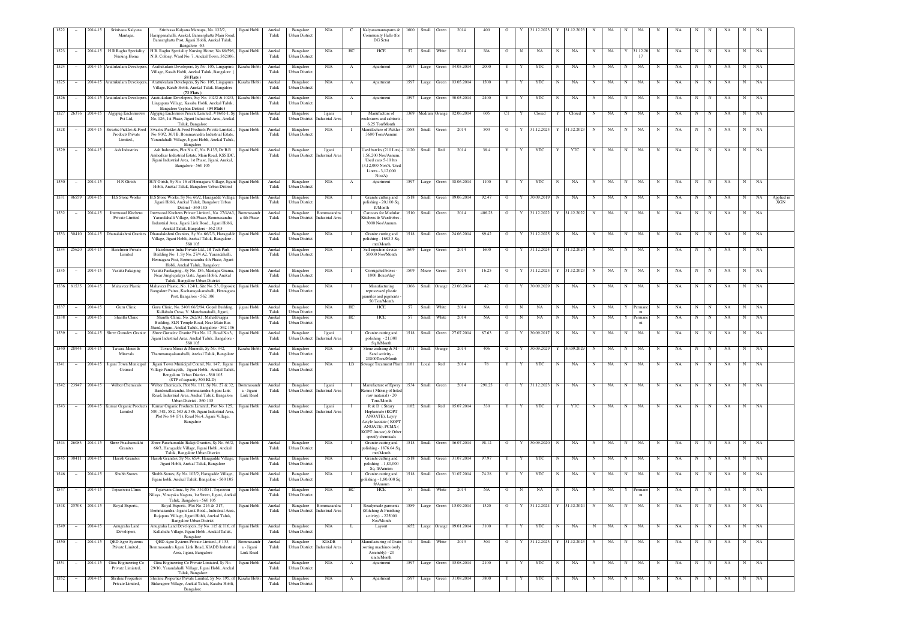| 1522 | - | 2014-15 | Srinivasa Kalyana Mantapa, | Srinivasa Kalyana Mantapa, No. 152/2, Harappanahalli, Anekal, Bannerghatta Main Road, Bannerghatta Post, Jigani Hobli, Anekal Taluk, Bangalore -83. | Jigani Hobli | Anekal Taluk | Bangalore Urban District | NIA | C | Kalyanamantapams & Community Halls (for DG Sets) | 1600 | Small | Green | 2014 | 400 | O | Y | 31.12.2023 | Y | 31.12.2023 | N | NA | N | NA | N | NA | N | N | NA | N | NA | |
|---|---|---|---|---|---|---|---|---|---|---|---|---|---|---|---|---|---|---|---|---|---|---|---|---|---|---|---|---|---|---|---|---|---|
| 1523 | - | 2014-15 | H.R Raghu Speciality Nursing Home | H.R. Raghu Speciality Nursing Home, No 86/596, N.R. Colony, Ward No. 7, Anekal Town, 562106. | Jigani Hobli | Anekal Taluk | Bangalore Urban District | NIA | HC | HCE | 57 | Small | White | 2014 | NA | O | N | NA | N | NA | N | NA | Y | 31.12.2017 | N | NA | N | N | NA | N | NA | |
| 1524 | - | 2014-15 | Arattukulam Developers, | Arattukulam Developers, Sy No. 105, Lingapura Village, Kasab Hobli, Anekal Taluk, Bangalore ( 58 Flats ) | Kasaba Hobli | Anekal Taluk | Bangalore Urban District | NIA | A | Apartment | 1597 | Large | Green | 04.05.2014 | 2000 | Y | Y | YTC | N | NA | N | NA | N | NA | N | NA | N | N | NA | N | NA | |
| 1525 | - | 2014-15 | Arattukulam Developers, | Arattukulam Developers, Sy No. 105, Lingapura Village, Kasab Hobli, Anekal Taluk, Bangalore (72 Flats ) | Kasaba Hobli | Anekal Taluk | Bangalore Urban District | NIA | A | Apartment | 1597 | Large | Green | 03.05.2014 | 1500 | Y | Y | YTC | N | NA | N | NA | N | NA | N | NA | N | N | NA | N | NA | |
| 1526 | - | 2014-15 | Arattukulam Developers, | Arattukulam Developers, Soy No. 102/2 & 102/3, Lingapura Village, Kasaba Hobli, Anekal Taluk, Bangalore Urgban District (34 Flats ) | Kasaba Hobli | Anekal Taluk | Bangalore Urban District | NIA | A | Apartment | 1597 | Large | Green | 30.05.2014 | 2400 | Y | Y | YTC | N | NA | N | NA | N | NA | N | NA | N | N | NA | N | NA | |
| 1527 | 26376 | 2014-15 | Algypug Enclosurews Pvt Ltd, | Algypug Enclosures Private Limited, # 86/R-1, Sy No. 126, 1st Phase, Jigani Industrial Area, Anekal Taluk, Bangalore | Jigani Hobli | Anekal Taluk | Bangalore Urban District | Jigani Industrial Area | I | Manufacture of enclosures and cabinets - 6.25 Ton/Month | 1369 | Medium | Orange | 02.06.2014 | 605 | C1 | Y | Closed | Y | Closed | N | NA | N | NA | N | NA | N | N | NA | N | NA | |
| 1528 | - | 2014-15 | Swastic Pickles & Food Products Private Limited., | Swastic Pickles & Food Products Private Limited., No. 80/2, 36/1B, Bommasnadra Industrial Estate, Yarandahalli Village, Jigani Hobli, Anekal Taluk, Bangalore | Jigani Hobli | Anekal Taluk | Bangalore Urban District | NIA | I | Manufacture of Pickles - 3600 Tons/Annum | 1588 | Small | Green | 2014 | 500 | O | Y | 31.12.2023 | Y | 31.12.2023 | N | NA | N | NA | N | NA | N | N | NA | N | NA | |
| 1529 | - | 2014-15 | Ash Industries | Ash Industries, Plot No. C, No. P-135, Dr B.R Ambedkar Industrial Estate, Main Road, KSSIDC, Jigani Industrial Area, 1st Phase, Jigani, Anekal, Bangalore - 560 105 | Jigani Hobli | Anekal Taluk | Bangalore Urban District | Jigani Industrial Area | I | Used barrles (210 Ltrs) - 1,56,200 Nos/Annum, Used cans 5-10 ltrs (3,12,000 Nos/A, Used Liners - 3,12,000 Nos/A) | 1120 | Small | Red | 2014 | 38.4 | Y | Y | YTC | Y | YTC | N | NA | N | NA | N | NA | N | N | NA | N | NA | |
| 1530 | - | 2014-15 | H.N Girish | H.N Girish, Sy No. 16 of Hennagara Village, Jigani Hobli, Anekal Taluk, Bangalore Urban District | Jigani Hobli | Anekal Taluk | Bangalore Urban District | NIA | A | Apartment | 1597 | Large | Green | 08.06.2014 | 1100 | Y | Y | YTC | N | NA | N | NA | N | NA | N | NA | N | N | NA | N | NA | |
| 1531 | 86559 | 2014-15 | H.S Stone Works | H.S Stone Works, Sy No. 66/2, Haragadde Village, Jigani Hobli, Anekal Taluk, Bangalore Urban District - 560 105 | Jigani Hobli | Anekal Taluk | Bangalore Urban District | NIA | I | Granite cutting and polishing - 20,100 Sq. ft/Month | 1518 | Small | Green | 09.06.2014 | 92.47 | O | Y | 30.09.2019 | N | NA | N | NA | N | NA | N | NA | N | N | NA | N | NA | Applied in XGN |
| 1532 | - | 2014-15 | Interwood Kitchens Private Limited | Interwood Kitchens Private Limited., No. 27/4/A3, Yarandahalli Village, 4th Phase, Bommasandra Industrial Area, Jigani Link Road., Jigani Hobli, Anekal Taluk, Bangalore - 562 105 | Bommasandra 4th Phase | Anekal Taluk | Bangalore Urban District | Bommasandra Industrial Area | I | Carcases for Modular Kitchens & Wardrobes - 3000 Nos/Annum | 1510 | Small | Green | 2014 | 406.23 | O | Y | 31.12.2022 | Y | 31.12.2022 | N | NA | N | NA | N | NA | N | N | NA | N | NA | |
| 1533 | 30410 | 2014-15 | Dhanalakshmi Granites | Dhanalakshmi Granites, Sy No. 66/2/3, Haragadde Village, Jigani Hobli, Anekal Taluk, Bangalore - 560 105 | Jigani Hobli | Anekal Taluk | Bangalore Urban District | NIA | I | Granite cutting and polishing - 1683.3 Sq. mtr/Month | 1518 | Small | Green | 24.06.2014 | 89.42 | O | Y | 31.12.2025 | N | NA | N | NA | N | NA | N | NA | N | N | NA | N | NA | |
| 1534 | 25620 | 2014-15 | Haselmeir Private Limited | Haselmeier India Private Ltd., JR Tech Park Building No. 1, Sy No. 27/4 A2, Yarandahalli, Hennagara Post, Bommasandra 4th Phase, Jigani Hobli, Anekal Taluk, Bangalore | Jigani Hobli | Anekal Taluk | Bangalore Urban District | NIA | I | Self injection device - 50000 Nos/Month | 1609 | Large | Green | 2014 | 1600 | O | Y | 31.12.2024 | Y | 31.12.2024 | N | NA | N | NA | N | NA | N | N | NA | N | NA | |
| 1535 | - | 2014-15 | Vasuki Pakaging | Vasuki Packaging , Sy No. 156, Mantapa Grama, Near Jungleppalaya Gate, Jigani Hobli, Anekal Taluk, Bangalore Urban District | Jigani Hobli | Anekal Taluk | Bangalore Urban District | NIA | I | Corrugated boxes - 1000 Boxes/day | 1509 | Micro | Green | 2014 | 16.25 | O | Y | 31.12.2023 | Y | 31.12.2023 | N | NA | N | NA | N | NA | N | N | NA | N | NA | |
| 1536 | 81535 | 2014-15 | Mahaveer Plastic | Mahaveer Plastic, No. 124/1, Site No. 53, Opposite Bangalore Paints, Kachanayakanahalli, Hennagara Post, Bangalore - 562 106 | Jigani Hobli | Anekal Taluk | Bangalore Urban District | NIA | I | Manufacturing reprocessed plastic granules and pigments - 50 Ton/Month | 1366 | Small | Orange | 23.06.2014 | 42 | O | Y | 30.09.2029 | N | NA | N | NA | N | NA | N | NA | N | N | NA | N | NA | |
| 1537 | - | 2014-15 | Guru Clinic | Guru Clinic, No. 240/166/2/94, Gopal Building, Kallabalu Cross, V. Manchanahalli, Jigani, | jigani Hobli | Anekal Taluk | Bangalore Urban District | NIA | HC | HCE | 57 | Small | White | 2014 | NA | O | N | NA | N | NA | N | NA | Y | Permanent | N | NA | N | N | NA | N | NA | |
| 1538 | - | 2014-15 | Shanthi Clinic | Shanthi Clinic, No. 282/A1, Mahadevappa Building, SLN Temple Road, Near Main Bus Stand, Jigani, Anekal Taluk, Bangalore - 562 106 | Jigani Hobli | Anekal Taluk | Bangalore Urban District | NIA | HC | HCE | 57 | Small | White | 2014 | NA | O | N | NA | N | NA | N | NA | Y | Permanent | N | NA | N | N | NA | N | NA | |
| 1539 | - | 2014-15 | Shree Gurudev Granite | Shree Gurudev Granite Plot No. 12, Road No.3, Jigani Industrial Area, Anekal Taluk, Bangalore - 560 105 | Jigani Hobli | Anekal Taluk | Bangalore Urban District | Jigani Industrial Area | I | Granite cutting and polishing - 21,000 Sq.ft/Month | 1518 | Small | Green | 27.07.2014 | 87.63 | O | Y | 30.09.2017 | N | NA | N | NA | N | NA | N | NA | N | N | NA | N | NA | |
| 1540 | 28944 | 2014-15 | Tavara Mines & Minerals | Tavara Mines & Minerals, Sy No. 342, Thammanayakanahalli, Anekal Taluk, Bangalore | Kasaba Hobli | Anekal Taluk | Bangalore Urban District | NIA | S | Stone crulsing & M - Sand activity - 20800Tons/Month | 1371 | Small | Orange | 2014 | 406 | O | Y | 30.09.2029 | Y | 30.09.2029 | N | NA | N | NA | N | NA | N | N | NA | N | NA | |
| 1541 | - | 2014-15 | Jigani Town Municipal Council | Jigani Town Municipal Counil, No. 147, Jigani Village Panchayath, Jigani Hobli, Anekal Taluk, Bengaluru Urban District - 560 105 (STP of capacity 500 KLD) | Jigani Hobli | Anekal Taluk | Bangalore Urban District | NIA | LB | Sewage Treatment Plant | 1181 | Local | Red | 2014 | 78 | Y | Y | YTC | N | NA | N | NA | N | NA | N | NA | N | N | NA | N | NA | |
| 1542 | 23947 | 2014-15 | Wilber Chemicals | Wilber Chemicals, Plot No. 111, Sy No. 27 & 32, Bandenallasandra, Bommasandra-Jigani Link Road, Industrial Area, Anekal Taluk, Bangalore Urban District - 560 105 | Bommasandra - Jigani Link Road | Anekal Taluk | Bangalore Urban District | Jigani Industrial Area | I | Manufacture of Epoxy Resins ( Mixing of listed raw material) - 20 Tons/Month | 1534 | Small | Green | 2014 | 290.25 | O | Y | 31.12.2023 | N | NA | N | NA | N | NA | N | NA | N | N | NA | N | NA | |
| 1543 | - | 2014-15 | Kumar Organic Products Limited | Kumar Organic Products Limited., Plot No. 125, 580, 581, 582, 583 & 586, Jigani Industrial Area, Plot No. 84 (P1), Road No.4, Jigani Village, Bangalroe | Jigani Hobli | Anekal Taluk | Bangalore Urban District | Jigani Industrial Area | I | R & D ( Steary Heptanoate (KOPT ANOATE), Layry Actyle lacatate ( KOPT ANOATE), PCMX ( KOPT Anoate) & Other specify chemicals | 1182 | Small | Red | 05.07.2014 | 330 | Y | Y | YTC | Y | YTC | N | NA | N | NA | N | NA | N | N | NA | N | NA | |
| 1544 | 26083 | 2014-15 | Shree Pnachamukhi Granites | Shree Panchamukhi Balaji Granites, Sy No. 66/2, 66/3, Haragadde Village, Jigani Hobli, Anekal Taluk, Bangalore Urban District | Jigani Hobli | Anekal Taluk | Bangalore Urban District | NIA | I | Granite cutting and polishing - 1876.64 Sq. mtr/Month | 1518 | Small | Green | 06.07.2014 | 98.12 | O | Y | 30.09.2020 | N | NA | N | NA | N | NA | N | NA | N | N | NA | N | NA | |
| 1545 | 30411 | 2014-15 | Harish Granites | Harosh Granites, Sy No. 65/4, Haragadde Village, Jigani Hobli, Anekal Taluk, Bangalore | Jigani Hobli | Anekal Taluk | Bangalore Urban District | NIA | I | Granite cutting and polishing - 1,80,000 Sq. ft/Annum | 1518 | Small | Green | 31.07.2014 | 97.97 | Y | Y | YTC | N | NA | N | NA | N | NA | N | NA | N | N | NA | N | NA | |
| 1546 | - | 2014-15 | Shubh Stones | Shubh Stones, Sy No. 102/2, Haragadde Village, Jigani hobli, Anekal Taluk, Bangalore - 560 105 | Jigani Hobli | Anekal Taluk | Bangalore Urban District | NIA | I | Granite cutting and polishing - 1,80,000 Sq. ft/Annum | 1518 | Small | Green | 31.07.2014 | 74.28 | Y | Y | YTC | N | NA | N | NA | N | NA | N | NA | N | N | NA | N | NA | |
| 1547 | - | 2014-15 | Tejaswini Clinic | Tejaswini Clinic, Sy No. 351/851, Tejaswini Nilaya, Vinayaka Nagara, 1st Street, Jigani, Anekal Taluk, Bangalore - 560 105 | Jigani Hobli | Anekal Taluk | Bangalore Urban District | NIA | HC | HCE | 57 | Small | White | 2014 | NA | O | N | NA | N | NA | N | NA | Y | Permanent | N | NA | N | N | NA | N | NA | |
| 1548 | 25708 | 2014-15 | Royal Exports., | Royal Exports., Plot No. 216 & 217, Bommasandra -Jigani Link Road., Industrial Area, Rajapura Village, Jigani Hobli, Anekal Taluk, Bangalore Urban District | Jigani Hobli | Anekal Taluk | Bangalore Urban District | Bommasandra Industrial Area | I | Readymade garments (Stitching & Finishing activity) - 225000 Nos/Month | 1589 | Large | Green | 15.09.2014 | 1320 | O | Y | 31.12.2024 | Y | 31.12.2024 | N | NA | N | NA | N | NA | N | N | NA | N | NA | |
| 1549 | - | 2014-15 | Anugraha Land Developers, | Anugraha Land Developers, Sy No. 115 & 116, of Kallabalu Village, Jigani Hobli, Anekal Taluk, Bangalore | Jigani Hobli | Anekal Taluk | Bangalore Urban District | NIA | L | Layout | 1652 | Large | Orange | 09.01.2014 | 3100 | Y | Y | YTC | N | NA | N | NA | N | NA | N | NA | N | N | NA | N | NA | |
| 1550 | - | 2014-15 | QED Agro Systems Private Limited., | QED Agro Systems Private Limited., # 133, Bommasandra Jigani Link Road, KIADB Industrial Area, Jigani, Bangalore | Bommasandra - Jigani Link Road | Anekal Taluk | Bangalore Urban District | KIADB Industrial Area | I | Manufacturing of Grain sorting machines (only Assembly) - 20 units/Month | 14 | Small | White | 2013 | 304 | O | Y | 31.12.2023 | Y | 31.12.2023 | N | NA | N | NA | N | NA | N | N | NA | N | NA | |
| 1551 | - | 2014-15 | Gina Engineering Co Private Limiated, | Gina Engineering Co Private Limiated, Sy No. 29/10, Yarandahalli Village, Jigani Hobli, Anekal Taluk, Bangalore | Jigani Hobli | Anekal Taluk | Bangalore Urban District | NIA | A | Apartment | 1597 | Large | Green | 05.08.2014 | 2100 | Y | Y | YTC | N | NA | N | NA | N | NA | N | NA | N | N | NA | N | NA | |
| 1552 | - | 2014-15 | Sheltine Properties Private Limited, | Sheltine Properties Private Limited, Sy No. 195, of Bidaragere Village, Anekal Taluk, Kasaba Hobli, Bangalore | Kasaba Hobli | Anekal Taluk | Bangalore Urban District | NIA | A | Apartment | 1597 | Large | Green | 31.08.2014 | 3800 | Y | Y | YTC | N | NA | N | NA | N | NA | N | NA | N | N | NA | N | NA | |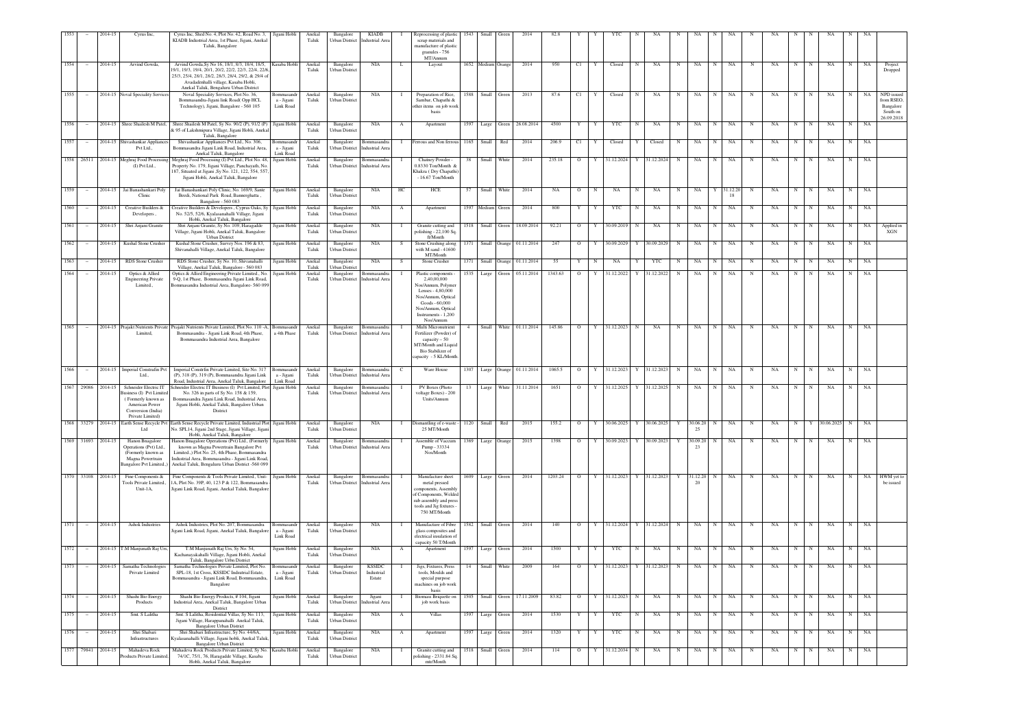| 1553 | - | 2014-15 | Cyrus Inc, | Cyrus Inc, Shed No. 4, Plot No. 42, Road No. 3, KIADB Industrial Area, 1st Phase, Jigani, Anekal Taluk, Bangalore | Jigani Hobli | Anekal Taluk | Bangalore Urban District | KIADB Industrial Area | I | Reprocessing of plastic scrap materials and manufacture of plastic granules - 756 MT/Annum | 1543 | Small | Green | 2014 | 82.8 | Y | Y | YTC | N | NA | N | NA | N | NA | N | NA | N | N | NA | N | NA | |
|---|---|---|---|---|---|---|---|---|---|---|---|---|---|---|---|---|---|---|---|---|---|---|---|---|---|---|---|---|---|---|---|---|
| 1554 | - | 2014-15 | Arvind Gowda, | Arvind Gowda,Sy No 16, 18/1, 8/3, 18/4, 18/5, 19/1, 19/3, 19/4, 20/1, 20/2, 22/2, 22/3, 22/4, 22/6, 25/3, 25/4, 28/1, 28/2, 28/3, 28/4, 29/2, & 29/4 of Avadadenhalli village, Kasaba Hobli, Anekal Taluk, Bengaluru Urban District | Kasaba Hobli | Anekal Taluk | Bangalore Urban District | NIA | L | Layout | 1652 | Medium | Orange | 2014 | 950 | C1 | Y | Closed | N | NA | N | NA | N | NA | N | NA | N | N | NA | N | NA | Project Dropped |
| 1555 | - | 2014-15 | Noval Speciality Services | Noval Speciality Services, Plot No. 36, Bommasandra-Jigani link Road( Opp HCL Technology), Jigani, Bangalore - 560 105 | Bommasandra - Jigani Link Road | Anekal Taluk | Bangalore Urban District | NIA | I | Preparation of Rice, Sambar, Chapathi & other items on job work basis | 1588 | Small | Green | 2013 | 87.6 | C1 | Y | Closed | N | NA | N | NA | N | NA | N | NA | N | N | NA | N | NA | NPD issued from RSEO, Bangalore South on 26.09.2018 |
| 1556 | - | 2014-15 | Shree Shailesh M Patel, | Shree Shailesh M Patel, Sy No. 90/2 (P), 91/2 (P) & 95 of Lakshmipura Village, Jigani Hobli, Anekal Taluk, Bangalore | Jigani Hobli | Anekal Taluk | Bangalore Urban District | NIA | A | Apartment | 1597 | Large | Green | 26.08.2014 | 4500 | Y | Y | YTC | N | NA | N | NA | N | NA | N | NA | N | N | NA | N | NA | |
| 1557 | - | 2014-15 | Shivashankar Appliances Pvt Ltd., | Shivashankar Appliances Pvt Ltd., No. 306, Bommasandra Jigani Link Road, Industrial Area, Anekal Taluk, Bangalore | Bommasandra - Jigani Link Road | Anekal Taluk | Bangalore Urban District | Bommasandra Industrial Area | I | Ferrous and Non ferrous | 1165 | Small | Red | 2014 | 206.9 | C1 | Y | Closed | Y | Closed | N | NA | N | NA | N | NA | N | N | NA | N | NA | |
| 1558 | 26511 | 2014-15 | Meghraj Food Processing (I) Pvt Ltd., | Meghraj Food Processing (I) Pvt Ltd., Plot No. 48, Property No. 179, Jigani Village, Panchayath, No. 187, Situated at Jigani ,Sy No. 121, 122, 554, 557, Jigani Hobli, Anekal Taluk, Bangalore | Jigani Hobli | Anekal Taluk | Bangalore Urban District | Bommasandra Industrial Area | I | Chutney Powder - 0.8330 Ton/Month & Khakra ( Dry Chapathi) - 16.67 Ton/Month | 38 | Small | White | 2014 | 235.18 | O | Y | 31.12.2024 | Y | 31.12.2024 | N | NA | N | NA | N | NA | N | N | NA | N | NA | |
| 1559 | - | 2014-15 | Jai Banashankari Poly Clinic | Jai Banashankari Poly Clinic, No. 169/9, Sante Beedi, National Park Road, Bannerghatta , Bangalore - 560 083 | Jigani Hobli | Anekal Taluk | Bangalore Urban District | NIA | HC | HCE | 57 | Small | White | 2014 | NA | O | N | NA | N | NA | N | NA | Y | 31.12.2018 | N | NA | N | N | NA | N | NA | |
| 1560 | - | 2014-15 | Creative Builders & Developers., | Creative Builders & Developers , Cyprus Oaks, Sy No. 52/5, 52/6, Kyalasanahalli Village, Jigani Hobli, Anekal Taluk, Bangalore | Jigani Hobli | Anekal Taluk | Bangalore Urban District | NIA | A | Apartment | 1597 | Medium | Green | 2014 | 800 | Y | Y | YTC | N | NA | N | NA | N | NA | N | NA | N | N | NA | N | NA | |
| 1561 | - | 2014-15 | Shri Anjani Granite | Shri Anjani Granite, Sy No. 109, Haragadde Village, Jigani Hobli, Anekal Taluk, Bangalore Urban District | Jigani Hobli | Anekal Taluk | Bangalore Urban District | NIA | I | Granite cutting and polishing - 22,100 Sq. ft/Month | 1518 | Small | Green | 18.09.2014 | 92.21 | O | Y | 30.09.2019 | N | NA | N | NA | N | NA | N | NA | N | N | NA | N | NA | Applied in XGN |
| 1562 | - | 2014-15 | Kushal Stone Crusher | Kushal Stone Crusher, Survey Nos. 196 & 83, Shivanahalli Village, Anekal Taluk, Bangalore | Jigani Hobli | Anekal Taluk | Bangalore Urban District | NIA | S | Stone Crushing along with M sand - 41600 MT/Month | 1371 | Small | Orange | 01.11.2014 | 247 | O | Y | 30.09.2029 | Y | 30.09.2029 | N | NA | N | NA | N | NA | N | N | NA | N | NA | |
| 1563 | - | 2014-15 | RDS Stone Crusher | RDS Stone Crusher, Sy No. 10, Shivanahalli Village, Anekal Taluk, Bangalore - 560 083 | Jigani Hobli | Anekal Taluk | Bangalore Urban District | NIA | S | Stone Crusher | 1371 | Small | Orange | 01.11.2014 | 55 | Y | N | NA | Y | YTC | N | NA | N | NA | N | NA | N | N | NA | N | NA | |
| 1564 | - | 2014-15 | Optics & Allied Engineering Private Limited., | Optics & Allied Engineering Private Limited., No. 9-Q, 1st Phase, Bommasandra Jigani Link Road, Bommasandra Industrial Area, Bangalore- 560 099 | Jigani Hobli | Anekal Taluk | Bangalore Urban District | Bommasandra Industrial Area | I | Plastic components - 2,40,00,000 Nos/Annum, Polymer Lenses - 4,80,000 Nos/Annum, Optical Goods - 60,000 Nos/Annum, Optical Instruments - 1,200 Nos/Annum | 1535 | Large | Green | 05.11.2014 | 1343.63 | O | Y | 31.12.2022 | Y | 31.12.2022 | N | NA | N | NA | N | NA | N | N | NA | N | NA | |
| 1565 | - | 2014-15 | Prajakt Nutrients Private Limited, | Prajakt Nutrients Private Limited, Plot No. 110 -A, Bommasandra - Jigani Link Road, 4th Phase, Bommasandra Industrial Area, Bangalore | Bommasandra 4th Phase | Anekal Taluk | Bangalore Urban District | Bommasandra Industrial Area | I | Multi Micronutrient Fertilizer (Powder) of capacity – 50 MT/Month and Liquid Bio Stabilizer of capacity - 5 KL/Month | 4 | Small | White | 01.11.2014 | 145.86 | O | Y | 31.12.2023 | N | NA | N | NA | N | NA | N | NA | N | N | NA | N | NA | |
| 1566 | - | 2014-15 | Imperial Constrafin Pvt Ltd., | Imperial Constrfin Private Limited, Site No. 317 (P), 318 (P), 319 (P), Bommasandra Jigani Link Road, Industrial Area, Anekal Taluk, Bangalore | Bommasandra - Jigani Link Road | Anekal Taluk | Bangalore Urban District | Bommasandra Industrial Area | C | Ware House | 1307 | Large | Orange | 01.11.2014 | 1065.5 | O | Y | 31.12.2023 | Y | 31.12.2023 | N | NA | N | NA | N | NA | N | N | NA | N | NA | |
| 1567 | 29086 | 2014-15 | Schneider Electric IT Business (I) Pvt Limited ( Formerly known as American Power Conversion (India) Private Limited) | Schneider Electric IT Business (I) Pvt Limited, Plot No. 326 in parts of Sy No. 158 & 159, Bommasandra Jigani Link Road, Industrial Area, Jigani Hobli, Anekal Taluk, Bangalore Urban District | Jigani Hobli | Anekal Taluk | Bangalore Urban District | Bommasandra Industrial Area | I | PV Boxes (Photo voltage Boxes) - 200 Units/Annum | 13 | Large | White | 31.11.2014 | 1651 | O | Y | 31.12.2025 | Y | 31.12.2025 | N | NA | N | NA | N | NA | N | N | NA | N | NA | |
| 1568 | 33279 | 2014-15 | Earth Sense Recycle Pvt Ltd | Earth Sense Recycle Private Limited, Industrial Plot No. SPL14, Jigani 2nd Stage, Jigani Village, Jigani Hobli, Anekal Taluk, Bangalore | Jigani Hobli | Anekal Taluk | Bangalore Urban District | NIA | I | Dismantling of e-waste - 25 MT/Month | 1120 | Small | Red | 2015 | 155.2 | O | Y | 30.06.2025 | Y | 30.06.2025 | Y | 30.06.2025 | N | NA | N | NA | N | Y | 30.06.2025 | N | NA | |
| 1569 | 31693 | 2014-15 | Hanon Bnagalore Operations (Pvt) Ltd., (Formerly known as Magna Powertrain Bangalore Pvt Limited.,) | Hanon Bnagalore Operations (Pvt) Ltd., (Formerly known as Magna Powertrain Bangalore Pvt Limited.,) Plot No. 25, 4th Phase, Bommasandra Industrial Area, Bommasandra - Jigani Link Road, Anekal Taluk, Bengaluru Urban District -560 099 | Jigani Hobli | Anekal Taluk | Bangalore Urban District | Bommasandra Industrial Area | I | Assemble of Vaccum Pump - 33334 Nos/Month | 1369 | Large | Orange | 2015 | 1398 | O | Y | 30.09.2023 | Y | 30.09.2023 | Y | 30.09.2023 | N | NA | N | NA | N | N | NA | N | NA | |
| 1570 | 33108 | 2014-15 | Fine Components & Tools Private Limited., Unit-1A, | Fine Components & Tools Private Limited., Unit-1A, Plot No. 39P, 40, 123 P & 122, Bommasandra - Jigani Link Road, Jigani, Anekal Taluk, Bangalore | Jigani Hobli | Anekal Taluk | Bangalore Urban District | Bommasandra Industrial Area | I | Manufacture sheet metal pressed components, Assembly of Components, Welded sub assembly and press tools and Jig fixtures - 750 MT/Month | 1609 | Large | Green | 2014 | 1203.24 | O | Y | 31.12.2023 | Y | 31.12.2023 | Y | 31.12.2020 | N | NA | N | NA | N | N | NA | N | NA | HWM yet to be issued |
| 1571 | - | 2014-15 | Ashok Industries | Ashok Industries, Plot No. 207, Bommasandra Jigani Link Road, Jigani, Anekal Taluk, Bangalore | Bommasandra - Jigani Link Road | Anekal Taluk | Bangalore Urban District | NIA | I | Manufacture of Fibre glass composites and electrical insulation of capacity 50 T/Month | 1582 | Small | Green | 2014 | 140 | O | Y | 31.12.2024 | Y | 31.12.2024 | N | NA | N | NA | N | NA | N | N | NA | N | NA | |
| 1572 | - | 2014-15 | T.M Manjunath Raj Urs, | T.M Manjunath Raj Urs, Sy No. 54, Kachanayakahalli Village, Jigani Hobli, Anekal Taluk, Bangalore Urbn District | Jigani Hobli | Anekal Taluk | Bangalore Urban District | NIA | A | Apartment | 1597 | Large | Green | 2014 | 1500 | Y | Y | YTC | N | NA | N | NA | N | NA | N | NA | N | N | NA | N | NA | |
| 1573 | - | 2014-15 | Samatha Technologies Private Limited | Samatha Technologies Private Limited, Plot No. SPL-18, 1st Cross, KSSIDC Industrial Estate, Bommasandra - Jigani Link Road, Bommasandra, Bangalore | Bommasandra - Jigani Link Road | Anekal Taluk | Bangalore Urban District | KSSIDC Industrial Estate | I | Jigs, Fixtures, Press tools, Moulds and special purpose machines on job work basis | 14 | Small | White | 2009 | 164 | O | Y | 31.12.2023 | Y | 31.12.2023 | N | NA | N | NA | N | NA | N | N | NA | N | NA | |
| 1574 | - | 2014-15 | Shashi Bio Energy Products | Shashi Bio Energy Products, # 104, Jigani Industrial Area, Anekal Taluk, Bangalore Urban District | Jigani Hobli | Anekal Taluk | Bangalore Urban District | Jigani Industrial Area | I | Biomass Briquette on job work basis | 1505 | Small | Green | 17.11.2009 | 83.82 | O | Y | 31.12.2023 | N | NA | N | NA | N | NA | N | NA | N | N | NA | N | NA | |
| 1575 | - | 2014-15 | Smt. S Lalitha | Smt. S Lalitha, Residential Villas, Sy No. 113, Jigani Village, Harappanahalli Anekal Taluk, Bangalore Urban District | Jigani Hobli | Anekal Taluk | Bangalore Urban District | NIA | A | Villas | 1597 | Large | Green | 2014 | 1530 | Y | Y | YTC | N | NA | N | NA | N | NA | N | NA | N | N | NA | N | NA | |
| 1576 | - | 2014-15 | Shri Shabari Infrastructures | Shri Shabari Infrastructure, Sy No. 44/6A, Kyalasanahalli Village, Jigani hobli, Anekal Taluk, Bangalore Urban District | Jigani Hobli | Anekal Taluk | Bangalore Urban District | NIA | A | Apartment | 1597 | Large | Green | 2014 | 1320 | Y | Y | YTC | N | NA | N | NA | N | NA | N | NA | N | N | NA | N | NA | |
| 1577 | 79841 | 2014-15 | Mahadeva Rock Products Private Limited, | Mahadeva Rock Products Private Limited, Sy No. 74/1C, 75/1, 76, Haragadde Village, Kasaba Hobli, Anekal Taluk, Bangalore | Kasaba Hobli | Anekal Taluk | Bangalore Urban District | NIA | I | Granite cutting and polishing - 2331.84 Sq. mtr/Month | 1518 | Small | Green | 2014 | 114 | O | Y | 31.12.2034 | N | NA | N | NA | N | NA | N | NA | N | N | NA | N | NA | |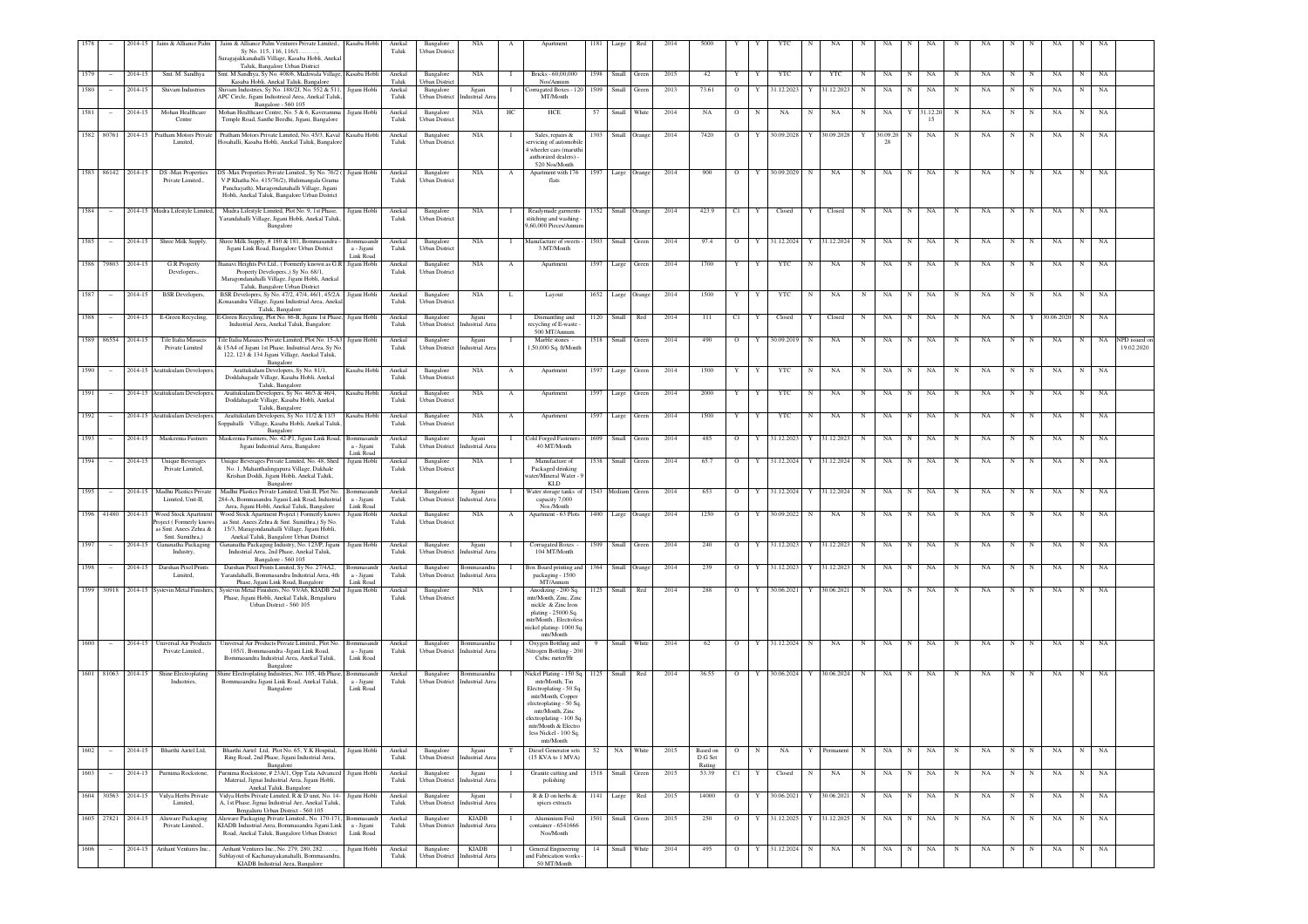| | | | | | | | | | | | | | | | | | | | | | | | | | | | | | | | | |
|---|---|---|---|---|---|---|---|---|---|---|---|---|---|---|---|---|---|---|---|---|---|---|---|---|---|---|---|---|---|---|---|---|
| 1578 | – | 2014-15 | Jains & Alliance Palm | Jains & Alliance Palm Ventures Private Limited., Sy No. 115, 116/1........., Suragajakkanahalli Village, Kasaba Hobli, Anekal Taluk, Bangalore Urban District | Kasaba Hobli | Anekal Taluk | Bangalore Urban District | NIA | A | Apartment | 1181 | Large | Red | 2014 | 5000 | Y | Y | YTC | N | NA | N | NA | N | NA | N | NA | N | N | NA | N | NA | |
| 1579 | – | 2014-15 | Smt. M. Sandhya | Smt. M.Sandhya, Sy No. 408/6, Madiwala Village, Kasaba Hobli, Anekal Taluk, Bangalore | Kasaba Hobli | Anekal Taluk | Bangalore Urban District | NIA | I | Bricks - 60,00,000 Nos/Annum | 1598 | Small | Green | 2015 | 42 | Y | Y | YTC | Y | YTC | N | NA | N | NA | N | NA | N | N | NA | N | NA | |
| 1580 | – | 2014-15 | Shivam Industries | Shivam Industries, Sy No. 188/2J, No. 552 & 511, APC Circle, Jigani Industrial Area, Anekal Taluk, Bangalore - 560 105 | Jigani Hobli | Anekal Taluk | Bangalore Urban District | Jigani Industrial Area | I | Corrugated Boxes - 120 MT/Month | 1509 | Small | Green | 2013 | 73.61 | O | Y | 31.12.2023 | Y | 31.12.2023 | N | NA | N | NA | N | NA | N | N | NA | N | NA | |
| 1581 | – | 2014-15 | Mohan Healthcare Centre | Mohan Healthcare Centre, No. 5 & 6, Kaveramma Temple Road, Santhe Beedhi, Jigani, Bangalore | Jigani Hobli | Anekal Taluk | Bangalore Urban District | NIA | HC | HCE | 57 | Small | White | 2014 | NA | O | N | NA | N | NA | N | NA | Y | 31.12.2015 | N | NA | N | N | NA | N | NA | |
| 1582 | 80761 | 2014-15 | Pratham Motors Private Limited, | Pratham Motors Private Limited, No. 45/3, Kaval Hosahalli, Kasaba Hobli, Anekal Taluk, Bangalore | Kasaba Hobli | Anekal Taluk | Bangalore Urban District | NIA | I | Sales, repairs & servicing of automobile 4 wheeler cars (maruthi authorized dealers) - 520 Nos/Month | 1303 | Small | Orange | 2014 | 7420 | O | Y | 30.09.2028 | Y | 30.09.2028 | Y | 30.09.2028 | N | NA | N | NA | N | N | NA | N | NA | |
| 1583 | 86142 | 2014-15 | DS -Max Properties Private Limited., | DS -Max Properties Private Limited., Sy No. 76/2 ( V.P.Khatha No. 415/76/2), Hulimangala Grama Panchayath), Maragondanahalli Village, Jigani Hobli, Anekal Taluk, Bangalore Urban District | Jigani Hobli | Anekal Taluk | Bangalore Urban District | NIA | A | Apartment with 176 flats | 1597 | Large | Orange | 2014 | 900 | O | Y | 30.09.2029 | N | NA | N | NA | N | NA | N | NA | N | N | NA | N | NA | |
| 1584 | – | 2014-15 | Mudra Lifestyle Limited, | Mudra Lifestyle Limited, Plot No. 9, 1st Phase, Yarandahalli Village, Jigani Hobli, Anekal Taluk, Bangalore | Jigani Hobli | Anekal Taluk | Bangalore Urban District | NIA | I | Readymade garments stitching and washing - 9,60,000 Pieces/Annum | 1352 | Small | Orange | 2014 | 423.9 | C1 | Y | Closed | Y | Closed | N | NA | N | NA | N | NA | N | N | NA | N | NA | |
| 1585 | – | 2014-15 | Shree Milk Supply, | Shree Milk Supply, # 180 & 181, Bommasandra - Jigani Link Road, Bangalore Urban District | Bommasandra - Jigani Link Road | Anekal Taluk | Bangalore Urban District | NIA | I | Manufacture of sweets - 3 MT/Month | 1503 | Small | Green | 2014 | 97.4 | O | Y | 31.12.2024 | Y | 31.12.2024 | N | NA | N | NA | N | NA | N | N | NA | N | NA | |
| 1586 | 79803 | 2014-15 | G.R Property Developers., | Jhanavi Heights Pvt Ltd., ( Formerly known as G.R Property Developers.,) Sy No. 68/1, Maragondanahalli Village, Jigani Hobli, Anekal Taluk, Bangalore Urban District | Jigani Hobli | Anekal Taluk | Bangalore Urban District | NIA | A | Apartment | 1597 | Large | Green | 2014 | 1700 | Y | Y | YTC | N | NA | N | NA | N | NA | N | NA | N | N | NA | N | NA | |
| 1587 | – | 2014-15 | BSR Developers, | BSR Developers, Sy No. 47/2, 47/4, 46/1, 45/2A, Konasandra Village, Jigani Industrial Area, Anekal Taluk, Bangalore | Jigani Hobli | Anekal Taluk | Bangalore Urban District | NIA | L | Layout | 1652 | Large | Orange | 2014 | 1500 | Y | Y | YTC | N | NA | N | NA | N | NA | N | NA | N | N | NA | N | NA | |
| 1588 | – | 2014-15 | E-Green Recycling, | E-Green Recycling, Plot No. 86-B, Jigani 1st Phase, Industrial Area, Anekal Taluk, Bangalore | Jigani Hobli | Anekal Taluk | Bangalore Urban District | Jigani Industrial Area | I | Dismantling and recycling of E-waste - 500 MT/Annum | 1120 | Small | Red | 2014 | 111 | C1 | Y | Closed | Y | Closed | N | NA | N | NA | N | NA | N | Y | 30.06.2020 | N | NA | |
| 1589 | 86554 | 2014-15 | Tile Italia Masaics Private Limited | Tile Italia Masaics Private Limited, Plot No. 15-A3 & 15A4 of Jigani 1st Phase, Industrial Area, Sy No. 122, 123 & 134 Jigani Village, Anekal Taluk, Bangalore | Jigani Hobli | Anekal Taluk | Bangalore Urban District | Jigani Industrial Area | I | Marble stones - 1,50,000 Sq. ft/Month | 1518 | Small | Green | 2014 | 490 | O | Y | 30.09.2019 | N | NA | N | NA | N | NA | N | NA | N | N | NA | N | NA | NPD issued on 19.02.2020 |
| 1590 | – | 2014-15 | Arattukulam Developers, | Arattukulam Developers, Sy No. 81/1, Doddahagade Village, Kasaba Hobli, Anekal Taluk, Bangalore | Kasaba Hobli | Anekal Taluk | Bangalore Urban District | NIA | A | Apartment | 1597 | Large | Green | 2014 | 1500 | Y | Y | YTC | N | NA | N | NA | N | NA | N | NA | N | N | NA | N | NA | |
| 1591 | – | 2014-15 | Arattukulam Developers, | Arattukulam Developers, Sy No. 46/3 & 46/4, Doddahagade Village, Kasaba Hobli, Anekal Taluk, Bangalore | Kasaba Hobli | Anekal Taluk | Bangalore Urban District | NIA | A | Apartment | 1597 | Large | Green | 2014 | 2000 | Y | Y | YTC | N | NA | N | NA | N | NA | N | NA | N | N | NA | N | NA | |
| 1592 | – | 2014-15 | Arattukulam Developers, | Arattukulam Developers, Sy No. 11/2 & 11/3 Soppahalli Village, Kasaba Hobli, Anekal Taluk, Bangalore | Kasaba Hobli | Anekal Taluk | Bangalore Urban District | NIA | A | Apartment | 1597 | Large | Green | 2014 | 1500 | Y | Y | YTC | N | NA | N | NA | N | NA | N | NA | N | N | NA | N | NA | |
| 1593 | – | 2014-15 | Maskeema Fastners | Maskeema Fastners, No. 42-P1, Jigani Link Road, Jigani Industrial Area, Bangalore | Bommasandra - Jigani Link Road | Anekal Taluk | Bangalore Urban District | Jigani Industrial Area | I | Cold Forged Fasteners - 40 MT/Month | 1609 | Small | Green | 2014 | 485 | O | Y | 31.12.2023 | Y | 31.12.2023 | N | NA | N | NA | N | NA | N | N | NA | N | NA | |
| 1594 | – | 2014-15 | Unique Beverages Private Limited, | Unique Beverages Private Limited, No. 48, Shed No. 1, Mahanthalingapura Village, Dakhale Krishan Doddi, Jigani Hobli, Anekal Taluk, Bangalore | Jigani Hobli | Anekal Taluk | Bangalore Urban District | NIA | I | Manufacture of Packaged drinking water/Mineral Water - 9 KLD | 1538 | Small | Green | 2014 | 65.7 | O | Y | 31.12.2024 | Y | 31.12.2024 | N | NA | N | NA | N | NA | N | N | NA | N | NA | |
| 1595 | – | 2014-15 | Madhu Plastics Private Limited, Unit-II, | Madhu Plastics Private Limited, Unit-II, Plot No. 284-A, Bommasandra Jigani Link Road, Industrial Area, Jigani Hobli, Anekal Taluk, Bangalore | Bommasandra - Jigani Link Road | Anekal Taluk | Bangalore Urban District | Jigani Industrial Area | I | Water storage tanks of capacity 7,000 Nos./Month | 1543 | Medium | Green | 2014 | 653 | O | Y | 31.12.2024 | Y | 31.12.2024 | N | NA | N | NA | N | NA | N | N | NA | N | NA | |
| 1596 | 41480 | 2014-15 | Wood Stock Apartment Project ( Formerly knows as Smt. Anees Zehra & Smt. Sumithra,) | Wood Stock Apartment Project ( Formerly knows as Smt. Anees Zehra & Smt. Sumithra,) Sy No. 15/3, Maragondanahalli Village, Jigani Hobli, Anekal Taluk, Bangalore Urban District | Jigani Hobli | Anekal Taluk | Bangalore Urban District | NIA | A | Apartment - 63 Plots | 1400 | Large | Orange | 2014 | 1250 | O | Y | 30.09.2022 | N | NA | N | NA | N | NA | N | NA | N | N | NA | N | NA | |
| 1597 | – | 2014-15 | Ganamatha Packaging Industry, | Ganamatha Packaging Industry, No. 123/P, Jigani Industrial Area, 2nd Phase, Anekal Taluk, Bangalore - 560 105 | Jigani Hobli | Anekal Taluk | Bangalore Urban District | Jigani Industrial Area | I | Corrugated Boxes - 104 MT/Month | 1509 | Small | Green | 2014 | 240 | O | Y | 31.12.2023 | Y | 31.12.2023 | N | NA | N | NA | N | NA | N | N | NA | N | NA | |
| 1598 | – | 2014-15 | Darshan Pixel Prints Limited, | Darshan Pixel Prints Limited, Sy No. 27/4A2, Yarandahalli, Bommasandra Industrial Area, 4th Phase, Jigani Link Road, Bangalore | Bommasandra - Jigani Link Road | Anekal Taluk | Bangalore Urban District | Bommasandra Industrial Area | I | Box Board printing and packaging - 1500 MT/Annum | 1364 | Small | Orange | 2014 | 239 | O | Y | 31.12.2023 | Y | 31.12.2023 | N | NA | N | NA | N | NA | N | N | NA | N | NA | |
| 1599 | 30918 | 2014-15 | Systevin Metal Finishers, | Systevin Metal Finishers, No. 93/A6, KIADB 2nd Phase, Jigani Hobli, Anekal Taluk, Bengaluru Urban District - 560 105 | Jigani Hobli | Anekal Taluk | Bangalore Urban District | NIA | I | Anodizing - 200 Sq. mtr/Month, Zinc, Zinc nickle & Zinc Iron plating - 25000 Sq. mtr/Month , Electroless nickel plating- 1000 Sq. mtr/Month | 1125 | Small | Red | 2014 | 288 | O | Y | 30.06.2021 | Y | 30.06.2021 | N | NA | N | NA | N | NA | N | N | NA | N | NA | |
| 1600 | – | 2014-15 | Universal Air Products Private Limited., | Universal Air Products Private Limited., Plot No. 105/1, Bommasandra -Jigani Link Road, Bommasandra Industrial Area, Anekal Taluk, Bangalore | Bommasandra - Jigani Link Road | Anekal Taluk | Bangalore Urban District | Bommasandra Industrial Area | I | Oxygen Bottling and Nitrogen Bottling - 200 Cubic meter/Hr | 9 | Small | White | 2014 | 62 | O | Y | 31.12.2024 | N | NA | N | NA | N | NA | N | NA | N | N | NA | N | NA | |
| 1601 | 81063 | 2014-15 | Shine Electroplating Industries, | Shine Electroplating Industries, No. 105, 4th Phase, Bommasandra Jigani Link Road, Anekal Taluk, Bangalore | Bommasandra - Jigani Link Road | Anekal Taluk | Bangalore Urban District | Bommasandra Industrial Area | I | Nickel Plating - 150 Sq. mtr/Month, Tin Electroplating - 50 Sq. mtr/Month, Copper electroplating - 50 Sq. mtr/Month, Zinc electroplating - 100 Sq. mtr/Month & Electro less Nickel - 100 Sq. mtr/Month | 1125 | Small | Red | 2014 | 36.55 | O | Y | 30.06.2024 | Y | 30.06.2024 | N | NA | N | NA | N | NA | N | N | NA | N | NA | |
| 1602 | – | 2014-15 | Bharthi Airtel Ltd, | Bharthi Airtel Ltd, Plot No. 65, Y.K Hospital, Ring Road, 2nd Phase, Jigani Industrial Area, Bangalore | Jigani Hobli | Anekal Taluk | Bangalore Urban District | Jigani Industrial Area | T | Diesel Generator sets (15 KVA to 1 MVA) | 52 | NA | White | 2015 | Based on D.G Set Rating | O | N | NA | Y | Permanent | N | NA | N | NA | N | NA | N | N | NA | N | NA | |
| 1603 | – | 2014-15 | Purnima Rockstone, | Purnima Rockstone, # 23A/1, Opp Tata Advanced Material, Jigani Industrial Area, Jigani Hobli, Anekal Taluk, Bangalore | Jigani Hobli | Anekal Taluk | Bangalore Urban District | Jigani Industrial Area | I | Granite cutting and polishing | 1518 | Small | Green | 2015 | 53.39 | C1 | Y | Closed | N | NA | N | NA | N | NA | N | NA | N | N | NA | N | NA | |
| 1604 | 30563 | 2014-15 | Vidya Herbs Private Limited, | Vidya Herbs Private Limited, R & D unit, No. 14-A, 1st Phase, Jigani Industrial Are, Anekal Taluk, Bengaluru Urban District - 560 105 | Jigani Hobli | Anekal Taluk | Bangalore Urban District | Jigani Industrial Area | I | R & D on herbs & spices extracts | 1141 | Large | Red | 2015 | 14000 | O | Y | 30.06.2021 | Y | 30.06.2021 | N | NA | N | NA | N | NA | N | N | NA | N | NA | |
| 1605 | 27821 | 2014-15 | Aluware Packaging Private Limited., | Aluware Packaging Private Limited., No. 170-171, KIADB Industrial Area, Bommasandra Jigani Link Road, Anekal Taluk, Bangalore Urban District | Bommasandra - Jigani Link Road | Anekal Taluk | Bangalore Urban District | KIADB Industrial Area | I | Aluminium Foil container - 6541666 Nos/Month | 1501 | Small | Green | 2015 | 250 | O | Y | 31.12.2025 | Y | 31.12.2025 | N | NA | N | NA | N | NA | N | N | NA | N | NA | |
| 1606 | – | 2014-15 | Arihant Ventures Inc., | Arihant Ventures Inc., No. 279, 280, 282........, Sublayout of Kachanayakanahalli, Bommasandra, KIADB Industrial Area, Bangalore | Jigani Hobli | Anekal Taluk | Bangalore Urban District | KIADB Industrial Area | I | General Engineering and Fabrication works - 50 MT/Month | 14 | Small | White | 2014 | 495 | O | Y | 31.12.2024 | N | NA | N | NA | N | NA | N | NA | N | N | NA | N | NA | |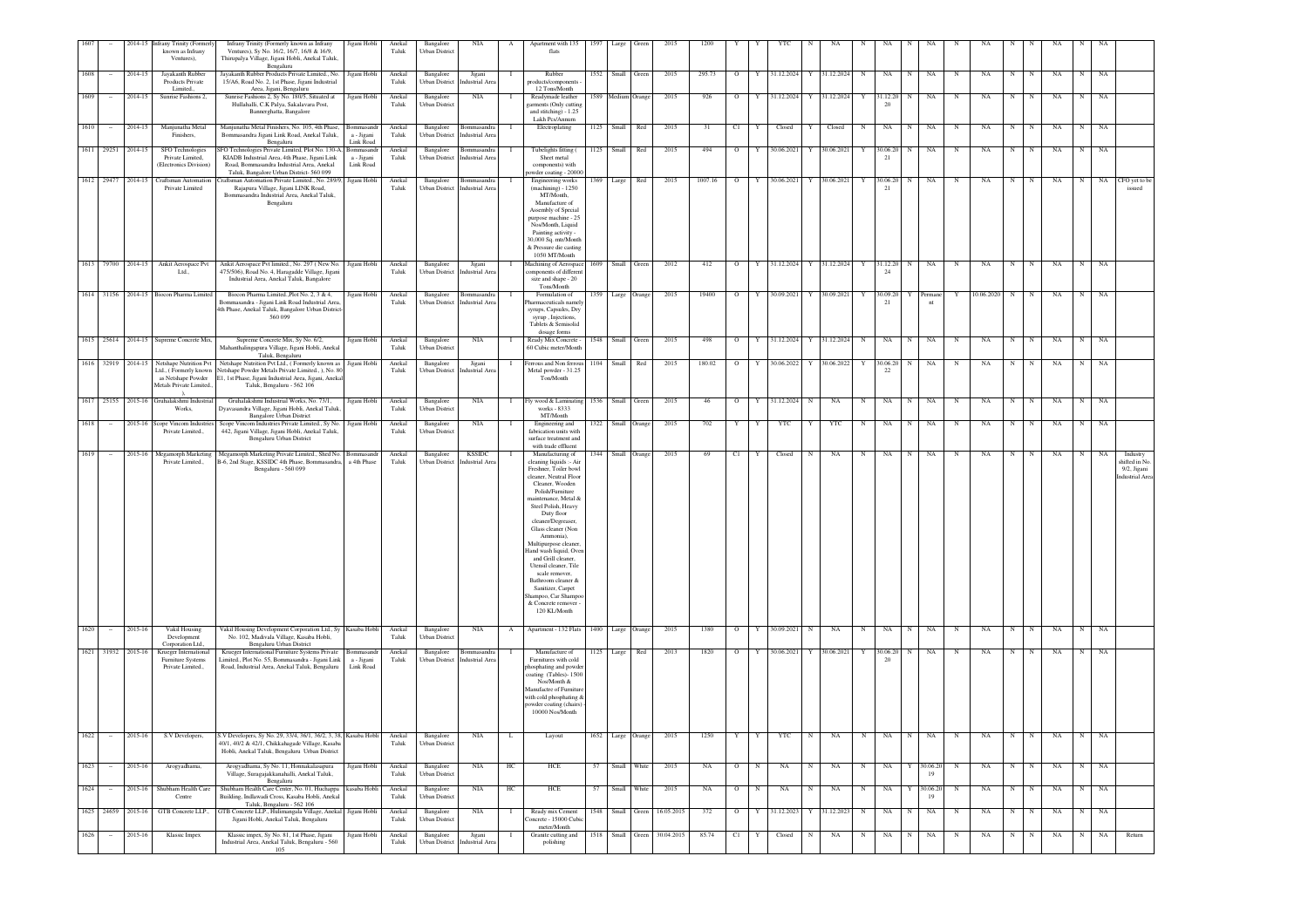| 1607 | - | 2014-15 | Infrany Trinity (Formerly known as Infrany Ventures), | Infrany Trinity (Formerly known as Infrany Ventures), Sy No. 16/2, 16/7, 16/8 & 16/9, Thirupalya Village, Jigani Hobli, Anekal Taluk, Bengaluru | Jigani Hobli | Anekal Taluk | Bangalore Urban District | NIA | A | Apartment with 135 flats | 1597 | Large | Green | 2015 | 1200 | Y | Y | YTC | N | NA | N | NA | N | NA | N | NA | N | N | NA | N | NA | |
|---|---|---|---|---|---|---|---|---|---|---|---|---|---|---|---|---|---|---|---|---|---|---|---|---|---|---|---|---|---|---|---|---|
| 1608 | - | 2014-15 | Jayakanth Rubber Products Private Limited., | Jayakanth Rubber Products Private Limited., No. 15/A6, Road No. 2, 1st Phase, Jigani Industrial Area, Jigani, Bengaluru | Jigani Hobli | Anekal Taluk | Bangalore Urban District | Jigani Industrial Area | I | Rubber products/components - 12 Tons/Month | 1552 | Small | Green | 2015 | 295.73 | O | Y | 31.12.2024 | Y | 31.12.2024 | N | NA | N | NA | N | NA | N | N | NA | N | NA | |
| 1609 | - | 2014-15 | Sunrise Fashions 2, | Sunrise Fashions 2, Sy No. 180/5, Situated at Hullahalli, C.K Palya, Sakalavara Post, Bannerghatta, Bangalore | Jigani Hobli | Anekal Taluk | Bangalore Urban District | NIA | I | Readymade leather garments (Only cutting and stitching) - 1.25 Lakh Pcs/Annum | 1589 | Medium | Orange | 2015 | 926 | O | Y | 31.12.2024 | Y | 31.12.2024 | Y | 31.12.2020 | N | NA | N | NA | N | N | NA | N | NA | |
| 1610 | - | 2014-15 | Manjunatha Metal Finishers, | Manjunatha Metal Finishers, No. 105, 4th Phase, Bommasandra Jigani Link Road, Anekal Taluk, Bengaluru | Bommasandra - Jigani Link Road | Anekal Taluk | Bangalore Urban District | Bommasandra Industrial Area | I | Electroplating | 1125 | Small | Red | 2015 | 31 | C1 | Y | Closed | Y | Closed | N | NA | N | NA | N | NA | N | N | NA | N | NA | |
| 1611 | 29251 | 2014-15 | SFO Technologies Private Limited, (Electronics Division) | SFO Technologies Private Limited, Plot No. 130-A, KIADB Industrial Area, 4th Phase, Jigani Link Road, Bommasandra Industrial Area, Anekal Taluk, Bangalore Urban District- 560 099 | Bommasandra - Jigani Link Road | Anekal Taluk | Bangalore Urban District | Bommasandra Industrial Area | I | Tubelights fitting ( Sheet metal components) with powder coating - 20000 | 1125 | Small | Red | 2015 | 494 | O | Y | 30.06.2021 | Y | 30.06.2021 | Y | 30.06.2021 | N | NA | N | NA | N | N | NA | N | NA | |
| 1612 | 29477 | 2014-15 | Craftsman Automation Private Limited | Craftsman Automation Private Limited., No. 289/9, Rajapura Village, Jigani LINK Road, Bommasandra Industrial Area, Anekal Taluk, Bengaluru | Jigani Hobli | Anekal Taluk | Bangalore Urban District | Bommasandra Industrial Area | I | Engineering works (machining) - 1250 MT/Month, Manufacture of Assembly of Special purpose machine - 25 Nos/Month, Liquid Painting activity - 30,000 Sq. mtr/Month & Pressure die casting 1050 MT/Month | 1369 | Large | Red | 2015 | 1007.16 | O | Y | 30.06.2021 | Y | 30.06.2021 | Y | 30.06.2021 | N | NA | N | NA | N | N | NA | N | NA | CFO yet to be issued |
| 1613 | 79700 | 2014-15 | Ankit Aerospace Pvt Ltd., | Ankit Aerospace Pvt limited., No. 297 ( New No. 475/506), Road No. 4, Haragadde Village, Jigani Industrial Area, Anekal Taluk, Bangalore | Jigani Hobli | Anekal Taluk | Bangalore Urban District | Jigani Industrial Area | I | Machining of Aerospace components of different size and shape - 20 Tons/Month | 1609 | Small | Green | 2012 | 412 | O | Y | 31.12.2024 | Y | 31.12.2024 | Y | 31.12.2024 | N | NA | N | NA | N | N | NA | N | NA | |
| 1614 | 31156 | 2014-15 | Biocon Pharma Limited | Biocon Pharma Limited.,Plot No. 2, 3 & 4, Bommasandra - Jigani Link Road Industrial Area, 4th Phase, Anekal Taluk, Bangalore Urban District-560 099 | Jigani Hobli | Anekal Taluk | Bangalore Urban District | Bommasandra Industrial Area | I | Formulation of Pharmaceuticals namely syrups, Capsules, Dry syrup ,Injections, Tablets & Semisolid dosage forms | 1359 | Large | Orange | 2015 | 19400 | O | Y | 30.09.2021 | Y | 30.09.2021 | Y | 30.09.2021 | Y | Permanent | Y | 10.06.2020 | N | N | NA | N | NA | |
| 1615 | 25614 | 2014-15 | Supreme Concrete Mix, | Supreme Concrete Mix, Sy No. 6/2, Mahanthalingapura Village, Jigani Hobli, Anekal Taluk, Bengaluru | Jigani Hobli | Anekal Taluk | Bangalore Urban District | NIA | I | Ready Mix Concrete - 60 Cubic meter/Month | 1548 | Small | Green | 2015 | 498 | O | Y | 31.12.2024 | Y | 31.12.2024 | N | NA | N | NA | N | NA | N | N | NA | N | NA | |
| 1616 | 32919 | 2014-15 | Netshape Nutrition Pvt Ltd., ( Formerly known as Netshape Powder Metals Private Limited., ). | Netshape Nutrition Pvt Ltd., ( Formerly known as Netshape Powder Metals Private Limited., ), No. 80 E1, 1st Phase, Jigani Industrial Area, Jigani, Anekal Taluk, Bengaluru - 562 106 | Jigani Hobli | Anekal Taluk | Bangalore Urban District | Jigani Industrial Area | I | Ferrous and Non ferrous Metal powder - 31.25 Ton/Month | 1104 | Small | Red | 2015 | 180.02 | O | Y | 30.06.2022 | Y | 30.06.2022 | Y | 30.06.2022 | N | NA | N | NA | N | N | NA | N | NA | |
| 1617 | 25155 | 2015-16 | Gruhalakshmi Industrial Works, | Gruhalakshmi Industrial Works, No. 73/1, Dyavasandra Village, Jigani Hobli, Anekal Taluk, Bangalore Urban District | Jigani Hobli | Anekal Taluk | Bangalore Urban District | NIA | I | Fly wood & Laminating works - 8333 MT/Month | 1536 | Small | Green | 2015 | 46 | O | Y | 31.12.2024 | N | NA | N | NA | N | NA | N | NA | N | N | NA | N | NA | |
| 1618 | - | 2015-16 | Scope Vincom Industries Private Limited., | Scope Vincom Industries Private Limited., Sy No. 442, Jigani Village, Jigani Hobli, Anekal Taluk, Bengaluru Urban District | Jigani Hobli | Anekal Taluk | Bangalore Urban District | NIA | I | Engineering and fabrication units with surface treatment and with trade effluent | 1322 | Small | Orange | 2015 | 702 | Y | Y | YTC | Y | YTC | N | NA | N | NA | N | NA | N | N | NA | N | NA | |
| 1619 | - | 2015-16 | Megamorph Marketing Private Limited., | Megamorph Marketing Private Limited., Shed No. B-6, 2nd Stage, KSSIDC 4th Phase, Bommasandra, Bengaluru - 560 099 | Bommasandra 4th Phase | Anekal Taluk | Bangalore Urban District | KSSIDC Industrial Area | I | Manufacturing of cleaning liquids - Air Freshner, Toiler bowl cleaner, Neutral Floor Cleaner, Wooden Polish/Furniture maintenance, Metal & Steel Polish, Heavy Duty floor cleaner/Degreaser, Glass cleaner (Non Ammonia), Multipurpose cleaner, Hand wash liquid, Oven and Grill cleaner, Utensil cleaner, Tile scale remover, Bathroom cleaner & Sanitizer, Carpet Shampoo, Car Shampoo & Concrete remover - 120 KL/Month | 1344 | Small | Orange | 2015 | 69 | C1 | Y | Closed | N | NA | N | NA | N | NA | N | NA | N | N | NA | N | NA | Industry shifted in No. 9/2, Jigani Industrial Area |
| 1620 | - | 2015-16 | Vakil Housing Development Corporation Ltd., | Vakil Housing Development Corporation Ltd., Sy No. 102, Madivala Village, Kasaba Hobli, Bengaluru Urban District | Kasaba Hobli | Anekal Taluk | Bangalore Urban District | NIA | A | Apartment - 132 Flats | 1400 | Large | Orange | 2015 | 1380 | O | Y | 30.09.2021 | N | NA | N | NA | N | NA | N | NA | N | N | NA | N | NA | |
| 1621 | 31932 | 2015-16 | Krueger International Furniture Systems Private Limited., | Krueger International Furniture Systems Private Limited., Plot No. 55, Bommasandra - Jigani Link Road, Industrial Area, Anekal Taluk, Bengaluru | Bommasandra - Jigani Link Road | Anekal Taluk | Bangalore Urban District | Bommasandra Industrial Area | I | Manufacture of Furnitures with cold phosphating and powder coating (Tables)- 1500 Nos/Month & Manufacrte of Furniture with cold phosphating & powder coating (chairs) - 10000 Nos/Month | 1125 | Large | Red | 2013 | 1820 | O | Y | 30.06.2021 | Y | 30.06.2021 | Y | 30.06.2020 | N | NA | N | NA | N | N | NA | N | NA | |
| 1622 | - | 2015-16 | S.V Developers, | S.V Developers, Sy No. 29, 33/4, 36/1, 36/2, 3, 38, 40/1, 40/2 & 42/1, Chikkahagade Village, Kasaba Hobli, Anekal Taluk, Bengaluru Urban District | Kasaba Hobli | Anekal Taluk | Bangalore Urban District | NIA | L | Layout | 1652 | Large | Orange | 2015 | 1250 | Y | Y | YTC | N | NA | N | NA | N | NA | N | NA | N | N | NA | N | NA | |
| 1623 | - | 2015-16 | Arogyadhama, | Arogyadhama, Sy No. 11, Honnakalasapura Village, Suragajakkanahalli, Anekal Taluk, Bengaluru | Jigani Hobli | Anekal Taluk | Bangalore Urban District | NIA | HC | HCE | 57 | Small | White | 2015 | NA | O | N | NA | N | NA | N | NA | Y | 30.06.2019 | N | NA | N | N | NA | N | NA | |
| 1624 | - | 2015-16 | Shubham Health Care Centre | Shubham Health Care Center, No. 01, Huchappa Building, Indlawadi Cross, Kasaba Hobli, Anekal Taluk, Bengaluru - 562 106 | kasaba Hobli | Anekal Taluk | Bangalore Urban District | NIA | HC | HCE | 57 | Small | White | 2015 | NA | O | N | NA | N | NA | N | NA | Y | 30.06.2019 | N | NA | N | N | NA | N | NA | |
| 1625 | 24659 | 2015-16 | GTB Concrete LLP., | GTB Concrete LLP., Hulimangala Village, Anekal Taluk, Jigani Hobli, Anekal Taluk, Bengaluru | Jigani Hobli | Anekal Taluk | Bangalore Urban District | NIA | I | Ready mix Cement Concrete - 15000 Cubic meter/Month | 1548 | Small | Green | 16.05.2015 | 372 | O | Y | 31.12.2023 | Y | 31.12.2023 | N | NA | N | NA | N | NA | N | N | NA | N | NA | |
| 1626 | - | 2015-16 | Klassic Impex | Klassic impex, Sy No. 81, 1st Phase, Jigani Industrial Area, Anekal Taluk, Bengaluru - 560 105 | Jigani Hobli | Anekal Taluk | Bangalore Urban District | Jigani Industrial Area | I | Granite cutting and polishing | 1518 | Small | Green | 30.04.2015 | 85.74 | C1 | Y | Closed | N | NA | N | NA | N | NA | N | NA | N | N | NA | N | NA | Return |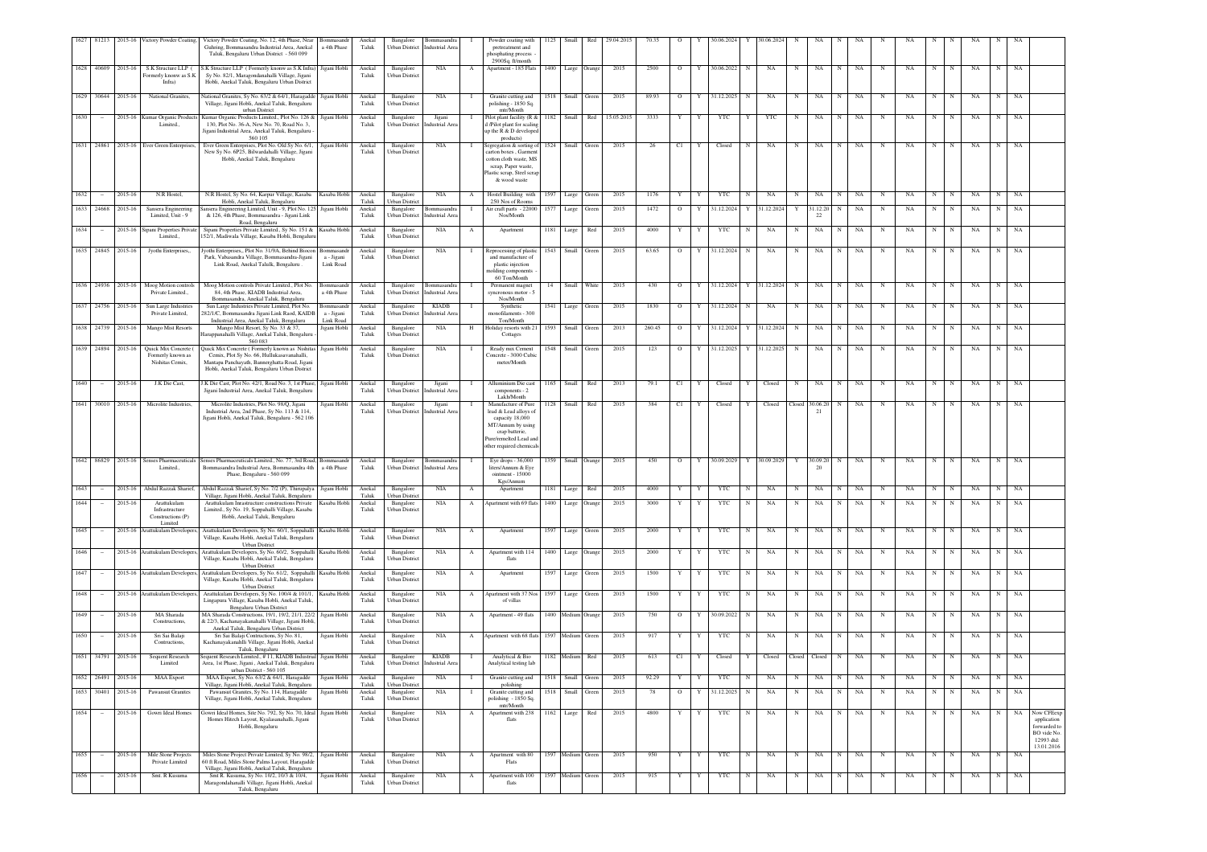| 1627 | 81213 | 2015-16 | Victory Powder Coating, | Victory Powder Coating, No. 12, 4th Phase, Near Gulning, Bommasandra Industrial Area, Anekal Taluk, Bengaluru Urban District - 560 099 | Bommasandra 4th Phase | Anekal Taluk | Bangalore Urban District | Bommasandra Industrial Area | I | Powder coating with pretreatment and phosphating process - 2900Sq. ft/month | 1125 | Small | Red | 29.04.2015 | 70.35 | O | Y | 30.06.2024 | Y | 30.06.2024 | N | NA | N | NA | N | NA | N | N | NA | N | NA | |
|---|---|---|---|---|---|---|---|---|---|---|---|---|---|---|---|---|---|---|---|---|---|---|---|---|---|---|---|---|---|---|---|---|---|---|
| 1628 | 40609 | 2015-16 | S.K Structure LLP ( Formerly know as S.K Infra) | S.K Structure LLP ( Formerly know as S.K Infra) Sy No. 82/1, Maragondanahalli Village, Jigani Hobli, Anekal Taluk, Bengaluru Urban District | Jigani Hobli | Anekal Taluk | Bangalore Urban District | NIA | A | Apartment - 185 Flats | 1400 | Large | Orange | 2015 | 2500 | O | Y | 30.06.2022 | N | NA | N | NA | N | NA | N | NA | N | N | NA | N | NA | |
| 1629 | 30644 | 2015-16 | National Granites, | National Granites, Sy No. 63/2 & 64/1, Haragadde Village, Jigani Hobli, Anekal Taluk, Bengaluru urban District | Jigani Hobli | Anekal Taluk | Bangalore Urban District | NIA | I | Granite cutting and polishing - 1850 Sq. mts/Month | 1518 | Small | Green | 2015 | 89.93 | O | Y | 31.12.2025 | N | NA | N | NA | N | NA | N | NA | N | N | NA | N | NA | |
| 1630 | - | 2015-16 | Kumar Organic Products Limited., | Kumar Organic Products Limited., Plot No. 126 & 130, Plot No. 36-A, New No. 70, Road No. 3, Jigani Industrial Area, Anekal Taluk, Bengaluru - 560 105 | Jigani Hobli | Anekal Taluk | Bangalore Urban District | Jigani Industrial Area | I | Pilot plant facility (R & d /Pilot plant for scaling up the R & D developed products) | 1182 | Small | Red | 15.05.2015 | 3333 | Y | Y | YTC | Y | YTC | N | NA | N | NA | N | NA | N | N | NA | N | NA | |
| 1631 | 24861 | 2015-16 | Ever Green Enterprises, | Ever Green Enterprises, Plot No. Old Sy No. 6/1, New Sy No. 6P25, Bilwardahalli Village, Jigani Hobli, Anekal Taluk, Bengaluru | Jigani Hobli | Anekal Taluk | Bangalore Urban District | NIA | I | Segregation & sorting of carton boxes , Garment cotton cloth waste, MS scrap, Paper waste, Plastic scrap, Steel scrap & wood waste | 1524 | Small | Green | 2015 | 26 | C1 | Y | Closed | N | NA | N | NA | N | NA | N | NA | N | N | NA | N | NA | |
| 1632 | - | 2015-16 | N.R Hostel, | N.R Hostel, Sy No. 64, Karpur Village, Kasaba Hobli, Anekal Taluk, Bengaluru | Kasaba Hobli | Anekal Taluk | Bangalore Urban District | NIA | A | Hostel Building with 250 Nos of Rooms | 1597 | Large | Green | 2015 | 1176 | Y | Y | YTC | N | NA | N | NA | N | NA | N | NA | N | N | NA | N | NA | |
| 1633 | 24668 | 2015-16 | Sansera Engineering Limited, Unit - 9 | Sansera Engineering Limited, Unit - 9, Plot No. 125 & 126, 4th Phase, Bommasandra - Jigani Link Road, Bengaluru | Jigani Hobli | Anekal Taluk | Bangalore Urban District | Bommasandra Industrial Area | I | Air craft parts - 22000 Nos/Month | 1577 | Large | Green | 2015 | 1472 | O | Y | 31.12.2024 | Y | 31.12.2024 | Y | 31.12.20 22 | N | NA | N | NA | N | N | NA | N | NA | |
| 1634 | - | 2015-16 | Sipani Properties Private Limited., | Sipani Properties Private Limited., Sy No. 151 & 152/1, Madiwala Village, Kasaba Hobli, Bengaluru | Kasaba Hobli | Anekal Taluk | Bangalore Urban District | NIA | A | Apartment | 1181 | Large | Red | 2015 | 4000 | Y | Y | YTC | N | NA | N | NA | N | NA | N | NA | N | N | NA | N | NA | |
| 1635 | 24845 | 2015-16 | Jyothi Enterprises,, | Jyothi Enterprises,, Plot No. 31/9A, Behind Biocon Park, Vabasandra Village, Bommasandra-Jigani Link Road, Anekal Taluk, Bengaluru . | Bommasandra - Jigani Link Road | Anekal Taluk | Bangalore Urban District | NIA | I | Reprocessing of plastic and manufacture of plastic injection molding components - 60 Ton/Month | 1543 | Small | Green | 2015 | 63.65 | O | Y | 31.12.2024 | N | NA | N | NA | N | NA | N | NA | N | N | NA | N | NA | |
| 1636 | 24936 | 2015-16 | Moog Motion controls Private Limited., | Moog Motion controls Private Limited., Plot No. 84, 4th Phase, KIADB Industrial Area, Bommasandra, Anekal Taluk, Bengaluru | Bommasandra 4th Phase | Anekal Taluk | Bangalore Urban District | Bommasandra Industrial Area | I | Permanent magnet syncronous motor - 5 Nos/Month | 14 | Small | White | 2015 | 430 | O | Y | 31.12.2024 | Y | 31.12.2024 | N | NA | N | NA | N | NA | N | N | NA | N | NA | |
| 1637 | 24756 | 2015-16 | Sun Large Industries Private Limited, | Sun Large Industries Private Limited, Plot No. 282/1/C, Bommasandra Jigani Link Raod, KAIDB Industrial Area, Anekal Taluk, Bengaluru | Bommasandra - Jigani Link Road | Anekal Taluk | Bangalore Urban District | KIADB Industrial Area | I | Synthetic monofilaments - 300 Ton/Month | 1541 | Large | Green | 2015 | 1830 | O | Y | 31.12.2024 | N | NA | N | NA | N | NA | N | NA | N | N | NA | N | NA | |
| 1638 | 24739 | 2015-16 | Mango Mist Resorts | Mango Mist Resort, Sy No. 33 & 37, Harappanahalli Village, Anekal Taluk, Bengaluru - 560 083 | Jigani Hobli | Anekal Taluk | Bangalore Urban District | NIA | H | Holiday resorts with 21 Cottages | 1593 | Small | Green | 2013 | 260.45 | O | Y | 31.12.2024 | Y | 31.12.2024 | N | NA | N | NA | N | NA | N | N | NA | N | NA | |
| 1639 | 24894 | 2015-16 | Quick Mix Concrete ( Formerly known as Nishitas Cemix, | Quick Mix Concrete ( Formerly known as Nishitas Cemix, Plot Sy No. 66, Hullukasavanahalli, Mantapa Panchayath, Bannerghatta Road, Jigani Hobli, Anekal Taluk, Bengaluru Urban District | Jigani Hobli | Anekal Taluk | Bangalore Urban District | NIA | I | Ready mix Cement Concrete - 3000 Cubic meter/Month | 1548 | Small | Green | 2015 | 123 | O | Y | 31.12.2025 | Y | 31.12.2025 | N | NA | N | NA | N | NA | N | N | NA | N | NA | |
| 1640 | - | 2015-16 | J.K Die Cast, | J.K Die Cast, Plot No. 42/1, Road No. 3, 1st Phase, Jigani Industrial Area, Anekal Taluk, Bengaluru | Jigani Hobli | Anekal Taluk | Bangalore Urban District | Jigani Industrial Area | I | Alluminium Die cast components - 2 Lakh/Month | 1165 | Small | Red | 2013 | 79.1 | C1 | Y | Closed | Y | Closed | N | NA | N | NA | N | NA | N | N | NA | N | NA | |
| 1641 | 30010 | 2015-16 | Microlite Industries, | Microlite Industries, Plot No. 98/Q, Jigani Industrial Area, 2nd Phase, Sy No. 113 & 114, Jigani Hobli, Anekal Taluk, Bengaluru - 562 106 | Jigani Hobli | Anekal Taluk | Bangalore Urban District | Jigani Industrial Area | I | Manufacture of Pure lead & Lead alloys of capacity 18,000 MT/Annum by using crap batterie, Pure/remelted Lead and other required chemicals | 1128 | Small | Red | 2015 | 384 | C1 | Y | Closed | Y | Closed | Closed | 30.06.20 21 | N | NA | N | NA | N | N | NA | N | NA | |
| 1642 | 86829 | 2015-16 | Senses Pharmaceuticals Limited., | Senses Pharmaceuticals Limited., No. 77, 3rd Road, Bommasandra Industrial Area, Bommasandra 4th Phase, Bengaluru - 560 099 | Bommasandra 4th Phase | Anekal Taluk | Bangalore Urban District | Bommasandra Industrial Area | I | Eye drops - 36,000 liters/Annum & Eye ointment - 15000 Kgs/Annum | 1359 | Small | Orange | 2015 | 450 | O | Y | 30.09.2029 | Y | 30.09.2029 | Y | 30.09.20 20 | N | NA | N | NA | N | N | NA | N | NA | |
| 1643 | - | 2015-16 | Abdul Razzak Sharief, | Abdul Razzak Sharief, Sy No. 7/2 (P), Thirupalya Village, Jigani Hobli, Anekal Taluk, Bengaluru | Jigani Hobli | Anekal Taluk | Bangalore Urban District | NIA | A | Apartment | 1181 | Large | Red | 2015 | 4000 | Y | Y | YTC | N | NA | N | NA | N | NA | N | NA | N | N | NA | N | NA | |
| 1644 | - | 2015-16 | Arattukulam Infrastructure Contructions (P) Limited | Arattukulam Inrastructure constructions Private Limited., Sy No. 19, Soppahalli Village, Kasaba Hobli, Anekal Taluk, Bengaluru | Kasaba Hobli | Anekal Taluk | Bangalore Urban District | NIA | A | Apartment with 69 flats | 1400 | Large | Orange | 2015 | 3000 | Y | Y | YTC | N | NA | N | NA | N | NA | N | NA | N | N | NA | N | NA | |
| 1645 | - | 2015-16 | Arattukulam Developers, | Arattukulam Developers, Sy No. 60/1, Soppahalli Village, Kasaba Hobli, Anekal Taluk, Bengaluru Urban District | Kasaba Hobli | Anekal Taluk | Bangalore Urban District | NIA | A | Apartment | 1597 | Large | Green | 2015 | 2000 | Y | Y | YTC | N | NA | N | NA | N | NA | N | NA | N | N | NA | N | NA | |
| 1646 | - | 2015-16 | Arattukulam Developers, | Arattukulam Developers, Sy No. 60/2, Soppahalli Village, Kasaba Hobli, Anekal Taluk, Bengaluru Urban District | Kasaba Hobli | Anekal Taluk | Bangalore Urban District | NIA | A | Apartment with 114 flats | 1400 | Large | Orange | 2015 | 2000 | Y | Y | YTC | N | NA | N | NA | N | NA | N | NA | N | N | NA | N | NA | |
| 1647 | - | 2015-16 | Arattukulam Developers, | Arattukulam Developers, Sy No. 61/2, Soppahalli Village, Kasaba Hobli, Anekal Taluk, Bengaluru Urban District | Kasaba Hobli | Anekal Taluk | Bangalore Urban District | NIA | A | Apartment | 1597 | Large | Green | 2015 | 1500 | Y | Y | YTC | N | NA | N | NA | N | NA | N | NA | N | N | NA | N | NA | |
| 1648 | - | 2015-16 | Arattukulam Developers, | Arattukulam Developers, Sy No. 100/4 & 101/1, Lingapura Village, Kasaba Hobli, Anekal Taluk, Bengaluru Urban District | Kasaba Hobli | Anekal Taluk | Bangalore Urban District | NIA | A | Apartment with 37 Nos of villas | 1597 | Large | Green | 2015 | 1500 | Y | Y | YTC | N | NA | N | NA | N | NA | N | NA | N | N | NA | N | NA | |
| 1649 | - | 2015-16 | MA Sharada Constructions, | MA Sharada Constructions, 19/1, 19/2, 21/1, 22/2 & 22/3, Kachanayakanahalli Village, Jigani Hobli, Anekal Taluk, Bengaluru Urban District | Jigani Hobli | Anekal Taluk | Bangalore Urban District | NIA | A | Apartment - 49 flats | 1400 | Medium | Orange | 2015 | 750 | O | Y | 30.09.2022 | N | NA | N | NA | N | NA | N | NA | N | N | NA | N | NA | |
| 1650 | - | 2015-16 | Sri Sai Balaji Contructions, | Sri Sai Balaji Contructions, Sy No. 81, Kachanayakanahlli Village, Jigani Hobli, Anekal Taluk, Bengaluru | Jigani Hobli | Anekal Taluk | Bangalore Urban District | NIA | A | Apartment with 68 flats | 1597 | Medium | Green | 2015 | 917 | Y | Y | YTC | N | NA | N | NA | N | NA | N | NA | N | N | NA | N | NA | |
| 1651 | 34791 | 2015-16 | Sequent Research Limited | Sequent Research Limited., # 11, KIADB Industrial Area, 1st Phase, Jigani , Anekal Taluk, Bengaluru urban District - 560 105 | Jigani Hobli | Anekal Taluk | Bangalore Urban District | KIADB Industrial Area | I | Analytical & Bio Analytical testing lab | 1182 | Medium | Red | 2015 | 613 | C1 | Y | Closed | Y | Closed | Closed | Closed | N | NA | N | NA | N | N | NA | N | NA | |
| 1652 | 26491 | 2015-16 | MAA Export | MAA Export, Sy No. 63/2 & 64/1, Haragadde Village, Jigani Hobli, Anekal Taluk, Bengaluru | Jigani Hobli | Anekal Taluk | Bangalore Urban District | NIA | I | Granite cutting and polishing | 1518 | Small | Green | 2015 | 92.29 | Y | Y | YTC | N | NA | N | NA | N | NA | N | NA | N | N | NA | N | NA | |
| 1653 | 30401 | 2015-16 | Pawansut Granites | Pawansut Granites, Sy No. 114, Haragadde Village, Jigani Hobli, Anekal Taluk, Bengaluru | Jigani Hobli | Anekal Taluk | Bangalore Urban District | NIA | I | Granite cutting and polishing - 1850 Sq. mts/Month | 1518 | Small | Green | 2015 | 78 | O | Y | 31.12.2025 | N | NA | N | NA | N | NA | N | NA | N | N | NA | N | NA | |
| 1654 | - | 2015-16 | Gowri Ideal Homes | Gowri Ideal Homes, Site No. 792, Sy No. 70, Ideal Homes Hitech Layout, Kyalasanahalli, Jigani Hobli, Bengaluru | Jigani Hobli | Anekal Taluk | Bangalore Urban District | NIA | A | Apartment with 238 flats | 1162 | Large | Red | 2015 | 4800 | Y | Y | YTC | N | NA | N | NA | N | NA | N | NA | N | N | NA | N | NA | Now CFEexp application forwarded to BO vide No. 12993 dtd: 13.01.2016 |
| 1655 | - | 2015-16 | Mile Stone Projects Private Limited | Miles Stone Project Private Limited, Sy No. 98/2, 60 ft Road, Miles Stone Palms Layout, Haragadde Village, Jigani Hobli, Anekal Taluk, Bengaluru | Jigani Hobli | Anekal Taluk | Bangalore Urban District | NIA | A | Apartment with 80 Flats | 1597 | Medium | Green | 2015 | 950 | Y | Y | YTC | N | NA | N | NA | N | NA | N | NA | N | N | NA | N | NA | |
| 1656 | - | 2015-16 | Smt. R Kusuma | Smt R. Kusuma, Sy No. 10/2, 10/3 & 10/4, Maragondahanalli Village, Jigani Hobli, Anekal Taluk, Bengaluru | Jigani Hobli | Anekal Taluk | Bangalore Urban District | NIA | A | Apartment with 100 flats | 1597 | Medium | Green | 2015 | 915 | Y | Y | YTC | N | NA | N | NA | N | NA | N | NA | N | N | NA | N | NA | |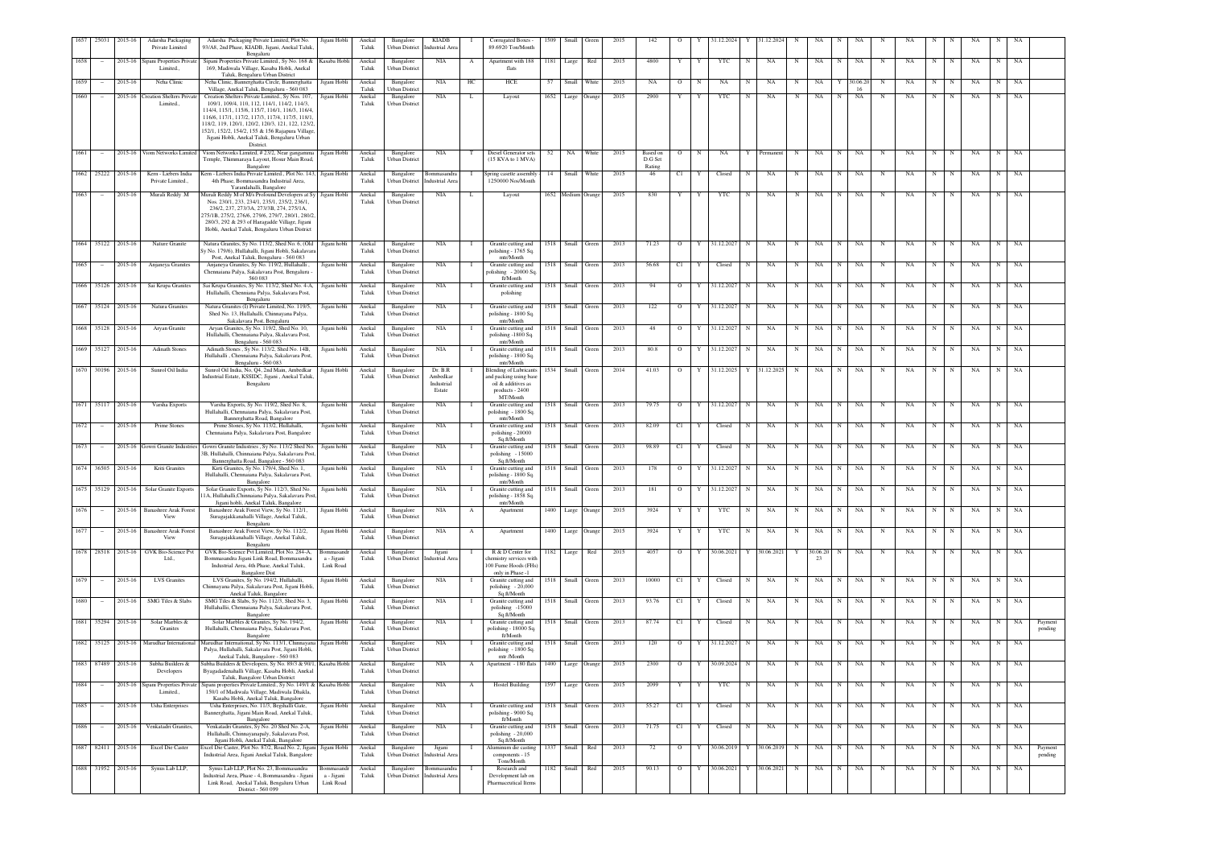| 1657 | 25031 | 2015-16 | Adarsha Packaging Private Limited | Adarsha Packaging Private Limited, Plot No. 93/A8, 2nd Phase, KIADB, Jigani, Anekal Taluk, Bengaluru | Jigani Hobli | Anekal Taluk | Bangalore Urban District | KIADB Industrial Area | I | Corrugated Boxes - 89.6920 Ton/Month | 1509 | Small | Green | 2015 | 142 | O | Y | 31.12.2024 | Y | 31.12.2024 | N | NA | N | NA | N | NA | N | N | NA | N | NA | |
|---|---|---|---|---|---|---|---|---|---|---|---|---|---|---|---|---|---|---|---|---|---|---|---|---|---|---|---|---|---|---|---|---|---|
| 1658 | – | 2015-16 | Sipani Properties Private Limited., | Sipani Properties Private Limited., Sy No. 168 & 169, Madiwala Village, Kasaba Hobli, Anekal Taluk, Bengaluru Urban District | Kasaba Hobli | Anekal Taluk | Bangalore Urban District | NIA | A | Apartment with 188 flats | 1181 | Large | Red | 2015 | 4800 | Y | Y | YTC | N | NA | N | NA | N | NA | N | NA | N | N | NA | N | NA | |
| 1659 | – | 2015-16 | Neha Clinic | Neha Clinic, Bannerghatta Circle, Bannerghatta Village, Anekal Taluk, Bengaluru - 560 083 | Jigani Hobli | Anekal Taluk | Bangalore Urban District | NIA | HC | HCE | 57 | Small | White | 2015 | NA | O | N | NA | N | NA | N | NA | Y | 30.06.2016 | N | NA | N | N | NA | N | NA | |
| 1660 | – | 2015-16 | Creation Shelters Private Limited., | Creation Shelters Private Limited., Sy Nos. 107, 109/1, 109/4, 110, 112, 114/1, 114/2, 114/3, 114/4, 115/1, 115/6, 115/7, 116/1, 116/3, 116/4, 116/6, 117/1, 117/2, 117/3, 117/4, 117/5, 118/1, 118/2, 119, 120/1, 120/2, 120/3, 121, 122, 123/2, 152/1, 152/2, 154/2, 155 & 156 Rajapura Village, Jigani Hobli, Anekal Taluk, Bengaluru Urban District | Jigani Hobli | Anekal Taluk | Bangalore Urban District | NIA | L | Layout | 1652 | Large | Orange | 2015 | 2900 | Y | Y | YTC | N | NA | N | NA | N | NA | N | NA | N | N | NA | N | NA | |
| 1661 | – | 2015-16 | Viom Networks Limited | Viom Networks Limited, # 23/2, Near gangamma Temple, Thimmaraya Layout, Hosur Main Road, Bangalore | Jigani Hobli | Anekal Taluk | Bangalore Urban District | NIA | T | Diesel Generator sets (15 KVA to 1 MVA) | 52 | NA | White | 2015 | Based on D.G Set Rating | O | N | NA | Y | Permanent | N | NA | N | NA | N | NA | N | N | NA | N | NA | |
| 1662 | 25222 | 2015-16 | Kern - Liebers India Private Limited., | Kern - Liebers India Private Limited., Plot No. 143, 4th Phase, Bommasandra Industrial Area, Yarandahalli, Bangalore | Jigani Hobli | Anekal Taluk | Bangalore Urban District | Bommasandra Industrial Area | I | Spring casette assembly 1250000 Nos/Month | 14 | Small | White | 2015 | 46 | C1 | Y | Closed | N | NA | N | NA | N | NA | N | NA | N | N | NA | N | NA | |
| 1663 | – | 2015-16 | Murali Reddy .M | Murali Reddy.M of M/s Profound Developers at Sy Nos. 230/1, 233, 234/1, 235/1, 235/2, 236/1, 236/2, 237, 273/3A, 273/3B, 274, 275/1A, 275/1B, 275/2, 276/6, 279/6, 279/7, 280/1, 280/2, 280/3, 292 & 293 of Haragadde Village, Jigani Hobli, Anekal Taluk, Bengaluru Urban District | Jigani Hobli | Anekal Taluk | Bangalore Urban District | NIA | L | Layout | 1652 | Medium | Orange | 2015 | 830 | Y | Y | YTC | N | NA | N | NA | N | NA | N | NA | N | N | NA | N | NA | |
| 1664 | 35122 | 2015-16 | Nature Granite | Natura Granites, Sy No. 113/2, Shed No. 6, (Old Sy No. 179/6), Hullahalli, Jigani Hobli, Sakalavara Post, Anekal Taluk, Bengaluru - 560 083 | Jigani hobli | Anekal Taluk | Bangalore Urban District | NIA | I | Granite cutting and polishing - 1765 Sq. mtr/Month | 1518 | Small | Green | 2013 | 71.23 | O | Y | 31.12.2027 | N | NA | N | NA | N | NA | N | NA | N | N | NA | N | NA | |
| 1665 | – | 2015-16 | Anjaneya Granites | Anjaneya Granites, Sy No. 119/2, Hullahalli , Chennaiana Palya, Sakalavara Post, Bengaluru - 560 083 | Jigani hobli | Anekal Taluk | Bangalore Urban District | NIA | I | Granite cutting and polishing - 20000 Sq. ft/Month | 1518 | Small | Green | 2013 | 56.68 | C1 | Y | Closed | N | NA | N | NA | N | NA | N | NA | N | N | NA | N | NA | |
| 1666 | 35126 | 2015-16 | Sai Krupa Granites | Sai Krupa Granites, Sy No. 113/2, Shed No. 4-A, Hullahalli, Chenniana Palya, Sakalavara Post, Bengaluru | Jigani hobli | Anekal Taluk | Bangalore Urban District | NIA | I | Granite cutting and polishing | 1518 | Small | Green | 2013 | 94 | O | Y | 31.12.2027 | N | NA | N | NA | N | NA | N | NA | N | N | NA | N | NA | |
| 1667 | 35124 | 2015-16 | Natura Granites | Natura Granites (I) Private Limited, No. 119/5, Shed No. 13, Hullahalli, Chinnayana Palya, Sakalavara Post, Bengaluru | Jigani hobli | Anekal Taluk | Bangalore Urban District | NIA | I | Granite cutting and polishing - 1800 Sq. mtr/Month | 1518 | Small | Green | 2013 | 122 | O | Y | 31.12.2027 | N | NA | N | NA | N | NA | N | NA | N | N | NA | N | NA | |
| 1668 | 35128 | 2015-16 | Aryan Granite | Aryan Granites, Sy No. 119/2, Shed No. 10, Hullehalli, Chennaiana Palya, Skalavara Post, Bengaluru - 560 083 | Jigani hobli | Anekal Taluk | Bangalore Urban District | NIA | I | Granite cutting and polishing - 1800 Sq. mtr/Month | 1518 | Small | Green | 2013 | 48 | O | Y | 31.12.2027 | N | NA | N | NA | N | NA | N | NA | N | N | NA | N | NA | |
| 1669 | 35127 | 2015-16 | Adinath Stones | Adinath Stones , Sy No. 113/2, Shed No. 14B, Hullahalli , Chennaiana Palya, Sakalavara Post, Bengaluru - 560 083 | Jigani hobli | Anekal Taluk | Bangalore Urban District | NIA | I | Granite cutting and polishing - 1800 Sq. mtr/Month | 1518 | Small | Green | 2013 | 80.8 | O | Y | 31.12.2027 | N | NA | N | NA | N | NA | N | NA | N | N | NA | N | NA | |
| 1670 | 30196 | 2015-16 | Sunrol Oil India | Sunrol Oil India, No. Q4, 2nd Main, Ambedkar Industrial Estate, KSSIDC, Jigani , Anekal Taluk, Bengaluru | Jigani Hobli | Anekal Taluk | Bangalore Urban District | Dr. B.R Ambedkar Industrial Estate | I | Blending of Lubricants and packing using base oil & additives as products - 2400 MT/Month | 1534 | Small | Green | 2014 | 41.03 | O | Y | 31.12.2025 | Y | 31.12.2025 | N | NA | N | NA | N | NA | N | N | NA | N | NA | |
| 1671 | 35117 | 2015-16 | Varsha Exports | Varsha Exports, Sy No. 119/2, Shed No. 8, Hullahalli, Chennaiana Palya, Sakalavara Post, Bannerghatta Road, Bangalore | Jigani hobli | Anekal Taluk | Bangalore Urban District | NIA | I | Granite cutting and polishing - 1800 Sq. mtr/Month | 1518 | Small | Green | 2013 | 79.75 | O | Y | 31.12.2027 | N | NA | N | NA | N | NA | N | NA | N | N | NA | N | NA | |
| 1672 | – | 2015-16 | Prime Stones | Prime Stones, Sy No. 113/2, Hullahalli, Chennaiana Palya, Sakalavara Post, Bangalore | Jigani hobli | Anekal Taluk | Bangalore Urban District | NIA | I | Granite cutting and polishing - 20000 Sq.ft/Month | 1518 | Small | Green | 2013 | 82.09 | C1 | Y | Closed | N | NA | N | NA | N | NA | N | NA | N | N | NA | N | NA | |
| 1673 | – | 2015-16 | Gowri Granite Industries | Gowri Granite Industries , Sy No. 113/2 Shed No. 3B, Hullahalli, Chinnaiana Palya, Sakalavara Post, Bannerghatta Road, Bangalore - 560 083 | Jigani hobli | Anekal Taluk | Bangalore Urban District | NIA | I | Granite cutting and polishing - 15000 Sq.ft/Month | 1518 | Small | Green | 2013 | 98.89 | C1 | Y | Closed | N | NA | N | NA | N | NA | N | NA | N | N | NA | N | NA | |
| 1674 | 36505 | 2015-16 | Kriti Granites | Kirti Granites, Sy No. 179/4, Shed No. 1, Hullahalli, Chennaiana Palya, Sakalavara Post, Bangalore | Jigani hobli | Anekal Taluk | Bangalore Urban District | NIA | I | Granite cutting and polishing - 1800 Sq. mtr/Month | 1518 | Small | Green | 2013 | 178 | O | Y | 31.12.2027 | N | NA | N | NA | N | NA | N | NA | N | N | NA | N | NA | |
| 1675 | 35129 | 2015-16 | Solar Granite Exports | Solar Granite Exports, Sy No. 112/3, Shed No. 11A, Hullahalli,Chinnaiana Palya, Sakalavara Post, Jigani hobli, Anekal Taluk, Bangalore | Jigani hobli | Anekal Taluk | Bangalore Urban District | NIA | I | Granite cutting and polishing - 1858 Sq. mtr/Month | 1518 | Small | Green | 2013 | 181 | O | Y | 31.12.2027 | N | NA | N | NA | N | NA | N | NA | N | N | NA | N | NA | |
| 1676 | – | 2015-16 | Banashree Arak Forest View | Banashree Arak Forest View, Sy No. 112/1, Suragajakkanahalli Village, Anekal Taluk, Bengaluru | Jigani Hobli | Anekal Taluk | Bangalore Urban District | NIA | A | Apartment | 1400 | Large | Orange | 2015 | 3924 | Y | Y | YTC | N | NA | N | NA | N | NA | N | NA | N | N | NA | N | NA | |
| 1677 | – | 2015-16 | Banashree Arak Forest View | Banashree Arak Forest View, Sy No. 112/2, Suragajakkanahalli Village, Anekal Taluk, Bengaluru | Jigani Hobli | Anekal Taluk | Bangalore Urban District | NIA | A | Apartment | 1400 | Large | Orange | 2015 | 3924 | Y | Y | YTC | N | NA | N | NA | N | NA | N | NA | N | N | NA | N | NA | |
| 1678 | 28518 | 2015-16 | GVK Bio-Science Pvt Ltd., | GVK Bio-Science Pvt Limited, Plot No. 284-A, Bommasandra Jigani Link Road, Bommasandra Industrial Area, 4th Phase, Anekal Taluk, Bangalore Dist | Bommasandra - Jigani Link Road | Anekal Taluk | Bangalore Urban District | Jigani Industrial Area | I | R & D Center for chemistry services with 100 Fume Hoods (FHs) only in Phase -1 | 1182 | Large | Red | 2015 | 4057 | O | Y | 30.06.2021 | Y | 30.06.2021 | Y | 30.06.2023 | N | NA | N | NA | N | N | NA | N | NA | |
| 1679 | – | 2015-16 | LVS Granites | LVS Granites, Sy No. 194/2, Hullahalli, Chinnayana Palya, Sakalavara Post, Jigani Hobli, Anekal Taluk, Bangalore | Jigani Hobli | Anekal Taluk | Bangalore Urban District | NIA | I | Granite cutting and polishing - 20,000 Sq.ft/Month | 1518 | Small | Green | 2013 | 10000 | C1 | Y | Closed | N | NA | N | NA | N | NA | N | NA | N | N | NA | N | NA | |
| 1680 | – | 2015-16 | SMG Tiles & Slabs | SMG Tiles & Slabs, Sy No. 112/3, Shed No. 3, Hullahalli, Chennaiana Palya, Sakalavara Post, Bangalore | Jigani Hobli | Anekal Taluk | Bangalore Urban District | NIA | I | Granite cutting and polishing - 15000 Sq.ft/Month | 1518 | Small | Green | 2013 | 93.76 | C1 | Y | Closed | N | NA | N | NA | N | NA | N | NA | N | N | NA | N | NA | |
| 1681 | 35294 | 2015-16 | Solar Marbles & Granites | Solar Marbles & Granites, Sy No. 194/2, Hullahalli, Chennaiana Palya, Sakalavara Post, Bangalore | Jigani Hobli | Anekal Taluk | Bangalore Urban District | NIA | I | Granite cutting and polishing - 18000 Sq. ft/Month | 1518 | Small | Green | 2013 | 87.74 | C1 | Y | Closed | N | NA | N | NA | N | NA | N | NA | N | N | NA | N | NA | Payment pending |
| 1682 | 35125 | 2015-16 | Marudhar International | Marudhar International, Sy No. 113/1, Chinnayana Palya, Hullahalli, Sakalavara Post, Jigani Hobli, Anekal Taluk, Bangalore - 560 083 | Jigani Hobli | Anekal Taluk | Bangalore Urban District | NIA | I | Granite cutting and polishing - 1800 Sq. mtr /Month | 1518 | Small | Green | 2013 | 120 | O | Y | 31.12.2027 | N | NA | N | NA | N | NA | N | NA | N | N | NA | N | NA | |
| 1683 | 87489 | 2015-16 | Subha Builders & Developers | Subha Builders & Developers, Sy No. 89/5 & 90/1, Byagadadenahalli Village, Kasaba Hobli, Anekal Taluk, Bangalore Urban District | Kasaba Hobli | Anekal Taluk | Bangalore Urban District | NIA | A | Apartment - 180 flats | 1400 | Large | Orange | 2015 | 2300 | O | Y | 30.09.2024 | N | NA | N | NA | N | NA | N | NA | N | N | NA | N | NA | |
| 1684 | – | 2015-16 | Sipani Properties Private Limited., | Sipani properties Private Limited., Sy No. 149/1 & 150/1 of Madiwala Village, Madiwala Dhakla, Kasaba Hobli, Anekal Taluk, Bangalore | Kasaba Hobli | Anekal Taluk | Bangalore Urban District | NIA | A | Hostel Building | 1597 | Large | Green | 2015 | 2099 | Y | Y | YTC | N | NA | N | NA | N | NA | N | NA | N | N | NA | N | NA | |
| 1685 | – | 2015-16 | Usha Enterprises | Usha Enterprises, No. 11/3, Beguhalli Gate, Bannerghatta, Jigani Main Road, Anekal Taluk, Bangalore | Jigani Hobli | Anekal Taluk | Bangalore Urban District | NIA | I | Granite cutting and polishing - 9000 Sq. ft/Month | 1518 | Small | Green | 2013 | 55.27 | C1 | Y | Closed | N | NA | N | NA | N | NA | N | NA | N | N | NA | N | NA | |
| 1686 | – | 2015-16 | Venkatadri Granites, | Venkatadri Granites, Sy No. 20 Shed No. 2-A, Hullahalli, Chinnayanapaly, Sakalavara Post, Jigani Hobli, Anekal Taluk, Bangalore | Jigani Hobli | Anekal Taluk | Bangalore Urban District | NIA | I | Granite cutting and polishing - 20,000 Sq.ft/Month | 1518 | Small | Green | 2013 | 71.75 | C1 | Y | Closed | N | NA | N | NA | N | NA | N | NA | N | N | NA | N | NA | |
| 1687 | 82411 | 2015-16 | Excel Die Caster | Excel Die Caster, Plot No. 87/2, Road No. 2, Jigani Industrial Area, Jigani Anekal Taluk, Bangalore | Jigani Hobli | Anekal Taluk | Bangalore Urban District | Jigani Industrial Area | I | Aluminum die casting components - 15 Tons/Month | 1337 | Small | Red | 2013 | 72 | O | Y | 30.06.2019 | Y | 30.06.2019 | N | NA | N | NA | N | NA | N | N | NA | N | NA | Payment pending |
| 1688 | 31952 | 2015-16 | Synus Lab LLP, | Synus Lab LLP, Plot No. 23, Bommasandra Industrial Area, Phase - 4, Bommasandra - Jigani Link Road, Anekal Taluk, Bengaluru Urban District - 560 099 | Bommasandra - Jigani Link Road | Anekal Taluk | Bangalore Urban District | Bommasandra Industrial Area | I | Research and Development lab on Pharmaceutical Items | 1182 | Small | Red | 2015 | 90.13 | O | Y | 30.06.2021 | Y | 30.06.2021 | N | NA | N | NA | N | NA | N | N | NA | N | NA | |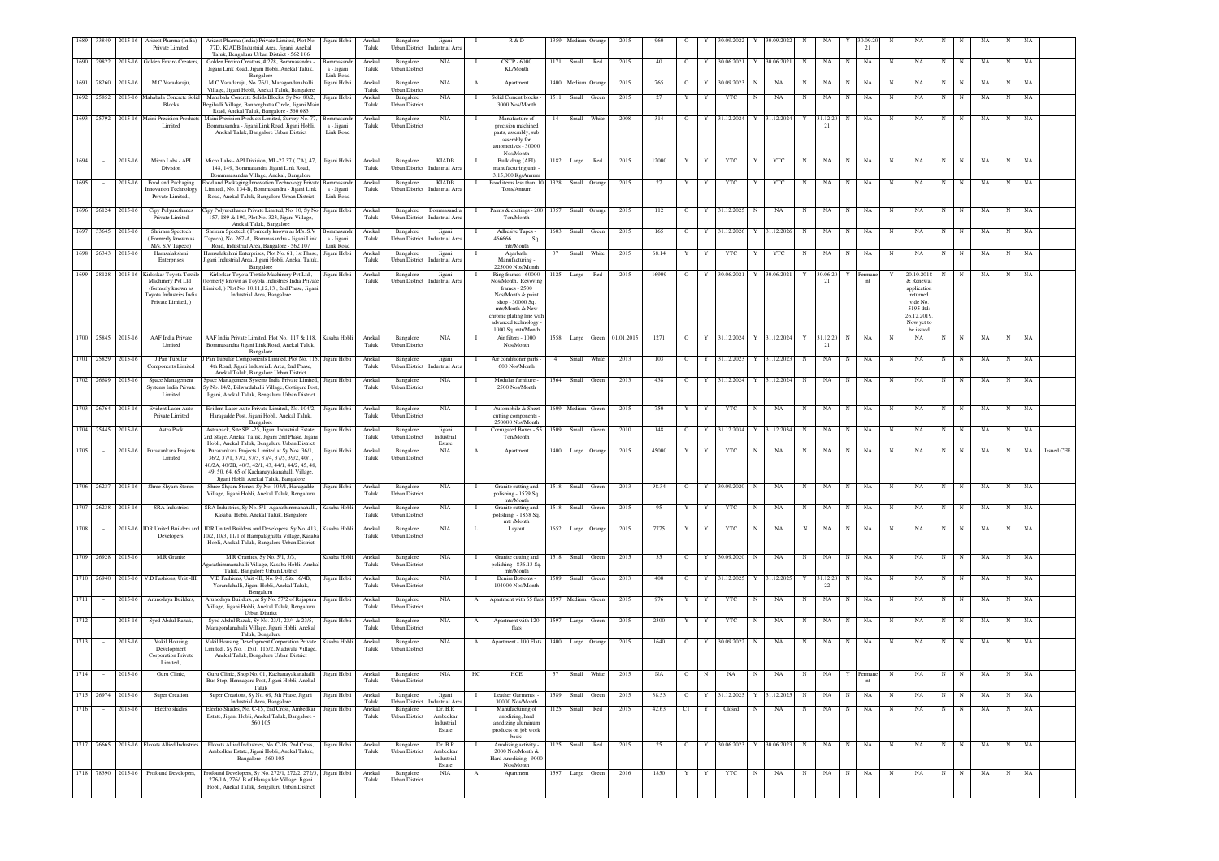| | | | | | | | | | | | | | | | | | | | | | | | | | | | | | | | | |
|---|---|---|---|---|---|---|---|---|---|---|---|---|---|---|---|---|---|---|---|---|---|---|---|---|---|---|---|---|---|---|---|---|
| 1689 | 33849 | 2015-16 | Arizest Pharma (India) Private Limited, | Arizest Pharma (India) Private Limited, Plot No. 77D, KIADB Industrial Area, Jigani, Anekal Taluk, Bengaluru Urban District - 562 106 | Jigani Hobli | Anekal Taluk | Bangalore Urban District | Jigani Industrial Area | I | R & D | 1359 | Medium | Orange | 2015 | 960 | O | Y | 30.09.2022 | Y | 30.09.2022 | N | NA | Y | 30.09.2021 | N | NA | N | N | NA | N | NA | |
| 1690 | 29822 | 2015-16 | Golden Enviro Creators, | Golden Enviro Creators, # 278, Bommasandra - Jigani Link Road, Jigani Hobli, Anekal Taluk, Bangalore | Bommasandra - Jigani Link Road | Anekal Taluk | Bangalore Urban District | NIA | I | CSTP - 6000 KL/Month | 1171 | Small | Red | 2015 | 40 | O | Y | 30.06.2021 | Y | 30.06.2021 | N | NA | N | NA | N | NA | N | N | NA | N | NA | |
| 1691 | 78260 | 2015-16 | M.C Varadaraju, | M.C Varadaraju, No. 76/1, Maragondanahalli Village, Jigani Hobli, Anekal Taluk, Bangalore | Jigani Hobli | Anekal Taluk | Bangalore Urban District | NIA | A | Apartment | 1400 | Medium | Orange | 2015 | 765 | O | Y | 30.09.2023 | N | NA | N | NA | N | NA | N | NA | N | N | NA | N | NA | |
| 1692 | 25852 | 2015-16 | Mahabala Concrete Solid Blocks | Mahabala Concrete Solids Blocks, Sy No. 80/2, Begihalli Village, Bannerghatta Circle, Jigani Main Road, Anekal Taluk, Bangalore - 560 083 | Jigani Hobli | Anekal Taluk | Bangalore Urban District | NIA | I | Solid Cement blocks - 3000 Nos/Month | 1511 | Small | Green | 2015 | 27 | Y | Y | YTC | N | NA | N | NA | N | NA | N | NA | N | N | NA | N | NA | |
| 1693 | 25792 | 2015-16 | Maini Precision Products Limited | Maini Precision Products Limited, Survey No. 77, Bommasandra - Jigani Link Road, Jigani Hobli, Anekal Taluk, Bangalore Urban District | Bommasandra - Jigani Link Road | Anekal Taluk | Bangalore Urban District | NIA | I | Manufacture of precision machined parts, assembly, sub assembly for automotives - 30000 Nos/Month | 14 | Small | White | 2008 | 314 | O | Y | 31.12.2024 | Y | 31.12.2024 | Y | 31.12.2021 | N | NA | N | NA | N | N | NA | N | NA | |
| 1694 | - | 2015-16 | Micro Labs - API Division | Micro Labs - API Division, ML-22 37 (CA), 47, 148, 149, Bommasandra Jigani Link Road, Bommmasandra Village, Anekal, Bangalore | Jigani Hobli | Anekal Taluk | Bangalore Urban District | KIADB Industrial Area | I | Bulk drug (API) manufacturing unit - 3,15,000 Kg/Annum | 1182 | Large | Red | 2015 | 12000 | Y | Y | YTC | Y | YTC | N | NA | N | NA | N | NA | N | N | NA | N | NA | |
| 1695 | - | 2015-16 | Food and Packaging Innovation Technology Private Limited., | Food and Packaging Innovation Technology Private Limited., No. 134-B, Bommasandra - Jigani Link Road, Anekal Taluk, Bangalore Urban District | Bommasandra - Jigani Link Road | Anekal Taluk | Bangalore Urban District | KIADB Industrial Area | I | Food items less than 10 Tons/Annum | 1328 | Small | Orange | 2015 | 27 | Y | Y | YTC | Y | YTC | N | NA | N | NA | N | NA | N | N | NA | N | NA | |
| 1696 | 26124 | 2015-16 | Cipy Polyurethanes Private Limited | Cipy Polyurethanes Private Limited, No. 10, Sy No. 157, 189 & 190, Plot No. 323, Jigani Village, Anekal Taluk, Bangalore | Jigani Hobli | Anekal Taluk | Bangalore Urban District | Bommasandra Industrial Area | I | Paints & coatings - 200 Ton/Month | 1357 | Small | Orange | 2015 | 112 | O | Y | 31.12.2025 | N | NA | N | NA | N | NA | N | NA | N | N | NA | N | NA | |
| 1697 | 33645 | 2015-16 | Shriram Specteck ( Formerly known as M/s. S.V Tapeco) | Shriram Specteck ( Formerly known as M/s. S.V Tapeco), No. 267-A, Bommasandra - Jigani Link Road, Industrial Area, Bangalore - 562 107 | Bommasandra - Jigani Link Road | Anekal Taluk | Bangalore Urban District | Jigani Industrial Area | I | Adhesive Tapes - 466666 Sq. mtr/Month | 1603 | Small | Green | 2015 | 165 | O | Y | 31.12.2026 | Y | 31.12.2026 | N | NA | N | NA | N | NA | N | N | NA | N | NA | |
| 1698 | 26343 | 2015-16 | Hamsalakshmi Enterprises | Hamsalakshmi Enterprises, Plot No. 61, 1st Phase, Jigani Industrial Area, Jigani Hobli, Anekal Taluk, Bangalore | Jigani Hobli | Anekal Taluk | Bangalore Urban District | Jigani Industrial Area | I | Agarbathi Manufacturing - 225000 Nos/Month | 37 | Small | White | 2015 | 68.14 | Y | Y | YTC | Y | YTC | N | NA | N | NA | N | NA | N | N | NA | N | NA | |
| 1699 | 28128 | 2015-16 | Kirloskar Toyota Textile Machinery Pvt Ltd , (formerly known as Toyota Industries India Private Limited, ) | Kirloskar Toyota Textile Machinery Pvt Ltd , (formerly known as Toyota Industries India Private Limited, ) Plot No. 10,11,12,13 , 2nd Phase, Jigani Industrial Area, Bangalore | Jigani Hobli | Anekal Taluk | Bangalore Urban District | Jigani Industrial Area | I | Ring frames - 60000 Nos/Month, Revoving frames - 2500 Nos/Month & paint shop - 30000 Sq. mtr/Month & New chrome plating line with advanced technology - 1000 Sq. mtr/Month | 1125 | Large | Red | 2015 | 16909 | O | Y | 30.06.2021 | Y | 30.06.2021 | Y | 30.06.2021 | Y | Permanent | Y | 20.10.2018 & Renewal application returned vide No. 5195 dtd: 26.12.2019. Now yet to be issued | N | N | NA | N | NA | |
| 1700 | 25845 | 2015-16 | AAF India Private Limited | AAF India Private Limited, Plot No. 117 & 118, Bommmasandra Jigani Link Road, Anekal Taluk, Bangalore | Kasaba Hobli | Anekal Taluk | Bangalore Urban District | NIA | I | Air filters - 1000 Nos/Month | 1558 | Large | Green | 01.01.2015 | 1271 | O | Y | 31.12.2024 | Y | 31.12.2024 | Y | 31.12.2021 | N | NA | N | NA | N | N | NA | N | NA | |
| 1701 | 25829 | 2015-16 | J Pan Tubular Components Limited | J Pan Tubular Compoonents Limited, Plot No. 115, 4th Road, Jigani Industrial, Area, 2nd Phase, Anekal Taluk, Bangalore Urban District | Jigani Hobli | Anekal Taluk | Bangalore Urban District | Jigani Industrial Area | I | Air conditioner parts - 600 Nos/Month | 4 | Small | White | 2013 | 103 | O | Y | 31.12.2023 | Y | 31.12.2023 | N | NA | N | NA | N | NA | N | N | NA | N | NA | |
| 1702 | 26689 | 2015-16 | Space Management Systems India Private Limited | Space Management Systems India Private Limited, Sy No. 14/2, Bilwardahalli Village, Gottigere Post, Jigani, Anekal Taluk, Bengaluru Urban District | Jigani Hobli | Anekal Taluk | Bangalore Urban District | NIA | I | Modular furniture - 2500 Nos/Month | 1564 | Small | Green | 2013 | 438 | O | Y | 31.12.2024 | Y | 31.12.2024 | N | NA | N | NA | N | NA | N | N | NA | N | NA | |
| 1703 | 26764 | 2015-16 | Evident Laser Auto Private Limited | Evident Laser Auto Private Limited, No. 104/2, Haragadde Post, Jigani Hobli, Anekal Taluk, Bangalore | Jigani Hobli | Anekal Taluk | Bangalore Urban District | NIA | I | Automobile & Sheet cutting components - 250000 Nos/Month | 1609 | Medium | Green | 2015 | 750 | Y | Y | YTC | N | NA | N | NA | N | NA | N | NA | N | N | NA | N | NA | |
| 1704 | 25445 | 2015-16 | Astra Pack | Astrapack, Site SPL-25, Jigani Industrial Estate, 2nd Stage, Anekal Taluk, Jigani 2nd Phase, Jigani Hobli, Anekal Taluk, Bengaluru Urban District | Jigani Hobli | Anekal Taluk | Bangalore Urban District | Jigani Industrial Estate | I | Corrugated Boxes - 55 Ton/Month | 1509 | Small | Green | 2010 | 148 | O | Y | 31.12.2034 | Y | 31.12.2034 | N | NA | N | NA | N | NA | N | N | NA | N | NA | |
| 1705 | - | 2015-16 | Puravankara Projects Limited | Puravankara Projects Limited at Sy Nos. 36/1, 36/2, 37/1, 37/2, 37/3, 37/4, 37/5, 39/2, 40/1, 40/2A, 40/2B, 40/3, 42/1, 43, 44/1, 44/2, 45, 48, 49, 50, 64, 65 of Kachanayakanahalli Village, Jigani Hobli, Anekal Taluk, Bangalore | Jigani Hobli | Anekal Taluk | Bangalore Urban District | NIA | A | Apartment | 1400 | Large | Orange | 2015 | 45000 | Y | Y | YTC | N | NA | N | NA | N | NA | N | NA | N | N | NA | N | NA | Issued CFE |
| 1706 | 26237 | 2015-16 | Shree Shyam Stones | Shree Shyam Stones, Sy No. 103/1, Haragadde Village, Jigani Hobli, Anekal Taluk, Bengaluru | Jigani Hobli | Anekal Taluk | Bangalore Urban District | NIA | I | Granite cutting and polishing - 1579 Sq. mtr/Month | 1518 | Small | Green | 2013 | 98.34 | O | Y | 30.09.2020 | N | NA | N | NA | N | NA | N | NA | N | N | NA | N | NA | |
| 1707 | 26238 | 2015-16 | SRA Industries | SRA Industries, Sy No. 5/1, Agasathimmanahalli, Kasaba Hobli, Anekal Taluk, Bangalore | Kasaba Hobli | Anekal Taluk | Bangalore Urban District | NIA | I | Granite cutting and polishing - 1858 Sq. mtr /Month | 1518 | Small | Green | 2015 | 95 | Y | Y | YTC | N | NA | N | NA | N | NA | N | NA | N | N | NA | N | NA | |
| 1708 | - | 2015-16 | JDR United Builders and Developers, | JDR United Builders and Developers, Sy No. 413, 10/2, 10/3, 11/1 of Hampalaghatta Village, Kasaba Hobli, Anekal Taluk, Bangalore Urban District | Kasaba Hobli | Anekal Taluk | Bangalore Urban District | NIA | L | Layout | 1652 | Large | Orange | 2015 | 7775 | Y | Y | YTC | N | NA | N | NA | N | NA | N | NA | N | N | NA | N | NA | |
| 1709 | 26928 | 2015-16 | M.R Granite | M.R Granites, Sy No. 5/1, 5/3, Agasathimmanahalli Village, Kasaba Hobli, Anekal Taluk, Bangalore Urban District | Kasaba Hobli | Anekal Taluk | Bangalore Urban District | NIA | I | Granite cutting and polishing - 836.13 Sq. mtr/Month | 1518 | Small | Green | 2015 | 35 | O | Y | 30.09.2020 | N | NA | N | NA | N | NA | N | NA | N | N | NA | N | NA | |
| 1710 | 26940 | 2015-16 | V.D Fashions, Unit -III, | V.D Fashions, Unit -III, No. 9-1, Site 16/4B, Yarandahalli, Jigani Hobli, Anekal Taluk, Bengaluru | Jigani Hobli | Anekal Taluk | Bangalore Urban District | NIA | I | Denim Bottoms - 104000 Nos/Month | 1589 | Small | Green | 2013 | 400 | O | Y | 31.12.2025 | Y | 31.12.2025 | Y | 31.12.2022 | N | NA | N | NA | N | N | NA | N | NA | |
| 1711 | - | 2015-16 | Arunodaya Builders, | Arunodaya Builders., at Sy No. 57/2 of Rajapura Village, Jigani Hobli, Anekal Taluk, Bengaluru Urban District | Jigani Hobli | Anekal Taluk | Bangalore Urban District | NIA | A | Apartment with 65 flats | 1597 | Medium | Green | 2015 | 976 | Y | Y | YTC | N | NA | N | NA | N | NA | N | NA | N | N | NA | N | NA | |
| 1712 | - | 2015-16 | Syed Abdul Razak, | Syed Abdul Razak, Sy No. 23/1, 23/4 & 23/5, Maragondanahalli Village, Jigani Hobli, Anekal Taluk, Bengaluru | Jigani Hobli | Anekal Taluk | Bangalore Urban District | NIA | A | Apartment with 120 flats | 1597 | Large | Green | 2015 | 2300 | Y | Y | YTC | N | NA | N | NA | N | NA | N | NA | N | N | NA | N | NA | |
| 1713 | - | 2015-16 | Vakil Housing Development Corporation Private Limited., | Vakil Housing Development Corporation Private Limited., Sy No. 115/1, 115/2, Madivala Village, Anekal Taluk, Bengaluru Urban District | Kasaba Hobli | Anekal Taluk | Bangalore Urban District | NIA | A | Apartment - 100 Flats | 1400 | Large | Orange | 2015 | 1640 | O | Y | 30.09.2022 | N | NA | N | NA | N | NA | N | NA | N | N | NA | N | NA | |
| 1714 | - | 2015-16 | Guru Clinic, | Guru Clinic, Shop No. 01, Kachanayakanahalli Bus Stop, Hennagara Post, Jigani Hobli, Anekal Taluk | Jigani Hobli | Anekal Taluk | Bangalore Urban District | NIA | HC | HCE | 57 | Small | White | 2015 | NA | O | N | NA | N | NA | N | NA | Y | Permanent | N | NA | N | N | NA | N | NA | |
| 1715 | 26974 | 2015-16 | Super Creation | Super Creations, Sy No. 69, 5th Phase, Jigani Industrial Area, Bangalore | Jigani Hobli | Anekal Taluk | Bangalore Urban District | Jigani Industrial Area | I | Leather Garments - 30000 Nos/Month | 1589 | Small | Green | 2015 | 38.53 | O | Y | 31.12.2025 | Y | 31.12.2025 | N | NA | N | NA | N | NA | N | N | NA | N | NA | |
| 1716 | - | 2015-16 | Electro shades | Electro Shades, No. C-15, 2nd Cross, Ambedkar Estate, Jigani Hobli, Anekal Taluk, Bangalore - 560 105 | Jigani Hobli | Anekal Taluk | Bangalore Urban District | Dr. B.R Ambedkar Industrial Estate | I | Manufacturing of anodizing, hard anodizing aluminium products on job work basis. | 1125 | Small | Red | 2015 | 42.63 | C1 | Y | Closed | N | NA | N | NA | N | NA | N | NA | N | N | NA | N | NA | |
| 1717 | 76665 | 2015-16 | Elcoats Allied Industries | Elcoats Allied Industries, No. C-16, 2nd Cross, Ambedkar Estate, Jigani Hobli, Anekal Taluk, Bangalore - 560 105 | Jigani Hobli | Anekal Taluk | Bangalore Urban District | Dr. B.R Ambedkar Industrial Estate | I | Anodizing activity - 2000 Nos/Month & Hard Anodizing - 9000 Nos/Month | 1125 | Small | Red | 2015 | 25 | O | Y | 30.06.2023 | Y | 30.06.2023 | N | NA | N | NA | N | NA | N | N | NA | N | NA | |
| 1718 | 78390 | 2015-16 | Profound Developers, | Profound Developers, Sy No. 272/1, 272/2, 272/3, 276/1A, 276/1B of Haragadde Village, Jigani Hobli, Anekal Taluk, Bengaluru Urban District | Jigani Hobli | Anekal Taluk | Bangalore Urban District | NIA | A | Apartment | 1597 | Large | Green | 2016 | 1850 | Y | Y | YTC | N | NA | N | NA | N | NA | N | NA | N | N | NA | N | NA | |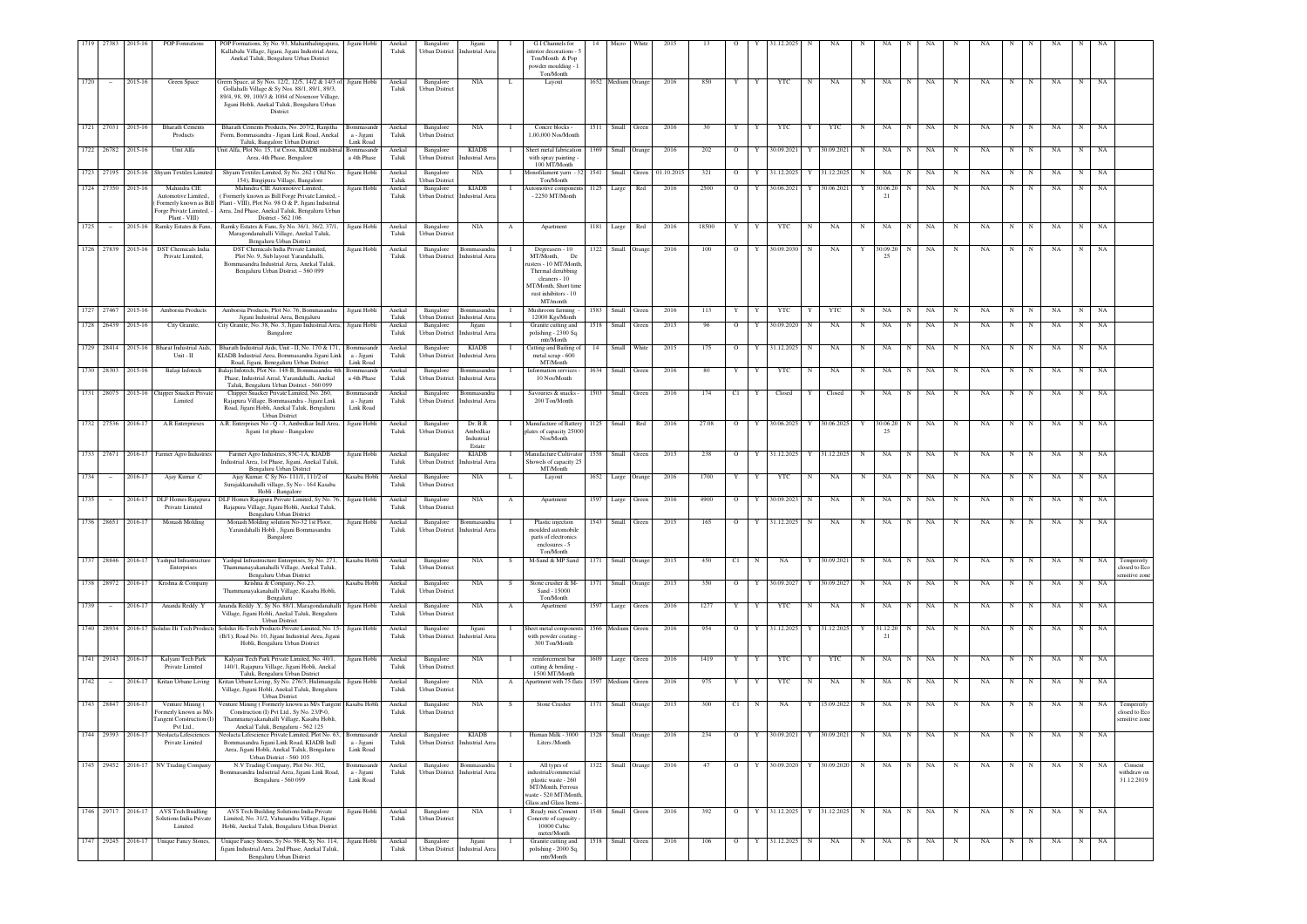| 1719 | 27383 | 2015-16 | POP Formations | POP Formations, Sy No. 93, Mahanthalingapura, Kallabalu Village, Jigani, Jigani Industrial Area, Anekal Taluk, Bengaluru Urban District | Jigani Hobli | Anekal Taluk | Bangalore Urban District | Jigani Industrial Area | I | G.I Channels for interior decorations - 5 Ton/Month & Pop powder moulding - 1 Ton/Month | 14 | Micro | White | 2015 | 13 | O | Y | 31.12.2025 | N | NA | N | NA | N | NA | N | NA | N | N | NA | N | NA | |
|---|---|---|---|---|---|---|---|---|---|---|---|---|---|---|---|---|---|---|---|---|---|---|---|---|---|---|---|---|---|---|---|---|---|---|
| 1720 | - | 2015-16 | Green Space | Green Space, at Sy Nos. 12/2, 12/5, 14/2 & 14/3 of Gollahalli Village & Sy Nos. 88/1, 89/1, 89/3, 89/4, 98, 99, 100/3 & 100/4 of Nosenoor Village, Jigani Hobli, Anekal Taluk, Bengaluru Urban District | Jigani Hobli | Anekal Taluk | Bangalore Urban District | NIA | L | Layout | 1652 | Medium | Orange | 2016 | 850 | Y | Y | YTC | N | NA | N | NA | N | NA | N | NA | N | N | NA | N | NA | |
| 1721 | 27031 | 2015-16 | Bharath Cements Products | Bharath Cements Products, No. 207/2, Ranjitha Form, Bommasandra - Jigani Link Road, Anekal Taluk, Bangalore Urban District | Bommasandra - Jigani Link Road | Anekal Taluk | Bangalore Urban District | NIA | I | Concre blocks - 1,00,000 Nos/Month | 1511 | Small | Green | 2016 | 30 | Y | Y | YTC | Y | YTC | N | NA | N | NA | N | NA | N | N | NA | N | NA | |
| 1722 | 26782 | 2015-16 | Unit Alfa | Unit Alfa, Plot No. 15, 1st Cross, KIADB insdustrial Area, 4th Phase, Bengalore | Bommasandra 4th Phase | Anekal Taluk | Bangalore Urban District | KIADB Industrial Area | I | Sheet metal fabrication with spray painting - 100 MT/Month | 1369 | Small | Orange | 2016 | 202 | O | Y | 30.09.2021 | Y | 30.09.2021 | N | NA | N | NA | N | NA | N | N | NA | N | NA | |
| 1723 | 27195 | 2015-16 | Shyam Textiles Limited | Shyam Textiles Limited, Sy No. 262 ( Old No. 154), Bnagipura Village, Bangalore | Jigani Hobli | Anekal Taluk | Bangalore Urban District | NIA | I | Monofilament yarn - 32 Ton/Month | 1541 | Small | Green | 01.10.2015 | 321 | O | Y | 31.12.2025 | Y | 31.12.2025 | N | NA | N | NA | N | NA | N | N | NA | N | NA | |
| 1724 | 27350 | 2015-16 | Mahindra CIE Automotive Limited, ( Formerly known as Bill Forge Private Limited, - Plant - VIII) | Mahindra CIE Automotive Limited, ( Formerly known as Bill Forge Private Limited, - Plant - VIII), Plot No. 98 O & P, Jigani Industrial Area, 2nd Phase, Anekal Taluk, Bengaluru Urban District - 562 106 | Jigani Hobli | Anekal Taluk | Bangalore Urban District | KIADB Industrial Area | I | Automotive components - 2250 MT/Month | 1125 | Large | Red | 2016 | 2500 | O | Y | 30.06.2021 | Y | 30.06.2021 | Y | 30.06.2021 | N | NA | N | NA | N | N | NA | N | NA | |
| 1725 | - | 2015-16 | Ramky Estates & Fams, | Ramky Estates & Fams, Sy No. 36/1, 36/2, 37/1, Maragondanahalli Village, Anekal Taluk, Bengaluru Urban District | Jigani Hobli | Anekal Taluk | Bangalore Urban District | NIA | A | Apartment | 1181 | Large | Red | 2016 | 18500 | Y | Y | YTC | N | NA | N | NA | N | NA | N | NA | N | N | NA | N | NA | |
| 1726 | 27839 | 2015-16 | DST Chemicals India Private Limited, | DST Chemicals India Private Limited, Plot No. 9, Sub layout Yarandahalli, Bommasandra Industrial Area, Anekal Taluk, Bengaluru Urban District – 560 099 | Jigani Hobli | Anekal Taluk | Bangalore Urban District | Bommasandra Industrial Area | I | Degreasers - 10 MT/Month, De rusters - 10 MT/Month, Thermal derubbing cleaners - 10 MT/Month, Short time rust inhibitors - 10 MT/month | 1322 | Small | Orange | 2016 | 100 | O | Y | 30.09.2030 | N | NA | Y | 30.09.2025 | N | NA | N | NA | N | N | NA | N | NA | |
| 1727 | 27467 | 2015-16 | Ambrosia Products | Ambrosia Products, Plot No. 76, Bommasandra Jigani Industrial Area, Bengaluru | Jigani Hobli | Anekal Taluk | Bangalore Urban District | Bommasandra Industrial Area | I | Mushroom farming - 12000 Kgs/Month | 1583 | Small | Green | 2016 | 113 | Y | Y | YTC | Y | YTC | N | NA | N | NA | N | NA | N | N | NA | N | NA | |
| 1728 | 26439 | 2015-16 | City Granite, | City Granite, No. 38, No. 3, Jigani Industrial Area, Bangalore | Jigani Hobli | Anekal Taluk | Bangalore Urban District | Jigani Industrial Area | I | Granite cutting and polishing - 2300 Sq. mtr/Month | 1518 | Small | Green | 2015 | 96 | O | Y | 30.09.2020 | N | NA | N | NA | N | NA | N | NA | N | N | NA | N | NA | |
| 1729 | 28414 | 2015-16 | Bharat Industrial Aids, Unit - II | Bharath Industrial Aids, Unit - II, No. 170 & 171, KIADB Industrial Area, Bommasandra Jigani Link Road, Jigani, Benegaluru Urban District | Bommasandra - Jigani Link Road | Anekal Taluk | Bangalore Urban District | KIADB Industrial Area | I | Cutting and Bailing of metal scrap - 600 MT/Month | 14 | Small | White | 2015 | 175 | O | Y | 31.12.2025 | N | NA | N | NA | N | NA | N | NA | N | N | NA | N | NA | |
| 1730 | 28303 | 2015-16 | Balaji Infotech | Balaji Infotech, Plot No. 148-B, Bommasandra 4th Phase, Industrial Aeral, Yarandahalli, Anekal Taluk, Bengaluru Urban District - 560 099 | Bommasandra 4th Phase | Anekal Taluk | Bangalore Urban District | Bommasandra Industrial Area | I | Information services - 10 Nos/Month | 1634 | Small | Green | 2016 | 80 | Y | Y | YTC | N | NA | N | NA | N | NA | N | NA | N | N | NA | N | NA | |
| 1731 | 28075 | 2015-16 | Chipper Snacker Private Limited | Chipper Snacker Private Limited, No. 260, Rajapura Village, Bommasandra - Jigani Link Road, Jigani Hobli, Anekal Taluk, Bengaluru Urban District | Bommasandra - Jigani Link Road | Anekal Taluk | Bangalore Urban District | Bommasandra Industrial Area | I | Savouries & snacks - 200 Ton/Month | 1503 | Small | Green | 2016 | 174 | C1 | Y | Closed | Y | Closed | N | NA | N | NA | N | NA | N | N | NA | N | NA | |
| 1732 | 27536 | 2016-17 | A.R Enterprises | A.R. Enterprises No - Q - 3, Ambedkar Indl Area, Jigani 1st phase - Bangalore | Jigani Hobli | Anekal Taluk | Bangalore Urban District | Dr. B.R Ambedkar Industrial Estate | I | Manufacture of Battery plates of capacity 25000 Nos/Month | 1125 | Small | Red | 2016 | 27.08 | O | Y | 30.06.2025 | Y | 30.06.2025 | Y | 30.06.2025 | N | NA | N | NA | N | N | NA | N | NA | |
| 1733 | 27671 | 2016-17 | Farmer Agro Industries | Farmer Agro Industries, 85C-1A, KIADB Industrial Area, 1st Phase, Jigani, Anekal Taluk, Bengaluru Urban District | Jigani Hobli | Anekal Taluk | Bangalore Urban District | KIADB Industrial Area | I | Manufacture Cultivator Shovels of capacity 25 MT/Month | 1558 | Small | Green | 2015 | 238 | O | Y | 31.12.2025 | Y | 31.12.2025 | N | NA | N | NA | N | NA | N | N | NA | N | NA | |
| 1734 | - | 2016-17 | Ajay Kumar .C | Ajay Kumar. C Sy No- 111/1, 111/2 of Suryakkanahalli village, Sy No - 164 Kasaba Hobli - Bangalore | Kasaba Hobli | Anekal Taluk | Bangalore Urban District | NIA | L | Layout | 1652 | Large | Orange | 2016 | 1700 | Y | Y | YTC | N | NA | N | NA | N | NA | N | NA | N | N | NA | N | NA | |
| 1735 | - | 2016-17 | DLF Homes Rajapura Private Limited | DLF Homes Rajapura Private Limited, Sy No. 76, Rajapura Village, Jigani Hobli, Anekal Taluk, Bengaluru Urban District | Jigani Hobli | Anekal Taluk | Bangalore Urban District | NIA | A | Apartment | 1597 | Large | Green | 2016 | 4900 | O | Y | 30.09.2023 | N | NA | N | NA | N | NA | N | NA | N | N | NA | N | NA | |
| 1736 | 28651 | 2016-17 | Monash Molding | Monash Molding solution No-32 1st Floor, Yarandahalli Hobli , Jigani Bommasandra Bangalore | Jigani Hobli | Anekal Taluk | Bangalore Urban District | Bommasandra Industrial Area | I | Plastic injection moulded automobile parts of electronics enclosures - 5 Ton/Month | 1543 | Small | Green | 2015 | 165 | O | Y | 31.12.2025 | N | NA | N | NA | N | NA | N | NA | N | N | NA | N | NA | |
| 1737 | 28846 | 2016-17 | Yashpal Infrastructure Enterprises | Yashpal Infrastructure Enterprises, Sy No. 271, Thammanayakanahalli Village, Anekal Taluk, Bengaluru Urban District | Kasaba Hobli | Anekal Taluk | Bangalore Urban District | NIA | S | M-Sand & MP Sand | 1371 | Small | Orange | 2015 | 450 | C1 | N | NA | Y | 30.09.2021 | N | NA | N | NA | N | NA | N | N | NA | N | NA | Tempererly closed to Eco sensitive zone |
| 1738 | 28972 | 2016-17 | Krishna & Company | Krishna & Company, No. 23, Thammanayakanahalli Village, Kasaba Hobli, Bengaluru | Kasaba Hobli | Anekal Taluk | Bangalore Urban District | NIA | S | Stone crusher & M-Sand - 15000 Ton/Month | 1371 | Small | Orange | 2015 | 350 | O | Y | 30.09.2027 | Y | 30.09.2027 | N | NA | N | NA | N | NA | N | N | NA | N | NA | |
| 1739 | - | 2016-17 | Ananda Reddy .Y | Ananda Reddy .Y, Sy No. 88/1, Maragondanahalli Village, Jigani Hobli, Anekal Taluk, Bengaluru Urban District | Jigani Hobli | Anekal Taluk | Bangalore Urban District | NIA | A | Apartment | 1597 | Large | Green | 2016 | 1277 | Y | Y | YTC | N | NA | N | NA | N | NA | N | NA | N | N | NA | N | NA | |
| 1740 | 28934 | 2016-17 | Solidus Hi Tech Products | Solidus Hi-Tech Products Private Limited, No. 15-(B/1), Road No. 10, Jigani Industrial Area, Jigani Hobli, Bengaluru Urban District | Jigani Hobli | Anekal Taluk | Bangalore Urban District | Jigani Industrial Area | I | Sheet metal components with powder coating - 300 Ton/Month | 1566 | Medium | Green | 2016 | 954 | O | Y | 31.12.2025 | Y | 31.12.2025 | Y | 31.12.2021 | N | NA | N | NA | N | N | NA | N | NA | |
| 1741 | 29143 | 2016-17 | Kalyani Tech Park Private Limited | Kalyani Tech Park Private Limited, No. 40/1, 140/1, Rajapura Village, Jigani Hobli, Anekal Taluk, Bengaluru Urban District | Jigani Hobli | Anekal Taluk | Bangalore Urban District | NIA | I | reinforcement bar cutting & bending - 1500 MT/Month | 1609 | Large | Green | 2016 | 1419 | Y | Y | YTC | Y | YTC | N | NA | N | NA | N | NA | N | N | NA | N | NA | |
| 1742 | - | 2016-17 | Kritan Urbane Living | Kritan Urbane Living, Sy No. 276/5, Hulimangala Village, Jigani Hobli, Anekal Taluk, Bengaluru Urban District | Jigani Hobli | Anekal Taluk | Bangalore Urban District | NIA | A | Apartment with 75 flats | 1597 | Medium | Green | 2016 | 975 | Y | Y | YTC | N | NA | N | NA | N | NA | N | NA | N | N | NA | N | NA | |
| 1743 | 28847 | 2016-17 | Venture Mining ( Formerly known as M/s Tangent Construction (I) Pvt Ltd., | Venture Mining ( Formerly known as M/s Tangent Construction (I) Pvt Ltd., Sy No. 23/P-0, Thammanayakanahalli Village, Kasaba Hobli, Anekal Taluk, Bengaluru - 562 125 | Kasaba Hobli | Anekal Taluk | Bangalore Urban District | NIA | S | Stone Crusher | 1371 | Small | Orange | 2015 | 300 | C1 | N | NA | Y | 15.09.2022 | N | NA | N | NA | N | NA | N | N | NA | N | NA | Tempererly closed to Eco sensitive zone |
| 1744 | 29393 | 2016-17 | Neolacta Lifesciences Private Limited | Neolacta Lifescience Private Limited, Plot No. 63, Bommasandra Jigani Link Road, KIADB Indl Area, Jigani Hobli, Anekal Taluk, Bengaluru Urban District - 560 105 | Bommasandra - Jigani Link Road | Anekal Taluk | Bangalore Urban District | KIADB Industrial Area | I | Human Milk - 3000 Liters /Month | 1328 | Small | Orange | 2016 | 234 | O | Y | 30.09.2021 | Y | 30.09.2021 | N | NA | N | NA | N | NA | N | N | NA | N | NA | |
| 1745 | 29452 | 2016-17 | NV Trading Company | N.V Trading Company, Plot No. 302, Bommasandra Indsutrial Area, Jigani Link Road, Bengaluru - 560 099 | Bommasandra - Jigani Link Road | Anekal Taluk | Bangalore Urban District | Bommasandra Industrial Area | I | All types of industrial/commercial plastic waste - 260 MT/Month, Ferrous waste - 520 MT/Month, Glass and Glass Items - | 1322 | Small | Orange | 2016 | 47 | O | Y | 30.09.2020 | Y | 30.09.2020 | N | NA | N | NA | N | NA | N | N | NA | N | NA | Consent withdraw on 31.12.2019 |
| 1746 | 29717 | 2016-17 | AVS Tech Buidling Solutions India Private Limited | AVS Tech Building Solutions India Private Limited, No. 31/2, Vabasandra Village, Jigani Hobli, Anekal Taluk, Bengaluru Urban District | Jigani Hobli | Anekal Taluk | Bangalore Urban District | NIA | I | Ready mix Cement Concrete of capacity - 10000 Cubic meter/Month | 1548 | Small | Green | 2016 | 392 | O | Y | 31.12.2025 | Y | 31.12.2025 | N | NA | N | NA | N | NA | N | N | NA | N | NA | |
| 1747 | 29245 | 2016-17 | Unique Fancy Stones, | Unique Fancy Stones, Sy No. 98-R, Sy No. 114, Jigani Industrial Area, 2nd Phase, Anekal Taluk, Bengaluru Urban District | Jigani Hobli | Anekal Taluk | Bangalore Urban District | Jigani Industrial Area | I | Granite cutting and polishing - 2000 Sq. mtr/Month | 1518 | Small | Green | 2016 | 106 | O | Y | 31.12.2025 | N | NA | N | NA | N | NA | N | NA | N | N | NA | N | NA | |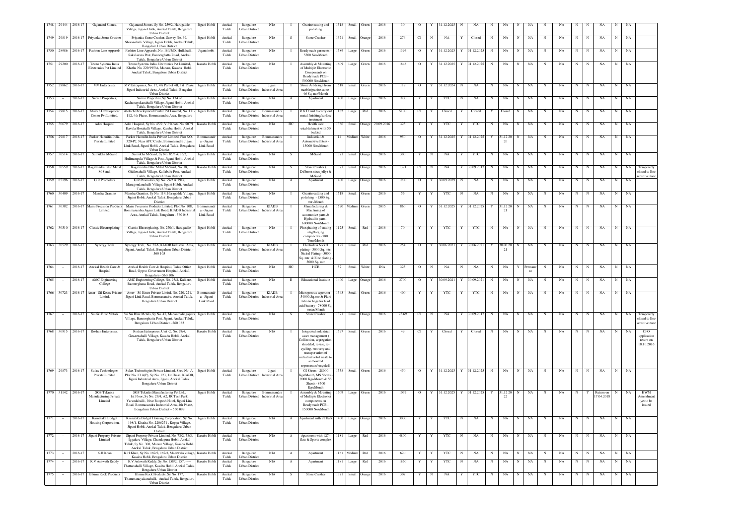| 1748 | 29444 | 2016-17 | Gajanand Stones, | Gajanand Stones, Sy No. 259/2, Haragadde Vilalge, Jigani Hobli, Anekal Taluk, Bengaluru Urban District | Jigani Hobli | Anekal Taluk | Bangalore Urban District | NIA | I | Granite cutting and polishing | 1518 | Small | Green | 2016 | 30 | O | Y | 31.12.2025 | N | NA | N | NA | N | NA | N | NA | N | N | NA | N | NA | |
|---|---|---|---|---|---|---|---|---|---|---|---|---|---|---|---|---|---|---|---|---|---|---|---|---|---|---|---|---|---|---|---|---|---|---|
| 1749 | 29819 | 2016-17 | Priyanka Stone Crusher | Priyanka Stone Crusher, Survey No. 69, Shevanahalli Village, Jigani Hobli, Anekal Taluk, Bangalore Urban District | Jigani Hobli | Anekal Taluk | Bangalore Urban District | NIA | S | Stone Crusher | 1371 | Small | Orange | 2016 | 274 | C1 | N | NA | Y | Closed | N | NA | N | NA | N | NA | N | N | NA | N | NA | |
| 1750 | 28986 | 2016-17 | Fashion Line Apparels | Fashion Line Apparels, No. 180/5D, Hullahalli , Sakalavara Post, Bannerghatta Road, Anekal Taluk, Bengaluru Urban District | Jigani hobli | Anekal Taluk | Bangalore Urban District | NIA | I | Readymade garments - 5500 Nos/Month | 1589 | Large | Green | 2016 | 1396 | O | Y | 31.12.2025 | Y | 31.12.2025 | N | NA | N | NA | N | NA | N | N | NA | N | NA | |
| 1751 | 29200 | 2016-17 | Tecno Systems India Electronics Pvt Limited | Tecno Systems India Electronics Pvt Limited, Khatha No. 229/195/A, Marsur, Kasaba Hobli, Anekal Taluk, Bangalore Urban District | Kasaba Hobli | Anekal Taluk | Bangalore Urban District | NIA | I | Assembly & Mounting of Multiple Electronic Components on Readymade PCB - 500000 Nos/Month | 1609 | Large | Green | 2016 | 1848 | O | Y | 31.12.2025 | Y | 31.12.2025 | N | NA | N | NA | N | NA | N | N | NA | N | NA | |
| 1752 | 29862 | 2016-17 | MV Enterprises | MV Enterprises, No. 17, 4A Part of 4B, 1st Phase, Jigani Industrial Area, Anekal Taluk, Bengalur Urban District | Jigani Hobli | Anekal Taluk | Bangalore Urban District | Jigani Industrial Area | I | Stone Art design from marble/granite stone - 46 Sq. mtr/Month | 1518 | Small | Green | 2016 | 119 | O | Y | 31.12.2024 | N | NA | N | NA | N | NA | N | NA | N | N | NA | N | NA | |
| 1753 | – | 2016-17 | Sriven Properties, | Sriven Properties, Sy No. 134 of Kachanayakanahalli Village, Jigani Hobli, Anekal Taluk, Bengaluru Urban District | Jigani Hobli | Anekal Taluk | Bangalore Urban District | NIA | A | Apartment | 1400 | Large | Orange | 2016 | 1800 | Y | Y | YTC | N | NA | N | NA | N | NA | N | NA | N | N | NA | N | NA | |
| 1754 | 29815 | 2016-17 | Atotech Development Center Pvt Limited, | Atotech Development Center Pvt Limited, No. 111-112, 4th Phase, Bommasandra Area, Bengaluru | Jigani Hobli | Anekal Taluk | Bangalore Urban District | Bommasandra Industrial Area | I | R & D unit to carry out metal finishing/surface treatment | 1182 | Large | Red | 2016 | 5100 | C1 | Y | Closed | Y | Closed | Y | Closed | N | NA | N | NA | N | N | NA | N | NA | |
| 1755 | 30679 | 2016-17 | Aditi Hospital | Aditi Hospital, Sy No. 45/2, V.P Khata No. 507/1, Kavalu Hosahalli Village, Kasaba Hobli, Anekal Taluk, Bengaluru Urban District | Kasaba Hobli | Anekal Taluk | Bangalore Urban District | NIA | HC | Health care establishment with 50 bedded | 1386 | Small | Orange | 20.09.2016 | 325 | Y | Y | YTC | Y | YTC | N | NA | N | NA | N | NA | N | N | NA | N | NA | |
| 1756 | 29817 | 2016-17 | Parker Hannifin India Private Limited | Parker Hannifin India Private Limited, Plot NO. 320-P2, Near APC Circle, Bommasandra Jigani Link Road, Jigani Hobli, Anekal Taluk, Bengaluru Urban District | Bommasandra - Jigani Link Road | Anekal Taluk | Bangalore Urban District | Bommasandra Industrial Area | I | Industrial & Automotive filters - 15000 Nos/Month | 14 | Medium | White | 2016 | 950 | O | Y | 31.12.2025 | Y | 31.12.2025 | Y | 31.12.2020 | N | NA | N | NA | N | N | NA | N | NA | |
| 1757 | 30514 | 2016-17 | Sumukha M-Sand | Sumukha M-Sand, Sy No. 85/5 & 86/2, Hulimangala Village & Post, Jigani Hobli, Anekal Taluk, Bengaluru Urban District | Jigani Hobli | Anekal Taluk | Bangalore Urban District | NIA | S | M-Sand | 1371 | Small | Orange | 2016 | 300 | Y | N | NA | Y | YTC | N | NA | N | NA | N | NA | N | N | NA | N | NA | |
| 1758 | 30559 | 2016-17 | Ragavendra Blue Metal M-Sand, | Ragavendra Blue Metal M-Sand, No. 18, Giddenahalli Village, Kallubalu Post, Anekal Taluk, Bengaluru Urban District | Kasaba Hobli | Anekal Taluk | Bangalore Urban District | NIA | S | Stone Crusher ( Different sizes jelly) & M-Sand | 1371 | Small | Orange | 2016 | 1371 | C1 | N | NA | Y | 30.09.2017 | N | NA | N | NA | N | NA | N | N | NA | N | NA | Tempererly closed to Eco sensitive zone |
| 1759 | 85196 | 2016-17 | G.R Promoters | G.R Promoters, Sy No. 79/2 & 79/3, Maragondanahalli Village, Jigani Hobli, Anekal Taluk, Bengaluru Urban District | Jigani Hobli | Anekal Taluk | Bangalore Urban District | NIA | A | Apartment | 1400 | Large | Orange | 2016 | 1900 | O | Y | 30.09.2029 | N | NA | N | NA | N | NA | N | NA | N | N | NA | N | NA | |
| 1760 | 30409 | 2016-17 | Mansha Granites | Mansha Granites, Sy No. 114, Haragadde Village, Jigani Hobli, Anekal Taluk, Bengaluru Urban District | Jigani Hobli | Anekal Taluk | Bangalore Urban District | NIA | I | Granite cutting and polishing - 1500 Sq. mtr /Month | 1518 | Small | Green | 2016 | 56 | Y | Y | YTC | N | NA | N | NA | N | NA | N | NA | N | N | NA | N | NA | |
| 1761 | 30382 | 2016-17 | Maini Precision Products Limited, | Maini Precision Products Limited, Plot No. 108, Bommasandra Jigani Link Road, KIADB Industrial Area, Anekal Taluk, Bengaluru - 560 048 | Bommasandra - Jigani Link Road | Anekal Taluk | Bangalore Urban District | KIADB Industrial Area | I | Manufacturing & Machining of automotive parts & Hydraulic parts - 600000 Nos/Month | 1590 | Medium | Green | 2015 | 860 | O | Y | 31.12.2025 | Y | 31.12.2025 | Y | 31.12.2021 | N | NA | N | NA | N | N | NA | N | NA | |
| 1762 | 30510 | 2016-17 | Classic Electroplating | Classic Electroplating, No. 270/1, Haragadde Village, Jigani Hobli, Anekal Taluk, Bengaluru Urban District | Jigani Hobli | Anekal Taluk | Bangalore Urban District | NIA | I | Phosphating of cutting slug/forging components - 780 Tons/Month | 1125 | Small | Red | 2016 | 70 | Y | Y | YTC | Y | YTC | N | NA | N | NA | N | NA | N | N | NA | N | NA | |
| 1763 | 30529 | 2016-17 | Synergy Tech | Synergy Tech., No. 35A, KIADB Industrial Area, Jigani, Anekal Taluk, Bengaluru Urban District - 560 105 | Jigani Hobli | Anekal Taluk | Bangalore Urban District | KIADB Industrial Area | I | Electroless Nickel plating - 5000 Sq. mtr, Nickel Plating - 5000 Sq. mtr & Zinc plating - 5000 Sq. mtr | 1125 | Small | Red | 2016 | 254 | O | Y | 30.06.2021 | Y | 30.06.2021 | Y | 30.06.2021 | N | NA | N | NA | N | N | NA | N | NA | |
| 1764 | – | 2016-17 | Anekal Health Care & Hospital | Anekal Health Care & Hospital, Taluk Office Road, Opp to Government Hospital, Anekal, Bengaluru - 560 106 | Jigani Hobli | Anekal Taluk | Bangalore Urban District | NIA | HC | HCE | 57 | Small | White | INA | 325 | O | N | NA | N | NA | N | NA | Y | Permanent | N | NA | N | N | NA | N | NA | |
| 1765 | – | 2016-17 | AMC Engineering College | AMC Engineering College, No. 93/2, Kalkere, Bannerghatta Road, Anekal Taluk, Bengaluru Urban District | Jigani Hobli | Anekal Taluk | Bangalore Urban District | NIA | E | Educational Institute | 1400 | Large | Orange | 2016 | 3700 | O | Y | 30.09.2021 | Y | 30.09.2021 | N | NA | N | NA | N | NA | N | N | NA | N | NA | |
| 1766 | 30723 | 2016-17 | Amer - Sil Ketex Private Limitd, | Amer - Sil Ketex Private Limitd, No. 220, 221, Jigani Link Road, Bommasandra, Anekal Taluk, Bengaluru Urban District | Bommasandra - Jigani Link Road | Anekal Taluk | Bangalore Urban District | KIADB Industrial Area | I | Microporous seperator - 54000 Sq.mtr & Pluri tabular bags for lead acid battery - 78000 Sq. meter/Month | 1543 | Small | Green | 2016 | 400 | Y | Y | YTC | Y | YTC | N | NA | N | NA | N | NA | N | N | NA | N | NA | |
| 1767 | – | 2016-17 | Sai Sri Blue Metals | Sai Sri Blue Metals, Sy No. 47, Mahanthalingapura Village, Bannerghatta Post, Jigani, Anekal Taluk, Bengaluru Urban District - 560 083 | Jigani Hobli | Anekal Taluk | Bangalore Urban District | NIA | S | Stone Crusher | 1371 | Small | Orange | 2016 | 95.69 | C1 | N | NA | Y | 30.09.2017 | N | NA | N | NA | N | NA | N | N | NA | N | NA | Tempererly closed to Eco sensitive zone |
| 1768 | 30915 | 2016-17 | Roshan Enterprises, | Roshan Enterprises, Unit -2, No. 29/4, Gowrenahalli Village, Kasaba Hobli, Anekal Taluk, Bengaluru Urban District | Kasaba Hobli | Anekal Taluk | Bangalore Urban District | NIA | I | Integrated industrial asset management ( Collection, segregation, shredded, re-use, re-cycling, recovery and transportation of industrial solid waste to authorized reporcessor/recycled) | 1597 | Small | Green | 2016 | 49 | C1 | Y | Closed | Y | Closed | N | NA | N | NA | N | NA | N | N | NA | N | NA | CFO application return on 18.10.2016 |
| 1769 | 29873 | 2016-17 | Sulax Technologies Private Limited | Sulax Technologies Private Limited, Shed No. A, Plot No. 13 A(P), Sy No. 123, 1st Phase, KIADB, Jigani Industrial Area, Jigani, Anekal Taluk, Bengaluru Urban District | Jigani Hobli | Anekal Taluk | Bangalore Urban District | Jigani Industrial Area | I | GI Sheets - 28000 Kgs/Month, MS Sheets - 9000 Kgs/Month & SS Sheets - 8500 Kgs/Month | 1558 | Small | Green | 2016 | 450 | O | Y | 31.12.2025 | Y | 31.12.2025 | N | NA | N | NA | N | NA | N | N | NA | N | NA | |
| 1770 | 31142 | 2016-17 | SGS Tekniks Manufacturing Private Limtied | SGS Tekniks Manufacturing Pvt Ltd., 1st Floor, Sy No. 27/4, A2, JR Tech Park, Yarandahalli , Near Roopesh Hotel, Jigani Link Road, Bommasandra Industrial Area, 4th Phase, Bengaluru Urban District – 560 099 | Jigani Hobli | Anekal Taluk | Bangalore Urban District | Bommasandra Industrial Area | I | Assembly & Mounting of Multiple Electroncı components on Readymade PCB - 150000 Nos/Month | 1609 | Large | Green | 2016 | 1039 | O | Y | 31.12.2025 | Y | 31.12.2025 | Y | 31.12.2022 | N | NA | N | NA | N | Y | Return on 17.04.2018 | N | NA | HWM Amendment yet to be issued |
| 1771 | – | 2016-17 | Karnataka Budget Housing Corporation, | Karnataka Budget Housing Corporation, Sy No. 198/1, Khatha No. 2206271 , Koppa Village, Jigani Hobli, Anekal Taluk, Bengaluru Urban District | Jigani Hobli | Anekal Taluk | Bangalore Urban District | NIA | A | Apartment with 92 flats | 1400 | Large | Orange | 2016 | 3000 | Y | Y | YTC | N | NA | N | NA | N | NA | N | NA | N | N | NA | N | NA | |
| 1772 | – | 2016-17 | Sipani Property Private Limited | Sipani Property Private Limited, No. 78/2, 78/3, Iggaluru Village, Chandapura Hobli, Anekal Taluk, Sy No. 308, Marsur Village, Kasaba Hobli, Anekal Taluk, Bengaluru Urban District | Kasaba Hobli | Anekal Taluk | Bangalore Urban District | NIA | A | Apartment with 1274 flats & Sports complex | 1181 | Large | Red | 2016 | 4800 | Y | Y | YTC | N | NA | N | NA | N | NA | N | NA | N | N | NA | N | NA | |
| 1773 | – | 2016-17 | K.H Khan | K.H Khan, Sy No. 182/2, 182/3, Madiwala village, Kasaba Hobli, Bengaluru Urban District | Kasaba Hobli | Anekal Taluk | Bangalore Urban District | NIA | A | Apartment | 1181 | Medium | Red | 2016 | 620 | Y | Y | YTC | N | NA | N | NA | N | NA | N | NA | N | N | NA | N | NA | |
| 1774 | – | 2016-17 | K.V Ashwath Reddy | K.V Ashwath Reddy, Sy No. 158/2, 157, ----- Thattanahalli Village, Kasaba Hobli, Anekal Taluk, Bengaluru Urban District | Kasaba Hobli | Anekal Taluk | Bangalore Urban District | NIA | A | Apartment | 1181 | Large | Red | 2016 | 1860 | Y | Y | YTC | N | NA | N | NA | N | NA | N | NA | N | N | NA | N | NA | |
| 1775 | – | 2016-17 | Bhumi Rock Products | Bhumi Rock Products, Sy No. 177, Thammanayakanahalli, Anekal Taluk, Bengaluru Urban District | Kasaba Hobli | Anekal Taluk | Bangalore Urban District | NIA | S | Stone Crusher | 1371 | Small | Orange | 2016 | 307 | Y | N | NA | Y | YTC | N | NA | N | NA | N | NA | N | N | NA | N | NA | |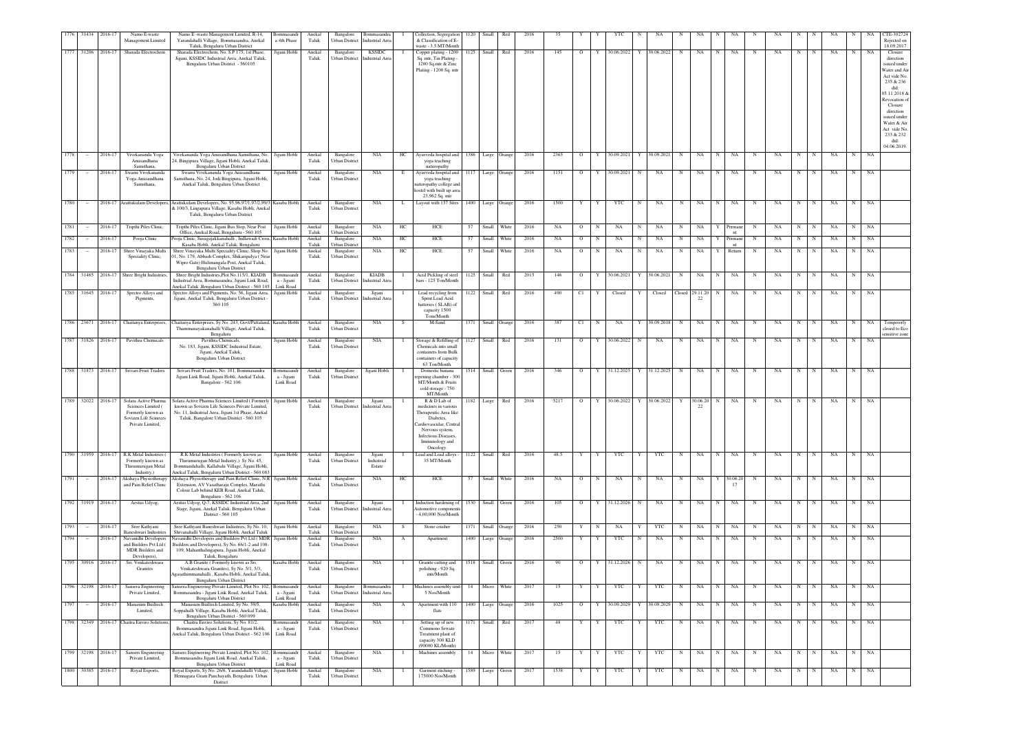| 1776 | 31434 | 2016-17 | Namo E-waste Management Limited | Namo E -waste Management Limited, R-14, Yarandahalli Village, Bommasandra, Anekal Taluk, Bengaluru Urban District | Bommasandra 4th Phase | Anekal Taluk | Bangalore Urban District | Bommasandra Industrial Area | I | Collection, Segregation & Classification of E-waste - 3.5 MT/Month | 1120 | Small | Red | 2016 | 35 | Y | Y | YTC | N | NA | N | NA | N | NA | N | NA | N | N | NA | N | NA | CTE-302724 Rejected on 18.09.2017 |
|---|---|---|---|---|---|---|---|---|---|---|---|---|---|---|---|---|---|---|---|---|---|---|---|---|---|---|---|---|---|---|---|---|
| 1777 | 31206 | 2016-17 | Sharada Electrochem | Sharada Electrochem, No. S.P 175, 1st Phase, Jigani, KSSIDC Industrial Area, Anekal Taluk, Bengaluru Urban District - 560105 | Jigani Hobli | Anekal Taluk | Bangalore Urban District | KSSIDC Industrial Area | I | Copper plating - 1200 Sq. mtr, Tin Plating - 1200 Sq.mtr & Zinc Plating - 1200 Sq. mtr | 1125 | Small | Red | 2016 | 145 | O | Y | 30.06.2022 | Y | 30.06.2022 | N | NA | N | NA | N | NA | N | N | NA | N | NA | Closure direction issued under Water and Air Act vide No. 235 & 236 dtd: 05.11.2018 & Revocation of Closure direction issued under Water & Air Act vide No. 233 & 232 dtd: 04.06.2019. |
| 1778 | - | 2016-17 | Vivekananda Yoga Anusandhana Samsthana, | Vivekananda Yoga Anusandhana Samsthana, No. 24, Bagipura Village, Jigani Hobli, Anekal Taluk, Bengaluru Urban District | Jigani Hobli | Anekal Taluk | Bangalore Urban District | NIA | HC | Ayurveda hospital and yoga teaching naturopathy | 1386 | Large | Orange | 2016 | 2365 | O | Y | 30.09.2021 | Y | 30.09.2021 | N | NA | N | NA | N | NA | N | N | NA | N | NA | |
| 1779 | - | 2016-17 | Swami Vivekananda Yoga Anusandhana Samsthana, | Swami Vivekananda Yoga Anusandhana Samsthana, No. 24, Jodi Bingipura, Jigani Hobli, Anekal Taluk, Bengaluru Urban District | Jigani Hobli | Anekal Taluk | Bangalore Urban District | NIA | E | Ayurveda hospital and yoga teaching naturopathy college and hostel with built up area 23,962 Sq. mtr | 1117 | Large | Orange | 2016 | 1151 | O | Y | 30.09.2021 | N | NA | N | NA | N | NA | N | NA | N | N | NA | N | NA | |
| 1780 | - | 2016-17 | Arattukulam Developers, | Arattukulam Developers, No. 95,96,97/1,97/2,99/3 & 100/3, Lingapura Village, Kasaba Hobli, Anekal Taluk, Bengaluru Urban District | Kasaba Hobli | Anekal Taluk | Bangalore Urban District | NIA | L | Layout with 157 Sites | 1400 | Large | Orange | 2016 | 1500 | Y | Y | YTC | N | NA | N | NA | N | NA | N | NA | N | N | NA | N | NA | |
| 1781 | - | 2016-17 | Triptha Piles Clinic, | Triptha Piles Clinic, Jigani Bus Stop, Near Post Office, Anekal Road, Bengaluru - 560 105 | Jigani Hobli | Anekal Taluk | Bangalore Urban District | NIA | HC | HCE | 57 | Small | White | 2016 | NA | O | N | NA | N | NA | N | NA | Y | Permanent | N | NA | N | N | NA | N | NA | |
| 1782 | - | 2016-17 | Pooja Clinic | Pooja Clinic, Surajakkanahalli, Indlawadi Cross, Kasaba Hobli, Anekal Taluk, Bengaluru | Kasaba Hobli | Anekal Taluk | Bangalore Urban District | NIA | HC | HCE | 57 | Small | White | 2016 | NA | O | N | NA | N | NA | N | NA | Y | Permanent | N | NA | N | N | NA | N | NA | |
| 1783 | - | 2016-17 | Shree Vinayaka Multi Specialty Clinic, | Shree Vinayaka Multi Specialty Clinic, Shop No. 01, No. 179, Abhash Complex, Shikaripalya ( Near Wipro Gate) Hulimangala Post, Anekal Taluk, Bengaluru Urban District | Jigani Hobli | Anekal Taluk | Bangalore Urban District | NIA | HC | HCE | 57 | Small | White | 2016 | NA | O | N | NA | N | NA | N | NA | Y | Return | N | NA | N | N | NA | N | NA | |
| 1784 | 31485 | 2016-17 | Shree Bright Industries, | Shree Bright Industries,Plot No.115/1, KIADB Industrial Area, Bommasandra, Jigani Link Road, Anekal Taluk ,Bengaluru Urban District - 560 105 | Bommasandra - Jigani Link Road | Anekal Taluk | Bangalore Urban District | KIADB Industrial Area | I | Acid Pickling of steel bars - 125 Ton/Month | 1125 | Small | Red | 2015 | 146 | O | Y | 30.06.2021 | Y | 30.06.2021 | N | NA | N | NA | N | NA | N | N | NA | N | NA | |
| 1785 | 31645 | 2016-17 | Spectro Alloys and Pigments, | Spectro Alloys and Pigments, No. 56, Jigani Area, Jigani, Anekal Taluk, Bengaluru Urban District - 560 105 | Jigani Hobli | Anekal Taluk | Bangalore Urban District | Jigani Industrial Area | I | Lead recycling from Spent Lead Acid batteries ( SLAB) of capacity 1500 Tons/Month | 1122 | Small | Red | 2016 | 490 | C1 | Y | Closed | Y | Closed | Closed | 29.11.2022 | N | NA | N | NA | N | N | NA | N | NA | |
| 1786 | 23671 | 2016-17 | Chaitanya Enterprises, | Chaitanya Enterprises, Sy No. 243, GovtPattaland, Thammanayakanahalli Village, Anekal Taluk, Bengaluru | Kasaba Hobli | Anekal Taluk | Bangalore Urban District | NIA | S | M-Sand | 1371 | Small | Orange | 2016 | 387 | C1 | N | NA | Y | 30.09.2018 | N | NA | N | NA | N | NA | N | N | NA | N | NA | Tempererly closed to Eco sensitive zone |
| 1787 | 31826 | 2016-17 | Pavithra Chemicals | Pavithra Chemicals, No. 183, Jigani, KSSIDC Industrial Estate, Jigani, Anekal Taluk, Bengaluru Urban District | Jigani Hobli | Anekal Taluk | Bangalore Urban District | NIA | I | Storage & Refilling of Chemicals into small containers from Bulk containers of capacity 63 Ton/Month | 1127 | Small | Red | 2016 | 131 | O | Y | 30.06.2022 | N | NA | N | NA | N | NA | N | NA | N | N | NA | N | NA | |
| 1788 | 31873 | 2016-17 | Srivari Fruit Traders | Srivari Fruit Traders, No. 101, Bommasandra Jigani Link Road, Jigani Hobli, Anekal Taluk, Bangalore - 562 106 | Bommasandra - Jigani Link Road | Anekal Taluk | Bangalore Urban District | Jigani Hobli | I | Domestic banana ripening chamber - 300 MT/Month & Fruits cold storage - 750 MT/Month | 1514 | Small | Green | 2016 | 346 | O | Y | 31.12.2025 | Y | 31.12.2025 | N | NA | N | NA | N | NA | N | N | NA | N | NA | |
| 1789 | 32022 | 2016-17 | Solara Active Pharma Sciences Limited ( Formerly known as Sovizen Life Scinecs Private Limited, | Solara Active Pharma Sciences Limited ( Formerly known as Sovizen Life Scinecs Private Limited, No. 11, Industrial Area, Jigani 1st Phase, Anekal Taluk, Bangalore Urban District - 560 105 | Jigani Hobli | Anekal Taluk | Bangalore Urban District | Jigani Industrial Area | I | R & D Lab of medicines in various Therapeutic Area like Diabetes, Cardiovascular, Central Nervous system, Infectious Diseases, Immunology and Oncology. | 1182 | Large | Red | 2016 | 5217 | O | Y | 30.06.2022 | Y | 30.06.2022 | Y | 30.06.2022 | N | NA | N | NA | N | N | NA | N | NA | |
| 1790 | 31959 | 2016-17 | R.K Metal Industries ( Formerly known as Thirumurugan Metal Industry,) | R.K Metal Industries ( Formerly known as Thirumurugan Metal Industry,) Sy No. 45, Bommandahalli, Kallabalu Village, Jigani Hobli, Anekal Taluk, Bengaluru Urban District - 560 083 | Jigani Hobli | Anekal Taluk | Bangalore Urban District | Jigani Industrial Estate | I | Lead and Lead alloys - 35 MT/Month | 1122 | Small | Red | 2016 | 48.5 | Y | Y | YTC | Y | YTC | N | NA | N | NA | N | NA | N | N | NA | N | NA | |
| 1791 | - | 2016-17 | Akshaya Physiotherapy and Pain Relief Clinic | Akshaya Physiotherapy and Pain Relief Clinic, N.R Extension, AV Vasatharaju Complex, Maruthi Colour Lab behind KEB Road, Anekal Taluk, Bengaluru - 562 106 | Jigani Hobli | Anekal Taluk | Bangalore Urban District | NIA | HC | HCE | 57 | Small | White | 2016 | NA | O | N | NA | N | NA | N | NA | Y | 30.06.2017 | N | NA | N | N | NA | N | NA | |
| 1792 | 31919 | 2016-17 | Aestus Udyog, | Aestus Udyog, Q-7, KSSIDC Industrial Area, 2nd Stage, Jigani, Anekal Taluk, Bengaluru Urban District - 560 105 | Jigani Hobli | Anekal Taluk | Bangalore Urban District | Jigani Industrial Area | I | Induction hardening of Automotive components - 4,00,000 Nos/Month | 1530 | Small | Green | 2016 | 105 | O | Y | 31.12.2026 | N | NA | N | NA | N | NA | N | NA | N | N | NA | N | NA | |
| 1793 | - | 2016-17 | Sree Kathyani Baneshwari Industries | Sree Kathyani Baneshwari Industries, Sy No. 10, Shivanahalli Village, Jigani Hobli, Anekal Taluk | Jigani Hobli | Anekal Taluk | Bangalore Urban District | NIA | S | Stone crusher | 1371 | Small | Orange | 2016 | 250 | Y | N | NA | Y | YTC | N | NA | N | NA | N | NA | N | N | NA | N | NA | |
| 1794 | - | 2016-17 | Navanidhi Developers and Builders Pvt Ltd ( MDR Builders and Developers), | Navanidhi Developers and Builders Pvt Ltd ( MDR Builders and Developers), Sy No. 66/1-2 and 108-109, Mahanthalingapura, Jigani Hobli, Anekal Taluk, Bengaluru | Jigani Hobli | Anekal Taluk | Bangalore Urban District | NIA | A | Apartment | 1400 | Large | Orange | 2016 | 2500 | Y | Y | YTC | N | NA | N | NA | N | NA | N | NA | N | N | NA | N | NA | |
| 1795 | 30916 | 2016-17 | Sri. Venkateshwara Granites | A.B Granite ( Formerly known as Sri. Venkateshwara Granites), Sy No. 5/1, 5/3, Agasathimmanahalli , Kasaba Hobli, Anekal Taluk, Bengaluru Urban District | Kasaba Hobli | Anekal Taluk | Bangalore Urban District | NIA | I | Granite cutting and polishing - 920 Sq. mtr/Month | 1518 | Small | Green | 2016 | 90 | O | Y | 31.12.2026 | N | NA | N | NA | N | NA | N | NA | N | N | NA | N | NA | |
| 1796 | 32198 | 2016-17 | Sansera Engineering Private Limited, | Sansera Engineering Private Limited, Plot No. 102, Bommasandra - Jigani Link Road, Anekal Taluk, Bengaluru Urban District | Bommasandra - Jigani Link Road | Anekal Taluk | Bangalore Urban District | Bommasandra Industrial Area | I | Machines assembly unit- 5 Nos/Month | 14 | Micro | White | 2017 | 15 | Y | Y | YTC | Y | YTC | N | NA | N | NA | N | NA | N | N | NA | N | NA | |
| 1797 | - | 2016-17 | Manasum Builtech Limited, | Manasum Builtech Limited, Sy No. 59/5, Soppahalli Village, Kasaba Hobli, Anekal Taluk, Bengaluru Urban District - 560 099 | Kasaba Hobli | Anekal Taluk | Bangalore Urban District | NIA | A | Apartment with 110 flats | 1400 | Large | Orange | 2016 | 1025 | O | Y | 30.09.2029 | Y | 30.09.2029 | N | NA | N | NA | N | NA | N | N | NA | N | NA | |
| 1798 | 32349 | 2016-17 | Chaitra Enviro Solutions, | Chaitra Enviro Solutions, Sy No. 81/2, Bommasandra Jigani Link Road, Jigani Hobli, Anekal Taluk, Bengaluru Urban District - 562 106 | Bommasandra - Jigani Link Road | Anekal Taluk | Bangalore Urban District | NIA | I | Setting up of new Commono Sewate Treatment plant of capacity 300 KLD (90000 KL/Month) | 1171 | Small | Red | 2017 | 48 | Y | Y | YTC | Y | YTC | N | NA | N | NA | N | NA | N | N | NA | N | NA | |
| 1799 | 32198 | 2016-17 | Sansera Engineering Private Limited, | Sansera Engineering Private Limited, Plot No. 102, Bommasandra Jigani Link Road, Anekal Taluk, Bengaluru Urban District | Bommasandra - Jigani Link Road | Anekal Taluk | Bangalore Urban District | NIA | I | Machines assembly | 14 | Micro | White | 2017 | 15 | Y | Y | YTC | Y | YTC | N | NA | N | NA | N | NA | N | N | NA | N | NA | |
| 1800 | 30385 | 2016-17 | Royal Exports, | Royal Exports, Sy No. 26/6, Yarandahalli Village, Hennagara Gram Panchayath, Bengaluru Urban District | Jigani Hobli | Anekal Taluk | Bangalore Urban District | NIA | I | Garment stiching - 175000 Nos/Month | 1589 | Large | Green | 2017 | 1538 | Y | Y | YTC | Y | YTC | N | NA | N | NA | N | NA | N | N | NA | N | NA | |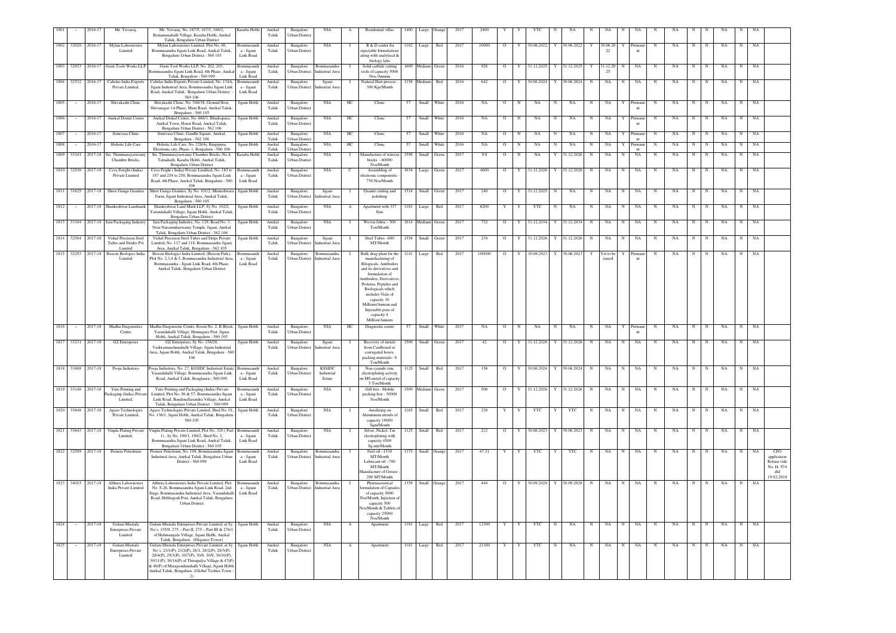| 1801 | - | 2016-17 | Mr. Yuvaraj, | Mr. Yuvaraj, No. 167/5, 167/1, 168/2, Bestamanahalli Village, Kasaba Hobli, Anekal Taluk, Bengaluru Urban District | Kasaba Hobli | Anekal Taluk | Bangalore Urban District | NIA | A | Residential villas | 1400 | Large | Orange | 2017 | 2400 | Y | Y | YTC | N | NA | N | NA | N | NA | N | NA | N | N | NA | N | NA | |
|---|---|---|---|---|---|---|---|---|---|---|---|---|---|---|---|---|---|---|---|---|---|---|---|---|---|---|---|---|---|---|---|---|
| 1802 | 32020 | 2016-17 | Mylan Laboratories Limited | Mylan Laboratories Limited, Plot No. 48, Bommasandra Jigani Link Road, Anekal Taluk, Bengaluru Urban District - 560 103 | Bommasandra - Jigani Link Road | Anekal Taluk | Bangalore Urban District | NIA | I | R & D center for injectable formulations along with analytical & biology labs | 1182 | Large | Red | 2017 | 10000 | O | Y | 30.06.2022 | Y | 30.06.2022 | Y | 30.06.2022 | Y | Permanent | N | NA | N | N | NA | N | NA | |
| 1803 | 32853 | 2016-17 | Gusti Tools Works LLP | Gusti Toot Works LLP, No. 202, 203, Bommasandra Jigani Link Road, 4th Phase, Anekal Taluk, Bengalore - 560 099 | Bommasandra - Jigani Link Road | Anekal Taluk | Bangalore Urban District | Bommasandra Industrial Area | I | Solid carbide cutting tools of capacity 5000 Nos./Annum | 1609 | Medium | Green | 2016 | 928 | O | Y | 31.12.2025 | Y | 31.12.2025 | Y | 31.12.2025 | N | NA | N | NA | N | N | NA | N | NA | |
| 1804 | 32532 | 2016-17 | Cabelas India Exports Private Limited, | Cabelas India Exports Private Limited, No. 134A, Jigani Industrial Area, Bommasandra Jigani Link Road, Anekal Taluk, Bengaluru Urban District - 560 106 | Bommasandra - Jigani Link Road | Anekal Taluk | Bangalore Urban District | Jigani Industrial Area | I | Natural Hair process - 300 Kgs/Month | 1158 | Medium | Red | 2016 | 642 | O | Y | 30.06.2024 | Y | 30.06.2024 | N | NA | N | NA | N | NA | N | N | NA | N | NA | |
| 1805 | - | 2016-17 | Shivakashi Clinic | Shivakashi Clinic, No. 546/38, Ground floor, Shivanagar 1st Phase, Main Road, Anekal Taluk, Bengaluru - 560 105 | Jigani Hobli | Anekal Taluk | Bangalore Urban District | NIA | HC | Clinic | 57 | Small | White | 2016 | NA | O | N | NA | N | NA | N | NA | Y | Permanent | N | NA | N | N | NA | N | NA | |
| 1806 | - | 2016-17 | Anekal Dental Center | Anekal Dental Center, No. 666/1, Bhadrapura, Anekal Town, Hosur Road, Anekal Taluk, Bengaluru Urban District - 562 106 | Jigani Hobli | Anekal Taluk | Bangalore Urban District | NIA | HC | Clinic | 57 | Small | White | 2016 | NA | O | N | NA | N | NA | N | NA | Y | Permanent | N | NA | N | N | NA | N | NA | |
| 1807 | - | 2016-17 | Srinivasa Clinic | Srinivasa Clinic, Gandhi Square, Anekal, Bengaluru - 562 106 | Jigani Hobli | Anekal Taluk | Bangalore Urban District | NIA | HC | Clinic | 57 | Small | White | 2016 | NA | O | N | NA | N | NA | N | NA | Y | Permanent | N | NA | N | N | NA | N | NA | |
| 1808 | - | 2016-17 | Holistic Life Care | Holistic Life Care, No. 228/4a, Bingipura, Electronic city, Phase- 1, Bengaluru - 560 106 | Jigani Hobli | Anekal Taluk | Bangalore Urban District | NIA | HC | Clinic | 57 | Small | White | 2016 | NA | O | N | NA | N | NA | N | NA | Y | Permanent | N | NA | N | N | NA | N | NA | |
| 1809 | 33141 | 2017-18 | Sri. Thimmarayaswamy Chamber Bricks, | Sri. Thimmarayaswamy Chamber Bricks, No.4, Tatnahalli, Kasaba Hobli, Anekal Taluk, Bengaluru Urban District | Kasaba Hobli | Anekal Taluk | Bangalore Urban District | NIA | I | Manufacture of wirecut bricks - 60000 Nos/Month | 1598 | Small | Green | 2017 | 9.8 | O | N | NA | Y | 31.12.2026 | N | NA | N | NA | N | NA | N | N | NA | N | NA | |
| 1810 | 32930 | 2017-18 | Ceva Frieght (India) Private Limited | Ceva Frieght ( India) Private Limited, No. 183 to 187 and 254 to 258, Bommasandra Jigani Link Road, 4th Phase, Anekal Taluk, Bengaluru - 560 106 | Bommasandra - Jigani Link Road | Anekal Taluk | Bangalore Urban District | NIA | C | Assembling of electronic components - 750 Nos/Month | 1634 | Large | Green | 2017 | 4600 | O | Y | 31.12.2026 | Y | 31.12.2026 | N | NA | N | NA | N | NA | N | N | NA | N | NA | |
| 1811 | 31625 | 2017-18 | Shree Ganga Granites | Shree Ganga Granites, Sy No. 101/2, Muneshwara Farm, Jigani Industrial Area, Anekal Taluk, Bengaluru - 560 105 | Jigani Hobli | Anekal Taluk | Bangalore Urban District | Jigani Industrial Area | I | Granite cutting and polishing | 1518 | Small | Green | 2017 | 240 | O | Y | 31.12.2025 | N | NA | N | NA | N | NA | N | NA | N | N | NA | N | NA | |
| 1812 | - | 2017-18 | Shankeshwar Landmark | Shankeshwar Land Mark LLP, Sy No. 102/2, Yarandahalli Village, Jigani Hobli, Anekal Taluk, Bengaluru Urban District | Jigani Hobli | Anekal Taluk | Bangalore Urban District | NIA | A | Apartment with 337 flats | 1181 | Large | Red | 2017 | 6200 | Y | Y | YTC | N | NA | N | NA | N | NA | N | NA | N | N | NA | N | NA | |
| 1813 | 33104 | 2017-18 | Jain Packaging Industry | Jain Packaging Industry, No. 129, Road No. 3, Near Narasimhaswamy Temple, Jigani, Anekal Taluk, Bengaluru Urban District - 562 106 | Jigani Hobli | Anekal Taluk | Bangalore Urban District | NIA | I | Woven fabric - 300 Ton/Month | 1614 | Medium | Green | 2017 | 732 | O | Y | 31.12.2034 | Y | 31.12.2034 | N | NA | N | NA | N | NA | N | N | NA | N | NA | |
| 1814 | 32504 | 2017-18 | Vishal Precision Steel Tubes and Strides Pvt Limited | Vishal Precision Steel Tubes and Strips Private Limited, No. 117 and 118, Bommasandra Jigani Area, Anekal Taluk, Bengaluru - 562 105 | Jigani Hobli | Anekal Taluk | Bangalore Urban District | Jigani Industrial Area | I | Steel Tubes - 600 MT/Month | 1558 | Small | Green | 2017 | 234 | O | Y | 31.12.2026 | Y | 31.12.2026 | N | NA | N | NA | N | NA | N | N | NA | N | NA | |
| 1815 | 32293 | 2017-18 | Biocon Biologics India Limited | Biocon Biologics India Limited, (Biocon Park), Plot No. 2,3,4 & 5, Bommasandra Industrial Area, Bommasandra - Jigani Link Road, 4th Phase, Anekal Taluk, Bengaluru Urban District | Bommasandra - Jigani Link Road | Anekal Taluk | Bangalore Urban District | Bommasandra Industrial Area | I | Bulk drug plant for the manufacturing of Bilogicals, Antibodies and its derivatives and formulation of Antibodies, Derivatives, Proteins, Peptides and Biologicals which includes Vials of capacity 10 Millions/Annum and Injectable pens of capacity 4 Million/Annum | 1141 | Large | Red | 2017 | 100000 | O | Y | 30.06.2023 | Y | 30.06.2023 | Y | Yet to be issued | Y | Permanent | N | NA | N | N | NA | N | NA | |
| 1816 | - | 2017-18 | Madhu Diagonistics Centre | Madhu Diagonostic Centre, Room No. 2, B Block, Yarandahalli Village, Hennagara Post, Jignai Hobli, Anekal Taluk, Bengaluru - 560 105 | Jigani Hobli | Anekal Taluk | Bangalore Urban District | NIA | HC | Diagnostic centre | 57 | Small | White | 2017 | NA | O | N | NA | N | NA | N | NA | Y | Permanent | N | NA | N | N | NA | N | NA | |
| 1817 | 33231 | 2017-18 | GZ Enterprises | GZ Enterprises, Sy No. 158/20, Vaderamanchanahalli Village, Jigani Industrial Area, Jigani Hobli, Anekal Taluk, Bengaluru - 560 106 | Jigani Hobli | Anekal Taluk | Bangalore Urban District | Jigani Industrial Area | I | Recovery of metals from Cardboard or corrugated boxes, packing materials - 6 Ton/Month | 1509 | Small | Green | 2017 | 42 | O | Y | 31.12.2026 | Y | 31.12.2026 | N | NA | N | NA | N | NA | N | N | NA | N | NA | |
| 1818 | 33489 | 2017-18 | Pooja Industries | Pooja Industries, No. 27, KSSIDC Industrial Estate, Yarandahalli Village, Bommasandra Jigani Link Road, Anekal Taluk, Bengalauru - 560 099 | Bommasandra - Jigani Link Road | Anekal Taluk | Bangalore Urban District | KSSIDC Industrial Estate | I | Non cyanide zinc electroplating activity on MS metal of capacity 5 Ton/Month | 1125 | Small | Red | 2017 | 156 | O | Y | 30.06.2024 | Y | 30.06.2024 | N | NA | N | NA | N | NA | N | N | NA | N | NA | |
| 1819 | 33140 | 2017-18 | Yuto Printing and Packaging (India) Private Limited, | Yuto Printing and Packaging (India) Private Limited, Plot No. 56 & 57, Bommasandra Jigani Link Road, Bandemallasandra Village, Anekal Taluk, Bengaluru Urban District - 560 099 | Bommasandra - Jigani Link Road | Anekal Taluk | Bangalore Urban District | NIA | I | Gift box - Mobile packing box - 30000 Nos/Month | 1509 | Medium | Green | 2017 | 500 | O | Y | 31.12.2026 | Y | 31.12.2026 | N | NA | N | NA | N | NA | N | N | NA | N | NA | |
| 1820 | 33648 | 2017-18 | Agaso Technologies Private Limited, | Agaso Technologies Private Limited, Shed No. 01, No. 136/1, Jigani Hobli, Anekal Taluk, Bengaluru - 560 105 | Jigani Hobli | Anekal Taluk | Bangalore Urban District | NIA | I | Anodizing on Aluminium utensils of capacity 10000 Sqm/Month | 1165 | Small | Red | 2017 | 238 | Y | Y | YTC | Y | YTC | N | NA | N | NA | N | NA | N | N | NA | N | NA | |
| 1821 | 33643 | 2017-18 | Vimpla Plating Private Limited, | Vimpla Plating Private Limited, Plot No .320 ( Part - 1) , Sy No. 190/1, 190/2, Shed No. 2, Bommasandra Jigani Link Road, Anekal Taluk, Bengaluru Urban District - 560 105 | Bommasandra - Jigani Link Road | Anekal Taluk | Bangalore Urban District | NIA | I | Silver, Nickel, Tin electroplating with capacity 4500 Sq.mtr/Month | 1125 | Small | Red | 2017 | 212 | O | Y | 30.06.2023 | Y | 30.06.2023 | N | NA | N | NA | N | NA | N | N | NA | N | NA | |
| 1822 | 32599 | 2017-18 | Pioneer Petroleum | Pioneer Petroleum, No. 189, Bommasandra Jigani Industrial Area, Anekal Taluk, Bengaluru Urban District - 560 099 | Bommasandra - Jigani Link Road | Anekal Taluk | Bangalore Urban District | Bommasandra Industrial Area | I | Fuel oil - 1530 MT/Month Lubricant oil - 700 MT/Month Manufacture of Grease - 200 MT/Month | 1375 | Small | Orange | 2017 | 47.31 | Y | Y | YTC | Y | YTC | N | NA | N | NA | N | NA | N | N | NA | N | NA | CFO application Return vide No. H- 974 dtd 19.02.2018 |
| 1823 | 34015 | 2017-18 | Althera Laboratories India Private Limited | Althera Laboratories India Private Limited, Plot No. S-26, Bommasandra Jigani Link Road, 2nd Stage, Bommasandra Industrial Area, Yarandahalli Road, Hebbagodi Post, Anekal Taluk, Bengaluru Urban District | Bommasandra - Jigani Link Road | Anekal Taluk | Bangalore Urban District | Bommasandra Industrial Area | I | Pharmaceutical formulation of Capsules of capacity 5000 Nos/Month, Injection of capacity 500 Nos/Month & Tablets of capacity 25000 Nos/Month | 1359 | Small | Orange | 2017 | 444 | O | Y | 30.09.2028 | Y | 30.09.2028 | N | NA | N | NA | N | NA | N | N | NA | N | NA | |
| 1824 | - | 2017-18 | Gulam Mustafa Enterprises Private Limited | Gulam Mustafa Enterprises Private Limited, at Sy. No's. 155/9, 275 – Part II, 275 – Part III & 276/1 of Hulimangala Village, Jigani Hobli, Anekal Taluk, Bengaluru. (Elegance Tower) | Jigani Hobli | Anekal Taluk | Bangalore Urban District | NIA | A | Apartment | 1181 | Large | Red | 2017 | 12300 | Y | Y | YTC | N | NA | N | NA | N | NA | N | NA | N | N | NA | N | NA | |
| 1825 | - | 2017-18 | Gulam Mustafa Enterprises Private Limited | Gulam Mustafa Enterprises Private Limited, at Sy. No's. 23/1(P), 23/2(P), 28/1, 28/2(P), 28/3(P), 28/4(P), 29/3(P), 30/7(P), 30/8, 30/9, 30/10(P), 30/11(P), 30/14(P) of Thirupalya Village & 47(P) & 48(P) of Maragondanahalli Village, Jigani Hobli, Anekal Taluk, Bengaluru. (Global Techies Town - 2) | Jigani Hobli | Anekal Taluk | Bangalore Urban District | NIA | A | Apartment | 1181 | Large | Red | 2017 | 21100 | Y | Y | YTC | N | NA | N | NA | N | NA | N | NA | N | N | NA | N | NA | |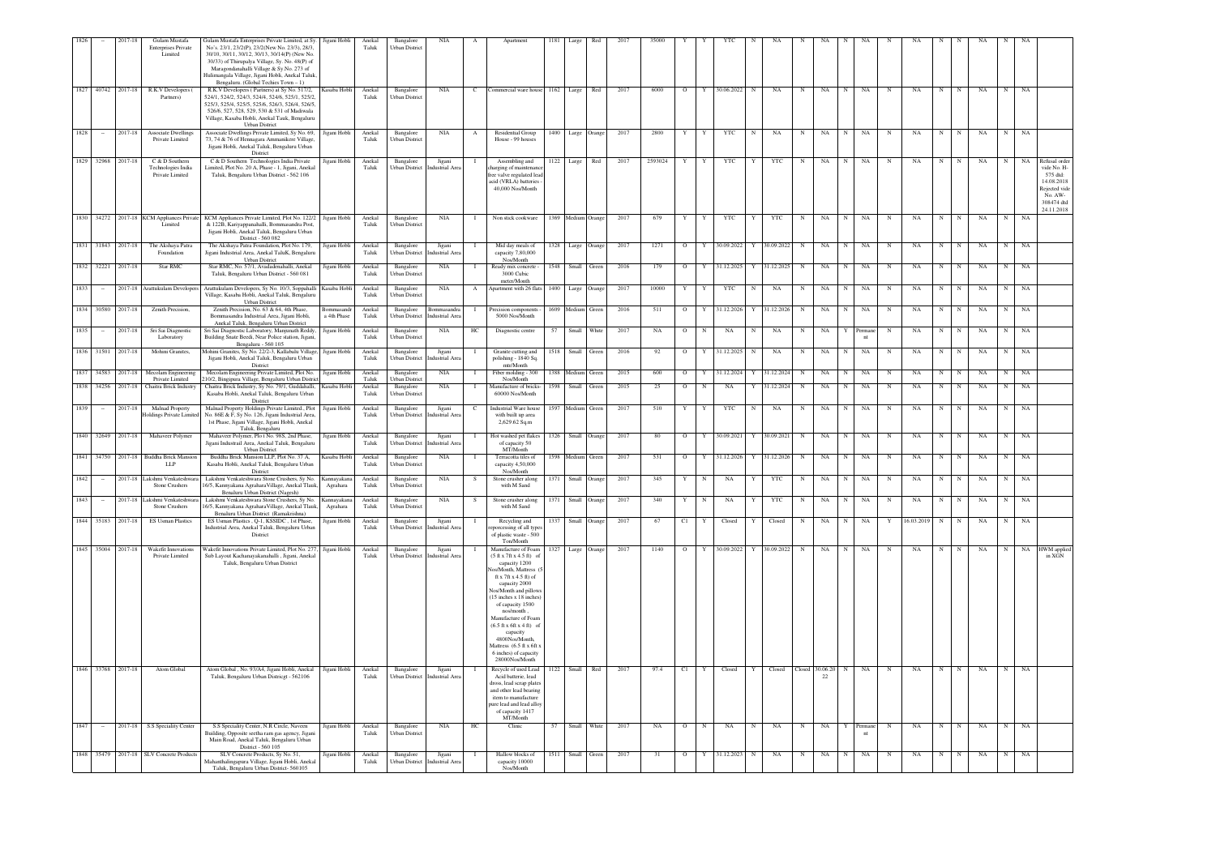| 1826 | -- | 2017-18 | Gulam Mustafa Enterprises Private Limited | Gulam Mustafa Enterprises Private Limited, at Sy. No's. 23/1, 23/2(P), 23/2(New No. 23/3), 28/3, 30/10, 30/11, 30/12, 30/13, 30/14(P) (New No. 30/33) of Thirupalya Village, Sy. No. 48(P) of Maragondanahalli Village & Sy.No. 273 of Hulimangala Village, Jigani Hobli, Anekal Taluk, Bengaluru. (Global Techies Town – 1) | Jigani Hobli | Anekal Taluk | Bangalore Urban District | NIA | A | Apartment | 1181 | Large | Red | 2017 | 35000 | Y | Y | YTC | N | NA | N | NA | N | NA | N | NA | N | N | NA | N | NA | |
|---|---|---|---|---|---|---|---|---|---|---|---|---|---|---|---|---|---|---|---|---|---|---|---|---|---|---|---|---|---|---|---|---|---|---|
| 1827 | 40742 | 2017-18 | R.K.V Developers ( Partners) | R.K.V Developers ( Partners) at Sy.No. 517/2, 524/1, 524/2, 524/3, 524/4, 524/6, 525/1, 525/2, 525/3, 525/4, 525/5, 525/6, 526/3, 526/4, 526/5, 526/6, 527, 528, 529, 530 & 531 of Madiwala Village, Kasaba Hobli, Anekal Tauk, Bengaluru Urban District | Kasaba Hobli | Anekal Taluk | Bangalore Urban District | NIA | C | Commercial ware house | 1162 | Large | Red | 2017 | 6000 | O | Y | 30.06.2022 | N | NA | N | NA | N | NA | N | NA | N | N | NA | N | NA | |
| 1828 | -- | 2017-18 | Associate Dwellings Private Limited | Associate Dwellings Private Limited, Sy No. 69, 73, 74 & 76 of Hennagara Ammanikere Village, Jigani Hobli, Anekal Taluk, Bengaluru Urban District | Jigani Hobli | Anekal Taluk | Bangalore Urban District | NIA | A | Residential Group House - 99 houses | 1400 | Large | Orange | 2017 | 2800 | Y | Y | YTC | N | NA | N | NA | N | NA | N | NA | N | N | NA | N | NA | |
| 1829 | 32968 | 2017-18 | C & D Southern Technologies India Private Limited | C & D Southern Technologies India Private Limited, Plot No. 20 A, Phase - 1, Jigani, Anekal Taluk, Bengaluru Urban District - 562 106 | Jigani Hobli | Anekal Taluk | Bangalore Urban District | Jigani Industrial Area | I | Assembling and charging of maintenance free valve regulated lead acid (VRLA) batteries - 40,000 Nos/Month | 1122 | Large | Red | 2017 | 2593024 | Y | Y | YTC | Y | YTC | N | NA | N | NA | N | NA | N | N | NA | N | NA | Refusal order vide No. H-575 dtd: 14.08.2018 Rejected vide No. AW-308474 dtd 24.11.2018 |
| 1830 | 34272 | 2017-18 | KCM Appliances Private Limited | KCM Appliances Private Limited, Plot No. 122/2 & 122B, Kariyappanahalli, Bommasandra Post, Jigani Hobli, Anekal Taluk, Bengaluru Urban District - 560 082 | Jigani Hobli | Anekal Taluk | Bangalore Urban District | NIA | I | Non stick cookware | 1369 | Medium | Orange | 2017 | 679 | Y | Y | YTC | Y | YTC | N | NA | N | NA | N | NA | N | N | NA | N | NA | |
| 1831 | 31843 | 2017-18 | The Akshaya Patra Foundation | The Akshaya Patra Foundation, Plot No. 179, Jigani Industrial Area, Anekal TaluK, Bengaluru Urban District | Jigani Hobli | Anekal Taluk | Bangalore Urban District | Jigani Industrial Area | I | Mid day meals of capacity 7,80,000 Nos/Month | 1328 | Large | Orange | 2017 | 1271 | O | Y | 30.09.2022 | Y | 30.09.2022 | N | NA | N | NA | N | NA | N | N | NA | N | NA | |
| 1832 | 32221 | 2017-18 | Star RMC | Star RMC, No. 37/1, Avaladenahalli, Anekal Taluk, Bengaluru Urban District - 560 081 | Jigani Hobli | Anekal Taluk | Bangalore Urban District | NIA | I | Ready mix concrete - 3000 Cubic meter/Month | 1548 | Small | Green | 2016 | 179 | O | Y | 31.12.2025 | Y | 31.12.2025 | N | NA | N | NA | N | NA | N | N | NA | N | NA | |
| 1833 | -- | 2017-18 | Arattukulam Developers | Arattukulam Developers, Sy No. 10/3, Soppahalli Village, Kasaba Hobli, Anekal Taluk, Bengaluru Urban District | Kasaba Hobli | Anekal Taluk | Bangalore Urban District | NIA | A | Apartment with 26 flats | 1400 | Large | Orange | 2017 | 10000 | Y | Y | YTC | N | NA | N | NA | N | NA | N | NA | N | N | NA | N | NA | |
| 1834 | 30580 | 2017-18 | Zenith Precision, | Zenith Precision, No. 63 & 64, 4th Phase, Bommasandra Industrial Area, Jigani Hobli, Anekal Taluk, Bengaluru Urban District | Bommasandra 4th Phase | Anekal Taluk | Bangalore Urban District | Bommasandra Industrial Area | I | Precision components - 5000 Nos/Month | 1609 | Medium | Green | 2016 | 511 | O | Y | 31.12.2026 | Y | 31.12.2026 | N | NA | N | NA | N | NA | N | N | NA | N | NA | |
| 1835 | -- | 2017-18 | Sri Sai Diagnostic Laboratory | Sri Sai Diagnostic Laboratory, Manjunath Reddy, Building Snale Beedi, Near Police station, Jigani, Bengaluru - 560 105 | Jigani Hobli | Anekal Taluk | Bangalore Urban District | NIA | HC | Diagnostic centre | 57 | Small | White | 2017 | NA | O | N | NA | N | NA | N | NA | Y | Permanent | N | NA | N | N | NA | N | NA | |
| 1836 | 31501 | 2017-18 | Mohini Granites, | Mohini Granites, Sy No. 22/2-3, Kallabalu Village, Jigani Hobli, Anekal Taluk, Bengaluru Urban District | Jigani Hobli | Anekal Taluk | Bangalore Urban District | Jigani Industrial Area | I | Granite cutting and polishing - 1840 Sq. mtr/Month | 1518 | Small | Green | 2016 | 92 | O | Y | 31.12.2025 | N | NA | N | NA | N | NA | N | NA | N | N | NA | N | NA | |
| 1837 | 34583 | 2017-18 | Mecolam Engineering Private Limited | Mecolam Engineering Private Limited, Plot No. 210/2, Bingipura Village, Bengaluru Urban District | Jigani Hobli | Anekal Taluk | Bangalore Urban District | NIA | I | Fiber molding - 300 Nos/Month | 1388 | Medium | Green | 2015 | 600 | O | Y | 31.12.2024 | Y | 31.12.2024 | N | NA | N | NA | N | NA | N | N | NA | N | NA | |
| 1838 | 34256 | 2017-18 | Chaitra Brick Industry | Chaitra Brick Industry, Sy No. 79/1, Guddahalli, Kasaba Hobli, Anekal Taluk, Bengaluru Urban District | Kasaba Hobli | Anekal Taluk | Bangalore Urban District | NIA | I | Manufacture of bricks- 60000 Nos/Month | 1598 | Small | Green | 2015 | 25 | O | N | NA | Y | 31.12.2024 | N | NA | N | NA | N | NA | N | N | NA | N | NA | |
| 1839 | -- | 2017-18 | Malnad Property Holdings Private Limited | Malnad Property Holdings Private Limited., Plot No. 86E & F, Sy No. 126, Jigani Industrial Area, 1st Phase, Jigani Village, Jigani Hobli, Anekal Taluk, Bengaluru | Jigani Hobli | Anekal Taluk | Bangalore Urban District | Jigani Industrial Area | C | Industrial Ware house with built up area 2,629.62 Sq.m | 1597 | Medium | Green | 2017 | 510 | Y | Y | YTC | N | NA | N | NA | N | NA | N | NA | N | N | NA | N | NA | |
| 1840 | 32649 | 2017-18 | Mahaveer Polymer | Mahaveer Polymer, Plo t No. 98S, 2nd Phase, Jigani Industrail Area, Anekal Taluk, Bengaluru Urban District | Jigani Hobli | Anekal Taluk | Bangalore Urban District | Jigani Industrial Area | I | Hot washed pet flakes of capacity 50 MT/Month | 1326 | Small | Orange | 2017 | 80 | O | Y | 30.09.2021 | Y | 30.09.2021 | N | NA | N | NA | N | NA | N | N | NA | N | NA | |
| 1841 | 34750 | 2017-18 | Buddha Brick Mansion LLP | Buddha Brick Mansion LLP, Plot No. 37 A, Kasaba Hobli, Anekal Taluk, Bengaluru Urban District | Kasaba Hobli | Anekal Taluk | Bangalore Urban District | NIA | I | Terracotta tiles of capacity 4,50,000 Nos/Month | 1598 | Medium | Green | 2017 | 531 | O | Y | 31.12.2026 | Y | 31.12.2026 | N | NA | N | NA | N | NA | N | N | NA | N | NA | |
| 1842 | -- | 2017-18 | Lakshmi Venkateshwara Stone Crushers | Lakshmi Venkateshwara Stone Crushers, Sy No. 16/5, Kannyakana AgraharaVillage, Anekal Tluuk, Benaluru Urban District (Nagesh) | Kannayakana Agrahara | Anekal Taluk | Bangalore Urban District | NIA | S | Stone crusher along with M Sand | 1371 | Small | Orange | 2017 | 345 | Y | N | NA | Y | YTC | N | NA | N | NA | N | NA | N | N | NA | N | NA | |
| 1843 | -- | 2017-18 | Lakshmi Venkateshwara Stone Crushers | Lakshmi Venkateshwara Stone Crushers, Sy No. 16/5, Kannyakana AgraharaVillage, Anekal Tluuk, Benaluru Urban District (Ramakrishna) | Kannayakana Agrahara | Anekal Taluk | Bangalore Urban District | NIA | S | Stone crusher along with M Sand | 1371 | Small | Orange | 2017 | 340 | Y | N | NA | Y | YTC | N | NA | N | NA | N | NA | N | N | NA | N | NA | |
| 1844 | 35183 | 2017-18 | ES Usman Plastics | ES Usman Plastics , Q-1, KSSIDC, 1st Phase, Industrial Area, Anekal Taluk, Bengaluru Urban District | Jigani Hobli | Anekal Taluk | Bangalore Urban District | Jigani Industrial Area | I | Recycling and reprocessing of all types of plastic waste - 500 Ton/Month | 1337 | Small | Orange | 2017 | 67 | C1 | Y | Closed | Y | Closed | N | NA | N | NA | Y | 16.03.2019 | N | N | NA | N | NA | |
| 1845 | 35004 | 2017-18 | Wakefit Innovations Private Limited | Wakefit Innovations Private Limited, Plot No. 277, Sub Layout Kachanayakanahalli , Jigani, Anekal Taluk, Bengaluru Urban District | Jigani Hobli | Anekal Taluk | Bangalore Urban District | Jigani Industrial Area | I | Manufacture of Foam (5 ft x 7ft x 4.5 ft) of capacity 1200 Nos/Month, Mattress (5 ft x 7ft x 4.5 ft) of capacity 2000 Nos/Month and pillows (15 inches x 18 inches) of capacity 1500 nos/month . Manufacture of Foam (6.5 ft x 6ft x 4 ft) of capacity 4800Nos/Month, Mattress (6.5 ft x 6ft x 6 inches) of capacity 28000Nos/Month | 1327 | Large | Orange | 2017 | 1140 | O | Y | 30.09.2022 | Y | 30.09.2022 | N | NA | N | NA | N | NA | N | N | NA | N | NA | HWM applied in XGN |
| 1846 | 33768 | 2017-18 | Atom Global | Atom Global , No. 93/A4, Jigani Hobli, Anekal Taluk, Bengaluru Urban Districgt - 562106 | Jigani Hobli | Anekal Taluk | Bangalore Urban District | Jigani Industrial Area | I | Recycle of used Lead Acid batteries, lead dross, lead scrap plates and other lead bearing item to manufacture pure lead and lead alloy of capacity 1417 MT/Month | 1122 | Small | Red | 2017 | 97.4 | C1 | Y | Closed | Y | Closed | Closed | 30.06.2022 | N | NA | N | NA | N | N | NA | N | NA | |
| 1847 | -- | 2017-18 | S.S Speciality Center | S.S Speciality Center, N.R Circle, Naveen Building, Opposite seetha ram gas agency, Jigani Main Road, Anekal Taluk, Bengaluru Urban District - 560 105 | Jigani Hobli | Anekal Taluk | Bangalore Urban District | NIA | HC | Clinic | 57 | Small | White | 2017 | NA | O | N | NA | N | NA | N | NA | Y | Permanent | N | NA | N | N | NA | N | NA | |
| 1848 | 35479 | 2017-18 | SLV Concrete Products | SLV Concrete Products, Sy No. 51, Mahanthalingapura Village, Jigani Hobli, Anekal Taluk, Bengaluru Urban District- 560105 | Jigani Hobli | Anekal Taluk | Bangalore Urban District | Jigani Industrial Area | I | Hallow blocks of capacity 10000 Nos/Month | 1511 | Small | Green | 2017 | 31 | O | Y | 31.12.2023 | N | NA | N | NA | N | NA | N | NA | N | N | NA | N | NA | |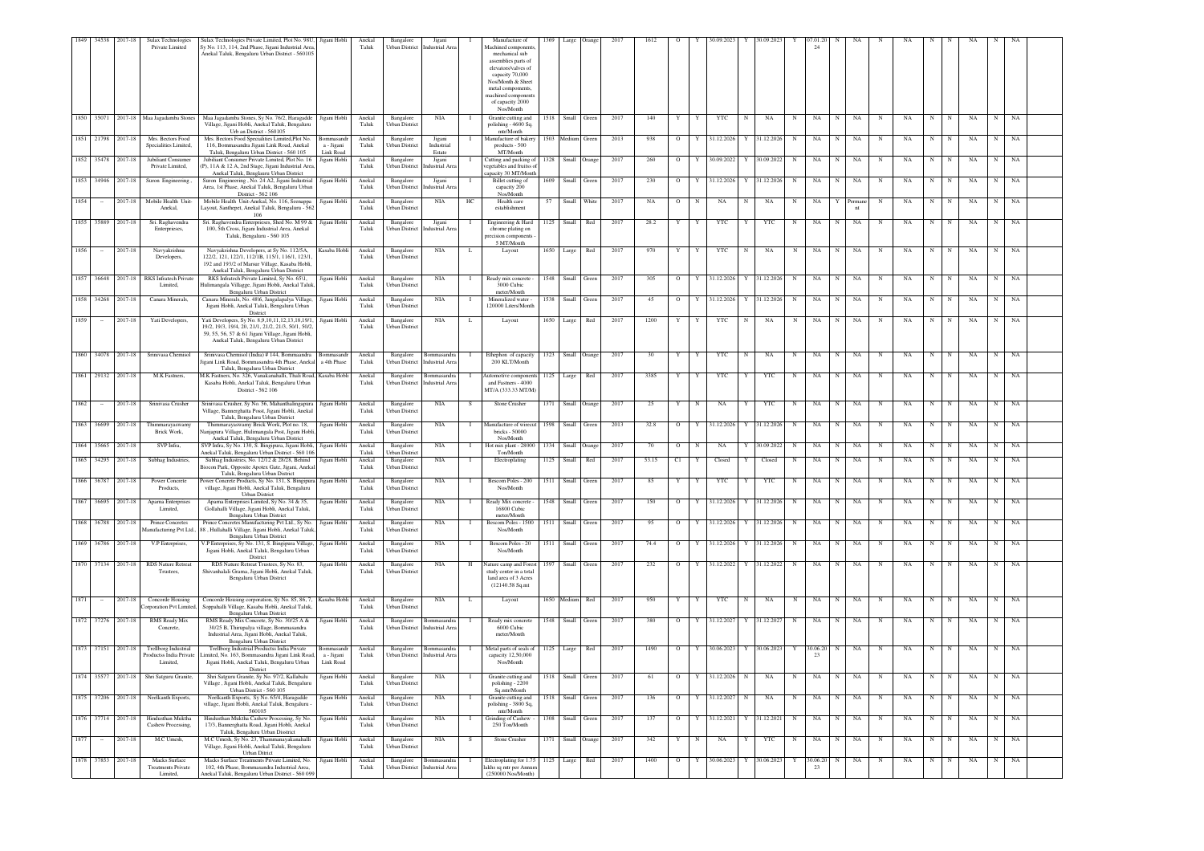| 1849 | 34538 | 2017-18 | Sulax Technologies Private Limited | Sulax Technologies Private Limited, Plot No. 98U, Sy.No. 113, 114, 2nd Phase, Jigani Industrial Area, Anekal Taluk, Bengaluru Urban District - 560105 | Jigani Hobli | Anekal Taluk | Bangalore Urban District | Jigani Industrial Area | I | Manufacture of Machined components, mechanical sub assemblies parts of elevators/valves of capacity 70,000 Nos/Month & Sheet metal components, machined components of capacity 2000 Nos/Month | 1369 | Large | Orange | 2017 | 1612 | O | Y | 30.09.2023 | Y | 30.09.2023 | Y | 07.01.2024 | N | NA | N | NA | N | N | NA | N | NA |
|---|---|---|---|---|---|---|---|---|---|---|---|---|---|---|---|---|---|---|---|---|---|---|---|---|---|---|---|---|---|---|---|---|---|
| 1850 | 35071 | 2017-18 | Maa Jagadamba Stones | Maa Jagadamba Stones, Sy No. 76/2, Haragadde Village, Jigani Hobli, Anekal Taluk, Bengaluru Urb an District - 560105 | Jigani Hobli | Anekal Taluk | Bangalore Urban District | NIA | I | Granite cutting and polishing - 4600 Sq. mtr/Month | 1518 | Small | Green | 2017 | 140 | Y | Y | YTC | N | NA | N | NA | N | NA | N | NA | N | N | NA | N | NA |
| 1851 | 21798 | 2017-18 | Mrs. Bectors Food Specialities Limited, | Mrs. Bectors Food Specialities Limited,Plot No. 116, Bommasandra Jigani Link Road, Anekal Taluk, Bengaluru Urban District - 560 105 | Bommasandra - Jigani Link Road | Anekal Taluk | Bangalore Urban District | Jigani Industrial Estate | I | Manufacture of bakery products - 500 MT/Month | 1503 | Medium | Green | 2013 | 938 | O | Y | 31.12.2026 | Y | 31.12.2026 | N | NA | N | NA | N | NA | N | N | NA | N | NA |
| 1852 | 35478 | 2017-18 | Jubiliant Consumer Private Limited, | Jubiliant Consumer Private Limited, Plot No. 16 (P), 11A & 12 A, 2nd Stage, Jigani Industrial Area, Anekal Taluk, Bengluru Urban District | Jigani Hobli | Anekal Taluk | Bangalore Urban District | Jigani Industrial Area | I | Cutting and packing of vegetables and fruits of capacity 30 MT/Month | 1328 | Small | Orange | 2017 | 260 | O | Y | 30.09.2022 | Y | 30.09.2022 | N | NA | N | NA | N | NA | N | N | NA | N | NA |
| 1853 | 34946 | 2017-18 | Suron Engineering , | Suron Engineering , No. 24 A2, Jigani Industrial Area, 1st Phase, Anekal Taluk, Bengaluru Urban District - 562 106 | Jigani Hobli | Anekal Taluk | Bangalore Urban District | Jigani Industrial Area | I | Billet cutting of capacity 200 Nos/Month | 1609 | Small | Green | 2017 | 230 | O | Y | 31.12.2026 | Y | 31.12.2026 | N | NA | N | NA | N | NA | N | N | NA | N | NA |
| 1854 | -- | 2017-18 | Mobile Health Unit-Anekal, | Mobile Health Unit-Anekal, No. 116, Seenappa Layout, Santhepet, Anekal Taluk, Bengaluru - 562 106 | Jigani Hobli | Anekal Taluk | Bangalore Urban District | NIA | HC | Health care establishment | 57 | Small | White | 2017 | NA | O | N | NA | N | NA | N | NA | Y | Permanent | N | NA | N | N | NA | N | NA |
| 1855 | 35889 | 2017-18 | Sri. Raghavendra Enterprises, | Sri. Raghavendra Enterprises, Shed No. M 99 & 100, 5th Cross, Jigani Industrial Area, Anekal Taluk, Bengaluru - 560 105 | Jigani Hobli | Anekal Taluk | Bangalore Urban District | Jigani Industrial Area | I | Engineering & Hard chrome plating on precision components - 5 MT/Month | 1125 | Small | Red | 2017 | 28.2 | Y | Y | YTC | Y | YTC | N | NA | N | NA | N | NA | N | N | NA | N | NA |
| 1856 | -- | 2017-18 | Navyakrishna Developers, | Navyakrishna Developers, at Sy No. 112/5A, 122/2, 121, 122/1, 112/1B, 115/1, 116/1, 123/1, 192 and 193/2 of Marsur Village, Kasaba Hobli, Anekal Taluk, Bengaluru Urban District | Kasaba Hobli | Anekal Taluk | Bangalore Urban District | NIA | L | Layout | 1650 | Large | Red | 2017 | 970 | Y | Y | YTC | N | NA | N | NA | N | NA | N | NA | N | N | NA | N | NA |
| 1857 | 36648 | 2017-18 | RKS Infratech Private Limited, | RKS Infratech Private Limited, Sy No. 65/1, Hulimangala Villagge, Jigani Hobli, Anekal Taluk, Bengaluru Urban District | Jigani Hobli | Anekal Taluk | Bangalore Urban District | NIA | I | Ready mix concrete - 3000 Cubic meter/Month | 1548 | Small | Green | 2017 | 305 | O | Y | 31.12.2026 | Y | 31.12.2026 | N | NA | N | NA | N | NA | N | N | NA | N | NA |
| 1858 | 34268 | 2017-18 | Canara Minerals, | Canara Minerals, No. 48/6, Jangalapalya Village, Jigani Hobli, Anekal Taluk, Bengaluru Urban District | Jigani Hobli | Anekal Taluk | Bangalore Urban District | NIA | I | Mineralized water - 120000 Liters/Month | 1538 | Small | Green | 2017 | 45 | O | Y | 31.12.2026 | Y | 31.12.2026 | N | NA | N | NA | N | NA | N | N | NA | N | NA |
| 1859 | -- | 2017-18 | Yati Developers, | Yati Developers, Sy No. 8,9,10,11,12,13,18,19/1, 19/2, 19/3, 19/4, 20, 21/1, 21/2, 21/3, 50/1, 50/2, 59, 55, 56, 57 & 61 Jigani Village, Jigani Hobli, Anekal Taluk, Bengaluru Urban District | Jigani Hobli | Anekal Taluk | Bangalore Urban District | NIA | L | Layout | 1650 | Large | Red | 2017 | 1200 | Y | Y | YTC | N | NA | N | NA | N | NA | N | NA | N | N | NA | N | NA |
| 1860 | 34078 | 2017-18 | Srinivasa Chemsol | Srinivasa Chemsol (India) # 144, Bommsandra Jigani Link Road, Bommasandra 4th Phase, Anekal Taluk, Bengaluru Urban District | Bommasandra 4th Phase | Anekal Taluk | Bangalore Urban District | Bommasandra Industrial Area | I | Ethephon of capacity 200 KLT/Month | 1323 | Small | Orange | 2017 | 30 | Y | Y | YTC | N | NA | N | NA | N | NA | N | NA | N | N | NA | N | NA |
| 1861 | 29132 | 2017-18 | M.K Fastners, | M.K Fastners, No. 326, Vanakanahalli, Thali Road, Kasaba Hobli, Anekal Taluk, Bengaluru Urban District - 562 106 | Kasaba Hobli | Anekal Taluk | Bangalore Urban District | Bommasandra Industrial Area | I | Automotive components and Fastners - 4000 MT/A (333.33 MT/M) | 1125 | Large | Red | 2017 | 3385 | Y | Y | YTC | Y | YTC | N | NA | N | NA | N | NA | N | N | NA | N | NA |
| 1862 | -- | 2017-18 | Srinivasa Crusher | Srinivasa Crusher, Sy No. 56, Mahanthalingapura Village, Bannerghatta Posst, Jigani Hobli, Anekal Taluk, Bengaluru Urban District | Jigani Hobli | Anekal Taluk | Bangalore Urban District | NIA | S | Stone Crusher | 1371 | Small | Orange | 2017 | 25 | Y | N | NA | Y | YTC | N | NA | N | NA | N | NA | N | N | NA | N | NA |
| 1863 | 36699 | 2017-18 | Thimmarayaswamy Brick Work, | Thimmarayaswamy Brick Work, Plot no. 18, Nanjapura Village, Hulimangala Post, Jigani Hobli, Anekal Taluk, Bengaluru Urban District | Jigani Hobli | Anekal Taluk | Bangalore Urban District | NIA | I | Manufacture of wirecut bricks - 50000 Nos/Month | 1598 | Small | Green | 2013 | 32.8 | O | Y | 31.12.2026 | Y | 31.12.2026 | N | NA | N | NA | N | NA | N | N | NA | N | NA |
| 1864 | 35665 | 2017-18 | SVP Infra, | SVP Infra, Sy No. 130, S. Bingipura, Jigani Hobli, Anekal Taluk, Bengaluru Urban District - 560 106 | Jigani Hobli | Anekal Taluk | Bangalore Urban District | NIA | I | Hot mix plant - 28000 Ton/Month | 1334 | Small | Orange | 2017 | 70 | O | N | NA | Y | 30.09.2022 | N | NA | N | NA | N | NA | N | N | NA | N | NA |
| 1865 | 34295 | 2017-18 | Subhag Industries, | Subhag Industries, No. 12/12 & 28/28, Behind Bocon Park, Opposite Apotex Gate, Jigani, Anekal Taluk, Bengaluru Urban District | Jigani Hobli | Anekal Taluk | Bangalore Urban District | NIA | I | Electroplating | 1125 | Small | Red | 2017 | 53.15 | C1 | Y | Closed | Y | Closed | N | NA | N | NA | N | NA | N | N | NA | N | NA |
| 1866 | 36787 | 2017-18 | Power Concrete Products, | Power Concrete Products, Sy No. 131, S. Bingipura village, Jigani Hobli, Anekal Taluk, Bengaluru Urban District | Jigani Hobli | Anekal Taluk | Bangalore Urban District | NIA | I | Bescom Poles - 200 Nos/Month | 1511 | Small | Green | 2017 | 85 | Y | Y | YTC | Y | YTC | N | NA | N | NA | N | NA | N | N | NA | N | NA |
| 1867 | 36695 | 2017-18 | Aparna Enterprises Limited, | Aparna Enterprises Limited, Sy No. 34 & 35, Gollahalli Village, Jigani Hobli, Anekal Taluk, Bengaluru Urban District | Jigani Hobli | Anekal Taluk | Bangalore Urban District | NIA | I | Ready Mix concrete - 16800 Cubic meter/Month | 1548 | Small | Green | 2017 | 150 | O | Y | 31.12.2026 | Y | 31.12.2026 | N | NA | N | NA | N | NA | N | N | NA | N | NA |
| 1868 | 36788 | 2017-18 | Prince Concretes Manufacturing Pvt Ltd., | Prince Concretes Manufacturing Pvt Ltd., Sy No. 88 , Hullahalli Village, Jigani Hobli, Anekal Taluk, Bengaluru Urban District | Jigani Hobli | Anekal Taluk | Bangalore Urban District | NIA | I | Bescom Poles - 1500 Nos/Month | 1511 | Small | Green | 2017 | 95 | O | Y | 31.12.2026 | Y | 31.12.2026 | N | NA | N | NA | N | NA | N | N | NA | N | NA |
| 1869 | 36786 | 2017-18 | V.P Enterprises, | V.P Enterprises, Sy No. 131, S. Bingipura Village, Jigani Hobli, Anekal Taluk, Bengaluru Urban District | Jigani Hobli | Anekal Taluk | Bangalore Urban District | NIA | I | Bescom Poles - 20 Nos/Month | 1511 | Small | Green | 2017 | 74.4 | O | Y | 31.12.2026 | Y | 31.12.2026 | N | NA | N | NA | N | NA | N | N | NA | N | NA |
| 1870 | 37134 | 2017-18 | RDS Nature Retreat Trusters, | RDS Nature Retreat Trustees, Sy No. 83, Shivanhalali Grama, Jigani Hobli, Anekal Taluk, Bengaluru Urban District | Jigani Hobli | Anekal Taluk | Bangalore Urban District | NIA | H | Nature camp and Forest study center in a total land area of 3 Acres (12140.58 Sq.m) | 1597 | Small | Green | 2017 | 232 | O | Y | 31.12.2022 | Y | 31.12.2022 | N | NA | N | NA | N | NA | N | N | NA | N | NA |
| 1871 | -- | 2017-18 | Concorde Housing Corporation Pvt Limited, | Concorde Housing corporation, Sy No. 85, 86, 7, Soppahalli Village, Kasaba Hobli, Anekal Taluk, Bengaluru Urban District | Kasaba Hobli | Anekal Taluk | Bangalore Urban District | NIA | L | Layout | 1650 | Medium | Red | 2017 | 950 | Y | Y | YTC | N | NA | N | NA | N | NA | N | NA | N | N | NA | N | NA |
| 1872 | 37276 | 2017-18 | RMS Ready Mix Concrete, | RMS Ready Mix Concrete, Sy No. 30/25 A & 30/25 B, Thirupalya village, Bommasandra Industrial Area, Jigani Hobli, Anekal Taluk, Bengaluru Urban District | Jigani Hobli | Anekal Taluk | Bangalore Urban District | Bommasandra Industrial Area | I | Ready mix concrete 6000 Cubic meter/Month | 1548 | Small | Green | 2017 | 380 | O | Y | 31.12.2027 | Y | 31.12.2027 | N | NA | N | NA | N | NA | N | N | NA | N | NA |
| 1873 | 37151 | 2017-18 | Trellborg Industrial Productss India Private Limited, | Trellborg Industrial Products India Private Limited, No. 163, Bommasandra Jigani Link Road, Jigani Hobli, Anekal Taluk, Bengaluru Urban District | Bommasandra - Jigani Link Road | Anekal Taluk | Bangalore Urban District | Bommasandra Industrial Area | I | Metal parts of seals of capacity 12,50,000 Nos/Month | 1125 | Large | Red | 2017 | 1490 | O | Y | 30.06.2023 | Y | 30.06.2023 | Y | 30.06.2023 | N | NA | N | NA | N | N | NA | N | NA |
| 1874 | 35577 | 2017-18 | Shri Satguru Granite, | Shri Satguru Granite, Sy No. 97/2, Kallabalu Village , Jigani Hobli, Anekal Taluk, Bengaluru Urban District - 560 105 | Jigani Hobli | Anekal Taluk | Bangalore Urban District | NIA | I | Granite cutting and polishing - 2200 Sq.mtr/Month | 1518 | Small | Green | 2017 | 61 | O | Y | 31.12.2026 | N | NA | N | NA | N | NA | N | NA | N | N | NA | N | NA |
| 1875 | 37206 | 2017-18 | Neelkanth Exports, | Neelkanth Exports, Sy No. 65/4, Haragadde village, Jigani Hobli, Anekal Taluk, Bengaluru - 560105 | Jigani Hobli | Anekal Taluk | Bangalore Urban District | NIA | I | Granite cutting and polishing - 3800 Sq. mtr/Month | 1518 | Small | Green | 2017 | 136 | O | Y | 31.12.2027 | N | NA | N | NA | N | NA | N | NA | N | N | NA | N | NA |
| 1876 | 37714 | 2017-18 | Hindusthan Muktha Cashew Processing, | Hindusthan Muktha Cashew Processing, Sy No. 17/3, Bannerghatta Road, Jigani Hobli, Anekal Taluk, Bengaluru Urban District | Jigani Hobli | Anekal Taluk | Bangalore Urban District | NIA | I | Grinding of Cashew - 250 Ton/Month | 1308 | Small | Green | 2017 | 137 | O | Y | 31.12.2021 | Y | 31.12.2021 | N | NA | N | NA | N | NA | N | N | NA | N | NA |
| 1877 | -- | 2017-18 | M.C Umesh, | M.C Umesh, Sy No. 23, Thammanayakanahalli Village, Jigani Hobli, Anekal Taluk, Bengaluru Urban District | Jigani Hobli | Anekal Taluk | Bangalore Urban District | NIA | S | Stone Crusher | 1371 | Small | Orange | 2017 | 342 | Y | N | NA | Y | YTC | N | NA | N | NA | N | NA | N | N | NA | N | NA |
| 1878 | 37853 | 2017-18 | Macks Surface Treatments Private Limited, | Macks Surface Treatments Private Limited, No. 102, 4th Phase, Bommasandra Industrial Area, Anekal Taluk, Bengaluru Urban District - 560 099 | Jigani Hobli | Anekal Taluk | Bangalore Urban District | Bommasandra Industrial Area | I | Electroplating for 1.75 lakhs sq mtr per Annum (250000 Nos/Month) | 1125 | Large | Red | 2017 | 1400 | O | Y | 30.06.2023 | Y | 30.06.2023 | Y | 30.06.2023 | N | NA | N | NA | N | N | NA | N | NA |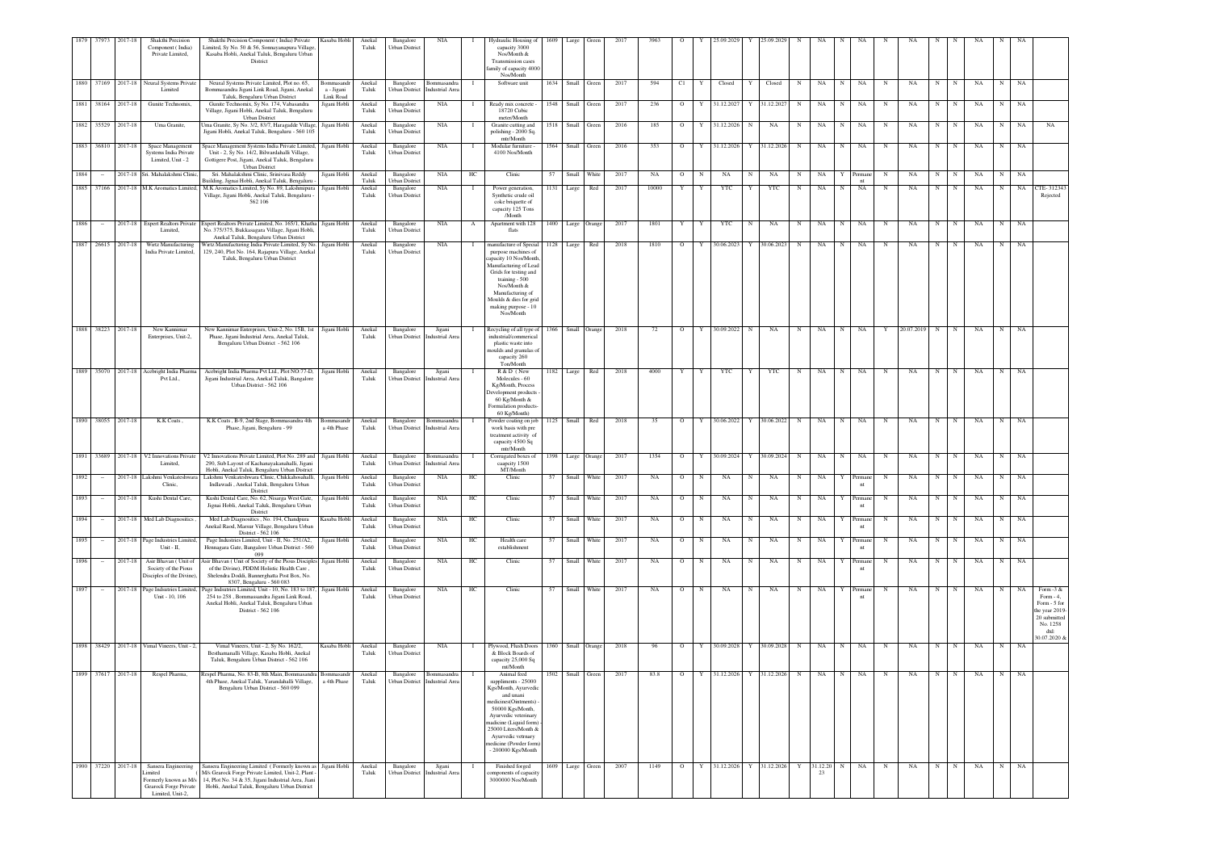| 1879 | 37973 | 2017-18 | Shakthi Precision Component ( India) Private Limited, | Shakthi Precision Component ( India) Private Limited, Sy.No. 50 & 56, Sonnayanapura Village, Kasaba Hobli, Anekal Taluk, Bengaluru Urban District | Kasaba Hobli | Anekal Taluk | Bangalore Urban District | NIA | I | Hydraulic Housing of capacity 3000 Nos/Month & Transmission cases family of capacity 4000 Nos/Month | 1609 | Large | Green | 2017 | 3963 | O | Y | 25.09.2029 | Y | 25.09.2029 | N | NA | N | NA | N | NA | N | N | NA | N | NA | |
|---|---|---|---|---|---|---|---|---|---|---|---|---|---|---|---|---|---|---|---|---|---|---|---|---|---|---|---|---|---|---|---|---|---|
| 1880 | 37169 | 2017-18 | Neural Systems Private Limited | Neural Systems Private Limited, Plot no. 65, Bommasandra Jigani Link Road, Jigani, Anekal Taluk, Bengaluru Urban District | Bommasandra - Jigani Link Road | Anekal Taluk | Bangalore Urban District | Bommasandra Industrial Area | I | Software unit | 1634 | Small | Green | 2017 | 594 | C1 | Y | Closed | Y | Closed | N | NA | N | NA | N | NA | N | N | NA | N | NA | |
| 1881 | 38164 | 2017-18 | Gunite Technomix, | Gunite Technomix, Sy No. 174, Vabasandra Village, Jigani Hobli, Anekal Taluk, Bengaluru Urban District | Jigani Hobli | Anekal Taluk | Bangalore Urban District | NIA | I | Ready mix concrete - 18720 Cubic meter/Month | 1548 | Small | Green | 2017 | 236 | O | Y | 31.12.2027 | Y | 31.12.2027 | N | NA | N | NA | N | NA | N | N | NA | N | NA | |
| 1882 | 35529 | 2017-18 | Uma Granite, | Uma Granite, Sy No. 3/2, 83/7, Haragadde Village, Jigani Hobli, Anekal Taluk, Bengaluru - 560 105 | Jigani Hobli | Anekal Taluk | Bangalore Urban District | NIA | I | Granite cutting and polishing - 2000 Sq. mtr/Month | 1518 | Small | Green | 2016 | 185 | O | Y | 31.12.2026 | N | NA | N | NA | N | NA | N | NA | N | N | NA | N | NA | NA |
| 1883 | 36810 | 2017-18 | Space Management Systems India Private Limited, Unit - 2 | Space Management Systems India Private Limited, Unit - 2, Sy No. 14/2, Bilwardahalli Village, Gottigere Post, Jigani, Anekal Taluk, Bengaluru Urban District | Jigani Hobli | Anekal Taluk | Bangalore Urban District | NIA | I | Modular furniture - 4100 Nos/Month | 1564 | Small | Green | 2016 | 353 | O | Y | 31.12.2026 | Y | 31.12.2026 | N | NA | N | NA | N | NA | N | N | NA | N | NA | |
| 1884 | - | 2017-18 | Sri. Mahalakshmi Clinic, | Sri. Mahalakshmi Clinic, Srinivasa Reddy Building, Jignai Hobli, Anekal Taluk, Bengaluru - | Jigani Hobli | Anekal Taluk | Bangalore Urban District | NIA | HC | Clinic | 57 | Small | White | 2017 | NA | O | N | NA | N | NA | N | NA | Y | Permanent | N | NA | N | N | NA | N | NA | |
| 1885 | 37166 | 2017-18 | M.K Aromatics Limited, | M.K Aromatics Limited, Sy No. 89, Lakshmipura Village, Jigani Hobli, Anekal Taluk, Bengaluru - 562 106 | Jigani Hobli | Anekal Taluk | Bangalore Urban District | NIA | I | Power generation, Synthetic crude oil coke briquette of capacity 125 Tons /Month | 1131 | Large | Red | 2017 | 10000 | Y | Y | YTC | Y | YTC | N | NA | N | NA | N | NA | N | N | NA | N | NA | CTE- 312343 Rejected |
| 1886 | - | 2017-18 | Experi Realtors Private Limited, | Experi Realtors Private Limited, No. 165/1, Khatha No. 375/375, Bukkasagara Village, Jigani Hobli, Anekal Taluk, Bengaluru Urban District | Jigani Hobli | Anekal Taluk | Bangalore Urban District | NIA | A | Apartment with 128 flats | 1400 | Large | Orange | 2017 | 1801 | Y | Y | YTC | N | NA | N | NA | N | NA | N | NA | N | N | NA | N | NA | |
| 1887 | 26615 | 2017-18 | Wirtz Manufacturing India Private Limited, | Wirtz Manufacturing India Private Limited, Sy No. 129, 240, Plot No. 164, Rajapura Village, Anekal Taluk, Bengaluru Urban District | Jigani Hobli | Anekal Taluk | Bangalore Urban District | NIA | I | manufacture of Special purpose machines of capacity 10 Nos/Month, Manufacturing of Lead Grids for testing and training - 500 Nos/Month & Manufacturing of Moulds & dies for grid making purpose - 10 Nos/Month | 1128 | Large | Red | 2018 | 1810 | O | Y | 30.06.2023 | Y | 30.06.2023 | N | NA | N | NA | N | NA | N | N | NA | N | NA | |
| 1888 | 38223 | 2017-18 | New Kannimar Enterprises, Unit-2, | New Kannimar Enterprises, Unit-2, No. 15B, 1st Phase, Jigani Industrial Area, Anekal Taluk, Bengaluru Urban District - 562 106 | Jigani Hobli | Anekal Taluk | Bangalore Urban District | Jigani Industrial Area | I | Recycling of all type of industrial/commercial plastic waste into moulds and granules of capacity 260 Ton/Month | 1366 | Small | Orange | 2018 | 72 | O | Y | 30.09.2022 | N | NA | N | NA | N | NA | Y | 20.07.2019 | N | N | NA | N | NA | |
| 1889 | 35070 | 2017-18 | Acebright India Pharma Pvt Ltd., | Acebright India Pharma Pvt Ltd., Plot NO:77-D, Jigani Industrial Area, Anekal Taluk, Bangalore Urban District - 562 106 | Jigani Hobli | Anekal Taluk | Bangalore Urban District | Jigani Industrial Area | I | R & D ( New Molecules - 60 Kg/Month, Process Development products - 60 Kg/Month & Formulation products- 60 Kg/Month) | 1182 | Large | Red | 2018 | 4000 | Y | Y | YTC | Y | YTC | N | NA | N | NA | N | NA | N | N | NA | N | NA | |
| 1890 | 38055 | 2017-18 | K.K Coats , | K.K Coats , B-9, 2nd Stage, Bommasandra 4th Phase, Jigani, Bengaluru - 99 | Bommasandra 4th Phase | Anekal Taluk | Bangalore Urban District | Bommasandra Industrial Area | I | Powder coating on job work basis with pre treatment activity of capacity 4500 Sq mtr/Month | 1125 | Small | Red | 2018 | 35 | O | Y | 30.06.2022 | Y | 30.06.2022 | N | NA | N | NA | N | NA | N | N | NA | N | NA | |
| 1891 | 33689 | 2017-18 | V2 Innovations Private Limited, | V2 Innovations Private Limited, Plot No. 289 and 290, Sub Layout of Kachanayakanahalli, Jigani Hobli, Anekal Taluk, Bengaluru Urban District | Jigani Hobli | Anekal Taluk | Bangalore Urban District | Bommasandra Industrial Area | I | Corrugated boxes of caapcity 1500 MT/Month | 1398 | Large | Orange | 2017 | 1354 | O | Y | 30.09.2024 | Y | 30.09.2024 | N | NA | N | NA | N | NA | N | N | NA | N | NA | |
| 1892 | - | 2017-18 | Lakshmi Venkateshwara Clinic, | Lakshmi Venkateshwara Clinic, Chikkahosahalli, Indlawadi , Anekal Taluk, Bengaluru Urban District | Jigani Hobli | Anekal Taluk | Bangalore Urban District | NIA | HC | Clinic | 57 | Small | White | 2017 | NA | O | N | NA | N | NA | N | NA | Y | Permanent | N | NA | N | N | NA | N | NA | |
| 1893 | - | 2017-18 | Kushi Dental Care, | Kushi Dental Care, No. 62, Nisarga West Gate, Jignai Hobli, Anekal Taluk, Bengaluru Urban District | Jigani Hobli | Anekal Taluk | Bangalore Urban District | NIA | HC | Clinic | 57 | Small | White | 2017 | NA | O | N | NA | N | NA | N | NA | Y | Permanent | N | NA | N | N | NA | N | NA | |
| 1894 | - | 2017-18 | Med Lab Diagnostics , | Med Lab Diagnostics , No. 194, Chandpura Anekal Rasd, Marsur Village, Bengaluru Urban District - 562 106 | Kasaba Hobli | Anekal Taluk | Bangalore Urban District | NIA | HC | Clinic | 57 | Small | White | 2017 | NA | O | N | NA | N | NA | N | NA | Y | Permanent | N | NA | N | N | NA | N | NA | |
| 1895 | - | 2017-18 | Page Industries Limited, Unit - II, | Page Industries Limited, Unit - II, No. 251/A2, Hennagara Gate, Bangalore Urban District - 560 099 | Jigani Hobli | Anekal Taluk | Bangalore Urban District | NIA | HC | Health care establishment | 57 | Small | White | 2017 | NA | O | N | NA | N | NA | N | NA | Y | Permanent | N | NA | N | N | NA | N | NA | |
| 1896 | - | 2017-18 | Asir Bhavan ( Unit of Society of the Pious Disciples of the Divine), | Asir Bhavan ( Unit of Society of the Pious Disciples of the Divine), PDDM Holistic Health Care , Shelendra Doddi, Bannerghatta Post Box, No. 8307, Bengaluru - 560 083 | Jigani Hobli | Anekal Taluk | Bangalore Urban District | NIA | HC | Clinic | 57 | Small | White | 2017 | NA | O | N | NA | N | NA | N | NA | Y | Permanent | N | NA | N | N | NA | N | NA | |
| 1897 | - | 2017-18 | Page Industries Limited, Unit - 10, 106 | Page Industries Limited, Unit - 10, No. 183 to 187, 254 to 258 , Bommassandra Jigani Link Road, Anekal Hobli, Anekal Taluk, Bengaluru Urban District - 562 106 | Jigani Hobli | Anekal Taluk | Bangalore Urban District | NIA | HC | Clinic | 57 | Small | White | 2017 | NA | O | N | NA | N | NA | N | NA | Y | Permanent | N | NA | N | N | NA | N | NA | Form -3 & Form - 4, Form - 5 for the year 2019-20 submitted No. 1258 dtd: 30.07.2020 & |
| 1898 | 38429 | 2017-18 | Vimal Vineers, Unit - 2, | Vimal Vineers, Unit - 2, Sy No. 162/2, Bestharnanalli Village, Kasaba Hobli, Anekal Taluk, Bengaluru Urban District - 562 106 | Kasaba Hobli | Anekal Taluk | Bangalore Urban District | NIA | I | Plywood, Flush Doors & Block Boards of capacity 25,000 Sq mt/Month | 1360 | Small | Orange | 2018 | 96 | O | Y | 30.09.2028 | Y | 30.09.2028 | N | NA | N | NA | N | NA | N | N | NA | N | NA | |
| 1899 | 37617 | 2017-18 | Respel Pharma, | Respel Pharma, No. 83-B, 8th Main, Bommasandra 4th Phase, Anekal Taluk, Yarandahalli Village, Bengaluru Urban District - 560 099 | Bommasandra 4th Phase | Anekal Taluk | Bangalore Urban District | Bommasandra Industrial Area | I | Animal feed suppliments - 25000 Kgs/Month, Ayurvedic and unani medicines(Ointments) - 50000 Kgs/Month, Ayurvedic veterinary madicine (Liquid form) - 25000 Liters/Month & Ayurvedic vetrnary medicine (Powder form) - 200000 Kgs/Month | 1502 | Small | Green | 2017 | 83.8 | O | Y | 31.12.2026 | Y | 31.12.2026 | N | NA | N | NA | N | NA | N | N | NA | N | NA | |
| 1900 | 37220 | 2017-18 | Sansera Engineering Limited ( Formerly known as M/s Gearock Forge Private Limited, Unit-2, | Sansera Engineering Limited ( Formerly known as M/s Gearock Forge Private Limited, Unit-2, Plant - 14, Plot No. 34 & 35, Jigani Industrial Area, Jiani Hobli, Anekal Taluk, Bengaluru Urban District | Jigani Hobli | Anekal Taluk | Bangalore Urban District | Jigani Industrial Area | I | Finished forged components of capacity 3000000 Nos/Month | 1609 | Large | Green | 2007 | 1149 | O | Y | 31.12.2026 | Y | 31.12.2026 | Y | 31.12.2023 | N | NA | N | NA | N | N | NA | N | NA | |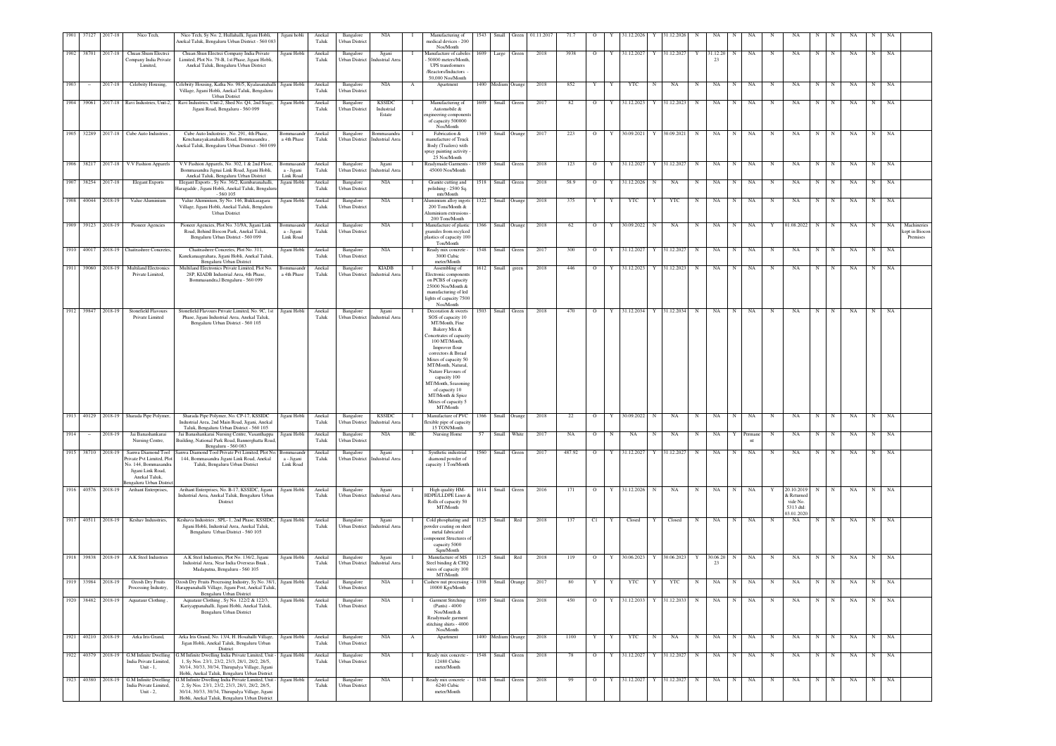| 1901 | 37127 | 2017-18 | Nico Tech, | Nico Tech, Sy No. 2, Hullahalli, Jigani Hobli, Anekal Taluk, Bengaluru Urban District - 560 083 | Jigani hobli | Anekal Taluk | Bangalore Urban District | NIA | I | Manufacturing of medical devices - 200 Nos/Month | 1543 | Small | Green | 01.11.2017 | 71.7 | O | Y | 31.12.2026 | Y | 31.12.2026 | N | NA | N | NA | N | NA | N | N | NA | N | NA | |
|---|---|---|---|---|---|---|---|---|---|---|---|---|---|---|---|---|---|---|---|---|---|---|---|---|---|---|---|---|---|---|---|---|
| 1902 | 38701 | 2017-18 | Chuan Shum Electric Company India Private Limited, | Chuan Shum Electric Company India Private Limited, Plot No. 79-B, 1st Phase, Jigani Hobli, Anekal Taluk, Bengaluru Urban District | Jigani Hobli | Anekal Taluk | Bangalore Urban District | Jigani Industrial Area | I | Manufacture of cabeles - 50000 meters/Month, UPS transformers /Reactors/Inductors - 50,000 Nos/Month | 1609 | Large | Green | 2018 | 3938 | O | Y | 31.12.2027 | Y | 31.12.2027 | Y | 31.12.2023 | N | NA | N | NA | N | N | NA | N | NA | |
| 1903 | -- | 2017-18 | Celebrity Housing, | Celebrity Housing, Katha No. 98/5, Kyalasanahalli Village, Jigani Hobli, Anekal Taluk, Bengaluru Urban District | Jigani Hobli | Anekal Taluk | Bangalore Urban District | NIA | A | Apartment | 1400 | Medium | Orange | 2018 | 852 | Y | Y | YTC | N | NA | N | NA | N | NA | N | NA | N | N | NA | N | NA | |
| 1904 | 39061 | 2017-18 | Ravi Industries, Unit-2, | Ravi Industries, Unit-2, Shed No. Q4, 2nd Stage, Jigani Road, Bengaluru - 560 099 | Jigani Hobli | Anekal Taluk | Bangalore Urban District | KSSIDC Industrial Estate | I | Manufacturing of Automobile & engineering components of capacity 500000 Nos/Month | 1609 | Small | Green | 2017 | 82 | O | Y | 31.12.2023 | Y | 31.12.2023 | N | NA | N | NA | N | NA | N | N | NA | N | NA | |
| 1905 | 32289 | 2017-18 | Cube Auto Industries , | Cube Auto Industries , No. 291, 4th Phase, Kenchanayakanahalli Road, Bommasandra , Anekal Taluk, Bengaluru Urban District - 560 099 | Bommasandra 4th Phase | Anekal Taluk | Bangalore Urban District | Bommasandra Industrial Area | I | Fabrication & manufacture of Truck Body (Trailers) with spray painting activity - 25 Nos/Month | 1369 | Small | Orange | 2017 | 223 | O | Y | 30.09.2021 | Y | 30.09.2021 | N | NA | N | NA | N | NA | N | N | NA | N | NA | |
| 1906 | 38217 | 2017-18 | V.V Fashion Apparels | V.V Fashion Apparels, No. 302, 1 & 2nd Floor, Bommasandra Jigani Link Road, Jigani Hobli, Anekal Taluk, Bengaluru Urban District | Bommasandra - Jigani Link Road | Anekal Taluk | Bangalore Urban District | Jigani Industrial Area | I | Readymade Garments - 45000 Nos/Month | 1589 | Small | Green | 2018 | 123 | O | Y | 31.12.2027 | Y | 31.12.2027 | N | NA | N | NA | N | NA | N | N | NA | N | NA | |
| 1907 | 38254 | 2017-18 | Elegant Exports | Elegant Exports , Sy No. 36/2, Kumbaranahalli, Haragadde , Jigani Hobli, Anekal Taluk, Bengaluru - 560 105 | Jigani Hobli | Anekal Taluk | Bangalore Urban District | NIA | I | Granite cutting and polishing - 2500 Sq. mtr/Month | 1518 | Small | Green | 2018 | 58.9 | O | Y | 31.12.2026 | N | NA | N | NA | N | NA | N | NA | N | N | NA | N | NA | |
| 1908 | 40044 | 2018-19 | Value Aluminium | Value Aluminium, Sy No. 146, Bukkasagara Village, Jigani Hobli, Anekal Taluk, Bengaluru Urban District | Jigani Hobli | Anekal Taluk | Bangalore Urban District | NIA | I | Aluminium alloy ingots 200 Tons/Month & Aluminium extrusions - 200 Tons/Month | 1322 | Small | Orange | 2018 | 375 | Y | Y | YTC | Y | YTC | N | NA | N | NA | N | NA | N | N | NA | N | NA | |
| 1909 | 39123 | 2018-19 | Pioneer Agencies | Pioneer Agencies, Plot No. 31/9A, Jigani Link Road, Behind Biocon Park, Anekal Taluk, Bengaluru Urban District - 560 099 | Bommasandra - Jigani Link Road | Anekal Taluk | Bangalore Urban District | NIA | I | Manufacture of plastic granules from recyled plastics of capacity 100 Ton/Month | 1366 | Small | Orange | 2018 | 62 | O | Y | 30.09.2022 | N | NA | N | NA | N | NA | Y | 01.08.2022 | N | N | NA | N | NA | Machineries kept in Biocon Premises |
| 1910 | 40017 | 2018-19 | Chaitrashree Concretes, | Chaitrashree Concretes, Plot No. 311, Kanekanagrahara, Jigani Hobli, Anekal Taluk, Bengaluru Urban District | Jigani Hobli | Anekal Taluk | Bangalore Urban District | NIA | I | Ready mix concrete - 3000 Cubic meter/Month | 1548 | Small | Green | 2017 | 300 | O | Y | 31.12.2027 | Y | 31.12.2027 | N | NA | N | NA | N | NA | N | N | NA | N | NA | |
| 1911 | 39060 | 2018-19 | Multiland Electronics Private Limited, | Multiland Electronics Private Limited, Plot No. 28P, KIADB Industrial Area, 4th Phase, Bommasandra,l Bengaluru - 560 099 | Bommasandra 4th Phase | Anekal Taluk | Bangalore Urban District | KIADB Industrial Area | I | Assembling of Electronic components on PCBS of capacity 25000 Nos/Month & manufacturing of led lights of capacity 7500 Nos/Month | 1612 | Small | green | 2018 | 446 | O | Y | 31.12.2023 | Y | 31.12.2023 | N | NA | N | NA | N | NA | N | N | NA | N | NA | |
| 1912 | 39847 | 2018-19 | Stonefield Flavours Private Limited | Stonefield Flavours Private Limited, No. 9C, 1st Phase, Jigani Industrial Area, Anekal Taluk, Bengaluru Urban District - 560 105 | Jigani Hobli | Anekal Taluk | Bangalore Urban District | Jigani Industrial Area | I | Decoration & sweets SOS of capacity 10 MT/Month, Fine Bakery Mix & Concetrates of capacity 100 MT/Month, Improver flour correctors & Bread Mixes of capacity 50 MT/Month, Natural, Nature Flavours of capacity 100 MT/Month, Seasoning of capacity 10 MT/Month & Spice Mixes of capacity 5 MT/Month | 1503 | Small | Green | 2018 | 470 | O | Y | 31.12.2034 | Y | 31.12.2034 | N | NA | N | NA | N | NA | N | N | NA | N | NA | |
| 1913 | 40129 | 2018-19 | Sharada Pipe Polymer, | Sharada Pipe Polymer, No. CP-17, KSSIDC Industrial Area, 2nd Main Road, Jigani, Anekal Taluk, Bengaluru Urban District - 560 105 | Jigani Hobli | Anekal Taluk | Bangalore Urban District | KSSIDC Industrial Area | I | Manufacture of PVC flexible pipe of capacity 15 TON/Month | 1366 | Small | Orange | 2018 | 22 | O | Y | 30.09.2022 | N | NA | N | NA | N | NA | N | NA | N | N | NA | N | NA | |
| 1914 | -- | 2018-19 | Jai Banashankarai Nursing Centre, | Jai Banashankarai Nursing Centre, Vasanthappa Building, National Park Road, Bannerghatta Road, Bengaluru - 560 083 | Jigani Hobli | Anekal Taluk | Bangalore Urban District | NIA | HC | Nursing Home | 57 | Small | White | 2017 | NA | O | N | NA | N | NA | N | NA | Y | Permanent | N | NA | N | N | NA | N | NA | |
| 1915 | 38710 | 2018-19 | Sanwa Diamond Tool Private Pvt Limited, Plot No. 144, Bommasandra Jigani Link Road, Anekal Taluk, Bengaluru Urban District | Sanwa Diamond Tool Private Pvt Limited, Plot No. 144, Bommasandra Jigani Link Road, Anekal Taluk, Bengaluru Urban District | Bommasandra - Jigani Link Road | Anekal Taluk | Bangalore Urban District | Jigani Industrial Area | I | Synthetic industrial diamond powder of capacity 1 Ton/Month | 1560 | Small | Green | 2017 | 487.92 | O | Y | 31.12.2027 | Y | 31.12.2027 | N | NA | N | NA | N | NA | N | N | NA | N | NA | |
| 1916 | 40576 | 2018-19 | Arihant Enterprises, | Arihant Enterprises, No. B-17, KSSIDC, Jigani Industrial Area, Anekal Taluk, Bengaluru Urban District | Jigani Hobli | Anekal Taluk | Bangalore Urban District | Jigani Industrial Area | I | High quality HM-HDPE/LLDPE Liner & Rolls of capacity 50 MT/Month | 1614 | Small | Green | 2016 | 171 | O | Y | 31.12.2026 | N | NA | N | NA | N | NA | Y | 20.10.2019 & Returned vide No. 5313 dtd: 03.01.2020 | N | N | NA | N | NA | |
| 1917 | 40511 | 2018-19 | Keshav Industries, | Keshava Industries , SPL- 1, 2nd Phase, KSSIDC, Jigani Hobli, Industrial Area, Anekal Taluk, Bengaluru Urban District - 560 105 | Jigani Hobli | Anekal Taluk | Bangalore Urban District | Jigani Industrial Area | I | Cold phosphating and powder coating on sheet metal fabricated component Structures of capacity 5000 Sqm/Month | 1125 | Small | Red | 2018 | 137 | C1 | Y | Closed | Y | Closed | N | NA | N | NA | N | NA | N | N | NA | N | NA | |
| 1918 | 39858 | 2018-19 | A.K Steel Industries | A.K Steel Industries, Plot No: 136/2, Jigani Industrial Area, Near India Overseas Bnak , Madapatna, Bengaluru - 560 105 | Jigani Hobli | Anekal Taluk | Bangalore Urban District | Jigani Industrial Area | I | Manufacture of MS Steel binding & CHQ wires of capacity 100 MT/Month | 1125 | Small | Red | 2018 | 119 | O | Y | 30.06.2023 | Y | 30.06.2023 | Y | 30.06.2023 | N | NA | N | NA | N | N | NA | N | NA | |
| 1919 | 33984 | 2018-19 | Ozosh Dry Fruits Processing Industry, | Ozosh Dry Fruits Processing Industry, Sy No. 38/1, Haragaddanahalli Village, Jigani Post, Anekal Taluk, Bengaluru Urban District | Jigani Hobli | Anekal Taluk | Bangalore Urban District | NIA | I | Cashew nut processing - 10000 Kgs/Month | 1308 | Small | Orange | 2017 | 80 | Y | Y | YTC | Y | YTC | N | NA | N | NA | N | NA | N | N | NA | N | NA | |
| 1920 | 38482 | 2018-19 | Aquataur Clothing , | Aquataur Clothing , Sy No. 122/2 & 122/3, Kariyappanahalli, Jigani Hobli, Anekal Taluk, Bengaluru Urban District | Jigani Hobli | Anekal Taluk | Bangalore Urban District | NIA | I | Garment Stitching (Pants) - 4000 Nos/Month & Readymade garment stitching shirts - 4000 Nos/Month | 1589 | Small | Green | 2018 | 450 | O | Y | 31.12.2033 | Y | 31.12.2033 | N | NA | N | NA | N | NA | N | N | NA | N | NA | |
| 1921 | 40210 | 2018-19 | Arka Iris Grand, | Arka Iris Grand, No. 13/4, H. Hosahalli Village, Jigan Hobli, Anekal Taluk, Bengaluru Urban District | Jigani Hobli | Anekal Taluk | Bangalore Urban District | NIA | A | Apartment | 1400 | Medium | Orange | 2018 | 1100 | Y | Y | YTC | N | NA | N | NA | N | NA | N | NA | N | N | NA | N | NA | |
| 1922 | 40379 | 2018-19 | G.M Infinite Dwelling India Private Limited, Unit - 1, | G.M Infinite Dwelling India Private Limited, Unit - 1, Sy Nos. 23/1, 23/2, 23/3, 28/1, 28/2, 28/5, 30/14, 30/33, 30/34, Thirupalya Village, Jigani Hobli, Anekal Taluk, Bengaluru Urban District | Jigani Hobli | Anekal Taluk | Bangalore Urban District | NIA | I | Ready mix concrete - 12480 Cubic meter/Month | 1548 | Small | Green | 2018 | 78 | O | Y | 31.12.2027 | Y | 31.12.2027 | N | NA | N | NA | N | NA | N | N | NA | N | NA | |
| 1923 | 40380 | 2018-19 | G.M Infinite Dwelling India Private Limited, Unit - 2, | G.M Infinite Dwelling India Private Limited, Unit - 2, Sy Nos. 23/1, 23/2, 23/3, 28/1, 28/2, 28/5, 30/14, 30/33, 30/34, Thirupalya Village, Jigani Hobli, Anekal Taluk, Bengaluru Urban District | Jigani Hobli | Anekal Taluk | Bangalore Urban District | NIA | I | Ready mix concrete - 6240 Cubic meter/Month | 1548 | Small | Green | 2018 | 99 | O | Y | 31.12.2027 | Y | 31.12.2027 | N | NA | N | NA | N | NA | N | N | NA | N | NA | |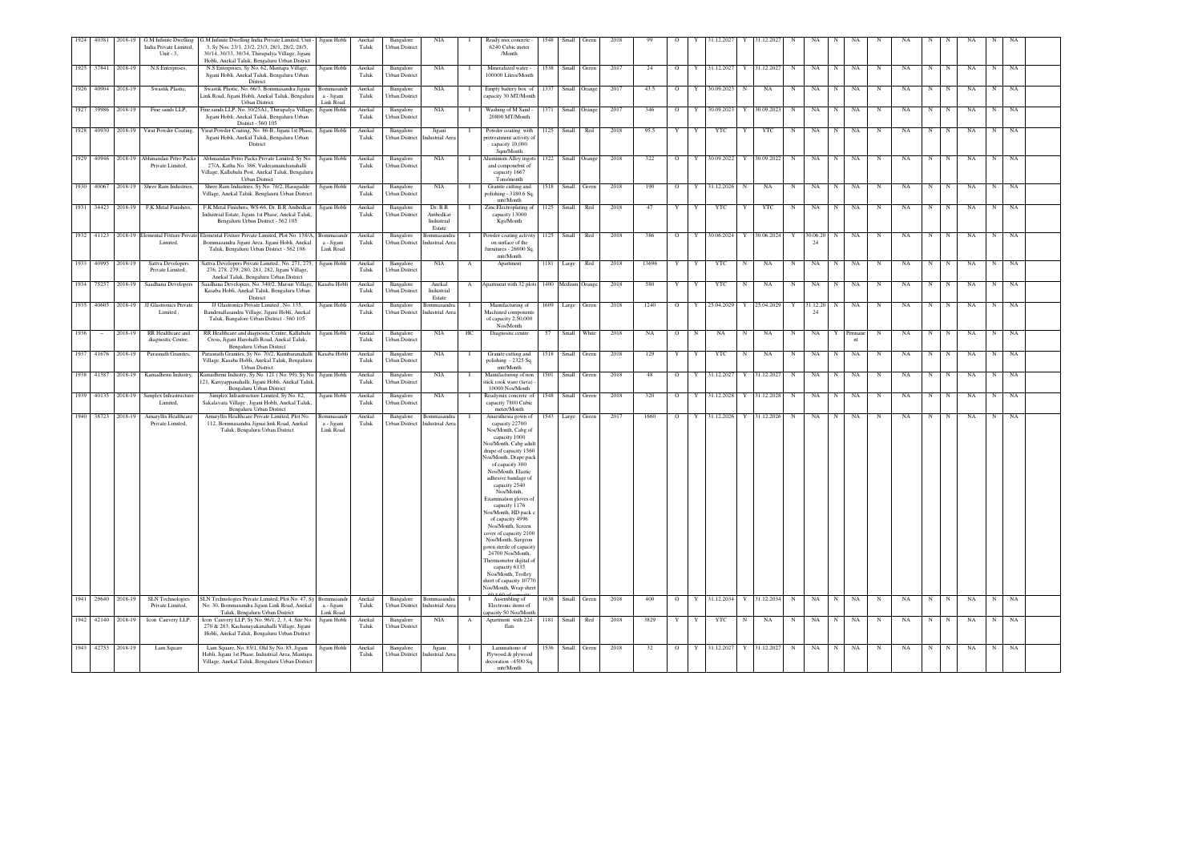| | | | | | | | | | | | | | | | | | | | | | | | | | | | | | | | |
|---|---|---|---|---|---|---|---|---|---|---|---|---|---|---|---|---|---|---|---|---|---|---|---|---|---|---|---|---|---|---|---|
| 1924 | 40381 | 2018-19 | G.M Infinite Dwelling India Private Limited, Unit - 3, | G.M Infinite Dwelling India Private Limited, Unit - 3, Sy Nos. 23/1, 23/2, 23/3, 28/1, 28/2, 28/5, 30/14, 30/33, 30/34, Thirupalya Village, Jigani Hobli, Anekal Taluk, Bengaluru Urban District | Jigani Hobli | Anekal Taluk | Bangalore Urban District | NIA | I | Ready mix concrete - 6240 Cubic meter /Month | 1548 | Small | Green | 2018 | 99 | O | Y | 31.12.2027 | Y | 31.12.2027 | N | NA | N | NA | N | NA | N | N | NA | N | NA |
| 1925 | 37841 | 2018-19 | N.S Enterprises, | N.S Enterprises, Sy No. 62, Mantapa Village, Jigani Hobli, Anekal Taluk, Bengaluru Urban District | Jigani Hobli | Anekal Taluk | Bangalore Urban District | NIA | I | Mineralized water - 100000 Liters/Month | 1538 | Small | Green | 2017 | 24 | O | Y | 31.12.2027 | Y | 31.12.2027 | N | NA | N | NA | N | NA | N | N | NA | N | NA |
| 1926 | 40904 | 2018-19 | Swastik Plastic, | Swastik Plastic, No. 66/3, Bommasandra Jigani Link Road, Jigani Hobli, Anekal Taluk, Bengaluru Urban District | Bommasandra - Jigani Link Road | Anekal Taluk | Bangalore Urban District | NIA | I | Empty battery box of capacity 30 MT/Month | 1337 | Small | Orange | 2017 | 43.5 | O | Y | 30.09.2023 | N | NA | N | NA | N | NA | N | NA | N | N | NA | N | NA |
| 1927 | 39986 | 2018-19 | Fine sands LLP, | Fine sands LLP, No. 30/25A1, Thirupalya Village, Jigani Hobli, Anekal Taluk, Bengaluru Urban District - 560 105 | Jigani Hobli | Anekal Taluk | Bangalore Urban District | NIA | I | Washing of M Sand - 20800 MT/Month | 1371 | Small | Orange | 2017 | 346 | O | Y | 30.09.2023 | Y | 30.09.2023 | N | NA | N | NA | N | NA | N | N | NA | N | NA |
| 1928 | 40930 | 2018-19 | Virat Powder Coating, | Virat Powder Coating, No. 86-B, Jigani 1st Phase, Jigani Hobli, Anekal Taluk, Bengaluru Urban District | Jigani Hobli | Anekal Taluk | Bangalore Urban District | Jigani Industrial Area | I | Powder coating with pretreatment activity of capacity 10,000 Sqm/Month | 1125 | Small | Red | 2018 | 95.5 | Y | Y | YTC | Y | YTC | N | NA | N | NA | N | NA | N | N | NA | N | NA |
| 1929 | 40946 | 2018-19 | Abhinandan Petro Packs Private Limited, | Abhinandan Petro Packs Private Limited, Sy No. 27/A, Katha No. 386, Vaderamanchanahalli Village, Kallubalu Post, Anekal Taluk, Bengaluru Urban District | Jigani Hobli | Anekal Taluk | Bangalore Urban District | NIA | I | Aluminum Alloy ingots and component of capacity 1667 Tons/month | 1322 | Small | Orange | 2018 | 322 | O | Y | 30.09.2022 | Y | 30.09.2022 | N | NA | N | NA | N | NA | N | N | NA | N | NA |
| 1930 | 40067 | 2018-19 | Shree Ram Industries, | Shree Ram Industries, Sy No. 76/2, Haragadde Village, Anekal Taluk, Bengaluru Urban District | Jigani Hobli | Anekal Taluk | Bangalore Urban District | NIA | I | Granite cutting and polishing - 3180.6 Sq. mtr/Month | 1518 | Small | Green | 2018 | 190 | O | Y | 31.12.2026 | N | NA | N | NA | N | NA | N | NA | N | N | NA | N | NA |
| 1931 | 34423 | 2018-19 | F.K Metal Finishers, | F.K Metal Finishers, WS-66, Dr. B.R Ambedkar Industrial Estate, Jigani 1st Phase, Anekal Taluk, Bengaluru Urban District - 562 105 | Jigani Hobli | Anekal Taluk | Bangalore Urban District | Dr. B.R Ambedkar Industrial Estate | I | Zinc Electroplating of capacity 13000 Kgs/Month | 1125 | Small | Red | 2018 | 47 | Y | Y | YTC | Y | YTC | N | NA | N | NA | N | NA | N | N | NA | N | NA |
| 1932 | 41123 | 2018-19 | Elemental Fixture Private Limited, | Elemental Fixture Private Limited, Plot No. 138/A, Bommasandra Jigani Area, Jigani Hobli, Anekal Taluk, Bengaluru Urban District - 562 106 | Bommasandra - Jigani Link Road | Anekal Taluk | Bangalore Urban District | Bommasandra Industrial Area | I | Powder coating activity on surface of the furnitures - 26000 Sq. mtr/Month | 1125 | Small | Red | 2018 | 386 | O | Y | 30.06.2024 | Y | 30.06.2024 | Y | 30.06.2024 | N | NA | N | NA | N | N | NA | N | NA |
| 1933 | 40995 | 2018-19 | Sattva Developers Private Limited., | Sattva Developers Private Limited., No. 271, 275, 276, 278, 279, 280, 281, 282, Jigani Village, Anekal Taluk, Bengaluru Urban District | Jigani Hobli | Anekal Taluk | Bangalore Urban District | NIA | A | Apartment | 1181 | Large | Red | 2018 | 13696 | Y | Y | YTC | N | NA | N | NA | N | NA | N | NA | N | N | NA | N | NA |
| 1934 | 75257 | 2018-19 | Saadhana Developers | Saadhana Developers, No. 340/2, Marsur Village, Kasaba Hobli, Anekal Taluk, Bengaluru Urban District | Kasaba Hobli | Anekal Taluk | Bangalore Urban District | Anekal Industrial Estate | A | Apartment with 32 plots | 1400 | Medium | Orange | 2018 | 580 | Y | Y | YTC | N | NA | N | NA | N | NA | N | NA | N | N | NA | N | NA |
| 1935 | 40605 | 2018-19 | JJ Glastronics Private Limited , | JJ Glastronics Private Limited , No. 135, Bandenallasandra Village, Jigani Hobli, Anekal Taluk, Bangalore Urban District - 560 105 | Jigani Hobli | Anekal Taluk | Bangalore Urban District | Bommasandra Industrial Area | I | Manufacturing of Machined components of capacity 2,50,000 Nos/Month | 1609 | Large | Green | 2018 | 1240 | O | Y | 25.04.2029 | Y | 25.04.2029 | Y | 31.12.2024 | N | NA | N | NA | N | N | NA | N | NA |
| 1936 | -- | 2018-19 | RR Healthcare and diagnostic Centre, | RR Healthcare and diagnostic Centre, Kallubalu Cross, Jigani Harohalli Road, Anekal Taluk, Bengaluru Urban District | Jigani Hobli | Anekal Taluk | Bangalore Urban District | NIA | HC | Diagnostic centre | 57 | Small | White | 2018 | NA | O | N | NA | N | NA | N | NA | Y | Permanent | N | NA | N | N | NA | N | NA |
| 1937 | 41676 | 2018-19 | Parasnath Granites, | Parasnath Granites, Sy No. 70/2, Kumbaranahalli Village, Kasaba Hobli, Anekal Taluk, Bengaluru Urban District | Kasaba Hobli | Anekal Taluk | Bangalore Urban District | NIA | I | Granite cutting and polishing - 2325 Sq. mtr/Month | 1518 | Small | Green | 2018 | 129 | Y | Y | YTC | N | NA | N | NA | N | NA | N | NA | N | N | NA | N | NA |
| 1938 | 41587 | 2018-19 | Kamadhenu Industry, | Kamadhenu Industry, Sy No. 121 ( No. 99), Sy No. 121, Kariyappanahalli, Jigani Hobli, Anekal Taluk, Bengaluru Urban District | Jigani Hobli | Anekal Taluk | Bangalore Urban District | NIA | I | Manufacturing of non stick cook ware (tava) - 10000 Nos/Month | 1501 | Small | Green | 2018 | 48 | O | Y | 31.12.2027 | Y | 31.12.2027 | N | NA | N | NA | N | NA | N | N | NA | N | NA |
| 1939 | 40135 | 2018-19 | Simplex Infrastructure Limited, | Simplex Infrastructure Limited, Sy No. 82, Sakalavara Village , Jigani Hobli, Anekal Taluk, Bengaluru Urban District | Jigani Hobli | Anekal Taluk | Bangalore Urban District | NIA | I | Readymix concrete of capacity 7800 Cubic meter/Month | 1548 | Small | Green | 2018 | 320 | O | Y | 31.12.2028 | Y | 31.12.2028 | N | NA | N | NA | N | NA | N | N | NA | N | NA |
| 1940 | 38723 | 2018-19 | Amaryllis Healthcare Private Limited, | Amaryllis Healthcare Private Limited, Plot No. 112, Bommasandra Jigna link Road, Anekal Taluk, Bengaluru Urban District | Bommasandra - Jigani Link Road | Anekal Taluk | Bangalore Urban District | Bommasandra Industrial Area | I | Anaesthesia gown of capacity 22700 Nos/Month, Cabg of capacity 1000 Nos/Month, Cabg adult drape of capacity 1560 Nos/Month, Drape pack of capacity 300 Nos/Month, Elastic adhesive bandage of capacity 2540 Nos/Month, Examination gloves of capacity 1176 Nos/Month, HD pack c of capacity 4996 Nos/Month, Screen cover of capacity 2100 Nos/Month, Surgeon gown sterile of capacity 24700 Nos/Month, Thermometer digital of capacity 6135 Nos/Month, Trolley sheet of capacity 10770 Nos/Month, Wrap sheet | 1543 | Large | Green | 2017 | 1660 | O | Y | 31.12.2026 | Y | 31.12.2026 | N | NA | N | NA | N | NA | N | N | NA | N | NA |
| 1941 | 29640 | 2018-19 | SLN Technologies Private Limited, | SLN Technologies Private Limited, Plot No. 47, Sy No. 30, Bommasandra Jigani Link Road, Anekal Taluk, Bengaluru Urban District | Bommasandra - Jigani Link Road | Anekal Taluk | Bangalore Urban District | Bommasandra Industrial Area | I | Assembling of Electronic items of capacity 50 Nos/Month | 1638 | Small | Green | 2018 | 400 | O | Y | 31.12.2034 | Y | 31.12.2034 | N | NA | N | NA | N | NA | N | N | NA | N | NA |
| 1942 | 42140 | 2018-19 | Icon Cauvery LLP, | Icon Cauvery LLP, Sy No. 96/1, 2, 3, 4, Site No. 270 & 283, Kachanayakanahalli Village, Jigani Hobli, Anekal Taluk, Bengaluru Urban District | Jigani Hobli | Anekal Taluk | Bangalore Urban District | NIA | A | Apartment with 224 flats | 1181 | Small | Red | 2018 | 3829 | Y | Y | YTC | N | NA | N | NA | N | NA | N | NA | N | N | NA | N | NA |
| 1943 | 42753 | 2018-19 | Lam Square | Lam Square, No. 85/1, Old Sy No. 85, Jigani Hobli, Jigani 1st Phase, Industrial Area, Mantapa Village, Anekal Taluk, Bengaluru Urban District | Jigani Hobli | Anekal Taluk | Bangalore Urban District | Jigani Industrial Area | I | Laminations of Plywood & plywood decoration - 4500 Sq. mtr/Month | 1536 | Small | Green | 2018 | 32 | O | Y | 31.12.2027 | Y | 31.12.2027 | N | NA | N | NA | N | NA | N | N | NA | N | NA |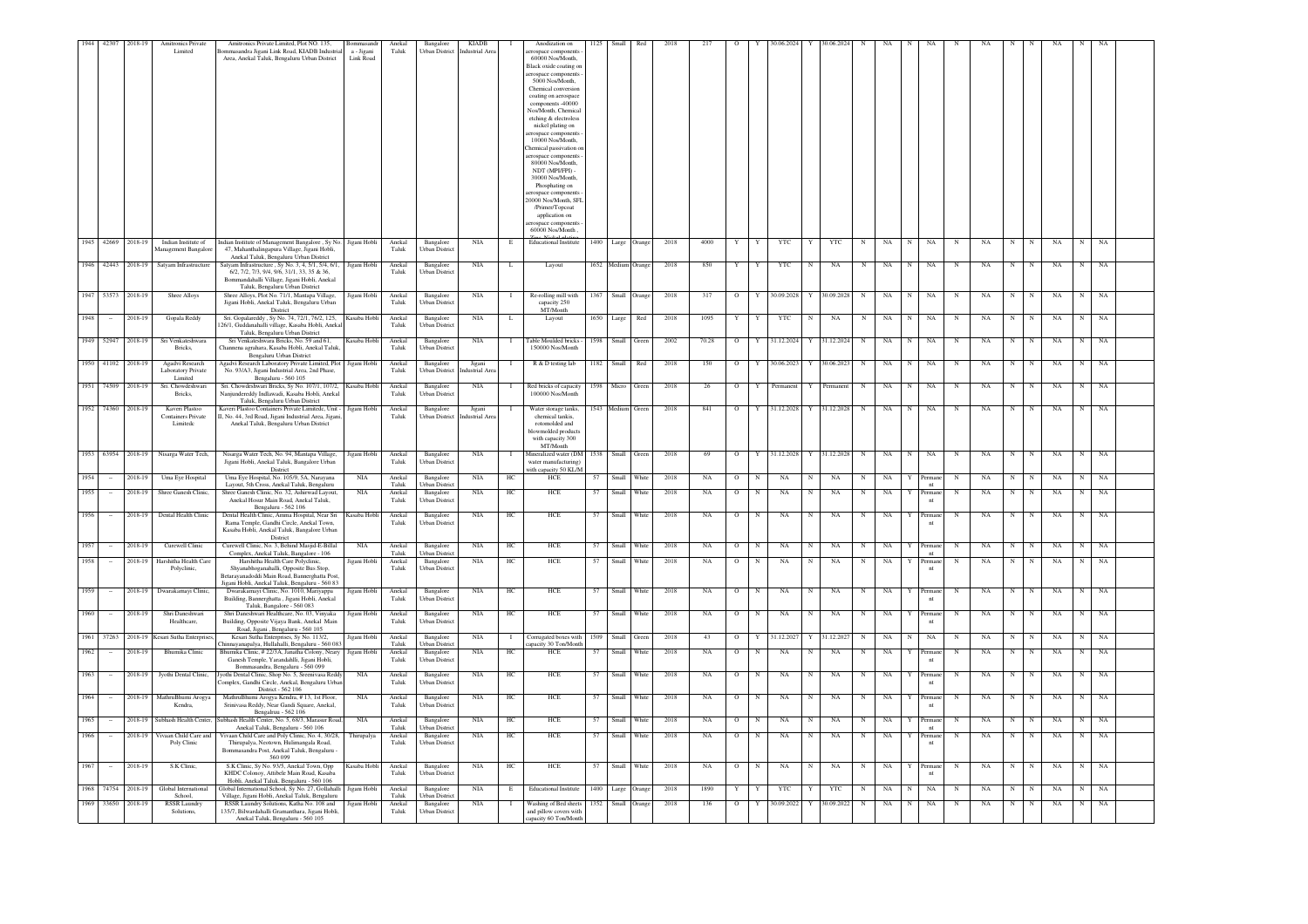| 1944 | 42307 | 2018-19 | Amitronics Private Limited | Amitronics Private Limited, Plot NO. 135, Bommasandra Jigani Link Road, KIADB Industrial Area, Anekal Taluk, Bengaluru Urban District | Bommasandra - Jigani Link Road | Anekal Taluk | Bangalore Urban District | KIADB Industrial Area | I | Anodization on aerospace components - 60000 Nos/Month, Black oxide coating on aerospace components - 5000 Nos/Month, Chemical conversion coating on aerospace components -40000 Nos/Month, Chemical etching & electroless nickel plating on aerospace components - 10000 Nos/Month, Chemical passivation on aerospace components - 80000 Nos/Month, NDT (MPI/FPI) - 30000 Nos/Month, Phosphating on aerospace components - 20000 Nos/Month, SFL /Primer/Topcoat application on aerospace components - 60000 Nos/Month, Zinc Nickel plating | 1125 | Small | Red | 2018 | 217 | O | Y | 30.06.2024 | Y | 30.06.2024 | N | NA | N | NA | N | NA | N | N | NA | N | NA |
|---|---|---|---|---|---|---|---|---|---|---|---|---|---|---|---|---|---|---|---|---|---|---|---|---|---|---|---|---|---|---|---|---|
| 1945 | 42669 | 2018-19 | Indian Institute of Management Bangalore | Indian Institute of Management Bangalore , Sy No. 47, Mahanthalingapura Village, Jigani Hobli, Anekal Taluk, Bengaluru Urban District | Jigani Hobli | Anekal Taluk | Bangalore Urban District | NIA | E | Educational Institute | 1400 | Large | Orange | 2018 | 4000 | Y | Y | YTC | Y | YTC | N | NA | N | NA | N | NA | N | N | NA | N | NA |
| 1946 | 42443 | 2018-19 | Satyam Infrastructure | Satyam Infrastructure , Sy No. 3, 4, 5/1, 5/4, 6/1, 6/2, 7/2, 7/3, 9/4, 9/6, 31/1, 33, 35 & 36, Bommandahalli Village, Jigani Hobli, Anekal Taluk, Bengaluru Urban District | Jigani Hobli | Anekal Taluk | Bangalore Urban District | NIA | L | Layout | 1652 | Medium | Orange | 2018 | 850 | Y | Y | YTC | N | NA | N | NA | N | NA | N | NA | N | N | NA | N | NA |
| 1947 | 53573 | 2018-19 | Shree Alloys | Shree Alloys, Plot No. 71/1, Mantapa Village, Jigani Hobli, Anekal Taluk, Bengaluru Urban District | Jigani Hobli | Anekal Taluk | Bangalore Urban District | NIA | I | Re-rolling mill with capacity 250 MT/Month | 1367 | Small | Orange | 2018 | 317 | O | Y | 30.09.2028 | Y | 30.09.2028 | N | NA | N | NA | N | NA | N | N | NA | N | NA |
| 1948 | – | 2018-19 | Gopala Reddy | Sri. Gopalareddy , Sy. No. 74, 72/1, 76/2, 125, 126/1, Guddanahalli village, Kasaba Hobli, Anekal Taluk, Bengaluru Urban District | Kasaba Hobli | Anekal Taluk | Bangalore Urban District | NIA | L | Layout | 1650 | Large | Red | 2018 | 1095 | Y | Y | YTC | N | NA | N | NA | N | NA | N | NA | N | N | NA | N | NA |
| 1949 | 52947 | 2018-19 | Sri Venkateshwara Bricks, | Sri Venkateshwara Bricks, No. 59 and 61, Chamnena agrahara, Kasaba Hobli, Anekal Taluk, Bengaluru Urban District | Kasaba Hobli | Anekal Taluk | Bangalore Urban District | NIA | I | Table Moulded bricks - 150000 Nos/Month | 1598 | Small | Green | 2002 | 70.28 | O | Y | 31.12.2024 | Y | 31.12.2024 | N | NA | N | NA | N | NA | N | N | NA | N | NA |
| 1950 | 41102 | 2018-19 | Agadvi Research Laboratory Private Limited | Agadvi Research Laboratory Private Limited, Plot No. 93/A3, Jigani Industrial Area, 2nd Phase, Bengaluru - 560 105 | Jigani Hobli | Anekal Taluk | Bangalore Urban District | Jigani Industrial Area | I | R & D testing lab | 1182 | Small | Red | 2018 | 150 | O | Y | 30.06.2023 | Y | 30.06.2023 | N | NA | N | NA | N | NA | N | N | NA | N | NA |
| 1951 | 74509 | 2018-19 | Sri. Chowdeshwari Bricks, | Sri. Chowdeshwari Bricks, Sy No. 107/1, 107/2, Nanjundereddy Indlawadi, Kasaba Hobli, Anekal Taluk, Bengaluru Urban District | Kasaba Hobli | Anekal Taluk | Bangalore Urban District | NIA | I | Red bricks of capacity 100000 Nos/Month | 1598 | Micro | Green | 2018 | 26 | O | Y | Permanent | Y | Permanent | N | NA | N | NA | N | NA | N | N | NA | N | NA |
| 1952 | 74360 | 2018-19 | Kaveri Plastoo Containers Private Limitede | Kaveri Plastoo Containers Private Limitede, Unit - II, No. 44, 3rd Road, Jigani Industrial Area, Jigani, Anekal Taluk, Bengaluru Urban District | Jigani Hobli | Anekal Taluk | Bangalore Urban District | Jigani Industrial Area | I | Water storage tanks, chemical tankis, rotomolded and blowmolded products with capacity 300 MT/Month | 1543 | Medium | Green | 2018 | 841 | O | Y | 31.12.2028 | Y | 31.12.2028 | N | NA | N | NA | N | NA | N | N | NA | N | NA |
| 1953 | 63954 | 2018-19 | Nisarga Water Tech, | Nisarga Water Tech, No. 94, Mantapa Village, Jigani Hobli, Anekal Taluk, Bangalore Urban District | Jigani Hobli | Anekal Taluk | Bangalore Urban District | NIA | I | Mineralized water (DM water manufacturing) with capacity 50 KL/M | 1538 | Small | Green | 2018 | 69 | O | Y | 31.12.2028 | Y | 31.12.2028 | N | NA | N | NA | N | NA | N | N | NA | N | NA |
| 1954 | – | 2018-19 | Uma Eye Hospital | Uma Eye Hospital, No. 105/9, SA. Narayana Layout, 5th Cross, Anekal Taluk, Bengaluru | NIA | Anekal Taluk | Bangalore Urban District | NIA | HC | HCE | 57 | Small | White | 2018 | NA | O | N | NA | N | NA | N | NA | Y | Permanent | N | NA | N | N | NA | N | NA |
| 1955 | – | 2018-19 | Shree Ganesh Clinic, | Shree Ganesh Clinic, No. 32, Ashirwad Layout, Anekal Hosur Main Road, Anekal Taluk, Bengaluru - 562 106 | NIA | Anekal Taluk | Bangalore Urban District | NIA | HC | HCE | 57 | Small | White | 2018 | NA | O | N | NA | N | NA | N | NA | Y | Permanent | N | NA | N | N | NA | N | NA |
| 1956 | – | 2018-19 | Dental Health Clinic | Dental Health Clinic, Amma Hospital, Near Sri Rama Temple, Gandhi Circle, Anekal Town, Kasaba Hobli, Anekal Taluk, Bangalore Urban District | Kasaba Hobli | Anekal Taluk | Bangalore Urban District | NIA | HC | HCE | 57 | Small | White | 2018 | NA | O | N | NA | N | NA | N | NA | Y | Permanent | N | NA | N | N | NA | N | NA |
| 1957 | – | 2018-19 | Curewell Clinic | Curewell Clinic, No. 3, Behind Masjid-E-Billal Complex, Anekal Taluk, Bangalore - 106 | NIA | Anekal Taluk | Bangalore Urban District | NIA | HC | HCE | 57 | Small | White | 2018 | NA | O | N | NA | N | NA | N | NA | Y | Permanent | N | NA | N | N | NA | N | NA |
| 1958 | – | 2018-19 | Harshitha Health Care Polyclinic, | Harshitha Health Care Polyclinic, Shyanabhoganahalli, Opposite Bus Stop, Betarayanadoddi Main Road, Bannerghatta Post, Jigani Hobli, Anekal Taluk, Bengaluru - 560 83 | Jigani Hobli | Anekal Taluk | Bangalore Urban District | NIA | HC | HCE | 57 | Small | White | 2018 | NA | O | N | NA | N | NA | N | NA | Y | Permanent | N | NA | N | N | NA | N | NA |
| 1959 | – | 2018-19 | Dwarakamayi Clinic, | Dwarakamayi Clinic, No. 1010, Mariyappa Building, Bannerghatta , Jigani Hobli, Anekal Taluk, Bangalore - 560 083 | Jigani Hobli | Anekal Taluk | Bangalore Urban District | NIA | HC | HCE | 57 | Small | White | 2018 | NA | O | N | NA | N | NA | N | NA | Y | Permanent | N | NA | N | N | NA | N | NA |
| 1960 | – | 2018-19 | Shri Daneshwari Healthcare, | Shri Daneshwari Healthcare, No. 03, Vinyaka Building, Opposite Vijaya Bank, Anekal Main Road, Jigani , Bengaluru - 560 105 | Jigani Hobli | Anekal Taluk | Bangalore Urban District | NIA | HC | HCE | 57 | Small | White | 2018 | NA | O | N | NA | N | NA | N | NA | Y | Permanent | N | NA | N | N | NA | N | NA |
| 1961 | 37263 | 2018-19 | Kesari Sathu Enterprises, | Kesari Sathu Enterprises, Sy No. 113/2, Chinnayanapalya, Hullahalli, Bengaluru - 560 083 | Jigani Hobli | Anekal Taluk | Bangalore Urban District | NIA | I | Corrugated boxes with capacity 30 Ton/Month | 1509 | Small | Green | 2018 | 43 | O | Y | 31.12.2027 | Y | 31.12.2027 | N | NA | N | NA | N | NA | N | N | NA | N | NA |
| 1962 | – | 2018-19 | Bhumika Clinic | Bhumika Clinic, # 22/3A, Janatha Colony, Neary Ganesh Temple, Yarandahlli, Jigani Hobli, Bommasandra, Bengaluru - 560 099 | Jigani Hobli | Anekal Taluk | Bangalore Urban District | NIA | HC | HCE | 57 | Small | White | 2018 | NA | O | N | NA | N | NA | N | NA | Y | Permanent | N | NA | N | N | NA | N | NA |
| 1963 | – | 2018-19 | Jyothi Dental Clinic, | Jyothi Dental Clinic, Shop No. 5, Sreenivasa Reddy Complex, Gandhi Circle, Anekal, Bengaluru Urban District - 562 106 | NIA | Anekal Taluk | Bangalore Urban District | NIA | HC | HCE | 57 | Small | White | 2018 | NA | O | N | NA | N | NA | N | NA | Y | Permanent | N | NA | N | N | NA | N | NA |
| 1964 | – | 2018-19 | MathruBhumi Arogya Kendra, | MathruBhumi Arogya Kendra, # 13, 1st Floor, Srinivasa Reddy, Near Gandi Square, Anekal, Bengaluru - 562 106 | NIA | Anekal Taluk | Bangalore Urban District | NIA | HC | HCE | 57 | Small | White | 2018 | NA | O | N | NA | N | NA | N | NA | Y | Permanent | N | NA | N | N | NA | N | NA |
| 1965 | – | 2018-19 | Subhash Health Center, | Subhash Health Center, No. 5, 68/3, Marasur Road, Anekal Taluk, Bengaluru - 560 106 | NIA | Anekal Taluk | Bangalore Urban District | NIA | HC | HCE | 57 | Small | White | 2018 | NA | O | N | NA | N | NA | N | NA | Y | Permanent | N | NA | N | N | NA | N | NA |
| 1966 | – | 2018-19 | Vivaan Child Care and Poly Clinic | Vivaan Child Care and Poly Clinic, No. 4, 30/28, Thirupalya, Neotown, Hulimangala Road, Bommasandra Post, Anekal Taluk, Bengaluru - 560 099 | Thirupalya | Anekal Taluk | Bangalore Urban District | NIA | HC | HCE | 57 | Small | White | 2018 | NA | O | N | NA | N | NA | N | NA | Y | Permanent | N | NA | N | N | NA | N | NA |
| 1967 | – | 2018-19 | S.K Clinic, | S.K Clinic, Sy No. 93/5, Anekal Town, Opp KHDC Colonoy, Attibele Main Road, Kasaba Hobli, Anekal Taluk, Bengaluru - 560 106 | Kasaba Hobli | Anekal Taluk | Bangalore Urban District | NIA | HC | HCE | 57 | Small | White | 2018 | NA | O | N | NA | N | NA | N | NA | Y | Permanent | N | NA | N | N | NA | N | NA |
| 1968 | 74754 | 2018-19 | Global International School, | Global International School, Sy No. 27, Gollahalli Village, Jigani Hobli, Anekal Taluk, Bengaluru | Jigani Hobli | Anekal Taluk | Bangalore Urban District | NIA | E | Educational Institute | 1400 | Large | Orange | 2018 | 1890 | Y | Y | YTC | Y | YTC | N | NA | N | NA | N | NA | N | N | NA | N | NA |
| 1969 | 33650 | 2018-19 | RSSR Laundry Solutions, | RSSR Laundry Solutions, Katha No. 708 and 135/7, Bilwardahalli Gramanthara, Jigani Hobli, Anekal Taluk, Bengaluru - 560 105 | Jigani Hobli | Anekal Taluk | Bangalore Urban District | NIA | I | Washing of Bed sheets and pillow covers with capacity 60 Ton/Month | 1352 | Small | Orange | 2018 | 136 | O | Y | 30.09.2022 | Y | 30.09.2022 | N | NA | N | NA | N | NA | N | N | NA | N | NA |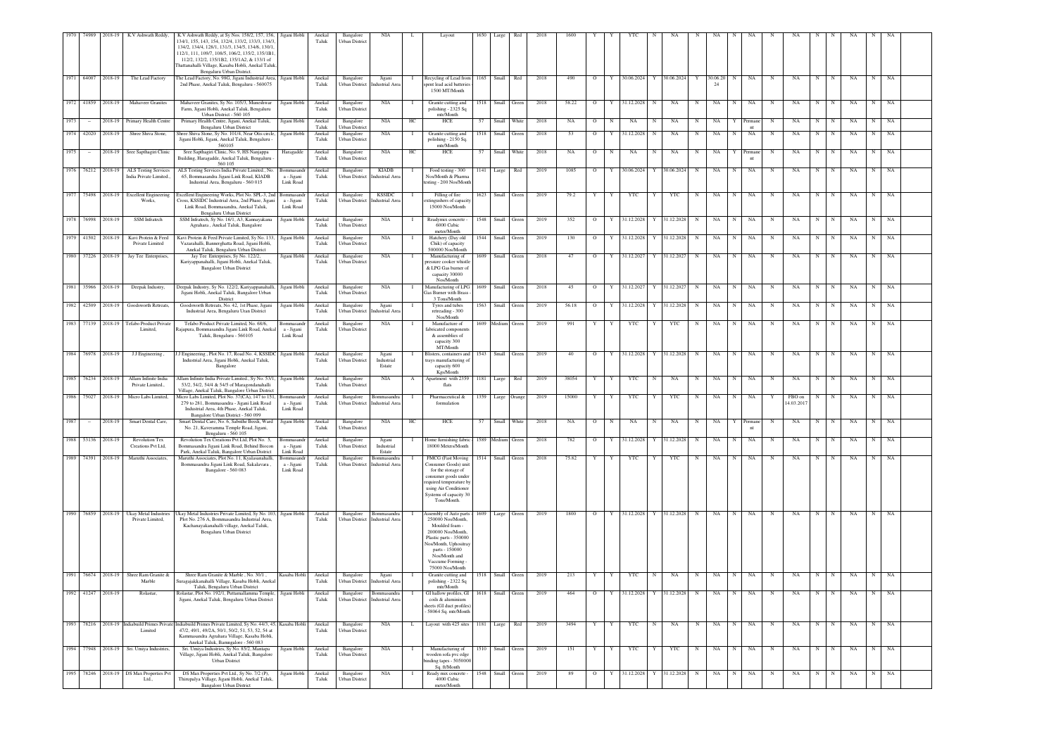| 1970 | 74989 | 2018-19 | K.V Ashwath Reddy, | K.V Ashwath Reddy, at Sy Nos. 158/2, 157, 156, 134/1, 155, 143, 154, 132/4, 133/2, 133/3, 134/3, 134/2, 134/4, 128/1, 131/3, 134/5, 134/6, 130/1, 112/1, 111, 109/7, 108/5, 106/2, 135/2, 135/1B1, 112/2, 132/2, 135/1B2, 135/1A2, & 133/1 of Thattanahalli Village, Kasaba Hobli, Anekal Taluk, Bengaluru Urban District. | Jigani Hobli | Anekal Taluk | Bangalore Urban District | NIA | L | Layout | 1650 | Large | Red | 2018 | 1600 | Y | Y | YTC | N | NA | N | NA | N | NA | N | NA | N | N | NA | N | NA |
|---|---|---|---|---|---|---|---|---|---|---|---|---|---|---|---|---|---|---|---|---|---|---|---|---|---|---|---|---|---|---|---|---|
| 1971 | 64007 | 2018-19 | The Lead Factory | The Lead Factory, No. 98G, Jigani Industrial Area, 2nd Phase, Anekal Taluk, Bengaluru - 560075 | Jigani Hobli | Anekal Taluk | Bangalore Urban District | Jigani Industrial Area | I | Recycling of Lead from spent lead acid batteries 1500 MT/Month | 1165 | Small | Red | 2018 | 490 | O | Y | 30.06.2024 | Y | 30.06.2024 | Y | 30.06.2024 | N | NA | N | NA | N | N | NA | N | NA |
| 1972 | 41859 | 2018-19 | Mahaveer Granites | Mahaveer Granites, Sy No. 105/3, Muneshwar Farm, Jigani Hobli, Anekal Taluk, Bengaluru Urban District - 560 105 | Jigani Hobli | Anekal Taluk | Bangalore Urban District | NIA | I | Granite cutting and polishing - 2325 Sq mtr/Month | 1518 | Small | Green | 2018 | 58.22 | O | Y | 31.12.2028 | N | NA | N | NA | N | NA | N | NA | N | N | NA | N | NA |
| 1973 | -- | 2018-19 | Primary Health Centre | Primary Health Centre, Jigani, Anekal Taluk, Bengaluru Urban District | Jigani Hobli | Anekal Taluk | Bangalore Urban District | NIA | HC | HCE | 57 | Small | White | 2018 | NA | O | N | NA | N | NA | N | NA | Y | Permanent | N | NA | N | N | NA | N | NA |
| 1974 | 42020 | 2018-19 | Shree Shiva Stone, | Shree Shiva Stone, Sy No. 101/4, Near Otis circle, Jigani Hobli, Jigani, Anekal Taluk, Bengaluru - 560105 | Jigani Hobli | Anekal Taluk | Bangalore Urban District | NIA | I | Granite cutting and polishing - 2150 Sq. mtr/Month | 1518 | Small | Green | 2018 | 53 | O | Y | 31.12.2028 | N | NA | N | NA | N | NA | N | NA | N | N | NA | N | NA |
| 1975 | -- | 2018-19 | Sree Sapthagiri Clinic | Sree Sapthagiri Clinic, No. 9, HS Nanjappa Building, Haragadde, Anekal Taluk, Bengaluru - 560 105 | Haragadde | Anekal Taluk | Bangalore Urban District | NIA | HC | HCE | 57 | Small | White | 2018 | NA | O | N | NA | N | NA | N | NA | Y | Permanent | N | NA | N | N | NA | N | NA |
| 1976 | 76212 | 2018-19 | ALS Testing Services India Private Limited., | ALS Testing Services India Private Limited., No. 65, Bommasandra Jigani Link Road, KIADB Industrial Area, Bengaluru - 560 015 | Bommasandra - Jigani Link Road | Anekal Taluk | Bangalore Urban District | KIADB Industrial Area | I | Food testing - 300 Nos/Month & Pharma testing - 200 Nos/Month | 1141 | Large | Red | 2019 | 1085 | O | Y | 30.06.2024 | Y | 30.06.2024 | N | NA | N | NA | N | NA | N | N | NA | N | NA |
| 1977 | 75498 | 2018-19 | Excellent Engineering Works, | Excellent Engineering Works, Plot No. SPL-3, 2nd Cross, KSSIDC Industrial Area, 2nd Phase, Jigani Link Road, Bommasandra, Anekal Taluk, Bengaluru Urban District | Bommasandra - Jigani Link Road | Anekal Taluk | Bangalore Urban District | KSSIDC Industrial Area | I | Filling of fire extinguishers of capacity 15000 Nos/Month | 1623 | Small | Green | 2019 | 79.2 | Y | Y | YTC | Y | YTC | N | NA | N | NA | N | NA | N | N | NA | N | NA |
| 1978 | 76998 | 2018-19 | SSM Infratech | SSM Infratech, Sy No. 16/1, A3, Kannayakana Agrahara , Anekal Taluk, Bangalore | Jigani Hobli | Anekal Taluk | Bangalore Urban District | NIA | I | Readymix concrete - 6000 Cubic meter/Month | 1548 | Small | Green | 2019 | 352 | O | Y | 31.12.2028 | Y | 31.12.2028 | N | NA | N | NA | N | NA | N | N | NA | N | NA |
| 1979 | 41502 | 2018-19 | Kavi Protein & Feed Private Limited | Kavi Protein & Feed Private Limited, Sy No. 133, Vazarahalli, Bannerghatta Road, Jigani Hobli, Anekal Taluk, Bengaluru Urban District | Jigani Hobli | Anekal Taluk | Bangalore Urban District | NIA | I | Hatchery (Day old Chik) of capacity 500000 Nos/Month | 1544 | Small | Green | 2019 | 130 | O | Y | 31.12.2028 | Y | 31.12.2028 | N | NA | N | NA | N | NA | N | N | NA | N | NA |
| 1980 | 37226 | 2018-19 | Jay Tee Enterprises, | Jay Tee Enterprises, Sy No. 122/2, Kariyappanahalli, Jigani Hobli, Anekal Taluk, Bangalore Urban District | Jigani Hobli | Anekal Taluk | Bangalore Urban District | NIA | I | Manufacturing of pressure cooker whistle & LPG Gas burner of capacity 30000 Nos/Month | 1609 | Small | Green | 2018 | 47 | O | Y | 31.12.2027 | Y | 31.12.2027 | N | NA | N | NA | N | NA | N | N | NA | N | NA |
| 1981 | 35966 | 2018-19 | Deepak Industry, | Deepak Industry, Sy No. 122/2, Kariyappanahalli, Jigani Hobli, Anekal Taluk, Bangalore Urban District | Jigani Hobli | Anekal Taluk | Bangalore Urban District | NIA | I | Manufacturing of LPG Gas Burner with Brass - 3 Tons/Month | 1609 | Small | Green | 2018 | 45 | O | Y | 31.12.2027 | Y | 31.12.2027 | N | NA | N | NA | N | NA | N | N | NA | N | NA |
| 1982 | 42509 | 2018-19 | Goodsworth Retreats, | Goodsworth Retreats, No. 42, 1st Phase, Jigani Industrial Area, Bengaluru Uran District | Jigani Hobli | Anekal Taluk | Bangalore Urban District | Jigani Industrial Area | I | Tyres and tubes retreading - 300 Nos/Month | 1563 | Small | Green | 2019 | 56.18 | O | Y | 31.12.2028 | Y | 31.12.2028 | N | NA | N | NA | N | NA | N | N | NA | N | NA |
| 1983 | 77139 | 2018-19 | Tefabo Product Private Limited, | Tefabo Product Private Limited, No. 68/6, Rajapura, Bommasandra Jigani Link Road, Anekal Taluk, Bengaluru - 560105 | Bommasandra - Jigani Link Road | Anekal Taluk | Bangalore Urban District | NIA | I | Manufacture of fabricated components & assemblies of capacity 300 MT/Month | 1609 | Medium | Green | 2019 | 991 | Y | Y | YTC | Y | YTC | N | NA | N | NA | N | NA | N | N | NA | N | NA |
| 1984 | 76978 | 2018-19 | J J Engineering , | J J Engineering , Plot No. 17, Road No. 4, KSSIDC Industrial Area, Jigani Hobli, Anekal Taluk, Bangalore | Jigani Hobli | Anekal Taluk | Bangalore Urban District | Jigani Industrial Estate | I | Blisters, containers and trays manufacturing of capacity 600 Kgs/Month | 1543 | Small | Green | 2019 | 40 | O | Y | 31.12.2028 | Y | 31.12.2028 | N | NA | N | NA | N | NA | N | N | NA | N | NA |
| 1985 | 76234 | 2018-19 | Allam Infinite India Private Limited., | Allam Infinite India Private Limited., Sy No. 53/1, 53/2, 54/2, 54/4 & 54/5 of Maragondanahalli Village, Anekal Taluk, Bangalore Urban District | Jigani Hobli | Anekal Taluk | Bangalore Urban District | NIA | A | Apartment with 2359 flats | 1181 | Large | Red | 2019 | 38054 | Y | Y | YTC | N | NA | N | NA | N | NA | N | NA | N | N | NA | N | NA |
| 1986 | 75027 | 2018-19 | Micro Labs Limited, | Micro Labs Limited, Plot No. 37(CA), 147 to 151, 279 to 281, Bommasandra - Jigani Link Road Industrial Area, 4th Phase, Anekal Taluk, Bangalore Urban District - 560 099 | Bommasandra - Jigani Link Road | Anekal Taluk | Bangalore Urban District | Bommasandra Industrial Area | I | Pharmaceutical & formulation | 1359 | Large | Orange | 2019 | 15000 | Y | Y | YTC | Y | YTC | N | NA | N | NA | Y | FBO on 14.03.2017 | N | N | NA | N | NA |
| 1987 | -- | 2018-19 | Smart Dental Care, | Smart Dental Care, No. 6, Sabithe Beedi, Ward No. 21, Kaveramma Temple Road, Jigani, Bengaluru - 560 105 | Jigani Hobli | Anekal Taluk | Bangalore Urban District | NIA | HC | HCE | 57 | Small | White | 2018 | NA | O | N | NA | N | NA | N | NA | Y | Permanent | N | NA | N | N | NA | N | NA |
| 1988 | 53136 | 2018-19 | Revolution Tex Creations Pvt Ltd, | Revolution Tex Creations Pvt Ltd, Plot No. 5, Bommasandra Jigani Link Road, Behind Biocon Park, Anekal Taluk, Bangalore Urban District | Bommasandra - Jigani Link Road | Anekal Taluk | Bangalore Urban District | Jigani Industrial Estate | I | Home furnishing fabric 18000 Meters/Month | 1589 | Medium | Green | 2018 | 782 | O | Y | 31.12.2028 | Y | 31.12.2028 | N | NA | N | NA | N | NA | N | N | NA | N | NA |
| 1989 | 74391 | 2018-19 | Maruthi Associates, | Maruthi Associates, Plot No. 11, Kyalasanahalli, Bommasandra Jigani Link Road, Sakalavara , Bangalore - 560 083 | Bommasandra - Jigani Link Road | Anekal Taluk | Bangalore Urban District | Bommasandra Industrial Area | I | FMCG (Fast Moving Consumer Goods) unit for the storage of consumer goods under required temperature by using Air Conditioner Systems of capacity 30 Tons/Month | 1514 | Small | Green | 2018 | 75.82 | Y | Y | YTC | Y | YTC | N | NA | N | NA | N | NA | N | N | NA | N | NA |
| 1990 | 76859 | 2018-19 | Ukay Metal Industries Private Limited, | Ukay Metal Industries Private Limited, Sy No. 103, Plot No. 276 A, Bommasandra Industrial Area, Kachanayakanahalli village, Anekal Taluk, Bengaluru Urban District | Jigani Hobli | Anekal Taluk | Bangalore Urban District | Bommasandra Industrial Area | I | Assembly of Auto parts - 250000 Nos/Month, Moulded foam - 200000 Nos/Month, Plastic parts - 350000 Nos/Month, Uphositray parts - 150000 Nos/Month and Vaccume Forming - 75000 Nos/Month | 1609 | Large | Green | 2019 | 1800 | O | Y | 31.12.2028 | Y | 31.12.2028 | N | NA | N | NA | N | NA | N | N | NA | N | NA |
| 1991 | 76674 | 2018-19 | Shree Ram Granite & Marble | Shree Ram Granite & Marble , No. 30/1 , Suragajakkanahalli Village, Kasaba Hobli, Anekal Taluk, Bengaluru Urban District | Kasaba Hobli | Anekal Taluk | Bangalore Urban District | Jigani Industrial Area | I | Granite cutting and polishing - 2322 Sq mtr/Month | 1518 | Small | Green | 2019 | 213 | Y | Y | YTC | N | NA | N | NA | N | NA | N | NA | N | N | NA | N | NA |
| 1992 | 41247 | 2018-19 | Rolastar, | Rolastar, Plot No. 192/1, Puttamallamma Temple, Jigani, Anekal Taluk, Bengaluru Urban District | Jigani Hobli | Anekal Taluk | Bangalore Urban District | Bommasandra Industrial Area | I | GI hallow profiles, GI coils & aluminium sheets (GI duct profiles) - 58064 Sq. mtr/Month | 1618 | Small | Green | 2019 | 464 | O | Y | 31.12.2028 | Y | 31.12.2028 | N | NA | N | NA | N | NA | N | N | NA | N | NA |
| 1993 | 78216 | 2018-19 | Indiabuild Primes Private Limited | Indiabuild Primes Private Limited, Sy No. 44/3, 45, 47/2, 49/1, 49/2A, 50/1, 50/2, 51, 53, 52, 54 at Kammasandra Agrahara Village, Kasaba Hobli, Anekal Taluk, Bannugalore - 560 083 | Kasaba Hobli | Anekal Taluk | Bangalore Urban District | NIA | L | Layout with 425 sites | 1181 | Large | Red | 2019 | 3494 | Y | Y | YTC | N | NA | N | NA | N | NA | N | NA | N | N | NA | N | NA |
| 1994 | 77948 | 2018-19 | Sri. Umiya Industries, | Sri. Umiya Industries, Sy No. 85/2, Mantapa Village, Jigani Hobli, Anekal Taluk, Bangalore Urban District | Jigani Hobli | Anekal Taluk | Bangalore Urban District | NIA | I | Manufacturing of wooden sofa pvc edge binding tapes - 5050000 Sq. ft/Month | 1510 | Small | Green | 2019 | 151 | Y | Y | YTC | Y | YTC | N | NA | N | NA | N | NA | N | N | NA | N | NA |
| 1995 | 78246 | 2018-19 | DS Max Properties Pvt Ltd., | DS Max Properties Pvt Ltd., Sy No. 7/2 (P), Thirupalya Village, Jigani Hobli, Anekal Taluk, Bangalore Urban District | Jigani Hobli | Anekal Taluk | Bangalore Urban District | NIA | I | Ready mix concrete - 4000 Cubic meter/Month | 1548 | Small | Green | 2019 | 89 | O | Y | 31.12.2028 | Y | 31.12.2028 | N | NA | N | NA | N | NA | N | N | NA | N | NA |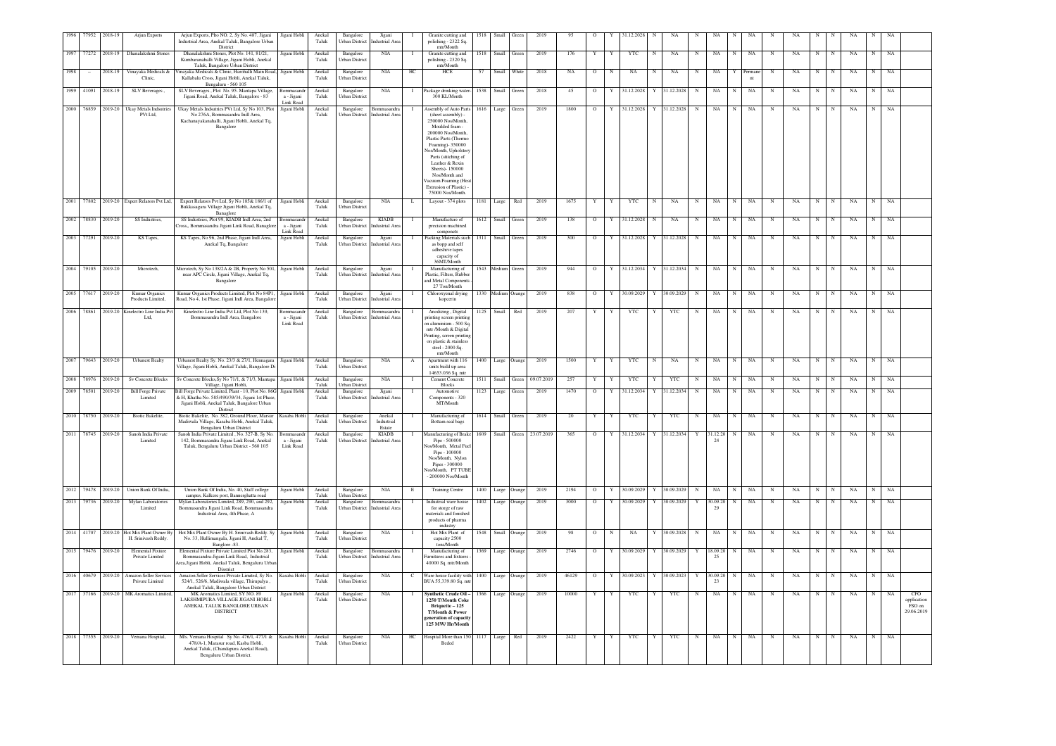| 1996 | 77952 | 2018-19 | Arjun Exports | Arjun Experts, Plio NO. 2, Sy No. 487, Jigani Industrial Area, Anekal Taluk, Bangalore Urban District | Jigani Hobli | Anekal Taluk | Bangalore Urban District | Jigani Industrial Area | I | Granite cutting and polishing - 2322 Sq. mtr/Month | 1518 | Small | Green | 2019 | 95 | O | Y | 31.12.2028 | N | NA | N | NA | N | NA | N | NA | N | N | NA | N | NA | |
|---|---|---|---|---|---|---|---|---|---|---|---|---|---|---|---|---|---|---|---|---|---|---|---|---|---|---|---|---|---|---|---|---|
| 1997 | 77272 | 2018-19 | Dhanalakshmi Stones | Dhanalakshmi Stones, Plot No. 141, 81/21, Kumbaranahalli Village, Jigani Hobli, Anekal Taluk, Bangalore Urban District | Jigani Hobli | Anekal Taluk | Bangalore Urban District | NIA | I | Granite cutting and polishing - 2320 Sq. mtr/Month | 1518 | Small | Green | 2019 | 176 | Y | Y | YTC | N | NA | N | NA | N | NA | N | NA | N | N | NA | N | NA | |
| 1998 | - | 2018-19 | Vinayaka Medicals & Clinic, | Vinayaka Medicals & Clinic, Harohalli Main Road, Kallabalu Cross, Jigani Hobli, Anekal Taluk, Bengaluru - 560 105 | Jigani Hobli | Anekal Taluk | Bangalore Urban District | NIA | HC | HCE | 57 | Small | White | 2018 | NA | O | N | NA | N | NA | N | NA | Y | Permanent | N | NA | N | N | NA | N | NA | |
| 1999 | 41091 | 2018-19 | SLV Beverages , | SLV Beverages , Plot No. 95. Mantapa Village, Jigani Road, Anekal Taluk, Bangalore - 83 | Bommasandra - Jigani Link Road | Anekal Taluk | Bangalore Urban District | NIA | I | Package drinking water- 300 KL/Month | 1538 | Small | Green | 2018 | 45 | O | Y | 31.12.2028 | Y | 31.12.2028 | N | NA | N | NA | N | NA | N | N | NA | N | NA | |
| 2000 | 76859 | 2019-20 | Ukay Metals Indsutries PVt Ltd, | Ukay Metals Indsutries PVt Ltd, Sy No 103, Plot No 276A, Bommasandra Indl Area, Kachanayakanahalli, Jigani Hobli, Anekal Tq, Bangalore | Jigani Hobli | Anekal Taluk | Bangalore Urban District | Bommasandra Industrial Area | I | Assembly of Auto Parts (sheet assembly) - 250000 Nos/Month, Moulded foam - 200000 Nos/Month, Plastic Parts (Thermo Foaming)- 350000 Nos/Month, Upholstery Parts (stiching of Leather & Rexin Sheets)- 150000 Nos/Month and Vacuum Foaming (Heat Extrusion of Plastic) - 75000 Nos/Month. | 1616 | Large | Green | 2019 | 1800 | O | Y | 31.12.2028 | Y | 31.12.2028 | N | NA | N | NA | N | NA | N | N | NA | N | NA | |
| 2001 | 77802 | 2019-20 | Expert Relators Pvt Ltd, | Expert Relators Pvt Ltd, Sy No 185& 186/1 of Bukkasagara Village Jigani Hobli, Anekal Tq, Banaglore | Jigani Hobli | Anekal Taluk | Bangalore Urban District | NIA | L | Layout - 374 plots | 1181 | Large | Red | 2019 | 1675 | Y | Y | YTC | N | NA | N | NA | N | NA | N | NA | N | N | NA | N | NA | |
| 2002 | 78830 | 2019-20 | SS Industries, | SS Industries, Plot 99, KIADB Indl Area, 2nd Cross., Bommasandra Jigani Link Road, Banaglore | Bommasandra - Jigani Link Road | Anekal Taluk | Bangalore Urban District | KIADB Industrial Area | I | Manufacture of precision machined componets | 1612 | Small | Green | 2019 | 138 | O | Y | 31.12.2028 | N | NA | N | NA | N | NA | N | NA | N | N | NA | N | NA | |
| 2003 | 77291 | 2019-20 | KS Tapes, | KS Tapes, No 96, 2nd Phase, Jigani Indl Area, Anekal Tq, Bangalore | Jigani Hobli | Anekal Taluk | Bangalore Urban District | Jigani Industrial Area | I | Packing Materials such as bopp and self adhesive tapes capacity of 36MT/Month | 1311 | Small | Green | 2019 | 300 | O | Y | 31.12.2028 | Y | 31.12.2028 | N | NA | N | NA | N | NA | N | N | NA | N | NA | |
| 2004 | 79105 | 2019-20 | Microtech, | Microtech, Sy No 138/2A & 2B, Property No 501, near APC Circle, Jigani Village, Anekal Tq, Bangalore | Jigani Hobli | Anekal Taluk | Bangalore Urban District | Jigani Industrial Area | I | Manufacturing of Plastic, Filters, Rubber and Metal Components - 27 Ton/Month | 1543 | Medium | Green | 2019 | 944 | O | Y | 31.12.2034 | Y | 31.12.2034 | N | NA | N | NA | N | NA | N | N | NA | N | NA | |
| 2005 | 77617 | 2019-20 | Kumar Organics Products Limited, | Kumar Organics Products Limited, Plot No 84P1, Road, No 4, 1st Phase, Jigani Indl Area, Bangalore | Jigani Hobli | Anekal Taluk | Bangalore Urban District | Jigani Industrial Area | I | Chlorophyll drying kopcerin | 1330 | Medium | Orange | 2019 | 838 | O | Y | 30.09.2029 | Y | 30.09.2029 | N | NA | N | NA | N | NA | N | N | NA | N | NA | |
| 2006 | 78861 | 2019-20 | Kinelectro Line India Pvt Ltd, | Kinelectro Line India Pvt Ltd, Plot No 139, Bommasandra Indl Area, Bangalore | Bommasandra - Jigani Link Road | Anekal Taluk | Bangalore Urban District | Bommasandra Industrial Area | I | Anodizing , Digital printing screen printing on aluminium - 500 Sq. mtr /Month & Digital Printing, screen printing on plastic & stainless steel - 2000 Sq. mtr/Month | 1125 | Small | Red | 2019 | 207 | Y | Y | YTC | Y | YTC | N | NA | N | NA | N | NA | N | N | NA | N | NA | |
| 2007 | 79643 | 2019-20 | Urbanest Realty | Urbanest Realty Sy. No. 23/3 & 27/1, Hennagara Village, Jigani Hobli, Anekal Taluk, Bangalore Di | Jigani Hobli | Anekal Taluk | Bangalore Urban District | NIA | A | Apartment with 116 units build up area 14653.036 Sq. mtr | 1400 | Large | Orange | 2019 | 1500 | Y | Y | YTC | N | NA | N | NA | N | NA | N | NA | N | N | NA | N | NA | |
| 2008 | 78976 | 2019-20 | Sv Concrete Blocks | Sv Concrete Blocks,Sy No 71/1, & 71/3, Mantapa Village, Jigani Hobli, | Jigani Hobli | Anekal Taluk | Bangalore Urban District | NIA | I | Cement Concrete Blocks | 1511 | Small | Green | 09.07.2019 | 257 | Y | Y | YTC | Y | YTC | N | NA | N | NA | N | NA | N | N | NA | N | NA | |
| 2009 | 78501 | 2019-20 | Bill Forge Private Limited | Bill Forge Private Limited, Plant - 10, Plot No. 86G & H, Khatha No. 585/490/39/34, Jigani 1st Phase, Jigani Hobli, Anekal Taluk, Bangalore Urban District | Jigani Hobli | Anekal Taluk | Bangalore Urban District | Jigani Industrial Area | I | Automotive Components - 320 MT/Month | 1123 | Large | Green | 2019 | 1470 | O | Y | 31.12.2034 | Y | 31.12.2034 | N | NA | N | NA | N | NA | N | N | NA | N | NA | |
| 2010 | 78750 | 2019-20 | Biotic Bakelite, | Biotic Bakelite, No. 382, Ground Floor, Marsur Madiwala Village, Kasaba Hobli, Anekal Taluk, Bengaluru Urban District | Kasaba Hobli | Anekal Taluk | Bangalore Urban District | Anekal Industrial Estate | I | Manufacturing of Bottam seal bags | 1614 | Small | Green | 2019 | 20 | Y | Y | YTC | Y | YTC | N | NA | N | NA | N | NA | N | N | NA | N | NA | |
| 2011 | 78745 | 2019-20 | Sanoh India Private Limited | Sanoh India Private Limited , No. 327-B, Sy No. 142, Bommasandra Jigani Link Road, Anekal Taluk, Bengaluru Urban District - 560 105 | Bommasandra - Jigani Link Road | Anekal Taluk | Bangalore Urban District | KIADB Industrial Area | I | Manufacturing of Brake Pipe - 500000 Nos/Month, Metal Fuel Pipe - 100000 Nos/Month, Nylon Pipes - 300000 Nos/Month, PT TUBE - 200000 Nos/Month | 1609 | Small | Green | 23.07.2019 | 365 | O | Y | 31.12.2034 | Y | 31.12.2034 | Y | 31.12.2024 | N | NA | N | NA | N | N | NA | N | NA | |
| 2012 | 79478 | 2019-20 | Union Bank Of India, | Union Bank Of India, No. 40, Staff college campus, Kalkere post, Bannerghatta road | Jigani Hobli | Anekal Taluk | Bangalore Urban District | NIA | E | Training Centre | 1400 | Large | Orange | 2019 | 2194 | O | Y | 30.09.2029 | Y | 30.09.2029 | N | NA | N | NA | N | NA | N | N | NA | N | NA | |
| 2013 | 79736 | 2019-20 | Mylan Laboratories Limited | Mylan Laboratories Limited, 289, 290, and 292, Bommasandra Jigani Link Road, Bommasandra Industrial Area, 4th Phase, A | Jigani Hobli | Anekal Taluk | Bangalore Urban District | Bommasandra Industrial Area | I | Industrial ware house for storge of raw materials and fonished products of pharma industry | 1402 | Large | Orange | 2019 | 3000 | O | Y | 30.09.2029 | Y | 30.09.2029 | Y | 30.09.2029 | N | NA | N | NA | N | N | NA | N | NA | |
| 2014 | 41707 | 2019-20 | Hot Mix Plant Owner By H. Srinivash Reddy | Hot Mix Plant Owner By H. Srinivash Reddy. Sy No. 33, Hullimangala, Jigani H, Anekal T, Banglore -83 | Jigani Hobli | Anekal Taluk | Bangalore Urban District | NIA | I | Hot Mix Plant of capacity 2500 tons/Month | 1548 | Small | Orange | 2019 | 98 | O | N | NA | Y | 30.09.2028 | N | NA | N | NA | N | NA | N | N | NA | N | NA | |
| 2015 | 79476 | 2019-20 | Elemental Fixture Private Limited | Elemental Fixture Private Limited Plot No.283, Bommasandra-Jigani Link Road, Industrial Area,Jigani Hobli, Anekal Taluk, Bengaluru Urban District | Jigani Hobli | Anekal Taluk | Bangalore Urban District | Bommasandra Industrial Area | I | Manufacturing of Furnitures and fixtures - 40000 Sq. mtr/Month | 1369 | Large | Orange | 2019 | 2746 | O | Y | 30.09.2029 | Y | 30.09.2029 | Y | 18.09.2025 | N | NA | N | NA | N | N | NA | N | NA | |
| 2016 | 40679 | 2019-20 | Amazon Seller Services Private Limited | Amazon Seller Services Private Limited, Sy No. 524/1, 526/6, Madiwala village, Thirupalya , Anekal Taluk, Bangalore Urban District | Kasaba Hobli | Anekal Taluk | Bangalore Urban District | NIA | C | Ware house facility with BUA 55,339.80 Sq. mtr | 1400 | Large | Orange | 2019 | 46129 | O | Y | 30.09.2023 | Y | 30.09.2023 | Y | 30.09.2023 | N | NA | N | NA | N | N | NA | N | NA | |
| 2017 | 37166 | 2019-20 | MK Aromatics Limited, | MK Aromatics Limited, SY NO. 89 LAKSHMIPURA VILLAGE JIGANI HOBLI ANEKAL TALUK BANGLORE URBAN DISTRICT | Jigani Hobli | Anekal Taluk | Bangalore Urban District | NIA | I | **Synthetic Crude Oil – 1250 T/Month Coke Briquette – 125 T/Month & Power generation of capacity 125 MW/ Hr/Month** | 1366 | Large | Orange | 2019 | 10000 | Y | Y | YTC | Y | YTC | N | NA | N | NA | N | NA | N | N | NA | N | NA | CFO application FSO on 29.06.2019 |
| 2018 | 77355 | 2019-20 | Vemana Hospital, | M/s. Vemana Hospital Sy No. 476/1, 477/1 & 478/A-1, Marasur road, Kasba Hobli, Anekal Taluk, (Chandapura Anekal Road), Bengaluru Urban District. | Kasaba Hobli | Anekal Taluk | Bangalore Urban District | NIA | HC | Hospital More than 150 Beded | 1117 | Large | Red | 2019 | 2422 | Y | Y | YTC | Y | YTC | N | NA | N | NA | N | NA | N | N | NA | N | NA | |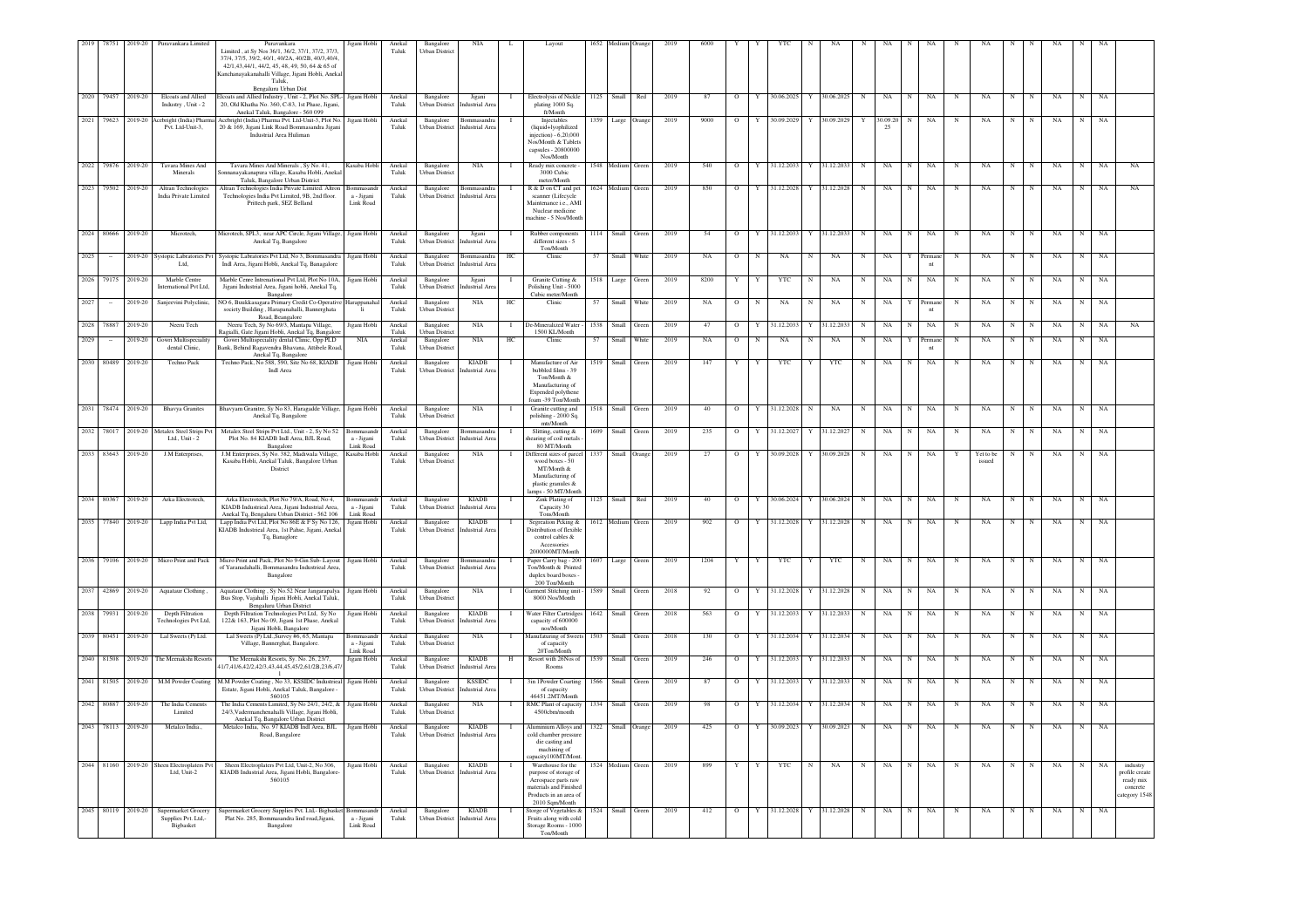| 2019 | 78751 | 2019-20 | Puravankara Limited | Puravankara Limited , at Sy Nos 36/1, 36/2, 37/1, 37/2, 37/3, 37/4, 37/5, 39/2, 40/1, 40/2A, 40/2B, 40/3,40/4, 42/1,43,44/1, 44/2, 45, 48, 49, 50, 64 & 65 of Kanchanayakanahalli Village, Jigani Hobli, Anekal Taluk, Bengaluru Urban Dist | Jigani Hobli | Anekal Taluk | Bangalore Urban District | NIA | L | Layout | 1652 | Medium | Orange | 2019 | 6000 | Y | Y | YTC | N | NA | N | NA | N | NA | N | NA | N | N | NA | N | NA | |
|---|---|---|---|---|---|---|---|---|---|---|---|---|---|---|---|---|---|---|---|---|---|---|---|---|---|---|---|---|---|---|---|---|---|---|
| 2020 | 79457 | 2019-20 | Eleouts and Allied Industry , Unit - 2 | Eleouts and Allied Industry , Unit - 2, Plot No. SPL-20, Old Khatha No. 360, C-83, 1st Phase, Jigani, Anekal Taluk, Bangalore - 560 099 | Jigani Hobli | Anekal Taluk | Bangalore Urban District | Jigani Industrial Area | I | Electrolysis of Nickle plating 1000 Sq ft/Month | 1125 | Small | Red | 2019 | 87 | O | Y | 30.06.2025 | Y | 30.06.2025 | N | NA | N | NA | N | NA | N | N | NA | N | NA | |
| 2021 | 79623 | 2019-20 | Acebright (India) Pharma Pvt. Ltd-Unit-3, | Acebright (India) Pharma Pvt. Ltd-Unit-3, Plot No. 20 & 169, Jigani Link Road Bommasandra Jigani Industrial Area Huliman | Jigani Hobli | Anekal Taluk | Bangalore Urban District | Bommasandra Industrial Area | I | Injectables (liquid+lyophilized injection) - 6,20,000 Nos/Month & Tablets capsules - 20800000 Nos/Month | 1359 | Large | Orange | 2019 | 9000 | O | Y | 30.09.2029 | Y | 30.09.2029 | Y | 30.09.20 25 | N | NA | N | NA | N | N | NA | N | NA | |
| 2022 | 79876 | 2019-20 | Tavara Mines And Minerals | Tavara Mines And Minerals , Sy No. 41, Somnanayakanapura village, Kasaba Hobli, Anekal Taluk, Bangalore Urban District | Kasaba Hobli | Anekal Taluk | Bangalore Urban District | NIA | I | Ready mix concrete - 3000 Cubic meter/Month | 1548 | Medium | Green | 2019 | 540 | O | Y | 31.12.2033 | Y | 31.12.2033 | N | NA | N | NA | N | NA | N | N | NA | N | NA | NA |
| 2023 | 79502 | 2019-20 | Altran Technologies India Private Limited | Altran Technologies India Private Limited. Altron Technologies India Pvt Limited, 9B, 2nd floor. Pritech park, SEZ Belland | Bommasandr a - Jigani Link Road | Anekal Taluk | Bangalore Urban District | Bommasandra Industrial Area | I | R & D on CT and pet scanner (Lifecycle Maintenance i.e., AMI Nuclear medicine machine - 5 Nos/Month | 1624 | Medium | Green | 2019 | 850 | O | Y | 31.12.2028 | Y | 31.12.2028 | N | NA | N | NA | N | NA | N | N | NA | N | NA | NA |
| 2024 | 80666 | 2019-20 | Microtech, | Microtech, SPL3., near APC Circle, Jigani Village, Anekal Tq, Bangalore | Jigani Hobli | Anekal Taluk | Bangalore Urban District | Jigani Industrial Area | I | Rubber components different sizes - 5 Ton/Month | 1114 | Small | Green | 2019 | 54 | O | Y | 31.12.2033 | Y | 31.12.2033 | N | NA | N | NA | N | NA | N | N | NA | N | NA | |
| 2025 | - | 2019-20 | Systopic Labratories Pvt Ltd, | Systopic Labratories Pvt Ltd, No 3, Bommasandra Indl Area, Jigani Hobli, Anekal Tq, Banagalore | Jigani Hobli | Anekal Taluk | Bangalore Urban District | Bommasandra Industrial Area | HC | Clinic | 57 | Small | White | 2019 | NA | O | N | NA | N | NA | N | NA | Y | Permane nt | N | NA | N | N | NA | N | NA | |
| 2026 | 79175 | 2019-20 | Marble Centre International Pvt Ltd, | Marble Cenre Intrenational Pvt Ltd, Plot No 10A, Jigani Industrial Area, Jigani hobli, Anekal Tq, Bangalore | Jigani Hobli | Anekal Taluk | Bangalore Urban District | Jigani Industrial Area | I | Granite Cutting & Polishing Unit - 5000 Cubic meter/Month | 1518 | Large | Green | 2019 | 8200 | Y | Y | YTC | N | NA | N | NA | N | NA | N | NA | N | N | NA | N | NA | |
| 2027 | - | 2019-20 | Sanjeevini Polyclinic, | NO 6, Bruukkasagara Primary Credit Co-Operative society Building , Harapanahalli, Bannerghata Road, Bengalore | Harappanahal li | Anekal Taluk | Bangalore Urban District | NIA | HC | Clinic | 57 | Small | White | 2019 | NA | O | N | NA | N | NA | N | NA | Y | Permane nt | N | NA | N | N | NA | N | NA | |
| 2028 | 78887 | 2019-20 | Neeru Tech | Neeru Tech, Sy No 69/3, Mantapa Village, Ragialli, Gate Jigani Hobli, Anekal Tq, Bangalore | Jigani Hobli | Anekal Taluk | Bangalore Urban District | NIA | I | De-Mineralized Water - 1500 KL/Month | 1538 | Small | Green | 2019 | 47 | O | Y | 31.12.2033 | Y | 31.12.2033 | N | NA | N | NA | N | NA | N | N | NA | N | NA | NA |
| 2029 | - | 2019-20 | Gowri Multispecialty dental Clinic, | Gowri Multispecialty dental Clinic, Opp PLD Bank, Behind Ragavendra Bhavana, Attibele Road, Anekal Tq, Bangalore | NIA | Anekal Taluk | Bangalore Urban District | NIA | HC | Clinic | 57 | Small | White | 2019 | NA | O | N | NA | N | NA | N | NA | Y | Permane nt | N | NA | N | N | NA | N | NA | |
| 2030 | 80489 | 2019-20 | Techno Pack | Techno Pack, No 588, 590, Site No 68, KIADB Indl Area | Jigani Hobli | Anekal Taluk | Bangalore Urban District | KIADB Industrial Area | I | Manufacture of Air bubbled films - 39 Ton/Month & Manufacturing of Expended polythene foam -39 Ton/Month | 1519 | Small | Green | 2019 | 147 | Y | Y | YTC | Y | YTC | N | NA | N | NA | N | NA | N | N | NA | N | NA | |
| 2031 | 78474 | 2019-20 | Bhavya Granites | Bhavyam Granitre, Sy No 83, Haragadde Village, Anekal Tq, Bangalore | Jigani Hobli | Anekal Taluk | Bangalore Urban District | NIA | I | Granite cutting and polishing - 2000 Sq. mtr/Month | 1518 | Small | Green | 2019 | 40 | O | Y | 31.12.2028 | N | NA | N | NA | N | NA | N | NA | N | N | NA | N | NA | |
| 2032 | 78017 | 2019-20 | Metalex Steel Strips Pvt Ltd., Unit - 2 | Metalex Steel Strips Pvt Ltd., Unit - 2, Sy No 52 Plot No. 84 KIADB Indl Area, BJL Road, Bangalore | Bommasandr a - Jigani Link Road | Anekal Taluk | Bangalore Urban District | Bommasandra Industrial Area | I | Slitting, cutting & shearing of coil metals - 80 MT/Month | 1609 | Small | Green | 2019 | 235 | O | Y | 31.12.2027 | Y | 31.12.2027 | N | NA | N | NA | N | NA | N | N | NA | N | NA | |
| 2033 | 83643 | 2019-20 | J.M Enterprises, | J.M Enterprises, Sy No. 382, Madiwala Village, Kasaba Hobli, Anekal Taluk, Bangalore Urban District | Kasaba Hobli | Anekal Taluk | Bangalore Urban District | NIA | I | Different sizes of parcel wood boxes - 50 MT/Month & Manufacturing of plastic granules & lamps - 50 MT/Month | 1337 | Small | Orange | 2019 | 27 | O | Y | 30.09.2028 | Y | 30.09.2028 | N | NA | N | NA | Y | Yet to be issued | N | N | NA | N | NA | |
| 2034 | 80367 | 2019-20 | Arka Electrotech, | Arka Electrotech, Plot No 79/A, Road, No 4, KIADB Industrieal Area, Jigani Industrial Area, Anekal Tq, Bengaluru Urban District - 562 106 | Bommasandr a - Jigani Link Road | Anekal Taluk | Bangalore Urban District | KIADB Industrial Area | I | Zink Plating of Capacity 30 Tons/Month | 1125 | Small | Red | 2019 | 40 | O | Y | 30.06.2024 | Y | 30.06.2024 | N | NA | N | NA | N | NA | N | N | NA | N | NA | |
| 2035 | 77840 | 2019-20 | Lapp India Pvt Ltd, | Lapp India Pvt Ltd, Plot No 86E & F Sy No 126, KIADB Industrieal Area, 1st Pahse, Jigani, Anekal Tq, Banaglore | Jigani Hobli | Anekal Taluk | Bangalore Urban District | KIADB Industrial Area | I | Segreation Pcking & Distribution of flexible control cables & Accessories 2000000MT/Month | 1612 | Medium | Green | 2019 | 902 | O | Y | 31.12.2028 | Y | 31.12.2028 | N | NA | N | NA | N | NA | N | N | NA | N | NA | |
| 2036 | 79106 | 2019-20 | Micro Print and Pack | Micro Print and Pack, Plot No 9-Gin Sub- Layout of Yaranadahalli, Bommasandra Industrieal Area, Bangalore | Jigani Hobli | Anekal Taluk | Bangalore Urban District | Bommasandra Industrial Area | I | Paper Carry bag - 200 Ton/Month & Printed diaplex board boxes - 200 Ton/Month | 1607 | Large | Green | 2019 | 1204 | Y | Y | YTC | Y | YTC | N | NA | N | NA | N | NA | N | N | NA | N | NA | |
| 2037 | 42869 | 2019-20 | Aquataur Clothing , | Aquataur Clothing , Sy No.52 Near Jangarapalya Bus Stop, Vajahalli Jigani Hobli, Anekal Taluk, Bengaluru Urban District | Jigani Hobli | Anekal Taluk | Bangalore Urban District | NIA | I | Garment Stitching unit - 8000 Nos/Month | 1589 | Small | Green | 2018 | 92 | O | Y | 31.12.2028 | Y | 31.12.2028 | N | NA | N | NA | N | NA | N | N | NA | N | NA | |
| 2038 | 79931 | 2019-20 | Depth Filtration Technologies Pvt Ltd, | Depth Filtration Technologies Pvt Ltd, Sy No 122& 163, Plot No 09, Jigani 1st Phase, Anekal Jigani Hobli, Bangalore | Jigani Hobli | Anekal Taluk | Bangalore Urban District | KIADB Industrial Area | I | Water Filter Cartridges capacity of 600000 nos/Month | 1642 | Small | Green | 2018 | 563 | O | Y | 31.12.2033 | Y | 31.12.2033 | N | NA | N | NA | N | NA | N | N | NA | N | NA | |
| 2039 | 80451 | 2019-20 | Lal Sweets (P) Ltd. | Lal Sweets (P) Ltd.,Survey #6, 65, Mantapa Village, Bannerghat, Bangalore. | Bommasandr a - Jigani Link Road | Anekal Taluk | Bangalore Urban District | NIA | I | Manufaturing of Sweets of capacity 20Ton/Month | 1503 | Small | Green | 2018 | 130 | O | Y | 31.12.2034 | Y | 31.12.2034 | N | NA | N | NA | N | NA | N | N | NA | N | NA | |
| 2040 | 81508 | 2019-20 | The Meenakshi Resorts | The Meenakshi Resorts, Sy. No. 26, 23/7, 41/7,41/6,42/2,42/3,43,44,45,45/2,61/2B,23/6,47/1 | Jigani Hobli | Anekal Taluk | Bangalore Urban District | KIADB Industrial Area | H | Resort with 26Nos of Rooms | 1539 | Small | Green | 2019 | 246 | O | Y | 31.12.2033 | Y | 31.12.2033 | N | NA | N | NA | N | NA | N | N | NA | N | NA | |
| 2041 | 81505 | 2019-20 | M.M Powder Coating | M.M Powder Coating , No 33, KSSIDC Industrieal Estate, Jigani Hobli, Anekal Taluk, Bangalore - 560105 | Jigani Hobli | Anekal Taluk | Bangalore Urban District | KSSIDC Industrial Area | I | 5in 1Powder Coarting of capacity 46451.2MT/Month | 1566 | Small | Green | 2019 | 87 | O | Y | 31.12.2033 | Y | 31.12.2033 | N | NA | N | NA | N | NA | N | N | NA | N | NA | |
| 2042 | 80887 | 2019-20 | The India Cements Limited | The India Cements Limited, Sy No 24/1, 24/2, & 24/3,Vadermanchenahalli Village, Jigani Hobli, Anekal Tq, Bangalore Urban District | Jigani Hobli | Anekal Taluk | Bangalore Urban District | NIA | I | RMC Plant of capacity 4500cbm/month | 1334 | Small | Green | 2019 | 98 | O | Y | 31.12.2034 | Y | 31.12.2034 | N | NA | N | NA | N | NA | N | N | NA | N | NA | |
| 2043 | 78113 | 2019-20 | Metalco India., | Metalco India,. No. 97 KIADB Indl Area, BJL Road, Bangalore | Jigani Hobli | Anekal Taluk | Bangalore Urban District | KIADB Industrial Area | I | Aluminium Alloys and cold chamber pressure die casting and machining of capacity100MT/Mont. | 1322 | Small | Orange | 2019 | 425 | O | Y | 30.09.2023 | Y | 30.09.2023 | N | NA | N | NA | N | NA | N | N | NA | N | NA | |
| 2044 | 81160 | 2019-20 | Sheen Electroplaters Pvt Ltd, Unit-2 | Sheen Electroplaters Pvt Ltd, Unit-2, No 306, KIADB Industrial Area, Jigani Hobli, Bangalore-560105 | Jigani Hobli | Anekal Taluk | Bangalore Urban District | KIADB Industrial Area | I | Warehouse for the purpose of storage of Aerospace parts raw materials and Finished Products in an area of 2010 Sqm/Month | 1524 | Medium | Green | 2019 | 899 | Y | Y | YTC | N | NA | N | NA | N | NA | N | NA | N | N | NA | N | NA | industry profile create ready mix concrete category 1548 |
| 2045 | 80119 | 2019-20 | Supermarket Grocery Supplies Pvt. Ltd,- Bigbasket | Supermarket Grocery Supplies Pvt. Ltd,- Bigbasket Plat No. 285, Bommasandra Iind road,Jigani, Bangalore | Bommasandr a - Jigani Link Road | Anekal Taluk | Bangalore Urban District | KIADB Industrial Area | I | Storge of Vegetables & Fruits along with cold Storage Rooms - 1000 Ton/Month | 1524 | Small | Green | 2019 | 412 | O | Y | 31.12.2028 | Y | 31.12.2028 | N | NA | N | NA | N | NA | N | N | NA | N | NA | |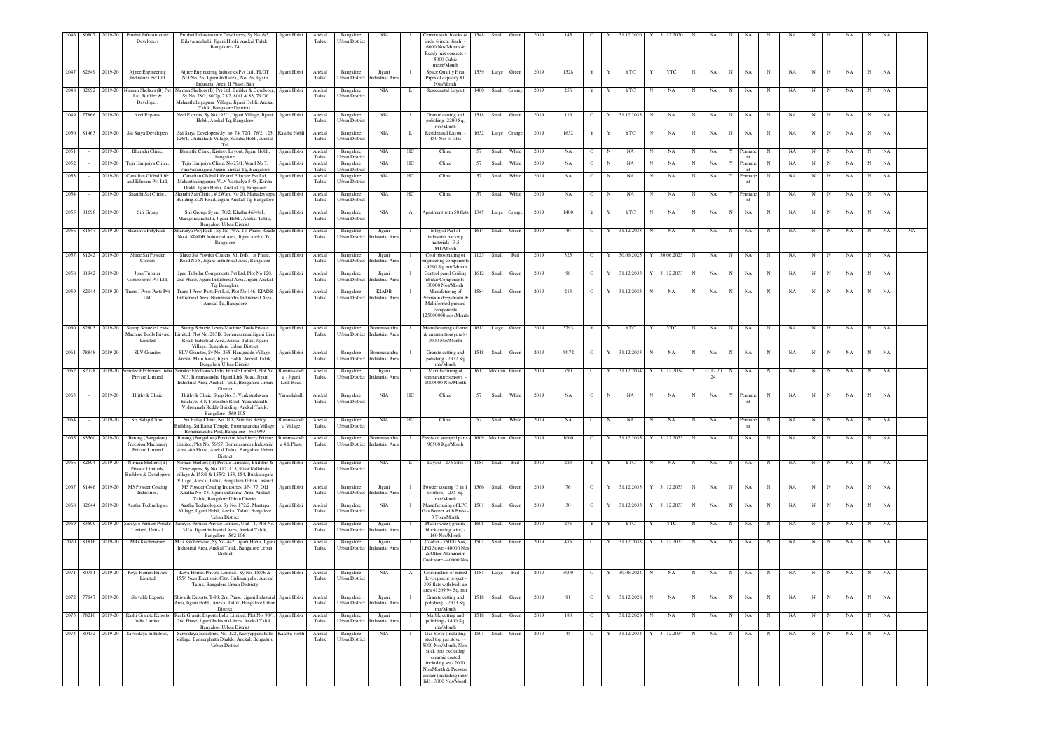| 2046 | 80807 | 2019-20 | Pruthvi Infrastructure Developers | Pruthvi Infrastructure Developers, Sy No. 6/5, Bilavaradahalli, Jigani Hobli, Anekal Taluk, Bangalore - 74 | Jigani Hobli | Anekal Taluk | Bangalore Urban District | NIA | I | Cement solid blocks (4 inch, 6 inch, 8inch) - 6000 Nos/Month & Ready mix concrete - 5000 Cubic meter/Month | 1548 | Small | Green | 2019 | 145 | O | Y | 31.12.2020 | Y | 31.12.2020 | N | NA | N | NA | N | NA | N | N | NA | N | NA | |
|---|---|---|---|---|---|---|---|---|---|---|---|---|---|---|---|---|---|---|---|---|---|---|---|---|---|---|---|---|---|---|---|---|
| 2047 | 82649 | 2019-20 | Ajiree Engineering Industries Pvt Ltd | Ajiree Engineering Industries Pvt Ltd., PLOT NO.No. 26, Jigani Indl area,, No. 26, Jigani Industrial Area, II Phase, Ban | Jigani Hobli | Anekal Taluk | Bangalore Urban District | Jigani Industrial Area | I | Space Quality Heat Pipes of capacity 81 Nos/Month | 1539 | Large | Green | 2019 | 1528 | Y | Y | YTC | Y | YTC | N | NA | N | NA | N | NA | N | N | NA | N | NA | |
| 2048 | 82692 | 2019-20 | Nirman Shelters (B) Pvt Ltd, Builder & Developer, | Nirman Shelters (B) Pvt Ltd, Builder & Developer, Sy No. 78/2, 80/2p, 75/2, 80/1 & 83, 79 Of Mahanthalingapura Village, Jigani Hobli, Anekal Taluk, Bangalore Districts | Jigani Hobli | Anekal Taluk | Bangalore Urban District | NIA | L | Residenatal Layout | 1400 | Small | Orange | 2019 | 256 | Y | Y | YTC | N | NA | N | NA | N | NA | N | NA | N | N | NA | N | NA | |
| 2049 | 77866 | 2019-20 | Neel Exports, | Neel Exports, Sy No 192/1, Jigani Village, Jigani Hobli, Anekal Tq, Bangalore | Jigani Hobli | Anekal Taluk | Bangalore Urban District | NIA | I | Granite cutting and polishing -2200 Sq. mtr/Month | 1518 | Small | Green | 2019 | 116 | O | Y | 31.12.2033 | N | NA | N | NA | N | NA | N | NA | N | N | NA | N | NA | |
| 2050 | 81463 | 2019-20 | Sai Satya Developers | Sai Satya Developers Sy. no. 74, 72/1, 76/2, 125, 126/1, Gudnahalli Village, Kasaba Hobli, Anekal Tal | Kasaba Hobli | Anekal Taluk | Bangalore Urban District | NIA | L | Residenatal Layout - 150 Nos of sites | 1652 | Large | Orange | 2019 | 1652 | Y | Y | YTC | N | NA | N | NA | N | NA | N | NA | N | N | NA | N | NA | |
| 2051 | - | 2019-20 | Bharathi Clinic, | Bharathi Clinic, Kishore Layout, Jigani Hobli, bangalore | Jigani Hobli | Anekal Taluk | Bangalore Urban District | NIA | HC | Clinic | 57 | Small | White | 2019 | NA | O | N | NA | N | NA | N | NA | Y | Permanent | N | NA | N | N | NA | N | NA | |
| 2052 | - | 2019-20 | Teju Haripriya Clinic, | Teju Haripriya Clinic, No 27/1, Ward No 7, Vinayakanagara Jigani anekal Tq, Bangalore | Jigani Hobli | Anekal Taluk | Bangalore Urban District | NIA | HC | Clinic | 57 | Small | White | 2019 | NA | O | N | NA | N | NA | N | NA | Y | Permanent | N | NA | N | N | NA | N | NA | |
| 2053 | - | 2019-20 | Canadian Global Life and Educare Pvt Ltd, | Canadian Global Life and Educare Pvt Ltd, Mahanthalingapura VLN Vastsalya # 48, Krisha Doddi Jigani Hobli, Anekal Tq, bangalore | Jigani Hobli | Anekal Taluk | Bangalore Urban District | NIA | HC | Clinic | 57 | Small | White | 2019 | NA | O | N | NA | N | NA | N | NA | Y | Permanent | N | NA | N | N | NA | N | NA | |
| 2054 | - | 2019-20 | Shanthi Sai Clinic, | Shanthi Sai Clinic, # 2Ward No 20, Mahadevappa Building SLN Road, Jigani Anekal Tq, Bangalore | Jigani Hobli | Anekal Taluk | Bangalore Urban District | NIA | HC | Clinic | 57 | Small | White | 2019 | NA | O | N | NA | N | NA | N | NA | Y | Permanent | N | NA | N | N | NA | N | NA | |
| 2055 | 81698 | 2019-20 | Siri Group | Siri Group, Sy no. 70/2, Khatha 46/48/1, Maragondanahalli, Jigani Hobli, Anekal Taluk, Bangalore Urban District | Jigani Hobli | Anekal Taluk | Bangalore Urban District | NIA | A | Apartment with 50 flats | 1345 | Large | Orange | 2019 | 1400 | Y | Y | YTC | N | NA | N | NA | N | NA | N | NA | N | N | NA | N | NA | |
| 2056 | 81547 | 2019-20 | Sharanya PolyPack , | Sharanya PolyPack , Sy No 79/A, 1st Phase, Road No 4, KIADB Industrial Area, Jigani anekal Tq, Bangalore | Jigani Hobli | Anekal Taluk | Bangalore Urban District | Jigani Industrial Area | I | Integral Part of industries packing materials - 3.5 MT/Month | 1614 | Small | Green | 2019 | 40 | O | Y | 31.12.2033 | N | NA | N | NA | N | NA | N | NA | N | N | NA | N | NA | NA |
| 2057 | 81242 | 2019-20 | Shree Sai Powder Coaters | Shree Sai Powder Coaters, 81, D/B, 1st Phase, Road No 8, Jigani Industrieal Area, Bangalore | Jigani Hobli | Anekal Taluk | Bangalore Urban District | Jigani Industrial Area | I | Cold phosphating of engineering components - 9290 Sq. mtr/Month | 1125 | Small | Red | 2019 | 325 | O | Y | 30.06.2025 | Y | 30.06.2025 | N | NA | N | NA | N | NA | N | N | NA | N | NA | |
| 2058 | 81942 | 2019-20 | Jpan Tubular Components Pvt Ltd, | Jpan Tubular Components Pvt Ltd, Plot No 120, 2nd Phase, Jigani Industrieal Area, Jigani Anekal Tq, Bangalore | Jigani Hobli | Anekal Taluk | Bangalore Urban District | Jigani Industrial Area | I | Control panel Coding tubular Components - 30000 Nos/Month | 1612 | Small | Green | 2019 | 98 | O | Y | 31.12.2033 | Y | 31.12.2033 | N | NA | N | NA | N | NA | N | N | NA | N | NA | |
| 2059 | 82944 | 2019-20 | Trans-I Press Parts Pvt Ltd, | Trans-I Press Parts Pvt Ltd, Plot No 146, KIADB Industrieal Area, Bommasandra Industrieal Area, Anekal Tq, Bangalore | Jigani Hobli | Anekal Taluk | Bangalore Urban District | KIADB Industrial Area | I | Manufaturing of Precision deep drawn & Multiformed pressed components 125000000 nos./Month | 1584 | Small | Green | 2019 | 213 | O | Y | 31.12.2033 | N | NA | N | NA | N | NA | N | NA | N | N | NA | N | NA | |
| 2060 | 82803 | 2019-20 | Stump Schuele Lewis Machine Tools Private Limited | Stump Schuele Lewis Machine Tools Private Limited, Plot No. 283B, Bommasandra Jigani Link Road, Industrial Area, Anekal Taluk, Jigani Village, Bengaluru Urban District | Jigani Hobli | Anekal Taluk | Bangalore Urban District | Bommasandra Industrial Area | I | Manufacturing of arms & ammunition(guns) - 3000 Nos/Month | 1612 | Large | Green | 2019 | 3793 | Y | Y | YTC | Y | YTC | N | NA | N | NA | N | NA | N | N | NA | N | NA | |
| 2061 | 78848 | 2019-20 | SLV Granites | SLV Granites, Sy No. 265, Haragadde Village, Anekal Main Road, Jigani Hobli, Anekal Taluk, Bengaluru Urban District | Jigani Hobli | Anekal Taluk | Bangalore Urban District | Bommasandra Industrial Area | I | Granite cutting and polishing - 2322 Sq mtr/Month | 1518 | Small | Green | 2019 | 44.72 | O | Y | 31.12.2033 | N | NA | N | NA | N | NA | N | NA | N | N | NA | N | NA | |
| 2062 | 82728 | 2019-20 | Semitec Electronics India Private Limited | Semitec Electronics India Private Limited, Plot No. 303, Bommasandra Jigani Link Road, Jigani Industrial Area, Anekal Taluk, Bengaluru Urban District | Bommasandra - Jigani Link Road | Anekal Taluk | Bangalore Urban District | Jigani Industrial Area | I | Manufacturing of temparature sensors - 1000000 Nos/Month | 1612 | Medium | Green | 2019 | 790 | O | Y | 31.12.2034 | Y | 31.12.2034 | Y | 31.12.2024 | N | NA | N | NA | N | N | NA | N | NA | |
| 2063 | - | 2019-20 | Hrithvik Clinic | Hrithvik Clinic, Shop No. 3, Venkateshwara Enclave, R.K Township Road, Yarandahalli, Vishwanath Reddy Building, Anekal Taluk, Bangalore - 560 105 | Yarandahalli | Anekal Taluk | Bangalore Urban District | NIA | HC | Clinic | 57 | Small | White | 2019 | NA | O | N | NA | N | NA | N | NA | Y | Permanent | N | NA | N | N | NA | N | NA | |
| 2064 | - | 2019-20 | Sri Balaji Clinic | Sri Balaji Clinic, No. 108, Srinivas Reddy Building, Sri Rama Temple, Bommasandra Village, Bommasandra Post, Bangalore - 560 099 | Bommasandra Village | Anekal Taluk | Bangalore Urban District | NIA | HC | Clinic | 57 | Small | White | 2019 | NA | O | N | NA | N | NA | N | NA | Y | Permanent | N | NA | N | N | NA | N | NA | |
| 2065 | 83560 | 2019-20 | Jinrong (Bangalore) Precision Machinery Private Limited | Jinrong (Bangalore) Precision Machinery Private Limited, Plot No. 56/57, Bommasandra Industrial Area, 4th Phase, Anekal Taluk, Bangalore Urban District | Bommasandra 4th Phase | Anekal Taluk | Bangalore Urban District | Bommasandra Industrial Area | I | Precision stamped parts - 96500 Kgs/Month | 1609 | Medium | Green | 2019 | 1000 | O | Y | 31.12.2035 | Y | 31.12.2035 | N | NA | N | NA | N | NA | N | N | NA | N | NA | |
| 2066 | 82694 | 2019-20 | Nirman Shelters (B) Private Limiteds, Builders & Developers | Nirman Shelters (B) Private Limiteds, Builders & Developers, Sy No. 112, 113, 90 of Kallahalu village & 155/1 & 155/2, 153, 154, Bukkasagara Village, Anekal Taluk, Bengaluru Urban District | Jigani Hobli | Anekal Taluk | Bangalore Urban District | NIA | L | Layout - 276 Sites | 1181 | Small | Red | 2019 | 223 | Y | Y | YTC | N | NA | N | NA | N | NA | N | NA | N | N | NA | N | NA | |
| 2067 | 81446 | 2019-20 | M3 Powder Coating Industries, | M3 Powder Coating Industries, SP-177, Old Khatha No. 83, Jigani industrial Area, Anekal Taluk, Bangalore Urban District | Jigani Hobli | Anekal Taluk | Bangalore Urban District | Jigani Industrial Area | I | Powder coating (3 in 1 solution) - 235 Sq. mtr/Month | 1566 | Small | Green | 2019 | 76 | O | Y | 31.12.2033 | Y | 31.12.2033 | N | NA | N | NA | N | NA | N | N | NA | N | NA | |
| 2068 | 82644 | 2019-20 | Aastha Technologies | Aastha Technologies, Sy No. 172/2, Mantapa Village, Jigani Hobli, Anekal Taluk, Bangalore Urban District | Jigani Hobli | Anekal Taluk | Bangalore Urban District | NIA | I | Manufacturing of LPG Gas Burner with Brass - 3 Tons/Month | 1501 | Small | Green | 2019 | 30 | O | Y | 31.12.2033 | Y | 31.12.2033 | N | NA | N | NA | N | NA | N | N | NA | N | NA | |
| 2069 | 83599 | 2019-20 | Sarayoo Peruser Private Limited, Unit - 1 | Sarayoo Peruser Private Limited, Unit - 1, Plot No. 35/A, Jigani industrial Area, Anekal Taluk, Bangalore - 562 106 | Jigani Hobli | Anekal Taluk | Bangalore Urban District | Jigani Industrial Area | I | Plastic wire ( granite block cutting wire) - 160 Nos/Month | 1608 | Small | Green | 2019 | 275 | Y | Y | YTC | Y | YTC | N | NA | N | NA | N | NA | N | N | NA | N | NA | |
| 2070 | 81816 | 2019-20 | M.G Kitchenware | M.G Kitchenware, Sy No. 442, Jigani Hobli, Jigani Industrial Area, Anekal Taluk, Bangalore Urban District | Jigani Hobli | Anekal Taluk | Bangalore Urban District | Jigani Industrial Area | I | Cooker - 75000 Nos, LPG Stove - 40000 Nos & Other Aluminium Cookware - 40000 Nos | 1501 | Small | Green | 2019 | 475 | O | Y | 31.12.2033 | Y | 31.12.2033 | N | NA | N | NA | N | NA | N | N | NA | N | NA | |
| 2071 | 80751 | 2019-20 | Keya Homes Private Limited | Keya Homes Private Limited,, Sy No. 155/6 & 155/, Near Electronic City, Hulimangala, , Anekal Taluk, Bangalore Urban Districtg | Jigani Hobli | Anekal Taluk | Bangalore Urban District | NIA | A | Construction of mixed development project - 395 flats with built up area 41209.94 Sq. mtr | 1181 | Large | Red | 2019 | 3000 | O | Y | 30.06.2024 | N | NA | N | NA | N | NA | N | NA | N | N | NA | N | NA | |
| 2072 | 77147 | 2019-20 | Shivalik Exports | Shivalik Exports, T-98, 2nd Phase, Jigani Industrial Area, Jigani Hobli, Anekal Taluk, Bangalore Urban District | Jigani Hobli | Anekal Taluk | Bangalore Urban District | Jigani Industrial Area | I | Granite cutting and polishing - 2323 Sq. mtr/Month | 1518 | Small | Green | 2019 | 91 | O | Y | 31.12.2028 | N | NA | N | NA | N | NA | N | NA | N | N | NA | N | NA | |
| 2073 | 78210 | 2019-20 | Rashi Granite Exports India Limited | Rashi Granite Exports India Limited, Plot No. 98/1, 2nd Phase, Jigani Industrial Area, Anekal Taluk, Bangalore Urban District | Jigani Hobli | Anekal Taluk | Bangalore Urban District | Jigani Industrial Area | I | Marble cutting and polishing - 1400 Sq. mtr/Month | 1518 | Small | Green | 2019 | 180 | O | Y | 31.12.2028 | N | NA | N | NA | N | NA | N | NA | N | N | NA | N | NA | |
| 2074 | 80432 | 2019-20 | Sarvodaya Industries, | Sarvodaya Industries, No. 122, Kariyappanahalli Village, Bannerghatta Dhakle, Anekal, Bengaluru Urban District | Kasaba Hobli | Anekal Taluk | Bangalore Urban District | NIA | I | Gas Stove (including steel top gas stove ) - 5000 Nos/Month, Non-stick pots excluding ceramic coated including set - 2000 Nos/Month & Pressure cooker (including inner lid) - 3000 Nos/Month | 1501 | Small | Green | 2019 | 45 | O | Y | 31.12.2034 | Y | 31.12.2034 | N | NA | N | NA | N | NA | N | N | NA | N | NA | |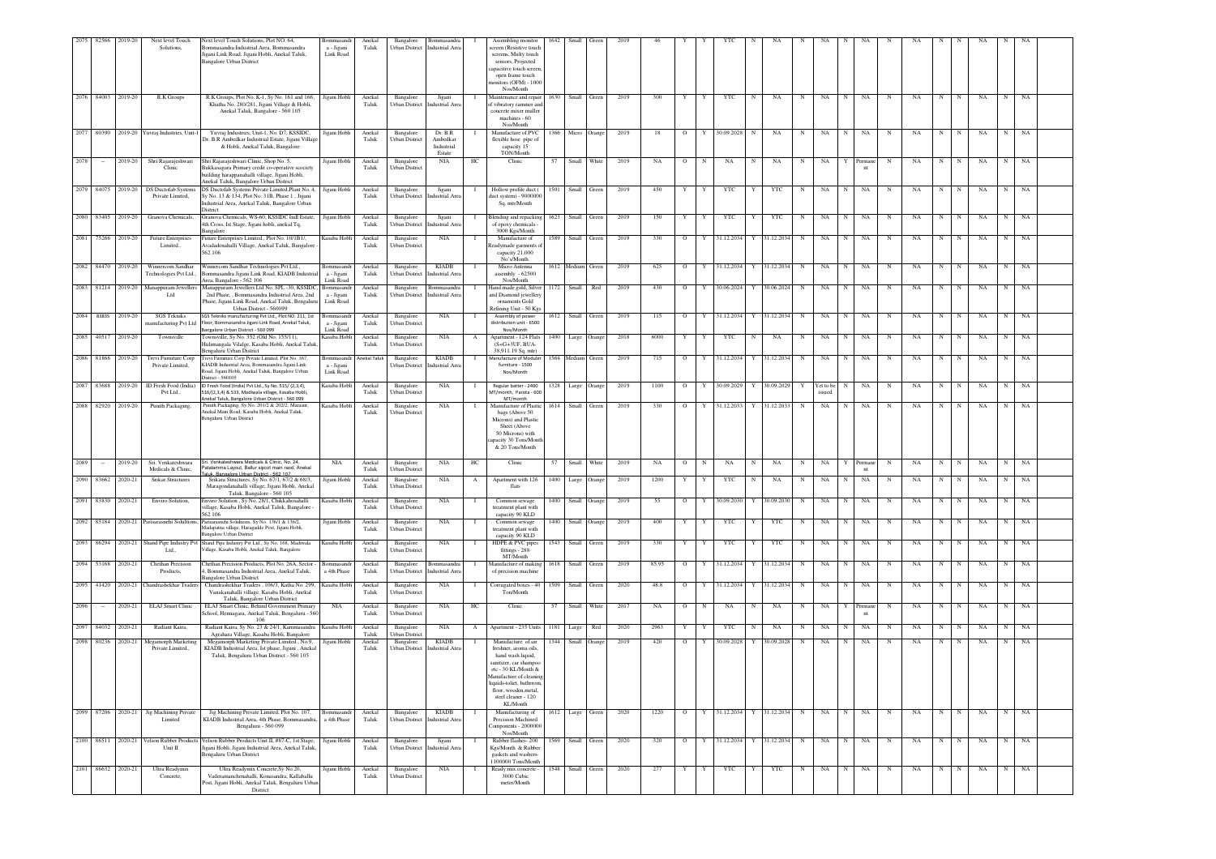| | | | | | | | | | | | | | | | | | | | | | | | | | | | | | | | |
|---|---|---|---|---|---|---|---|---|---|---|---|---|---|---|---|---|---|---|---|---|---|---|---|---|---|---|---|---|---|---|---|
| 2075 | 82566 | 2019-20 | Next level Touch Solutions, | Next level Touch Solutions, Plot NO. 64, Bommasandra Industrial Area, Bommasandra Jigani Link Road, Jigani Hobli, Anekal Taluk, Bangalore Urban District | Bommasandra - Jigani Link Road | Anekal Taluk | Bangalore Urban District | Bommasandra Industrial Area | I | Assembling monitor screen (Resistive touch screens, Multy touch sensors, Projected capacitive touch screen, open frame touch monitors (OFM) - 1000 Nos/Month | 1642 | Small | Green | 2019 | 46 | Y | Y | YTC | N | NA | N | NA | N | NA | N | NA | N | N | NA | N | NA |
| 2076 | 84003 | 2019-20 | R.K Groups | R.K Groups, Plot No. K-1, Sy No. 161 and 166, Khatha No. 280/281, Jigani Village & Hobli, Anekal Taluk, Bangalore - 560 105 | Jigani Hobli | Anekal Taluk | Bangalore Urban District | Jigani Industrial Area | I | Maintenance and repair of vibratory rammer and concrete mixer muller machines - 60 Nos/Month | 1630 | Small | Green | 2019 | 300 | Y | Y | YTC | N | NA | N | NA | N | NA | N | NA | N | N | NA | N | NA |
| 2077 | 80390 | 2019-20 | Yuvraj Industries, Unit-1 | Yuvraj Industries, Unit-1, No. D7, KSSIDC, Dr. B.R Ambedkar Industrial Estate, Jigani Village & Hobli, Anekal Taluk, Bangalore | Jigani Hobli | Anekal Taluk | Bangalore Urban District | Dr. B.R Ambedkar Industrial Estate | I | Manufacture of PVC flexible hose pipe of capacity 15 TON/Month | 1366 | Micro | Orange | 2019 | 18 | O | Y | 30.09.2028 | N | NA | N | NA | N | NA | N | NA | N | N | NA | N | NA |
| 2078 | – | 2019-20 | Shri Rajarajeshwari Clinic | Shri Rajarajeshwari Clinic, Shop No. 5, Bukkasagara Primary credit co-operative socoiety building harappanahalli village, Jigani Hobli, Anekal Taluk, Bangalore Urban District | Jigani Hobli | Anekal Taluk | Bangalore Urban District | NIA | HC | Clinic | 57 | Small | White | 2019 | NA | O | N | NA | N | NA | N | NA | Y | Permanent | N | NA | N | N | NA | N | NA |
| 2079 | 84075 | 2019-20 | DS Ductofab Systems Private Limited, | DS Ductofab Systems Private Limited,Plant No. 4, Sy No. 13 & 134, Plot No. 31B, Phase 1 , Jigani Industrial Area, Anekal Taluk, Bangalore Urban District | Jigani Hobli | Anekal Taluk | Bangalore Urban District | Jigani Industrial Area | I | Hollow profile duct ( duct system) - 9000000 Sq. mtr/Month | 1501 | Small | Green | 2019 | 450 | Y | Y | YTC | Y | YTC | N | NA | N | NA | N | NA | N | N | NA | N | NA |
| 2080 | 83405 | 2019-20 | Granova Chemicals, | Granova Chemicals, WS-60, KSSIDC Indl Estate, 4th Cross, Ist Stage, Jigani hobli, anekal Tq, Bangalore | Jigani Hobli | Anekal Taluk | Bangalore Urban District | Jigani Industrial Area | I | Blending and repacking of epoxy chemicals - 3000 Kgs/Month | 1623 | Small | Green | 2019 | 150 | Y | Y | YTC | Y | YTC | N | NA | N | NA | N | NA | N | N | NA | N | NA |
| 2081 | 75266 | 2019-20 | Future Enterprises Limited, | Future Enterprises Limited., Plot No. 10/1B1/, Avadadenahalli Village, Anekal Taluk, Bangalore - 562 106 | Kasaba Hobli | Anekal Taluk | Bangalore Urban District | NIA | I | Manufacture of Readymade garments of capacity 21,000 No`s/Month. | 1589 | Small | Green | 2019 | 330 | O | Y | 31.12.2034 | Y | 31.12.2034 | N | NA | N | NA | N | NA | N | N | NA | N | NA |
| 2082 | 84470 | 2019-20 | Winnercom Sandhar Technologies Pvt Ltd., | Winnercom Sandhar Technologies Pvt Ltd., Bommasandra Jigani Link Road, KIADB Industrial Area, Bangalore - 562 106 | Bommasandra - Jigani Link Road | Anekal Taluk | Bangalore Urban District | KIADB Industrial Area | I | Micro Antenna assembly - 62500 Nos/Month | 1612 | Medium | Green | 2019 | 625 | O | Y | 31.12.2034 | Y | 31.12.2034 | N | NA | N | NA | N | NA | N | N | NA | N | NA |
| 2083 | 81214 | 2019-20 | Manappuram Jewellers Ltd | Manappuram Jewellers Ltd No. SPL-30, KSSIDC, 2nd Phase, , Bommasandra Industrial Area, 2nd Phase, Jigani Link Road, Anekal Taluk, Bengaluru Urban District - 560099 | Bommasandra - Jigani Link Road | Anekal Taluk | Bangalore Urban District | Bommasandra Industrial Area | I | Hand made gold, Silver and Diamond jewellery ornaments Gold Refining Unit - 50 Kgs | 1172 | Small | Red | 2019 | 430 | O | Y | 30.06.2024 | Y | 30.06.2024 | N | NA | N | NA | N | NA | N | N | NA | N | NA |
| 2084 | 83835 | 2019-20 | SGS Tekniks manufacturing Pvt Ltd | SGS Tekniks manufacturing Pvt Ltd., Plot NO. 211, 1st Floor, Bommasandra Jigani Link Road, Anekal Taluk, Bangalore Urban District - 560 099 | Bommasandra - Jigani Link Road | Anekal Taluk | Bangalore Urban District | NIA | I | Assembly of power distribution unit - 6500 Nos/Month | 1612 | Small | Green | 2019 | 115 | O | Y | 31.12.2034 | Y | 31.12.2034 | N | NA | N | NA | N | NA | N | N | NA | N | NA |
| 2085 | 40517 | 2019-20 | Townsville | Townsville, Sy No. 152 (Old No. 155/11), Hulimangala Village, Kasaba Hobli, Anekal Taluk, Bengaluru Urban District | Kasaba Hobli | Anekal Taluk | Bangalore Urban District | NIA | A | Apartment - 124 Flats (S+G+3UF, BUA-38,911.19 Sq. mtr) | 1400 | Large | Orange | 2018 | 6000 | Y | Y | YTC | N | NA | N | NA | N | NA | N | NA | N | N | NA | N | NA |
| 2086 | 81866 | 2019-20 | Trevi Furniture Corp Private Limited, | Trevi Furniture Corp Private Limited, Plot No. 167, KIADB Industrial Area, Bommasandra Jigani Link Road, Jigani Hobli, Anekal Taluk, Bangalore Urban District - 560105 | Bommasandra - Jigani Link Road | Anekal Taluk | Bangalore Urban District | KIADB Industrial Area | I | Manufacture of Modular furniture - 1500 Nos/Month | 1564 | Medium | Green | 2019 | 715 | O | Y | 31.12.2034 | Y | 31.12.2034 | N | NA | N | NA | N | NA | N | N | NA | N | NA |
| 2087 | 83688 | 2019-20 | ID Fresh Food (India) Pvt Ltd., | ID Fresh Food (India) Pvt Ltd., Sy No. 515/ (2,3,4), 516/(2,3,4) & 533, Madiwala village, Kasaba Hobli, Anekal Taluk, Bangalore Urban District - 560 099 | Kasaba Hobli | Anekal Taluk | Bangalore Urban District | NIA | I | Regular batter - 2400 MT/month, Parota - 600 MT/month | 1328 | Large | Orange | 2019 | 1100 | O | Y | 30.09.2029 | Y | 30.09.2029 | Y | Yet to be issued | N | NA | N | NA | N | N | NA | N | NA |
| 2088 | 82920 | 2019-20 | Punith Packaging, | Punith Packaging, Sy.No. 201/2 & 202/2, Marasur, Anekal Main Road, Kasaba Hobli, Anekal Taluk, Bengaluru Urban District | Kasaba Hobli | Anekal Taluk | Bangalore Urban District | NIA | I | Manufacture of Plastic bags (Above 50 Microns) and Plastic Sheet (Above 50 Microns) with capacity 30 Tons/Month & 20 Tons/Month | 1614 | Small | Green | 2019 | 330 | O | Y | 31.12.2033 | Y | 31.12.2033 | N | NA | N | NA | N | NA | N | N | NA | N | NA |
| 2089 | – | 2019-20 | Sri. Venkateshwara Medicals & Clinic, | Sri. Venkateshwara Medicals & Clinic, No. 24, Patalamma Layout, Ballur aipcot main raod, Anekal Taluk, Bangalore Urban District - 562 107 | NIA | Anekal Taluk | Bangalore Urban District | NIA | HC | Clinic | 57 | Small | White | 2019 | NA | O | N | NA | N | NA | N | NA | Y | Permanent | N | NA | N | N | NA | N | NA |
| 2090 | 83662 | 2020-21 | Srikar Structures | Srikara Structures, Sy.No. 67/1, 67/2 & 68/3, Maragondanahalli village, Jigani Hobli, Anekal Taluk, Bangalore - 560 105 | Jigani Hobli | Anekal Taluk | Bangalore Urban District | NIA | A | Apartment with 126 flats | 1400 | Large | Orange | 2019 | 1200 | Y | Y | YTC | N | NA | N | NA | N | NA | N | NA | N | N | NA | N | NA |
| 2091 | 83830 | 2020-21 | Enviro Solution, | Enviro Solution , Sy No. 28/1, Chikkahosahalli village, Kasaba Hobli, Anekal Taluk, Bangalore - 562 106 | Kasaba Hobli | Anekal Taluk | Bangalore Urban District | NIA | I | Common sewage treatment plant with capacity 90 KLD | 1400 | Small | Orange | 2019 | 55 | O | Y | 30.09.2030 | Y | 30.09.2030 | N | NA | N | NA | N | NA | N | N | NA | N | NA |
| 2092 | 85184 | 2020-21 | Parisarasnehi Sollutions, | Parisarasnehi Solultions, Sy No. 136/1 & 136/2, Mudugurau village, Haragadde Post, Jigani Hobli, Bangalore Urban District | Jigani Hobli | Anekal Taluk | Bangalore Urban District | NIA | I | Common sewage treatment plant with capacity 90 KLD | 1400 | Small | Orange | 2019 | 400 | Y | Y | YTC | Y | YTC | N | NA | N | NA | N | NA | N | N | NA | N | NA |
| 2093 | 86294 | 2020-21 | Shand Pipe Industry Pvt Ltd., | Shand Pipe Industry Pvt Ltd., Sy No. 168, Madiwala Village, Kasaba Hobli, Anekal Taluk, Bangalore | Kasaba Hobli | Anekal Taluk | Bangalore Urban District | NIA | I | HDPE & PVC pipes fittings - 288 MT/Month | 1543 | Small | Green | 2019 | 330 | Y | Y | YTC | Y | YTC | N | NA | N | NA | N | NA | N | N | NA | N | NA |
| 2094 | 53168 | 2020-21 | Chethan Precision Products, | Chethan Precision Products, Plot No. 26A, Sector - 4, Bommasandra Industrial Area, Anekal Taluk, Bangalore Urban District | Bommasandra 4th Phase | Anekal Taluk | Bangalore Urban District | Bommasandra Industrial Area | I | Manufacture of making of precision machine | 1618 | Small | Green | 2019 | 85.95 | O | Y | 31.12.2034 | Y | 31.12.2034 | N | NA | N | NA | N | NA | N | N | NA | N | NA |
| 2095 | 41420 | 2020-21 | Chandrashekhar Traders | Chandrashekhar Traders , 106/3, Katha No. 299, Vanakanahalli village, Kasaba Hobli, Anekal Taluk, Bangalore Urban District | Kasaba Hobli | Anekal Taluk | Bangalore Urban District | NIA | I | Corrugated boxes - 40 Ton/Month | 1509 | Small | Green | 2020 | 48.8 | O | Y | 31.12.2034 | Y | 31.12.2034 | N | NA | N | NA | N | NA | N | N | NA | N | NA |
| 2096 | – | 2020-21 | ELAJ Smart Clinic | ELAJ Smart Clinic, Behind Government Primary School, Hennagara, Anekal Taluk, Bengaluru - 560 106 | NIA | Anekal Taluk | Bangalore Urban District | NIA | HC | Clinic | 57 | Small | White | 2017 | NA | O | N | NA | N | NA | N | NA | Y | Permanent | N | NA | N | N | NA | N | NA |
| 2097 | 84032 | 2020-21 | Radiant Kaira, | Radiant Kaira, Sy No. 23 & 24/1, Kammasandra Agrahara Village, Kasaba Hobli, Bangalore | Kasaba Hobli | Anekal Taluk | Bangalore Urban District | NIA | A | Apartment - 235 Units | 1181 | Large | Red | 2020 | 2963 | Y | Y | YTC | N | NA | N | NA | N | NA | N | NA | N | N | NA | N | NA |
| 2098 | 80256 | 2020-21 | Megamorph Marketing Private Limited., | Megamorph Marketing Private Limited., No.9, KIADB Industrial Area, Ist phase, Jigani , Anekal Taluk, Bengaluru Urban District - 560 105 | Jigani Hobli | Anekal Taluk | Bangalore Urban District | KIADB Industrial Area | I | Manufacture of air freshner, aroma oils, hand wash liquid, sanitizer, car shampoo etc - 30 KL/Month & Manufacture of cleaning liquids-toilet, bathrrom, floor, wooden,metal, steel cleaner - 120 KL/Month | 1344 | Small | Orange | 2019 | 420 | O | Y | 30.09.2028 | Y | 30.09.2028 | N | NA | N | NA | N | NA | N | N | NA | N | NA |
| 2099 | 87206 | 2020-21 | Jig Machining Private Limited | Jig Machining Private Limited, Plot No. 107, KIADB Industrial Area, 4th Phase, Bommasandra, Bengaluru - 560 099 | Bommasandra 4th Phase | Anekal Taluk | Bangalore Urban District | KIADB Industrial Area | I | Manufacturing of Precision Machined Components - 2000000 Nos/Month | 1612 | Large | Green | 2020 | 1220 | O | Y | 31.12.2034 | Y | 31.12.2034 | N | NA | N | NA | N | NA | N | N | NA | N | NA |
| 2100 | 86511 | 2020-21 | Velson Rubber Products Unit II | Velson Rubber Products Unit II, #87-C, 1st Stage, Jigani Hobli, Jigani Industrial Area, Anekal Taluk, Bengaluru Urban District | Jigani Hobli | Anekal Taluk | Bangalore Urban District | Jigani Industrial Area | I | Rubber flashes- 200 Kgs/Month & Rubber gaskets and washers-1100000 Tons/Month | 1569 | Small | Green | 2020 | 320 | O | Y | 31.12.2034 | Y | 31.12.2034 | N | NA | N | NA | N | NA | N | N | NA | N | NA |
| 2101 | 86632 | 2020-21 | Ultra Readymix Concrete, | Ultra Readymix Concrete,Sy No.20, Vaderamanchenahalli, Konasandra, Kallabalu Post, Jigani Hobli, Anekal Taluk, Bengaluru Urban District | Jigani Hobli | Anekal Taluk | Bangalore Urban District | NIA | I | Ready mix concrete - 3000 Cubic meter/Month | 1548 | Small | Green | 2020 | 277 | Y | Y | YTC | Y | YTC | N | NA | N | NA | N | NA | N | N | NA | N | NA |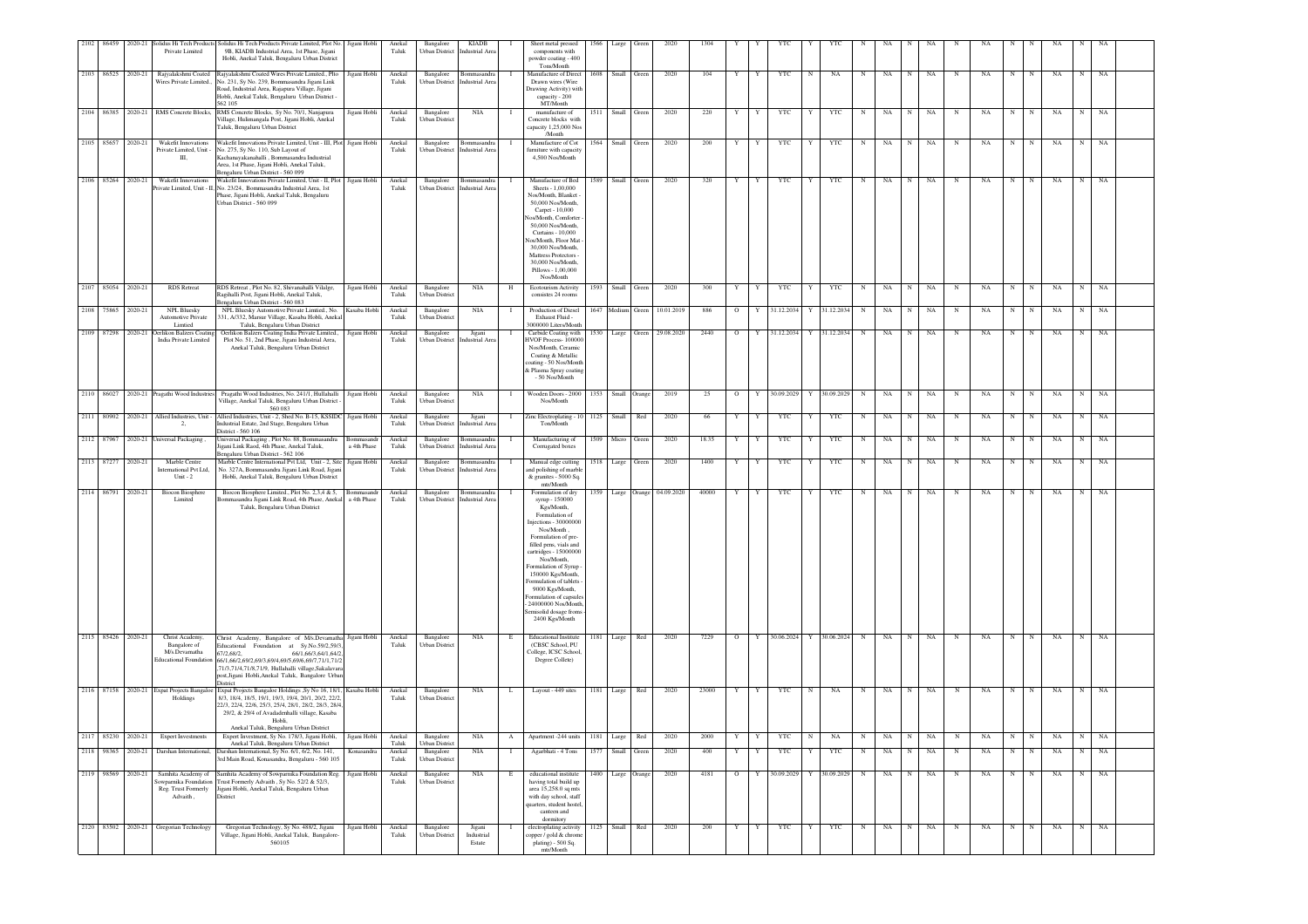| 2102 | 86459 | 2020-21 | Solidus Hi Tech Products Private Limited | Solidus Hi Tech Products Private Limited, Plot No. 9B, KIADB Industrial Area, 1st Phase, Jigani Hobli, Anekal Taluk, Bengaluru Urban District | Jigani Hobli | Anekal Taluk | Bangalore Urban District | KIADB Industrial Area | I | Sheet metal pressed components with powder coating - 400 Tons/Month | 1566 | Large | Green | 2020 | 1304 | Y | Y | YTC | Y | YTC | N | NA | N | NA | N | NA | N | N | NA | N | NA |
|---|---|---|---|---|---|---|---|---|---|---|---|---|---|---|---|---|---|---|---|---|---|---|---|---|---|---|---|---|---|---|---|---|
| 2103 | 86525 | 2020-21 | Rajyalakshmi Coated Wires Private Limited., | Rajyalakshmi Coated Wires Private Limited., Plo No. 231, Sy No. 239, Bommasandra Jigani Link Road, Industrial Area, Rajapura Village, Jigani Hobli, Anekal Taluk, Bengaluru Urban District - 562 105 | Jigani Hobli | Anekal Taluk | Bangalore Urban District | Bommasandra Industrial Area | I | Manufacture of Direct Drawn wires (Wire Drawing Activity) with capacity - 200 MT/Month | 1608 | Small | Green | 2020 | 104 | Y | Y | YTC | N | NA | N | NA | N | NA | N | NA | N | N | NA | N | NA |
| 2104 | 86385 | 2020-21 | RMS Concrete Blocks, | RMS Concrete Blocks, Sy No. 70/1, Nanjapura Village, Hulimangala Post, Jigani Hobli, Anekal Taluk, Bengaluru Urban District | Jigani Hobli | Anekal Taluk | Bangalore Urban District | NIA | I | manufacture of Concrete blocks with capacity 1,25,000 Nos /Month | 1511 | Small | Green | 2020 | 220 | Y | Y | YTC | Y | YTC | N | NA | N | NA | N | NA | N | N | NA | N | NA |
| 2105 | 85657 | 2020-21 | Wakefit Innovations Private Limited, Unit - III, | Wakefit Innovations Private Limited, Unit - III, Plot No. 275, Sy No. 110, Sub Layout of Kachanayakanahalli , Bommasandra Industrial Area, 1st Phase, Jigani Hobli, Anekal Taluk, Bengaluru Urban District - 560 099 | Jigani Hobli | Anekal Taluk | Bangalore Urban District | Bommasandra Industrial Area | I | Manufacture of Cot furniture with capacity 4,500 Nos/Month | 1564 | Small | Green | 2020 | 200 | Y | Y | YTC | Y | YTC | N | NA | N | NA | N | NA | N | N | NA | N | NA |
| 2106 | 85264 | 2020-21 | Wakefit Innovations Private Limited, Unit - II, | Wakefit Innovations Private Limited, Unit - II, Plot No. 23/24, Bommasandra Industrial Area, 1st Phase, Jigani Hobli, Anekal Taluk, Bengaluru Urban District - 560 099 | Jigani Hobli | Anekal Taluk | Bangalore Urban District | Bommasandra Industrial Area | I | Manufacture of Bed Sheets - 1,00,000 Nos/Month, Blanket - 50,000 Nos/Month, Carpet - 10,000 Nos/Month, Comforter - 50,000 Nos/Month, Curtains - 10,000 Nos/Month, Floor Mat - 30,000 Nos/Month, Mattress Protectors - 30,000 Nos/Month, Pillows - 1,00,000 Nos/Month | 1589 | Small | Green | 2020 | 320 | Y | Y | YTC | Y | YTC | N | NA | N | NA | N | NA | N | N | NA | N | NA |
| 2107 | 85054 | 2020-21 | RDS Retreat | RDS Retreat , Plot No. 82, Shivanahalli Vilalge, Ragihalli Post, Jigani Hobli, Anekal Taluk, Bengaluru Urban District - 560 083 | Jigani Hobli | Anekal Taluk | Bangalore Urban District | NIA | H | Ecotourism Activity consistes 24 rooms | 1593 | Small | Green | 2020 | 300 | Y | Y | YTC | Y | YTC | N | NA | N | NA | N | NA | N | N | NA | N | NA |
| 2108 | 75865 | 2020-21 | NPL Bluesky Automotive Private Limited | NPL Bluesky Automotive Private Limited., No. 331, A/332, Marsur Village, Kasaba Hobli, Anekal Taluk, Bengaluru Urban District | Kasaba Hobli | Anekal Taluk | Bangalore Urban District | NIA | I | Production of Diesel Exhaust Fluid - 3000000 Liters/Month | 1647 | Medium | Green | 10.01.2019 | 886 | O | Y | 31.12.2034 | Y | 31.12.2034 | N | NA | N | NA | N | NA | N | N | NA | N | NA |
| 2109 | 87298 | 2020-21 | Oerlikon Balzers Coating India Private Limited | Oerlikon Balzers Coating India Private Limited., Plot No. 51, 2nd Phase, Jigani Industrial Area, Anekal Taluk, Bengaluru Urban District | Jigani Hobli | Anekal Taluk | Bangalore Urban District | Jigani Industrial Area | I | Carbide Coating with HVOF Process- 100000 Nos/Month, Ceramic Coating & Metallic coating - 50 Nos/Month & Plasma Spray coating - 50 Nos/Month | 1530 | Large | Green | 29.08.2020 | 2440 | O | Y | 31.12.2034 | Y | 31.12.2034 | N | NA | N | NA | N | NA | N | N | NA | N | NA |
| 2110 | 86027 | 2020-21 | Pragathi Wood Industries | Pragathi Wood Industries, No. 241/1, Hullahalli Village, Anekal Taluk, Bengaluru Urban District - 560 083 | Jigani Hobli | Anekal Taluk | Bangalore Urban District | NIA | I | Wooden Doors - 2000 Nos/Month | 1353 | Small | Orange | 2019 | 25 | O | Y | 30.09.2029 | Y | 30.09.2029 | N | NA | N | NA | N | NA | N | N | NA | N | NA |
| 2111 | 80902 | 2020-21 | Allied Industries, Unit - 2, | Allied Industries, Unit - 2, Shed No. B-15, KSSIDC Industrial Estate, 2nd Stage, Bengaluru Urban District - 560 106 | Jigani Hobli | Anekal Taluk | Bangalore Urban District | Jigani Industrial Area | I | Zinc Electroplating - 10 Ton/Month | 1125 | Small | Red | 2020 | 66 | Y | Y | YTC | Y | YTC | N | NA | N | NA | N | NA | N | N | NA | N | NA |
| 2112 | 87967 | 2020-21 | Universal Packaging , | Universal Packaging , Plot No. 88, Bommasandra Jigani Link Raod, 4th Phase, Anekal Taluk, Bengaluru Urban District - 562 106 | Bommasandra 4th Phase | Anekal Taluk | Bangalore Urban District | Bommasandra Industrial Area | I | Manufacturing of Corrugated boxes | 1509 | Micro | Green | 2020 | 18.35 | Y | Y | YTC | Y | YTC | N | NA | N | NA | N | NA | N | N | NA | N | NA |
| 2113 | 87277 | 2020-21 | Marble Centre International Pvt Ltd, Unit - 2 | Marble Centre International Pvt Ltd, Unit - 2, Site No. 327A, Bommasandra Jigani Link Road, Jigani Hobli, Anekal Taluk, Bengaluru Urban District | Jigani Hobli | Anekal Taluk | Bangalore Urban District | Bommasandra Industrial Area | I | Manual edge cutting and polishing of marble & granites - 5000 Sq. mtr/Month | 1518 | Large | Green | 2020 | 1400 | Y | Y | YTC | Y | YTC | N | NA | N | NA | N | NA | N | N | NA | N | NA |
| 2114 | 86791 | 2020-21 | Biocon Biosphere Limited | Biocon Biosphere Limited., Plot No. 2,3,4 & 5, Bommasandra Jigani Link Road, 4th Phase, Anekal Taluk, Bengaluru Urban District | Bommasandra 4th Phase | Anekal Taluk | Bangalore Urban District | Bommasandra Industrial Area | I | Formulation of dry syrup - 150000 Kgs/Month, Formulation of Injections - 30000000 Nos/Month , Formulation of pre-filled pens, vials and cartridges - 15000000 Nos/Month, Formulation of Syrup - 150000 Kgs/Month, Formulation of tablets - 9000 Kgs/Month, Formulation of capsules - 24000000 Nos/Month, Semisolid dosage froms - 2400 Kgs/Month | 1359 | Large | Orange | 04.09.2020 | 40000 | Y | Y | YTC | Y | YTC | N | NA | N | NA | N | NA | N | N | NA | N | NA |
| 2115 | 85426 | 2020-21 | Christ Academy, Bangalore of M/s.Devamatha Educational Foundation | Christ Academy, Bangalore of M/s.Devamatha Educational Foundation at Sy.No.59/2,59/3 67/2,68/2, 66/1,66/3,64/1,64/2, 66/1,66/2,69/2,69/3,69/4,69/5,69/6,69/7,71/1,71/2 ,71/3,71/4,71/8,71/9, Hullahalli village,Sakalavara post,Jigani Hobli,Anekal Taluk, Bangalore Urban District | Jigani Hobli | Anekal Taluk | Bangalore Urban District | NIA | E | Educational Institute (CBSC School, PU College, ICSC School, Degree Collete) | 1181 | Large | Red | 2020 | 7229 | O | Y | 30.06.2024 | Y | 30.06.2024 | N | NA | N | NA | N | NA | N | N | NA | N | NA |
| 2116 | 87158 | 2020-21 | Expat Projects Bangalore Holdings | Expat Projects Bangalore Holdings ,Sy No 16, 18/1, 8/3, 18/4, 18/5, 19/1, 19/3, 19/4, 20/1, 20/2, 22/2, 22/3, 22/4, 22/6, 25/3, 25/4, 28/1, 28/2, 28/3, 28/4, 29/2, & 29/4 of Avadadenhalli village, Kasaba Hobli, Anekal Taluk, Bengaluru Urban District | Kasaba Hobli | Anekal Taluk | Bangalore Urban District | NIA | L | Layout - 449 sites | 1181 | Large | Red | 2020 | 23000 | Y | Y | YTC | N | NA | N | NA | N | NA | N | NA | N | N | NA | N | NA |
| 2117 | 85230 | 2020-21 | Expert Investments | Expert Investment, Sy No. 178/3, Jigani Hobli, Anekal Taluk, Bengaluru Urban District | Jigani Hobli | Anekal Taluk | Bangalore Urban District | NIA | A | Apartment -244 units | 1181 | Large | Red | 2020 | 2000 | Y | Y | YTC | N | NA | N | NA | N | NA | N | NA | N | N | NA | N | NA |
| 2118 | 98365 | 2020-21 | Darshan International, | Darshan International, Sy No. 6/1, 6/2, No. 141, 3rd Main Road, Konasandra, Bengaluru - 560 105 | Konasandra | Anekal Taluk | Bangalore Urban District | NIA | I | Agarbhati - 4 Tons | 1577 | Small | Green | 2020 | 400 | Y | Y | YTC | Y | YTC | N | NA | N | NA | N | NA | N | N | NA | N | NA |
| 2119 | 98569 | 2020-21 | Samhita Academy of Sowparnika Foundation Reg. Trust Formerly Advaith , | Samhita Academy of Sowparnika Foundation Reg. Trust Formerly Advaith , Sy No. 52/2 & 52/3, Jigani Hobli, Anekal Taluk, Bengaluru Urban District | Jigani Hobli | Anekal Taluk | Bangalore Urban District | NIA | E | educational institute having total build up area 15,258.0 sq mts with day school, staff quarters, student hostel, canteen and dormitory | 1400 | Large | Orange | 2020 | 4181 | O | Y | 30.09.2029 | Y | 30.09.2029 | N | NA | N | NA | N | NA | N | N | NA | N | NA |
| 2120 | 83502 | 2020-21 | Gregorian Technology | Gregorian Technology, Sy No. 488/2, Jigani Village, Jigani Hobli, Anekal Taluk, Bangalore-560105 | Jigani Hobli | Anekal Taluk | Bangalore Urban District | Jigani Industrial Estate | I | electroplating activity copper / gold & chrome plating) - 500 Sq. mtr/Month | 1125 | Small | Red | 2020 | 200 | Y | Y | YTC | Y | YTC | N | NA | N | NA | N | NA | N | N | NA | N | NA |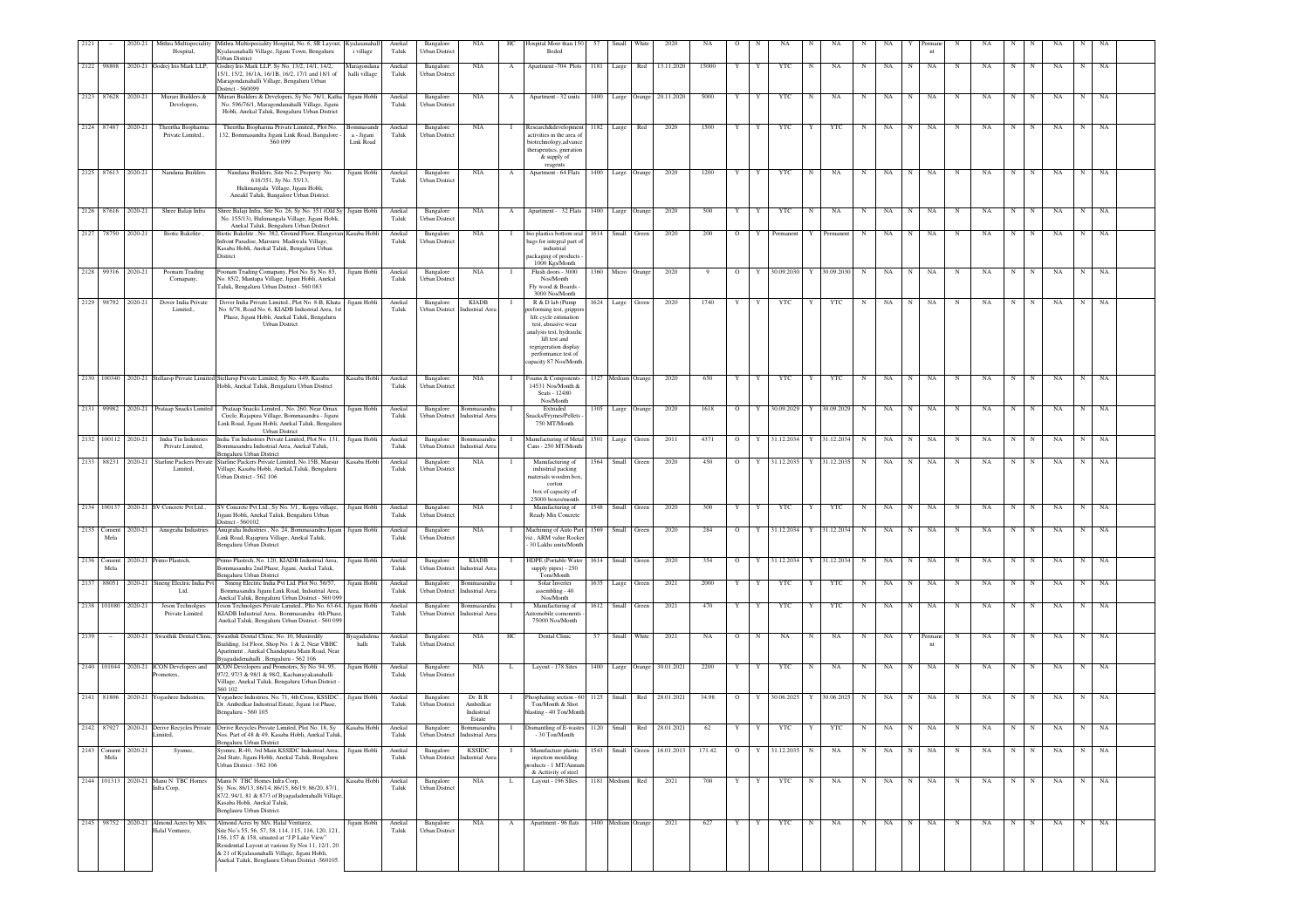| | | | | | | | | | | | | | | | | | | | | | | | | | | | | | | | |
|---|---|---|---|---|---|---|---|---|---|---|---|---|---|---|---|---|---|---|---|---|---|---|---|---|---|---|---|---|---|---|---|
| 2121 | – | 2020-21 | Mithra Multispeciality Hospital, | Mithra Multispeciality Hospital, No. 6, SR Layout, Kyalasanahalli, Jigani Town, Bengaluru Urban District | Kyalasanahall i village | Anekal Taluk | Bangalore Urban District | NIA | HC | Hospital More than 150 Beded | 57 | Small | White | 2020 | NA | O | N | NA | N | NA | N | NA | Y | Permanent | N | NA | N | N | NA | N | NA |
| 2122 | 98808 | 2020-21 | Godrej Iris Mark LLP, | Godrej Iris Mark LLP, Sy No. 13/2, 14/1, 14/2, 15/1, 15/2, 16/1A, 16/1B, 16/2, 17/1 and 18/1 of Maragondanahalli Village, Bengaluru Urban District - 560099 | Maragondana halli village | Anekal Taluk | Bangalore Urban District | NIA | A | Apartment -704 Plots | 1181 | Large | Red | 13.11.2020 | 15000 | Y | Y | YTC | N | NA | N | NA | N | NA | N | NA | N | N | NA | N | NA |
| 2123 | 87628 | 2020-21 | Murari Builders & Developers, | Murari Builders & Developers, Sy No. 76/1, Katha No. 596/76/1, Maragondanahalli Village, Jigani Hobli, Anekal Taluk, Bengaluru Urban District | Jigani Hobli | Anekal Taluk | Bangalore Urban District | NIA | A | Apartment - 52 units | 1400 | Large | Orange | 20.11.2020 | 5000 | Y | Y | YTC | N | NA | N | NA | N | NA | N | NA | N | N | NA | N | NA |
| 2124 | 87487 | 2020-21 | Theertha Biopharma Private Limited., | Theertha Biopharma Private Limited., Plot No. 132, Bommasandra Jigani Link Road, Bangalore - 560 099 | Bommasandr a - Jigani Link Road | Anekal Taluk | Bangalore Urban District | NIA | I | Research&development activities in the area of biotechnology,advance therapeutics, gneration & supply of reagents | 1182 | Large | Red | 2020 | 1500 | Y | Y | YTC | Y | YTC | N | NA | N | NA | N | NA | N | N | NA | N | NA |
| 2125 | 87613 | 2020-21 | Nandana Builders | Nandana Builders, Site No.2, Property No. 618/351, Sy No. 55/13, Hulimangala Village, Jigani Hobli, Anenakl Taluk, Bangalore Urban District. | Jigani Hobli | Anekal Taluk | Bangalore Urban District | NIA | A | Apartment - 64 Flats | 1400 | Large | Orange | 2020 | 1200 | Y | Y | YTC | N | NA | N | NA | N | NA | N | NA | N | N | NA | N | NA |
| 2126 | 87616 | 2020-21 | Shree Balaji Infra | Shree Balaji Infra, Site No. 26, Sy No. 35/1 (Old Sy No. 155/13), Hulimangala Village, Jigani Hobli, Anekal Taluk, Bengaluru Urban District | Jigani Hobli | Anekal Taluk | Bangalore Urban District | NIA | A | Apartment - 32 Flats | 1400 | Large | Orange | 2020 | 500 | Y | Y | YTC | N | NA | N | NA | N | NA | N | NA | N | N | NA | N | NA |
| 2127 | 78750 | 2020-21 | Biotic Bakelite , | Biotic Bakelite , No. 382, Ground Floor, Elangovan Infront Paradise, Marsuru Madiwala Village, Kasaba Hobli, Anekal Taluk, Bengaluru Urban District | Kasaba Hobli | Anekal Taluk | Bangalore Urban District | NIA | I | bio plastics bottom seal bags for integral part of industrial packaging of products - 1000 Kgs/Month | 1614 | Small | Green | 2020 | 200 | O | Y | Permanent | Y | Permanent | N | NA | N | NA | N | NA | N | N | NA | N | NA |
| 2128 | 99316 | 2020-21 | Poonam Trading Comapany, | Poonam Trading Comapany, Plot No. Sy No. 85, No. 85/2, Mantapa Village, Jigani Hobli, Anekal Taluk, Bengaluru Urban District - 560 083 | Jigani Hobli | Anekal Taluk | Bangalore Urban District | NIA | I | Flush doors - 3000 Nos/Month Fly wood & Boards - 3000 Nos/Month | 1360 | Micro | Orange | 2020 | 9 | O | Y | 30.09.2030 | Y | 30.09.2030 | N | NA | N | NA | N | NA | N | N | NA | N | NA |
| 2129 | 98792 | 2020-21 | Dover India Private Limited., | Dover India Private Limited., Plot No. 8-B, Khata No. 8/78, Road No. 6, KIADB Industrial Area, 1st Phase, Jigani Hobli, Anekal Taluk, Bengaluru Urban District | Jigani Hobli | Anekal Taluk | Bangalore Urban District | KIADB Industrial Area | I | R & D lab (Pump performing test, grippers life cycle estimation test, abrasive wear analysis test, hydraulic lift test and regrigeration display performance test of capacity 87 Nos/Month | 1624 | Large | Green | 2020 | 1740 | Y | Y | YTC | Y | YTC | N | NA | N | NA | N | NA | N | N | NA | N | NA |
| 2130 | 100340 | 2020-21 | Stellarsp Private Limited | Stellarsp Private Limited, Sy No. 449, Kasaba Hobli, Anekal Taluk, Bengaluru Urban District | Kasaba Hobli | Anekal Taluk | Bangalore Urban District | NIA | I | Foams & Components - 14531 Nos/Month & Seats - 12480 Nos/Month | 1327 | Medium | Orange | 2020 | 650 | Y | Y | YTC | Y | YTC | N | NA | N | NA | N | NA | N | N | NA | N | NA |
| 2131 | 99982 | 2020-21 | Prataap Snacks Limited | Prataap Snacks Limited., No. 260, Near Omax Circle, Rajapura Village, Bommasandra - Jigani Link Road, Jigani Hobli, Anekal Taluk, Bengaluru Urban District | Jigani Hobli | Anekal Taluk | Bangalore Urban District | Bommasandra Industrial Area | I | Extruded Snacks/Fryme s/Pellets - 750 MT/Month | 1305 | Large | Orange | 2020 | 1618 | O | Y | 30.09.2029 | Y | 30.09.2029 | N | NA | N | NA | N | NA | N | N | NA | N | NA |
| 2132 | 100112 | 2020-21 | India Tin Industries Private Limited, | India Tin Industries Private Limited, Plot No. 131, Bommasandra Industrial Area, Anekal Taluk, Bengaluru Urban District | Jigani Hobli | Anekal Taluk | Bangalore Urban District | Bommasandra Industrial Area | I | Manufacturing of Metal Cans - 250 MT/Month | 1501 | Large | Green | 2011 | 4371 | O | Y | 31.12.2034 | Y | 31.12.2034 | N | NA | N | NA | N | NA | N | N | NA | N | NA |
| 2133 | 88231 | 2020-21 | Starline Packers Private Limited, | Starline Packers Private Limited, No.15B, Marsur Village, Kasaba Hobli, Anekal,Taluk, Bengaluru Urban District - 562 106 | Kasaba Hobli | Anekal Taluk | Bangalore Urban District | NIA | I | Manufacturing of industrial packing materials wooden box, corton box of capacity of 25000 boxes/month | 1564 | Small | Green | 2020 | 450 | O | Y | 31.12.2035 | Y | 31.12.2035 | N | NA | N | NA | N | NA | N | N | NA | N | NA |
| 2134 | 100137 | 2020-21 | SV Concrete Pvt Ltd., | SV Concrete Pvt Ltd., Sy No. 3/1, Koppa village, Jigani Hobli, Anekal Taluk, Bengaluru Urban District - 560102 | Jigani Hobli | Anekal Taluk | Bangalore Urban District | NIA | I | Manufacturing of Ready Mix Concrete | 1548 | Small | Green | 2020 | 300 | Y | Y | YTC | Y | YTC | N | NA | N | NA | N | NA | N | N | NA | N | NA |
| 2135 | Consent Mela | 2020-21 | Anugraha Industries | Anugraha Industries , No. 24, Bommasandra Jigani Link Road, Rajapura Village, Anekal Taluk, Bengaluru Urban District | Jigani Hobli | Anekal Taluk | Bangalore Urban District | NIA | I | Machining of Auto Part viz., ARM value Rocker - 30 Lakhs units/Month | 1569 | Small | Green | 2020 | 284 | O | Y | 31.12.2034 | Y | 31.12.2034 | N | NA | N | NA | N | NA | N | N | NA | N | NA |
| 2136 | Consent Mela | 2020-21 | Primo Plastech, | Primo Plastech, No. 120, KIADB Industrial Area, Bommasandra 2nd Phase, Jigani, Anekal Taluk, Bengaluru Urban District | Jigani Hobli | Anekal Taluk | Bangalore Urban District | KIADB Industrial Area | I | HDPE (Portable Water supply pipes) - 250 Tons/Month | 1614 | Small | Green | 2020 | 354 | O | Y | 31.12.2034 | Y | 31.12.2034 | N | NA | N | NA | N | NA | N | N | NA | N | NA |
| 2137 | 88051 | 2020-21 | Sineng Electric India Pvt Ltd. | Sineng Electric India Pvt Ltd, Plot No. 56/57, Bommasandra Jigani Link Road, Industrial Area, Anekal Taluk, Bengaluru Urban District - 560 099 | Jigani Hobli | Anekal Taluk | Bangalore Urban District | Bommasandra Industrial Area | I | Solar Inverter assembling - 40 Nos/Month | 1635 | Large | Green | 2021 | 2000 | Y | Y | YTC | Y | YTC | N | NA | N | NA | N | NA | N | N | NA | N | NA |
| 2138 | 101080 | 2020-21 | Jeson Technolgies Private Limited | Jeson Technolgies Private Limited., Plto No. 63-64, KIADB Industrial Area, Bommasandra 4th Phase, Anekal Taluk, Bengaluru Urban District - 560 099 | Jigani Hobli | Anekal Taluk | Bangalore Urban District | Bommasandra Industrial Area | I | Manufacturing of Automobile comonents - 75000 Nos/Month | 1612 | Small | Green | 2021 | 470 | Y | Y | YTC | Y | YTC | N | NA | N | NA | N | NA | N | N | NA | N | NA |
| 2139 | – | 2020-21 | Swasthik Dental Clinic, | Swasthik Dental Clinic, No. 10, Munireddy Building, 1st Floor, Shop No. 1 & 2, Near VBHC Apartment , Anekal Chandapura Main Road, Near Byagadadenahalli , Bengaluru - 562 106 | Byagadadena halli | Anekal Taluk | Bangalore Urban District | NIA | HC | Dental Clinic | 57 | Small | White | 2021 | NA | O | N | NA | N | NA | N | NA | Y | Permanent | N | NA | N | N | NA | N | NA |
| 2140 | 101044 | 2020-21 | ICON Developers and Promoters, | ICON Developers and Promoters, Sy No. 94, 95, 97/2, 97/3 & 98/1 & 98/2, Kachanayakanahalli Village, Anekal Taluk, Bengaluru Urban District - 560 102 | Jigani Hobli | Anekal Taluk | Bangalore Urban District | NIA | L | Layout - 178 Sites | 1400 | Large | Orange | 30.01.2021 | 2200 | Y | Y | YTC | N | NA | N | NA | N | NA | N | NA | N | N | NA | N | NA |
| 2141 | 81806 | 2020-21 | Yogashree Industries, | Yogashree Industries, No. 71, 4th Cross, KSSIDC , Dr. Ambedkar Industrial Estate, Jigani 1st Phase, Bengaluru - 560 105 | Jigani Hobli | Anekal Taluk | Bangalore Urban District | Dr. B.R Ambedkar Industrial Estate | I | Phosphating section - 60 Ton/Month & Shot blasting - 40 Ton/Month | 1125 | Small | Red | 28.01.2021 | 34.98 | O | Y | 30.06.2025 | Y | 30.06.2025 | N | NA | N | NA | N | NA | N | N | NA | N | NA |
| 2142 | 87927 | 2020-21 | Derive Recycles Private Limited, | Derive Recycles Private Limited, Plot No. 18, Sy Nos. Part of 48 & 49, Kasaba Hobli, Anekal Taluk, Bengaluru Urban District | Kasaba Hobli | Anekal Taluk | Bangalore Urban District | Bommasandra Industrial Area | I | Dismantling of E-wastes - 30 Ton/Month | 1120 | Small | Red | 28.01.2021 | 62 | Y | Y | YTC | Y | YTC | N | NA | N | NA | N | NA | N | N | NA | N | NA |
| 2143 | Consent Mela | 2020-21 | Sysmec, | Sysmec, R-40, 3rd Main KSSIDC Industrial Area, 2nd State, Jigani Hobli, Anekal Taluk, Bengaluru Urban District - 562 106 | Jigani Hobli | Anekal Taluk | Bangalore Urban District | KSSIDC Industrial Area | I | Manufacture plastic injection moulding products - 1 MT/Annum & Activity of steel | 1543 | Small | Green | 16.01.2013 | 171.42 | O | Y | 31.12.2035 | N | NA | N | NA | N | NA | N | NA | N | N | NA | N | NA |
| 2144 | 101313 | 2020-21 | Manu N TBC Homes Infra Corp, | Manu N TBC Homes Infra Corp, Sy Nos. 86/13, 86/14, 86/15, 86/19, 86/20, 87/1, 87/2, 94/1, 81 & 87/3 of Byagadadenahalli Village, Kasaba Hobli, Anekal Taluk, Benglauru Urban District. | Kasaba Hobli | Anekal Taluk | Bangalore Urban District | NIA | L | Layout - 196 Sites | 1181 | Medium | Red | 2021 | 700 | Y | Y | YTC | N | NA | N | NA | N | NA | N | NA | N | N | NA | N | NA |
| 2145 | 98752 | 2020-21 | Almond Acres by M/s. Halal Venturez, | Almond Acres by M/s. Halal Venturez, Site No's 55, 56, 57, 58, 114, 115, 116, 120, 121, 156, 157 & 158, situated at "J P Lake View" Residential Layout at various Sy Nos 11, 12/1, 20 & 21 of Kyalasanahalli Village, Jigani Hobli, Anekal Taluk, Benglauru Urban District -560105. | Jigani Hobli | Anekal Taluk | Bangalore Urban District | NIA | A | Apartment - 96 flats | 1400 | Medium | Orange | 2021 | 627 | Y | Y | YTC | N | NA | N | NA | N | NA | N | NA | N | N | NA | N | NA |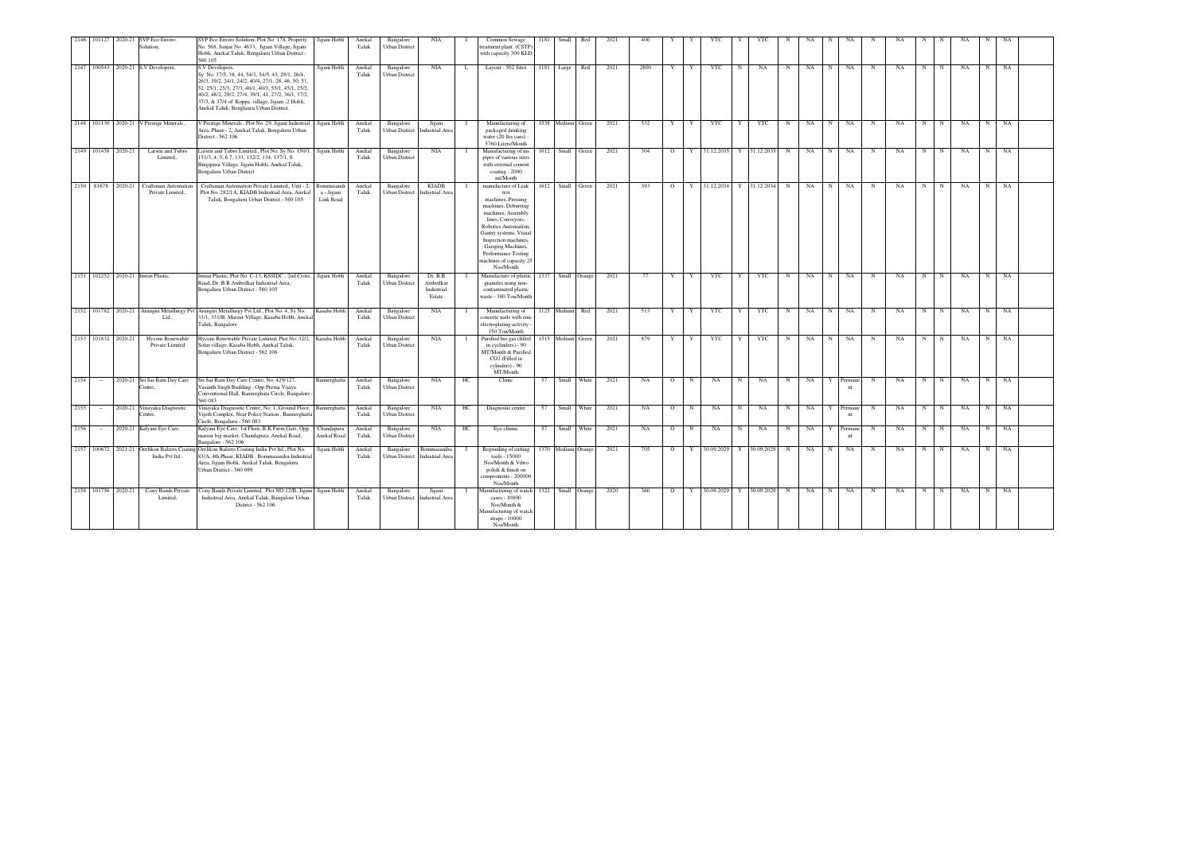| | | | | | | | | | | | | | | | | | | | | | | | | | | | | | | | | | | | | | |
|---|---|---|---|---|---|---|---|---|---|---|---|---|---|---|---|---|---|---|---|---|---|---|---|---|---|---|---|---|---|---|---|---|---|---|---|---|---|
| 2146 | 101127 | 2020-21 | SVP Eco Enviro Solution, | SVP Eco Enviro Solution, Plot No. 178, Property No. 568, Jinnar No. 4633, Jigani Village, Jigani Hobli, Anekal Taluk, Bengaluru Urban District - 560 105 | Jigani Hobli | Anekal Taluk | Bangalore Urban District | NIA | I | Common Sewage treatment plant (CSTP) with capacity 300 KLD | 1181 | Small | Red | 2021 | 400 | Y | Y | YTC | Y | YTC | N | NA | N | NA | N | NA | N | N | NA | N | NA |
| 2147 | 100543 | 2020-21 | S.V Developers, | S.V Developers, Sy. No. 37/5, 38, 44, 54/1, 54/5, 43, 29/1, 26/4, 26/3, 39/2, 24/1, 24/2, 40/4, 27/1, 28, 46, 50, 51, 52, 25/1, 25/3, 27/3, 40/1, 40/3, 55/1, 45/1, 25/2, 40/2, 48/2, 29/2, 27/4, 39/1, 41, 27/2, 36/1, 37/2, 37/3, & 37/4 of Koppa village, Jigani -2 Hobli, Anekal Taluk, Bengaluru Urban District. | Jigani Hobli | Anekal Taluk | Bangalore Urban District | NIA | L | Layout - 502 Sites | 1181 | Large | Red | 2021 | 2800 | Y | Y | YTC | N | NA | N | NA | N | NA | N | NA | N | N | NA | N | NA |
| 2148 | 101130 | 2020-21 | V Prestige Minerals , | V Prestige Minerals , Plot No. 29, Jigani Industrial Area, Phase - 2, Anekal Taluk, Bengaluru Urban District - 562 106 | Jigani Hobli | Anekal Taluk | Bangalore Urban District | Jigani Industrial Area | I | Manufacturing of packaged drinking water (20 ltrs cans) - 5760 Liters/Month | 1538 | Medium | Green | 2021 | 532 | Y | Y | YTC | Y | YTC | N | NA | N | NA | N | NA | N | N | NA | N | NA |
| 2149 | 101458 | 2020-21 | Larsen and Tubro Limited., | Larsen and Tubro Limited., Plot No. Sy. No. 150/1, 151/3, 4, 5, 6 7, 133, 132/2, 134, 137/1, S. Bingipura Village, Jigani Hobli, Anekal Taluk, Bengaluru Urban District | Jigani Hobli | Anekal Taluk | Bangalore Urban District | NIA | I | Manufacturing of ms pipes of various sizes with external cement coating - 2000 mt/Month | 1612 | Small | Green | 2021 | 304 | O | Y | 31.12.2035 | Y | 31.12.2035 | N | NA | N | NA | N | NA | N | N | NA | N | NA |
| 2150 | 81678 | 2020-21 | Craftsman Automation Private Limited., | Craftsman Automation Private Limited., Unit - 2, Plot No. 282/1A, KIADB Industrial Area, Anekal Taluk, Bengaluru Urban District - 560 105 | Bommasandra - Jigani Link Road | Anekal Taluk | Bangalore Urban District | KIADB Industrial Area | I | manufacture of Leak test machines, Pressing machines, Deburring machines, Assembly lines, Conveyors, Robotics Automation, Gantry systems, Visual Inspection machines, Gauging Machines, Performance Testing machines of capacity 25 Nos/Month | 1612 | Small | Green | 2021 | 393 | O | Y | 31.12.2034 | Y | 31.12.2034 | N | NA | N | NA | N | NA | N | N | NA | N | NA |
| 2151 | 102252 | 2020-21 | Imran Plastic, | Imran Plastic, Plot No. C-13, KSSIDC , 2nd Cross, Road, Dr. B.R Ambedkar Industrial Area, Bengaluru Urban District - 560 105 | Jigani Hobli | Anekal Taluk | Bangalore Urban District | Dr. B.R Ambedkar Industrial Estate | I | Manufacture of plastic granules using non-contaminated plastic waste - 300 Ton/Month | 1337 | Small | Orange | 2021 | 77 | Y | Y | YTC | Y | YTC | N | NA | N | NA | N | NA | N | N | NA | N | NA |
| 2152 | 101782 | 2020-21 | Arungiri Metallurgy Pvt Ltd., | Arungiri Metallurgy Pvt Ltd., Plot No. 4, Sy No. 33/1, 331/B, Marsur Village, Kasaba Hobli, Anekal Taluk, Bangalore | Kasaba Hobli | Anekal Taluk | Bangalore Urban District | NIA | I | Manufacturing of concrete nails with zinc electroplating activity - 150 Ton/Month | 1125 | Medium | Red | 2021 | 513 | Y | Y | YTC | Y | YTC | N | NA | N | NA | N | NA | N | N | NA | N | NA |
| 2153 | 101832 | 2020-21 | Hycons Renewable Private Limited | Hycons Renewable Private Limited, Plot No. 32/2, Solur village, Kasaba Hobli, Anekal Taluk, Bengaluru Urban District - 562 106 | Kasaba Hobli | Anekal Taluk | Bangalore Urban District | NIA | I | Purified bio gas (filled in cyclinders) - 90 MT/Month & Purified CO2 (Filled in cylinders) - 90 MT/Month | 1515 | Medium | Green | 2021 | 879 | Y | Y | YTC | Y | YTC | N | NA | N | NA | N | NA | N | N | NA | N | NA |
| 2154 | -- | 2020-21 | Sri Sai Ram Day Care Centre, | Sri Sai Ram Day Care Centre, No. 429/127, Vasanth Singh Building , Opp Prema Vijaya Conventional Hall, Bannerghata Circle, Bangalore - 560 083 | Bannerghatta | Anekal Taluk | Bangalore Urban District | NIA | HC | Clinic | 57 | Small | White | 2021 | NA | O | N | NA | N | NA | N | NA | Y | Permanent | N | NA | N | N | NA | N | NA |
| 2155 | -- | 2020-21 | Vinayaka Diagnostic Centre, | Vinayaka Diagnostic Centre, No. 1, Ground Floor, Vijeth Complex, Near Police Station , Bannerghatta Circle, Bengaluru - 560 083 | Bannerghatta | Anekal Taluk | Bangalore Urban District | NIA | HC | Diagnostic centre | 57 | Small | White | 2021 | NA | O | N | NA | N | NA | N | NA | Y | Permanent | N | NA | N | N | NA | N | NA |
| 2156 | -- | 2020-21 | Kalyani Eye Care, | Kalyani Eye Care, 1st Floor, R.K Farm Gate, Opp marsur big market, Chandapura, Anekal Road, Bangalore - 562 106 | Chandapura Anekal Road | Anekal Taluk | Bangalore Urban District | NIA | HC | Eye clininc | 57 | Small | White | 2021 | NA | O | N | NA | N | NA | N | NA | Y | Permanent | N | NA | N | N | NA | N | NA |
| 2157 | 100672 | 2021-21 | Oerlikon Balzers Coating India Pvt ltd., | Oerlikon Balzers Coating India Pvt ltd., Plot No. 83/A, 4th Phase, KIADB , Bommasandra Industrial Area, Jigani Hobli, Anekal Taluk, Bengaluru Urban District - 560 099 | Jigani Hobli | Anekal Taluk | Bangalore Urban District | Bommasandra Industrial Area | I | Regrinding of cutting tools - 15000 Nos/Month & Vibro polish & finish on components - 200000 Nos/Month | 1370 | Medium | Orange | 2021 | 705 | O | Y | 30.09.2029 | Y | 30.09.2029 | N | NA | N | NA | N | NA | N | N | NA | N | NA |
| 2158 | 101756 | 2020-21 | Cony Bands Private Limited, | Cony Bands Private Limited, Plot NO.12/B, Jigani Industrial Area, Anekal Taluk, Bangalore Urban District - 562 106 | Jigani Hobli | Anekal Taluk | Bangalore Urban District | Jigani Industrial Area | I | Manufacturing of watch cases - 10000 Nos/Month & Manufacturing of watch straps - 10000 Nos/Month | 1322 | Small | Orange | 2020 | 360 | O | Y | 30.09.2029 | Y | 30.09.2029 | N | NA | N | NA | N | NA | N | N | NA | N | NA |